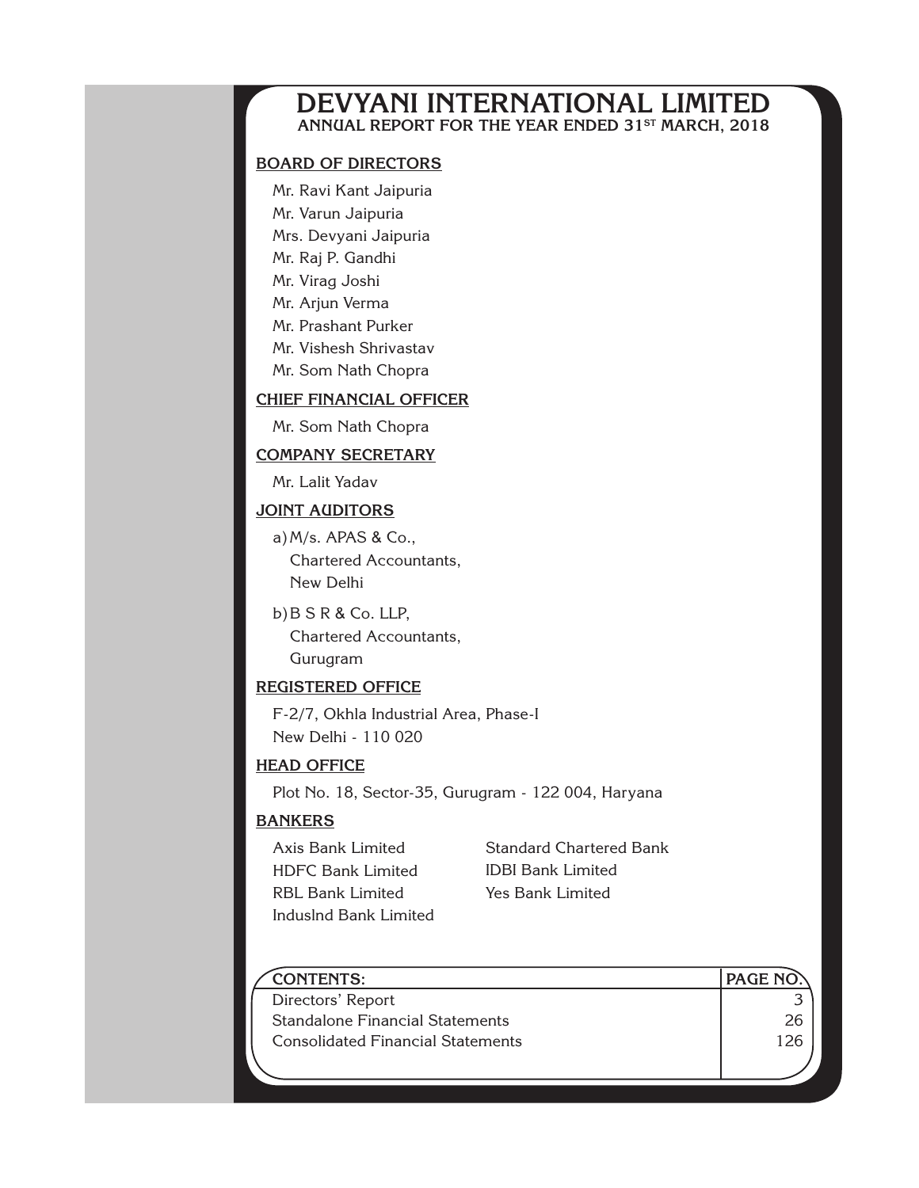# DEVYANI INTERNATIONAL LIMITED

## ANNUAL REPORT FOR THE YEAR ENDED 31ST MARCH, 2018

### BOARD OF DIRECTORS

Mr. Ravi Kant Jaipuria
Mr. Varun Jaipuria
Mrs. Devyani Jaipuria
Mr. Raj P. Gandhi
Mr. Virag Joshi
Mr. Arjun Verma
Mr. Prashant Purker
Mr. Vishesh Shrivastav
Mr. Som Nath Chopra

### CHIEF FINANCIAL OFFICER

Mr. Som Nath Chopra

### COMPANY SECRETARY

Mr. Lalit Yadav

### JOINT AUDITORS

a) M/s. APAS & Co.,
Chartered Accountants,
New Delhi

b) B S R & Co. LLP,
Chartered Accountants,
Gurugram

### REGISTERED OFFICE

F-2/7, Okhla Industrial Area, Phase-I
New Delhi - 110 020

### HEAD OFFICE

Plot No. 18, Sector-35, Gurugram - 122 004, Haryana

### BANKERS

Axis Bank Limited
HDFC Bank Limited
RBL Bank Limited
IndusInd Bank Limited
Standard Chartered Bank
IDBI Bank Limited
Yes Bank Limited

| CONTENTS: | PAGE NO. |
|---|---|
| Directors' Report | 3 |
| Standalone Financial Statements | 26 |
| Consolidated Financial Statements | 126 |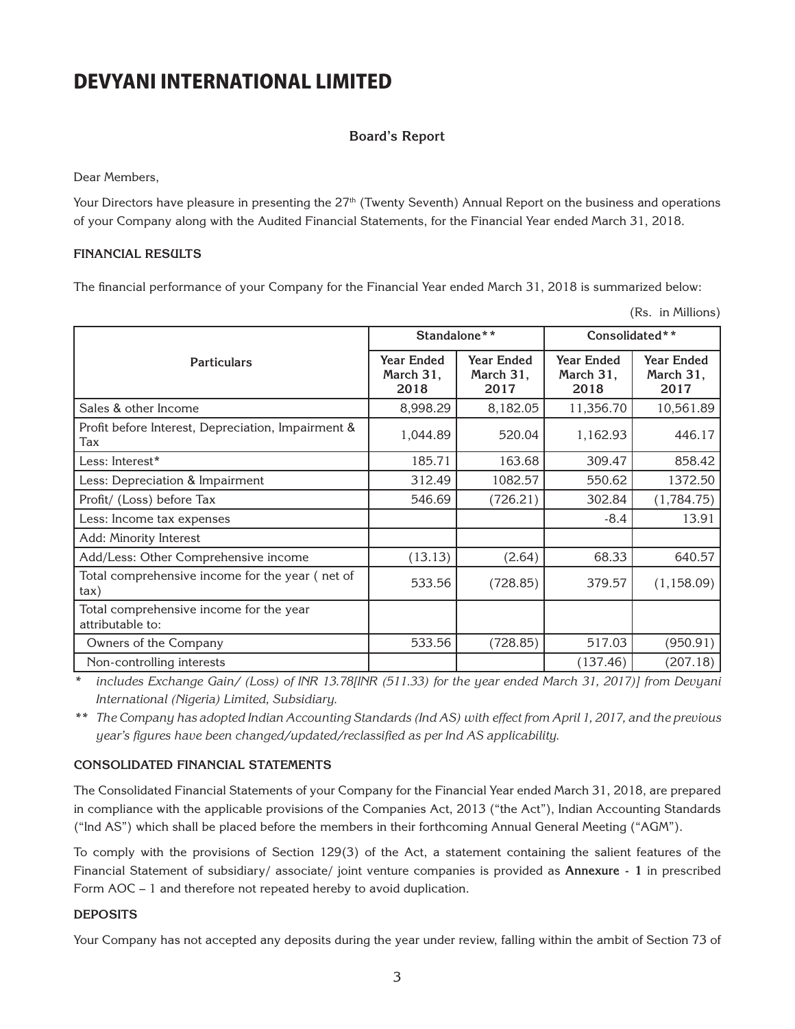# DEVYANI INTERNATIONAL LIMITED

## Board's Report

Dear Members,

Your Directors have pleasure in presenting the 27th (Twenty Seventh) Annual Report on the business and operations of your Company along with the Audited Financial Statements, for the Financial Year ended March 31, 2018.

### FINANCIAL RESULTS

The financial performance of your Company for the Financial Year ended March 31, 2018 is summarized below:

(Rs. in Millions)

| Particulars | Standalone** | | Consolidated** | |
|---|---|---|---|---|
| | Year Ended March 31, 2018 | Year Ended March 31, 2017 | Year Ended March 31, 2018 | Year Ended March 31, 2017 |
| Sales & other Income | 8,998.29 | 8,182.05 | 11,356.70 | 10,561.89 |
| Profit before Interest, Depreciation, Impairment & Tax | 1,044.89 | 520.04 | 1,162.93 | 446.17 |
| Less: Interest* | 185.71 | 163.68 | 309.47 | 858.42 |
| Less: Depreciation & Impairment | 312.49 | 1082.57 | 550.62 | 1372.50 |
| Profit/ (Loss) before Tax | 546.69 | (726.21) | 302.84 | (1,784.75) |
| Less: Income tax expenses | | | -8.4 | 13.91 |
| Add: Minority Interest | | | | |
| Add/Less: Other Comprehensive income | (13.13) | (2.64) | 68.33 | 640.57 |
| Total comprehensive income for the year ( net of tax) | 533.56 | (728.85) | 379.57 | (1,158.09) |
| Total comprehensive income for the year attributable to: | | | | |
| Owners of the Company | 533.56 | (728.85) | 517.03 | (950.91) |
| Non-controlling interests | | | (137.46) | (207.18) |

\* *includes Exchange Gain/ (Loss) of INR 13.78[INR (511.33) for the year ended March 31, 2017)] from Devyani International (Nigeria) Limited, Subsidiary.*

\** *The Company has adopted Indian Accounting Standards (Ind AS) with effect from April 1, 2017, and the previous year's figures have been changed/updated/reclassified as per Ind AS applicability.*

### CONSOLIDATED FINANCIAL STATEMENTS

The Consolidated Financial Statements of your Company for the Financial Year ended March 31, 2018, are prepared in compliance with the applicable provisions of the Companies Act, 2013 ("the Act"), Indian Accounting Standards ("Ind AS") which shall be placed before the members in their forthcoming Annual General Meeting ("AGM").

To comply with the provisions of Section 129(3) of the Act, a statement containing the salient features of the Financial Statement of subsidiary/ associate/ joint venture companies is provided as **Annexure - 1** in prescribed Form AOC – 1 and therefore not repeated hereby to avoid duplication.

### DEPOSITS

Your Company has not accepted any deposits during the year under review, falling within the ambit of Section 73 of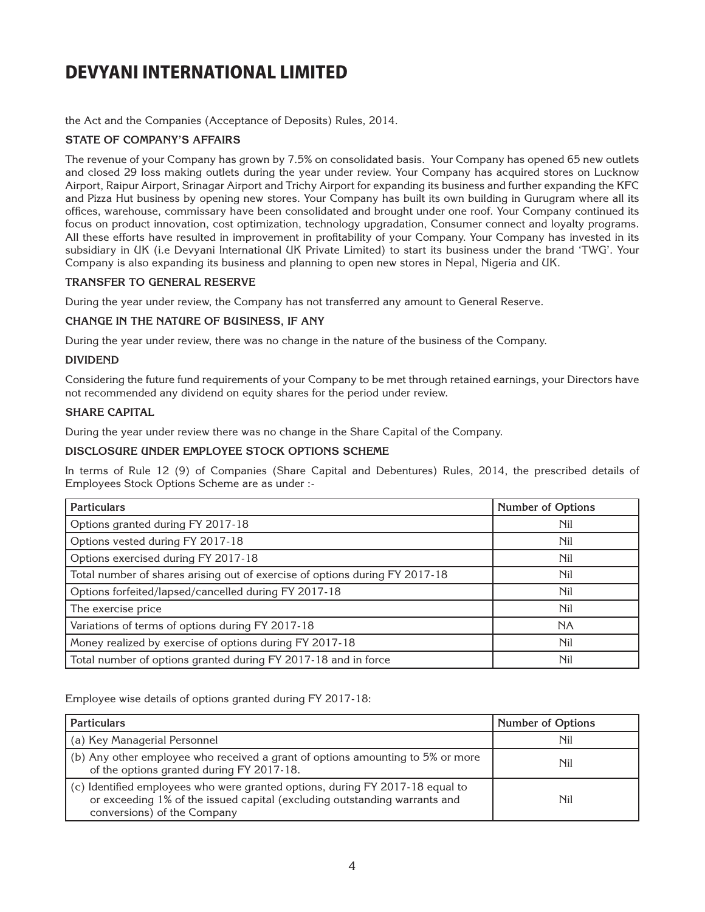the Act and the Companies (Acceptance of Deposits) Rules, 2014.

### STATE OF COMPANY'S AFFAIRS

The revenue of your Company has grown by 7.5% on consolidated basis. Your Company has opened 65 new outlets and closed 29 loss making outlets during the year under review. Your Company has acquired stores on Lucknow Airport, Raipur Airport, Srinagar Airport and Trichy Airport for expanding its business and further expanding the KFC and Pizza Hut business by opening new stores. Your Company has built its own building in Gurugram where all its offices, warehouse, commissary have been consolidated and brought under one roof. Your Company continued its focus on product innovation, cost optimization, technology upgradation, Consumer connect and loyalty programs. All these efforts have resulted in improvement in profitability of your Company. Your Company has invested in its subsidiary in UK (i.e Devyani International UK Private Limited) to start its business under the brand 'TWG'. Your Company is also expanding its business and planning to open new stores in Nepal, Nigeria and UK.

### TRANSFER TO GENERAL RESERVE

During the year under review, the Company has not transferred any amount to General Reserve.

### CHANGE IN THE NATURE OF BUSINESS, IF ANY

During the year under review, there was no change in the nature of the business of the Company.

### DIVIDEND

Considering the future fund requirements of your Company to be met through retained earnings, your Directors have not recommended any dividend on equity shares for the period under review.

### SHARE CAPITAL

During the year under review there was no change in the Share Capital of the Company.

### DISCLOSURE UNDER EMPLOYEE STOCK OPTIONS SCHEME

In terms of Rule 12 (9) of Companies (Share Capital and Debentures) Rules, 2014, the prescribed details of Employees Stock Options Scheme are as under :-

| Particulars | Number of Options |
|---|---|
| Options granted during FY 2017-18 | Nil |
| Options vested during FY 2017-18 | Nil |
| Options exercised during FY 2017-18 | Nil |
| Total number of shares arising out of exercise of options during FY 2017-18 | Nil |
| Options forfeited/lapsed/cancelled during FY 2017-18 | Nil |
| The exercise price | Nil |
| Variations of terms of options during FY 2017-18 | NA |
| Money realized by exercise of options during FY 2017-18 | Nil |
| Total number of options granted during FY 2017-18 and in force | Nil |

Employee wise details of options granted during FY 2017-18:

| Particulars | Number of Options |
|---|---|
| (a) Key Managerial Personnel | Nil |
| (b) Any other employee who received a grant of options amounting to 5% or more of the options granted during FY 2017-18. | Nil |
| (c) Identified employees who were granted options, during FY 2017-18 equal to or exceeding 1% of the issued capital (excluding outstanding warrants and conversions) of the Company | Nil |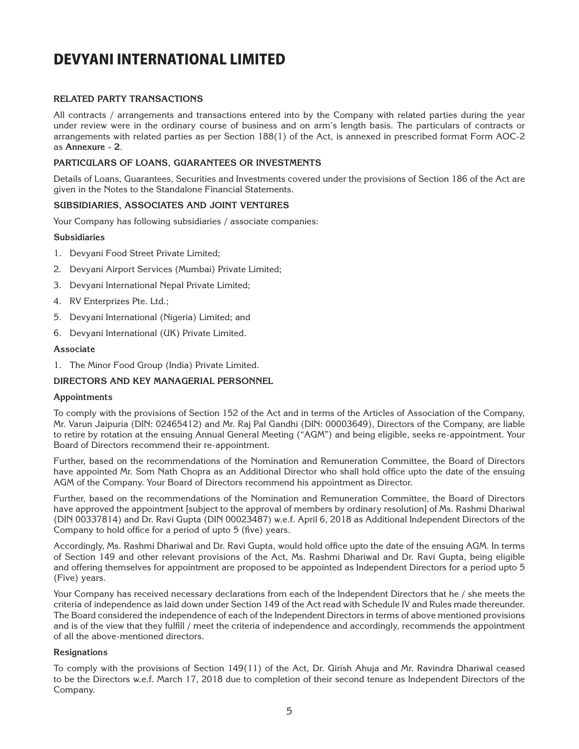# DEVYANI INTERNATIONAL LIMITED

## RELATED PARTY TRANSACTIONS

All contracts / arrangements and transactions entered into by the Company with related parties during the year under review were in the ordinary course of business and on arm's length basis. The particulars of contracts or arrangements with related parties as per Section 188(1) of the Act, is annexed in prescribed format Form AOC-2 as **Annexure - 2**.

## PARTICULARS OF LOANS, GUARANTEES OR INVESTMENTS

Details of Loans, Guarantees, Securities and Investments covered under the provisions of Section 186 of the Act are given in the Notes to the Standalone Financial Statements.

## SUBSIDIARIES, ASSOCIATES AND JOINT VENTURES

Your Company has following subsidiaries / associate companies:

### Subsidiaries

1. Devyani Food Street Private Limited;
2. Devyani Airport Services (Mumbai) Private Limited;
3. Devyani International Nepal Private Limited;
4. RV Enterprizes Pte. Ltd.;
5. Devyani International (Nigeria) Limited; and
6. Devyani International (UK) Private Limited.

### Associate

1. The Minor Food Group (India) Private Limited.

## DIRECTORS AND KEY MANAGERIAL PERSONNEL

### Appointments

To comply with the provisions of Section 152 of the Act and in terms of the Articles of Association of the Company, Mr. Varun Jaipuria (DIN: 02465412) and Mr. Raj Pal Gandhi (DIN: 00003649), Directors of the Company, are liable to retire by rotation at the ensuing Annual General Meeting ("AGM") and being eligible, seeks re-appointment. Your Board of Directors recommend their re-appointment.

Further, based on the recommendations of the Nomination and Remuneration Committee, the Board of Directors have appointed Mr. Som Nath Chopra as an Additional Director who shall hold office upto the date of the ensuing AGM of the Company. Your Board of Directors recommend his appointment as Director.

Further, based on the recommendations of the Nomination and Remuneration Committee, the Board of Directors have approved the appointment [subject to the approval of members by ordinary resolution] of Ms. Rashmi Dhariwal (DIN 00337814) and Dr. Ravi Gupta (DIN 00023487) w.e.f. April 6, 2018 as Additional Independent Directors of the Company to hold office for a period of upto 5 (five) years.

Accordingly, Ms. Rashmi Dhariwal and Dr. Ravi Gupta, would hold office upto the date of the ensuing AGM. In terms of Section 149 and other relevant provisions of the Act, Ms. Rashmi Dhariwal and Dr. Ravi Gupta, being eligible and offering themselves for appointment are proposed to be appointed as Independent Directors for a period upto 5 (Five) years.

Your Company has received necessary declarations from each of the Independent Directors that he / she meets the criteria of independence as laid down under Section 149 of the Act read with Schedule IV and Rules made thereunder. The Board considered the independence of each of the Independent Directors in terms of above mentioned provisions and is of the view that they fulfill / meet the criteria of independence and accordingly, recommends the appointment of all the above-mentioned directors.

### Resignations

To comply with the provisions of Section 149(11) of the Act, Dr. Girish Ahuja and Mr. Ravindra Dhariwal ceased to be the Directors w.e.f. March 17, 2018 due to completion of their second tenure as Independent Directors of the Company.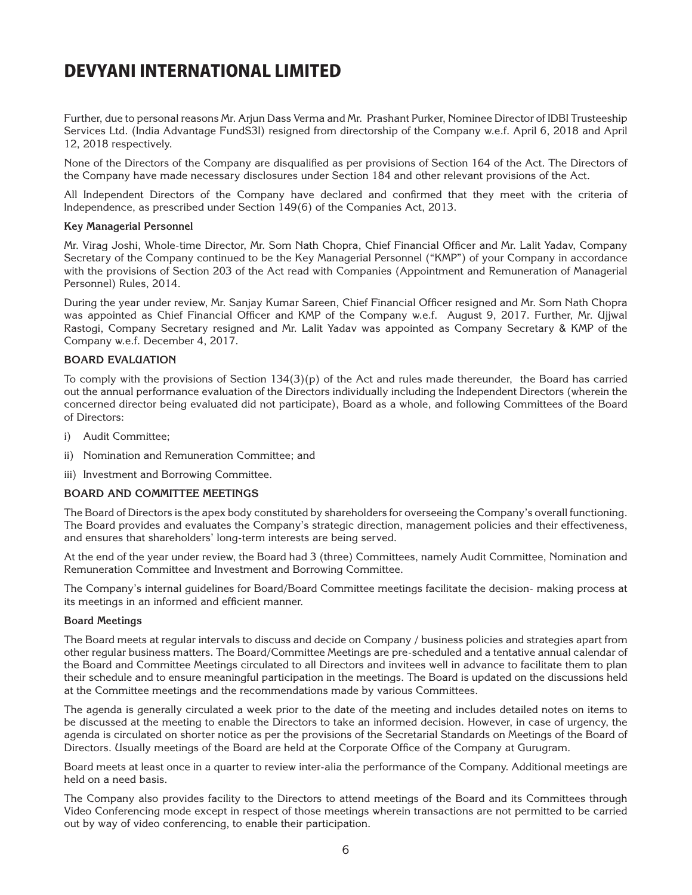Further, due to personal reasons Mr. Arjun Dass Verma and Mr. Prashant Purker, Nominee Director of IDBI Trusteeship Services Ltd. (India Advantage FundS3I) resigned from directorship of the Company w.e.f. April 6, 2018 and April 12, 2018 respectively.

None of the Directors of the Company are disqualified as per provisions of Section 164 of the Act. The Directors of the Company have made necessary disclosures under Section 184 and other relevant provisions of the Act.

All Independent Directors of the Company have declared and confirmed that they meet with the criteria of Independence, as prescribed under Section 149(6) of the Companies Act, 2013.

#### Key Managerial Personnel

Mr. Virag Joshi, Whole-time Director, Mr. Som Nath Chopra, Chief Financial Officer and Mr. Lalit Yadav, Company Secretary of the Company continued to be the Key Managerial Personnel ("KMP") of your Company in accordance with the provisions of Section 203 of the Act read with Companies (Appointment and Remuneration of Managerial Personnel) Rules, 2014.

During the year under review, Mr. Sanjay Kumar Sareen, Chief Financial Officer resigned and Mr. Som Nath Chopra was appointed as Chief Financial Officer and KMP of the Company w.e.f. August 9, 2017. Further, Mr. Ujjwal Rastogi, Company Secretary resigned and Mr. Lalit Yadav was appointed as Company Secretary & KMP of the Company w.e.f. December 4, 2017.

### BOARD EVALUATION

To comply with the provisions of Section 134(3)(p) of the Act and rules made thereunder, the Board has carried out the annual performance evaluation of the Directors individually including the Independent Directors (wherein the concerned director being evaluated did not participate), Board as a whole, and following Committees of the Board of Directors:

i) Audit Committee;

ii) Nomination and Remuneration Committee; and

iii) Investment and Borrowing Committee.

### BOARD AND COMMITTEE MEETINGS

The Board of Directors is the apex body constituted by shareholders for overseeing the Company's overall functioning. The Board provides and evaluates the Company's strategic direction, management policies and their effectiveness, and ensures that shareholders' long-term interests are being served.

At the end of the year under review, the Board had 3 (three) Committees, namely Audit Committee, Nomination and Remuneration Committee and Investment and Borrowing Committee.

The Company's internal guidelines for Board/Board Committee meetings facilitate the decision- making process at its meetings in an informed and efficient manner.

#### Board Meetings

The Board meets at regular intervals to discuss and decide on Company / business policies and strategies apart from other regular business matters. The Board/Committee Meetings are pre-scheduled and a tentative annual calendar of the Board and Committee Meetings circulated to all Directors and invitees well in advance to facilitate them to plan their schedule and to ensure meaningful participation in the meetings. The Board is updated on the discussions held at the Committee meetings and the recommendations made by various Committees.

The agenda is generally circulated a week prior to the date of the meeting and includes detailed notes on items to be discussed at the meeting to enable the Directors to take an informed decision. However, in case of urgency, the agenda is circulated on shorter notice as per the provisions of the Secretarial Standards on Meetings of the Board of Directors. Usually meetings of the Board are held at the Corporate Office of the Company at Gurugram.

Board meets at least once in a quarter to review inter-alia the performance of the Company. Additional meetings are held on a need basis.

The Company also provides facility to the Directors to attend meetings of the Board and its Committees through Video Conferencing mode except in respect of those meetings wherein transactions are not permitted to be carried out by way of video conferencing, to enable their participation.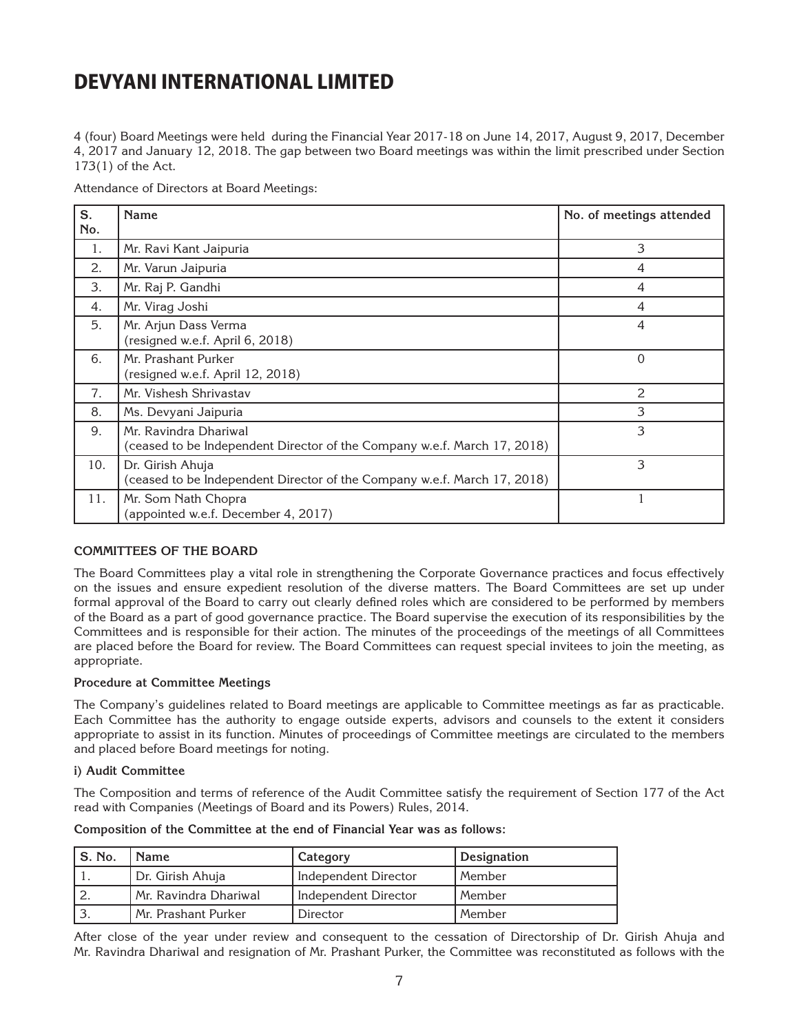4 (four) Board Meetings were held during the Financial Year 2017-18 on June 14, 2017, August 9, 2017, December 4, 2017 and January 12, 2018. The gap between two Board meetings was within the limit prescribed under Section 173(1) of the Act.

Attendance of Directors at Board Meetings:

| S. No. | Name | No. of meetings attended |
|---|---|---|
| 1. | Mr. Ravi Kant Jaipuria | 3 |
| 2. | Mr. Varun Jaipuria | 4 |
| 3. | Mr. Raj P. Gandhi | 4 |
| 4. | Mr. Virag Joshi | 4 |
| 5. | Mr. Arjun Dass Verma (resigned w.e.f. April 6, 2018) | 4 |
| 6. | Mr. Prashant Purker (resigned w.e.f. April 12, 2018) | 0 |
| 7. | Mr. Vishesh Shrivastav | 2 |
| 8. | Ms. Devyani Jaipuria | 3 |
| 9. | Mr. Ravindra Dhariwal (ceased to be Independent Director of the Company w.e.f. March 17, 2018) | 3 |
| 10. | Dr. Girish Ahuja (ceased to be Independent Director of the Company w.e.f. March 17, 2018) | 3 |
| 11. | Mr. Som Nath Chopra (appointed w.e.f. December 4, 2017) | 1 |

### COMMITTEES OF THE BOARD

The Board Committees play a vital role in strengthening the Corporate Governance practices and focus effectively on the issues and ensure expedient resolution of the diverse matters. The Board Committees are set up under formal approval of the Board to carry out clearly defined roles which are considered to be performed by members of the Board as a part of good governance practice. The Board supervise the execution of its responsibilities by the Committees and is responsible for their action. The minutes of the proceedings of the meetings of all Committees are placed before the Board for review. The Board Committees can request special invitees to join the meeting, as appropriate.

**Procedure at Committee Meetings**

The Company's guidelines related to Board meetings are applicable to Committee meetings as far as practicable. Each Committee has the authority to engage outside experts, advisors and counsels to the extent it considers appropriate to assist in its function. Minutes of proceedings of Committee meetings are circulated to the members and placed before Board meetings for noting.

**i) Audit Committee**

The Composition and terms of reference of the Audit Committee satisfy the requirement of Section 177 of the Act read with Companies (Meetings of Board and its Powers) Rules, 2014.

**Composition of the Committee at the end of Financial Year was as follows:**

| S. No. | Name | Category | Designation |
|---|---|---|---|
| 1. | Dr. Girish Ahuja | Independent Director | Member |
| 2. | Mr. Ravindra Dhariwal | Independent Director | Member |
| 3. | Mr. Prashant Purker | Director | Member |

After close of the year under review and consequent to the cessation of Directorship of Dr. Girish Ahuja and Mr. Ravindra Dhariwal and resignation of Mr. Prashant Purker, the Committee was reconstituted as follows with the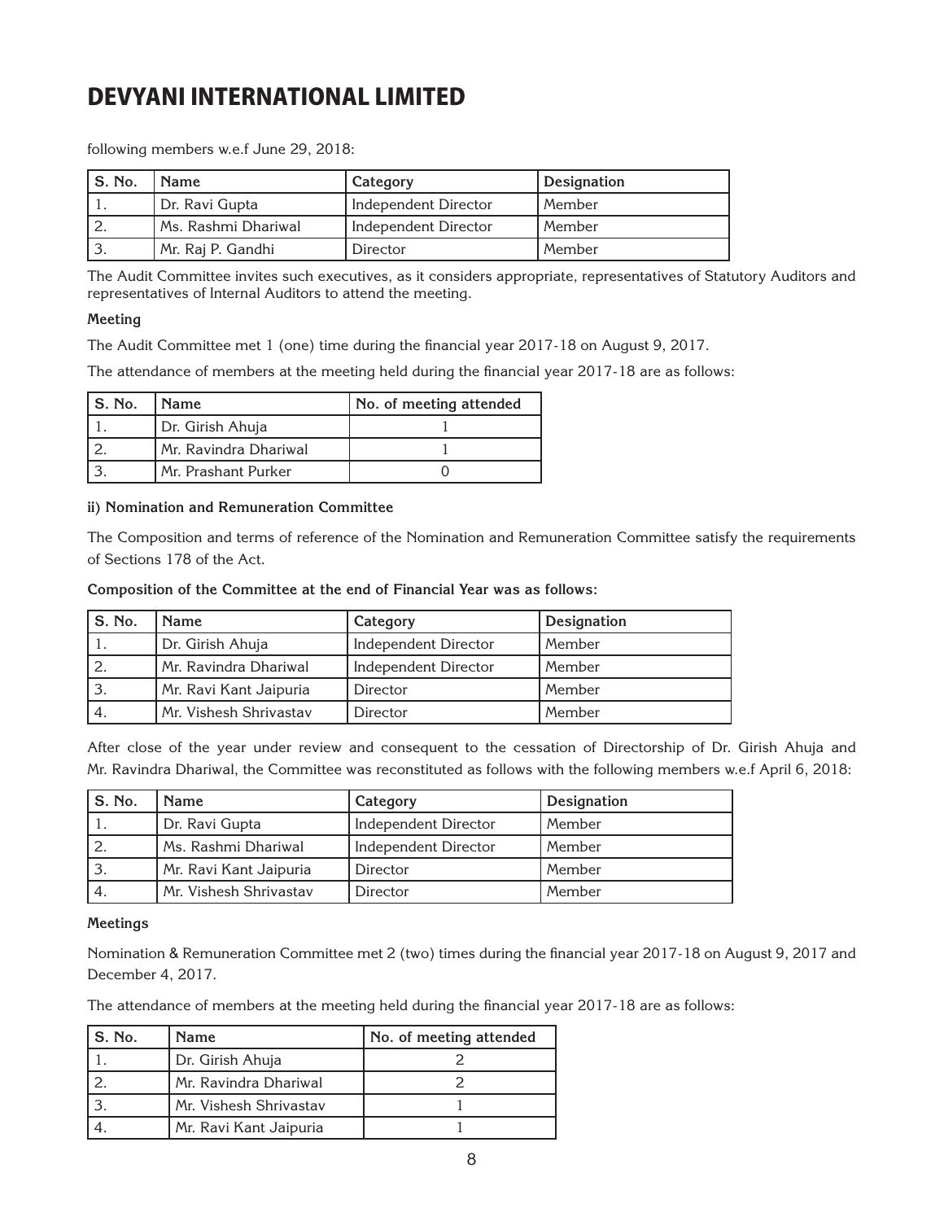following members w.e.f June 29, 2018:

| S. No. | Name | Category | Designation |
|---|---|---|---|
| 1. | Dr. Ravi Gupta | Independent Director | Member |
| 2. | Ms. Rashmi Dhariwal | Independent Director | Member |
| 3. | Mr. Raj P. Gandhi | Director | Member |

The Audit Committee invites such executives, as it considers appropriate, representatives of Statutory Auditors and representatives of Internal Auditors to attend the meeting.

**Meeting**

The Audit Committee met 1 (one) time during the financial year 2017-18 on August 9, 2017.

The attendance of members at the meeting held during the financial year 2017-18 are as follows:

| S. No. | Name | No. of meeting attended |
|---|---|---|
| 1. | Dr. Girish Ahuja | 1 |
| 2. | Mr. Ravindra Dhariwal | 1 |
| 3. | Mr. Prashant Purker | 0 |

**ii) Nomination and Remuneration Committee**

The Composition and terms of reference of the Nomination and Remuneration Committee satisfy the requirements of Sections 178 of the Act.

**Composition of the Committee at the end of Financial Year was as follows:**

| S. No. | Name | Category | Designation |
|---|---|---|---|
| 1. | Dr. Girish Ahuja | Independent Director | Member |
| 2. | Mr. Ravindra Dhariwal | Independent Director | Member |
| 3. | Mr. Ravi Kant Jaipuria | Director | Member |
| 4. | Mr. Vishesh Shrivastav | Director | Member |

After close of the year under review and consequent to the cessation of Directorship of Dr. Girish Ahuja and Mr. Ravindra Dhariwal, the Committee was reconstituted as follows with the following members w.e.f April 6, 2018:

| S. No. | Name | Category | Designation |
|---|---|---|---|
| 1. | Dr. Ravi Gupta | Independent Director | Member |
| 2. | Ms. Rashmi Dhariwal | Independent Director | Member |
| 3. | Mr. Ravi Kant Jaipuria | Director | Member |
| 4. | Mr. Vishesh Shrivastav | Director | Member |

**Meetings**

Nomination & Remuneration Committee met 2 (two) times during the financial year 2017-18 on August 9, 2017 and December 4, 2017.

The attendance of members at the meeting held during the financial year 2017-18 are as follows:

| S. No. | Name | No. of meeting attended |
|---|---|---|
| 1. | Dr. Girish Ahuja | 2 |
| 2. | Mr. Ravindra Dhariwal | 2 |
| 3. | Mr. Vishesh Shrivastav | 1 |
| 4. | Mr. Ravi Kant Jaipuria | 1 |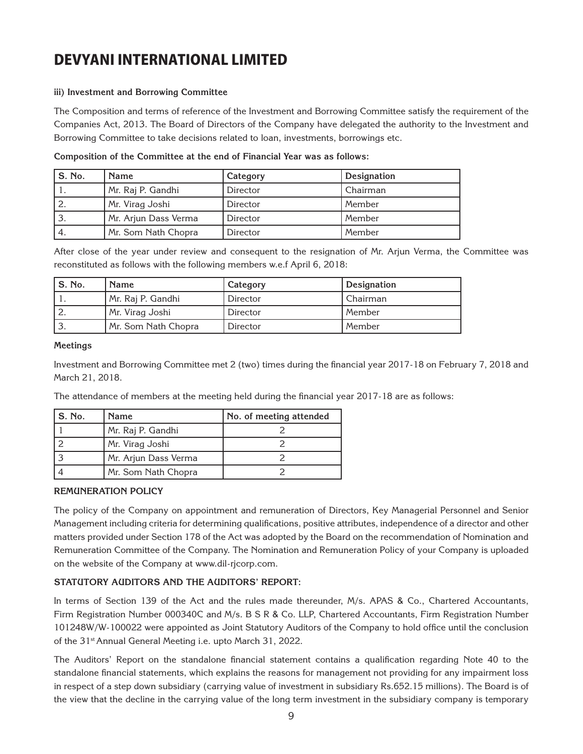# DEVYANI INTERNATIONAL LIMITED

**iii) Investment and Borrowing Committee**

The Composition and terms of reference of the Investment and Borrowing Committee satisfy the requirement of the Companies Act, 2013. The Board of Directors of the Company have delegated the authority to the Investment and Borrowing Committee to take decisions related to loan, investments, borrowings etc.

**Composition of the Committee at the end of Financial Year was as follows:**

| S. No. | Name | Category | Designation |
|---|---|---|---|
| 1. | Mr. Raj P. Gandhi | Director | Chairman |
| 2. | Mr. Virag Joshi | Director | Member |
| 3. | Mr. Arjun Dass Verma | Director | Member |
| 4. | Mr. Som Nath Chopra | Director | Member |

After close of the year under review and consequent to the resignation of Mr. Arjun Verma, the Committee was reconstituted as follows with the following members w.e.f April 6, 2018:

| S. No. | Name | Category | Designation |
|---|---|---|---|
| 1. | Mr. Raj P. Gandhi | Director | Chairman |
| 2. | Mr. Virag Joshi | Director | Member |
| 3. | Mr. Som Nath Chopra | Director | Member |

**Meetings**

Investment and Borrowing Committee met 2 (two) times during the financial year 2017-18 on February 7, 2018 and March 21, 2018.

The attendance of members at the meeting held during the financial year 2017-18 are as follows:

| S. No. | Name | No. of meeting attended |
|---|---|---|
| 1 | Mr. Raj P. Gandhi | 2 |
| 2 | Mr. Virag Joshi | 2 |
| 3 | Mr. Arjun Dass Verma | 2 |
| 4 | Mr. Som Nath Chopra | 2 |

**REMUNERATION POLICY**

The policy of the Company on appointment and remuneration of Directors, Key Managerial Personnel and Senior Management including criteria for determining qualifications, positive attributes, independence of a director and other matters provided under Section 178 of the Act was adopted by the Board on the recommendation of Nomination and Remuneration Committee of the Company. The Nomination and Remuneration Policy of your Company is uploaded on the website of the Company at www.dil-rjcorp.com.

**STATUTORY AUDITORS AND THE AUDITORS' REPORT:**

In terms of Section 139 of the Act and the rules made thereunder, M/s. APAS & Co., Chartered Accountants, Firm Registration Number 000340C and M/s. B S R & Co. LLP, Chartered Accountants, Firm Registration Number 101248W/W-100022 were appointed as Joint Statutory Auditors of the Company to hold office until the conclusion of the 31st Annual General Meeting i.e. upto March 31, 2022.

The Auditors' Report on the standalone financial statement contains a qualification regarding Note 40 to the standalone financial statements, which explains the reasons for management not providing for any impairment loss in respect of a step down subsidiary (carrying value of investment in subsidiary Rs.652.15 millions). The Board is of the view that the decline in the carrying value of the long term investment in the subsidiary company is temporary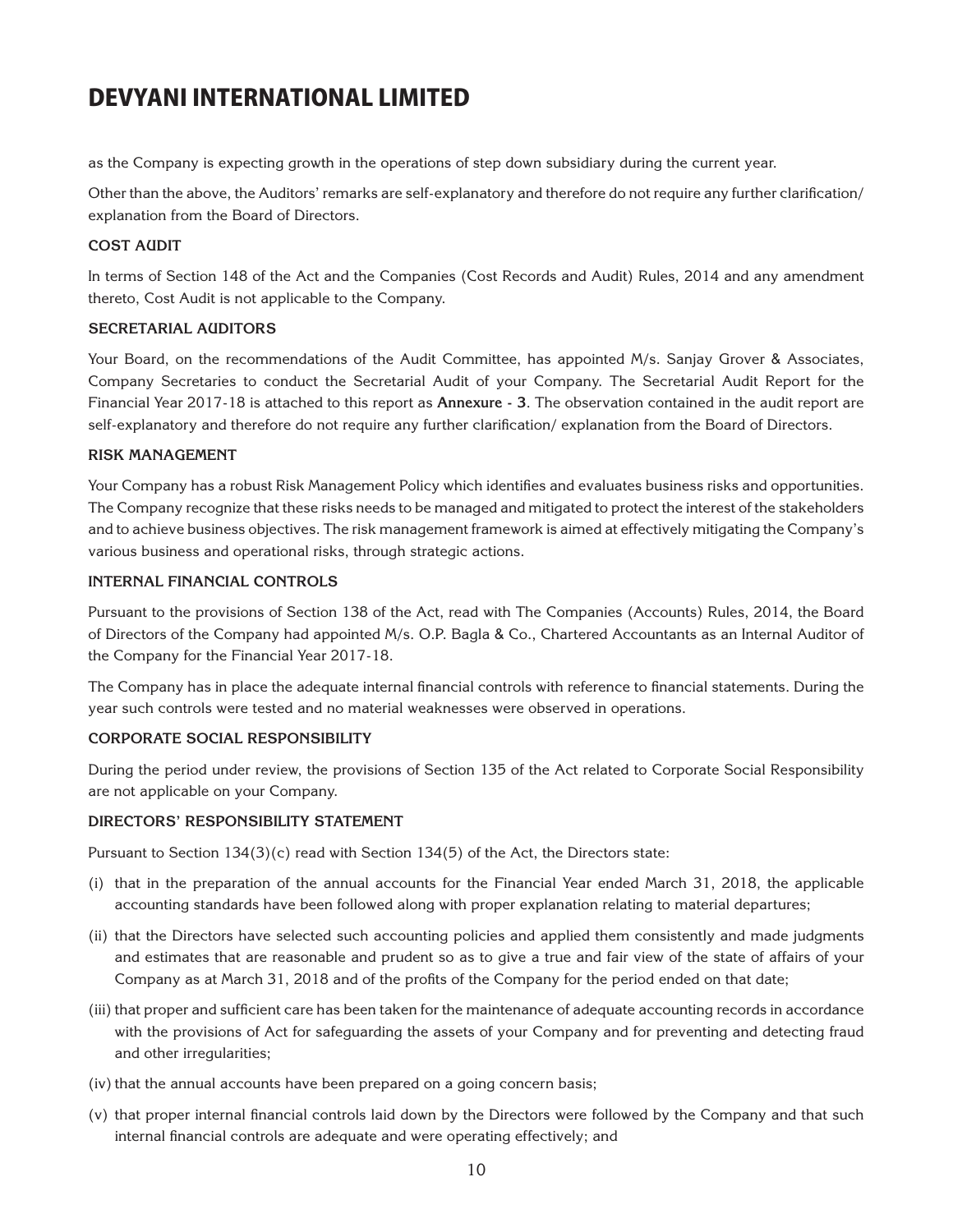as the Company is expecting growth in the operations of step down subsidiary during the current year.

Other than the above, the Auditors' remarks are self-explanatory and therefore do not require any further clarification/ explanation from the Board of Directors.

### COST AUDIT

In terms of Section 148 of the Act and the Companies (Cost Records and Audit) Rules, 2014 and any amendment thereto, Cost Audit is not applicable to the Company.

### SECRETARIAL AUDITORS

Your Board, on the recommendations of the Audit Committee, has appointed M/s. Sanjay Grover & Associates, Company Secretaries to conduct the Secretarial Audit of your Company. The Secretarial Audit Report for the Financial Year 2017-18 is attached to this report as **Annexure - 3**. The observation contained in the audit report are self-explanatory and therefore do not require any further clarification/ explanation from the Board of Directors.

### RISK MANAGEMENT

Your Company has a robust Risk Management Policy which identifies and evaluates business risks and opportunities. The Company recognize that these risks needs to be managed and mitigated to protect the interest of the stakeholders and to achieve business objectives. The risk management framework is aimed at effectively mitigating the Company's various business and operational risks, through strategic actions.

### INTERNAL FINANCIAL CONTROLS

Pursuant to the provisions of Section 138 of the Act, read with The Companies (Accounts) Rules, 2014, the Board of Directors of the Company had appointed M/s. O.P. Bagla & Co., Chartered Accountants as an Internal Auditor of the Company for the Financial Year 2017-18.

The Company has in place the adequate internal financial controls with reference to financial statements. During the year such controls were tested and no material weaknesses were observed in operations.

### CORPORATE SOCIAL RESPONSIBILITY

During the period under review, the provisions of Section 135 of the Act related to Corporate Social Responsibility are not applicable on your Company.

### DIRECTORS' RESPONSIBILITY STATEMENT

Pursuant to Section 134(3)(c) read with Section 134(5) of the Act, the Directors state:

(i) that in the preparation of the annual accounts for the Financial Year ended March 31, 2018, the applicable accounting standards have been followed along with proper explanation relating to material departures;

(ii) that the Directors have selected such accounting policies and applied them consistently and made judgments and estimates that are reasonable and prudent so as to give a true and fair view of the state of affairs of your Company as at March 31, 2018 and of the profits of the Company for the period ended on that date;

(iii) that proper and sufficient care has been taken for the maintenance of adequate accounting records in accordance with the provisions of Act for safeguarding the assets of your Company and for preventing and detecting fraud and other irregularities;

(iv) that the annual accounts have been prepared on a going concern basis;

(v) that proper internal financial controls laid down by the Directors were followed by the Company and that such internal financial controls are adequate and were operating effectively; and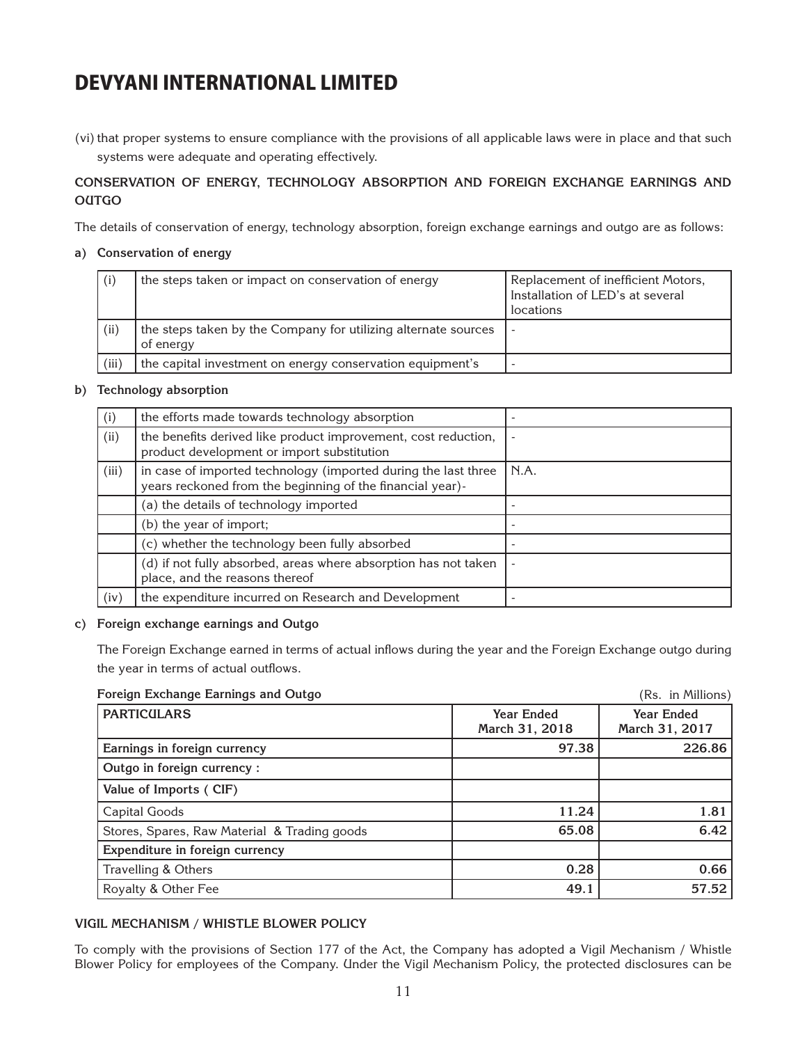(vi) that proper systems to ensure compliance with the provisions of all applicable laws were in place and that such systems were adequate and operating effectively.

### CONSERVATION OF ENERGY, TECHNOLOGY ABSORPTION AND FOREIGN EXCHANGE EARNINGS AND OUTGO

The details of conservation of energy, technology absorption, foreign exchange earnings and outgo are as follows:

**a) Conservation of energy**

| | | |
|---|---|---|
| (i) | the steps taken or impact on conservation of energy | Replacement of inefficient Motors, Installation of LED's at several locations |
| (ii) | the steps taken by the Company for utilizing alternate sources of energy | - |
| (iii) | the capital investment on energy conservation equipment's | - |

**b) Technology absorption**

| | | |
|---|---|---|
| (i) | the efforts made towards technology absorption | - |
| (ii) | the benefits derived like product improvement, cost reduction, product development or import substitution | - |
| (iii) | in case of imported technology (imported during the last three years reckoned from the beginning of the financial year)- | N.A. |
| | (a) the details of technology imported | - |
| | (b) the year of import; | - |
| | (c) whether the technology been fully absorbed | - |
| | (d) if not fully absorbed, areas where absorption has not taken place, and the reasons thereof | - |
| (iv) | the expenditure incurred on Research and Development | - |

**c) Foreign exchange earnings and Outgo**

The Foreign Exchange earned in terms of actual inflows during the year and the Foreign Exchange outgo during the year in terms of actual outflows.

**Foreign Exchange Earnings and Outgo** (Rs. in Millions)

| PARTICULARS | Year Ended March 31, 2018 | Year Ended March 31, 2017 |
|---|---|---|
| **Earnings in foreign currency** | 97.38 | 226.86 |
| **Outgo in foreign currency :** | | |
| **Value of Imports ( CIF)** | | |
| Capital Goods | 11.24 | 1.81 |
| Stores, Spares, Raw Material & Trading goods | 65.08 | 6.42 |
| **Expenditure in foreign currency** | | |
| Travelling & Others | 0.28 | 0.66 |
| Royalty & Other Fee | 49.1 | 57.52 |

### VIGIL MECHANISM / WHISTLE BLOWER POLICY

To comply with the provisions of Section 177 of the Act, the Company has adopted a Vigil Mechanism / Whistle Blower Policy for employees of the Company. Under the Vigil Mechanism Policy, the protected disclosures can be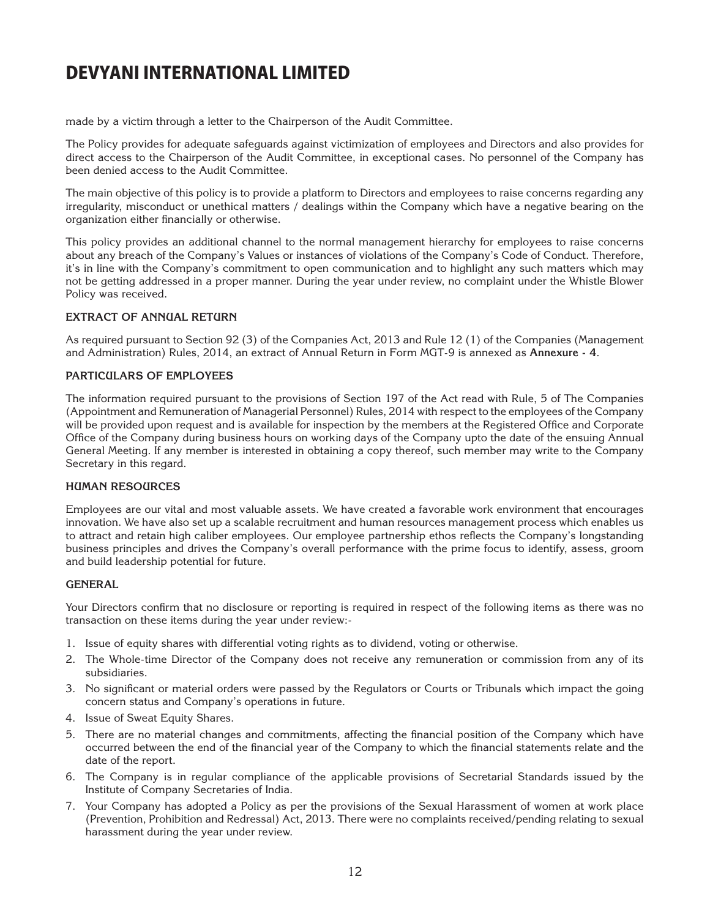made by a victim through a letter to the Chairperson of the Audit Committee.

The Policy provides for adequate safeguards against victimization of employees and Directors and also provides for direct access to the Chairperson of the Audit Committee, in exceptional cases. No personnel of the Company has been denied access to the Audit Committee.

The main objective of this policy is to provide a platform to Directors and employees to raise concerns regarding any irregularity, misconduct or unethical matters / dealings within the Company which have a negative bearing on the organization either financially or otherwise.

This policy provides an additional channel to the normal management hierarchy for employees to raise concerns about any breach of the Company's Values or instances of violations of the Company's Code of Conduct. Therefore, it's in line with the Company's commitment to open communication and to highlight any such matters which may not be getting addressed in a proper manner. During the year under review, no complaint under the Whistle Blower Policy was received.

### EXTRACT OF ANNUAL RETURN

As required pursuant to Section 92 (3) of the Companies Act, 2013 and Rule 12 (1) of the Companies (Management and Administration) Rules, 2014, an extract of Annual Return in Form MGT-9 is annexed as **Annexure - 4**.

### PARTICULARS OF EMPLOYEES

The information required pursuant to the provisions of Section 197 of the Act read with Rule, 5 of The Companies (Appointment and Remuneration of Managerial Personnel) Rules, 2014 with respect to the employees of the Company will be provided upon request and is available for inspection by the members at the Registered Office and Corporate Office of the Company during business hours on working days of the Company upto the date of the ensuing Annual General Meeting. If any member is interested in obtaining a copy thereof, such member may write to the Company Secretary in this regard.

### HUMAN RESOURCES

Employees are our vital and most valuable assets. We have created a favorable work environment that encourages innovation. We have also set up a scalable recruitment and human resources management process which enables us to attract and retain high caliber employees. Our employee partnership ethos reflects the Company's longstanding business principles and drives the Company's overall performance with the prime focus to identify, assess, groom and build leadership potential for future.

### GENERAL

Your Directors confirm that no disclosure or reporting is required in respect of the following items as there was no transaction on these items during the year under review:-

1. Issue of equity shares with differential voting rights as to dividend, voting or otherwise.
2. The Whole-time Director of the Company does not receive any remuneration or commission from any of its subsidiaries.
3. No significant or material orders were passed by the Regulators or Courts or Tribunals which impact the going concern status and Company's operations in future.
4. Issue of Sweat Equity Shares.
5. There are no material changes and commitments, affecting the financial position of the Company which have occurred between the end of the financial year of the Company to which the financial statements relate and the date of the report.
6. The Company is in regular compliance of the applicable provisions of Secretarial Standards issued by the Institute of Company Secretaries of India.
7. Your Company has adopted a Policy as per the provisions of the Sexual Harassment of women at work place (Prevention, Prohibition and Redressal) Act, 2013. There were no complaints received/pending relating to sexual harassment during the year under review.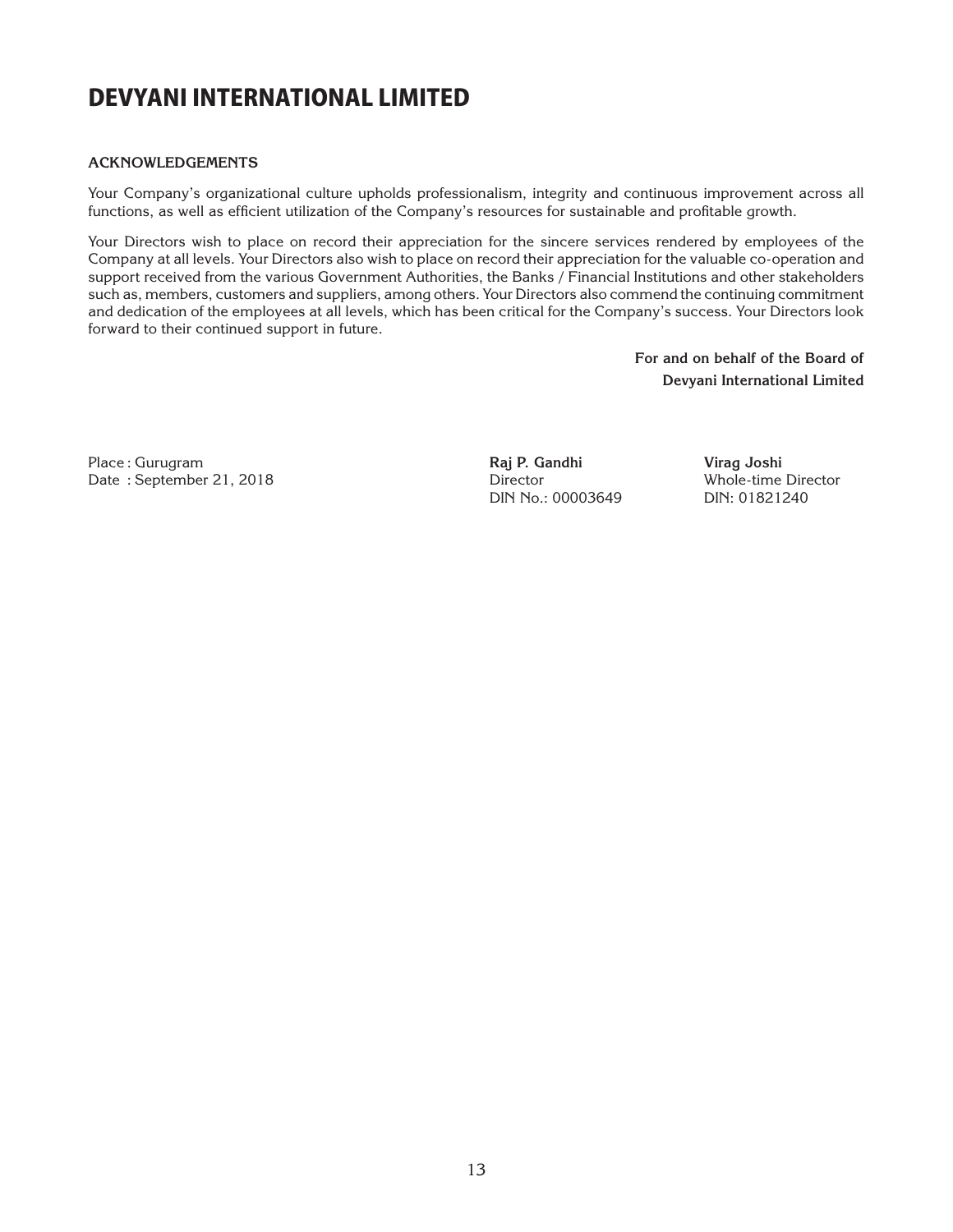# DEVYANI INTERNATIONAL LIMITED

### ACKNOWLEDGEMENTS

Your Company's organizational culture upholds professionalism, integrity and continuous improvement across all functions, as well as efficient utilization of the Company's resources for sustainable and profitable growth.

Your Directors wish to place on record their appreciation for the sincere services rendered by employees of the Company at all levels. Your Directors also wish to place on record their appreciation for the valuable co-operation and support received from the various Government Authorities, the Banks / Financial Institutions and other stakeholders such as, members, customers and suppliers, among others. Your Directors also commend the continuing commitment and dedication of the employees at all levels, which has been critical for the Company's success. Your Directors look forward to their continued support in future.

**For and on behalf of the Board of**
**Devyani International Limited**

Place : Gurugram
Date : September 21, 2018

**Raj P. Gandhi**
Director
DIN No.: 00003649

**Virag Joshi**
Whole-time Director
DIN: 01821240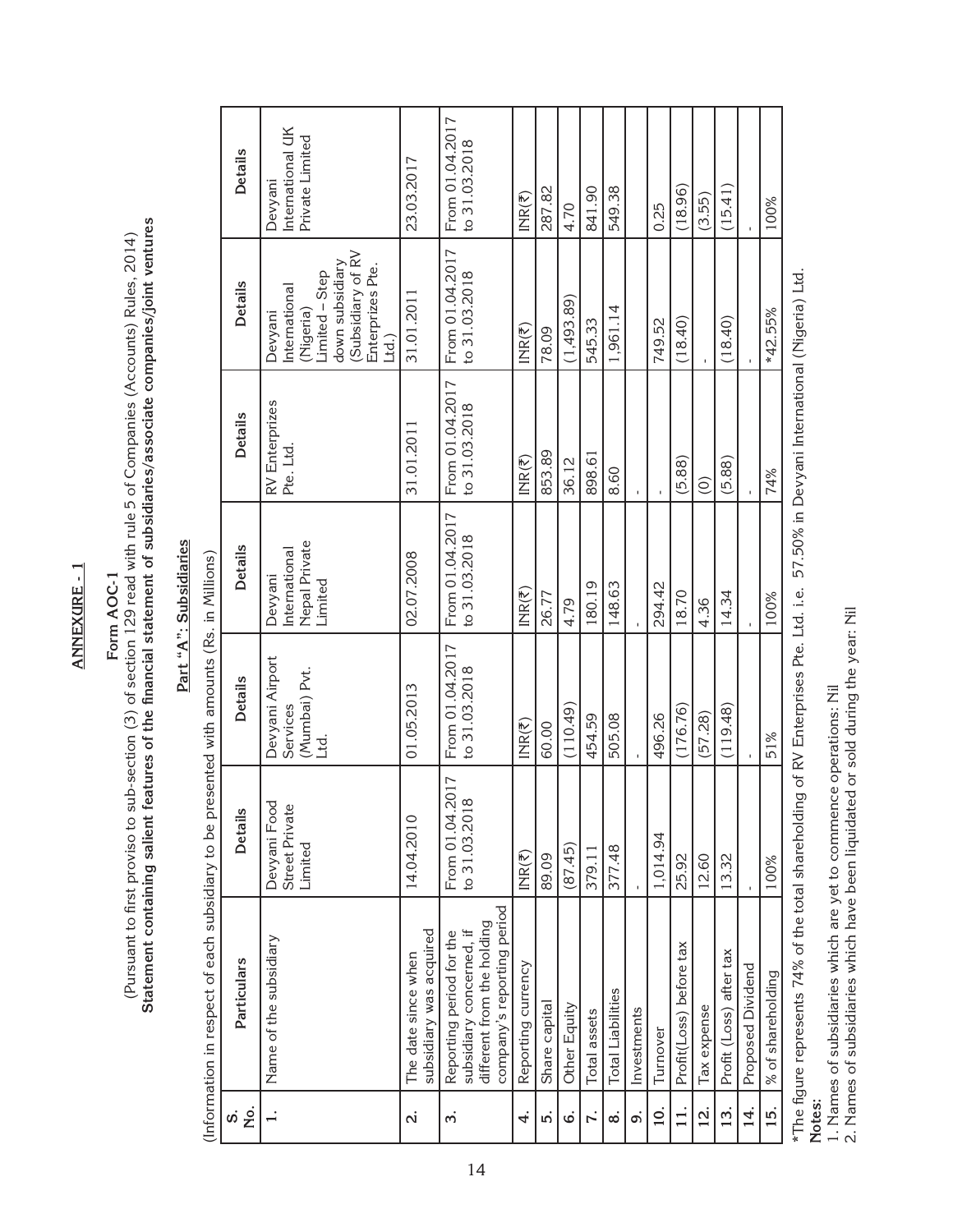**ANNEXURE - 1**

**Form AOC-1**

(Pursuant to first proviso to sub-section (3) of section 129 read with rule 5 of Companies (Accounts) Rules, 2014)

**Statement containing salient features of the financial statement of subsidiaries/associate companies/joint ventures**

**Part "A": Subsidiaries**

(Information in respect of each subsidiary to be presented with amounts (Rs. in Millions)

| S. No. | Particulars | Details | Details | Details | Details | Details | Details |
|---|---|---|---|---|---|---|---|
| 1. | Name of the subsidiary | Devyani Food Street Private Limited | Devyani Airport Services (Mumbai) Pvt. Ltd. | Devyani International Nepal Private Limited | RV Enterprizes Pte. Ltd. | Devyani International (Nigeria) Limited – Step down subsidiary (Subsidiary of RV Enterprizes Pte. Ltd.) | Devyani International UK Private Limited |
| 2. | The date since when subsidiary was acquired | 14.04.2010 | 01.05.2013 | 02.07.2008 | 31.01.2011 | 31.01.2011 | 23.03.2017 |
| 3. | Reporting period for the subsidiary concerned, if different from the holding company's reporting period | From 01.04.2017 to 31.03.2018 | From 01.04.2017 to 31.03.2018 | From 01.04.2017 to 31.03.2018 | From 01.04.2017 to 31.03.2018 | From 01.04.2017 to 31.03.2018 | From 01.04.2017 to 31.03.2018 |
| 4. | Reporting currency | INR(₹) | INR(₹) | INR(₹) | INR(₹) | INR(₹) | INR(₹) |
| 5. | Share capital | 89.09 | 60.00 | 26.77 | 853.89 | 78.09 | 287.82 |
| 6. | Other Equity | (87.45) | (110.49) | 4.79 | 36.12 | (1,493.89) | 4.70 |
| 7. | Total assets | 379.11 | 454.59 | 180.19 | 898.61 | 545.33 | 841.90 |
| 8. | Total Liabilities | 377.48 | 505.08 | 148.63 | 8.60 | 1,961.14 | 549.38 |
| 9. | Investments | - | - | - | - | | |
| 10. | Turnover | 1,014.94 | 496.26 | 294.42 | - | 749.52 | 0.25 |
| 11. | Profit(Loss) before tax | 25.92 | (176.76) | 18.70 | (5.88) | (18.40) | (18.96) |
| 12. | Tax expense | 12.60 | (57.28) | 4.36 | (0) | - | (3.55) |
| 13. | Profit (Loss) after tax | 13.32 | (119.48) | 14.34 | (5.88) | (18.40) | (15.41) |
| 14. | Proposed Dividend | - | - | - | - | - | - |
| 15. | % of shareholding | 100% | 51% | 100% | 74% | *42.55% | 100% |

*The figure represents 74% of the total shareholding of RV Enterprizes Pte. Ltd. i.e. 57.50% in Devyani International (Nigeria) Ltd.

**Notes:**

1. Names of subsidiaries which are yet to commence operations: Nil
2. Names of subsidiaries which have been liquidated or sold during the year: Nil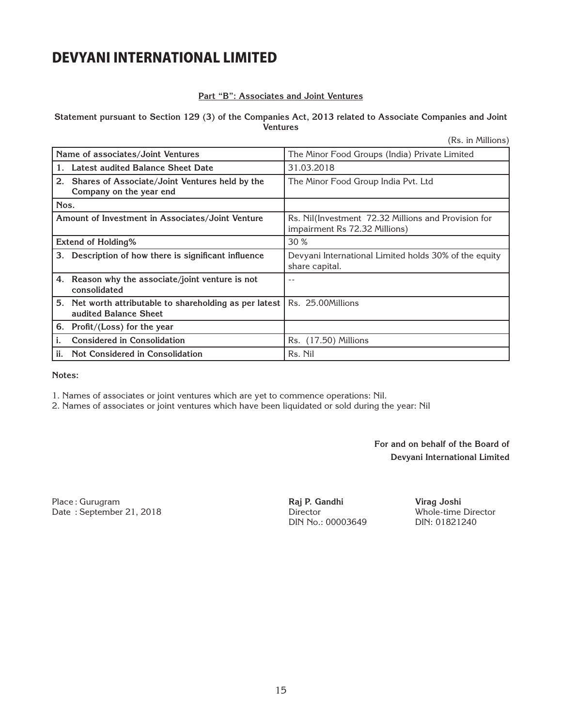# DEVYANI INTERNATIONAL LIMITED

**Part "B": Associates and Joint Ventures**

**Statement pursuant to Section 129 (3) of the Companies Act, 2013 related to Associate Companies and Joint Ventures**

(Rs. in Millions)

| Name of associates/Joint Ventures | The Minor Food Groups (India) Private Limited |
|---|---|
| 1. Latest audited Balance Sheet Date | 31.03.2018 |
| 2. Shares of Associate/Joint Ventures held by the Company on the year end | The Minor Food Group India Pvt. Ltd |
| Nos. | |
| Amount of Investment in Associates/Joint Venture | Rs. Nil(Investment 72.32 Millions and Provision for impairment Rs 72.32 Millions) |
| Extend of Holding% | 30 % |
| 3. Description of how there is significant influence | Devyani International Limited holds 30% of the equity share capital. |
| 4. Reason why the associate/joint venture is not consolidated | -- |
| 5. Net worth attributable to shareholding as per latest audited Balance Sheet | Rs. 25.00Millions |
| 6. Profit/(Loss) for the year | |
| i. Considered in Consolidation | Rs. (17.50) Millions |
| ii. Not Considered in Consolidation | Rs. Nil |

**Notes:**

1. Names of associates or joint ventures which are yet to commence operations: Nil.
2. Names of associates or joint ventures which have been liquidated or sold during the year: Nil

**For and on behalf of the Board of Devyani International Limited**

Place : Gurugram
Date : September 21, 2018

**Raj P. Gandhi**
Director
DIN No.: 00003649

**Virag Joshi**
Whole-time Director
DIN: 01821240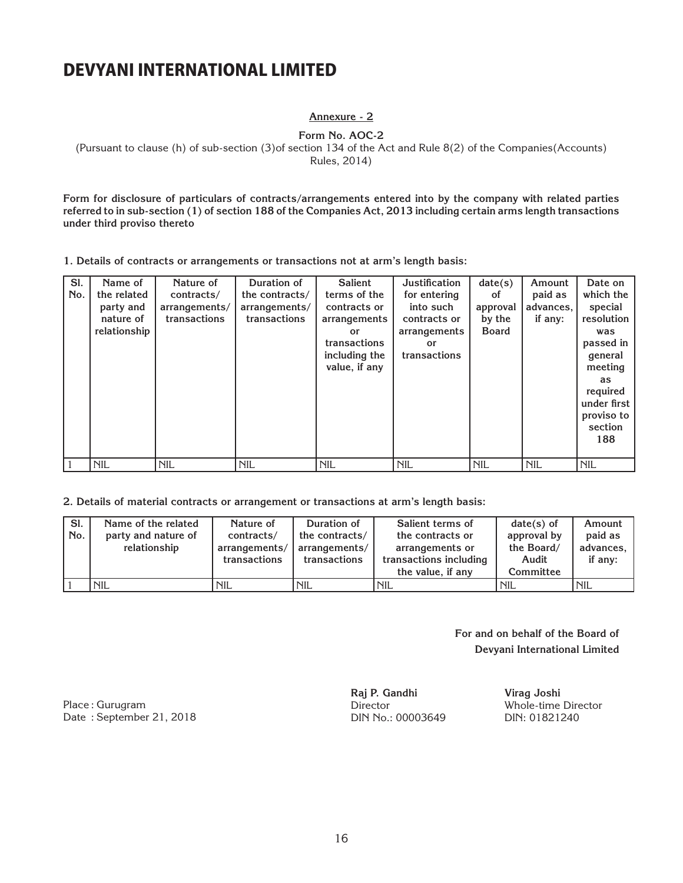# DEVYANI INTERNATIONAL LIMITED

**Annexure - 2**

**Form No. AOC-2**

(Pursuant to clause (h) of sub-section (3)of section 134 of the Act and Rule 8(2) of the Companies(Accounts) Rules, 2014)

**Form for disclosure of particulars of contracts/arrangements entered into by the company with related parties referred to in sub-section (1) of section 188 of the Companies Act, 2013 including certain arms length transactions under third proviso thereto**

**1. Details of contracts or arrangements or transactions not at arm's length basis:**

| Sl. No. | Name of the related party and nature of relationship | Nature of contracts/ arrangements/ transactions | Duration of the contracts/ arrangements/ transactions | Salient terms of the contracts or arrangements or transactions including the value, if any | Justification for entering into such contracts or arrangements or transactions | date(s) of approval by the Board | Amount paid as advances, if any: | Date on which the special resolution was passed in general meeting as required under first proviso to section 188 |
|---|---|---|---|---|---|---|---|---|
| 1 | NIL | NIL | NIL | NIL | NIL | NIL | NIL | NIL |

**2. Details of material contracts or arrangement or transactions at arm's length basis:**

| Sl. No. | Name of the related party and nature of relationship | Nature of contracts/ arrangements/ transactions | Duration of the contracts/ arrangements/ transactions | Salient terms of the contracts or arrangements or transactions including the value, if any | date(s) of approval by the Board/ Audit Committee | Amount paid as advances, if any: |
|---|---|---|---|---|---|---|
| 1 | NIL | NIL | NIL | NIL | NIL | NIL |

**For and on behalf of the Board of Devyani International Limited**

Place : Gurugram
Date : September 21, 2018

**Raj P. Gandhi**
Director
DIN No.: 00003649

**Virag Joshi**
Whole-time Director
DIN: 01821240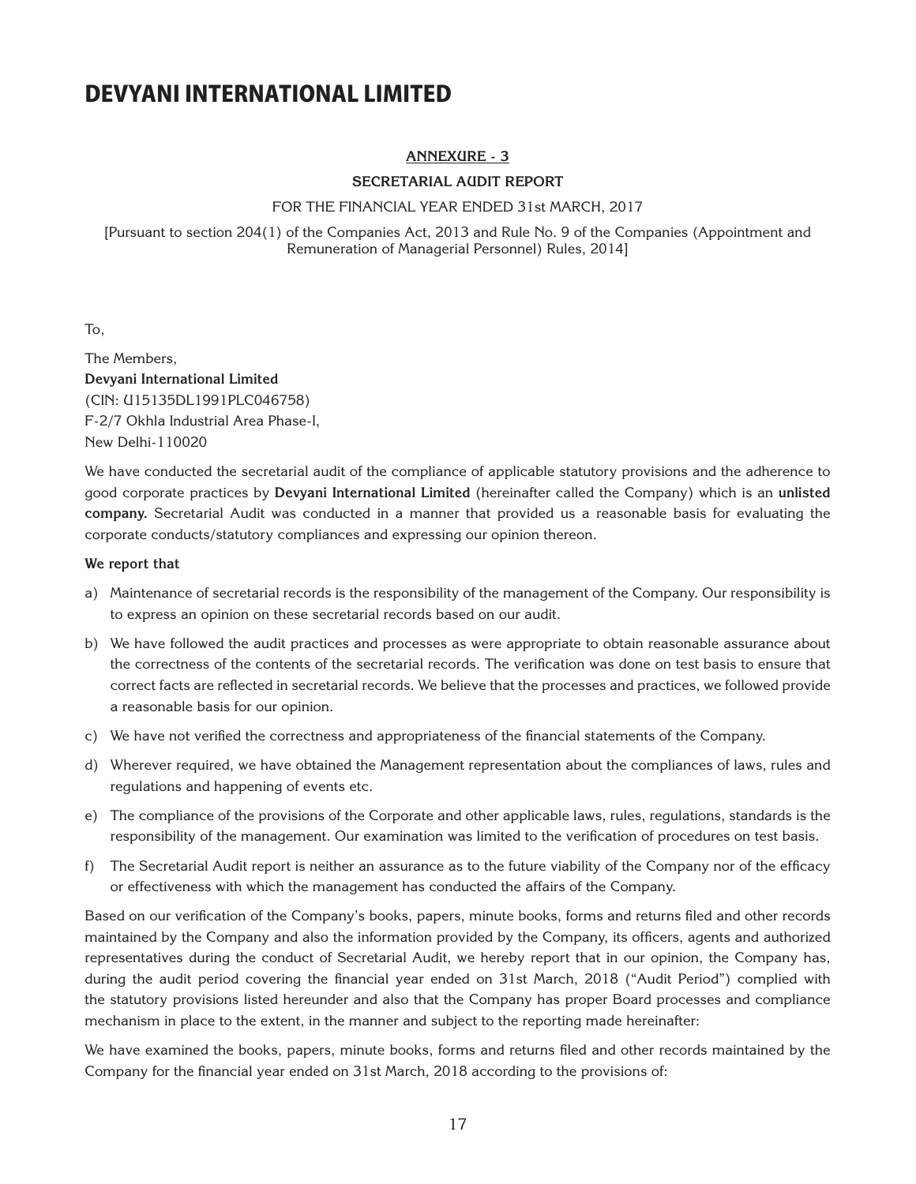# DEVYANI INTERNATIONAL LIMITED

## ANNEXURE - 3

### SECRETARIAL AUDIT REPORT

FOR THE FINANCIAL YEAR ENDED 31st MARCH, 2017

[Pursuant to section 204(1) of the Companies Act, 2013 and Rule No. 9 of the Companies (Appointment and Remuneration of Managerial Personnel) Rules, 2014]

To,

The Members,
**Devyani International Limited**
(CIN: U15135DL1991PLC046758)
F-2/7 Okhla Industrial Area Phase-I,
New Delhi-110020

We have conducted the secretarial audit of the compliance of applicable statutory provisions and the adherence to good corporate practices by **Devyani International Limited** (hereinafter called the Company) which is an **unlisted company.** Secretarial Audit was conducted in a manner that provided us a reasonable basis for evaluating the corporate conducts/statutory compliances and expressing our opinion thereon.

**We report that**

a) Maintenance of secretarial records is the responsibility of the management of the Company. Our responsibility is to express an opinion on these secretarial records based on our audit.

b) We have followed the audit practices and processes as were appropriate to obtain reasonable assurance about the correctness of the contents of the secretarial records. The verification was done on test basis to ensure that correct facts are reflected in secretarial records. We believe that the processes and practices, we followed provide a reasonable basis for our opinion.

c) We have not verified the correctness and appropriateness of the financial statements of the Company.

d) Wherever required, we have obtained the Management representation about the compliances of laws, rules and regulations and happening of events etc.

e) The compliance of the provisions of the Corporate and other applicable laws, rules, regulations, standards is the responsibility of the management. Our examination was limited to the verification of procedures on test basis.

f) The Secretarial Audit report is neither an assurance as to the future viability of the Company nor of the efficacy or effectiveness with which the management has conducted the affairs of the Company.

Based on our verification of the Company's books, papers, minute books, forms and returns filed and other records maintained by the Company and also the information provided by the Company, its officers, agents and authorized representatives during the conduct of Secretarial Audit, we hereby report that in our opinion, the Company has, during the audit period covering the financial year ended on 31st March, 2018 ("Audit Period") complied with the statutory provisions listed hereunder and also that the Company has proper Board processes and compliance mechanism in place to the extent, in the manner and subject to the reporting made hereinafter:

We have examined the books, papers, minute books, forms and returns filed and other records maintained by the Company for the financial year ended on 31st March, 2018 according to the provisions of: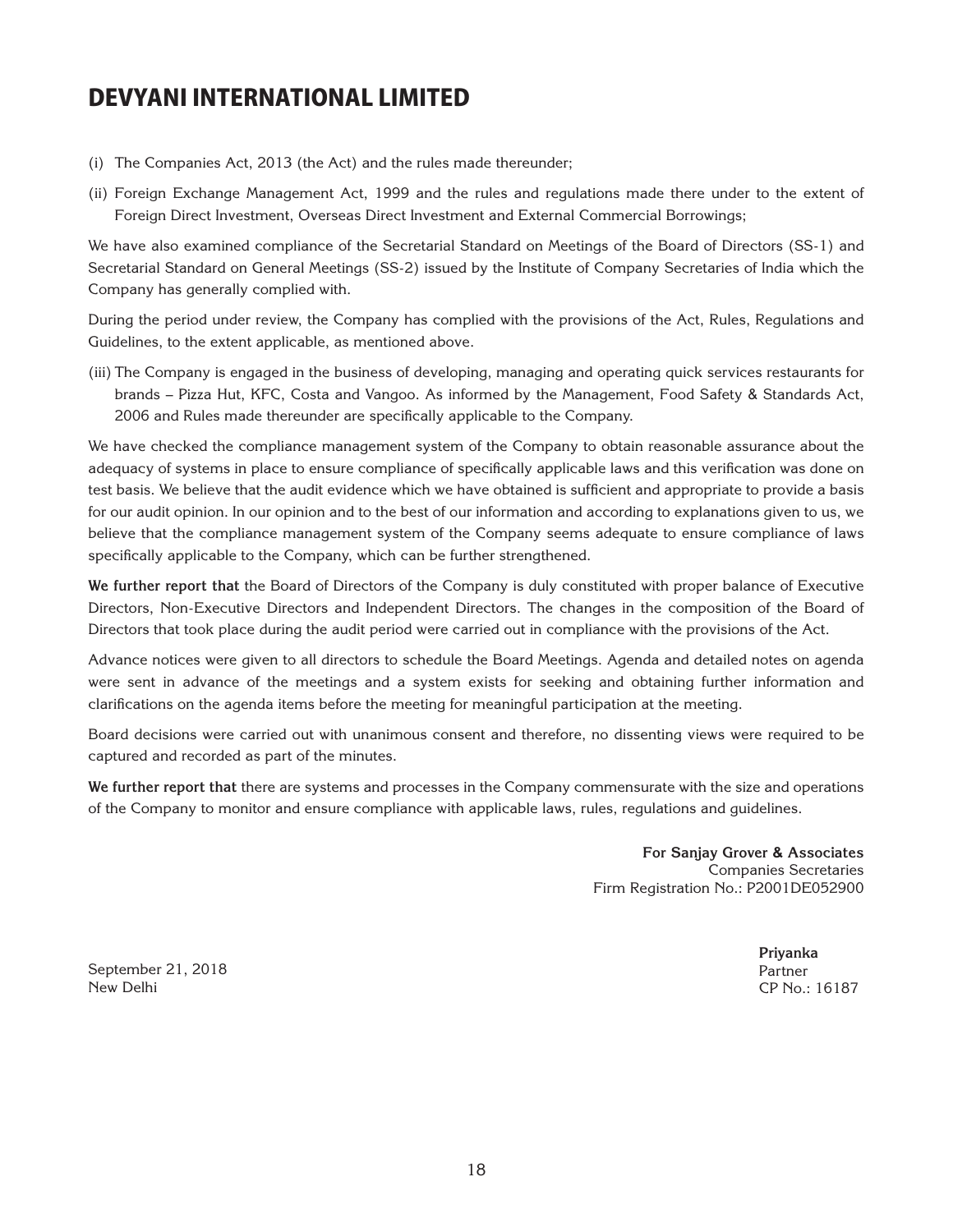(i) The Companies Act, 2013 (the Act) and the rules made thereunder;

(ii) Foreign Exchange Management Act, 1999 and the rules and regulations made there under to the extent of Foreign Direct Investment, Overseas Direct Investment and External Commercial Borrowings;

We have also examined compliance of the Secretarial Standard on Meetings of the Board of Directors (SS-1) and Secretarial Standard on General Meetings (SS-2) issued by the Institute of Company Secretaries of India which the Company has generally complied with.

During the period under review, the Company has complied with the provisions of the Act, Rules, Regulations and Guidelines, to the extent applicable, as mentioned above.

(iii) The Company is engaged in the business of developing, managing and operating quick services restaurants for brands – Pizza Hut, KFC, Costa and Vangoo. As informed by the Management, Food Safety & Standards Act, 2006 and Rules made thereunder are specifically applicable to the Company.

We have checked the compliance management system of the Company to obtain reasonable assurance about the adequacy of systems in place to ensure compliance of specifically applicable laws and this verification was done on test basis. We believe that the audit evidence which we have obtained is sufficient and appropriate to provide a basis for our audit opinion. In our opinion and to the best of our information and according to explanations given to us, we believe that the compliance management system of the Company seems adequate to ensure compliance of laws specifically applicable to the Company, which can be further strengthened.

**We further report that** the Board of Directors of the Company is duly constituted with proper balance of Executive Directors, Non-Executive Directors and Independent Directors. The changes in the composition of the Board of Directors that took place during the audit period were carried out in compliance with the provisions of the Act.

Advance notices were given to all directors to schedule the Board Meetings. Agenda and detailed notes on agenda were sent in advance of the meetings and a system exists for seeking and obtaining further information and clarifications on the agenda items before the meeting for meaningful participation at the meeting.

Board decisions were carried out with unanimous consent and therefore, no dissenting views were required to be captured and recorded as part of the minutes.

**We further report that** there are systems and processes in the Company commensurate with the size and operations of the Company to monitor and ensure compliance with applicable laws, rules, regulations and guidelines.

**For Sanjay Grover & Associates**
Companies Secretaries
Firm Registration No.: P2001DE052900

September 21, 2018
New Delhi

**Priyanka**
Partner
CP No.: 16187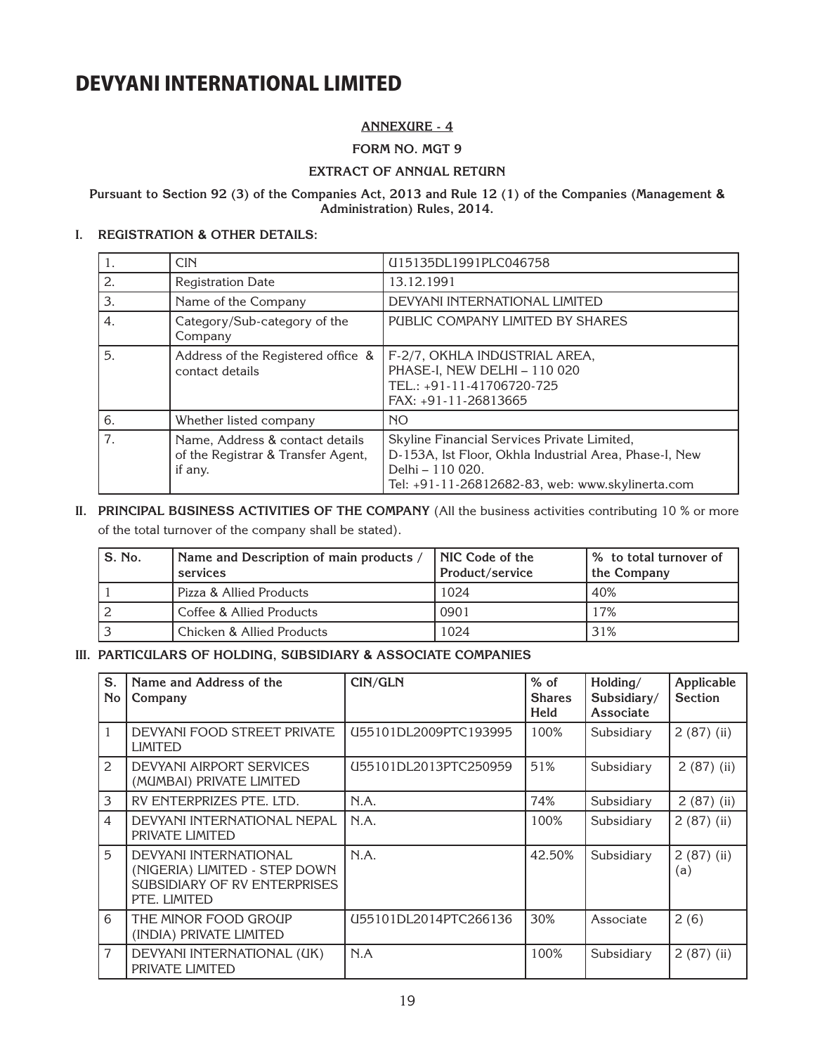# DEVYANI INTERNATIONAL LIMITED

## ANNEXURE - 4

### FORM NO. MGT 9

### EXTRACT OF ANNUAL RETURN

**Pursuant to Section 92 (3) of the Companies Act, 2013 and Rule 12 (1) of the Companies (Management & Administration) Rules, 2014.**

### I. REGISTRATION & OTHER DETAILS:

| | | |
|---|---|---|
| 1. | CIN | U15135DL1991PLC046758 |
| 2. | Registration Date | 13.12.1991 |
| 3. | Name of the Company | DEVYANI INTERNATIONAL LIMITED |
| 4. | Category/Sub-category of the Company | PUBLIC COMPANY LIMITED BY SHARES |
| 5. | Address of the Registered office & contact details | F-2/7, OKHLA INDUSTRIAL AREA, PHASE-I, NEW DELHI – 110 020<br>TEL.: +91-11-41706720-725<br>FAX: +91-11-26813665 |
| 6. | Whether listed company | NO |
| 7. | Name, Address & contact details of the Registrar & Transfer Agent, if any. | Skyline Financial Services Private Limited, D-153A, Ist Floor, Okhla Industrial Area, Phase-I, New Delhi – 110 020.<br>Tel: +91-11-26812682-83, web: www.skylinerta.com |

### II. PRINCIPAL BUSINESS ACTIVITIES OF THE COMPANY (All the business activities contributing 10 % or more of the total turnover of the company shall be stated).

| S. No. | Name and Description of main products / services | NIC Code of the Product/service | % to total turnover of the Company |
|---|---|---|---|
| 1 | Pizza & Allied Products | 1024 | 40% |
| 2 | Coffee & Allied Products | 0901 | 17% |
| 3 | Chicken & Allied Products | 1024 | 31% |

### III. PARTICULARS OF HOLDING, SUBSIDIARY & ASSOCIATE COMPANIES

| S. No | Name and Address of the Company | CIN/GLN | % of Shares Held | Holding/ Subsidiary/ Associate | Applicable Section |
|---|---|---|---|---|---|
| 1 | DEVYANI FOOD STREET PRIVATE LIMITED | U55101DL2009PTC193995 | 100% | Subsidiary | 2 (87) (ii) |
| 2 | DEVYANI AIRPORT SERVICES (MUMBAI) PRIVATE LIMITED | U55101DL2013PTC250959 | 51% | Subsidiary | 2 (87) (ii) |
| 3 | RV ENTERPRIZES PTE. LTD. | N.A. | 74% | Subsidiary | 2 (87) (ii) |
| 4 | DEVYANI INTERNATIONAL NEPAL PRIVATE LIMITED | N.A. | 100% | Subsidiary | 2 (87) (ii) |
| 5 | DEVYANI INTERNATIONAL (NIGERIA) LIMITED - STEP DOWN SUBSIDIARY OF RV ENTERPRISES PTE. LIMITED | N.A. | 42.50% | Subsidiary | 2 (87) (ii) (a) |
| 6 | THE MINOR FOOD GROUP (INDIA) PRIVATE LIMITED | U55101DL2014PTC266136 | 30% | Associate | 2 (6) |
| 7 | DEVYANI INTERNATIONAL (UK) PRIVATE LIMITED | N.A | 100% | Subsidiary | 2 (87) (ii) |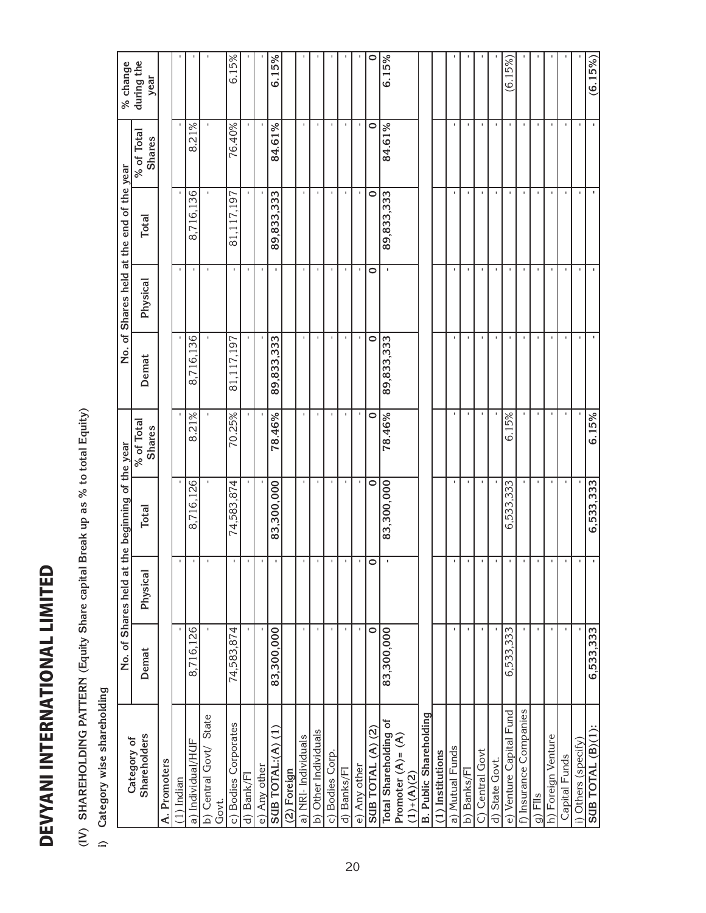# DEVYANI INTERNATIONAL LIMITED

**(IV) SHAREHOLDING PATTERN (Equity Share capital Break up as % to total Equity)**

**i) Category wise shareholding**

| Category of Shareholders | No. of Shares held at the beginning of the year | | | | No. of Shares held at the end of the year | | | | % change during the year |
|---|---|---|---|---|---|---|---|---|---|
| | Demat | Physical | Total | % of Total Shares | Demat | Physical | Total | % of Total Shares | |
| **A. Promoters** | | | | | | | | | |
| (1) Indian | - | - | - | - | - | - | - | - | - |
| a) Individual/HUF | 8,716,126 | - | 8,716,126 | 8.21% | 8,716,136 | - | 8,716,136 | 8.21% | - |
| b) Central Govt/ State Govt. | - | - | - | - | - | - | - | - | - |
| c) Bodies Corporates | 74,583,874 | - | 74,583,874 | 70.25% | 81,117,197 | - | 81,117,197 | 76.40% | 6.15% |
| d) Bank/FI | - | - | - | - | - | - | - | - | - |
| e) Any other | - | - | - | - | - | - | - | - | - |
| **SUB TOTAL:(A) (1)** | **83,300,000** | **-** | **83,300,000** | **78.46%** | **89,833,333** | **-** | **89,833,333** | **84.61%** | **6.15%** |
| **(2) Foreign** | | | | | | | | | |
| a) NRI- Individuals | - | - | - | - | - | - | - | - | - |
| b) Other Individuals | - | - | - | - | - | - | - | - | - |
| c) Bodies Corp. | - | - | - | - | - | - | - | - | - |
| d) Banks/FI | - | - | - | - | - | - | - | - | - |
| e) Any other | - | - | - | - | - | - | - | - | - |
| **SUB TOTAL (A) (2)** | **0** | **0** | **0** | **0** | **0** | **0** | **0** | **0** | **0** |
| **Total Shareholding of Promoter (A)= (A)(1)+(A)(2)** | **83,300,000** | **-** | **83,300,000** | **78.46%** | **89,833,333** | **-** | **89,833,333** | **84.61%** | **6.15%** |
| **B. Public Shareholding** | | | | | | | | | |
| **(1) Institutions** | | | | | | | | | |
| a) Mutual Funds | - | - | - | - | - | - | - | - | - |
| b) Banks/FI | - | - | - | - | - | - | - | - | - |
| C) Central Govt | - | - | - | - | - | - | - | - | - |
| d) State Govt. | - | - | - | - | - | - | - | - | - |
| e) Venture Capital Fund | 6,533,333 | - | 6,533,333 | 6.15% | - | - | - | - | (6.15%) |
| f) Insurance Companies | - | - | - | - | - | - | - | - | - |
| g) FIIs | - | - | - | - | - | - | - | - | - |
| h) Foreign Venture Capital Funds | - | - | - | - | - | - | - | - | - |
| i) Others (specify) | - | - | - | - | - | - | - | - | - |
| **SUB TOTAL (B)(1):** | **6,533,333** | **-** | **6,533,333** | **6.15%** | **-** | **-** | **-** | **-** | **(6.15%)** |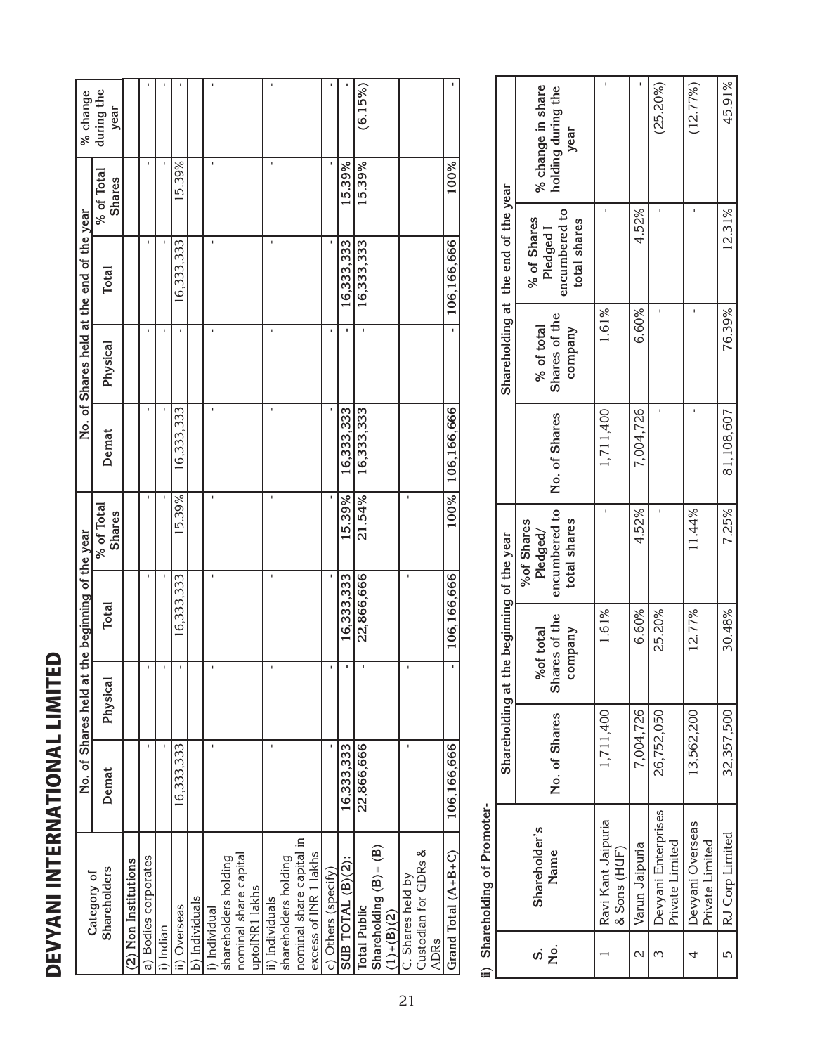# DEVYANI INTERNATIONAL LIMITED

| Category of Shareholders | No. of Shares held at the beginning of the year | | | | No. of Shares held at the end of the year | | | | % change during the year |
|---|---|---|---|---|---|---|---|---|---|
| | Demat | Physical | Total | % of Total Shares | Demat | Physical | Total | % of Total Shares | |
| (2) Non Institutions | | | | | | | | | |
| a) Bodies corporates | - | - | - | - | - | - | - | - | - |
| i) Indian | - | - | - | - | - | - | - | - | - |
| ii) Overseas | 16,333,333 | - | 16,333,333 | 15.39% | 16,333,333 | - | 16,333,333 | 15.39% | - |
| b) Individuals | | | | | | | | | |
| i) Individual shareholders holding nominal share capital uptoINR1 lakhs | - | - | - | - | - | - | - | - | - |
| ii) Individuals shareholders holding nominal share capital in excess of INR 1 lakhs | - | - | - | - | - | - | - | - | - |
| c) Others (specify) | - | - | - | - | - | - | - | - | - |
| SUB TOTAL (B)(2): | 16,333,333 | - | 16,333,333 | 15.39% | 16,333,333 | - | 16,333,333 | 15.39% | - |
| Total Public Shareholding (B) = (B)(1)+(B)(2) | 22,866,666 | - | 22,866,666 | 21.54% | 16,333,333 | - | 16,333,333 | 15.39% | (6.15%) |
| C. Shares held by Custodian for GDRs & ADRs | - | - | - | - | | | | | |
| Grand Total (A+B+C) | 106,166,666 | - | 106,166,666 | 100% | 106,166,666 | - | 106,166,666 | 100% | - |

ii) Shareholding of Promoter-

| S. No. | Shareholder's Name | Shareholding at the beginning of the year | | | Shareholding at the end of the year | | | % change in share holding during the year |
|---|---|---|---|---|---|---|---|---|
| | | No. of Shares | %of total Shares of the company | %of Shares Pledged/ encumbered to total shares | No. of Shares | % of total Shares of the company | % of Shares Pledged / encumbered to total shares | |
| 1 | Ravi Kant Jaipuria & Sons (HUF) | 1,711,400 | 1.61% | - | 1,711,400 | 1.61% | - | - |
| 2 | Varun Jaipuria | 7,004,726 | 6.60% | 4.52% | 7,004,726 | 6.60% | 4.52% | - |
| 3 | Devyani Enterprises Private Limited | 26,752,050 | 25.20% | - | - | - | - | (25.20%) |
| 4 | Devyani Overseas Private Limited | 13,562,200 | 12.77% | 11.44% | - | - | - | (12.77%) |
| 5 | RJ Corp Limited | 32,357,500 | 30.48% | 7.25% | 81,108,607 | 76.39% | 12.31% | 45.91% |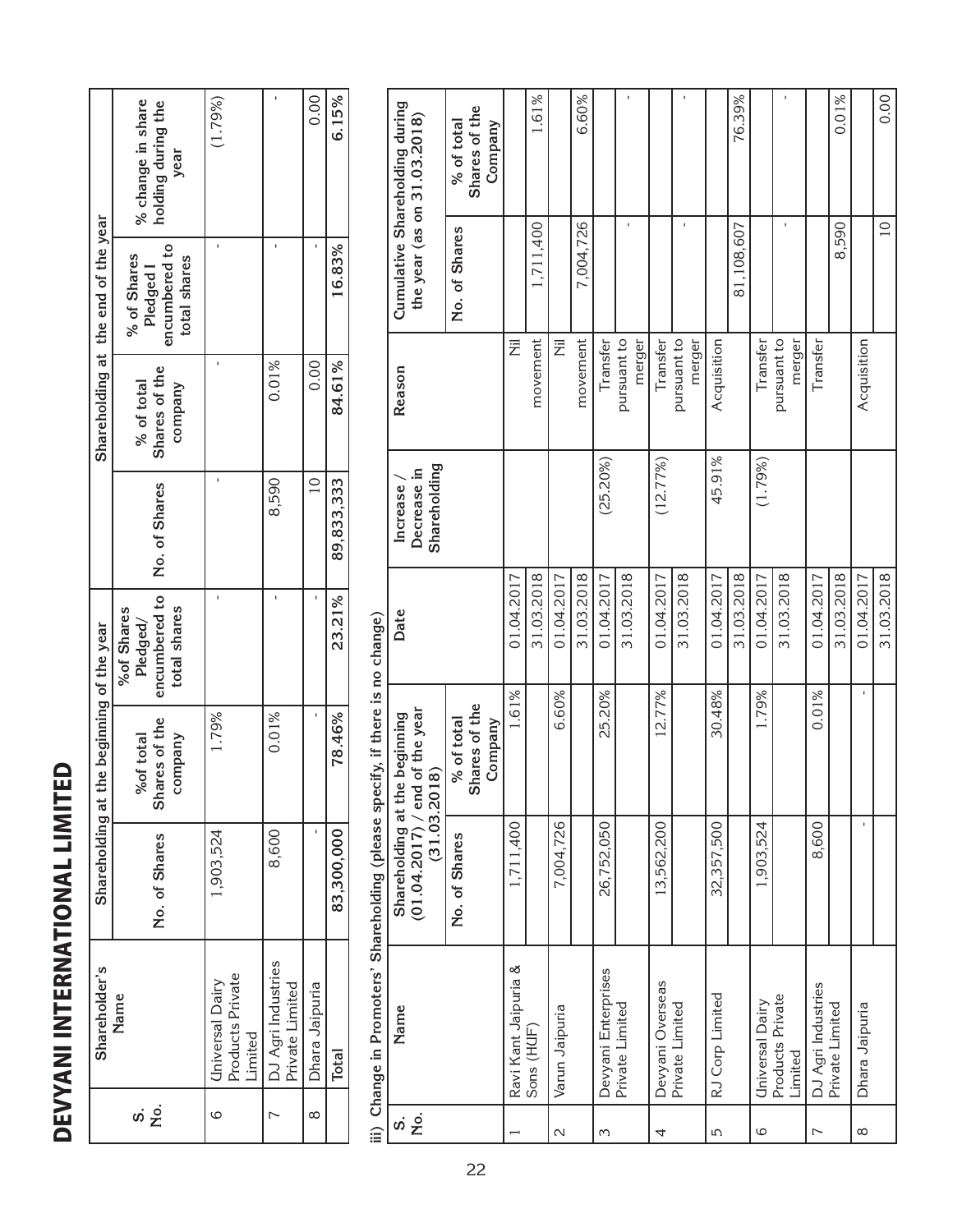# DEVYANI INTERNATIONAL LIMITED

| S. No. | Shareholder's Name | Shareholding at the beginning of the year | | | Shareholding at the end of the year | | | % change in share holding during the year |
|---|---|---|---|---|---|---|---|---|
| | | No. of Shares | %of total Shares of the company | %of Shares Pledged/ encumbered to total shares | No. of Shares | % of total Shares of the company | % of Shares Pledged / encumbered to total shares | |
| 6 | Universal Dairy Products Private Limited | 1,903,524 | 1.79% | - | - | - | - | (1.79%) |
| 7 | DJ Agri Industries Private Limited | 8,600 | 0.01% | - | 8,590 | 0.01% | - | - |
| 8 | Dhara Jaipuria | - | - | - | 10 | 0.00 | - | 0.00 |
| | **Total** | **83,300,000** | **78.46%** | **23.21%** | **89,833,333** | **84.61%** | **16.83%** | **6.15%** |

iii) Change in Promoters' Shareholding (please specify, if there is no change)

| S. No. | Name | Shareholding at the beginning (01.04.2017) / end of the year (31.03.2018) | | Date | Increase / Decrease in Shareholding | Reason | Cumulative Shareholding during the year (as on 31.03.2018) | |
|---|---|---|---|---|---|---|---|---|
| | | No. of Shares | % of total Shares of the Company | | | | No. of Shares | % of total Shares of the Company |
| 1 | Ravi Kant Jaipuria & Sons (HUF) | 1,711,400 | 1.61% | 01.04.2017 | | Nil movement | | |
| | | | | 31.03.2018 | | | 1,711,400 | 1.61% |
| 2 | Varun Jaipuria | 7,004,726 | 6.60% | 01.04.2017 | | Nil movement | | |
| | | | | 31.03.2018 | | | 7,004,726 | 6.60% |
| 3 | Devyani Enterprises Private Limited | 26,752,050 | 25.20% | 01.04.2017 | (25.20%) | Transfer pursuant to merger | | |
| | | | | 31.03.2018 | | | - | - |
| 4 | Devyani Overseas Private Limited | 13,562,200 | 12.77% | 01.04.2017 | (12.77%) | Transfer pursuant to merger | | |
| | | | | 31.03.2018 | | | - | - |
| 5 | RJ Corp Limited | 32,357,500 | 30.48% | 01.04.2017 | 45.91% | Acquisition | | |
| | | | | 31.03.2018 | | | 81,108,607 | 76.39% |
| 6 | Universal Dairy Products Private Limited | 1,903,524 | 1.79% | 01.04.2017 | (1.79%) | Transfer pursuant to merger | | |
| | | | | 31.03.2018 | | | - | - |
| 7 | DJ Agri Industries Private Limited | 8,600 | 0.01% | 01.04.2017 | | Transfer | | |
| | | | | 31.03.2018 | | | 8,590 | 0.01% |
| 8 | Dhara Jaipuria | - | - | 01.04.2017 | | Acquisition | | |
| | | | | 31.03.2018 | | | 10 | 0.00 |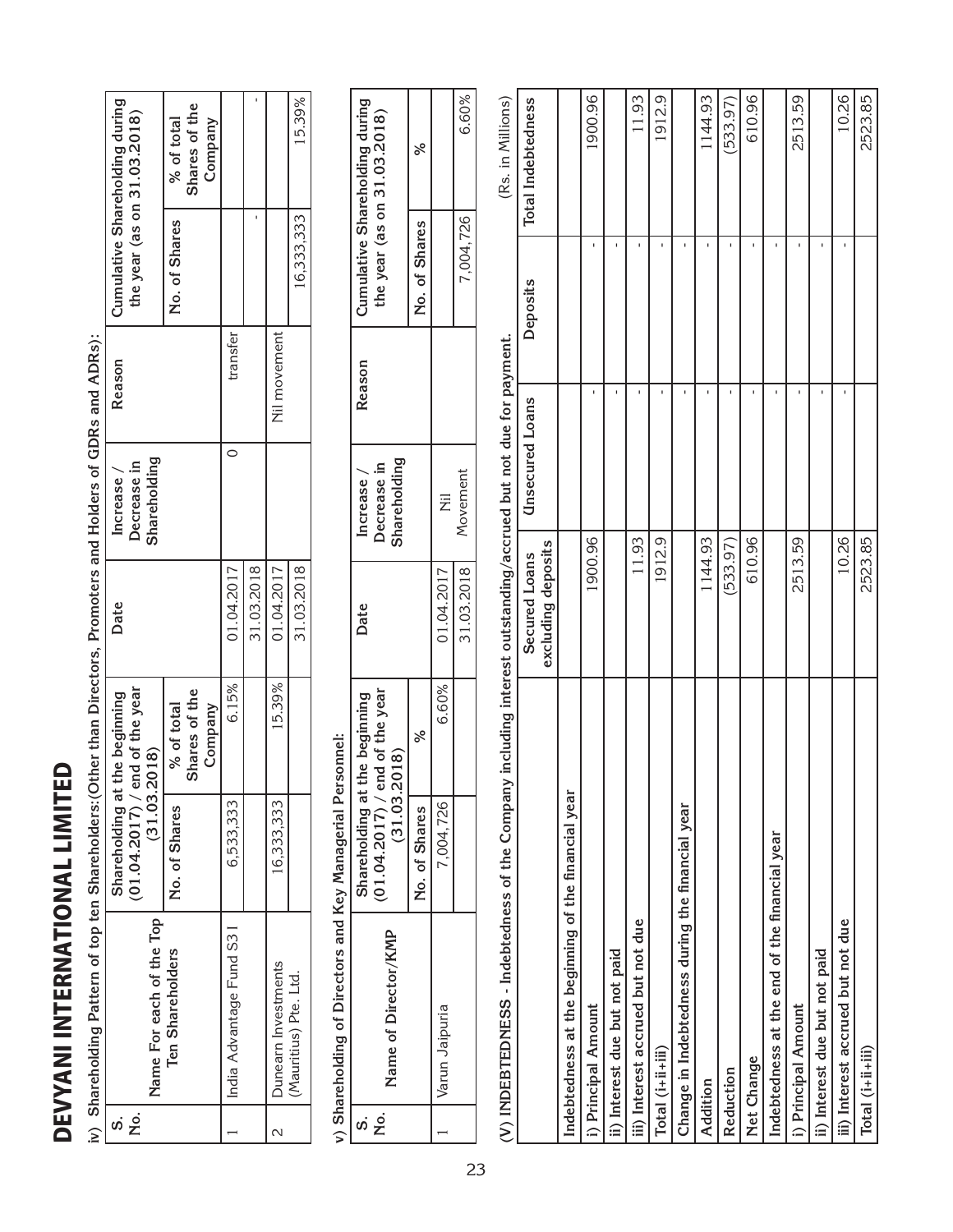# DEVYANI INTERNATIONAL LIMITED

**iv) Shareholding Pattern of top ten Shareholders:(Other than Directors, Promoters and Holders of GDRs and ADRs):**

| S. No. | Name For each of the Top Ten Shareholders | Shareholding at the beginning (01.04.2017) / end of the year (31.03.2018) | | Date | Increase / Decrease in Shareholding | Reason | Cumulative Shareholding during the year (as on 31.03.2018) | |
|---|---|---|---|---|---|---|---|---|
| | | No. of Shares | % of total Shares of the Company | | | | No. of Shares | % of total Shares of the Company |
| 1 | India Advantage Fund S31 | 6,533,333 | 6.15% | 01.04.2017 | 0 | transfer | | |
| | | | | 31.03.2018 | | | - | - |
| 2 | Dunearn Investments (Mauritius) Pte. Ltd. | 16,333,333 | 15.39% | 01.04.2017 | | Nil movement | | |
| | | | | 31.03.2018 | | | 16,333,333 | 15.39% |

**v) Shareholding of Directors and Key Managerial Personnel:**

| S. No. | Name of Director/KMP | Shareholding at the beginning (01.04.2017) / end of the year (31.03.2018) | | Date | Increase / Decrease in Shareholding | Reason | Cumulative Shareholding during the year (as on 31.03.2018) | |
|---|---|---|---|---|---|---|---|---|
| | | No. of Shares | % | | | | No. of Shares | % |
| 1 | Varun Jaipuria | 7,004,726 | 6.60% | 01.04.2017 | Nil Movement | | | |
| | | | | 31.03.2018 | | | 7,004,726 | 6.60% |

**(V) INDEBTEDNESS - Indebtedness of the Company including interest outstanding/accrued but not due for payment.**

(Rs. in Millions)

| | Secured Loans excluding deposits | Unsecured Loans | Deposits | Total Indebtedness |
|---|---|---|---|---|
| Indebtedness at the beginning of the financial year | | | | |
| i) Principal Amount | 1900.96 | - | - | 1900.96 |
| ii) Interest due but not paid | | - | - | - |
| iii) Interest accrued but not due | 11.93 | - | - | 11.93 |
| Total (i+ii+iii) | 1912.9 | - | - | 1912.9 |
| Change in Indebtedness during the financial year | | - | - | - |
| Addition | 1144.93 | - | - | 1144.93 |
| Reduction | (533.97) | - | - | (533.97) |
| Net Change | 610.96 | - | - | 610.96 |
| Indebtedness at the end of the financial year | | - | - | - |
| i) Principal Amount | 2513.59 | - | - | 2513.59 |
| ii) Interest due but not paid | | - | - | - |
| iii) Interest accrued but not due | 10.26 | - | - | 10.26 |
| Total (i+ii+iii) | 2523.85 | | | 2523.85 |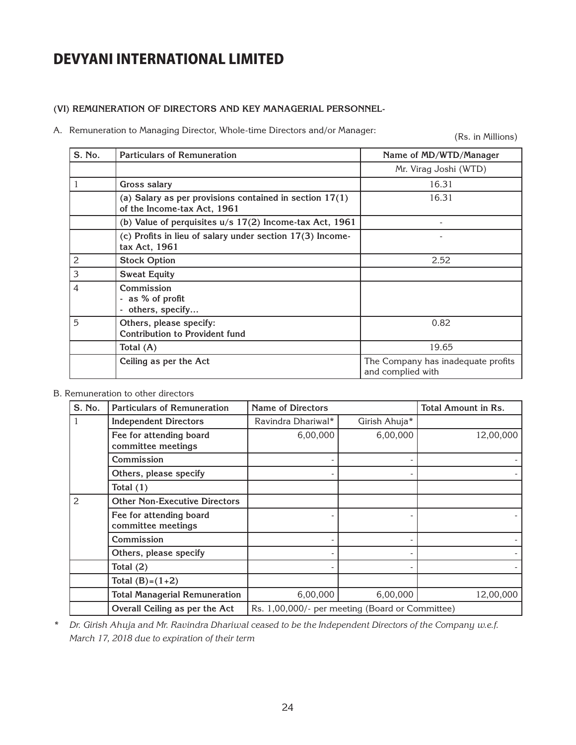# DEVYANI INTERNATIONAL LIMITED

#### (VI) REMUNERATION OF DIRECTORS AND KEY MANAGERIAL PERSONNEL-

A. Remuneration to Managing Director, Whole-time Directors and/or Manager:

(Rs. in Millions)

| S. No. | Particulars of Remuneration | Name of MD/WTD/Manager |
|---|---|---|
| | | Mr. Virag Joshi (WTD) |
| 1 | Gross salary | 16.31 |
| | (a) Salary as per provisions contained in section 17(1) of the Income-tax Act, 1961 | 16.31 |
| | (b) Value of perquisites u/s 17(2) Income-tax Act, 1961 | - |
| | (c) Profits in lieu of salary under section 17(3) Income-tax Act, 1961 | - |
| 2 | Stock Option | 2.52 |
| 3 | Sweat Equity | |
| 4 | Commission<br>- as % of profit<br>- others, specify... | |
| 5 | Others, please specify:<br>Contribution to Provident fund | 0.82 |
| | Total (A) | 19.65 |
| | Ceiling as per the Act | The Company has inadequate profits and complied with |

B. Remuneration to other directors

| S. No. | Particulars of Remuneration | Name of Directors | | Total Amount in Rs. |
|---|---|---|---|---|
| 1 | Independent Directors | Ravindra Dhariwal* | Girish Ahuja* | |
| | Fee for attending board committee meetings | 6,00,000 | 6,00,000 | 12,00,000 |
| | Commission | - | - | - |
| | Others, please specify | - | - | - |
| | Total (1) | | | |
| 2 | Other Non-Executive Directors | | | |
| | Fee for attending board committee meetings | - | - | - |
| | Commission | - | - | - |
| | Others, please specify | - | - | - |
| | Total (2) | - | - | - |
| | Total (B)=(1+2) | | | |
| | Total Managerial Remuneration | 6,00,000 | 6,00,000 | 12,00,000 |
| | Overall Ceiling as per the Act | Rs. 1,00,000/- per meeting (Board or Committee) | | |

\* *Dr. Girish Ahuja and Mr. Ravindra Dhariwal ceased to be the Independent Directors of the Company w.e.f. March 17, 2018 due to expiration of their term*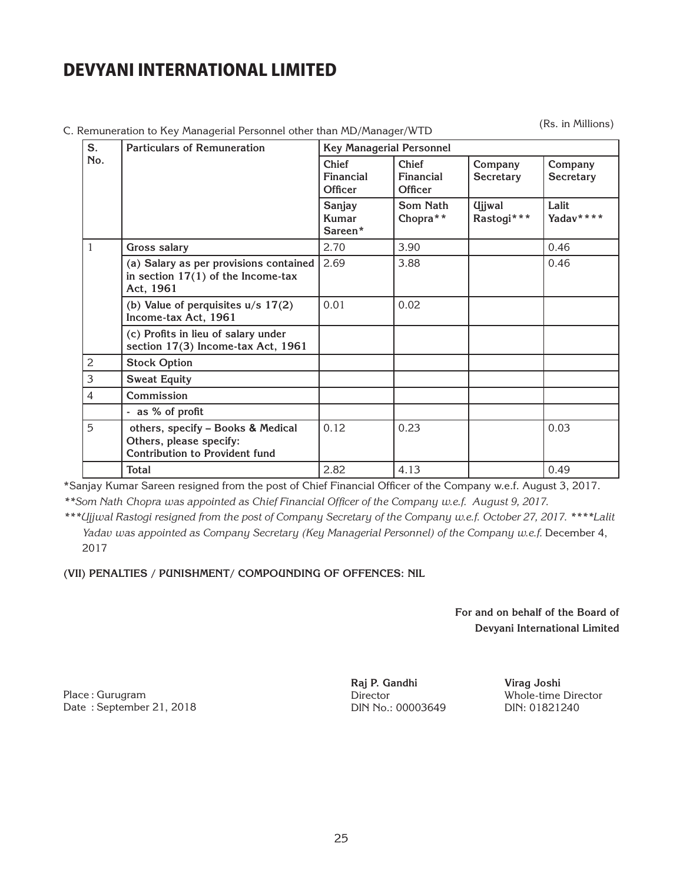# DEVYANI INTERNATIONAL LIMITED

C. Remuneration to Key Managerial Personnel other than MD/Manager/WTD

(Rs. in Millions)

| S. No. | Particulars of Remuneration | Key Managerial Personnel | | | |
|---|---|---|---|---|---|
| | | Chief Financial Officer | Chief Financial Officer | Company Secretary | Company Secretary |
| | | Sanjay Kumar Sareen* | Som Nath Chopra** | Ujjwal Rastogi*** | Lalit Yadav**** |
| 1 | **Gross salary** | 2.70 | 3.90 | | 0.46 |
| | (a) Salary as per provisions contained in section 17(1) of the Income-tax Act, 1961 | 2.69 | 3.88 | | 0.46 |
| | (b) Value of perquisites u/s 17(2) Income-tax Act, 1961 | 0.01 | 0.02 | | |
| | (c) Profits in lieu of salary under section 17(3) Income-tax Act, 1961 | | | | |
| 2 | **Stock Option** | | | | |
| 3 | **Sweat Equity** | | | | |
| 4 | **Commission** | | | | |
| | - as % of profit | | | | |
| 5 | others, specify – Books & Medical Others, please specify: Contribution to Provident fund | 0.12 | 0.23 | | 0.03 |
| | **Total** | 2.82 | 4.13 | | 0.49 |

*Sanjay Kumar Sareen resigned from the post of Chief Financial Officer of the Company w.e.f. August 3, 2017.

*\*\*Som Nath Chopra was appointed as Chief Financial Officer of the Company w.e.f. August 9, 2017.*

*\*\*\*Ujjwal Rastogi resigned from the post of Company Secretary of the Company w.e.f. October 27, 2017. \*\*\*\*Lalit Yadav was appointed as Company Secretary (Key Managerial Personnel) of the Company w.e.f.* December 4, 2017

**(VII) PENALTIES / PUNISHMENT/ COMPOUNDING OF OFFENCES: NIL**

**For and on behalf of the Board of Devyani International Limited**

Place : Gurugram
Date : September 21, 2018

**Raj P. Gandhi**
Director
DIN No.: 00003649

**Virag Joshi**
Whole-time Director
DIN: 01821240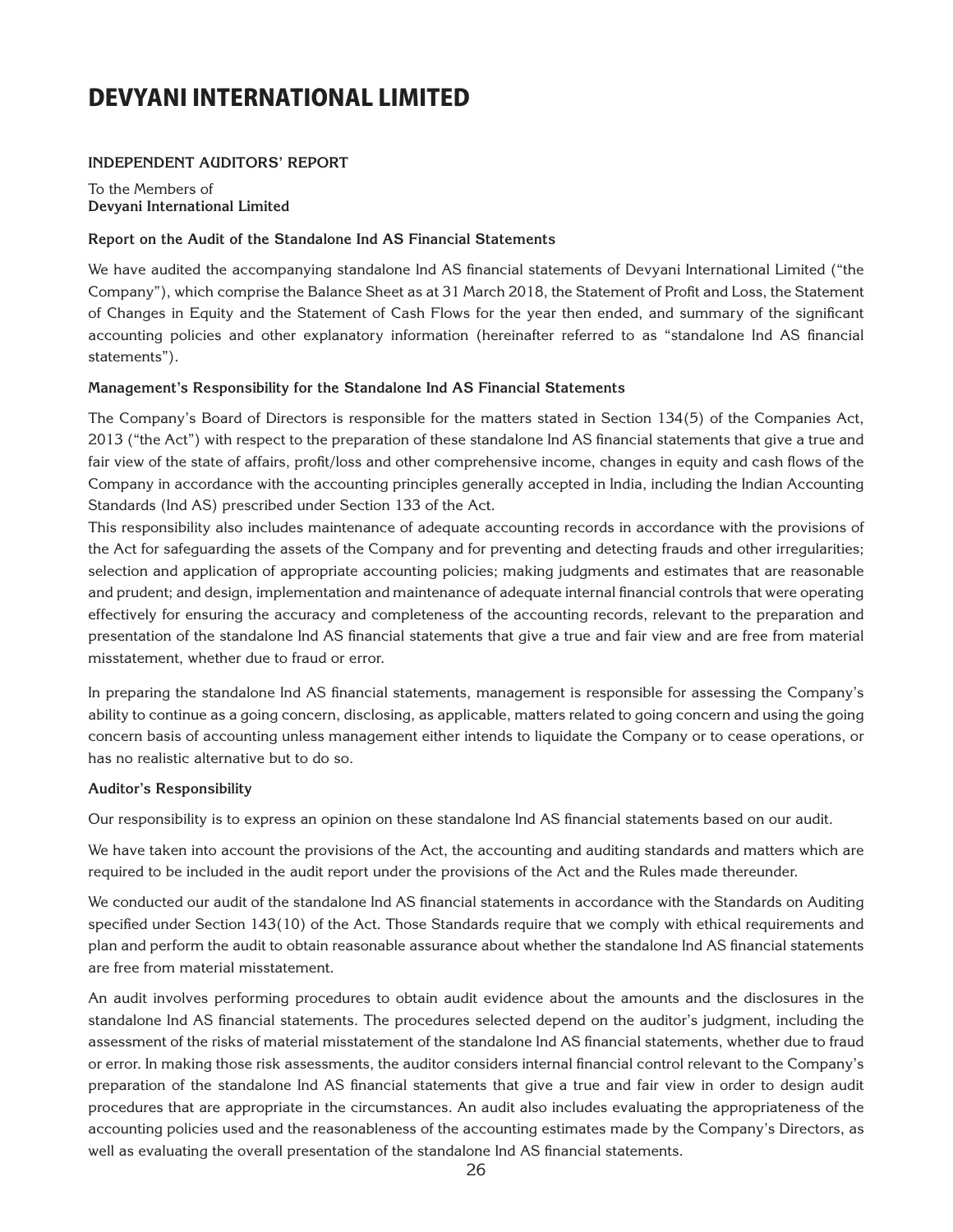# DEVYANI INTERNATIONAL LIMITED

## INDEPENDENT AUDITORS' REPORT

To the Members of
**Devyani International Limited**

### Report on the Audit of the Standalone Ind AS Financial Statements

We have audited the accompanying standalone Ind AS financial statements of Devyani International Limited ("the Company"), which comprise the Balance Sheet as at 31 March 2018, the Statement of Profit and Loss, the Statement of Changes in Equity and the Statement of Cash Flows for the year then ended, and summary of the significant accounting policies and other explanatory information (hereinafter referred to as "standalone Ind AS financial statements").

### Management's Responsibility for the Standalone Ind AS Financial Statements

The Company's Board of Directors is responsible for the matters stated in Section 134(5) of the Companies Act, 2013 ("the Act") with respect to the preparation of these standalone Ind AS financial statements that give a true and fair view of the state of affairs, profit/loss and other comprehensive income, changes in equity and cash flows of the Company in accordance with the accounting principles generally accepted in India, including the Indian Accounting Standards (Ind AS) prescribed under Section 133 of the Act.

This responsibility also includes maintenance of adequate accounting records in accordance with the provisions of the Act for safeguarding the assets of the Company and for preventing and detecting frauds and other irregularities; selection and application of appropriate accounting policies; making judgments and estimates that are reasonable and prudent; and design, implementation and maintenance of adequate internal financial controls that were operating effectively for ensuring the accuracy and completeness of the accounting records, relevant to the preparation and presentation of the standalone Ind AS financial statements that give a true and fair view and are free from material misstatement, whether due to fraud or error.

In preparing the standalone Ind AS financial statements, management is responsible for assessing the Company's ability to continue as a going concern, disclosing, as applicable, matters related to going concern and using the going concern basis of accounting unless management either intends to liquidate the Company or to cease operations, or has no realistic alternative but to do so.

### Auditor's Responsibility

Our responsibility is to express an opinion on these standalone Ind AS financial statements based on our audit.

We have taken into account the provisions of the Act, the accounting and auditing standards and matters which are required to be included in the audit report under the provisions of the Act and the Rules made thereunder.

We conducted our audit of the standalone Ind AS financial statements in accordance with the Standards on Auditing specified under Section 143(10) of the Act. Those Standards require that we comply with ethical requirements and plan and perform the audit to obtain reasonable assurance about whether the standalone Ind AS financial statements are free from material misstatement.

An audit involves performing procedures to obtain audit evidence about the amounts and the disclosures in the standalone Ind AS financial statements. The procedures selected depend on the auditor's judgment, including the assessment of the risks of material misstatement of the standalone Ind AS financial statements, whether due to fraud or error. In making those risk assessments, the auditor considers internal financial control relevant to the Company's preparation of the standalone Ind AS financial statements that give a true and fair view in order to design audit procedures that are appropriate in the circumstances. An audit also includes evaluating the appropriateness of the accounting policies used and the reasonableness of the accounting estimates made by the Company's Directors, as well as evaluating the overall presentation of the standalone Ind AS financial statements.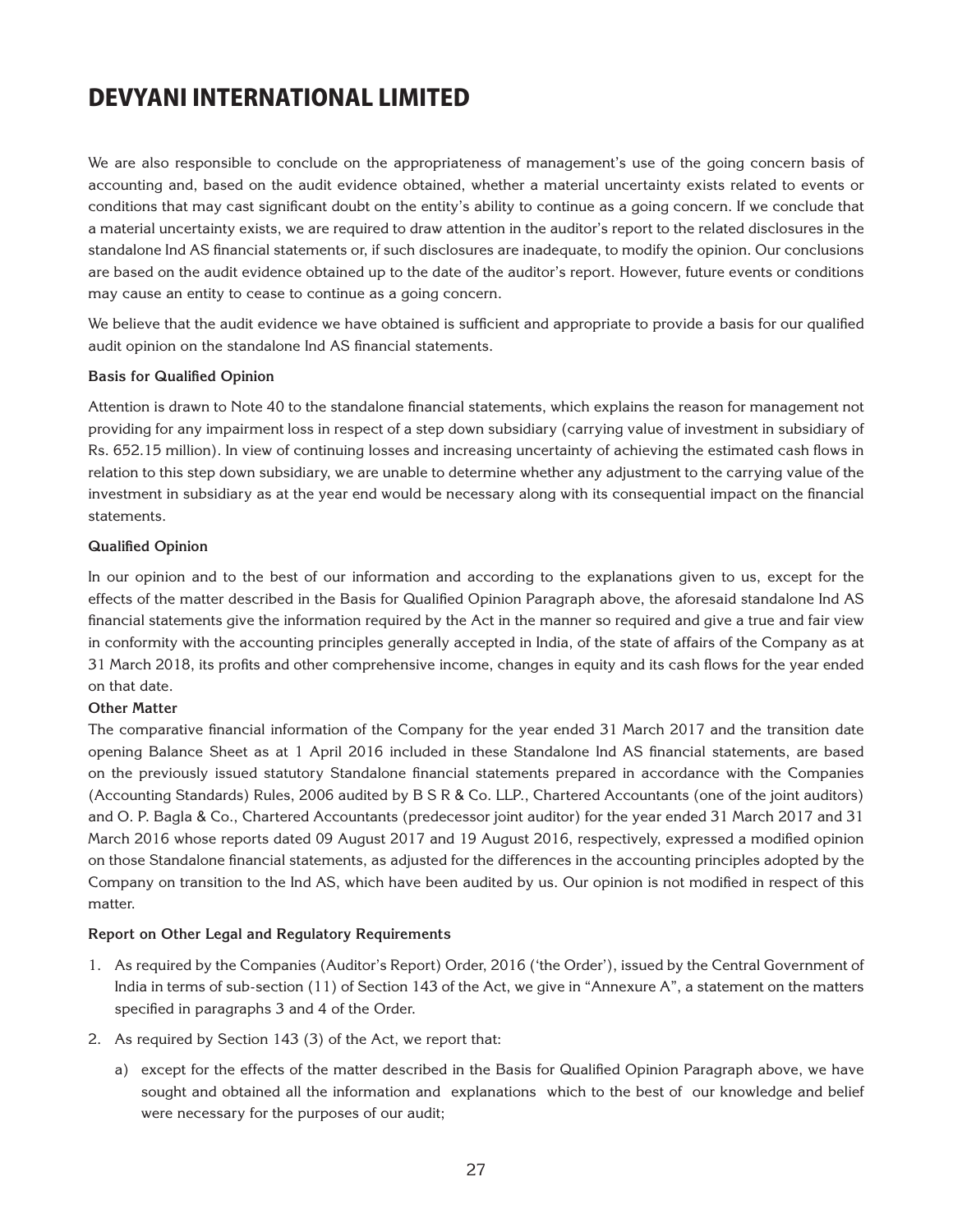We are also responsible to conclude on the appropriateness of management's use of the going concern basis of accounting and, based on the audit evidence obtained, whether a material uncertainty exists related to events or conditions that may cast significant doubt on the entity's ability to continue as a going concern. If we conclude that a material uncertainty exists, we are required to draw attention in the auditor's report to the related disclosures in the standalone Ind AS financial statements or, if such disclosures are inadequate, to modify the opinion. Our conclusions are based on the audit evidence obtained up to the date of the auditor's report. However, future events or conditions may cause an entity to cease to continue as a going concern.

We believe that the audit evidence we have obtained is sufficient and appropriate to provide a basis for our qualified audit opinion on the standalone Ind AS financial statements.

**Basis for Qualified Opinion**

Attention is drawn to Note 40 to the standalone financial statements, which explains the reason for management not providing for any impairment loss in respect of a step down subsidiary (carrying value of investment in subsidiary of Rs. 652.15 million). In view of continuing losses and increasing uncertainty of achieving the estimated cash flows in relation to this step down subsidiary, we are unable to determine whether any adjustment to the carrying value of the investment in subsidiary as at the year end would be necessary along with its consequential impact on the financial statements.

**Qualified Opinion**

In our opinion and to the best of our information and according to the explanations given to us, except for the effects of the matter described in the Basis for Qualified Opinion Paragraph above, the aforesaid standalone Ind AS financial statements give the information required by the Act in the manner so required and give a true and fair view in conformity with the accounting principles generally accepted in India, of the state of affairs of the Company as at 31 March 2018, its profits and other comprehensive income, changes in equity and its cash flows for the year ended on that date.

**Other Matter**

The comparative financial information of the Company for the year ended 31 March 2017 and the transition date opening Balance Sheet as at 1 April 2016 included in these Standalone Ind AS financial statements, are based on the previously issued statutory Standalone financial statements prepared in accordance with the Companies (Accounting Standards) Rules, 2006 audited by B S R & Co. LLP., Chartered Accountants (one of the joint auditors) and O. P. Bagla & Co., Chartered Accountants (predecessor joint auditor) for the year ended 31 March 2017 and 31 March 2016 whose reports dated 09 August 2017 and 19 August 2016, respectively, expressed a modified opinion on those Standalone financial statements, as adjusted for the differences in the accounting principles adopted by the Company on transition to the Ind AS, which have been audited by us. Our opinion is not modified in respect of this matter.

**Report on Other Legal and Regulatory Requirements**

1. As required by the Companies (Auditor's Report) Order, 2016 ('the Order'), issued by the Central Government of India in terms of sub-section (11) of Section 143 of the Act, we give in "Annexure A", a statement on the matters specified in paragraphs 3 and 4 of the Order.
2. As required by Section 143 (3) of the Act, we report that:
   a) except for the effects of the matter described in the Basis for Qualified Opinion Paragraph above, we have sought and obtained all the information and explanations which to the best of our knowledge and belief were necessary for the purposes of our audit;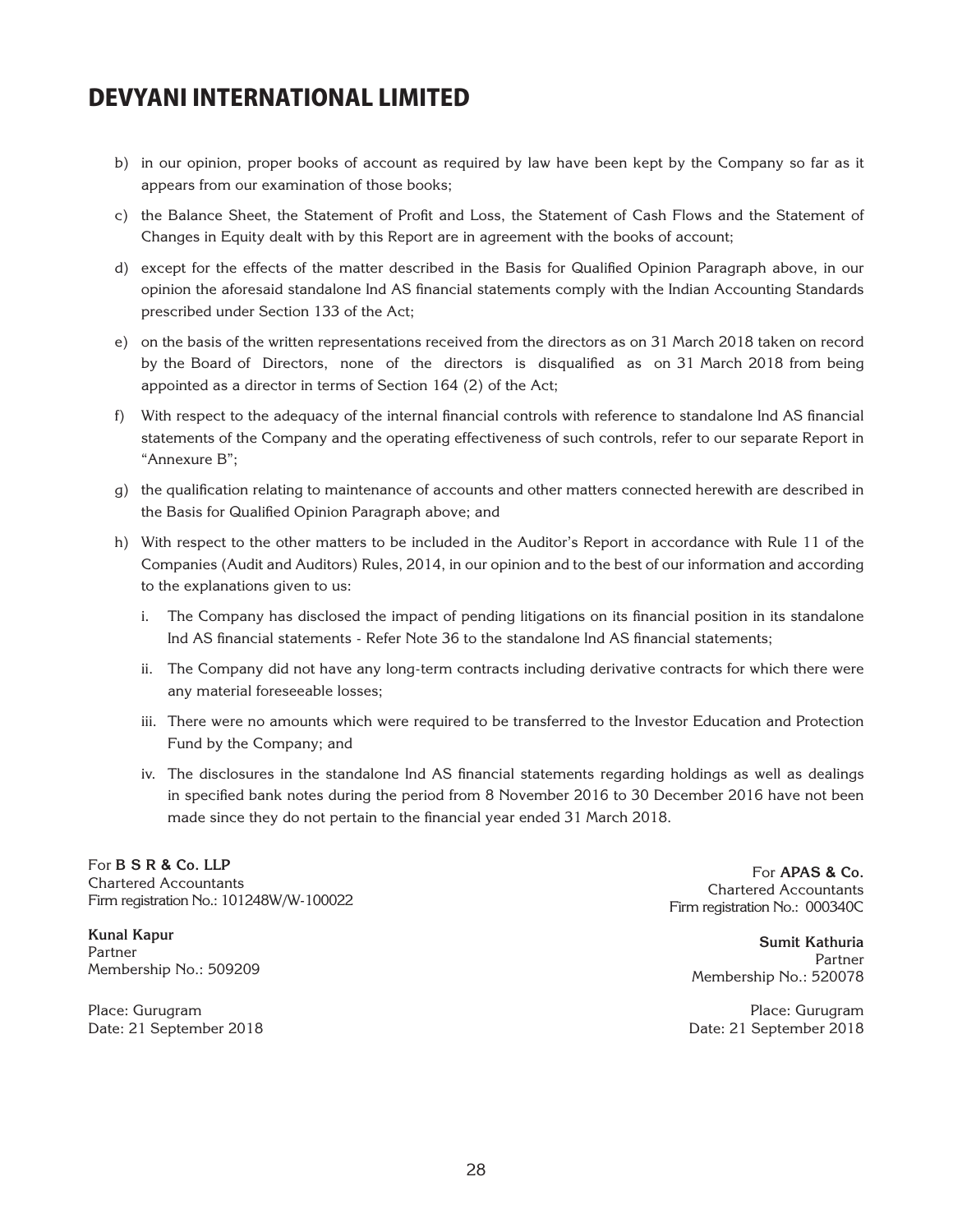b) in our opinion, proper books of account as required by law have been kept by the Company so far as it appears from our examination of those books;

c) the Balance Sheet, the Statement of Profit and Loss, the Statement of Cash Flows and the Statement of Changes in Equity dealt with by this Report are in agreement with the books of account;

d) except for the effects of the matter described in the Basis for Qualified Opinion Paragraph above, in our opinion the aforesaid standalone Ind AS financial statements comply with the Indian Accounting Standards prescribed under Section 133 of the Act;

e) on the basis of the written representations received from the directors as on 31 March 2018 taken on record by the Board of Directors, none of the directors is disqualified as on 31 March 2018 from being appointed as a director in terms of Section 164 (2) of the Act;

f) With respect to the adequacy of the internal financial controls with reference to standalone Ind AS financial statements of the Company and the operating effectiveness of such controls, refer to our separate Report in "Annexure B";

g) the qualification relating to maintenance of accounts and other matters connected herewith are described in the Basis for Qualified Opinion Paragraph above; and

h) With respect to the other matters to be included in the Auditor's Report in accordance with Rule 11 of the Companies (Audit and Auditors) Rules, 2014, in our opinion and to the best of our information and according to the explanations given to us:

   i. The Company has disclosed the impact of pending litigations on its financial position in its standalone Ind AS financial statements - Refer Note 36 to the standalone Ind AS financial statements;

   ii. The Company did not have any long-term contracts including derivative contracts for which there were any material foreseeable losses;

   iii. There were no amounts which were required to be transferred to the Investor Education and Protection Fund by the Company; and

   iv. The disclosures in the standalone Ind AS financial statements regarding holdings as well as dealings in specified bank notes during the period from 8 November 2016 to 30 December 2016 have not been made since they do not pertain to the financial year ended 31 March 2018.

For **B S R & Co. LLP**
Chartered Accountants
Firm registration No.: 101248W/W-100022

**Kunal Kapur**
Partner
Membership No.: 509209

Place: Gurugram
Date: 21 September 2018

For **APAS & Co.**
Chartered Accountants
Firm registration No.: 000340C

**Sumit Kathuria**
Partner
Membership No.: 520078

Place: Gurugram
Date: 21 September 2018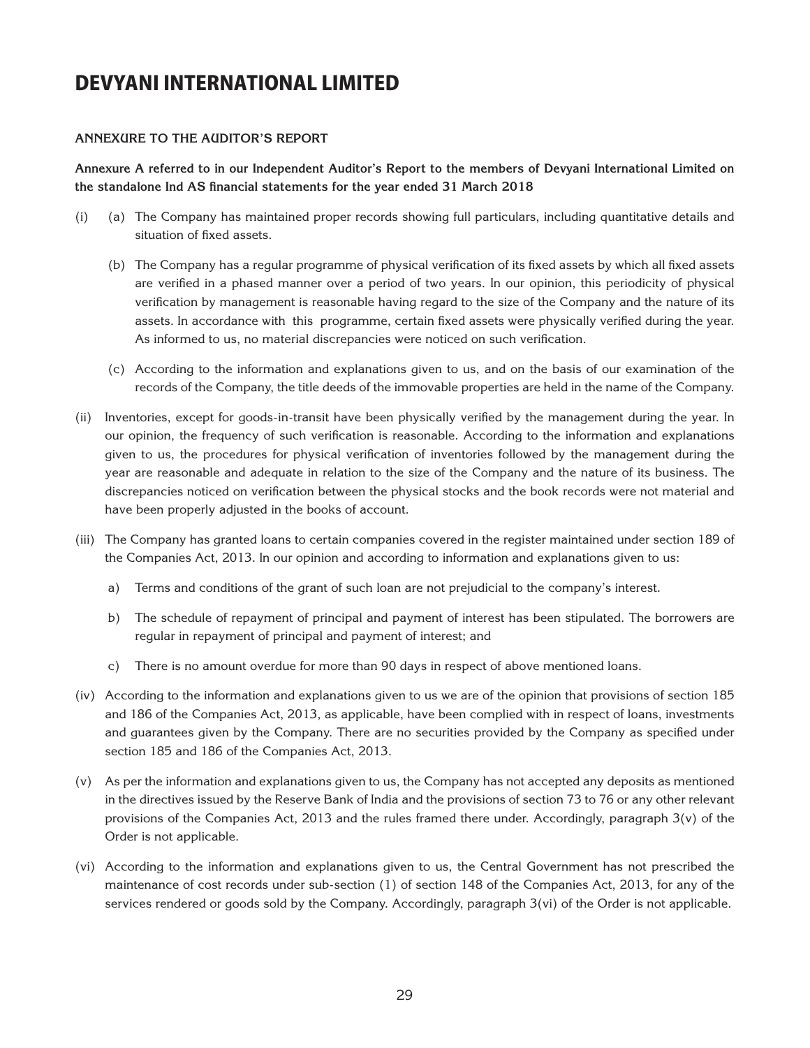# DEVYANI INTERNATIONAL LIMITED

## ANNEXURE TO THE AUDITOR'S REPORT

**Annexure A referred to in our Independent Auditor's Report to the members of Devyani International Limited on the standalone Ind AS financial statements for the year ended 31 March 2018**

(i) (a) The Company has maintained proper records showing full particulars, including quantitative details and situation of fixed assets.

(b) The Company has a regular programme of physical verification of its fixed assets by which all fixed assets are verified in a phased manner over a period of two years. In our opinion, this periodicity of physical verification by management is reasonable having regard to the size of the Company and the nature of its assets. In accordance with this programme, certain fixed assets were physically verified during the year. As informed to us, no material discrepancies were noticed on such verification.

(c) According to the information and explanations given to us, and on the basis of our examination of the records of the Company, the title deeds of the immovable properties are held in the name of the Company.

(ii) Inventories, except for goods-in-transit have been physically verified by the management during the year. In our opinion, the frequency of such verification is reasonable. According to the information and explanations given to us, the procedures for physical verification of inventories followed by the management during the year are reasonable and adequate in relation to the size of the Company and the nature of its business. The discrepancies noticed on verification between the physical stocks and the book records were not material and have been properly adjusted in the books of account.

(iii) The Company has granted loans to certain companies covered in the register maintained under section 189 of the Companies Act, 2013. In our opinion and according to information and explanations given to us:

a) Terms and conditions of the grant of such loan are not prejudicial to the company's interest.

b) The schedule of repayment of principal and payment of interest has been stipulated. The borrowers are regular in repayment of principal and payment of interest; and

c) There is no amount overdue for more than 90 days in respect of above mentioned loans.

(iv) According to the information and explanations given to us we are of the opinion that provisions of section 185 and 186 of the Companies Act, 2013, as applicable, have been complied with in respect of loans, investments and guarantees given by the Company. There are no securities provided by the Company as specified under section 185 and 186 of the Companies Act, 2013.

(v) As per the information and explanations given to us, the Company has not accepted any deposits as mentioned in the directives issued by the Reserve Bank of India and the provisions of section 73 to 76 or any other relevant provisions of the Companies Act, 2013 and the rules framed there under. Accordingly, paragraph 3(v) of the Order is not applicable.

(vi) According to the information and explanations given to us, the Central Government has not prescribed the maintenance of cost records under sub-section (1) of section 148 of the Companies Act, 2013, for any of the services rendered or goods sold by the Company. Accordingly, paragraph 3(vi) of the Order is not applicable.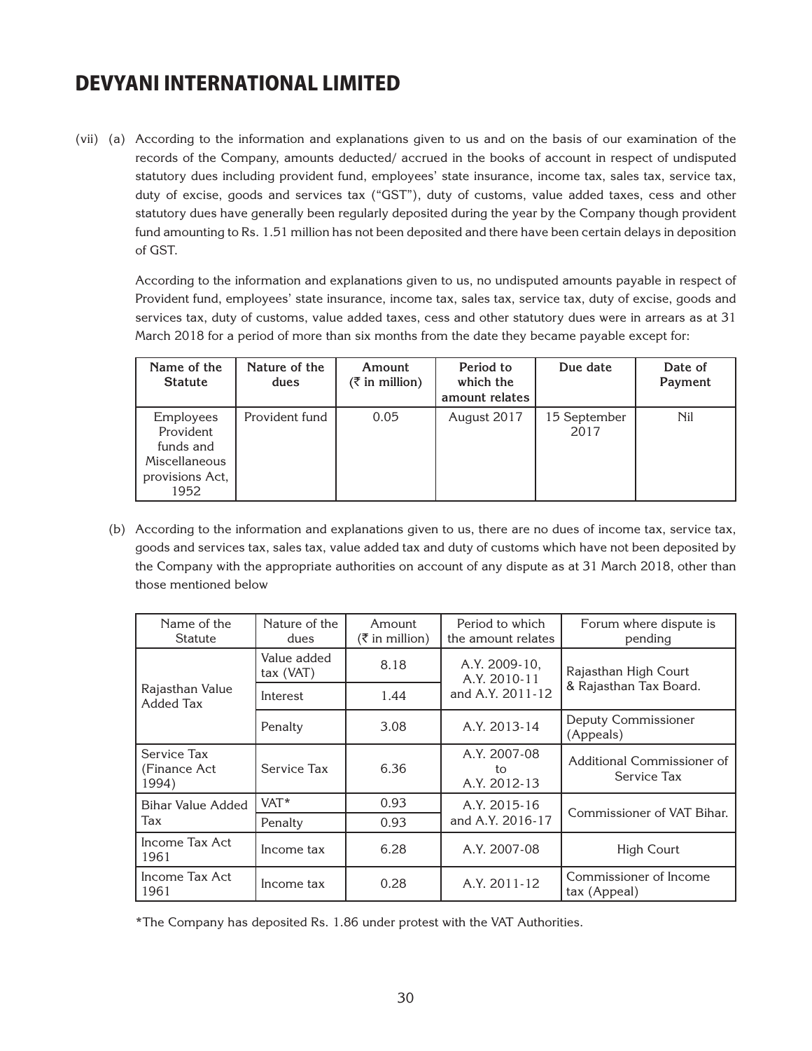# DEVYANI INTERNATIONAL LIMITED

(vii) (a) According to the information and explanations given to us and on the basis of our examination of the records of the Company, amounts deducted/ accrued in the books of account in respect of undisputed statutory dues including provident fund, employees' state insurance, income tax, sales tax, service tax, duty of excise, goods and services tax ("GST"), duty of customs, value added taxes, cess and other statutory dues have generally been regularly deposited during the year by the Company though provident fund amounting to Rs. 1.51 million has not been deposited and there have been certain delays in deposition of GST.

According to the information and explanations given to us, no undisputed amounts payable in respect of Provident fund, employees' state insurance, income tax, sales tax, service tax, duty of excise, goods and services tax, duty of customs, value added taxes, cess and other statutory dues were in arrears as at 31 March 2018 for a period of more than six months from the date they became payable except for:

| Name of the Statute | Nature of the dues | Amount (₹ in million) | Period to which the amount relates | Due date | Date of Payment |
|---|---|---|---|---|---|
| Employees Provident funds and Miscellaneous provisions Act, 1952 | Provident fund | 0.05 | August 2017 | 15 September 2017 | Nil |

(b) According to the information and explanations given to us, there are no dues of income tax, service tax, goods and services tax, sales tax, value added tax and duty of customs which have not been deposited by the Company with the appropriate authorities on account of any dispute as at 31 March 2018, other than those mentioned below

| Name of the Statute | Nature of the dues | Amount (₹ in million) | Period to which the amount relates | Forum where dispute is pending |
|---|---|---|---|---|
| Rajasthan Value Added Tax | Value added tax (VAT) | 8.18 | A.Y. 2009-10, A.Y. 2010-11 and A.Y. 2011-12 | Rajasthan High Court & Rajasthan Tax Board. |
| | Interest | 1.44 | | |
| | Penalty | 3.08 | A.Y. 2013-14 | Deputy Commissioner (Appeals) |
| Service Tax (Finance Act 1994) | Service Tax | 6.36 | A.Y. 2007-08 to A.Y. 2012-13 | Additional Commissioner of Service Tax |
| Bihar Value Added Tax | VAT* | 0.93 | A.Y. 2015-16 and A.Y. 2016-17 | Commissioner of VAT Bihar. |
| | Penalty | 0.93 | | |
| Income Tax Act 1961 | Income tax | 6.28 | A.Y. 2007-08 | High Court |
| Income Tax Act 1961 | Income tax | 0.28 | A.Y. 2011-12 | Commissioner of Income tax (Appeal) |

*The Company has deposited Rs. 1.86 under protest with the VAT Authorities.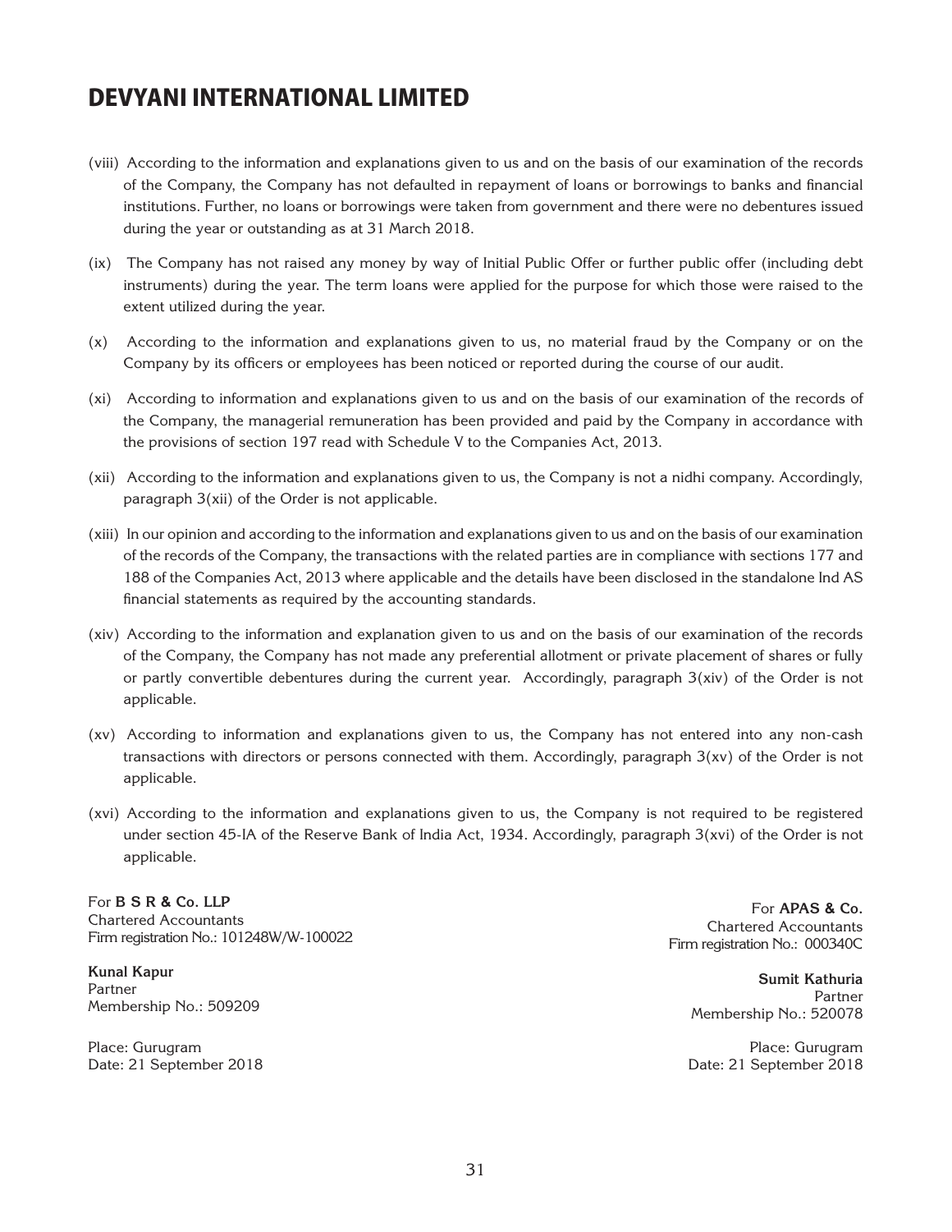(viii) According to the information and explanations given to us and on the basis of our examination of the records of the Company, the Company has not defaulted in repayment of loans or borrowings to banks and financial institutions. Further, no loans or borrowings were taken from government and there were no debentures issued during the year or outstanding as at 31 March 2018.

(ix) The Company has not raised any money by way of Initial Public Offer or further public offer (including debt instruments) during the year. The term loans were applied for the purpose for which those were raised to the extent utilized during the year.

(x) According to the information and explanations given to us, no material fraud by the Company or on the Company by its officers or employees has been noticed or reported during the course of our audit.

(xi) According to information and explanations given to us and on the basis of our examination of the records of the Company, the managerial remuneration has been provided and paid by the Company in accordance with the provisions of section 197 read with Schedule V to the Companies Act, 2013.

(xii) According to the information and explanations given to us, the Company is not a nidhi company. Accordingly, paragraph 3(xii) of the Order is not applicable.

(xiii) In our opinion and according to the information and explanations given to us and on the basis of our examination of the records of the Company, the transactions with the related parties are in compliance with sections 177 and 188 of the Companies Act, 2013 where applicable and the details have been disclosed in the standalone Ind AS financial statements as required by the accounting standards.

(xiv) According to the information and explanation given to us and on the basis of our examination of the records of the Company, the Company has not made any preferential allotment or private placement of shares or fully or partly convertible debentures during the current year. Accordingly, paragraph 3(xiv) of the Order is not applicable.

(xv) According to information and explanations given to us, the Company has not entered into any non-cash transactions with directors or persons connected with them. Accordingly, paragraph 3(xv) of the Order is not applicable.

(xvi) According to the information and explanations given to us, the Company is not required to be registered under section 45-IA of the Reserve Bank of India Act, 1934. Accordingly, paragraph 3(xvi) of the Order is not applicable.

For **B S R & Co. LLP**
Chartered Accountants
Firm registration No.: 101248W/W-100022

**Kunal Kapur**
Partner
Membership No.: 509209

Place: Gurugram
Date: 21 September 2018

For **APAS & Co.**
Chartered Accountants
Firm registration No.: 000340C

**Sumit Kathuria**
Partner
Membership No.: 520078

Place: Gurugram
Date: 21 September 2018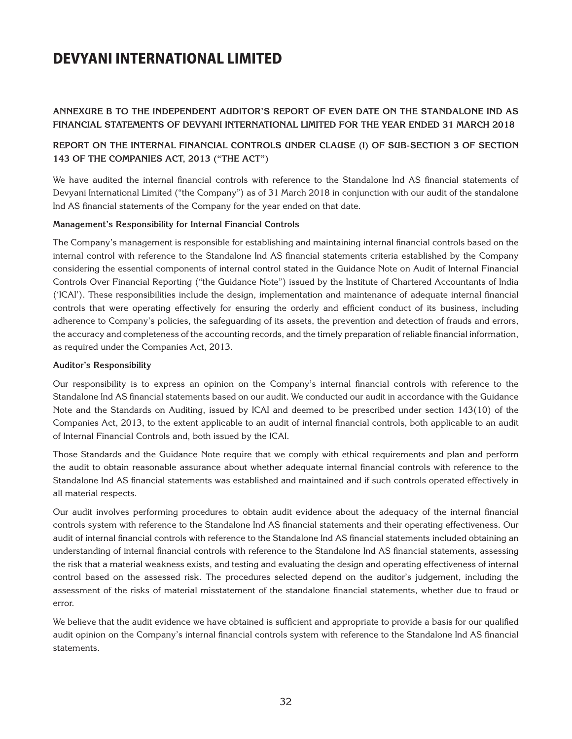## ANNEXURE B TO THE INDEPENDENT AUDITOR'S REPORT OF EVEN DATE ON THE STANDALONE IND AS FINANCIAL STATEMENTS OF DEVYANI INTERNATIONAL LIMITED FOR THE YEAR ENDED 31 MARCH 2018

## REPORT ON THE INTERNAL FINANCIAL CONTROLS UNDER CLAUSE (I) OF SUB-SECTION 3 OF SECTION 143 OF THE COMPANIES ACT, 2013 ("THE ACT")

We have audited the internal financial controls with reference to the Standalone Ind AS financial statements of Devyani International Limited ("the Company") as of 31 March 2018 in conjunction with our audit of the standalone Ind AS financial statements of the Company for the year ended on that date.

**Management's Responsibility for Internal Financial Controls**

The Company's management is responsible for establishing and maintaining internal financial controls based on the internal control with reference to the Standalone Ind AS financial statements criteria established by the Company considering the essential components of internal control stated in the Guidance Note on Audit of Internal Financial Controls Over Financial Reporting ("the Guidance Note") issued by the Institute of Chartered Accountants of India ('ICAI'). These responsibilities include the design, implementation and maintenance of adequate internal financial controls that were operating effectively for ensuring the orderly and efficient conduct of its business, including adherence to Company's policies, the safeguarding of its assets, the prevention and detection of frauds and errors, the accuracy and completeness of the accounting records, and the timely preparation of reliable financial information, as required under the Companies Act, 2013.

**Auditor's Responsibility**

Our responsibility is to express an opinion on the Company's internal financial controls with reference to the Standalone Ind AS financial statements based on our audit. We conducted our audit in accordance with the Guidance Note and the Standards on Auditing, issued by ICAI and deemed to be prescribed under section 143(10) of the Companies Act, 2013, to the extent applicable to an audit of internal financial controls, both applicable to an audit of Internal Financial Controls and, both issued by the ICAI.

Those Standards and the Guidance Note require that we comply with ethical requirements and plan and perform the audit to obtain reasonable assurance about whether adequate internal financial controls with reference to the Standalone Ind AS financial statements was established and maintained and if such controls operated effectively in all material respects.

Our audit involves performing procedures to obtain audit evidence about the adequacy of the internal financial controls system with reference to the Standalone Ind AS financial statements and their operating effectiveness. Our audit of internal financial controls with reference to the Standalone Ind AS financial statements included obtaining an understanding of internal financial controls with reference to the Standalone Ind AS financial statements, assessing the risk that a material weakness exists, and testing and evaluating the design and operating effectiveness of internal control based on the assessed risk. The procedures selected depend on the auditor's judgement, including the assessment of the risks of material misstatement of the standalone financial statements, whether due to fraud or error.

We believe that the audit evidence we have obtained is sufficient and appropriate to provide a basis for our qualified audit opinion on the Company's internal financial controls system with reference to the Standalone Ind AS financial statements.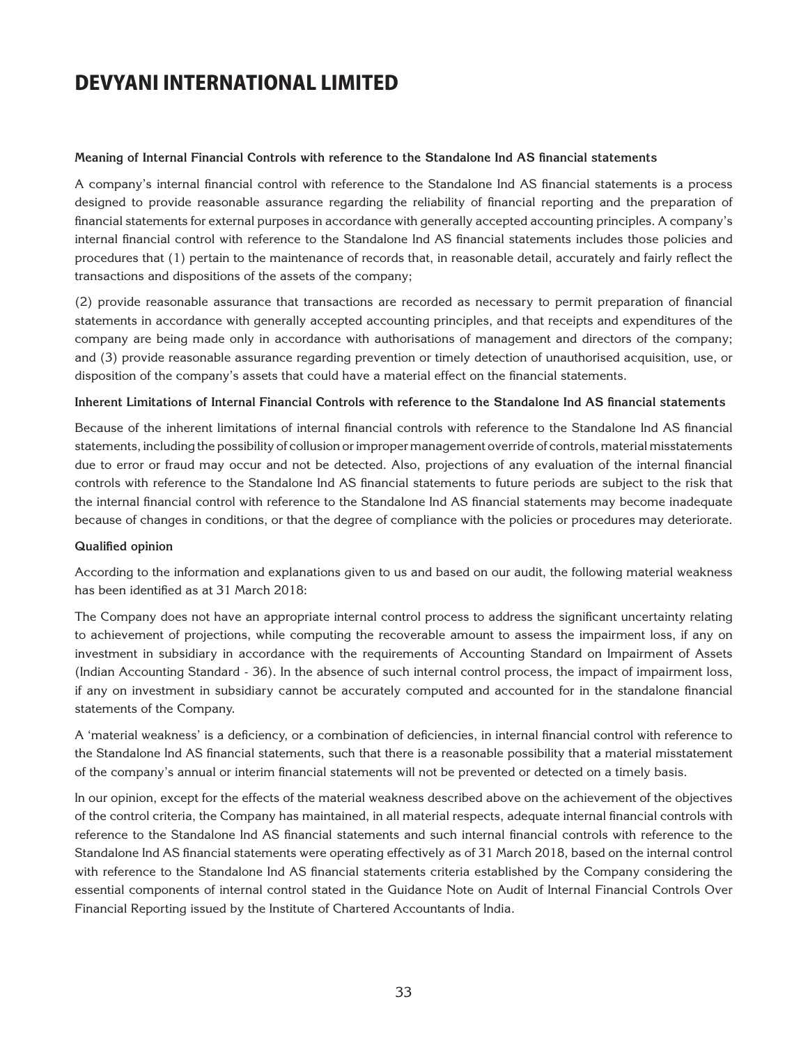#### Meaning of Internal Financial Controls with reference to the Standalone Ind AS financial statements

A company's internal financial control with reference to the Standalone Ind AS financial statements is a process designed to provide reasonable assurance regarding the reliability of financial reporting and the preparation of financial statements for external purposes in accordance with generally accepted accounting principles. A company's internal financial control with reference to the Standalone Ind AS financial statements includes those policies and procedures that (1) pertain to the maintenance of records that, in reasonable detail, accurately and fairly reflect the transactions and dispositions of the assets of the company;

(2) provide reasonable assurance that transactions are recorded as necessary to permit preparation of financial statements in accordance with generally accepted accounting principles, and that receipts and expenditures of the company are being made only in accordance with authorisations of management and directors of the company; and (3) provide reasonable assurance regarding prevention or timely detection of unauthorised acquisition, use, or disposition of the company's assets that could have a material effect on the financial statements.

#### Inherent Limitations of Internal Financial Controls with reference to the Standalone Ind AS financial statements

Because of the inherent limitations of internal financial controls with reference to the Standalone Ind AS financial statements, including the possibility of collusion or improper management override of controls, material misstatements due to error or fraud may occur and not be detected. Also, projections of any evaluation of the internal financial controls with reference to the Standalone Ind AS financial statements to future periods are subject to the risk that the internal financial control with reference to the Standalone Ind AS financial statements may become inadequate because of changes in conditions, or that the degree of compliance with the policies or procedures may deteriorate.

#### Qualified opinion

According to the information and explanations given to us and based on our audit, the following material weakness has been identified as at 31 March 2018:

The Company does not have an appropriate internal control process to address the significant uncertainty relating to achievement of projections, while computing the recoverable amount to assess the impairment loss, if any on investment in subsidiary in accordance with the requirements of Accounting Standard on Impairment of Assets (Indian Accounting Standard - 36). In the absence of such internal control process, the impact of impairment loss, if any on investment in subsidiary cannot be accurately computed and accounted for in the standalone financial statements of the Company.

A 'material weakness' is a deficiency, or a combination of deficiencies, in internal financial control with reference to the Standalone Ind AS financial statements, such that there is a reasonable possibility that a material misstatement of the company's annual or interim financial statements will not be prevented or detected on a timely basis.

In our opinion, except for the effects of the material weakness described above on the achievement of the objectives of the control criteria, the Company has maintained, in all material respects, adequate internal financial controls with reference to the Standalone Ind AS financial statements and such internal financial controls with reference to the Standalone Ind AS financial statements were operating effectively as of 31 March 2018, based on the internal control with reference to the Standalone Ind AS financial statements criteria established by the Company considering the essential components of internal control stated in the Guidance Note on Audit of Internal Financial Controls Over Financial Reporting issued by the Institute of Chartered Accountants of India.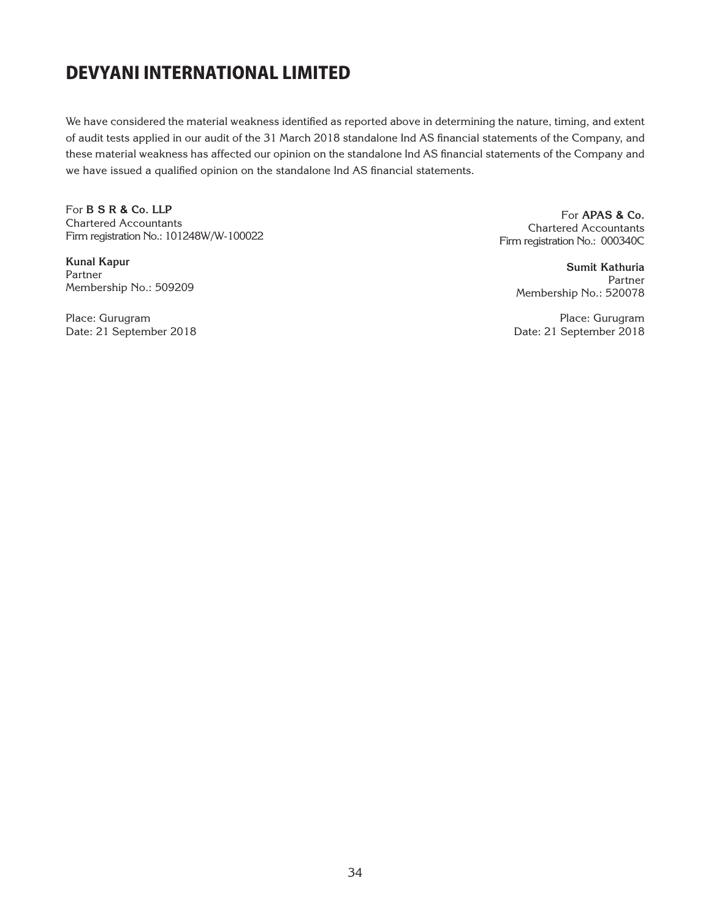We have considered the material weakness identified as reported above in determining the nature, timing, and extent of audit tests applied in our audit of the 31 March 2018 standalone Ind AS financial statements of the Company, and these material weakness has affected our opinion on the standalone Ind AS financial statements of the Company and we have issued a qualified opinion on the standalone Ind AS financial statements.

For **B S R & Co. LLP**
Chartered Accountants
Firm registration No.: 101248W/W-100022

**Kunal Kapur**
Partner
Membership No.: 509209

Place: Gurugram
Date: 21 September 2018

For **APAS & Co.**
Chartered Accountants
Firm registration No.: 000340C

**Sumit Kathuria**
Partner
Membership No.: 520078

Place: Gurugram
Date: 21 September 2018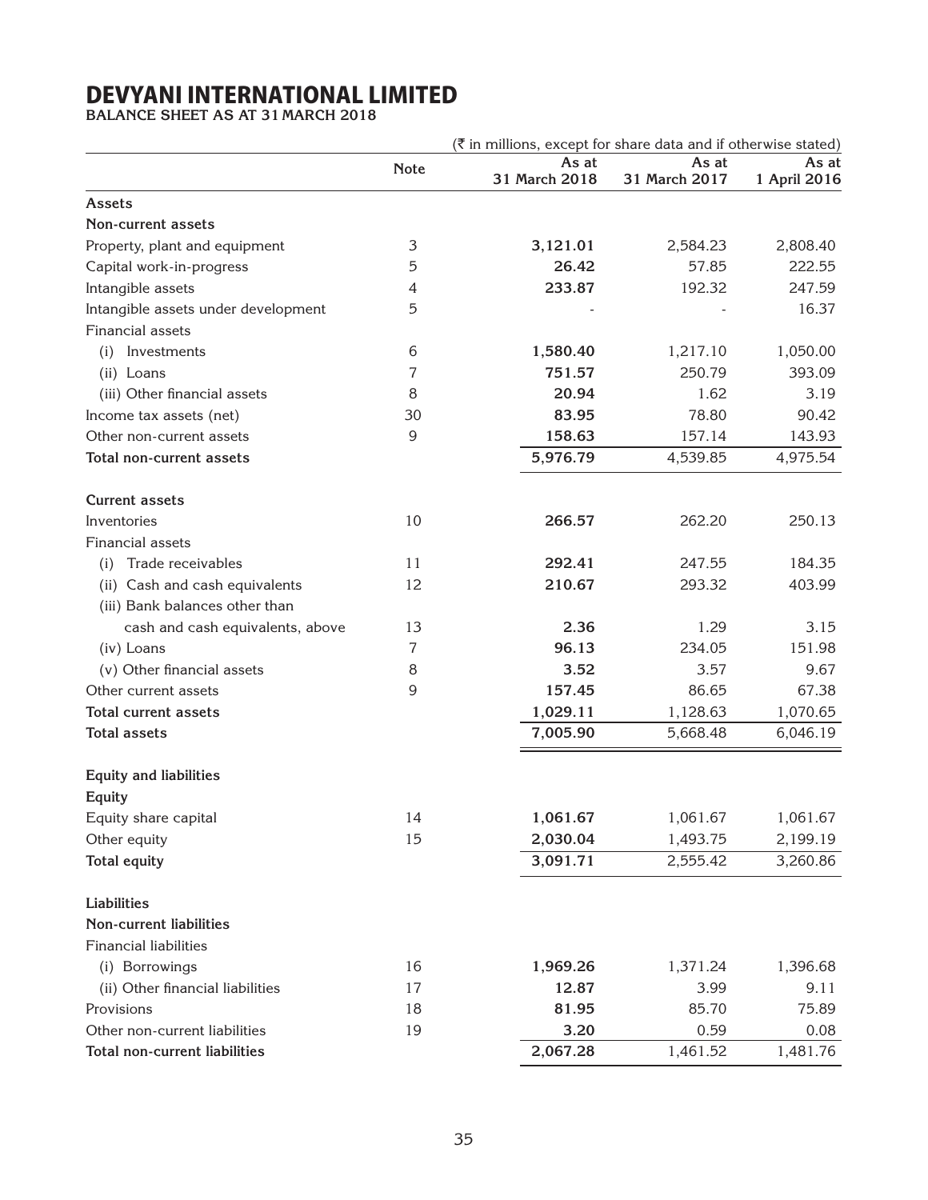# DEVYANI INTERNATIONAL LIMITED

**BALANCE SHEET AS AT 31 MARCH 2018**

(₹ in millions, except for share data and if otherwise stated)

| | Note | As at 31 March 2018 | As at 31 March 2017 | As at 1 April 2016 |
|---|---|---|---|---|
| **Assets** | | | | |
| **Non-current assets** | | | | |
| Property, plant and equipment | 3 | **3,121.01** | 2,584.23 | 2,808.40 |
| Capital work-in-progress | 5 | **26.42** | 57.85 | 222.55 |
| Intangible assets | 4 | **233.87** | 192.32 | 247.59 |
| Intangible assets under development | 5 | - | - | 16.37 |
| Financial assets | | | | |
| (i) Investments | 6 | **1,580.40** | 1,217.10 | 1,050.00 |
| (ii) Loans | 7 | **751.57** | 250.79 | 393.09 |
| (iii) Other financial assets | 8 | **20.94** | 1.62 | 3.19 |
| Income tax assets (net) | 30 | **83.95** | 78.80 | 90.42 |
| Other non-current assets | 9 | **158.63** | 157.14 | 143.93 |
| **Total non-current assets** | | **5,976.79** | 4,539.85 | 4,975.54 |
| | | | | |
| **Current assets** | | | | |
| Inventories | 10 | **266.57** | 262.20 | 250.13 |
| Financial assets | | | | |
| (i) Trade receivables | 11 | **292.41** | 247.55 | 184.35 |
| (ii) Cash and cash equivalents | 12 | **210.67** | 293.32 | 403.99 |
| (iii) Bank balances other than cash and cash equivalents, above | 13 | **2.36** | 1.29 | 3.15 |
| (iv) Loans | 7 | **96.13** | 234.05 | 151.98 |
| (v) Other financial assets | 8 | **3.52** | 3.57 | 9.67 |
| Other current assets | 9 | **157.45** | 86.65 | 67.38 |
| **Total current assets** | | **1,029.11** | 1,128.63 | 1,070.65 |
| **Total assets** | | **7,005.90** | 5,668.48 | 6,046.19 |
| | | | | |
| **Equity and liabilities** | | | | |
| **Equity** | | | | |
| Equity share capital | 14 | **1,061.67** | 1,061.67 | 1,061.67 |
| Other equity | 15 | **2,030.04** | 1,493.75 | 2,199.19 |
| **Total equity** | | **3,091.71** | 2,555.42 | 3,260.86 |
| | | | | |
| **Liabilities** | | | | |
| **Non-current liabilities** | | | | |
| Financial liabilities | | | | |
| (i) Borrowings | 16 | **1,969.26** | 1,371.24 | 1,396.68 |
| (ii) Other financial liabilities | 17 | **12.87** | 3.99 | 9.11 |
| Provisions | 18 | **81.95** | 85.70 | 75.89 |
| Other non-current liabilities | 19 | **3.20** | 0.59 | 0.08 |
| **Total non-current liabilities** | | **2,067.28** | 1,461.52 | 1,481.76 |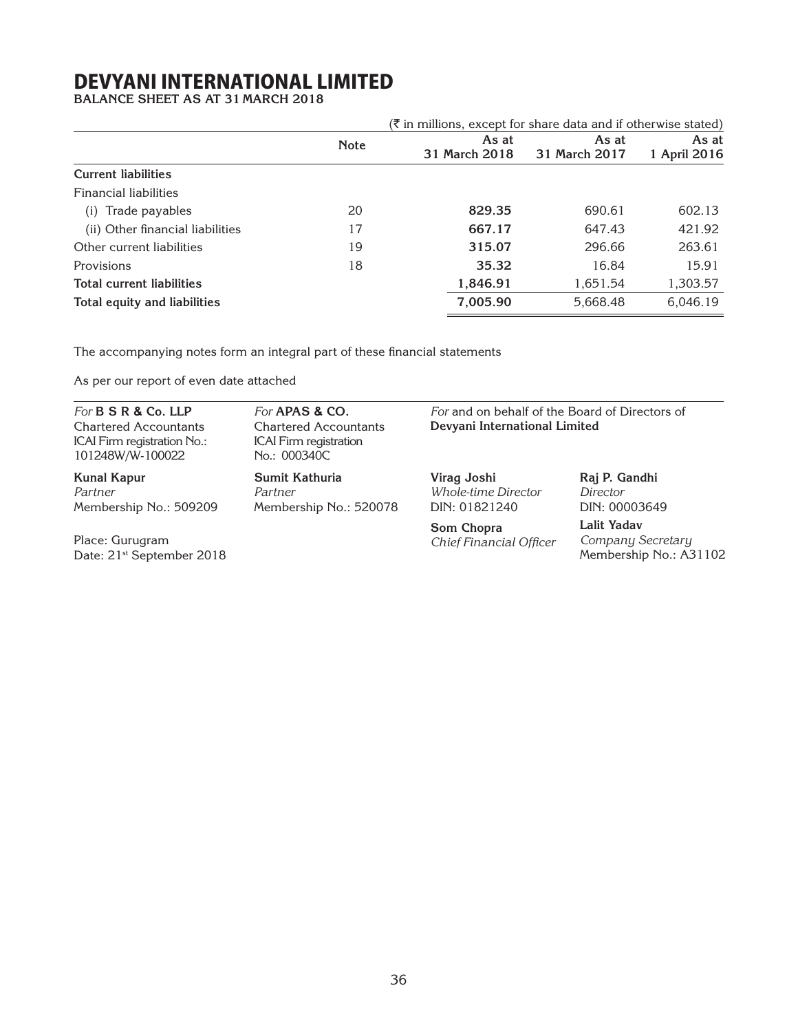# DEVYANI INTERNATIONAL LIMITED

**BALANCE SHEET AS AT 31 MARCH 2018**

(₹ in millions, except for share data and if otherwise stated)

| | Note | As at 31 March 2018 | As at 31 March 2017 | As at 1 April 2016 |
|---|---|---|---|---|
| **Current liabilities** | | | | |
| Financial liabilities | | | | |
| (i) Trade payables | 20 | **829.35** | 690.61 | 602.13 |
| (ii) Other financial liabilities | 17 | **667.17** | 647.43 | 421.92 |
| Other current liabilities | 19 | **315.07** | 296.66 | 263.61 |
| Provisions | 18 | **35.32** | 16.84 | 15.91 |
| **Total current liabilities** | | **1,846.91** | 1,651.54 | 1,303.57 |
| **Total equity and liabilities** | | **7,005.90** | 5,668.48 | 6,046.19 |

The accompanying notes form an integral part of these financial statements

As per our report of even date attached

*For* **B S R & Co. LLP**
Chartered Accountants
ICAI Firm registration No.: 101248W/W-100022

**Kunal Kapur**
*Partner*
Membership No.: 509209

*For* **APAS & CO.**
Chartered Accountants
ICAI Firm registration No.: 000340C

**Sumit Kathuria**
*Partner*
Membership No.: 520078

*For* and on behalf of the Board of Directors of
**Devyani International Limited**

**Virag Joshi**
*Whole-time Director*
DIN: 01821240

**Raj P. Gandhi**
*Director*
DIN: 00003649

**Som Chopra**
*Chief Financial Officer*

**Lalit Yadav**
*Company Secretary*
Membership No.: A31102

Place: Gurugram
Date: 21st September 2018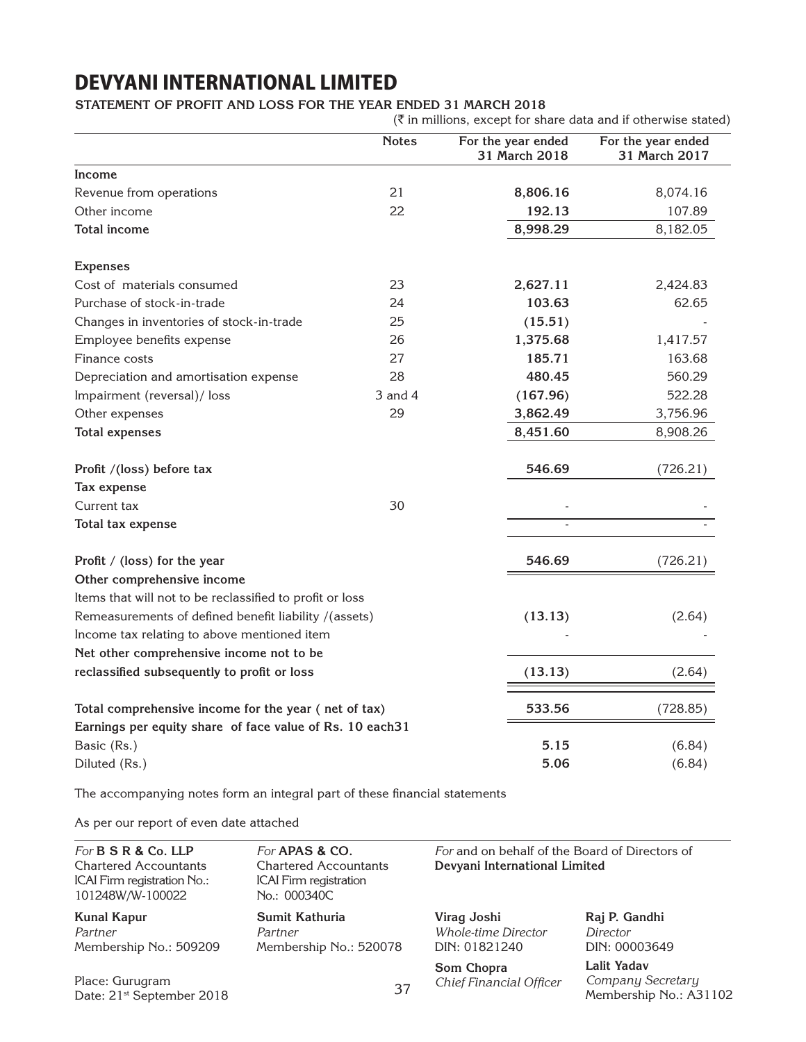# DEVYANI INTERNATIONAL LIMITED

**STATEMENT OF PROFIT AND LOSS FOR THE YEAR ENDED 31 MARCH 2018**

(₹ in millions, except for share data and if otherwise stated)

| | Notes | For the year ended 31 March 2018 | For the year ended 31 March 2017 |
|---|---|---|---|
| **Income** | | | |
| Revenue from operations | 21 | **8,806.16** | 8,074.16 |
| Other income | 22 | **192.13** | 107.89 |
| **Total income** | | **8,998.29** | 8,182.05 |
| **Expenses** | | | |
| Cost of materials consumed | 23 | **2,627.11** | 2,424.83 |
| Purchase of stock-in-trade | 24 | **103.63** | 62.65 |
| Changes in inventories of stock-in-trade | 25 | **(15.51)** | - |
| Employee benefits expense | 26 | **1,375.68** | 1,417.57 |
| Finance costs | 27 | **185.71** | 163.68 |
| Depreciation and amortisation expense | 28 | **480.45** | 560.29 |
| Impairment (reversal)/ loss | 3 and 4 | **(167.96)** | 522.28 |
| Other expenses | 29 | **3,862.49** | 3,756.96 |
| **Total expenses** | | **8,451.60** | 8,908.26 |
| **Profit /(loss) before tax** | | **546.69** | (726.21) |
| **Tax expense** | | | |
| Current tax | 30 | - | - |
| **Total tax expense** | | - | - |
| **Profit / (loss) for the year** | | **546.69** | (726.21) |
| **Other comprehensive income** | | | |
| Items that will not to be reclassified to profit or loss | | | |
| Remeasurements of defined benefit liability /(assets) | | **(13.13)** | (2.64) |
| Income tax relating to above mentioned item | | - | - |
| **Net other comprehensive income not to be reclassified subsequently to profit or loss** | | **(13.13)** | (2.64) |
| **Total comprehensive income for the year ( net of tax)** | | **533.56** | (728.85) |
| **Earnings per equity share of face value of Rs. 10 each** | 31 | | |
| Basic (Rs.) | | **5.15** | (6.84) |
| Diluted (Rs.) | | **5.06** | (6.84) |

The accompanying notes form an integral part of these financial statements

As per our report of even date attached

*For* **B S R & Co. LLP**
Chartered Accountants
ICAI Firm registration No.: 101248W/W-100022

**Kunal Kapur**
*Partner*
Membership No.: 509209

*For* **APAS & CO.**
Chartered Accountants
ICAI Firm registration No.: 000340C

**Sumit Kathuria**
*Partner*
Membership No.: 520078

*For* and on behalf of the Board of Directors of
**Devyani International Limited**

**Virag Joshi**
*Whole-time Director*
DIN: 01821240

**Raj P. Gandhi**
*Director*
DIN: 00003649

**Som Chopra**
*Chief Financial Officer*

**Lalit Yadav**
*Company Secretary*
Membership No.: A31102

Place: Gurugram
Date: 21st September 2018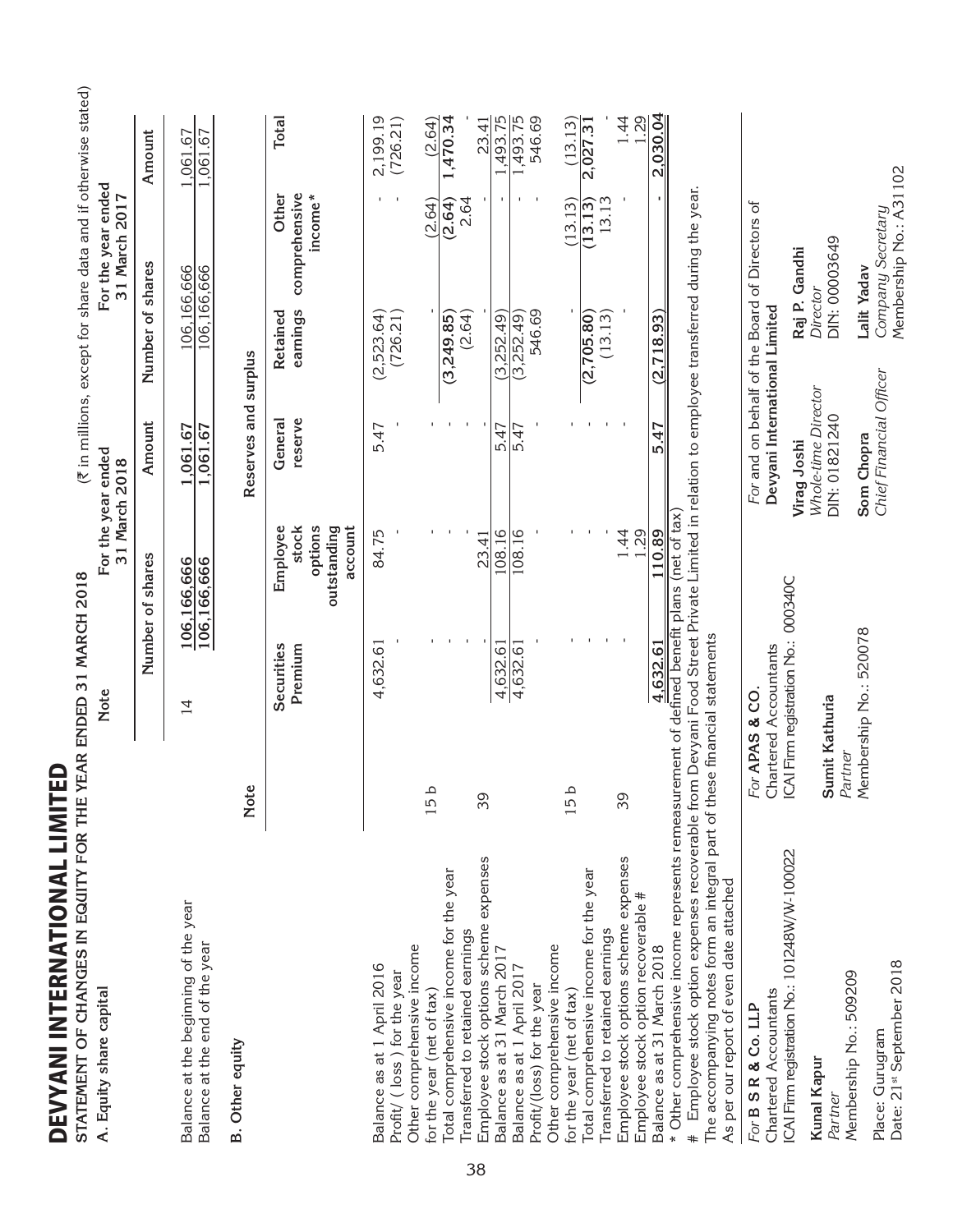# DEVYANI INTERNATIONAL LIMITED

## STATEMENT OF CHANGES IN EQUITY FOR THE YEAR ENDED 31 MARCH 2018

(₹ in millions, except for share data and if otherwise stated)

### A. Equity share capital

| | Note | For the year ended 31 March 2018 | | For the year ended 31 March 2017 | |
|---|---|---|---|---|---|
| | | Number of shares | Amount | Number of shares | Amount |
| Balance at the beginning of the year | 14 | 106,166,666 | 1,061.67 | 106,166,666 | 1,061.67 |
| Balance at the end of the year | | 106,166,666 | 1,061.67 | 106,166,666 | 1,061.67 |

### B. Other equity

| | Note | Reserves and surplus | | | | Other comprehensive income* | Total |
|---|---|---|---|---|---|---|---|
| | | Securities Premium | Employee stock options outstanding account | General reserve | Retained earnings | | |
| Balance as at 1 April 2016 | | 4,632.61 | 84.75 | 5.47 | (2,523.64) | - | 2,199.19 |
| Profit/ ( loss ) for the year | | - | - | - | (726.21) | - | (726.21) |
| Other comprehensive income for the year (net of tax) | 15 b | - | - | - | - | (2.64) | (2.64) |
| Total comprehensive income for the year | | - | - | - | (3,249.85) | (2.64) | 1,470.34 |
| Transferred to retained earnings | | - | - | - | (2.64) | 2.64 | - |
| Employee stock options scheme expenses | 39 | - | 23.41 | - | - | - | 23.41 |
| Balance as at 31 March 2017 | | 4,632.61 | 108.16 | 5.47 | (3,252.49) | - | 1,493.75 |
| Balance as at 1 April 2017 | | 4,632.61 | 108.16 | 5.47 | (3,252.49) | - | 1,493.75 |
| Profit/(loss) for the year | | - | - | - | 546.69 | - | 546.69 |
| Other comprehensive income for the year (net of tax) | 15 b | - | - | - | - | (13.13) | (13.13) |
| Total comprehensive income for the year | | - | - | - | (2,705.80) | (13.13) | 2,027.31 |
| Transferred to retained earnings | | - | - | - | (13.13) | 13.13 | - |
| Employee stock options scheme expenses | 39 | - | 1.44 | - | - | - | 1.44 |
| Employee stock option recoverable # | | - | 1.29 | - | - | - | 1.29 |
| Balance as at 31 March 2018 | | 4,632.61 | 110.89 | 5.47 | (2,718.93) | - | 2,030.04 |

\* Other comprehensive income represents remeasurement of defined benefit plans (net of tax)

\# Employee stock option expenses recoverable from Devyani Food Street Private Limited in relation to employee transferred during the year.

The accompanying notes form an integral part of these financial statements

As per our report of even date attached

*For* **B S R & Co. LLP**
Chartered Accountants
ICAI Firm registration No.: 101248W/W-100022

**Kunal Kapur**
*Partner*
Membership No.: 509209

Place: Gurugram
Date: 21st September 2018

*For* **APAS & CO.**
Chartered Accountants
ICAI Firm registration No.: 000340C

**Sumit Kathuria**
*Partner*
Membership No.: 520078

*For* and on behalf of the Board of Directors of
**Devyani International Limited**

**Virag Joshi**
*Whole-time Director*
DIN: 01821240

**Raj P. Gandhi**
*Director*
DIN: 00003649

**Som Chopra**
*Chief Financial Officer*

**Lalit Yadav**
*Company Secretary*
Membership No.: A31102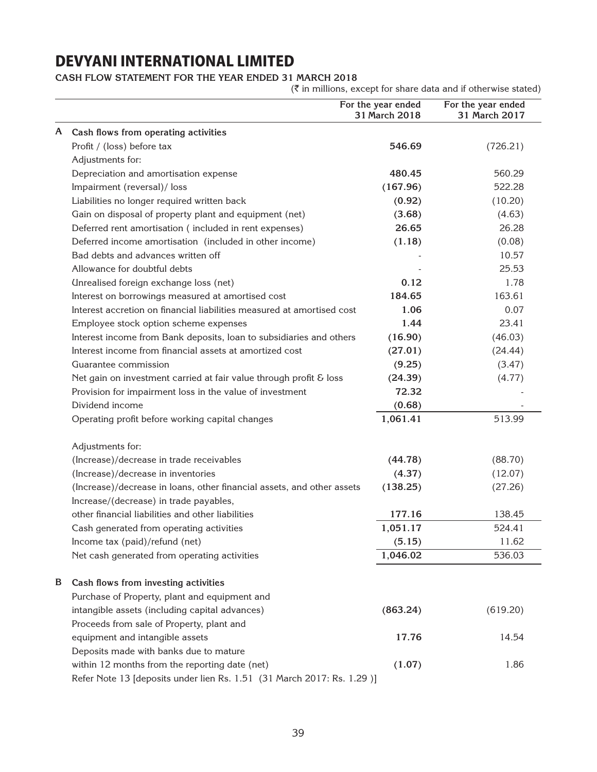# DEVYANI INTERNATIONAL LIMITED

**CASH FLOW STATEMENT FOR THE YEAR ENDED 31 MARCH 2018**

(₹ in millions, except for share data and if otherwise stated)

| | | For the year ended 31 March 2018 | For the year ended 31 March 2017 |
|---|---|---|---|
| **A** | **Cash flows from operating activities** | | |
| | Profit / (loss) before tax | **546.69** | (726.21) |
| | Adjustments for: | | |
| | Depreciation and amortisation expense | **480.45** | 560.29 |
| | Impairment (reversal)/ loss | **(167.96)** | 522.28 |
| | Liabilities no longer required written back | **(0.92)** | (10.20) |
| | Gain on disposal of property plant and equipment (net) | **(3.68)** | (4.63) |
| | Deferred rent amortisation ( included in rent expenses) | **26.65** | 26.28 |
| | Deferred income amortisation (included in other income) | **(1.18)** | (0.08) |
| | Bad debts and advances written off | - | 10.57 |
| | Allowance for doubtful debts | - | 25.53 |
| | Unrealised foreign exchange loss (net) | **0.12** | 1.78 |
| | Interest on borrowings measured at amortised cost | **184.65** | 163.61 |
| | Interest accretion on financial liabilities measured at amortised cost | **1.06** | 0.07 |
| | Employee stock option scheme expenses | **1.44** | 23.41 |
| | Interest income from Bank deposits, loan to subsidiaries and others | **(16.90)** | (46.03) |
| | Interest income from financial assets at amortized cost | **(27.01)** | (24.44) |
| | Guarantee commission | **(9.25)** | (3.47) |
| | Net gain on investment carried at fair value through profit & loss | **(24.39)** | (4.77) |
| | Provision for impairment loss in the value of investment | **72.32** | - |
| | Dividend income | **(0.68)** | - |
| | Operating profit before working capital changes | **1,061.41** | 513.99 |
| | Adjustments for: | | |
| | (Increase)/decrease in trade receivables | **(44.78)** | (88.70) |
| | (Increase)/decrease in inventories | **(4.37)** | (12.07) |
| | (Increase)/decrease in loans, other financial assets, and other assets | **(138.25)** | (27.26) |
| | Increase/(decrease) in trade payables, other financial liabilities and other liabilities | **177.16** | 138.45 |
| | Cash generated from operating activities | **1,051.17** | 524.41 |
| | Income tax (paid)/refund (net) | **(5.15)** | 11.62 |
| | Net cash generated from operating activities | **1,046.02** | 536.03 |
| **B** | **Cash flows from investing activities** | | |
| | Purchase of Property, plant and equipment and intangible assets (including capital advances) | **(863.24)** | (619.20) |
| | Proceeds from sale of Property, plant and equipment and intangible assets | **17.76** | 14.54 |
| | Deposits made with banks due to mature within 12 months from the reporting date (net) | **(1.07)** | 1.86 |
| | Refer Note 13 [deposits under lien Rs. 1.51 (31 March 2017: Rs. 1.29 )] | | |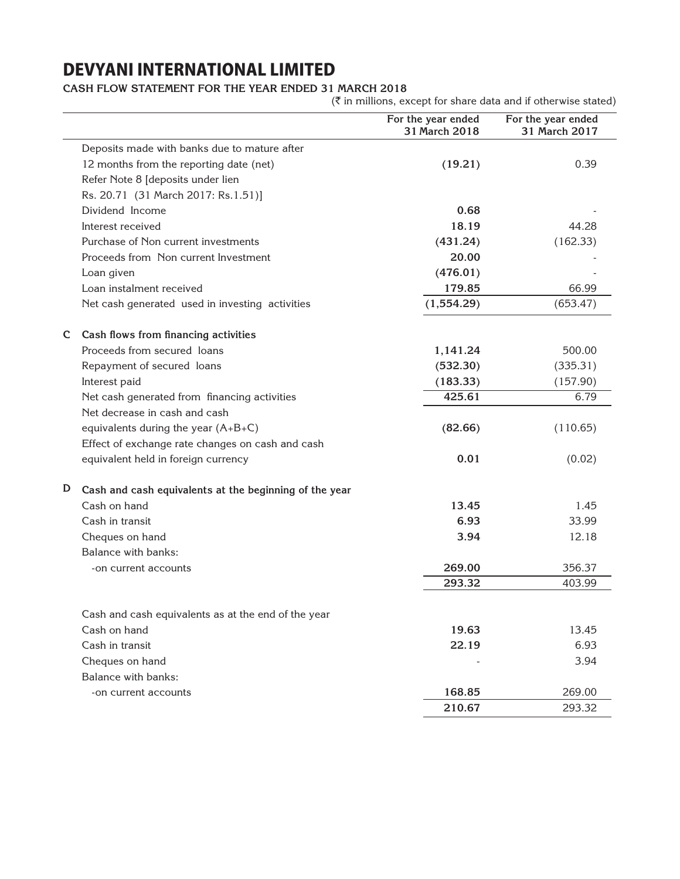# DEVYANI INTERNATIONAL LIMITED

**CASH FLOW STATEMENT FOR THE YEAR ENDED 31 MARCH 2018**

(₹ in millions, except for share data and if otherwise stated)

| | | For the year ended 31 March 2018 | For the year ended 31 March 2017 |
|---|---|---|---|
| | Deposits made with banks due to mature after 12 months from the reporting date (net) Refer Note 8 [deposits under lien Rs. 20.71 (31 March 2017: Rs.1.51)] | **(19.21)** | 0.39 |
| | Dividend Income | **0.68** | - |
| | Interest received | **18.19** | 44.28 |
| | Purchase of Non current investments | **(431.24)** | (162.33) |
| | Proceeds from Non current Investment | **20.00** | - |
| | Loan given | **(476.01)** | - |
| | Loan instalment received | **179.85** | 66.99 |
| | Net cash generated used in investing activities | **(1,554.29)** | (653.47) |
| **C** | **Cash flows from financing activities** | | |
| | Proceeds from secured loans | **1,141.24** | 500.00 |
| | Repayment of secured loans | **(532.30)** | (335.31) |
| | Interest paid | **(183.33)** | (157.90) |
| | Net cash generated from financing activities | **425.61** | 6.79 |
| | Net decrease in cash and cash equivalents during the year (A+B+C) | **(82.66)** | (110.65) |
| | Effect of exchange rate changes on cash and cash equivalent held in foreign currency | **0.01** | (0.02) |
| **D** | **Cash and cash equivalents at the beginning of the year** | | |
| | Cash on hand | **13.45** | 1.45 |
| | Cash in transit | **6.93** | 33.99 |
| | Cheques on hand | **3.94** | 12.18 |
| | Balance with banks: | | |
| | -on current accounts | **269.00** | 356.37 |
| | | **293.32** | 403.99 |
| | Cash and cash equivalents as at the end of the year | | |
| | Cash on hand | **19.63** | 13.45 |
| | Cash in transit | **22.19** | 6.93 |
| | Cheques on hand | - | 3.94 |
| | Balance with banks: | | |
| | -on current accounts | **168.85** | 269.00 |
| | | **210.67** | 293.32 |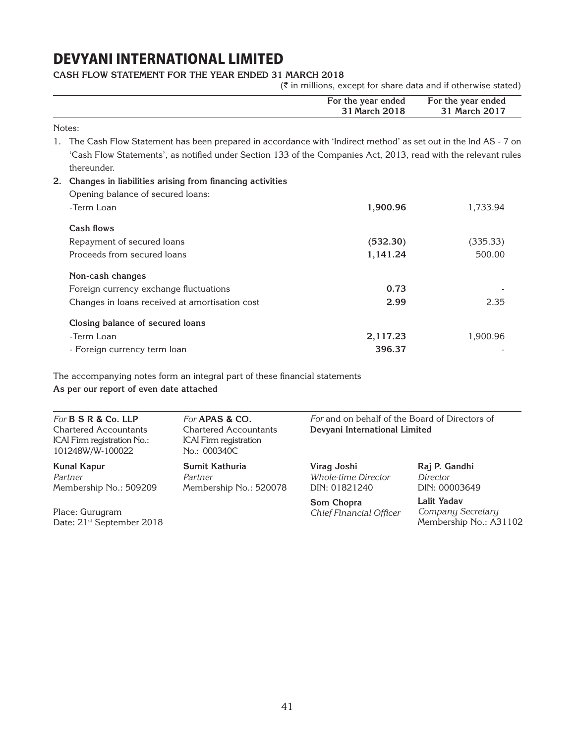# DEVYANI INTERNATIONAL LIMITED

**CASH FLOW STATEMENT FOR THE YEAR ENDED 31 MARCH 2018**

(₹ in millions, except for share data and if otherwise stated)

| | For the year ended 31 March 2018 | For the year ended 31 March 2017 |
|---|---|---|

Notes:

1. The Cash Flow Statement has been prepared in accordance with 'Indirect method' as set out in the Ind AS - 7 on 'Cash Flow Statements', as notified under Section 133 of the Companies Act, 2013, read with the relevant rules thereunder.

2. **Changes in liabilities arising from financing activities**

| | For the year ended 31 March 2018 | For the year ended 31 March 2017 |
|---|---|---|
| Opening balance of secured loans: | | |
| -Term Loan | **1,900.96** | 1,733.94 |
| **Cash flows** | | |
| Repayment of secured loans | **(532.30)** | (335.33) |
| Proceeds from secured loans | **1,141.24** | 500.00 |
| **Non-cash changes** | | |
| Foreign currency exchange fluctuations | **0.73** | - |
| Changes in loans received at amortisation cost | **2.99** | 2.35 |
| **Closing balance of secured loans** | | |
| -Term Loan | **2,117.23** | 1,900.96 |
| - Foreign currency term loan | **396.37** | - |

The accompanying notes form an integral part of these financial statements

**As per our report of even date attached**

*For* **B S R & Co. LLP**
Chartered Accountants
ICAI Firm registration No.: 101248W/W-100022

**Kunal Kapur**
*Partner*
Membership No.: 509209

Place: Gurugram
Date: 21st September 2018

*For* **APAS & CO.**
Chartered Accountants
ICAI Firm registration No.: 000340C

**Sumit Kathuria**
*Partner*
Membership No.: 520078

*For* and on behalf of the Board of Directors of
**Devyani International Limited**

**Virag Joshi**
*Whole-time Director*
DIN: 01821240

**Raj P. Gandhi**
*Director*
DIN: 00003649

**Som Chopra**
*Chief Financial Officer*

**Lalit Yadav**
*Company Secretary*
Membership No.: A31102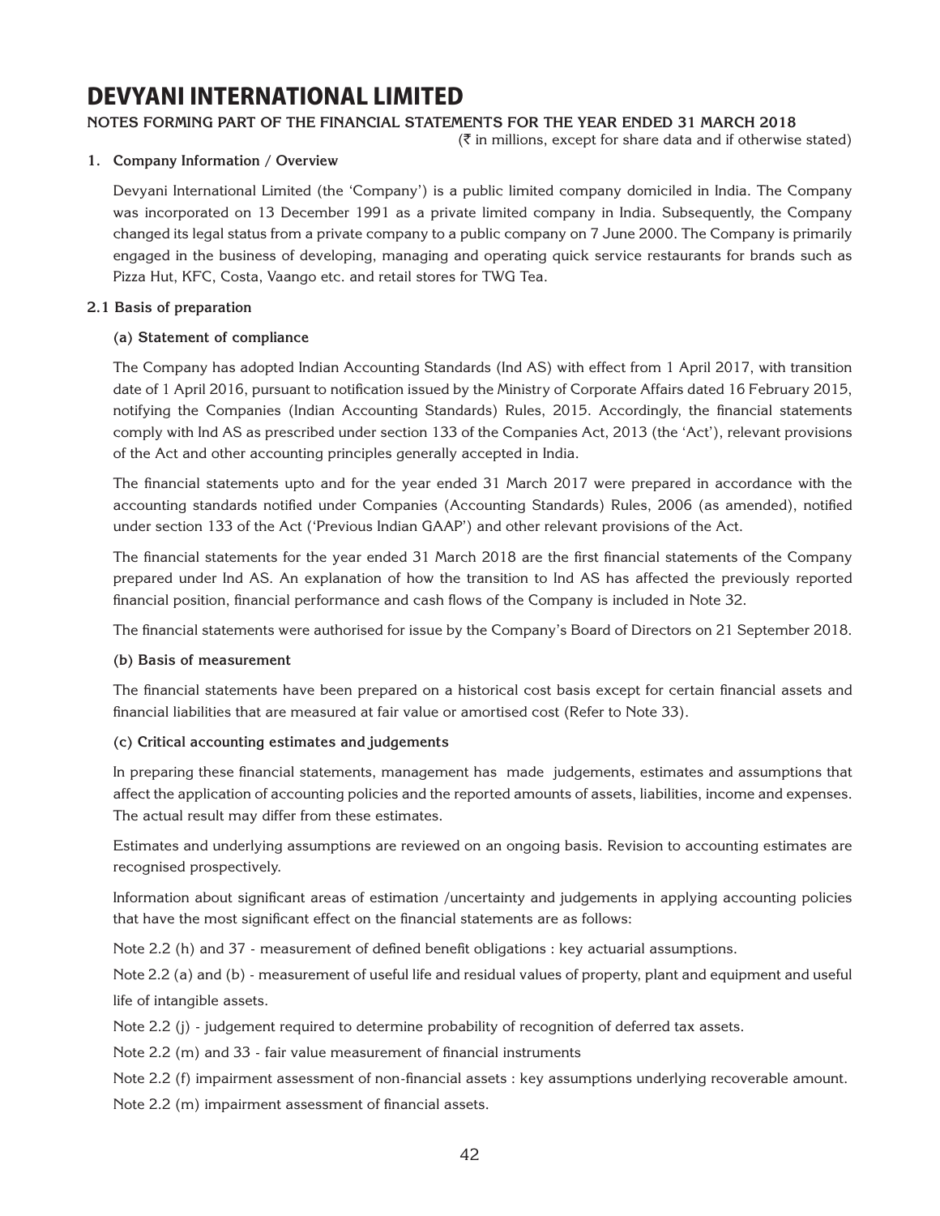# DEVYANI INTERNATIONAL LIMITED

**NOTES FORMING PART OF THE FINANCIAL STATEMENTS FOR THE YEAR ENDED 31 MARCH 2018**

(₹ in millions, except for share data and if otherwise stated)

## 1. Company Information / Overview

Devyani International Limited (the 'Company') is a public limited company domiciled in India. The Company was incorporated on 13 December 1991 as a private limited company in India. Subsequently, the Company changed its legal status from a private company to a public company on 7 June 2000. The Company is primarily engaged in the business of developing, managing and operating quick service restaurants for brands such as Pizza Hut, KFC, Costa, Vaango etc. and retail stores for TWG Tea.

## 2.1 Basis of preparation

### (a) Statement of compliance

The Company has adopted Indian Accounting Standards (Ind AS) with effect from 1 April 2017, with transition date of 1 April 2016, pursuant to notification issued by the Ministry of Corporate Affairs dated 16 February 2015, notifying the Companies (Indian Accounting Standards) Rules, 2015. Accordingly, the financial statements comply with Ind AS as prescribed under section 133 of the Companies Act, 2013 (the 'Act'), relevant provisions of the Act and other accounting principles generally accepted in India.

The financial statements upto and for the year ended 31 March 2017 were prepared in accordance with the accounting standards notified under Companies (Accounting Standards) Rules, 2006 (as amended), notified under section 133 of the Act ('Previous Indian GAAP') and other relevant provisions of the Act.

The financial statements for the year ended 31 March 2018 are the first financial statements of the Company prepared under Ind AS. An explanation of how the transition to Ind AS has affected the previously reported financial position, financial performance and cash flows of the Company is included in Note 32.

The financial statements were authorised for issue by the Company's Board of Directors on 21 September 2018.

### (b) Basis of measurement

The financial statements have been prepared on a historical cost basis except for certain financial assets and financial liabilities that are measured at fair value or amortised cost (Refer to Note 33).

### (c) Critical accounting estimates and judgements

In preparing these financial statements, management has made judgements, estimates and assumptions that affect the application of accounting policies and the reported amounts of assets, liabilities, income and expenses. The actual result may differ from these estimates.

Estimates and underlying assumptions are reviewed on an ongoing basis. Revision to accounting estimates are recognised prospectively.

Information about significant areas of estimation /uncertainty and judgements in applying accounting policies that have the most significant effect on the financial statements are as follows:

Note 2.2 (h) and 37 - measurement of defined benefit obligations : key actuarial assumptions.

Note 2.2 (a) and (b) - measurement of useful life and residual values of property, plant and equipment and useful life of intangible assets.

Note 2.2 (j) - judgement required to determine probability of recognition of deferred tax assets.

Note 2.2 (m) and 33 - fair value measurement of financial instruments

Note 2.2 (f) impairment assessment of non-financial assets : key assumptions underlying recoverable amount.

Note 2.2 (m) impairment assessment of financial assets.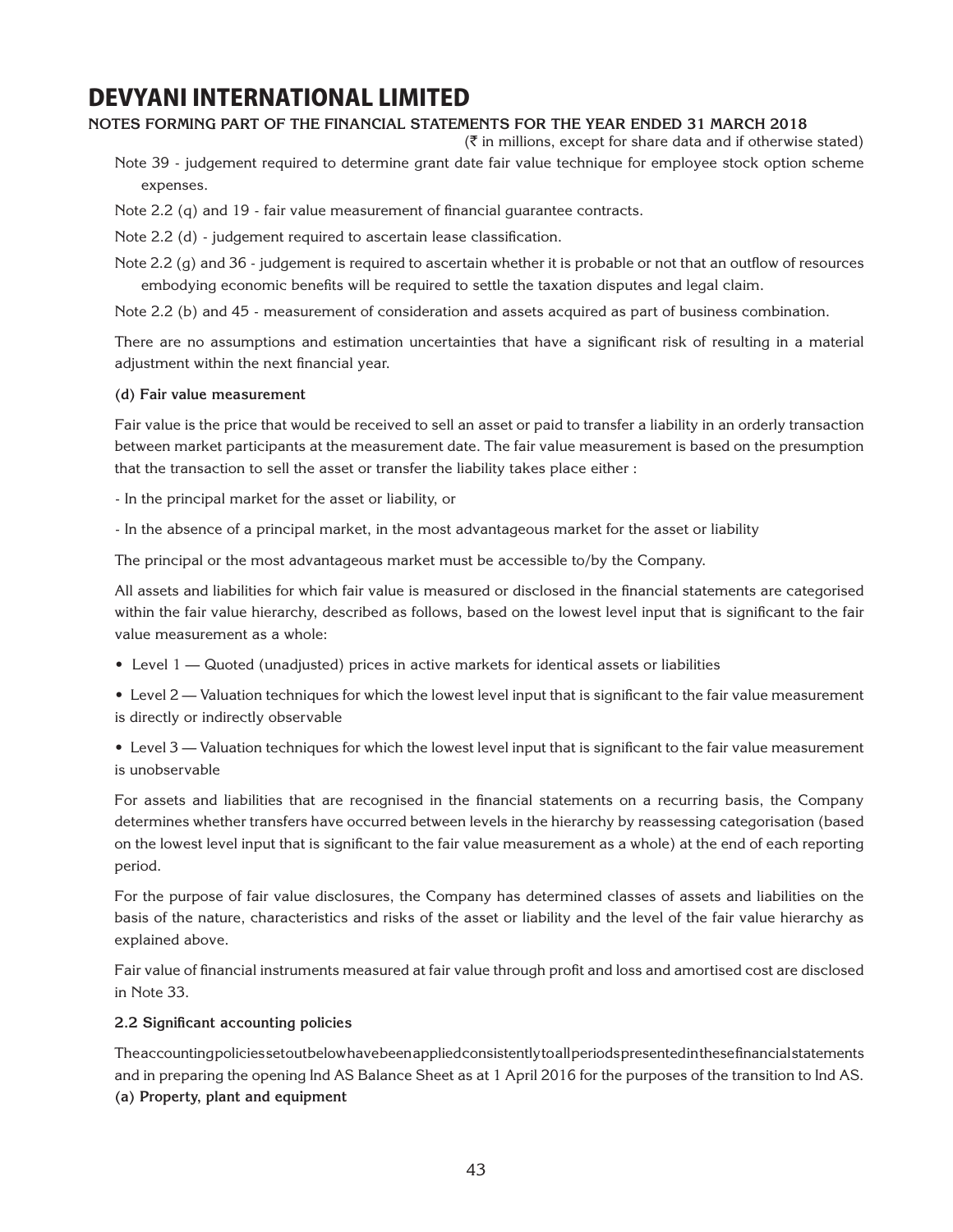Note 39 - judgement required to determine grant date fair value technique for employee stock option scheme expenses.

Note 2.2 (q) and 19 - fair value measurement of financial guarantee contracts.

Note 2.2 (d) - judgement required to ascertain lease classification.

Note 2.2 (g) and 36 - judgement is required to ascertain whether it is probable or not that an outflow of resources embodying economic benefits will be required to settle the taxation disputes and legal claim.

Note 2.2 (b) and 45 - measurement of consideration and assets acquired as part of business combination.

There are no assumptions and estimation uncertainties that have a significant risk of resulting in a material adjustment within the next financial year.

**(d) Fair value measurement**

Fair value is the price that would be received to sell an asset or paid to transfer a liability in an orderly transaction between market participants at the measurement date. The fair value measurement is based on the presumption that the transaction to sell the asset or transfer the liability takes place either :

- In the principal market for the asset or liability, or

- In the absence of a principal market, in the most advantageous market for the asset or liability

The principal or the most advantageous market must be accessible to/by the Company.

All assets and liabilities for which fair value is measured or disclosed in the financial statements are categorised within the fair value hierarchy, described as follows, based on the lowest level input that is significant to the fair value measurement as a whole:

- Level 1 — Quoted (unadjusted) prices in active markets for identical assets or liabilities
- Level 2 — Valuation techniques for which the lowest level input that is significant to the fair value measurement is directly or indirectly observable
- Level 3 — Valuation techniques for which the lowest level input that is significant to the fair value measurement is unobservable

For assets and liabilities that are recognised in the financial statements on a recurring basis, the Company determines whether transfers have occurred between levels in the hierarchy by reassessing categorisation (based on the lowest level input that is significant to the fair value measurement as a whole) at the end of each reporting period.

For the purpose of fair value disclosures, the Company has determined classes of assets and liabilities on the basis of the nature, characteristics and risks of the asset or liability and the level of the fair value hierarchy as explained above.

Fair value of financial instruments measured at fair value through profit and loss and amortised cost are disclosed in Note 33.

**2.2 Significant accounting policies**

The accounting policies set out below have been applied consistently to all periods presented in these financial statements and in preparing the opening Ind AS Balance Sheet as at 1 April 2016 for the purposes of the transition to Ind AS.

**(a) Property, plant and equipment**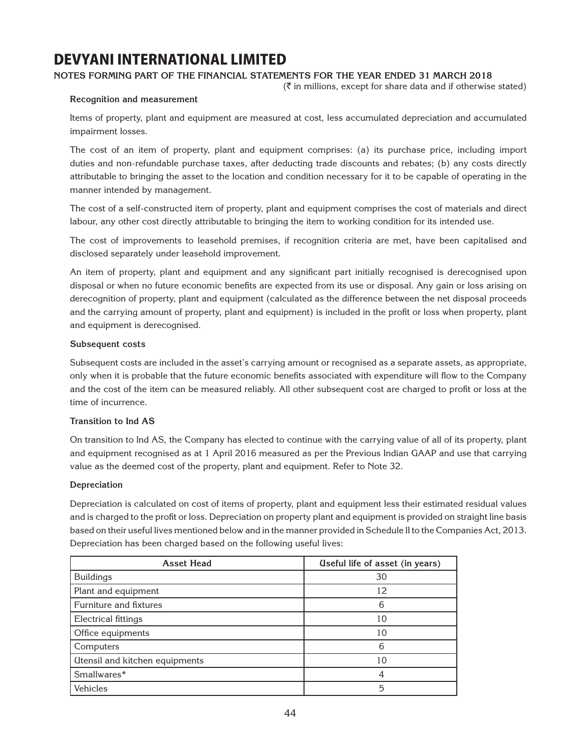# DEVYANI INTERNATIONAL LIMITED

**NOTES FORMING PART OF THE FINANCIAL STATEMENTS FOR THE YEAR ENDED 31 MARCH 2018**

(₹ in millions, except for share data and if otherwise stated)

**Recognition and measurement**

Items of property, plant and equipment are measured at cost, less accumulated depreciation and accumulated impairment losses.

The cost of an item of property, plant and equipment comprises: (a) its purchase price, including import duties and non-refundable purchase taxes, after deducting trade discounts and rebates; (b) any costs directly attributable to bringing the asset to the location and condition necessary for it to be capable of operating in the manner intended by management.

The cost of a self-constructed item of property, plant and equipment comprises the cost of materials and direct labour, any other cost directly attributable to bringing the item to working condition for its intended use.

The cost of improvements to leasehold premises, if recognition criteria are met, have been capitalised and disclosed separately under leasehold improvement.

An item of property, plant and equipment and any significant part initially recognised is derecognised upon disposal or when no future economic benefits are expected from its use or disposal. Any gain or loss arising on derecognition of property, plant and equipment (calculated as the difference between the net disposal proceeds and the carrying amount of property, plant and equipment) is included in the profit or loss when property, plant and equipment is derecognised.

**Subsequent costs**

Subsequent costs are included in the asset's carrying amount or recognised as a separate assets, as appropriate, only when it is probable that the future economic benefits associated with expenditure will flow to the Company and the cost of the item can be measured reliably. All other subsequent cost are charged to profit or loss at the time of incurrence.

**Transition to Ind AS**

On transition to Ind AS, the Company has elected to continue with the carrying value of all of its property, plant and equipment recognised as at 1 April 2016 measured as per the Previous Indian GAAP and use that carrying value as the deemed cost of the property, plant and equipment. Refer to Note 32.

**Depreciation**

Depreciation is calculated on cost of items of property, plant and equipment less their estimated residual values and is charged to the profit or loss. Depreciation on property plant and equipment is provided on straight line basis based on their useful lives mentioned below and in the manner provided in Schedule II to the Companies Act, 2013. Depreciation has been charged based on the following useful lives:

| Asset Head | Useful life of asset (in years) |
|---|---|
| Buildings | 30 |
| Plant and equipment | 12 |
| Furniture and fixtures | 6 |
| Electrical fittings | 10 |
| Office equipments | 10 |
| Computers | 6 |
| Utensil and kitchen equipments | 10 |
| Smallwares* | 4 |
| Vehicles | 5 |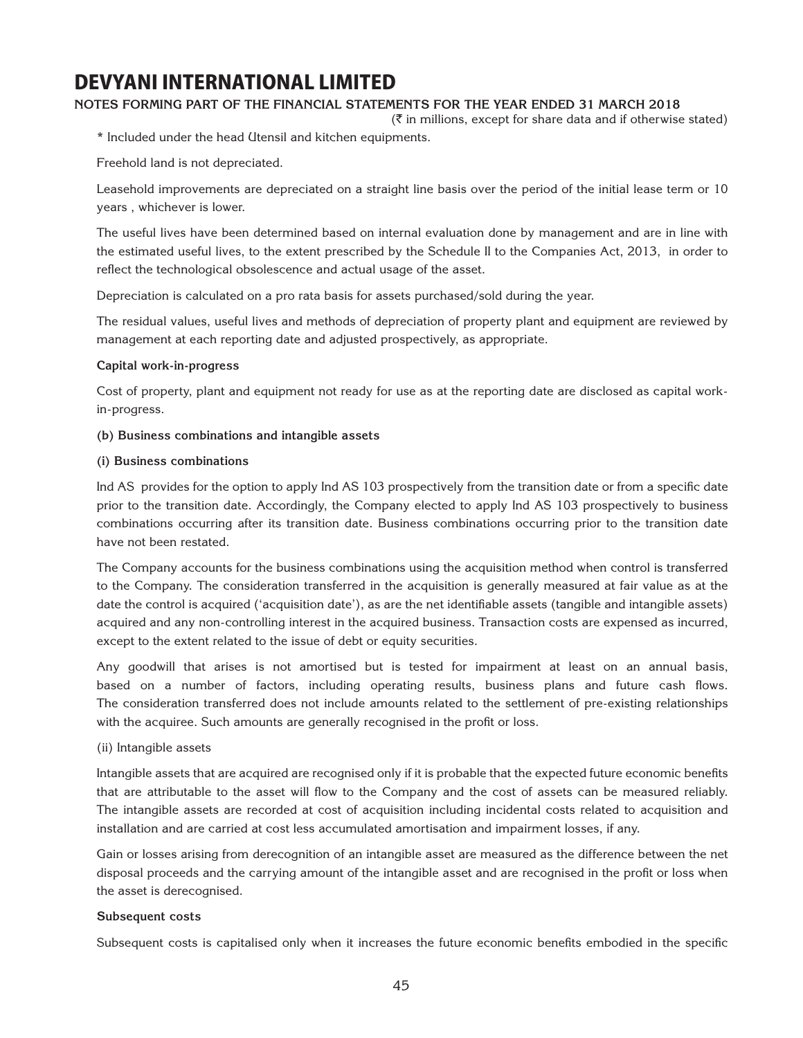(₹ in millions, except for share data and if otherwise stated)

* Included under the head Utensil and kitchen equipments.

Freehold land is not depreciated.

Leasehold improvements are depreciated on a straight line basis over the period of the initial lease term or 10 years , whichever is lower.

The useful lives have been determined based on internal evaluation done by management and are in line with the estimated useful lives, to the extent prescribed by the Schedule II to the Companies Act, 2013, in order to reflect the technological obsolescence and actual usage of the asset.

Depreciation is calculated on a pro rata basis for assets purchased/sold during the year.

The residual values, useful lives and methods of depreciation of property plant and equipment are reviewed by management at each reporting date and adjusted prospectively, as appropriate.

**Capital work-in-progress**

Cost of property, plant and equipment not ready for use as at the reporting date are disclosed as capital work-in-progress.

**(b) Business combinations and intangible assets**

**(i) Business combinations**

Ind AS provides for the option to apply Ind AS 103 prospectively from the transition date or from a specific date prior to the transition date. Accordingly, the Company elected to apply Ind AS 103 prospectively to business combinations occurring after its transition date. Business combinations occurring prior to the transition date have not been restated.

The Company accounts for the business combinations using the acquisition method when control is transferred to the Company. The consideration transferred in the acquisition is generally measured at fair value as at the date the control is acquired ('acquisition date'), as are the net identifiable assets (tangible and intangible assets) acquired and any non-controlling interest in the acquired business. Transaction costs are expensed as incurred, except to the extent related to the issue of debt or equity securities.

Any goodwill that arises is not amortised but is tested for impairment at least on an annual basis, based on a number of factors, including operating results, business plans and future cash flows. The consideration transferred does not include amounts related to the settlement of pre-existing relationships with the acquiree. Such amounts are generally recognised in the profit or loss.

(ii) Intangible assets

Intangible assets that are acquired are recognised only if it is probable that the expected future economic benefits that are attributable to the asset will flow to the Company and the cost of assets can be measured reliably. The intangible assets are recorded at cost of acquisition including incidental costs related to acquisition and installation and are carried at cost less accumulated amortisation and impairment losses, if any.

Gain or losses arising from derecognition of an intangible asset are measured as the difference between the net disposal proceeds and the carrying amount of the intangible asset and are recognised in the profit or loss when the asset is derecognised.

**Subsequent costs**

Subsequent costs is capitalised only when it increases the future economic benefits embodied in the specific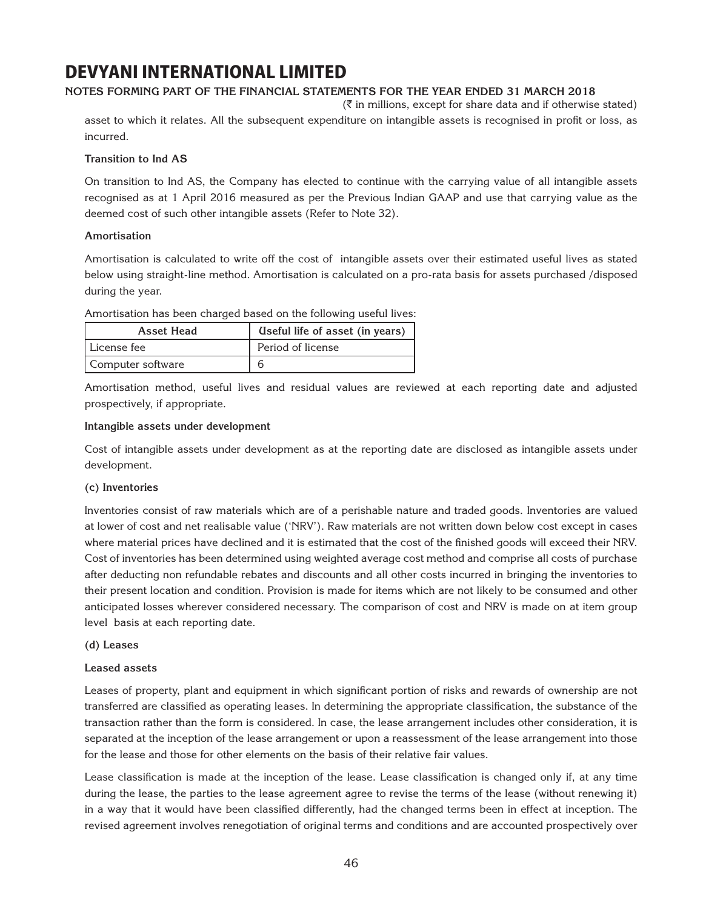(₹ in millions, except for share data and if otherwise stated)

asset to which it relates. All the subsequent expenditure on intangible assets is recognised in profit or loss, as incurred.

**Transition to Ind AS**

On transition to Ind AS, the Company has elected to continue with the carrying value of all intangible assets recognised as at 1 April 2016 measured as per the Previous Indian GAAP and use that carrying value as the deemed cost of such other intangible assets (Refer to Note 32).

**Amortisation**

Amortisation is calculated to write off the cost of intangible assets over their estimated useful lives as stated below using straight-line method. Amortisation is calculated on a pro-rata basis for assets purchased /disposed during the year.

Amortisation has been charged based on the following useful lives:

| Asset Head | Useful life of asset (in years) |
|---|---|
| License fee | Period of license |
| Computer software | 6 |

Amortisation method, useful lives and residual values are reviewed at each reporting date and adjusted prospectively, if appropriate.

**Intangible assets under development**

Cost of intangible assets under development as at the reporting date are disclosed as intangible assets under development.

**(c) Inventories**

Inventories consist of raw materials which are of a perishable nature and traded goods. Inventories are valued at lower of cost and net realisable value ('NRV'). Raw materials are not written down below cost except in cases where material prices have declined and it is estimated that the cost of the finished goods will exceed their NRV. Cost of inventories has been determined using weighted average cost method and comprise all costs of purchase after deducting non refundable rebates and discounts and all other costs incurred in bringing the inventories to their present location and condition. Provision is made for items which are not likely to be consumed and other anticipated losses wherever considered necessary. The comparison of cost and NRV is made on at item group level basis at each reporting date.

**(d) Leases**

**Leased assets**

Leases of property, plant and equipment in which significant portion of risks and rewards of ownership are not transferred are classified as operating leases. In determining the appropriate classification, the substance of the transaction rather than the form is considered. In case, the lease arrangement includes other consideration, it is separated at the inception of the lease arrangement or upon a reassessment of the lease arrangement into those for the lease and those for other elements on the basis of their relative fair values.

Lease classification is made at the inception of the lease. Lease classification is changed only if, at any time during the lease, the parties to the lease agreement agree to revise the terms of the lease (without renewing it) in a way that it would have been classified differently, had the changed terms been in effect at inception. The revised agreement involves renegotiation of original terms and conditions and are accounted prospectively over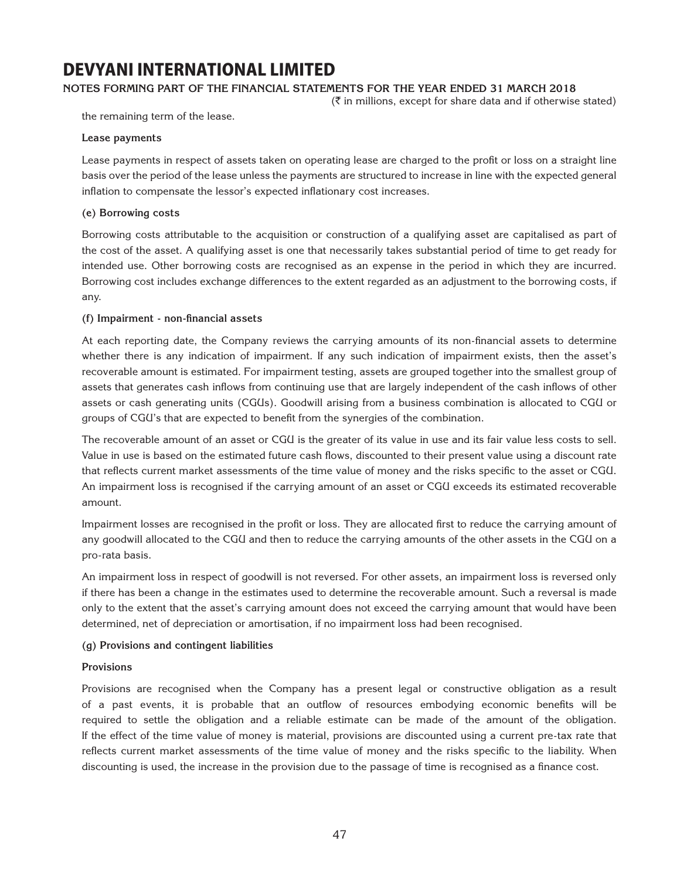the remaining term of the lease.

**Lease payments**

Lease payments in respect of assets taken on operating lease are charged to the profit or loss on a straight line basis over the period of the lease unless the payments are structured to increase in line with the expected general inflation to compensate the lessor's expected inflationary cost increases.

**(e) Borrowing costs**

Borrowing costs attributable to the acquisition or construction of a qualifying asset are capitalised as part of the cost of the asset. A qualifying asset is one that necessarily takes substantial period of time to get ready for intended use. Other borrowing costs are recognised as an expense in the period in which they are incurred. Borrowing cost includes exchange differences to the extent regarded as an adjustment to the borrowing costs, if any.

**(f) Impairment - non-financial assets**

At each reporting date, the Company reviews the carrying amounts of its non-financial assets to determine whether there is any indication of impairment. If any such indication of impairment exists, then the asset's recoverable amount is estimated. For impairment testing, assets are grouped together into the smallest group of assets that generates cash inflows from continuing use that are largely independent of the cash inflows of other assets or cash generating units (CGUs). Goodwill arising from a business combination is allocated to CGU or groups of CGU's that are expected to benefit from the synergies of the combination.

The recoverable amount of an asset or CGU is the greater of its value in use and its fair value less costs to sell. Value in use is based on the estimated future cash flows, discounted to their present value using a discount rate that reflects current market assessments of the time value of money and the risks specific to the asset or CGU. An impairment loss is recognised if the carrying amount of an asset or CGU exceeds its estimated recoverable amount.

Impairment losses are recognised in the profit or loss. They are allocated first to reduce the carrying amount of any goodwill allocated to the CGU and then to reduce the carrying amounts of the other assets in the CGU on a pro-rata basis.

An impairment loss in respect of goodwill is not reversed. For other assets, an impairment loss is reversed only if there has been a change in the estimates used to determine the recoverable amount. Such a reversal is made only to the extent that the asset's carrying amount does not exceed the carrying amount that would have been determined, net of depreciation or amortisation, if no impairment loss had been recognised.

**(g) Provisions and contingent liabilities**

**Provisions**

Provisions are recognised when the Company has a present legal or constructive obligation as a result of a past events, it is probable that an outflow of resources embodying economic benefits will be required to settle the obligation and a reliable estimate can be made of the amount of the obligation. If the effect of the time value of money is material, provisions are discounted using a current pre-tax rate that reflects current market assessments of the time value of money and the risks specific to the liability. When discounting is used, the increase in the provision due to the passage of time is recognised as a finance cost.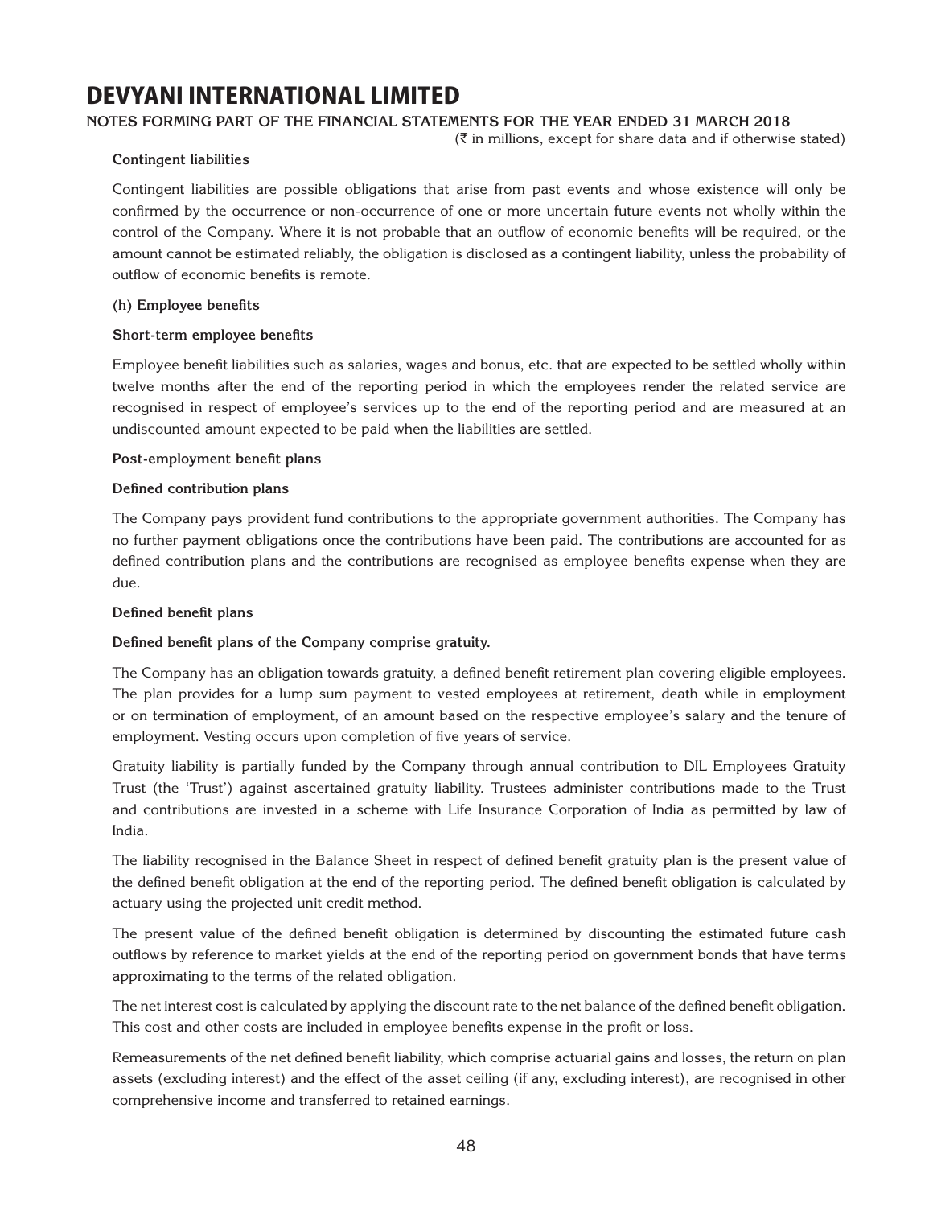**Contingent liabilities**

Contingent liabilities are possible obligations that arise from past events and whose existence will only be confirmed by the occurrence or non-occurrence of one or more uncertain future events not wholly within the control of the Company. Where it is not probable that an outflow of economic benefits will be required, or the amount cannot be estimated reliably, the obligation is disclosed as a contingent liability, unless the probability of outflow of economic benefits is remote.

**(h) Employee benefits**

**Short-term employee benefits**

Employee benefit liabilities such as salaries, wages and bonus, etc. that are expected to be settled wholly within twelve months after the end of the reporting period in which the employees render the related service are recognised in respect of employee's services up to the end of the reporting period and are measured at an undiscounted amount expected to be paid when the liabilities are settled.

**Post-employment benefit plans**

**Defined contribution plans**

The Company pays provident fund contributions to the appropriate government authorities. The Company has no further payment obligations once the contributions have been paid. The contributions are accounted for as defined contribution plans and the contributions are recognised as employee benefits expense when they are due.

**Defined benefit plans**

**Defined benefit plans of the Company comprise gratuity.**

The Company has an obligation towards gratuity, a defined benefit retirement plan covering eligible employees. The plan provides for a lump sum payment to vested employees at retirement, death while in employment or on termination of employment, of an amount based on the respective employee's salary and the tenure of employment. Vesting occurs upon completion of five years of service.

Gratuity liability is partially funded by the Company through annual contribution to DIL Employees Gratuity Trust (the 'Trust') against ascertained gratuity liability. Trustees administer contributions made to the Trust and contributions are invested in a scheme with Life Insurance Corporation of India as permitted by law of India.

The liability recognised in the Balance Sheet in respect of defined benefit gratuity plan is the present value of the defined benefit obligation at the end of the reporting period. The defined benefit obligation is calculated by actuary using the projected unit credit method.

The present value of the defined benefit obligation is determined by discounting the estimated future cash outflows by reference to market yields at the end of the reporting period on government bonds that have terms approximating to the terms of the related obligation.

The net interest cost is calculated by applying the discount rate to the net balance of the defined benefit obligation. This cost and other costs are included in employee benefits expense in the profit or loss.

Remeasurements of the net defined benefit liability, which comprise actuarial gains and losses, the return on plan assets (excluding interest) and the effect of the asset ceiling (if any, excluding interest), are recognised in other comprehensive income and transferred to retained earnings.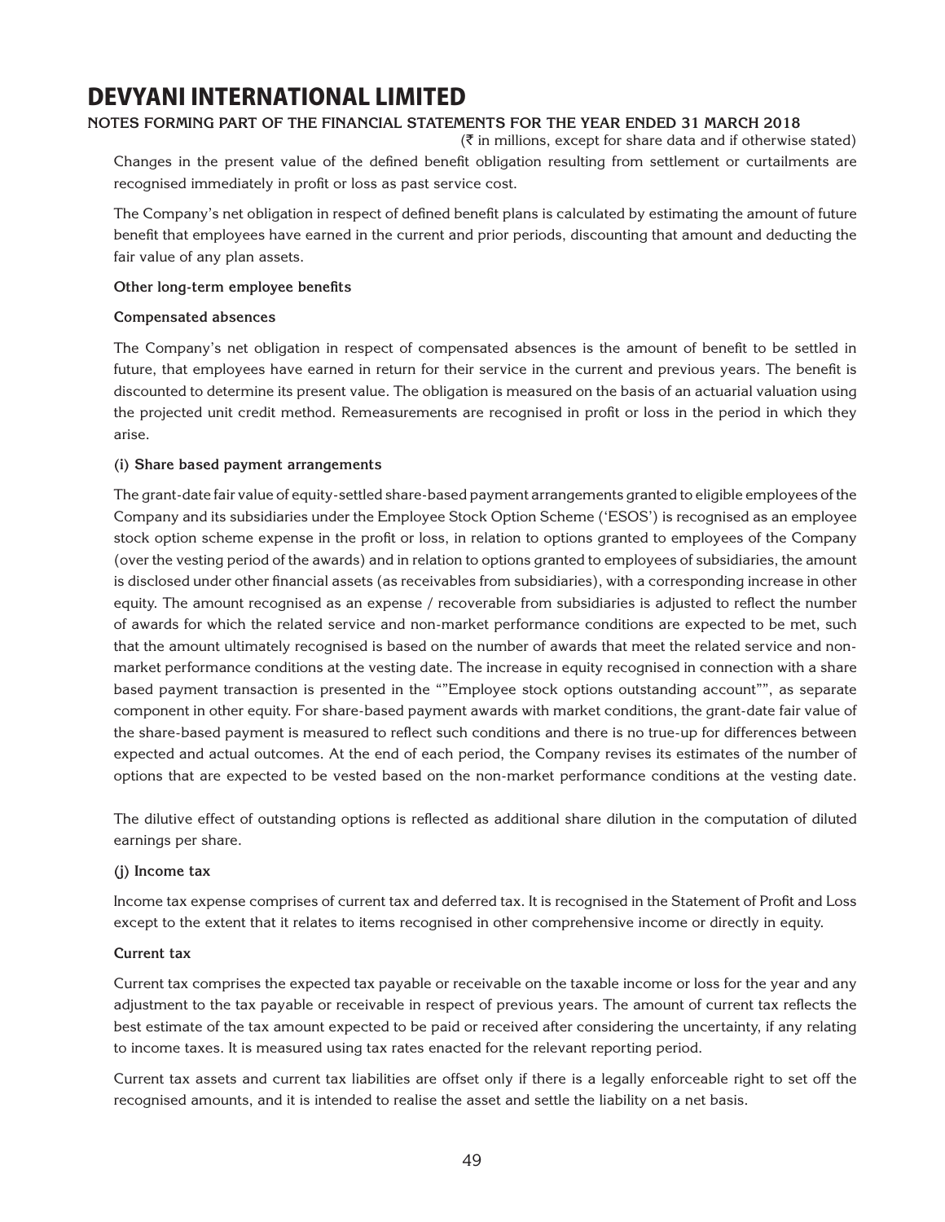Changes in the present value of the defined benefit obligation resulting from settlement or curtailments are recognised immediately in profit or loss as past service cost.

The Company's net obligation in respect of defined benefit plans is calculated by estimating the amount of future benefit that employees have earned in the current and prior periods, discounting that amount and deducting the fair value of any plan assets.

**Other long-term employee benefits**

**Compensated absences**

The Company's net obligation in respect of compensated absences is the amount of benefit to be settled in future, that employees have earned in return for their service in the current and previous years. The benefit is discounted to determine its present value. The obligation is measured on the basis of an actuarial valuation using the projected unit credit method. Remeasurements are recognised in profit or loss in the period in which they arise.

**(i) Share based payment arrangements**

The grant-date fair value of equity-settled share-based payment arrangements granted to eligible employees of the Company and its subsidiaries under the Employee Stock Option Scheme ('ESOS') is recognised as an employee stock option scheme expense in the profit or loss, in relation to options granted to employees of the Company (over the vesting period of the awards) and in relation to options granted to employees of subsidiaries, the amount is disclosed under other financial assets (as receivables from subsidiaries), with a corresponding increase in other equity. The amount recognised as an expense / recoverable from subsidiaries is adjusted to reflect the number of awards for which the related service and non-market performance conditions are expected to be met, such that the amount ultimately recognised is based on the number of awards that meet the related service and non-market performance conditions at the vesting date. The increase in equity recognised in connection with a share based payment transaction is presented in the ""Employee stock options outstanding account"", as separate component in other equity. For share-based payment awards with market conditions, the grant-date fair value of the share-based payment is measured to reflect such conditions and there is no true-up for differences between expected and actual outcomes. At the end of each period, the Company revises its estimates of the number of options that are expected to be vested based on the non-market performance conditions at the vesting date.

The dilutive effect of outstanding options is reflected as additional share dilution in the computation of diluted earnings per share.

**(j) Income tax**

Income tax expense comprises of current tax and deferred tax. It is recognised in the Statement of Profit and Loss except to the extent that it relates to items recognised in other comprehensive income or directly in equity.

**Current tax**

Current tax comprises the expected tax payable or receivable on the taxable income or loss for the year and any adjustment to the tax payable or receivable in respect of previous years. The amount of current tax reflects the best estimate of the tax amount expected to be paid or received after considering the uncertainty, if any relating to income taxes. It is measured using tax rates enacted for the relevant reporting period.

Current tax assets and current tax liabilities are offset only if there is a legally enforceable right to set off the recognised amounts, and it is intended to realise the asset and settle the liability on a net basis.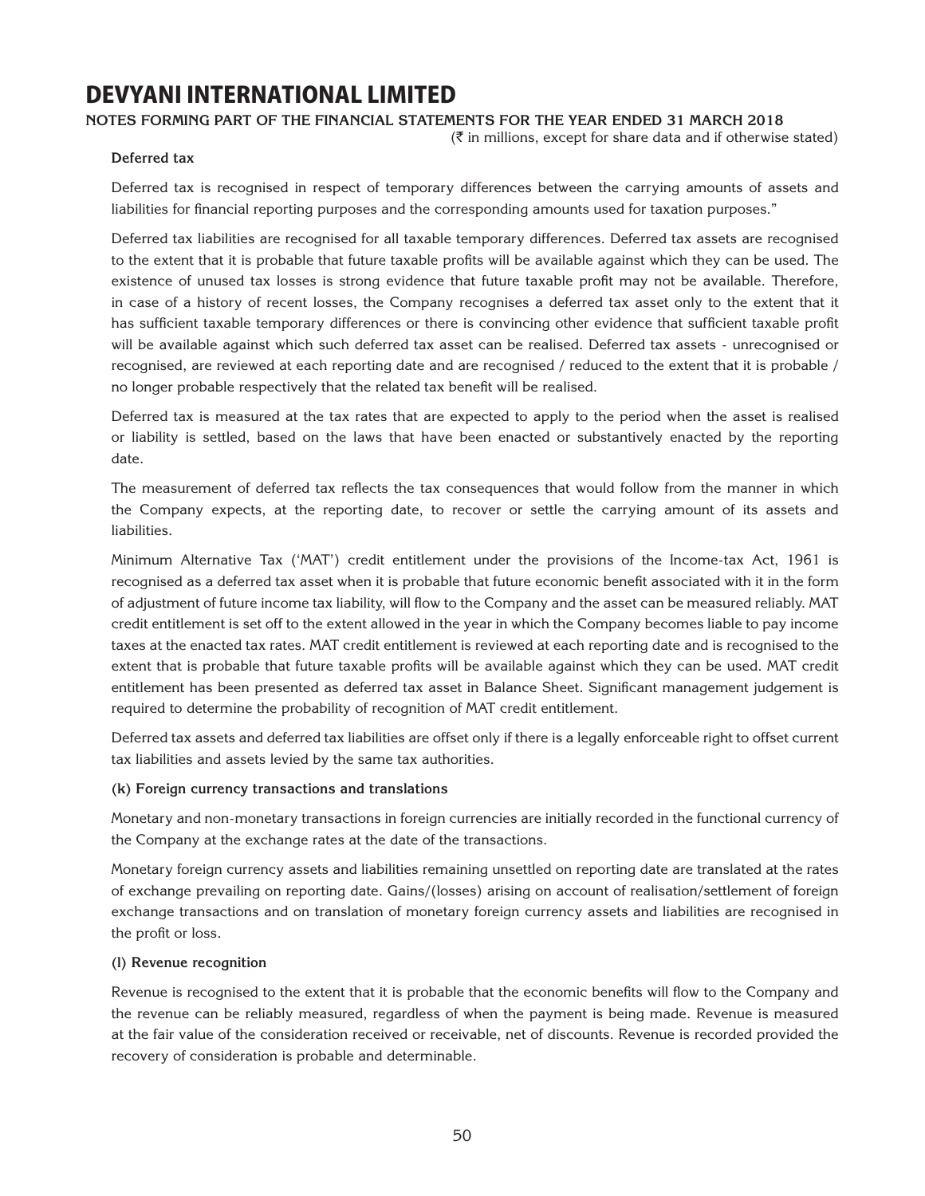**Deferred tax**

Deferred tax is recognised in respect of temporary differences between the carrying amounts of assets and liabilities for financial reporting purposes and the corresponding amounts used for taxation purposes."

Deferred tax liabilities are recognised for all taxable temporary differences. Deferred tax assets are recognised to the extent that it is probable that future taxable profits will be available against which they can be used. The existence of unused tax losses is strong evidence that future taxable profit may not be available. Therefore, in case of a history of recent losses, the Company recognises a deferred tax asset only to the extent that it has sufficient taxable temporary differences or there is convincing other evidence that sufficient taxable profit will be available against which such deferred tax asset can be realised. Deferred tax assets - unrecognised or recognised, are reviewed at each reporting date and are recognised / reduced to the extent that it is probable / no longer probable respectively that the related tax benefit will be realised.

Deferred tax is measured at the tax rates that are expected to apply to the period when the asset is realised or liability is settled, based on the laws that have been enacted or substantively enacted by the reporting date.

The measurement of deferred tax reflects the tax consequences that would follow from the manner in which the Company expects, at the reporting date, to recover or settle the carrying amount of its assets and liabilities.

Minimum Alternative Tax ('MAT') credit entitlement under the provisions of the Income-tax Act, 1961 is recognised as a deferred tax asset when it is probable that future economic benefit associated with it in the form of adjustment of future income tax liability, will flow to the Company and the asset can be measured reliably. MAT credit entitlement is set off to the extent allowed in the year in which the Company becomes liable to pay income taxes at the enacted tax rates. MAT credit entitlement is reviewed at each reporting date and is recognised to the extent that is probable that future taxable profits will be available against which they can be used. MAT credit entitlement has been presented as deferred tax asset in Balance Sheet. Significant management judgement is required to determine the probability of recognition of MAT credit entitlement.

Deferred tax assets and deferred tax liabilities are offset only if there is a legally enforceable right to offset current tax liabilities and assets levied by the same tax authorities.

**(k) Foreign currency transactions and translations**

Monetary and non-monetary transactions in foreign currencies are initially recorded in the functional currency of the Company at the exchange rates at the date of the transactions.

Monetary foreign currency assets and liabilities remaining unsettled on reporting date are translated at the rates of exchange prevailing on reporting date. Gains/(losses) arising on account of realisation/settlement of foreign exchange transactions and on translation of monetary foreign currency assets and liabilities are recognised in the profit or loss.

**(l) Revenue recognition**

Revenue is recognised to the extent that it is probable that the economic benefits will flow to the Company and the revenue can be reliably measured, regardless of when the payment is being made. Revenue is measured at the fair value of the consideration received or receivable, net of discounts. Revenue is recorded provided the recovery of consideration is probable and determinable.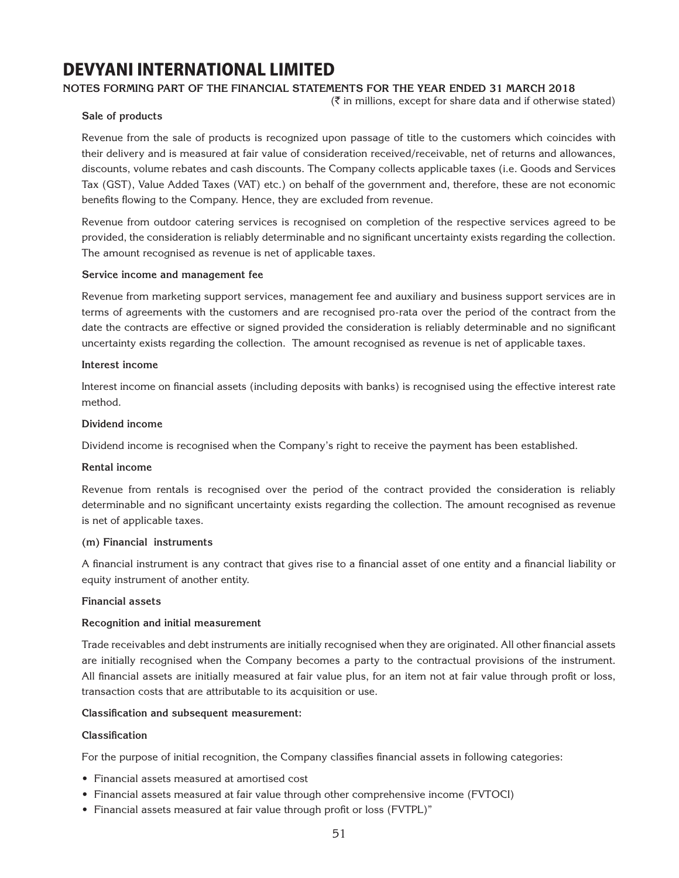**Sale of products**

Revenue from the sale of products is recognized upon passage of title to the customers which coincides with their delivery and is measured at fair value of consideration received/receivable, net of returns and allowances, discounts, volume rebates and cash discounts. The Company collects applicable taxes (i.e. Goods and Services Tax (GST), Value Added Taxes (VAT) etc.) on behalf of the government and, therefore, these are not economic benefits flowing to the Company. Hence, they are excluded from revenue.

Revenue from outdoor catering services is recognised on completion of the respective services agreed to be provided, the consideration is reliably determinable and no significant uncertainty exists regarding the collection. The amount recognised as revenue is net of applicable taxes.

**Service income and management fee**

Revenue from marketing support services, management fee and auxiliary and business support services are in terms of agreements with the customers and are recognised pro-rata over the period of the contract from the date the contracts are effective or signed provided the consideration is reliably determinable and no significant uncertainty exists regarding the collection. The amount recognised as revenue is net of applicable taxes.

**Interest income**

Interest income on financial assets (including deposits with banks) is recognised using the effective interest rate method.

**Dividend income**

Dividend income is recognised when the Company's right to receive the payment has been established.

**Rental income**

Revenue from rentals is recognised over the period of the contract provided the consideration is reliably determinable and no significant uncertainty exists regarding the collection. The amount recognised as revenue is net of applicable taxes.

**(m) Financial instruments**

A financial instrument is any contract that gives rise to a financial asset of one entity and a financial liability or equity instrument of another entity.

**Financial assets**

**Recognition and initial measurement**

Trade receivables and debt instruments are initially recognised when they are originated. All other financial assets are initially recognised when the Company becomes a party to the contractual provisions of the instrument. All financial assets are initially measured at fair value plus, for an item not at fair value through profit or loss, transaction costs that are attributable to its acquisition or use.

**Classification and subsequent measurement:**

**Classification**

For the purpose of initial recognition, the Company classifies financial assets in following categories:

- Financial assets measured at amortised cost
- Financial assets measured at fair value through other comprehensive income (FVTOCI)
- Financial assets measured at fair value through profit or loss (FVTPL)"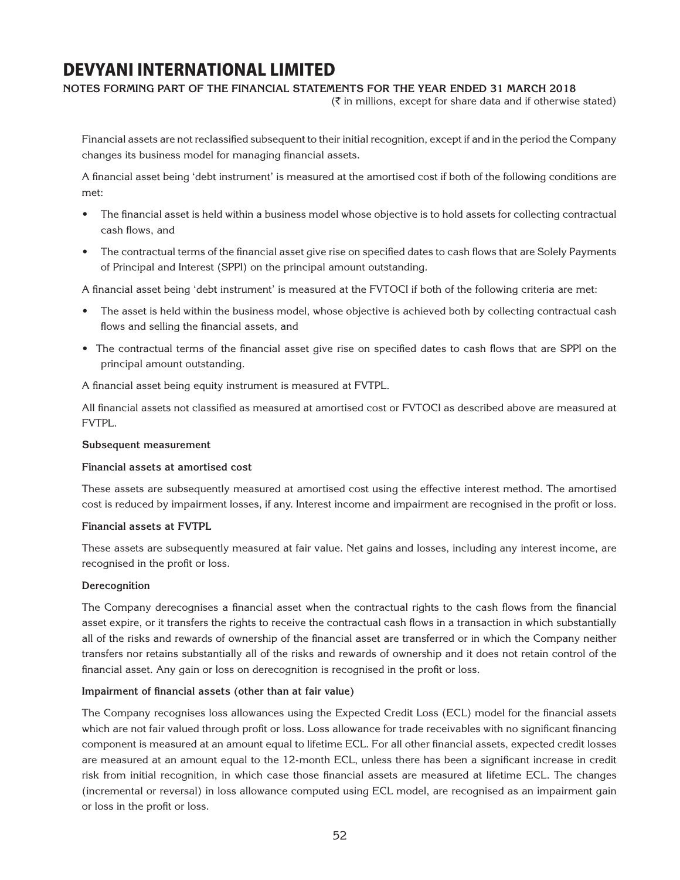Financial assets are not reclassified subsequent to their initial recognition, except if and in the period the Company changes its business model for managing financial assets.

A financial asset being 'debt instrument' is measured at the amortised cost if both of the following conditions are met:

- The financial asset is held within a business model whose objective is to hold assets for collecting contractual cash flows, and
- The contractual terms of the financial asset give rise on specified dates to cash flows that are Solely Payments of Principal and Interest (SPPI) on the principal amount outstanding.

A financial asset being 'debt instrument' is measured at the FVTOCI if both of the following criteria are met:

- The asset is held within the business model, whose objective is achieved both by collecting contractual cash flows and selling the financial assets, and
- The contractual terms of the financial asset give rise on specified dates to cash flows that are SPPI on the principal amount outstanding.

A financial asset being equity instrument is measured at FVTPL.

All financial assets not classified as measured at amortised cost or FVTOCI as described above are measured at FVTPL.

**Subsequent measurement**

**Financial assets at amortised cost**

These assets are subsequently measured at amortised cost using the effective interest method. The amortised cost is reduced by impairment losses, if any. Interest income and impairment are recognised in the profit or loss.

**Financial assets at FVTPL**

These assets are subsequently measured at fair value. Net gains and losses, including any interest income, are recognised in the profit or loss.

**Derecognition**

The Company derecognises a financial asset when the contractual rights to the cash flows from the financial asset expire, or it transfers the rights to receive the contractual cash flows in a transaction in which substantially all of the risks and rewards of ownership of the financial asset are transferred or in which the Company neither transfers nor retains substantially all of the risks and rewards of ownership and it does not retain control of the financial asset. Any gain or loss on derecognition is recognised in the profit or loss.

**Impairment of financial assets (other than at fair value)**

The Company recognises loss allowances using the Expected Credit Loss (ECL) model for the financial assets which are not fair valued through profit or loss. Loss allowance for trade receivables with no significant financing component is measured at an amount equal to lifetime ECL. For all other financial assets, expected credit losses are measured at an amount equal to the 12-month ECL, unless there has been a significant increase in credit risk from initial recognition, in which case those financial assets are measured at lifetime ECL. The changes (incremental or reversal) in loss allowance computed using ECL model, are recognised as an impairment gain or loss in the profit or loss.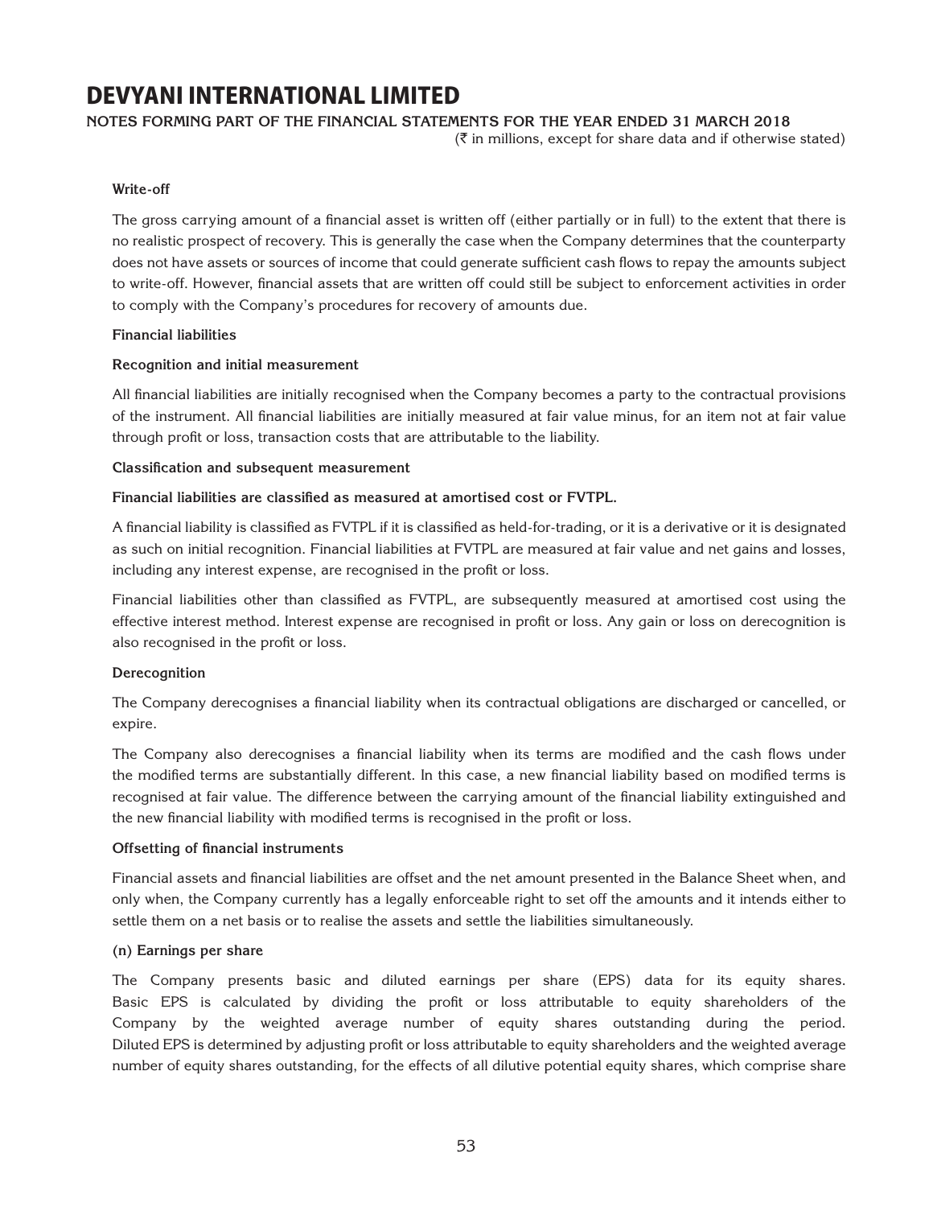**Write-off**

The gross carrying amount of a financial asset is written off (either partially or in full) to the extent that there is no realistic prospect of recovery. This is generally the case when the Company determines that the counterparty does not have assets or sources of income that could generate sufficient cash flows to repay the amounts subject to write-off. However, financial assets that are written off could still be subject to enforcement activities in order to comply with the Company's procedures for recovery of amounts due.

**Financial liabilities**

**Recognition and initial measurement**

All financial liabilities are initially recognised when the Company becomes a party to the contractual provisions of the instrument. All financial liabilities are initially measured at fair value minus, for an item not at fair value through profit or loss, transaction costs that are attributable to the liability.

**Classification and subsequent measurement**

**Financial liabilities are classified as measured at amortised cost or FVTPL.**

A financial liability is classified as FVTPL if it is classified as held-for-trading, or it is a derivative or it is designated as such on initial recognition. Financial liabilities at FVTPL are measured at fair value and net gains and losses, including any interest expense, are recognised in the profit or loss.

Financial liabilities other than classified as FVTPL, are subsequently measured at amortised cost using the effective interest method. Interest expense are recognised in profit or loss. Any gain or loss on derecognition is also recognised in the profit or loss.

**Derecognition**

The Company derecognises a financial liability when its contractual obligations are discharged or cancelled, or expire.

The Company also derecognises a financial liability when its terms are modified and the cash flows under the modified terms are substantially different. In this case, a new financial liability based on modified terms is recognised at fair value. The difference between the carrying amount of the financial liability extinguished and the new financial liability with modified terms is recognised in the profit or loss.

**Offsetting of financial instruments**

Financial assets and financial liabilities are offset and the net amount presented in the Balance Sheet when, and only when, the Company currently has a legally enforceable right to set off the amounts and it intends either to settle them on a net basis or to realise the assets and settle the liabilities simultaneously.

**(n) Earnings per share**

The Company presents basic and diluted earnings per share (EPS) data for its equity shares. Basic EPS is calculated by dividing the profit or loss attributable to equity shareholders of the Company by the weighted average number of equity shares outstanding during the period. Diluted EPS is determined by adjusting profit or loss attributable to equity shareholders and the weighted average number of equity shares outstanding, for the effects of all dilutive potential equity shares, which comprise share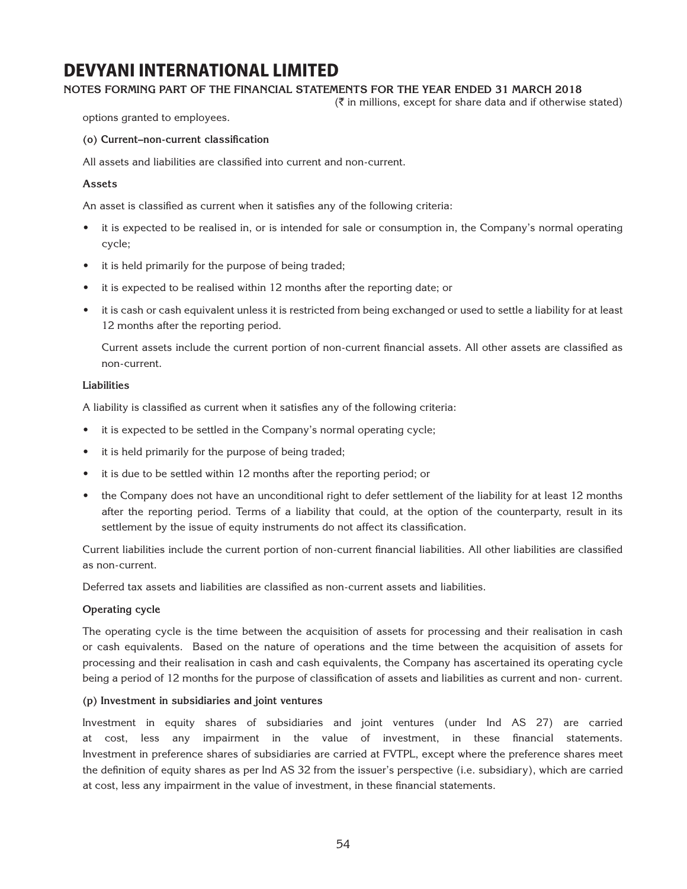options granted to employees.

**(o) Current–non-current classification**

All assets and liabilities are classified into current and non-current.

**Assets**

An asset is classified as current when it satisfies any of the following criteria:

- it is expected to be realised in, or is intended for sale or consumption in, the Company's normal operating cycle;
- it is held primarily for the purpose of being traded;
- it is expected to be realised within 12 months after the reporting date; or
- it is cash or cash equivalent unless it is restricted from being exchanged or used to settle a liability for at least 12 months after the reporting period.

  Current assets include the current portion of non-current financial assets. All other assets are classified as non-current.

**Liabilities**

A liability is classified as current when it satisfies any of the following criteria:

- it is expected to be settled in the Company's normal operating cycle;
- it is held primarily for the purpose of being traded;
- it is due to be settled within 12 months after the reporting period; or
- the Company does not have an unconditional right to defer settlement of the liability for at least 12 months after the reporting period. Terms of a liability that could, at the option of the counterparty, result in its settlement by the issue of equity instruments do not affect its classification.

Current liabilities include the current portion of non-current financial liabilities. All other liabilities are classified as non-current.

Deferred tax assets and liabilities are classified as non-current assets and liabilities.

**Operating cycle**

The operating cycle is the time between the acquisition of assets for processing and their realisation in cash or cash equivalents. Based on the nature of operations and the time between the acquisition of assets for processing and their realisation in cash and cash equivalents, the Company has ascertained its operating cycle being a period of 12 months for the purpose of classification of assets and liabilities as current and non- current.

**(p) Investment in subsidiaries and joint ventures**

Investment in equity shares of subsidiaries and joint ventures (under Ind AS 27) are carried at cost, less any impairment in the value of investment, in these financial statements. Investment in preference shares of subsidiaries are carried at FVTPL, except where the preference shares meet the definition of equity shares as per Ind AS 32 from the issuer's perspective (i.e. subsidiary), which are carried at cost, less any impairment in the value of investment, in these financial statements.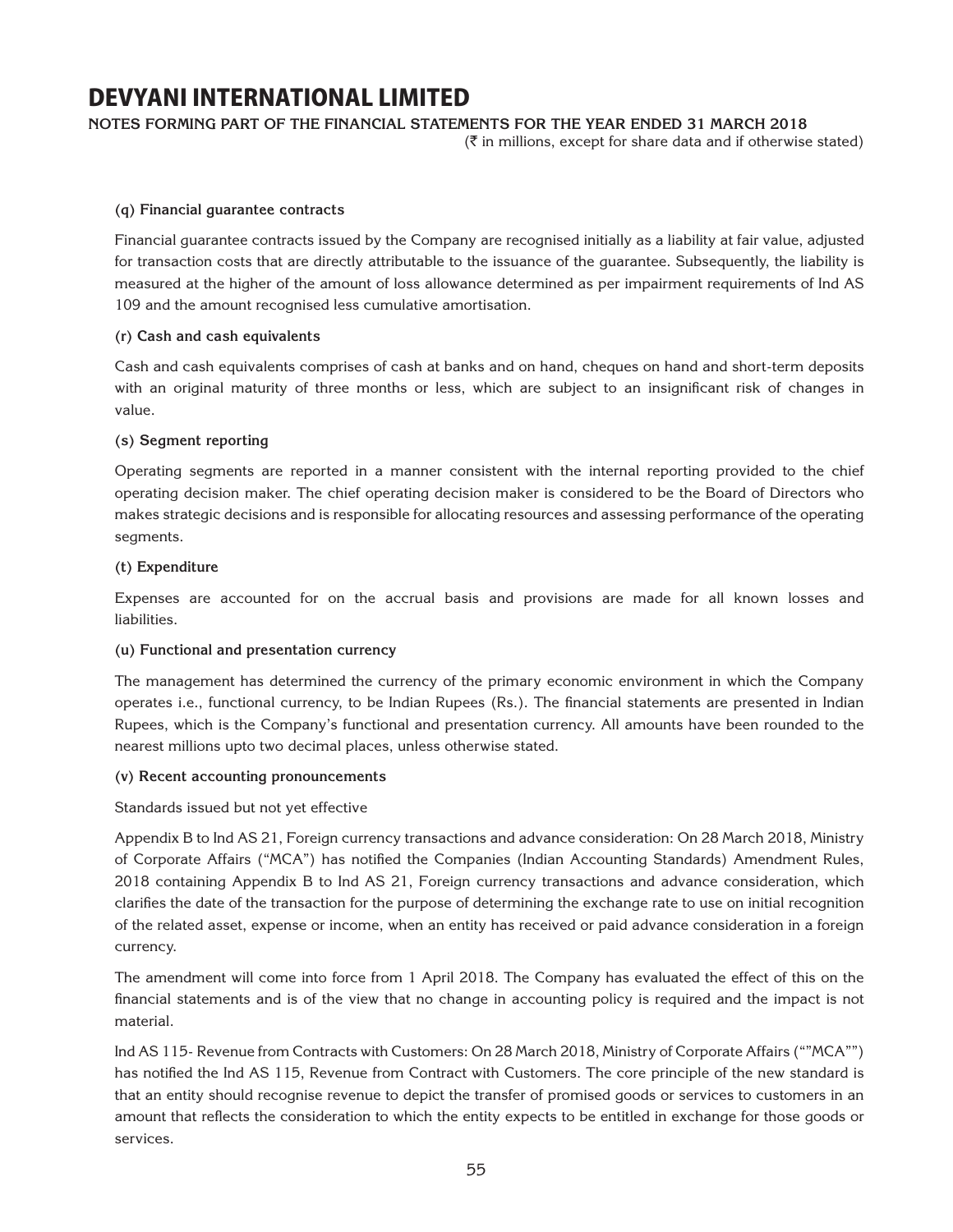# DEVYANI INTERNATIONAL LIMITED

**NOTES FORMING PART OF THE FINANCIAL STATEMENTS FOR THE YEAR ENDED 31 MARCH 2018**

(₹ in millions, except for share data and if otherwise stated)

**(q) Financial guarantee contracts**

Financial guarantee contracts issued by the Company are recognised initially as a liability at fair value, adjusted for transaction costs that are directly attributable to the issuance of the guarantee. Subsequently, the liability is measured at the higher of the amount of loss allowance determined as per impairment requirements of Ind AS 109 and the amount recognised less cumulative amortisation.

**(r) Cash and cash equivalents**

Cash and cash equivalents comprises of cash at banks and on hand, cheques on hand and short-term deposits with an original maturity of three months or less, which are subject to an insignificant risk of changes in value.

**(s) Segment reporting**

Operating segments are reported in a manner consistent with the internal reporting provided to the chief operating decision maker. The chief operating decision maker is considered to be the Board of Directors who makes strategic decisions and is responsible for allocating resources and assessing performance of the operating segments.

**(t) Expenditure**

Expenses are accounted for on the accrual basis and provisions are made for all known losses and liabilities.

**(u) Functional and presentation currency**

The management has determined the currency of the primary economic environment in which the Company operates i.e., functional currency, to be Indian Rupees (Rs.). The financial statements are presented in Indian Rupees, which is the Company's functional and presentation currency. All amounts have been rounded to the nearest millions upto two decimal places, unless otherwise stated.

**(v) Recent accounting pronouncements**

Standards issued but not yet effective

Appendix B to Ind AS 21, Foreign currency transactions and advance consideration: On 28 March 2018, Ministry of Corporate Affairs ("MCA") has notified the Companies (Indian Accounting Standards) Amendment Rules, 2018 containing Appendix B to Ind AS 21, Foreign currency transactions and advance consideration, which clarifies the date of the transaction for the purpose of determining the exchange rate to use on initial recognition of the related asset, expense or income, when an entity has received or paid advance consideration in a foreign currency.

The amendment will come into force from 1 April 2018. The Company has evaluated the effect of this on the financial statements and is of the view that no change in accounting policy is required and the impact is not material.

Ind AS 115- Revenue from Contracts with Customers: On 28 March 2018, Ministry of Corporate Affairs (""MCA"") has notified the Ind AS 115, Revenue from Contract with Customers. The core principle of the new standard is that an entity should recognise revenue to depict the transfer of promised goods or services to customers in an amount that reflects the consideration to which the entity expects to be entitled in exchange for those goods or services.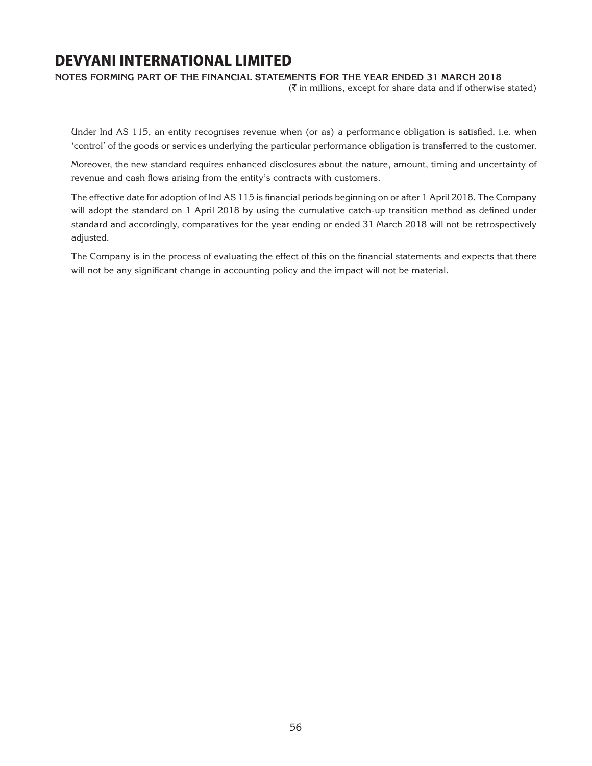Under Ind AS 115, an entity recognises revenue when (or as) a performance obligation is satisfied, i.e. when 'control' of the goods or services underlying the particular performance obligation is transferred to the customer.

Moreover, the new standard requires enhanced disclosures about the nature, amount, timing and uncertainty of revenue and cash flows arising from the entity's contracts with customers.

The effective date for adoption of Ind AS 115 is financial periods beginning on or after 1 April 2018. The Company will adopt the standard on 1 April 2018 by using the cumulative catch-up transition method as defined under standard and accordingly, comparatives for the year ending or ended 31 March 2018 will not be retrospectively adjusted.

The Company is in the process of evaluating the effect of this on the financial statements and expects that there will not be any significant change in accounting policy and the impact will not be material.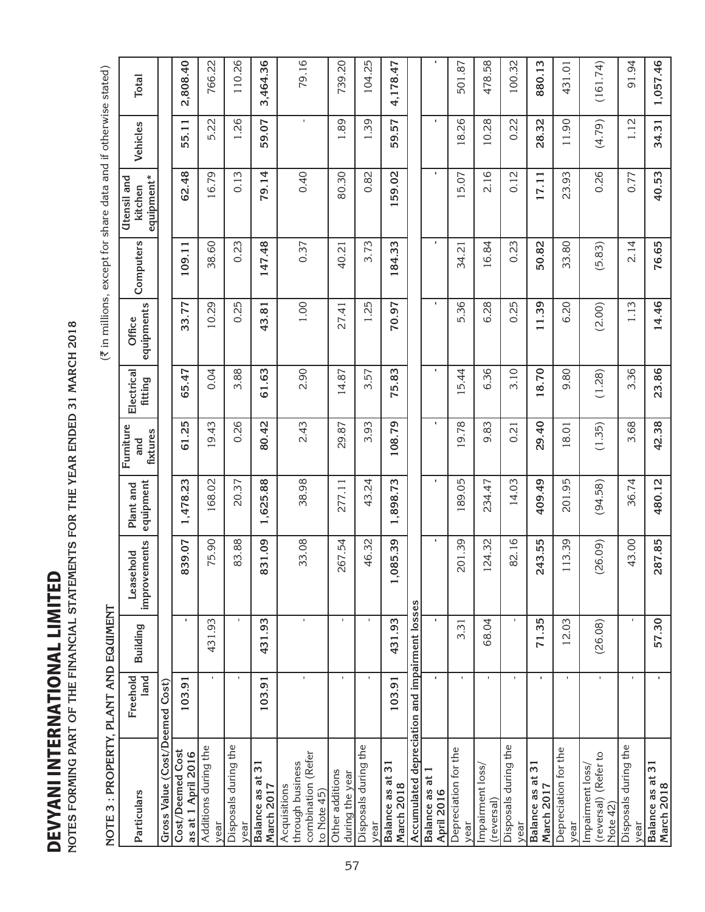# DEVYANI INTERNATIONAL LIMITED

NOTES FORMING PART OF THE FINANCIAL STATEMENTS FOR THE YEAR ENDED 31 MARCH 2018

(₹ in millions, except for share data and if otherwise stated)

## NOTE 3 : PROPERTY, PLANT AND EQUIMENT

| Particulars | Freehold land | Building | Leasehold improvements | Plant and equipment | Furniture and fixtures | Electrical fitting | Office equipments | Computers | Utensil and kitchen equipment* | Vehicles | Total |
|---|---|---|---|---|---|---|---|---|---|---|---|
| **Gross Value (Cost/Deemed Cost)** | | | | | | | | | | | |
| **Cost/Deemed Cost as at 1 April 2016** | **103.91** | - | **839.07** | **1,478.23** | **61.25** | **65.47** | **33.77** | **109.11** | **62.48** | **55.11** | **2,808.40** |
| Additions during the year | - | 431.93 | 75.90 | 168.02 | 19.43 | 0.04 | 10.29 | 38.60 | 16.79 | 5.22 | 766.22 |
| Disposals during the year | - | - | 83.88 | 20.37 | 0.26 | 3.88 | 0.25 | 0.23 | 0.13 | 1.26 | 110.26 |
| **Balance as at 31 March 2017** | **103.91** | **431.93** | **831.09** | **1,625.88** | **80.42** | **61.63** | **43.81** | **147.48** | **79.14** | **59.07** | **3,464.36** |
| Acquisitions through business combination (Refer to Note 45) | - | - | 33.08 | 38.98 | 2.43 | 2.90 | 1.00 | 0.37 | 0.40 | - | 79.16 |
| Other additions during the year | - | - | 267.54 | 277.11 | 29.87 | 14.87 | 27.41 | 40.21 | 80.30 | 1.89 | 739.20 |
| Disposals during the year | - | - | 46.32 | 43.24 | 3.93 | 3.57 | 1.25 | 3.73 | 0.82 | 1.39 | 104.25 |
| **Balance as at 31 March 2018** | **103.91** | **431.93** | **1,085.39** | **1,898.73** | **108.79** | **75.83** | **70.97** | **184.33** | **159.02** | **59.57** | **4,178.47** |
| **Accumulated depreciation and impairment losses** | | | | | | | | | | | |
| **Balance as at 1 April 2016** | - | - | - | - | - | - | - | - | - | - | - |
| Depreciation for the year | - | 3.31 | 201.39 | 189.05 | 19.78 | 15.44 | 5.36 | 34.21 | 15.07 | 18.26 | 501.87 |
| Impairment loss/ (reversal) | - | 68.04 | 124.32 | 234.47 | 9.83 | 6.36 | 6.28 | 16.84 | 2.16 | 10.28 | 478.58 |
| Disposals during the year | - | - | 82.16 | 14.03 | 0.21 | 3.10 | 0.25 | 0.23 | 0.12 | 0.22 | 100.32 |
| **Balance as at 31 March 2017** | - | **71.35** | **243.55** | **409.49** | **29.40** | **18.70** | **11.39** | **50.82** | **17.11** | **28.32** | **880.13** |
| Depreciation for the year | - | 12.03 | 113.39 | 201.95 | 18.01 | 9.80 | 6.20 | 33.80 | 23.93 | 11.90 | 431.01 |
| Impairment loss/ (reversal) (Refer to Note 42) | - | (26.08) | (26.09) | (94.58) | (1.35) | (1.28) | (2.00) | (5.83) | 0.26 | (4.79) | (161.74) |
| Disposals during the year | - | - | 43.00 | 36.74 | 3.68 | 3.36 | 1.13 | 2.14 | 0.77 | 1.12 | 91.94 |
| **Balance as at 31 March 2018** | - | **57.30** | **287.85** | **480.12** | **42.38** | **23.86** | **14.46** | **76.65** | **40.53** | **34.31** | **1,057.46** |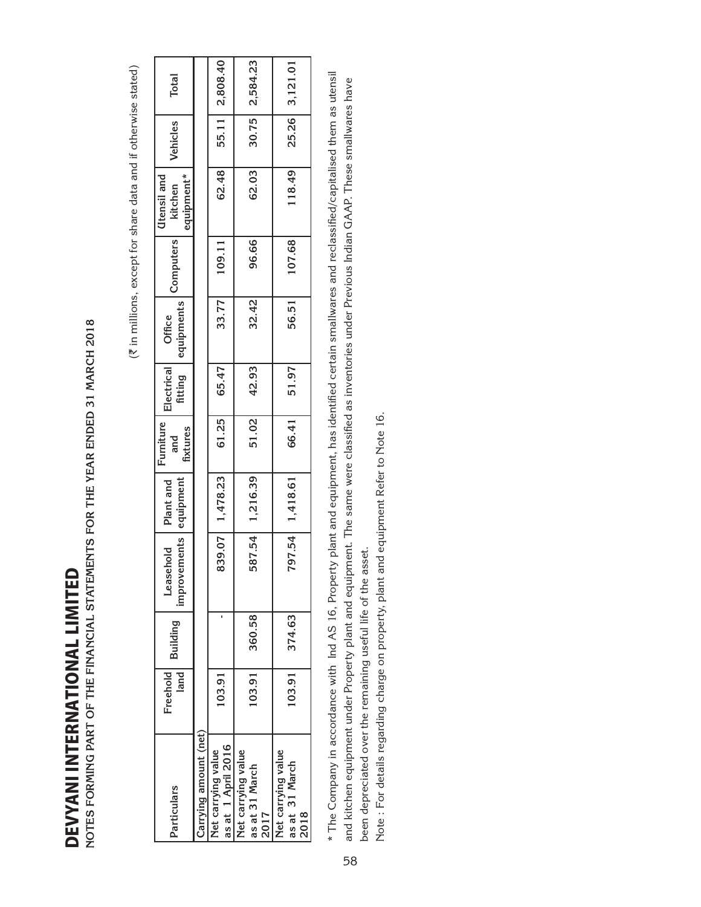# DEVYANI INTERNATIONAL LIMITED

**NOTES FORMING PART OF THE FINANCIAL STATEMENTS FOR THE YEAR ENDED 31 MARCH 2018**

(₹ in millions, except for share data and if otherwise stated)

| Particulars | Freehold land | Building | Leasehold improvements | Plant and equipment | Furniture and fixtures | Electrical fitting | Office equipments | Computers | Utensil and kitchen equipment* | Vehicles | Total |
|---|---|---|---|---|---|---|---|---|---|---|---|
| Carrying amount (net) | | | | | | | | | | | |
| Net carrying value as at 1 April 2016 | 103.91 | - | 839.07 | 1,478.23 | 61.25 | 65.47 | 33.77 | 109.11 | 62.48 | 55.11 | 2,808.40 |
| Net carrying value as at 31 March 2017 | 103.91 | 360.58 | 587.54 | 1,216.39 | 51.02 | 42.93 | 32.42 | 96.66 | 62.03 | 30.75 | 2,584.23 |
| Net carrying value as at 31 March 2018 | 103.91 | 374.63 | 797.54 | 1,418.61 | 66.41 | 51.97 | 56.51 | 107.68 | 118.49 | 25.26 | 3,121.01 |

\* The Company in accordance with Ind AS 16, Property plant and equipment, has identified certain smallwares and reclassified/capitalised them as utensil and kitchen equipment under Property plant and equipment. The same were classified as inventories under Previous Indian GAAP. These smallwares have been depreciated over the remaining useful life of the asset.

Note : For details regarding charge on property, plant and equipment Refer to Note 16.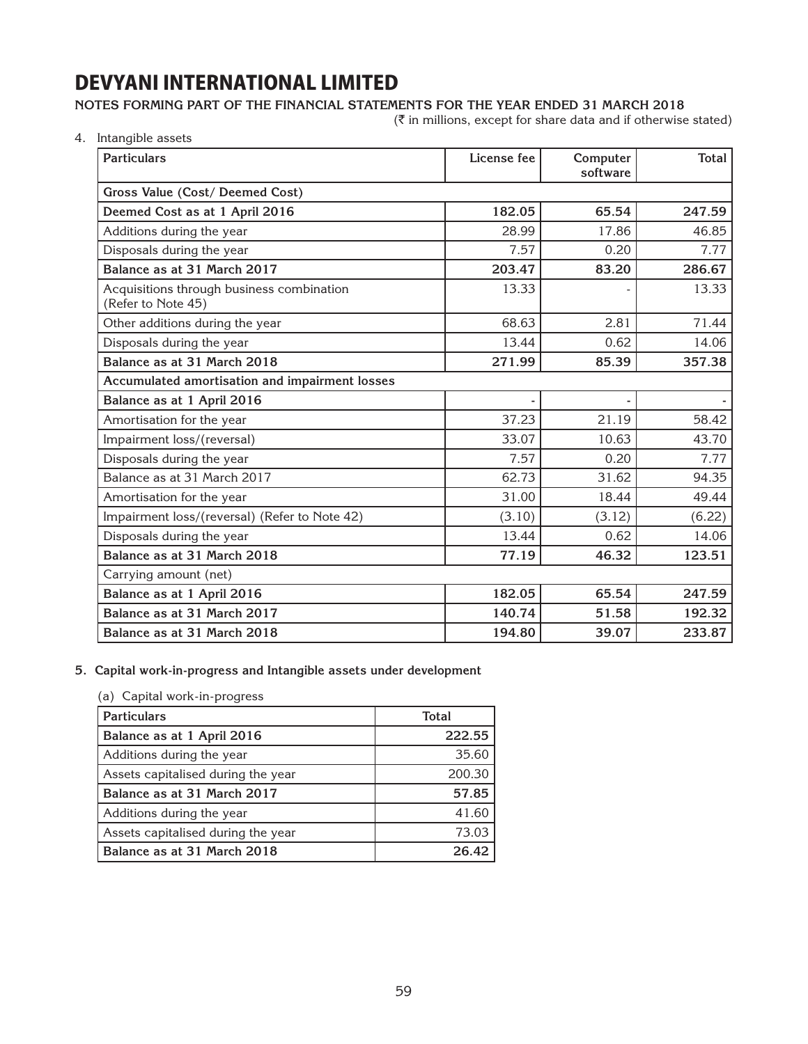# DEVYANI INTERNATIONAL LIMITED

**NOTES FORMING PART OF THE FINANCIAL STATEMENTS FOR THE YEAR ENDED 31 MARCH 2018**

(₹ in millions, except for share data and if otherwise stated)

4. Intangible assets

| Particulars | License fee | Computer software | Total |
|---|---|---|---|
| **Gross Value (Cost/ Deemed Cost)** | | | |
| **Deemed Cost as at 1 April 2016** | **182.05** | **65.54** | **247.59** |
| Additions during the year | 28.99 | 17.86 | 46.85 |
| Disposals during the year | 7.57 | 0.20 | 7.77 |
| **Balance as at 31 March 2017** | **203.47** | **83.20** | **286.67** |
| Acquisitions through business combination (Refer to Note 45) | 13.33 | - | 13.33 |
| Other additions during the year | 68.63 | 2.81 | 71.44 |
| Disposals during the year | 13.44 | 0.62 | 14.06 |
| **Balance as at 31 March 2018** | **271.99** | **85.39** | **357.38** |
| **Accumulated amortisation and impairment losses** | | | |
| **Balance as at 1 April 2016** | - | - | - |
| Amortisation for the year | 37.23 | 21.19 | 58.42 |
| Impairment loss/(reversal) | 33.07 | 10.63 | 43.70 |
| Disposals during the year | 7.57 | 0.20 | 7.77 |
| Balance as at 31 March 2017 | 62.73 | 31.62 | 94.35 |
| Amortisation for the year | 31.00 | 18.44 | 49.44 |
| Impairment loss/(reversal) (Refer to Note 42) | (3.10) | (3.12) | (6.22) |
| Disposals during the year | 13.44 | 0.62 | 14.06 |
| **Balance as at 31 March 2018** | **77.19** | **46.32** | **123.51** |
| Carrying amount (net) | | | |
| **Balance as at 1 April 2016** | **182.05** | **65.54** | **247.59** |
| **Balance as at 31 March 2017** | **140.74** | **51.58** | **192.32** |
| **Balance as at 31 March 2018** | **194.80** | **39.07** | **233.87** |

**5. Capital work-in-progress and Intangible assets under development**

(a) Capital work-in-progress

| Particulars | Total |
|---|---|
| **Balance as at 1 April 2016** | **222.55** |
| Additions during the year | 35.60 |
| Assets capitalised during the year | 200.30 |
| **Balance as at 31 March 2017** | **57.85** |
| Additions during the year | 41.60 |
| Assets capitalised during the year | 73.03 |
| **Balance as at 31 March 2018** | **26.42** |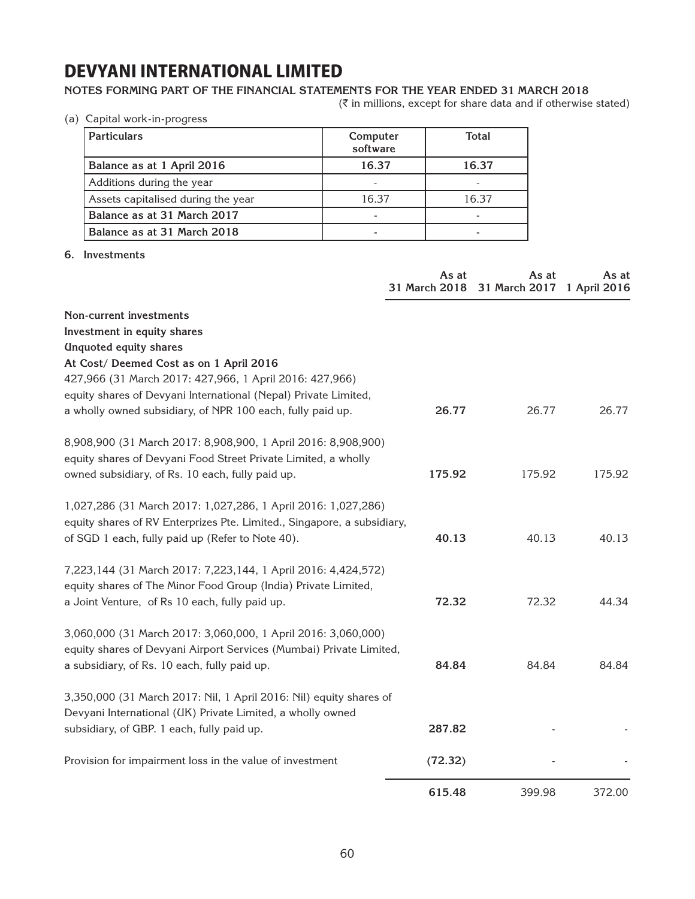# DEVYANI INTERNATIONAL LIMITED

**NOTES FORMING PART OF THE FINANCIAL STATEMENTS FOR THE YEAR ENDED 31 MARCH 2018**

(₹ in millions, except for share data and if otherwise stated)

(a) Capital work-in-progress

| Particulars | Computer software | Total |
|---|---|---|
| **Balance as at 1 April 2016** | **16.37** | **16.37** |
| Additions during the year | - | - |
| Assets capitalised during the year | 16.37 | 16.37 |
| **Balance as at 31 March 2017** | **-** | **-** |
| **Balance as at 31 March 2018** | **-** | **-** |

**6. Investments**

| | As at 31 March 2018 | As at 31 March 2017 | As at 1 April 2016 |
|---|---|---|---|
| **Non-current investments** | | | |
| **Investment in equity shares** | | | |
| **Unquoted equity shares** | | | |
| **At Cost/ Deemed Cost as on 1 April 2016** | | | |
| 427,966 (31 March 2017: 427,966, 1 April 2016: 427,966) equity shares of Devyani International (Nepal) Private Limited, a wholly owned subsidiary, of NPR 100 each, fully paid up. | **26.77** | 26.77 | 26.77 |
| 8,908,900 (31 March 2017: 8,908,900, 1 April 2016: 8,908,900) equity shares of Devyani Food Street Private Limited, a wholly owned subsidiary, of Rs. 10 each, fully paid up. | **175.92** | 175.92 | 175.92 |
| 1,027,286 (31 March 2017: 1,027,286, 1 April 2016: 1,027,286) equity shares of RV Enterprizes Pte. Limited., Singapore, a subsidiary, of SGD 1 each, fully paid up (Refer to Note 40). | **40.13** | 40.13 | 40.13 |
| 7,223,144 (31 March 2017: 7,223,144, 1 April 2016: 4,424,572) equity shares of The Minor Food Group (India) Private Limited, a Joint Venture, of Rs 10 each, fully paid up. | **72.32** | 72.32 | 44.34 |
| 3,060,000 (31 March 2017: 3,060,000, 1 April 2016: 3,060,000) equity shares of Devyani Airport Services (Mumbai) Private Limited, a subsidiary, of Rs. 10 each, fully paid up. | **84.84** | 84.84 | 84.84 |
| 3,350,000 (31 March 2017: Nil, 1 April 2016: Nil) equity shares of Devyani International (UK) Private Limited, a wholly owned subsidiary, of GBP. 1 each, fully paid up. | **287.82** | - | - |
| Provision for impairment loss in the value of investment | **(72.32)** | - | - |
| | **615.48** | 399.98 | 372.00 |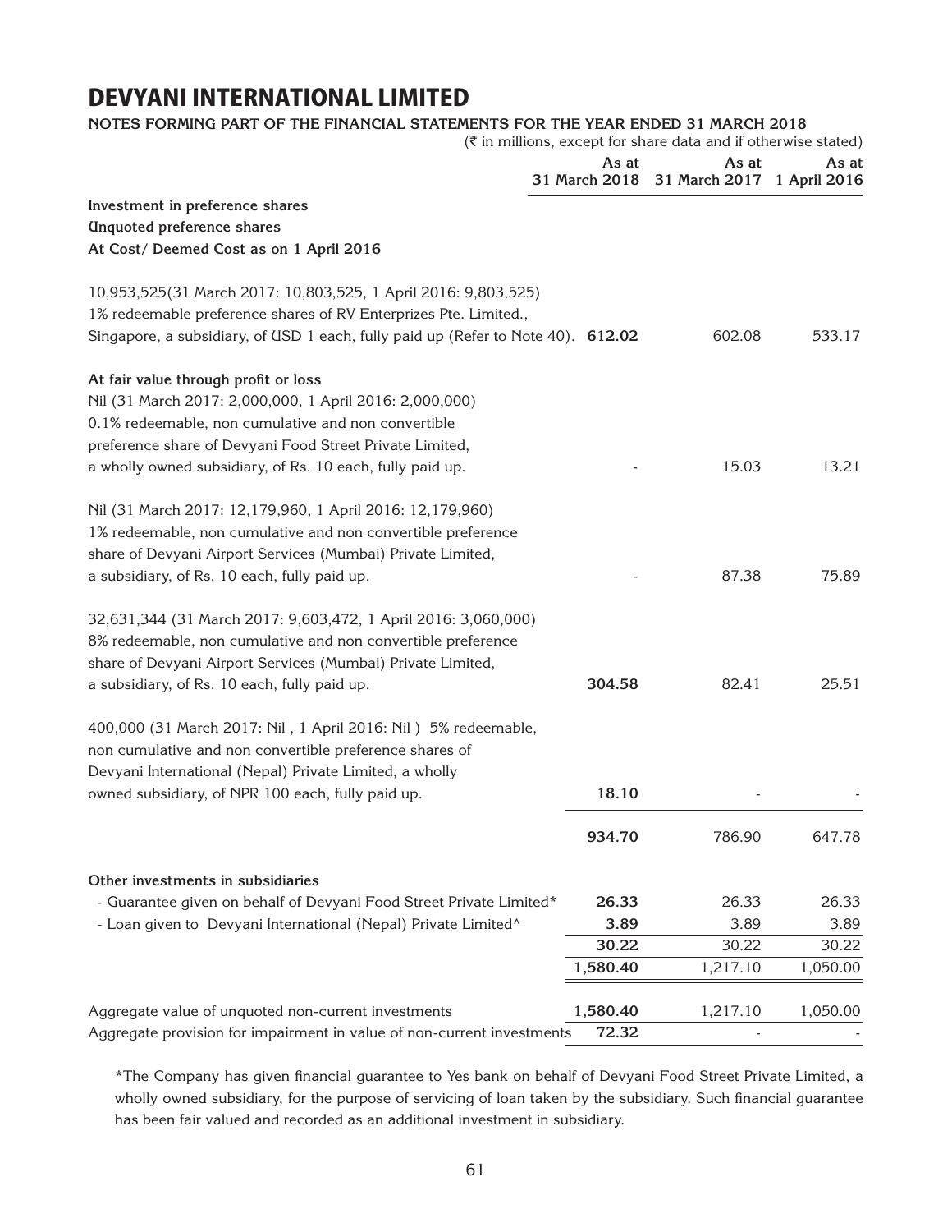# DEVYANI INTERNATIONAL LIMITED

**NOTES FORMING PART OF THE FINANCIAL STATEMENTS FOR THE YEAR ENDED 31 MARCH 2018**

(₹ in millions, except for share data and if otherwise stated)

| | As at 31 March 2018 | As at 31 March 2017 | As at 1 April 2016 |
|---|---|---|---|
| **Investment in preference shares** | | | |
| **Unquoted preference shares** | | | |
| **At Cost/ Deemed Cost as on 1 April 2016** | | | |
| 10,953,525(31 March 2017: 10,803,525, 1 April 2016: 9,803,525) 1% redeemable preference shares of RV Enterprizes Pte. Limited., Singapore, a subsidiary, of USD 1 each, fully paid up (Refer to Note 40). | **612.02** | 602.08 | 533.17 |
| **At fair value through profit or loss** | | | |
| Nil (31 March 2017: 2,000,000, 1 April 2016: 2,000,000) 0.1% redeemable, non cumulative and non convertible preference share of Devyani Food Street Private Limited, a wholly owned subsidiary, of Rs. 10 each, fully paid up. | - | 15.03 | 13.21 |
| Nil (31 March 2017: 12,179,960, 1 April 2016: 12,179,960) 1% redeemable, non cumulative and non convertible preference share of Devyani Airport Services (Mumbai) Private Limited, a subsidiary, of Rs. 10 each, fully paid up. | - | 87.38 | 75.89 |
| 32,631,344 (31 March 2017: 9,603,472, 1 April 2016: 3,060,000) 8% redeemable, non cumulative and non convertible preference share of Devyani Airport Services (Mumbai) Private Limited, a subsidiary, of Rs. 10 each, fully paid up. | **304.58** | 82.41 | 25.51 |
| 400,000 (31 March 2017: Nil , 1 April 2016: Nil ) 5% redeemable, non cumulative and non convertible preference shares of Devyani International (Nepal) Private Limited, a wholly owned subsidiary, of NPR 100 each, fully paid up. | **18.10** | - | - |
| | **934.70** | 786.90 | 647.78 |
| **Other investments in subsidiaries** | | | |
| - Guarantee given on behalf of Devyani Food Street Private Limited* | **26.33** | 26.33 | 26.33 |
| - Loan given to Devyani International (Nepal) Private Limited^ | **3.89** | 3.89 | 3.89 |
| | **30.22** | 30.22 | 30.22 |
| | **1,580.40** | 1,217.10 | 1,050.00 |
| Aggregate value of unquoted non-current investments | **1,580.40** | 1,217.10 | 1,050.00 |
| Aggregate provision for impairment in value of non-current investments | **72.32** | - | - |

*The Company has given financial guarantee to Yes bank on behalf of Devyani Food Street Private Limited, a wholly owned subsidiary, for the purpose of servicing of loan taken by the subsidiary. Such financial guarantee has been fair valued and recorded as an additional investment in subsidiary.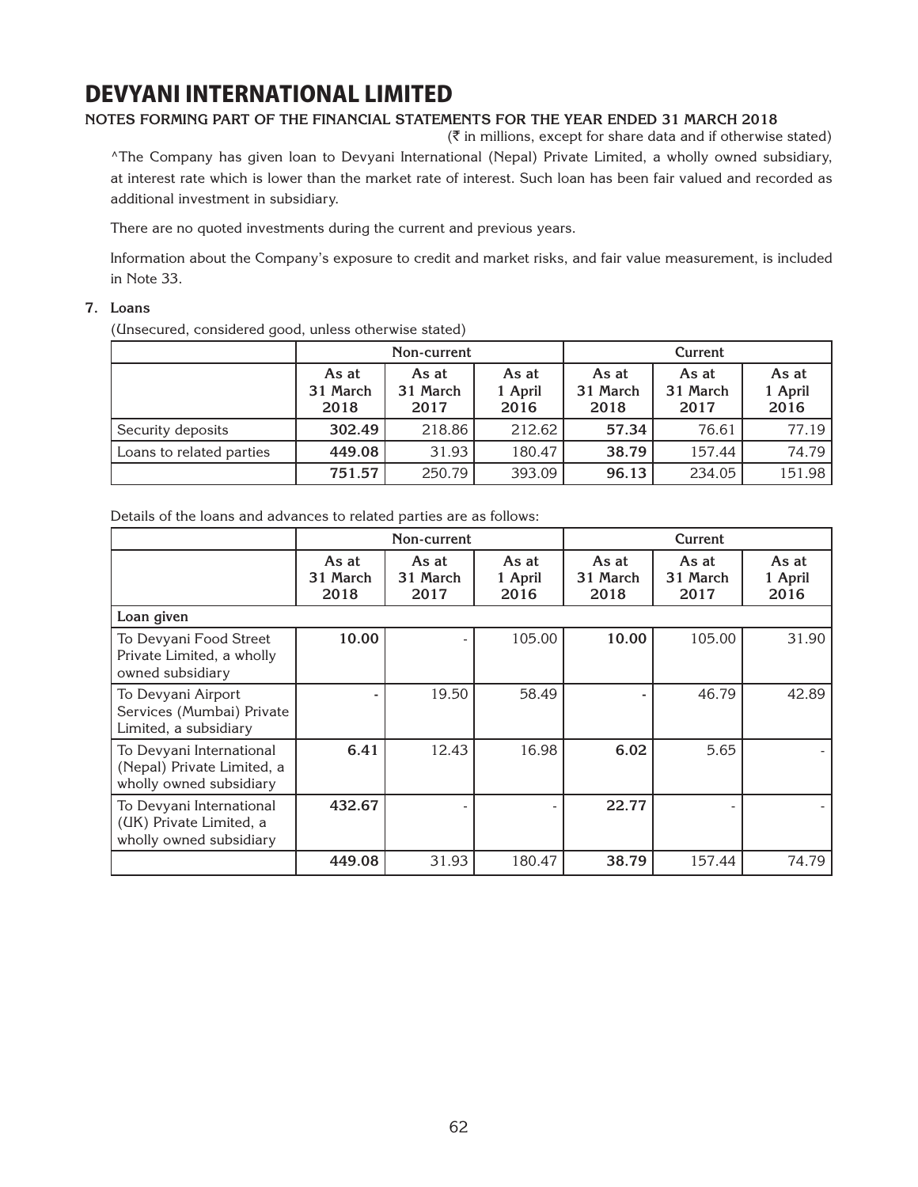# DEVYANI INTERNATIONAL LIMITED

**NOTES FORMING PART OF THE FINANCIAL STATEMENTS FOR THE YEAR ENDED 31 MARCH 2018**

(₹ in millions, except for share data and if otherwise stated)

^The Company has given loan to Devyani International (Nepal) Private Limited, a wholly owned subsidiary, at interest rate which is lower than the market rate of interest. Such loan has been fair valued and recorded as additional investment in subsidiary.

There are no quoted investments during the current and previous years.

Information about the Company's exposure to credit and market risks, and fair value measurement, is included in Note 33.

**7. Loans**

(Unsecured, considered good, unless otherwise stated)

| | Non-current | | | Current | | |
|---|---|---|---|---|---|---|
| | As at 31 March 2018 | As at 31 March 2017 | As at 1 April 2016 | As at 31 March 2018 | As at 31 March 2017 | As at 1 April 2016 |
| Security deposits | **302.49** | 218.86 | 212.62 | **57.34** | 76.61 | 77.19 |
| Loans to related parties | **449.08** | 31.93 | 180.47 | **38.79** | 157.44 | 74.79 |
| | **751.57** | 250.79 | 393.09 | **96.13** | 234.05 | 151.98 |

Details of the loans and advances to related parties are as follows:

| | Non-current | | | Current | | |
|---|---|---|---|---|---|---|
| | As at 31 March 2018 | As at 31 March 2017 | As at 1 April 2016 | As at 31 March 2018 | As at 31 March 2017 | As at 1 April 2016 |
| **Loan given** | | | | | | |
| To Devyani Food Street Private Limited, a wholly owned subsidiary | **10.00** | - | 105.00 | **10.00** | 105.00 | 31.90 |
| To Devyani Airport Services (Mumbai) Private Limited, a subsidiary | **-** | 19.50 | 58.49 | **-** | 46.79 | 42.89 |
| To Devyani International (Nepal) Private Limited, a wholly owned subsidiary | **6.41** | 12.43 | 16.98 | **6.02** | 5.65 | - |
| To Devyani International (UK) Private Limited, a wholly owned subsidiary | **432.67** | - | - | **22.77** | - | - |
| | **449.08** | 31.93 | 180.47 | **38.79** | 157.44 | 74.79 |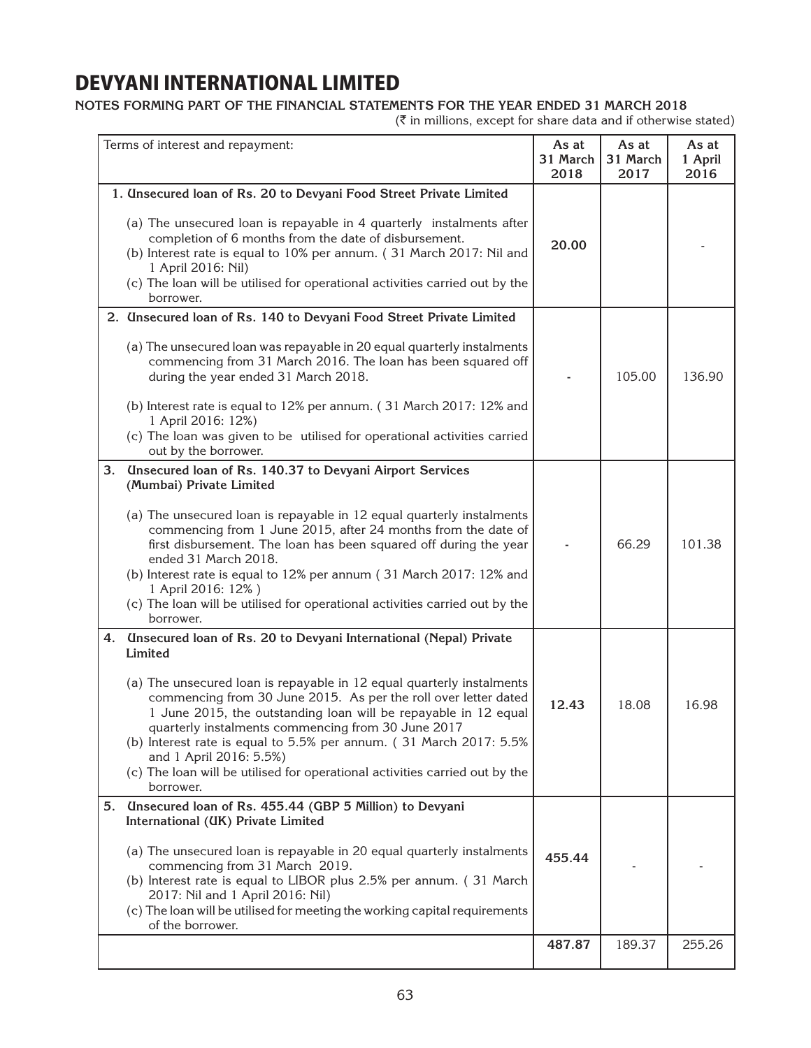# DEVYANI INTERNATIONAL LIMITED

**NOTES FORMING PART OF THE FINANCIAL STATEMENTS FOR THE YEAR ENDED 31 MARCH 2018**

(₹ in millions, except for share data and if otherwise stated)

| Terms of interest and repayment: | As at 31 March 2018 | As at 31 March 2017 | As at 1 April 2016 |
|---|---|---|---|
| **1. Unsecured loan of Rs. 20 to Devyani Food Street Private Limited**<br>(a) The unsecured loan is repayable in 4 quarterly instalments after completion of 6 months from the date of disbursement.<br>(b) Interest rate is equal to 10% per annum. ( 31 March 2017: Nil and 1 April 2016: Nil)<br>(c) The loan will be utilised for operational activities carried out by the borrower. | **20.00** | | - |
| **2. Unsecured loan of Rs. 140 to Devyani Food Street Private Limited**<br>(a) The unsecured loan was repayable in 20 equal quarterly instalments commencing from 31 March 2016. The loan has been squared off during the year ended 31 March 2018.<br>(b) Interest rate is equal to 12% per annum. ( 31 March 2017: 12% and 1 April 2016: 12%)<br>(c) The loan was given to be utilised for operational activities carried out by the borrower. | - | 105.00 | 136.90 |
| **3. Unsecured loan of Rs. 140.37 to Devyani Airport Services (Mumbai) Private Limited**<br>(a) The unsecured loan is repayable in 12 equal quarterly instalments commencing from 1 June 2015, after 24 months from the date of first disbursement. The loan has been squared off during the year ended 31 March 2018.<br>(b) Interest rate is equal to 12% per annum ( 31 March 2017: 12% and 1 April 2016: 12% )<br>(c) The loan will be utilised for operational activities carried out by the borrower. | - | 66.29 | 101.38 |
| **4. Unsecured loan of Rs. 20 to Devyani International (Nepal) Private Limited**<br>(a) The unsecured loan is repayable in 12 equal quarterly instalments commencing from 30 June 2015. As per the roll over letter dated 1 June 2015, the outstanding loan will be repayable in 12 equal quarterly instalments commencing from 30 June 2017<br>(b) Interest rate is equal to 5.5% per annum. ( 31 March 2017: 5.5% and 1 April 2016: 5.5%)<br>(c) The loan will be utilised for operational activities carried out by the borrower. | **12.43** | 18.08 | 16.98 |
| **5. Unsecured loan of Rs. 455.44 (GBP 5 Million) to Devyani International (UK) Private Limited**<br>(a) The unsecured loan is repayable in 20 equal quarterly instalments commencing from 31 March 2019.<br>(b) Interest rate is equal to LIBOR plus 2.5% per annum. ( 31 March 2017: Nil and 1 April 2016: Nil)<br>(c) The loan will be utilised for meeting the working capital requirements of the borrower. | **455.44** | - | - |
| | **487.87** | 189.37 | 255.26 |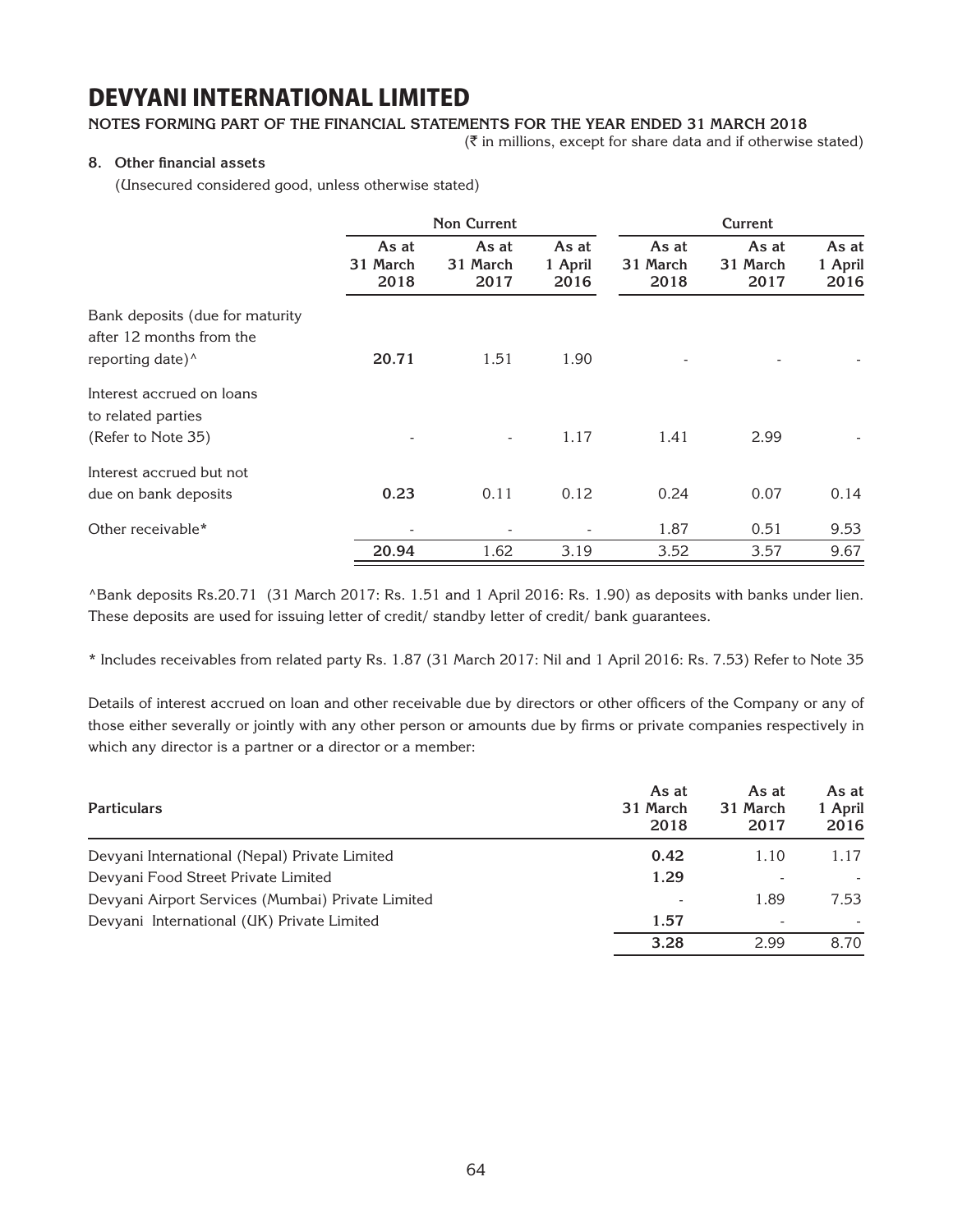# DEVYANI INTERNATIONAL LIMITED

**NOTES FORMING PART OF THE FINANCIAL STATEMENTS FOR THE YEAR ENDED 31 MARCH 2018**

(₹ in millions, except for share data and if otherwise stated)

**8. Other financial assets**

(Unsecured considered good, unless otherwise stated)

| | Non Current | | | Current | | |
|---|---|---|---|---|---|---|
| | As at 31 March 2018 | As at 31 March 2017 | As at 1 April 2016 | As at 31 March 2018 | As at 31 March 2017 | As at 1 April 2016 |
| Bank deposits (due for maturity after 12 months from the reporting date)^ | **20.71** | 1.51 | 1.90 | - | - | - |
| Interest accrued on loans to related parties (Refer to Note 35) | - | - | 1.17 | 1.41 | 2.99 | - |
| Interest accrued but not due on bank deposits | **0.23** | 0.11 | 0.12 | 0.24 | 0.07 | 0.14 |
| Other receivable* | - | - | - | 1.87 | 0.51 | 9.53 |
| | **20.94** | 1.62 | 3.19 | 3.52 | 3.57 | 9.67 |

^Bank deposits Rs.20.71 (31 March 2017: Rs. 1.51 and 1 April 2016: Rs. 1.90) as deposits with banks under lien. These deposits are used for issuing letter of credit/ standby letter of credit/ bank guarantees.

* Includes receivables from related party Rs. 1.87 (31 March 2017: Nil and 1 April 2016: Rs. 7.53) Refer to Note 35

Details of interest accrued on loan and other receivable due by directors or other officers of the Company or any of those either severally or jointly with any other person or amounts due by firms or private companies respectively in which any director is a partner or a director or a member:

| Particulars | As at 31 March 2018 | As at 31 March 2017 | As at 1 April 2016 |
|---|---|---|---|
| Devyani International (Nepal) Private Limited | **0.42** | 1.10 | 1.17 |
| Devyani Food Street Private Limited | **1.29** | - | - |
| Devyani Airport Services (Mumbai) Private Limited | - | 1.89 | 7.53 |
| Devyani International (UK) Private Limited | **1.57** | - | - |
| | **3.28** | 2.99 | 8.70 |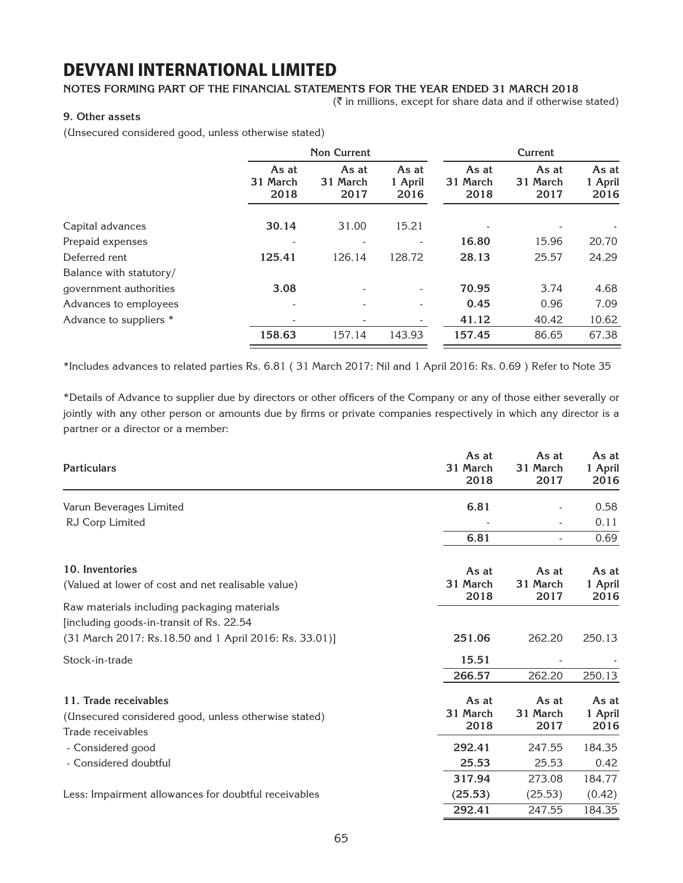# DEVYANI INTERNATIONAL LIMITED

**NOTES FORMING PART OF THE FINANCIAL STATEMENTS FOR THE YEAR ENDED 31 MARCH 2018**

(₹ in millions, except for share data and if otherwise stated)

### 9. Other assets

(Unsecured considered good, unless otherwise stated)

| | Non Current | | | Current | | |
|---|---|---|---|---|---|---|
| | As at 31 March 2018 | As at 31 March 2017 | As at 1 April 2016 | As at 31 March 2018 | As at 31 March 2017 | As at 1 April 2016 |
| Capital advances | **30.14** | 31.00 | 15.21 | - | - | - |
| Prepaid expenses | - | - | - | **16.80** | 15.96 | 20.70 |
| Deferred rent | **125.41** | 126.14 | 128.72 | **28.13** | 25.57 | 24.29 |
| Balance with statutory/ government authorities | **3.08** | - | - | **70.95** | 3.74 | 4.68 |
| Advances to employees | - | - | - | **0.45** | 0.96 | 7.09 |
| Advance to suppliers * | - | - | - | **41.12** | 40.42 | 10.62 |
| | **158.63** | 157.14 | 143.93 | **157.45** | 86.65 | 67.38 |

*Includes advances to related parties Rs. 6.81 ( 31 March 2017: Nil and 1 April 2016: Rs. 0.69 ) Refer to Note 35

*Details of Advance to supplier due by directors or other officers of the Company or any of those either severally or jointly with any other person or amounts due by firms or private companies respectively in which any director is a partner or a director or a member:

| Particulars | As at 31 March 2018 | As at 31 March 2017 | As at 1 April 2016 |
|---|---|---|---|
| Varun Beverages Limited | **6.81** | - | 0.58 |
| RJ Corp Limited | - | - | 0.11 |
| | **6.81** | - | 0.69 |

### 10. Inventories

| (Valued at lower of cost and net realisable value) | As at 31 March 2018 | As at 31 March 2017 | As at 1 April 2016 |
|---|---|---|---|
| Raw materials including packaging materials [including goods-in-transit of Rs. 22.54 (31 March 2017: Rs.18.50 and 1 April 2016: Rs. 33.01)] | **251.06** | 262.20 | 250.13 |
| Stock-in-trade | **15.51** | - | - |
| | **266.57** | 262.20 | 250.13 |

### 11. Trade receivables

| (Unsecured considered good, unless otherwise stated) | As at 31 March 2018 | As at 31 March 2017 | As at 1 April 2016 |
|---|---|---|---|
| Trade receivables | | | |
| - Considered good | **292.41** | 247.55 | 184.35 |
| - Considered doubtful | **25.53** | 25.53 | 0.42 |
| | **317.94** | 273.08 | 184.77 |
| Less: Impairment allowances for doubtful receivables | **(25.53)** | (25.53) | (0.42) |
| | **292.41** | 247.55 | 184.35 |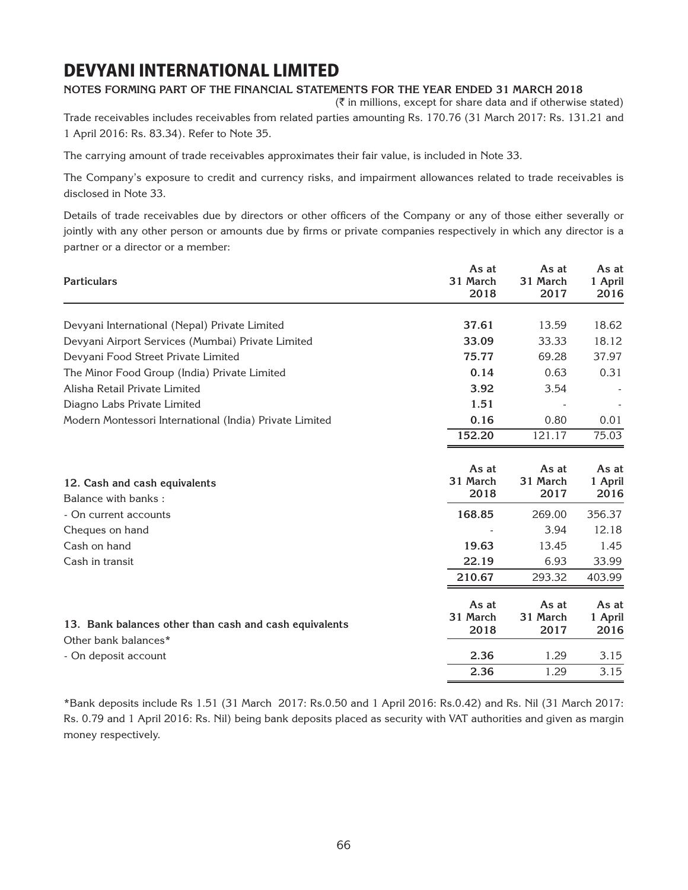# DEVYANI INTERNATIONAL LIMITED

**NOTES FORMING PART OF THE FINANCIAL STATEMENTS FOR THE YEAR ENDED 31 MARCH 2018**

(₹ in millions, except for share data and if otherwise stated)

Trade receivables includes receivables from related parties amounting Rs. 170.76 (31 March 2017: Rs. 131.21 and 1 April 2016: Rs. 83.34). Refer to Note 35.

The carrying amount of trade receivables approximates their fair value, is included in Note 33.

The Company's exposure to credit and currency risks, and impairment allowances related to trade receivables is disclosed in Note 33.

Details of trade receivables due by directors or other officers of the Company or any of those either severally or jointly with any other person or amounts due by firms or private companies respectively in which any director is a partner or a director or a member:

| Particulars | As at 31 March 2018 | As at 31 March 2017 | As at 1 April 2016 |
|---|---|---|---|
| Devyani International (Nepal) Private Limited | **37.61** | 13.59 | 18.62 |
| Devyani Airport Services (Mumbai) Private Limited | **33.09** | 33.33 | 18.12 |
| Devyani Food Street Private Limited | **75.77** | 69.28 | 37.97 |
| The Minor Food Group (India) Private Limited | **0.14** | 0.63 | 0.31 |
| Alisha Retail Private Limited | **3.92** | 3.54 | - |
| Diagno Labs Private Limited | **1.51** | - | - |
| Modern Montessori International (India) Private Limited | **0.16** | 0.80 | 0.01 |
| | **152.20** | 121.17 | 75.03 |

| 12. Cash and cash equivalents | As at 31 March 2018 | As at 31 March 2017 | As at 1 April 2016 |
|---|---|---|---|
| Balance with banks : | | | |
| - On current accounts | **168.85** | 269.00 | 356.37 |
| Cheques on hand | - | 3.94 | 12.18 |
| Cash on hand | **19.63** | 13.45 | 1.45 |
| Cash in transit | **22.19** | 6.93 | 33.99 |
| | **210.67** | 293.32 | 403.99 |

| 13. Bank balances other than cash and cash equivalents | As at 31 March 2018 | As at 31 March 2017 | As at 1 April 2016 |
|---|---|---|---|
| Other bank balances* | | | |
| - On deposit account | **2.36** | 1.29 | 3.15 |
| | **2.36** | 1.29 | 3.15 |

*Bank deposits include Rs 1.51 (31 March 2017: Rs.0.50 and 1 April 2016: Rs.0.42) and Rs. Nil (31 March 2017: Rs. 0.79 and 1 April 2016: Rs. Nil) being bank deposits placed as security with VAT authorities and given as margin money respectively.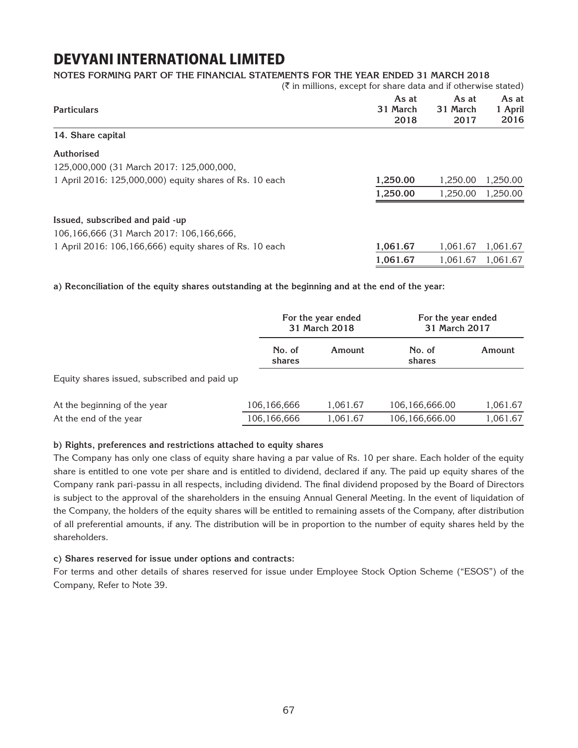# DEVYANI INTERNATIONAL LIMITED

**NOTES FORMING PART OF THE FINANCIAL STATEMENTS FOR THE YEAR ENDED 31 MARCH 2018**

(₹ in millions, except for share data and if otherwise stated)

| Particulars | As at 31 March 2018 | As at 31 March 2017 | As at 1 April 2016 |
|---|---|---|---|
| **14. Share capital** | | | |
| **Authorised** | | | |
| 125,000,000 (31 March 2017: 125,000,000, 1 April 2016: 125,000,000) equity shares of Rs. 10 each | **1,250.00** | 1,250.00 | 1,250.00 |
| | **1,250.00** | 1,250.00 | 1,250.00 |
| **Issued, subscribed and paid -up** | | | |
| 106,166,666 (31 March 2017: 106,166,666, 1 April 2016: 106,166,666) equity shares of Rs. 10 each | **1,061.67** | 1,061.67 | 1,061.67 |
| | **1,061.67** | 1,061.67 | 1,061.67 |

**a) Reconciliation of the equity shares outstanding at the beginning and at the end of the year:**

| | For the year ended 31 March 2018 | | For the year ended 31 March 2017 | |
|---|---|---|---|---|
| | No. of shares | Amount | No. of shares | Amount |
| Equity shares issued, subscribed and paid up | | | | |
| At the beginning of the year | 106,166,666 | 1,061.67 | 106,166,666.00 | 1,061.67 |
| At the end of the year | 106,166,666 | 1,061.67 | 106,166,666.00 | 1,061.67 |

**b) Rights, preferences and restrictions attached to equity shares**

The Company has only one class of equity share having a par value of Rs. 10 per share. Each holder of the equity share is entitled to one vote per share and is entitled to dividend, declared if any. The paid up equity shares of the Company rank pari-passu in all respects, including dividend. The final dividend proposed by the Board of Directors is subject to the approval of the shareholders in the ensuing Annual General Meeting. In the event of liquidation of the Company, the holders of the equity shares will be entitled to remaining assets of the Company, after distribution of all preferential amounts, if any. The distribution will be in proportion to the number of equity shares held by the shareholders.

**c) Shares reserved for issue under options and contracts:**

For terms and other details of shares reserved for issue under Employee Stock Option Scheme ("ESOS") of the Company, Refer to Note 39.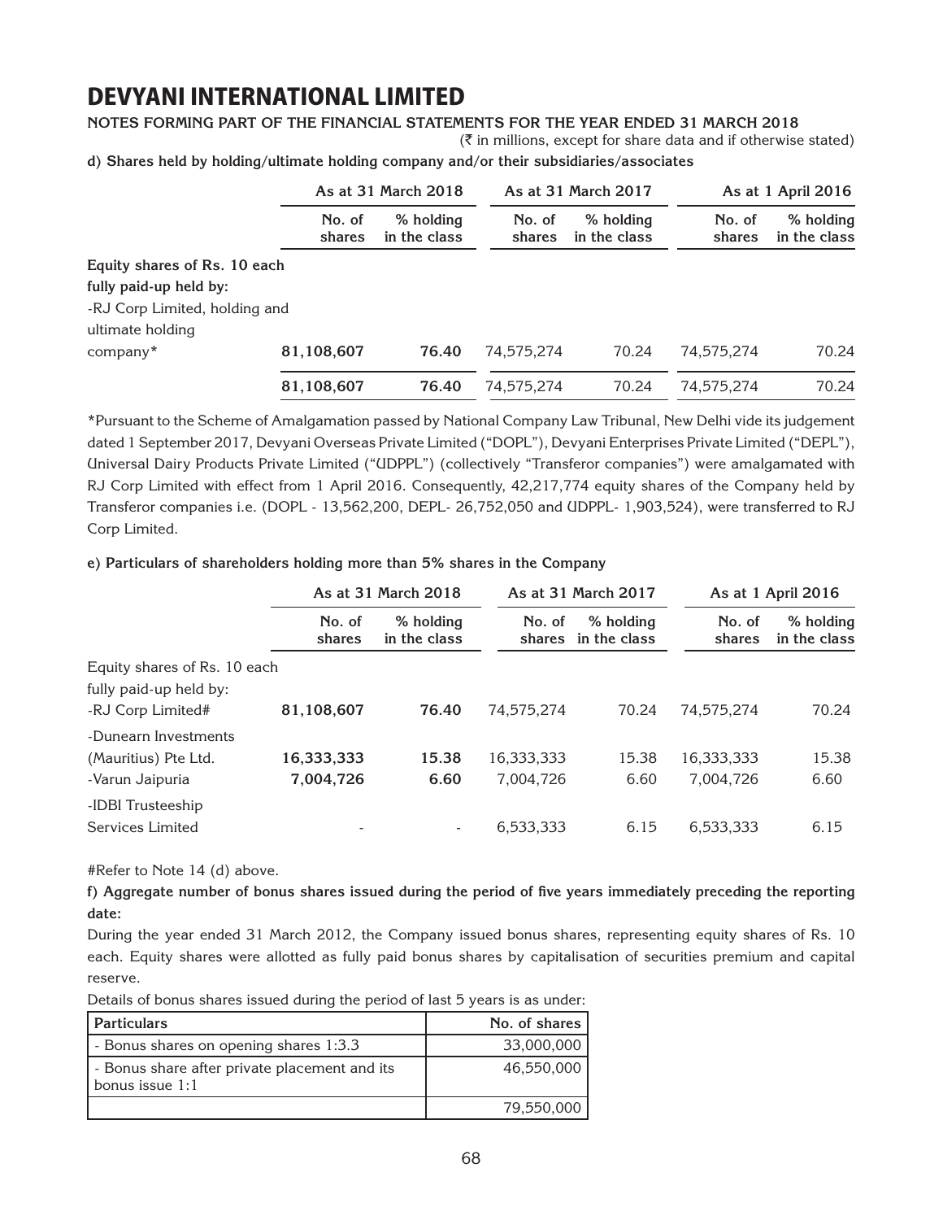# DEVYANI INTERNATIONAL LIMITED

**NOTES FORMING PART OF THE FINANCIAL STATEMENTS FOR THE YEAR ENDED 31 MARCH 2018**

(₹ in millions, except for share data and if otherwise stated)

**d) Shares held by holding/ultimate holding company and/or their subsidiaries/associates**

| | As at 31 March 2018 | | As at 31 March 2017 | | As at 1 April 2016 | |
|---|---|---|---|---|---|---|
| | No. of shares | % holding in the class | No. of shares | % holding in the class | No. of shares | % holding in the class |
| **Equity shares of Rs. 10 each fully paid-up held by:** | | | | | | |
| -RJ Corp Limited, holding and ultimate holding company* | **81,108,607** | **76.40** | 74,575,274 | 70.24 | 74,575,274 | 70.24 |
| | **81,108,607** | **76.40** | 74,575,274 | 70.24 | 74,575,274 | 70.24 |

*Pursuant to the Scheme of Amalgamation passed by National Company Law Tribunal, New Delhi vide its judgement dated 1 September 2017, Devyani Overseas Private Limited ("DOPL"), Devyani Enterprises Private Limited ("DEPL"), Universal Dairy Products Private Limited ("UDPPL") (collectively "Transferor companies") were amalgamated with RJ Corp Limited with effect from 1 April 2016. Consequently, 42,217,774 equity shares of the Company held by Transferor companies i.e. (DOPL - 13,562,200, DEPL- 26,752,050 and UDPPL- 1,903,524), were transferred to RJ Corp Limited.

**e) Particulars of shareholders holding more than 5% shares in the Company**

| | As at 31 March 2018 | | As at 31 March 2017 | | As at 1 April 2016 | |
|---|---|---|---|---|---|---|
| | No. of shares | % holding in the class | No. of shares | % holding in the class | No. of shares | % holding in the class |
| Equity shares of Rs. 10 each fully paid-up held by: | | | | | | |
| -RJ Corp Limited# | **81,108,607** | **76.40** | 74,575,274 | 70.24 | 74,575,274 | 70.24 |
| -Dunearn Investments (Mauritius) Pte Ltd. | **16,333,333** | **15.38** | 16,333,333 | 15.38 | 16,333,333 | 15.38 |
| -Varun Jaipuria | **7,004,726** | **6.60** | 7,004,726 | 6.60 | 7,004,726 | 6.60 |
| -IDBI Trusteeship Services Limited | - | - | 6,533,333 | 6.15 | 6,533,333 | 6.15 |

#Refer to Note 14 (d) above.

**f) Aggregate number of bonus shares issued during the period of five years immediately preceding the reporting date:**

During the year ended 31 March 2012, the Company issued bonus shares, representing equity shares of Rs. 10 each. Equity shares were allotted as fully paid bonus shares by capitalisation of securities premium and capital reserve.

Details of bonus shares issued during the period of last 5 years is as under:

| Particulars | No. of shares |
|---|---|
| - Bonus shares on opening shares 1:3.3 | 33,000,000 |
| - Bonus share after private placement and its bonus issue 1:1 | 46,550,000 |
| | 79,550,000 |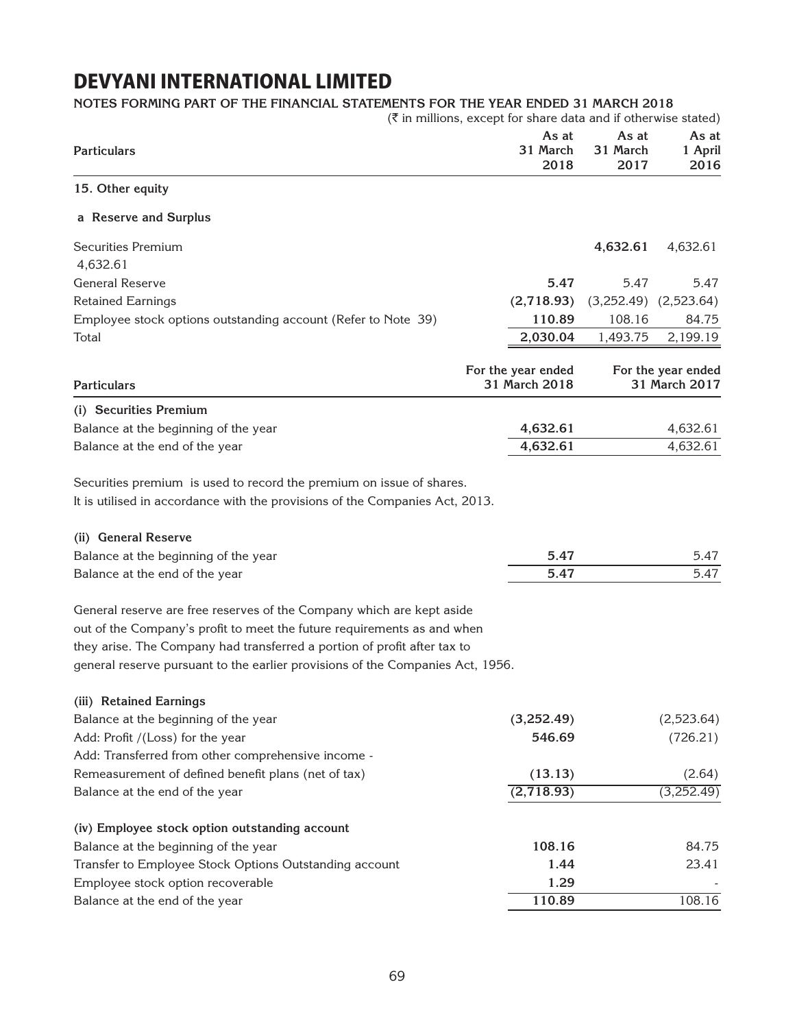# DEVYANI INTERNATIONAL LIMITED

**NOTES FORMING PART OF THE FINANCIAL STATEMENTS FOR THE YEAR ENDED 31 MARCH 2018**

(₹ in millions, except for share data and if otherwise stated)

| Particulars | As at 31 March 2018 | As at 31 March 2017 | As at 1 April 2016 |
|---|---|---|---|
| **15. Other equity** | | | |
| **a Reserve and Surplus** | | | |
| Securities Premium | 4,632.61 | **4,632.61** | 4,632.61 |
| General Reserve | **5.47** | 5.47 | 5.47 |
| Retained Earnings | **(2,718.93)** | (3,252.49) | (2,523.64) |
| Employee stock options outstanding account (Refer to Note 39) | **110.89** | 108.16 | 84.75 |
| Total | **2,030.04** | 1,493.75 | 2,199.19 |

| Particulars | For the year ended 31 March 2018 | For the year ended 31 March 2017 |
|---|---|---|
| **(i) Securities Premium** | | |
| Balance at the beginning of the year | **4,632.61** | 4,632.61 |
| Balance at the end of the year | **4,632.61** | 4,632.61 |

Securities premium is used to record the premium on issue of shares.
It is utilised in accordance with the provisions of the Companies Act, 2013.

| Particulars | For the year ended 31 March 2018 | For the year ended 31 March 2017 |
|---|---|---|
| **(ii) General Reserve** | | |
| Balance at the beginning of the year | **5.47** | 5.47 |
| Balance at the end of the year | **5.47** | 5.47 |

General reserve are free reserves of the Company which are kept aside out of the Company's profit to meet the future requirements as and when they arise. The Company had transferred a portion of profit after tax to general reserve pursuant to the earlier provisions of the Companies Act, 1956.

| Particulars | For the year ended 31 March 2018 | For the year ended 31 March 2017 |
|---|---|---|
| **(iii) Retained Earnings** | | |
| Balance at the beginning of the year | **(3,252.49)** | (2,523.64) |
| Add: Profit /(Loss) for the year | **546.69** | (726.21) |
| Add: Transferred from other comprehensive income - Remeasurement of defined benefit plans (net of tax) | **(13.13)** | (2.64) |
| Balance at the end of the year | **(2,718.93)** | (3,252.49) |
| **(iv) Employee stock option outstanding account** | | |
| Balance at the beginning of the year | **108.16** | 84.75 |
| Transfer to Employee Stock Options Outstanding account | **1.44** | 23.41 |
| Employee stock option recoverable | **1.29** | - |
| Balance at the end of the year | **110.89** | 108.16 |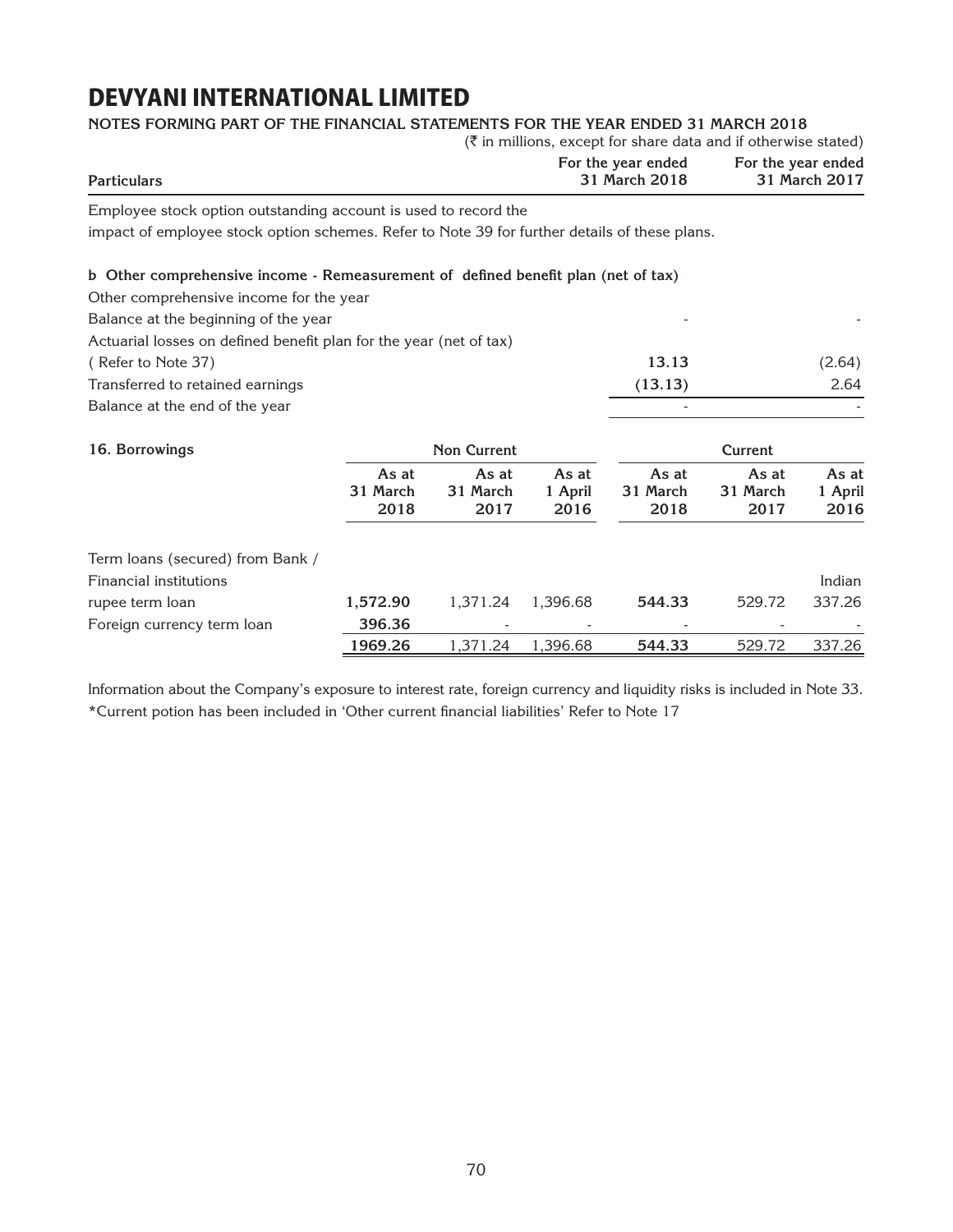# DEVYANI INTERNATIONAL LIMITED

**NOTES FORMING PART OF THE FINANCIAL STATEMENTS FOR THE YEAR ENDED 31 MARCH 2018**

(₹ in millions, except for share data and if otherwise stated)

| Particulars | For the year ended 31 March 2018 | For the year ended 31 March 2017 |
|---|---|---|
| Employee stock option outstanding account is used to record the impact of employee stock option schemes. Refer to Note 39 for further details of these plans. | | |
| **b Other comprehensive income - Remeasurement of defined benefit plan (net of tax)** | | |
| Other comprehensive income for the year | | |
| Balance at the beginning of the year | - | - |
| Actuarial losses on defined benefit plan for the year (net of tax) ( Refer to Note 37) | **13.13** | (2.64) |
| Transferred to retained earnings | **(13.13)** | 2.64 |
| Balance at the end of the year | - | - |

| 16. Borrowings | Non Current | | | Current | | |
|---|---|---|---|---|---|---|
| | As at 31 March 2018 | As at 31 March 2017 | As at 1 April 2016 | As at 31 March 2018 | As at 31 March 2017 | As at 1 April 2016 |
| Term loans (secured) from Bank / Financial institutions | | | | | | |
| Indian rupee term loan | **1,572.90** | 1,371.24 | 1,396.68 | **544.33** | 529.72 | 337.26 |
| Foreign currency term loan | **396.36** | - | - | - | - | - |
| | **1969.26** | 1,371.24 | 1,396.68 | **544.33** | 529.72 | 337.26 |

Information about the Company's exposure to interest rate, foreign currency and liquidity risks is included in Note 33.

*Current potion has been included in 'Other current financial liabilities' Refer to Note 17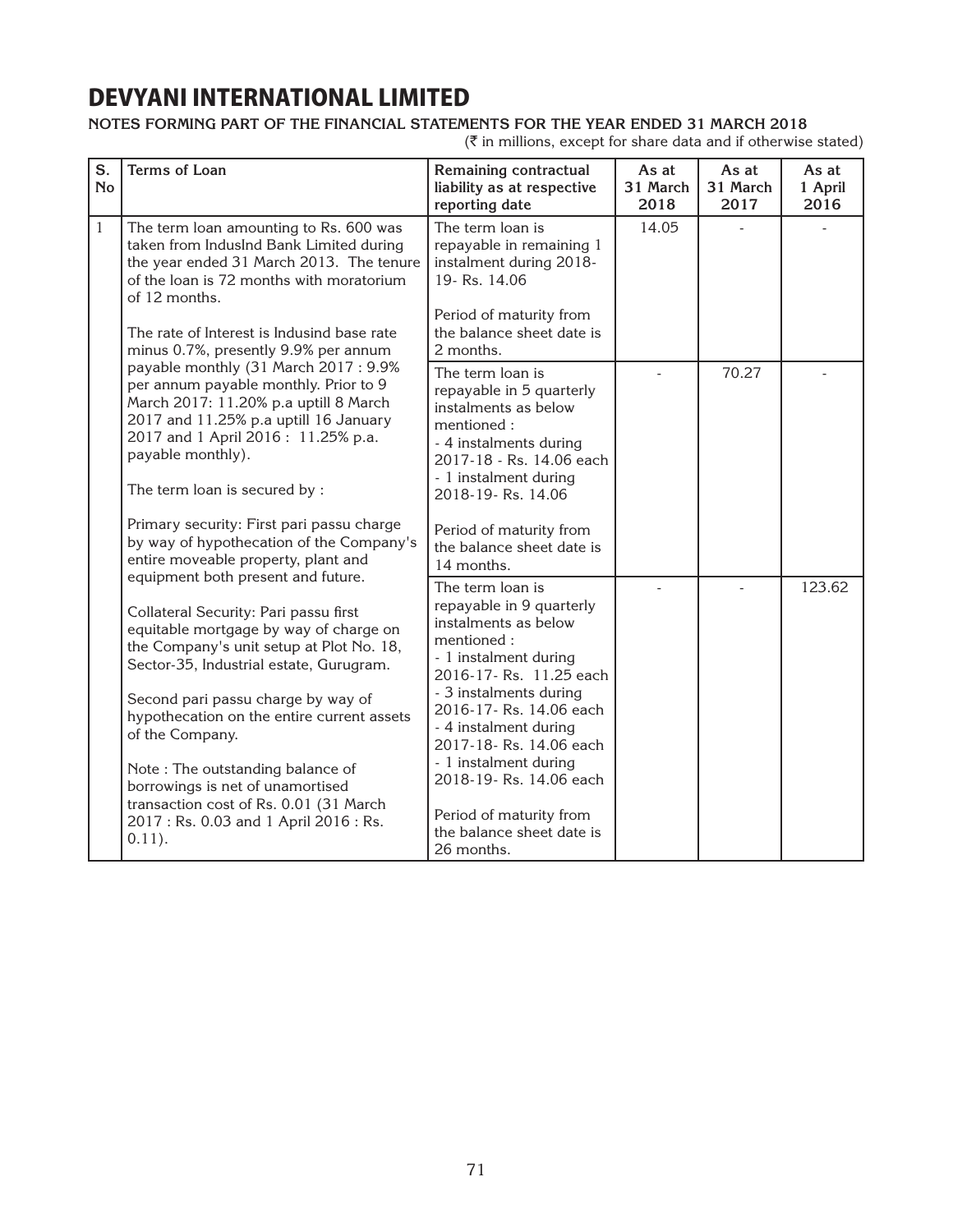# DEVYANI INTERNATIONAL LIMITED

**NOTES FORMING PART OF THE FINANCIAL STATEMENTS FOR THE YEAR ENDED 31 MARCH 2018**

(₹ in millions, except for share data and if otherwise stated)

| S. No | Terms of Loan | Remaining contractual liability as at respective reporting date | As at 31 March 2018 | As at 31 March 2017 | As at 1 April 2016 |
|---|---|---|---|---|---|
| 1 | The term loan amounting to Rs. 600 was taken from IndusInd Bank Limited during the year ended 31 March 2013. The tenure of the loan is 72 months with moratorium of 12 months.<br><br>The rate of Interest is Indusind base rate minus 0.7%, presently 9.9% per annum payable monthly (31 March 2017 : 9.9% per annum payable monthly. Prior to 9 March 2017: 11.20% p.a uptill 8 March 2017 and 11.25% p.a uptill 16 January 2017 and 1 April 2016 : 11.25% p.a. payable monthly).<br><br>The term loan is secured by :<br><br>Primary security: First pari passu charge by way of hypothecation of the Company's entire moveable property, plant and equipment both present and future.<br><br>Collateral Security: Pari passu first equitable mortgage by way of charge on the Company's unit setup at Plot No. 18, Sector-35, Industrial estate, Gurugram.<br><br>Second pari passu charge by way of hypothecation on the entire current assets of the Company.<br><br>Note : The outstanding balance of borrowings is net of unamortised transaction cost of Rs. 0.01 (31 March 2017 : Rs. 0.03 and 1 April 2016 : Rs. 0.11). | The term loan is repayable in remaining 1 instalment during 2018-19- Rs. 14.06<br><br>Period of maturity from the balance sheet date is 2 months. | 14.05 | - | - |
| | | The term loan is repayable in 5 quarterly instalments as below mentioned :<br>- 4 instalments during 2017-18 - Rs. 14.06 each<br>- 1 instalment during 2018-19- Rs. 14.06<br><br>Period of maturity from the balance sheet date is 14 months. | - | 70.27 | - |
| | | The term loan is repayable in 9 quarterly instalments as below mentioned :<br>- 1 instalment during 2016-17- Rs. 11.25 each<br>- 3 instalments during 2016-17- Rs. 14.06 each<br>- 4 instalment during 2017-18- Rs. 14.06 each<br>- 1 instalment during 2018-19- Rs. 14.06 each<br><br>Period of maturity from the balance sheet date is 26 months. | - | - | 123.62 |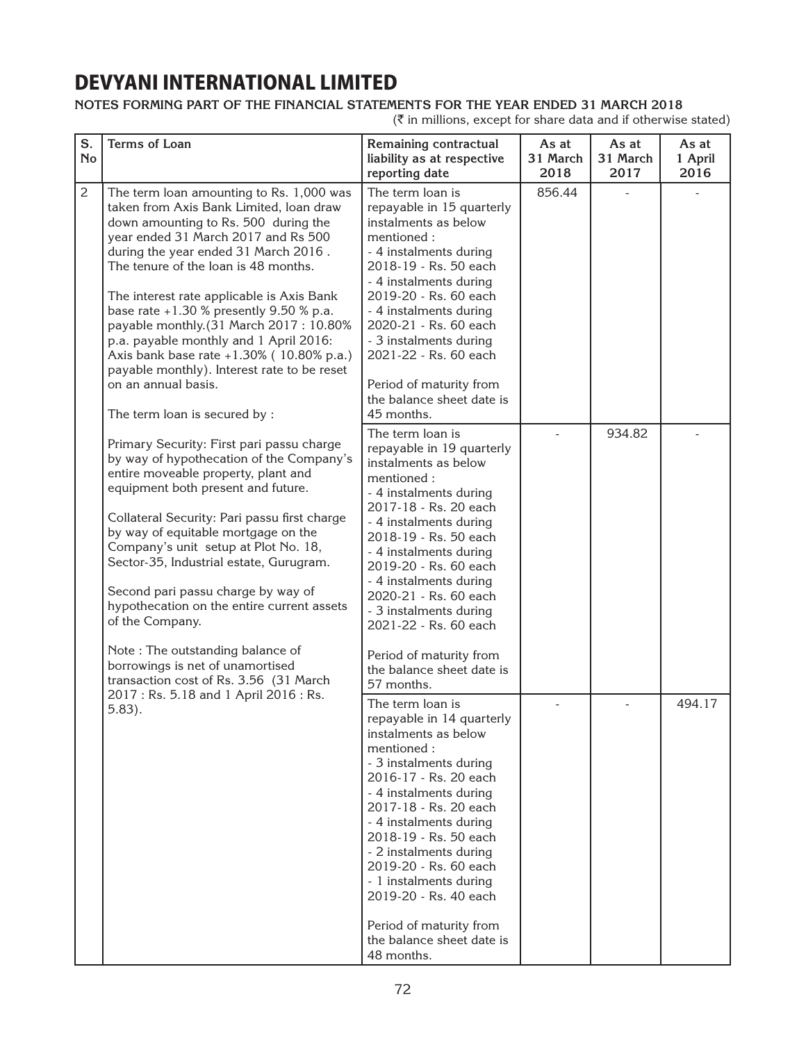# DEVYANI INTERNATIONAL LIMITED

**NOTES FORMING PART OF THE FINANCIAL STATEMENTS FOR THE YEAR ENDED 31 MARCH 2018**

(₹ in millions, except for share data and if otherwise stated)

| S. No | Terms of Loan | Remaining contractual liability as at respective reporting date | As at 31 March 2018 | As at 31 March 2017 | As at 1 April 2016 |
|---|---|---|---|---|---|
| 2 | The term loan amounting to Rs. 1,000 was taken from Axis Bank Limited, loan draw down amounting to Rs. 500 during the year ended 31 March 2017 and Rs 500 during the year ended 31 March 2016 . The tenure of the loan is 48 months.<br><br>The interest rate applicable is Axis Bank base rate +1.30 % presently 9.50 % p.a. payable monthly.(31 March 2017 : 10.80% p.a. payable monthly and 1 April 2016: Axis bank base rate +1.30% ( 10.80% p.a.) payable monthly). Interest rate to be reset on an annual basis.<br><br>The term loan is secured by :<br><br>Primary Security: First pari passu charge by way of hypothecation of the Company's entire moveable property, plant and equipment both present and future.<br><br>Collateral Security: Pari passu first charge by way of equitable mortgage on the Company's unit setup at Plot No. 18, Sector-35, Industrial estate, Gurugram.<br><br>Second pari passu charge by way of hypothecation on the entire current assets of the Company.<br><br>Note : The outstanding balance of borrowings is net of unamortised transaction cost of Rs. 3.56 (31 March 2017 : Rs. 5.18 and 1 April 2016 : Rs. 5.83). | The term loan is repayable in 15 quarterly instalments as below mentioned :<br>- 4 instalments during 2018-19 - Rs. 50 each<br>- 4 instalments during 2019-20 - Rs. 60 each<br>- 4 instalments during 2020-21 - Rs. 60 each<br>- 3 instalments during 2021-22 - Rs. 60 each<br><br>Period of maturity from the balance sheet date is 45 months. | 856.44 | - | - |
| | | The term loan is repayable in 19 quarterly instalments as below mentioned :<br>- 4 instalments during 2017-18 - Rs. 20 each<br>- 4 instalments during 2018-19 - Rs. 50 each<br>- 4 instalments during 2019-20 - Rs. 60 each<br>- 4 instalments during 2020-21 - Rs. 60 each<br>- 3 instalments during 2021-22 - Rs. 60 each<br><br>Period of maturity from the balance sheet date is 57 months. | - | 934.82 | - |
| | | The term loan is repayable in 14 quarterly instalments as below mentioned :<br>- 3 instalments during 2016-17 - Rs. 20 each<br>- 4 instalments during 2017-18 - Rs. 20 each<br>- 4 instalments during 2018-19 - Rs. 50 each<br>- 2 instalments during 2019-20 - Rs. 60 each<br>- 1 instalments during 2019-20 - Rs. 40 each<br><br>Period of maturity from the balance sheet date is 48 months. | - | - | 494.17 |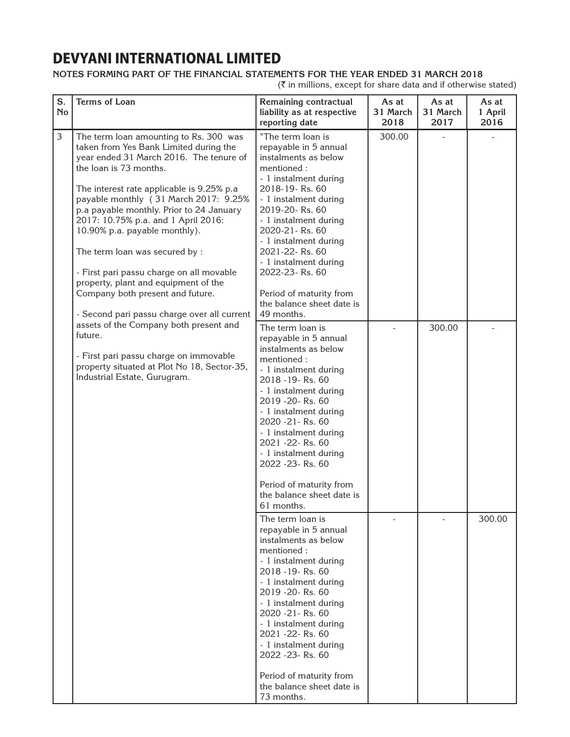# DEVYANI INTERNATIONAL LIMITED

**NOTES FORMING PART OF THE FINANCIAL STATEMENTS FOR THE YEAR ENDED 31 MARCH 2018**

(₹ in millions, except for share data and if otherwise stated)

| S. No | Terms of Loan | Remaining contractual liability as at respective reporting date | As at 31 March 2018 | As at 31 March 2017 | As at 1 April 2016 |
|---|---|---|---|---|---|
| 3 | The term loan amounting to Rs. 300 was taken from Yes Bank Limited during the year ended 31 March 2016. The tenure of the loan is 73 months.<br><br>The interest rate applicable is 9.25% p.a payable monthly ( 31 March 2017: 9.25% p.a payable monthly. Prior to 24 January 2017: 10.75% p.a. and 1 April 2016: 10.90% p.a. payable monthly).<br><br>The term loan was secured by :<br><br>- First pari passu charge on all movable property, plant and equipment of the Company both present and future.<br><br>- Second pari passu charge over all current assets of the Company both present and future.<br><br>- First pari passu charge on immovable property situated at Plot No 18, Sector-35, Industrial Estate, Gurugram. | "The term loan is repayable in 5 annual instalments as below mentioned :<br>- 1 instalment during 2018-19- Rs. 60<br>- 1 instalment during 2019-20- Rs. 60<br>- 1 instalment during 2020-21- Rs. 60<br>- 1 instalment during 2021-22- Rs. 60<br>- 1 instalment during 2022-23- Rs. 60<br><br>Period of maturity from the balance sheet date is 49 months. | 300.00 | - | - |
| | | The term loan is repayable in 5 annual instalments as below mentioned :<br>- 1 instalment during 2018 -19- Rs. 60<br>- 1 instalment during 2019 -20- Rs. 60<br>- 1 instalment during 2020 -21- Rs. 60<br>- 1 instalment during 2021 -22- Rs. 60<br>- 1 instalment during 2022 -23- Rs. 60<br><br>Period of maturity from the balance sheet date is 61 months. | - | 300.00 | - |
| | | The term loan is repayable in 5 annual instalments as below mentioned :<br>- 1 instalment during 2018 -19- Rs. 60<br>- 1 instalment during 2019 -20- Rs. 60<br>- 1 instalment during 2020 -21- Rs. 60<br>- 1 instalment during 2021 -22- Rs. 60<br>- 1 instalment during 2022 -23- Rs. 60<br><br>Period of maturity from the balance sheet date is 73 months. | - | - | 300.00 |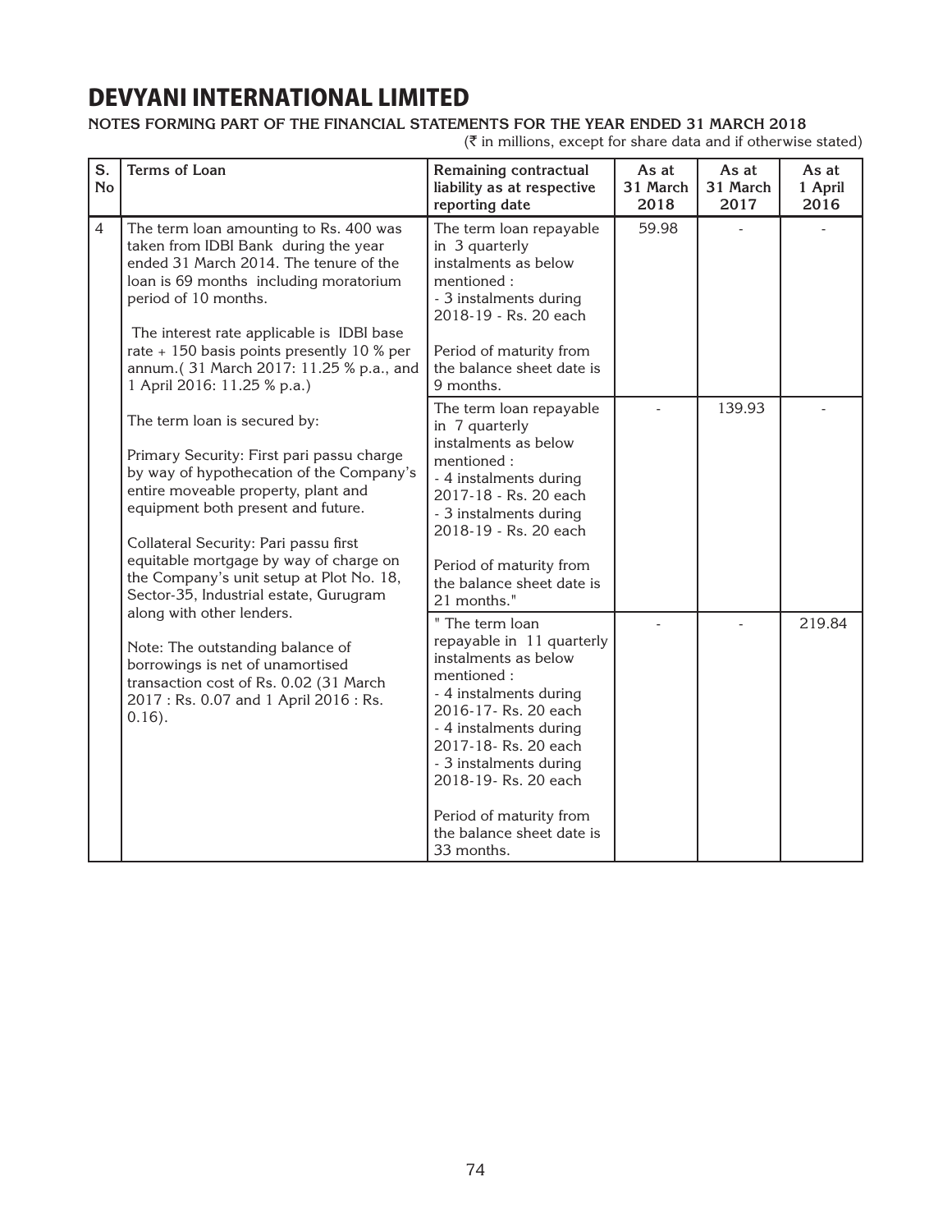# DEVYANI INTERNATIONAL LIMITED

**NOTES FORMING PART OF THE FINANCIAL STATEMENTS FOR THE YEAR ENDED 31 MARCH 2018**

(₹ in millions, except for share data and if otherwise stated)

| S. No | Terms of Loan | Remaining contractual liability as at respective reporting date | As at 31 March 2018 | As at 31 March 2017 | As at 1 April 2016 |
|---|---|---|---|---|---|
| 4 | The term loan amounting to Rs. 400 was taken from IDBI Bank during the year ended 31 March 2014. The tenure of the loan is 69 months including moratorium period of 10 months.<br><br>The interest rate applicable is IDBI base rate + 150 basis points presently 10 % per annum.( 31 March 2017: 11.25 % p.a., and 1 April 2016: 11.25 % p.a.)<br><br>The term loan is secured by:<br><br>Primary Security: First pari passu charge by way of hypothecation of the Company's entire moveable property, plant and equipment both present and future.<br><br>Collateral Security: Pari passu first equitable mortgage by way of charge on the Company's unit setup at Plot No. 18, Sector-35, Industrial estate, Gurugram along with other lenders.<br><br>Note: The outstanding balance of borrowings is net of unamortised transaction cost of Rs. 0.02 (31 March 2017 : Rs. 0.07 and 1 April 2016 : Rs. 0.16). | The term loan repayable in 3 quarterly instalments as below mentioned :<br>- 3 instalments during 2018-19 - Rs. 20 each<br><br>Period of maturity from the balance sheet date is 9 months. | 59.98 | - | - |
| | | The term loan repayable in 7 quarterly instalments as below mentioned :<br>- 4 instalments during 2017-18 - Rs. 20 each<br>- 3 instalments during 2018-19 - Rs. 20 each<br><br>Period of maturity from the balance sheet date is 21 months." | - | 139.93 | - |
| | | " The term loan repayable in 11 quarterly instalments as below mentioned :<br>- 4 instalments during 2016-17- Rs. 20 each<br>- 4 instalments during 2017-18- Rs. 20 each<br>- 3 instalments during 2018-19- Rs. 20 each<br><br>Period of maturity from the balance sheet date is 33 months. | - | - | 219.84 |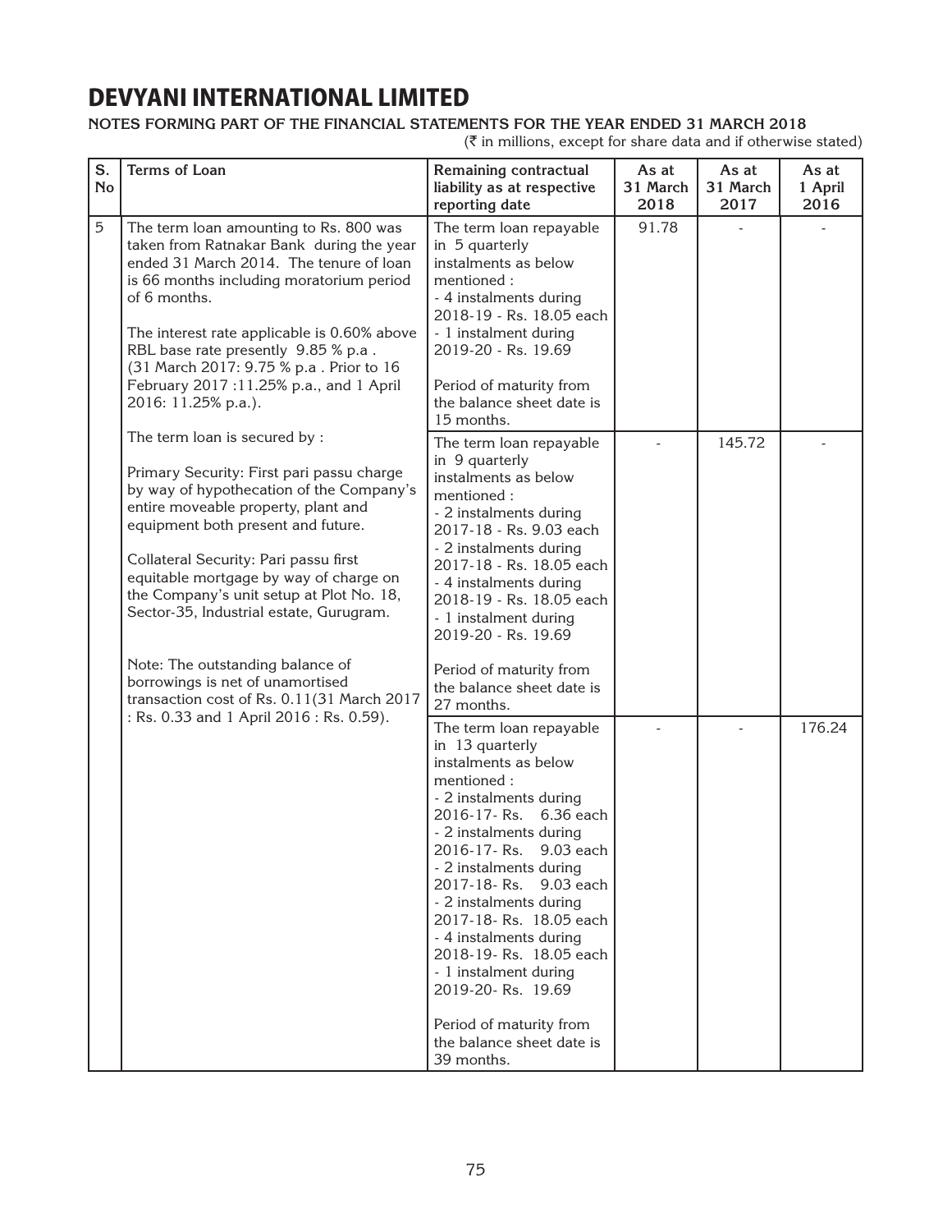# DEVYANI INTERNATIONAL LIMITED

**NOTES FORMING PART OF THE FINANCIAL STATEMENTS FOR THE YEAR ENDED 31 MARCH 2018**

(₹ in millions, except for share data and if otherwise stated)

| S. No | Terms of Loan | Remaining contractual liability as at respective reporting date | As at 31 March 2018 | As at 31 March 2017 | As at 1 April 2016 |
|---|---|---|---|---|---|
| 5 | The term loan amounting to Rs. 800 was taken from Ratnakar Bank during the year ended 31 March 2014. The tenure of loan is 66 months including moratorium period of 6 months.<br><br>The interest rate applicable is 0.60% above RBL base rate presently 9.85 % p.a . (31 March 2017: 9.75 % p.a . Prior to 16 February 2017 :11.25% p.a., and 1 April 2016: 11.25% p.a.).<br><br>The term loan is secured by :<br><br>Primary Security: First pari passu charge by way of hypothecation of the Company's entire moveable property, plant and equipment both present and future.<br><br>Collateral Security: Pari passu first equitable mortgage by way of charge on the Company's unit setup at Plot No. 18, Sector-35, Industrial estate, Gurugram.<br><br>Note: The outstanding balance of borrowings is net of unamortised transaction cost of Rs. 0.11(31 March 2017 : Rs. 0.33 and 1 April 2016 : Rs. 0.59). | The term loan repayable in 5 quarterly instalments as below mentioned :<br>- 4 instalments during 2018-19 - Rs. 18.05 each<br>- 1 instalment during 2019-20 - Rs. 19.69<br><br>Period of maturity from the balance sheet date is 15 months. | 91.78 | - | - |
| | | The term loan repayable in 9 quarterly instalments as below mentioned :<br>- 2 instalments during 2017-18 - Rs. 9.03 each<br>- 2 instalments during 2017-18 - Rs. 18.05 each<br>- 4 instalments during 2018-19 - Rs. 18.05 each<br>- 1 instalment during 2019-20 - Rs. 19.69<br><br>Period of maturity from the balance sheet date is 27 months. | - | 145.72 | - |
| | | The term loan repayable in 13 quarterly instalments as below mentioned :<br>- 2 instalments during 2016-17- Rs. 6.36 each<br>- 2 instalments during 2016-17- Rs. 9.03 each<br>- 2 instalments during 2017-18- Rs. 9.03 each<br>- 2 instalments during 2017-18- Rs. 18.05 each<br>- 4 instalments during 2018-19- Rs. 18.05 each<br>- 1 instalment during 2019-20- Rs. 19.69<br><br>Period of maturity from the balance sheet date is 39 months. | - | - | 176.24 |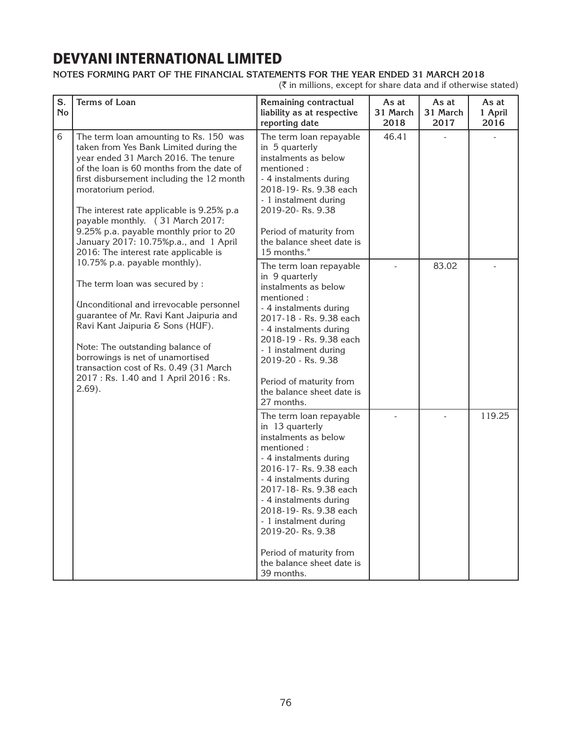# DEVYANI INTERNATIONAL LIMITED

**NOTES FORMING PART OF THE FINANCIAL STATEMENTS FOR THE YEAR ENDED 31 MARCH 2018**

(₹ in millions, except for share data and if otherwise stated)

| S. No | Terms of Loan | Remaining contractual liability as at respective reporting date | As at 31 March 2018 | As at 31 March 2017 | As at 1 April 2016 |
|---|---|---|---|---|---|
| 6 | The term loan amounting to Rs. 150 was taken from Yes Bank Limited during the year ended 31 March 2016. The tenure of the loan is 60 months from the date of first disbursement including the 12 month moratorium period.<br><br>The interest rate applicable is 9.25% p.a payable monthly. ( 31 March 2017: 9.25% p.a. payable monthly prior to 20 January 2017: 10.75%p.a., and 1 April 2016: The interest rate applicable is 10.75% p.a. payable monthly).<br><br>The term loan was secured by :<br><br>Unconditional and irrevocable personnel guarantee of Mr. Ravi Kant Jaipuria and Ravi Kant Jaipuria & Sons (HUF).<br><br>Note: The outstanding balance of borrowings is net of unamortised transaction cost of Rs. 0.49 (31 March 2017 : Rs. 1.40 and 1 April 2016 : Rs. 2.69). | The term loan repayable in 5 quarterly instalments as below mentioned :<br>- 4 instalments during 2018-19- Rs. 9.38 each<br>- 1 instalment during 2019-20- Rs. 9.38<br><br>Period of maturity from the balance sheet date is 15 months." | 46.41 | - | - |
| | | The term loan repayable in 9 quarterly instalments as below mentioned :<br>- 4 instalments during 2017-18 - Rs. 9.38 each<br>- 4 instalments during 2018-19 - Rs. 9.38 each<br>- 1 instalment during 2019-20 - Rs. 9.38<br><br>Period of maturity from the balance sheet date is 27 months. | - | 83.02 | - |
| | | The term loan repayable in 13 quarterly instalments as below mentioned :<br>- 4 instalments during 2016-17- Rs. 9.38 each<br>- 4 instalments during 2017-18- Rs. 9.38 each<br>- 4 instalments during 2018-19- Rs. 9.38 each<br>- 1 instalment during 2019-20- Rs. 9.38<br><br>Period of maturity from the balance sheet date is 39 months. | - | - | 119.25 |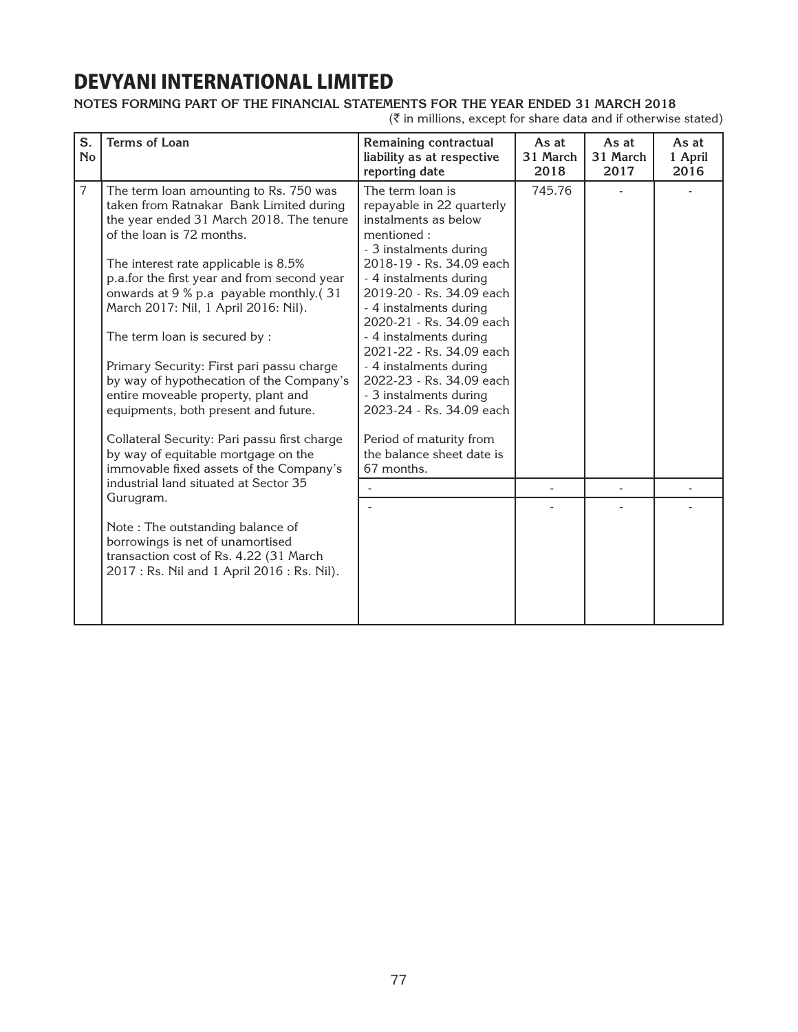# DEVYANI INTERNATIONAL LIMITED

**NOTES FORMING PART OF THE FINANCIAL STATEMENTS FOR THE YEAR ENDED 31 MARCH 2018**

(₹ in millions, except for share data and if otherwise stated)

| S. No | Terms of Loan | Remaining contractual liability as at respective reporting date | As at 31 March 2018 | As at 31 March 2017 | As at 1 April 2016 |
|---|---|---|---|---|---|
| 7 | The term loan amounting to Rs. 750 was taken from Ratnakar Bank Limited during the year ended 31 March 2018. The tenure of the loan is 72 months.<br><br>The interest rate applicable is 8.5% p.a.for the first year and from second year onwards at 9 % p.a payable monthly.( 31 March 2017: Nil, 1 April 2016: Nil).<br><br>The term loan is secured by :<br><br>Primary Security: First pari passu charge by way of hypothecation of the Company's entire moveable property, plant and equipments, both present and future.<br><br>Collateral Security: Pari passu first charge by way of equitable mortgage on the immovable fixed assets of the Company's industrial land situated at Sector 35 Gurugram.<br><br>Note : The outstanding balance of borrowings is net of unamortised transaction cost of Rs. 4.22 (31 March 2017 : Rs. Nil and 1 April 2016 : Rs. Nil). | The term loan is repayable in 22 quarterly instalments as below mentioned :<br>- 3 instalments during 2018-19 - Rs. 34.09 each<br>- 4 instalments during 2019-20 - Rs. 34.09 each<br>- 4 instalments during 2020-21 - Rs. 34.09 each<br>- 4 instalments during 2021-22 - Rs. 34.09 each<br>- 4 instalments during 2022-23 - Rs. 34.09 each<br>- 3 instalments during 2023-24 - Rs. 34.09 each<br><br>Period of maturity from the balance sheet date is 67 months. | 745.76 | - | - |
| | | - | - | - | - |
| | | - | - | - | - |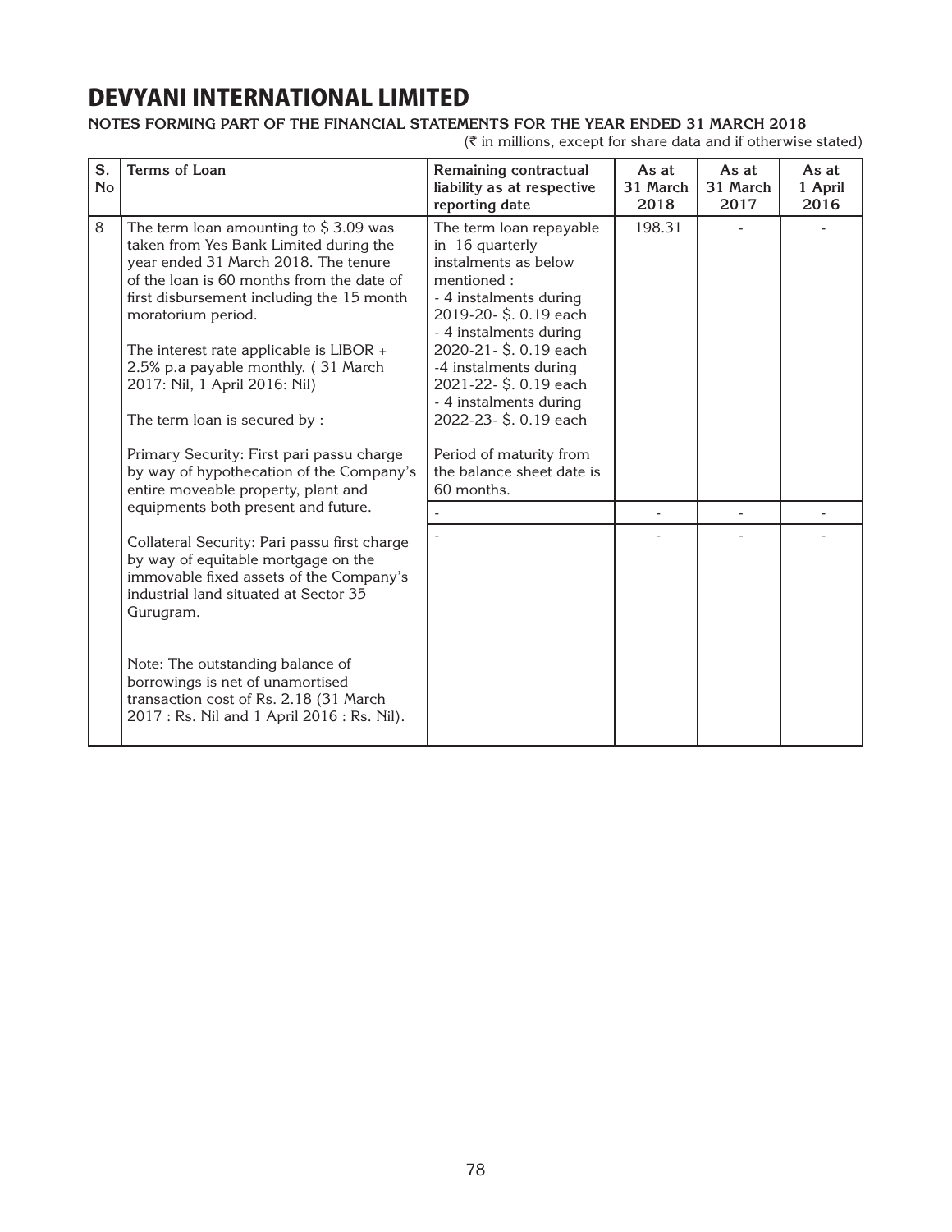# DEVYANI INTERNATIONAL LIMITED

**NOTES FORMING PART OF THE FINANCIAL STATEMENTS FOR THE YEAR ENDED 31 MARCH 2018**

(₹ in millions, except for share data and if otherwise stated)

| S. No | Terms of Loan | Remaining contractual liability as at respective reporting date | As at 31 March 2018 | As at 31 March 2017 | As at 1 April 2016 |
|---|---|---|---|---|---|
| 8 | The term loan amounting to $ 3.09 was taken from Yes Bank Limited during the year ended 31 March 2018. The tenure of the loan is 60 months from the date of first disbursement including the 15 month moratorium period.<br><br>The interest rate applicable is LIBOR + 2.5% p.a payable monthly. ( 31 March 2017: Nil, 1 April 2016: Nil)<br><br>The term loan is secured by :<br><br>Primary Security: First pari passu charge by way of hypothecation of the Company's entire moveable property, plant and equipments both present and future.<br><br>Collateral Security: Pari passu first charge by way of equitable mortgage on the immovable fixed assets of the Company's industrial land situated at Sector 35 Gurugram.<br><br>Note: The outstanding balance of borrowings is net of unamortised transaction cost of Rs. 2.18 (31 March 2017 : Rs. Nil and 1 April 2016 : Rs. Nil). | The term loan repayable in 16 quarterly instalments as below mentioned :<br>- 4 instalments during 2019-20- $. 0.19 each<br>- 4 instalments during 2020-21- $. 0.19 each<br>-4 instalments during 2021-22- $. 0.19 each<br>- 4 instalments during 2022-23- $. 0.19 each<br><br>Period of maturity from the balance sheet date is 60 months. | 198.31 | - | - |
| | | - | - | - | - |
| | | - | - | - | - |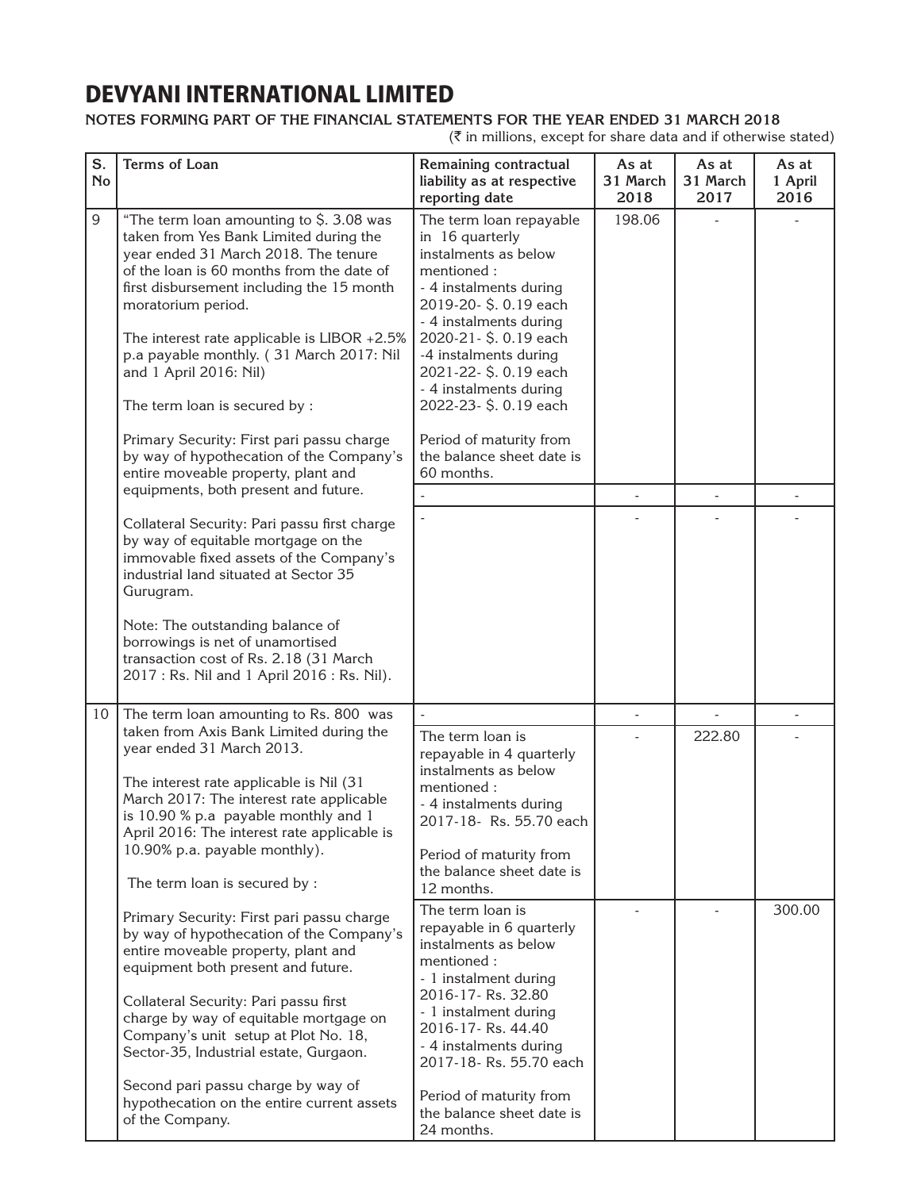# DEVYANI INTERNATIONAL LIMITED

**NOTES FORMING PART OF THE FINANCIAL STATEMENTS FOR THE YEAR ENDED 31 MARCH 2018**

(₹ in millions, except for share data and if otherwise stated)

| S. No | Terms of Loan | Remaining contractual liability as at respective reporting date | As at 31 March 2018 | As at 31 March 2017 | As at 1 April 2016 |
|---|---|---|---|---|---|
| 9 | "The term loan amounting to \$. 3.08 was taken from Yes Bank Limited during the year ended 31 March 2018. The tenure of the loan is 60 months from the date of first disbursement including the 15 month moratorium period.<br><br>The interest rate applicable is LIBOR +2.5% p.a payable monthly. ( 31 March 2017: Nil and 1 April 2016: Nil)<br><br>The term loan is secured by :<br><br>Primary Security: First pari passu charge by way of hypothecation of the Company's entire moveable property, plant and equipments, both present and future.<br><br>Collateral Security: Pari passu first charge by way of equitable mortgage on the immovable fixed assets of the Company's industrial land situated at Sector 35 Gurugram.<br><br>Note: The outstanding balance of borrowings is net of unamortised transaction cost of Rs. 2.18 (31 March 2017 : Rs. Nil and 1 April 2016 : Rs. Nil). | The term loan repayable in 16 quarterly instalments as below mentioned :<br>- 4 instalments during 2019-20- \$. 0.19 each<br>- 4 instalments during 2020-21- \$. 0.19 each<br>-4 instalments during 2021-22- \$. 0.19 each<br>- 4 instalments during 2022-23- \$. 0.19 each<br><br>Period of maturity from the balance sheet date is 60 months. | 198.06 | - | - |
| | | - | - | - | - |
| | | - | - | - | - |
| 10 | The term loan amounting to Rs. 800 was taken from Axis Bank Limited during the year ended 31 March 2013.<br><br>The interest rate applicable is Nil (31 March 2017: The interest rate applicable is 10.90 % p.a payable monthly and 1 April 2016: The interest rate applicable is 10.90% p.a. payable monthly).<br><br>The term loan is secured by :<br><br>Primary Security: First pari passu charge by way of hypothecation of the Company's entire moveable property, plant and equipment both present and future.<br><br>Collateral Security: Pari passu first charge by way of equitable mortgage on Company's unit setup at Plot No. 18, Sector-35, Industrial estate, Gurgaon.<br><br>Second pari passu charge by way of hypothecation on the entire current assets of the Company. | - | - | - | - |
| | | The term loan is repayable in 4 quarterly instalments as below mentioned :<br>- 4 instalments during 2017-18- Rs. 55.70 each<br><br>Period of maturity from the balance sheet date is 12 months. | - | 222.80 | - |
| | | The term loan is repayable in 6 quarterly instalments as below mentioned :<br>- 1 instalment during 2016-17- Rs. 32.80<br>- 1 instalment during 2016-17- Rs. 44.40<br>- 4 instalments during 2017-18- Rs. 55.70 each<br><br>Period of maturity from the balance sheet date is 24 months. | - | - | 300.00 |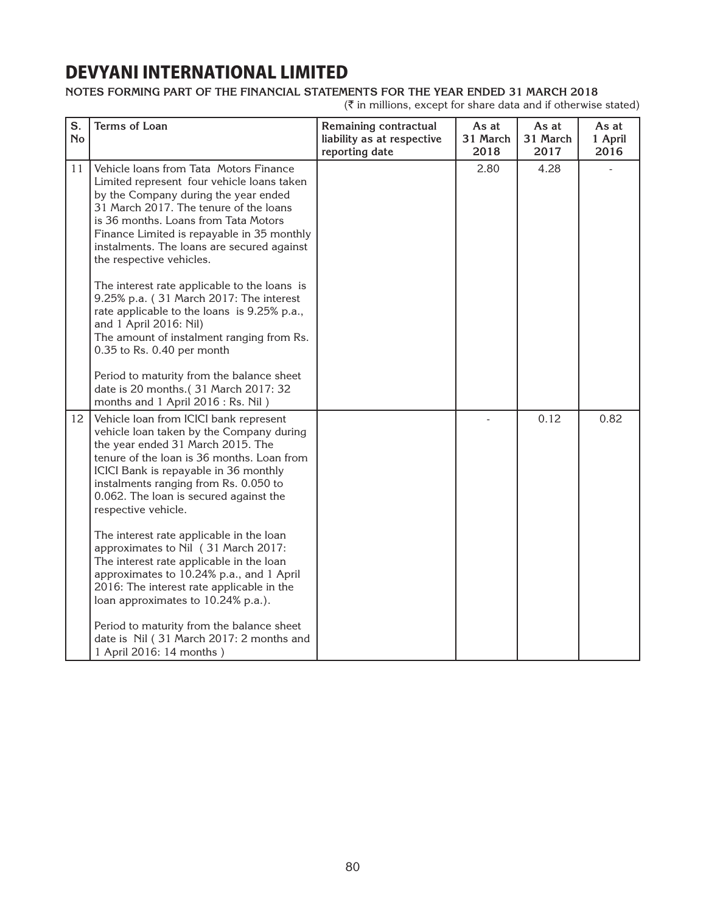# DEVYANI INTERNATIONAL LIMITED

**NOTES FORMING PART OF THE FINANCIAL STATEMENTS FOR THE YEAR ENDED 31 MARCH 2018**

(₹ in millions, except for share data and if otherwise stated)

| S. No | Terms of Loan | Remaining contractual liability as at respective reporting date | As at 31 March 2018 | As at 31 March 2017 | As at 1 April 2016 |
|---|---|---|---|---|---|
| 11 | Vehicle loans from Tata Motors Finance Limited represent four vehicle loans taken by the Company during the year ended 31 March 2017. The tenure of the loans is 36 months. Loans from Tata Motors Finance Limited is repayable in 35 monthly instalments. The loans are secured against the respective vehicles.<br><br>The interest rate applicable to the loans is 9.25% p.a. ( 31 March 2017: The interest rate applicable to the loans is 9.25% p.a., and 1 April 2016: Nil)<br>The amount of instalment ranging from Rs. 0.35 to Rs. 0.40 per month<br><br>Period to maturity from the balance sheet date is 20 months.( 31 March 2017: 32 months and 1 April 2016 : Rs. Nil ) | | 2.80 | 4.28 | - |
| 12 | Vehicle loan from ICICI bank represent vehicle loan taken by the Company during the year ended 31 March 2015. The tenure of the loan is 36 months. Loan from ICICI Bank is repayable in 36 monthly instalments ranging from Rs. 0.050 to 0.062. The loan is secured against the respective vehicle.<br><br>The interest rate applicable in the loan approximates to Nil ( 31 March 2017: The interest rate applicable in the loan approximates to 10.24% p.a., and 1 April 2016: The interest rate applicable in the loan approximates to 10.24% p.a.).<br><br>Period to maturity from the balance sheet date is Nil ( 31 March 2017: 2 months and 1 April 2016: 14 months ) | | - | 0.12 | 0.82 |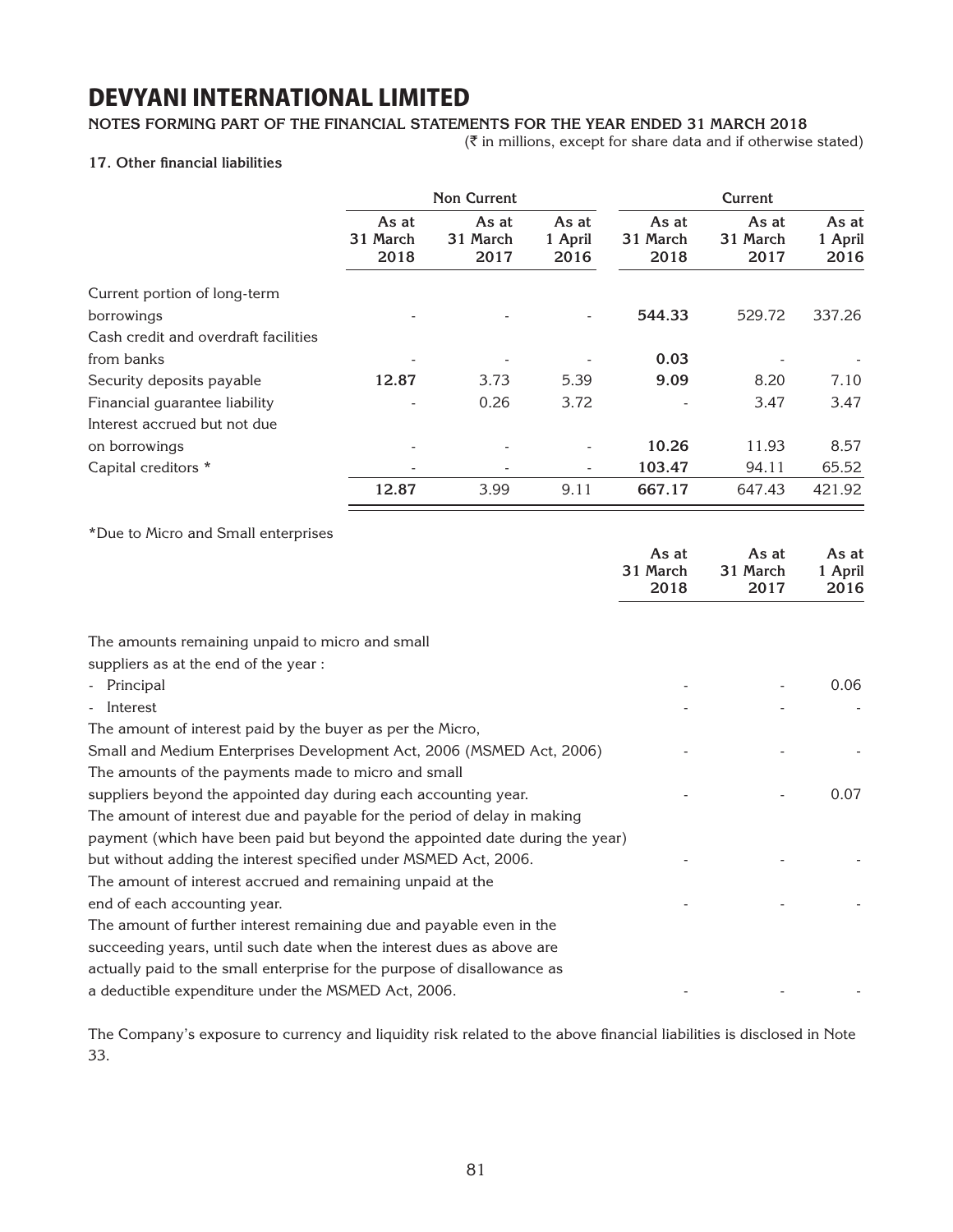# DEVYANI INTERNATIONAL LIMITED

**NOTES FORMING PART OF THE FINANCIAL STATEMENTS FOR THE YEAR ENDED 31 MARCH 2018**

(₹ in millions, except for share data and if otherwise stated)

### 17. Other financial liabilities

| | Non Current | | | Current | | |
|---|---|---|---|---|---|---|
| | As at 31 March 2018 | As at 31 March 2017 | As at 1 April 2016 | As at 31 March 2018 | As at 31 March 2017 | As at 1 April 2016 |
| Current portion of long-term borrowings | - | - | - | **544.33** | 529.72 | 337.26 |
| Cash credit and overdraft facilities from banks | - | - | - | **0.03** | - | - |
| Security deposits payable | **12.87** | 3.73 | 5.39 | **9.09** | 8.20 | 7.10 |
| Financial guarantee liability | - | 0.26 | 3.72 | - | 3.47 | 3.47 |
| Interest accrued but not due on borrowings | - | - | - | **10.26** | 11.93 | 8.57 |
| Capital creditors * | - | - | - | **103.47** | 94.11 | 65.52 |
| | **12.87** | 3.99 | 9.11 | **667.17** | 647.43 | 421.92 |

*Due to Micro and Small enterprises

| | As at 31 March 2018 | As at 31 March 2017 | As at 1 April 2016 |
|---|---|---|---|
| The amounts remaining unpaid to micro and small suppliers as at the end of the year : | | | |
| - Principal | - | - | 0.06 |
| - Interest | - | - | - |
| The amount of interest paid by the buyer as per the Micro, Small and Medium Enterprises Development Act, 2006 (MSMED Act, 2006) | - | - | - |
| The amounts of the payments made to micro and small suppliers beyond the appointed day during each accounting year. | - | - | 0.07 |
| The amount of interest due and payable for the period of delay in making payment (which have been paid but beyond the appointed date during the year) but without adding the interest specified under MSMED Act, 2006. | - | - | - |
| The amount of interest accrued and remaining unpaid at the end of each accounting year. | - | - | - |
| The amount of further interest remaining due and payable even in the succeeding years, until such date when the interest dues as above are actually paid to the small enterprise for the purpose of disallowance as a deductible expenditure under the MSMED Act, 2006. | - | - | - |

The Company's exposure to currency and liquidity risk related to the above financial liabilities is disclosed in Note 33.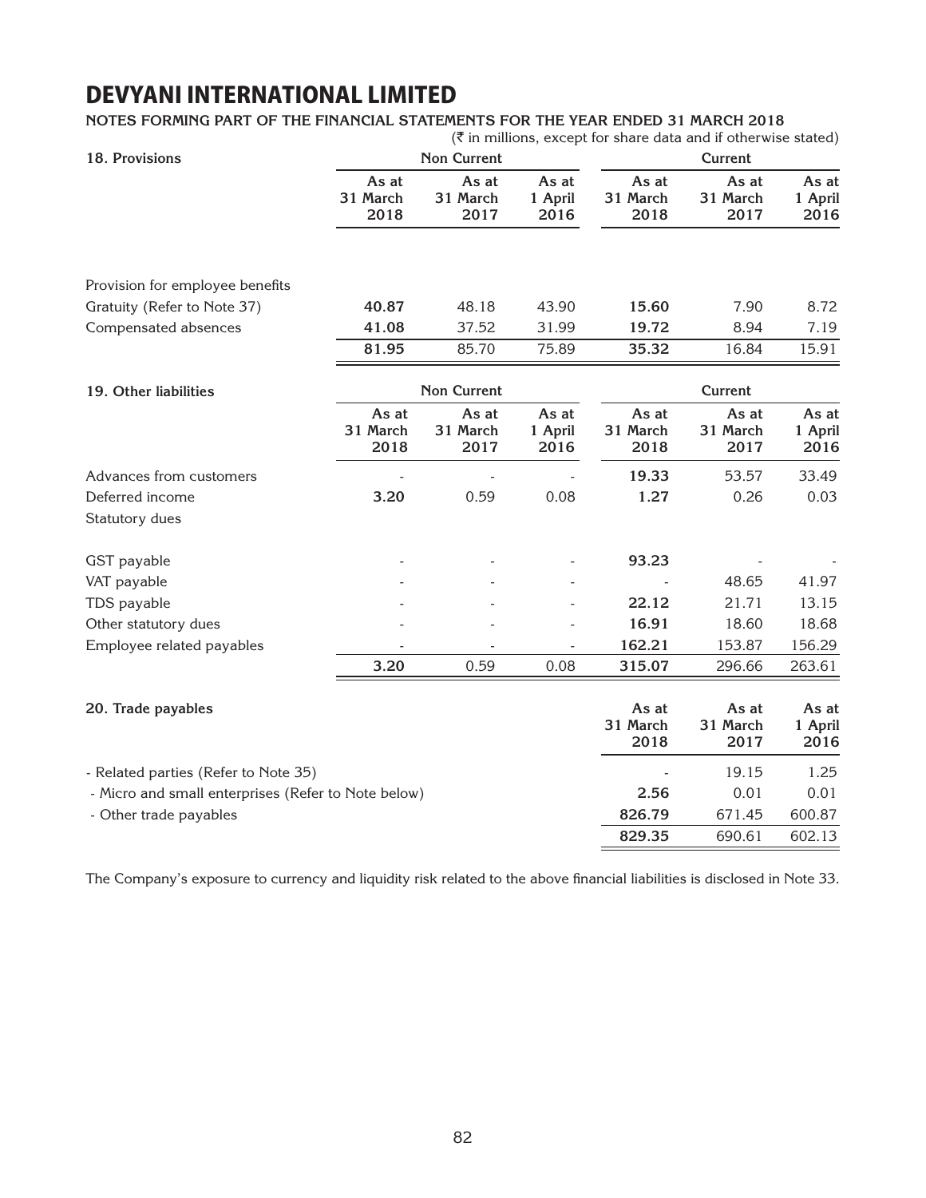# DEVYANI INTERNATIONAL LIMITED

**NOTES FORMING PART OF THE FINANCIAL STATEMENTS FOR THE YEAR ENDED 31 MARCH 2018**

(₹ in millions, except for share data and if otherwise stated)

| 18. Provisions | Non Current | | | Current | | |
|---|---|---|---|---|---|---|
| | As at 31 March 2018 | As at 31 March 2017 | As at 1 April 2016 | As at 31 March 2018 | As at 31 March 2017 | As at 1 April 2016 |
| Provision for employee benefits | | | | | | |
| Gratuity (Refer to Note 37) | **40.87** | 48.18 | 43.90 | **15.60** | 7.90 | 8.72 |
| Compensated absences | **41.08** | 37.52 | 31.99 | **19.72** | 8.94 | 7.19 |
| | **81.95** | 85.70 | 75.89 | **35.32** | 16.84 | 15.91 |

| 19. Other liabilities | Non Current | | | Current | | |
|---|---|---|---|---|---|---|
| | As at 31 March 2018 | As at 31 March 2017 | As at 1 April 2016 | As at 31 March 2018 | As at 31 March 2017 | As at 1 April 2016 |
| Advances from customers | - | - | - | **19.33** | 53.57 | 33.49 |
| Deferred income | **3.20** | 0.59 | 0.08 | **1.27** | 0.26 | 0.03 |
| Statutory dues | | | | | | |
| GST payable | - | - | - | **93.23** | - | - |
| VAT payable | - | - | - | - | 48.65 | 41.97 |
| TDS payable | - | - | - | **22.12** | 21.71 | 13.15 |
| Other statutory dues | - | - | - | **16.91** | 18.60 | 18.68 |
| Employee related payables | - | - | - | **162.21** | 153.87 | 156.29 |
| | **3.20** | 0.59 | 0.08 | **315.07** | 296.66 | 263.61 |

| 20. Trade payables | As at 31 March 2018 | As at 31 March 2017 | As at 1 April 2016 |
|---|---|---|---|
| - Related parties (Refer to Note 35) | - | 19.15 | 1.25 |
| - Micro and small enterprises (Refer to Note below) | **2.56** | 0.01 | 0.01 |
| - Other trade payables | **826.79** | 671.45 | 600.87 |
| | **829.35** | 690.61 | 602.13 |

The Company's exposure to currency and liquidity risk related to the above financial liabilities is disclosed in Note 33.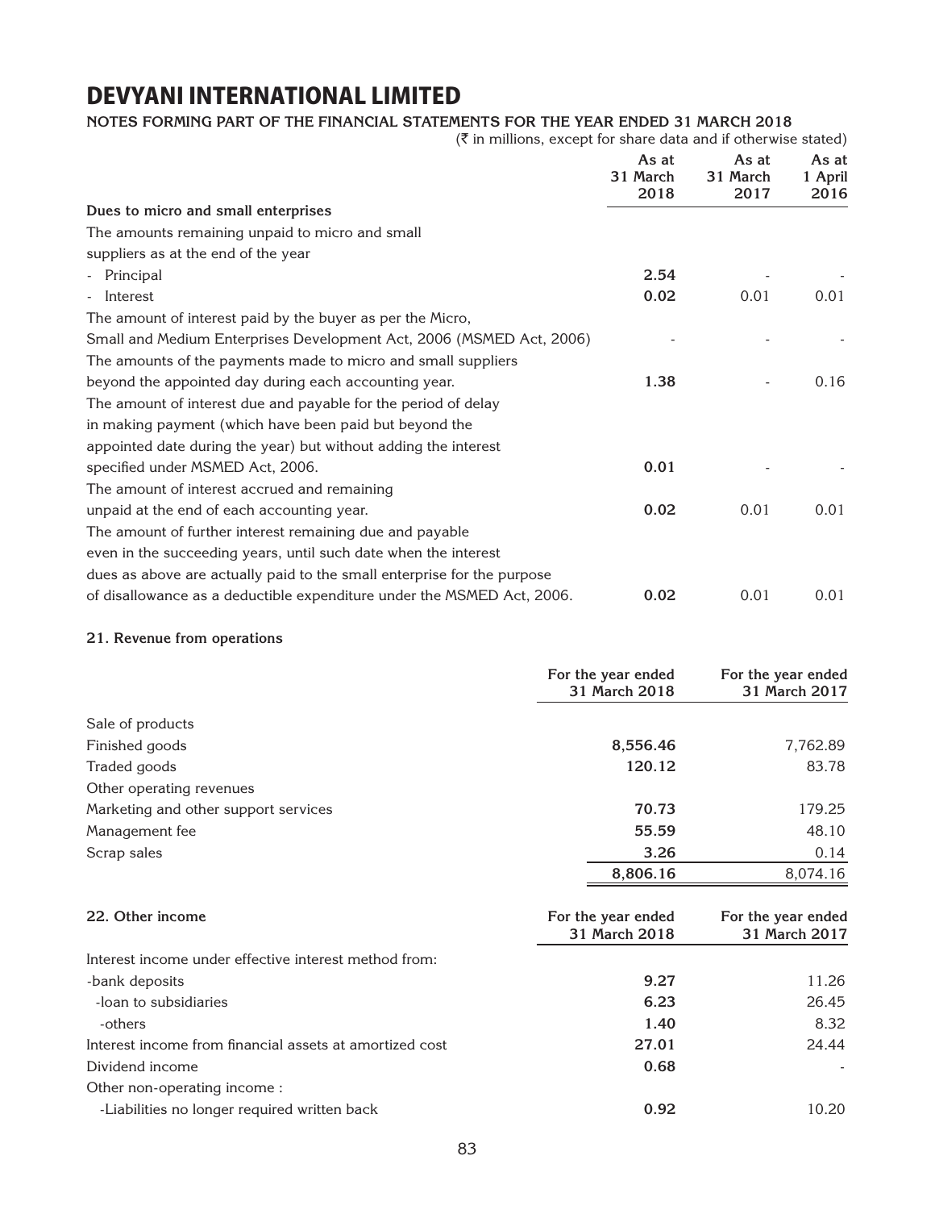# DEVYANI INTERNATIONAL LIMITED

**NOTES FORMING PART OF THE FINANCIAL STATEMENTS FOR THE YEAR ENDED 31 MARCH 2018**

(₹ in millions, except for share data and if otherwise stated)

| | As at 31 March 2018 | As at 31 March 2017 | As at 1 April 2016 |
|---|---|---|---|
| **Dues to micro and small enterprises** | | | |
| The amounts remaining unpaid to micro and small suppliers as at the end of the year | | | |
| - Principal | **2.54** | - | - |
| - Interest | **0.02** | 0.01 | 0.01 |
| The amount of interest paid by the buyer as per the Micro, Small and Medium Enterprises Development Act, 2006 (MSMED Act, 2006) | - | - | - |
| The amounts of the payments made to micro and small suppliers beyond the appointed day during each accounting year. | **1.38** | - | 0.16 |
| The amount of interest due and payable for the period of delay in making payment (which have been paid but beyond the appointed date during the year) but without adding the interest specified under MSMED Act, 2006. | **0.01** | - | - |
| The amount of interest accrued and remaining unpaid at the end of each accounting year. | **0.02** | 0.01 | 0.01 |
| The amount of further interest remaining due and payable even in the succeeding years, until such date when the interest dues as above are actually paid to the small enterprise for the purpose of disallowance as a deductible expenditure under the MSMED Act, 2006. | **0.02** | 0.01 | 0.01 |

**21. Revenue from operations**

| | For the year ended 31 March 2018 | For the year ended 31 March 2017 |
|---|---|---|
| Sale of products | | |
| Finished goods | **8,556.46** | 7,762.89 |
| Traded goods | **120.12** | 83.78 |
| Other operating revenues | | |
| Marketing and other support services | **70.73** | 179.25 |
| Management fee | **55.59** | 48.10 |
| Scrap sales | **3.26** | 0.14 |
| | **8,806.16** | 8,074.16 |

**22. Other income**

| | For the year ended 31 March 2018 | For the year ended 31 March 2017 |
|---|---|---|
| Interest income under effective interest method from: | | |
| -bank deposits | **9.27** | 11.26 |
| -loan to subsidiaries | **6.23** | 26.45 |
| -others | **1.40** | 8.32 |
| Interest income from financial assets at amortized cost | **27.01** | 24.44 |
| Dividend income | **0.68** | - |
| Other non-operating income : | | |
| -Liabilities no longer required written back | **0.92** | 10.20 |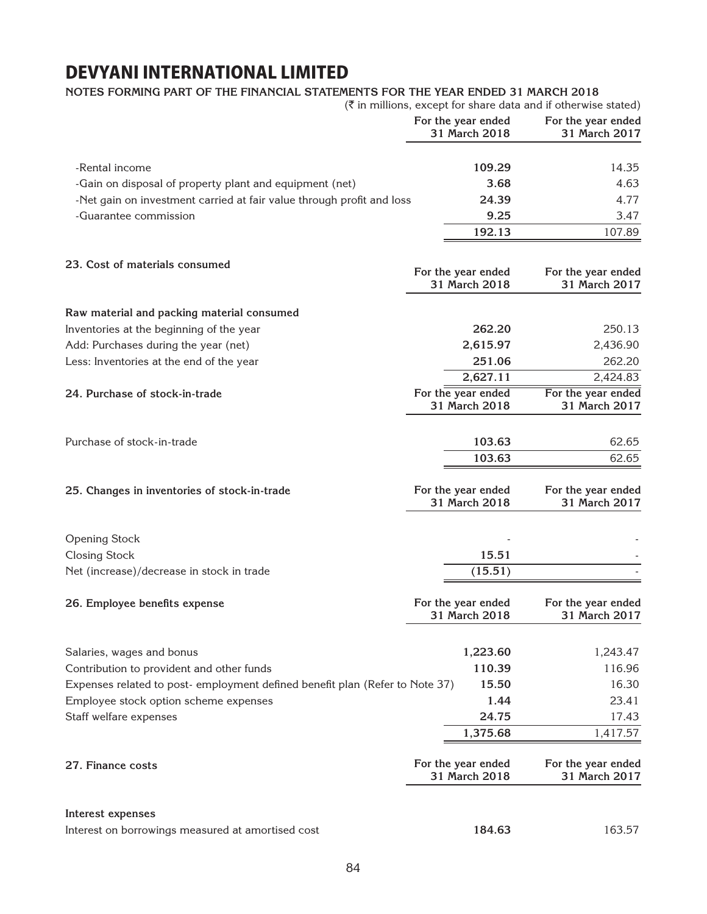# DEVYANI INTERNATIONAL LIMITED

**NOTES FORMING PART OF THE FINANCIAL STATEMENTS FOR THE YEAR ENDED 31 MARCH 2018**

(₹ in millions, except for share data and if otherwise stated)

| | For the year ended 31 March 2018 | For the year ended 31 March 2017 |
|---|---|---|
| -Rental income | **109.29** | 14.35 |
| -Gain on disposal of property plant and equipment (net) | **3.68** | 4.63 |
| -Net gain on investment carried at fair value through profit and loss | **24.39** | 4.77 |
| -Guarantee commission | **9.25** | 3.47 |
| | **192.13** | 107.89 |

**23. Cost of materials consumed**

| | For the year ended 31 March 2018 | For the year ended 31 March 2017 |
|---|---|---|
| **Raw material and packing material consumed** | | |
| Inventories at the beginning of the year | **262.20** | 250.13 |
| Add: Purchases during the year (net) | **2,615.97** | 2,436.90 |
| Less: Inventories at the end of the year | **251.06** | 262.20 |
| | **2,627.11** | 2,424.83 |

**24. Purchase of stock-in-trade**

| | For the year ended 31 March 2018 | For the year ended 31 March 2017 |
|---|---|---|
| Purchase of stock-in-trade | **103.63** | 62.65 |
| | **103.63** | 62.65 |

**25. Changes in inventories of stock-in-trade**

| | For the year ended 31 March 2018 | For the year ended 31 March 2017 |
|---|---|---|
| Opening Stock | - | - |
| Closing Stock | **15.51** | - |
| Net (increase)/decrease in stock in trade | **(15.51)** | - |

**26. Employee benefits expense**

| | For the year ended 31 March 2018 | For the year ended 31 March 2017 |
|---|---|---|
| Salaries, wages and bonus | **1,223.60** | 1,243.47 |
| Contribution to provident and other funds | **110.39** | 116.96 |
| Expenses related to post- employment defined benefit plan (Refer to Note 37) | **15.50** | 16.30 |
| Employee stock option scheme expenses | **1.44** | 23.41 |
| Staff welfare expenses | **24.75** | 17.43 |
| | **1,375.68** | 1,417.57 |

**27. Finance costs**

| | For the year ended 31 March 2018 | For the year ended 31 March 2017 |
|---|---|---|
| **Interest expenses** | | |
| Interest on borrowings measured at amortised cost | **184.63** | 163.57 |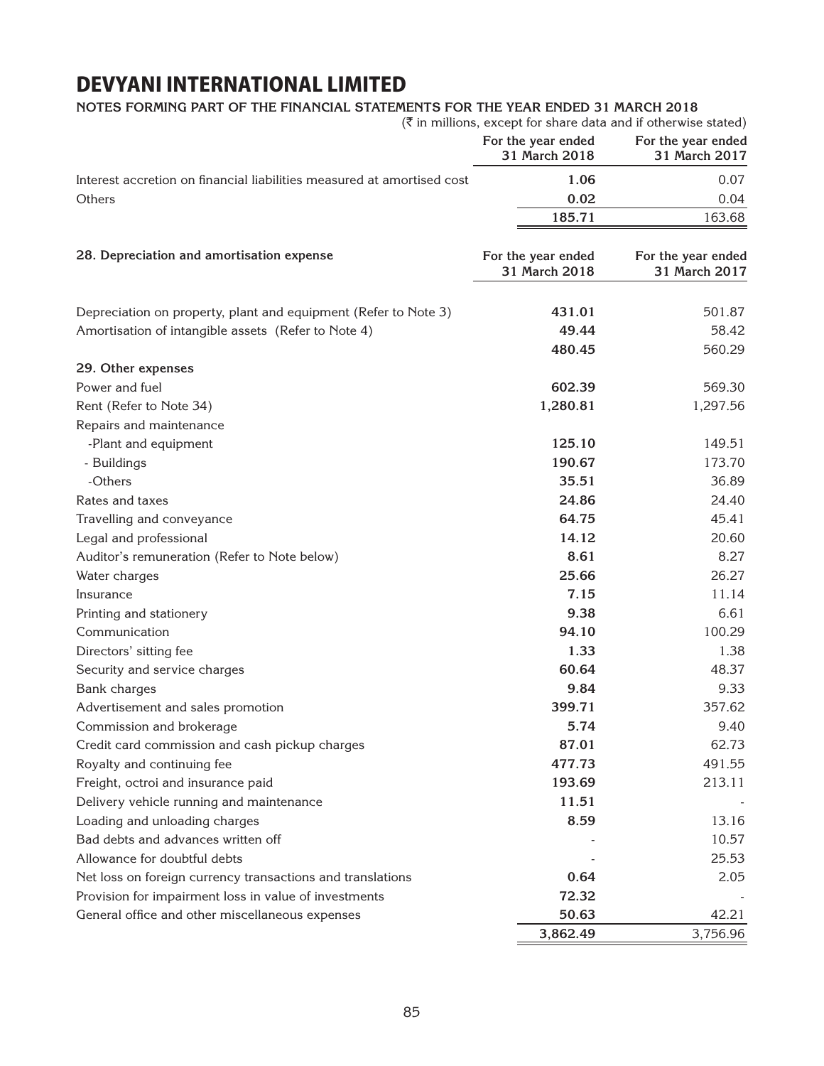# DEVYANI INTERNATIONAL LIMITED

**NOTES FORMING PART OF THE FINANCIAL STATEMENTS FOR THE YEAR ENDED 31 MARCH 2018**

(₹ in millions, except for share data and if otherwise stated)

| | For the year ended 31 March 2018 | For the year ended 31 March 2017 |
|---|---|---|
| Interest accretion on financial liabilities measured at amortised cost | **1.06** | 0.07 |
| Others | **0.02** | 0.04 |
| | **185.71** | 163.68 |

| **28. Depreciation and amortisation expense** | **For the year ended 31 March 2018** | **For the year ended 31 March 2017** |
|---|---|---|
| Depreciation on property, plant and equipment (Refer to Note 3) | **431.01** | 501.87 |
| Amortisation of intangible assets (Refer to Note 4) | **49.44** | 58.42 |
| | **480.45** | 560.29 |
| **29. Other expenses** | | |
| Power and fuel | **602.39** | 569.30 |
| Rent (Refer to Note 34) | **1,280.81** | 1,297.56 |
| Repairs and maintenance | | |
| -Plant and equipment | **125.10** | 149.51 |
| - Buildings | **190.67** | 173.70 |
| -Others | **35.51** | 36.89 |
| Rates and taxes | **24.86** | 24.40 |
| Travelling and conveyance | **64.75** | 45.41 |
| Legal and professional | **14.12** | 20.60 |
| Auditor's remuneration (Refer to Note below) | **8.61** | 8.27 |
| Water charges | **25.66** | 26.27 |
| Insurance | **7.15** | 11.14 |
| Printing and stationery | **9.38** | 6.61 |
| Communication | **94.10** | 100.29 |
| Directors' sitting fee | **1.33** | 1.38 |
| Security and service charges | **60.64** | 48.37 |
| Bank charges | **9.84** | 9.33 |
| Advertisement and sales promotion | **399.71** | 357.62 |
| Commission and brokerage | **5.74** | 9.40 |
| Credit card commission and cash pickup charges | **87.01** | 62.73 |
| Royalty and continuing fee | **477.73** | 491.55 |
| Freight, octroi and insurance paid | **193.69** | 213.11 |
| Delivery vehicle running and maintenance | **11.51** | - |
| Loading and unloading charges | **8.59** | 13.16 |
| Bad debts and advances written off | - | 10.57 |
| Allowance for doubtful debts | - | 25.53 |
| Net loss on foreign currency transactions and translations | **0.64** | 2.05 |
| Provision for impairment loss in value of investments | **72.32** | - |
| General office and other miscellaneous expenses | **50.63** | 42.21 |
| | **3,862.49** | 3,756.96 |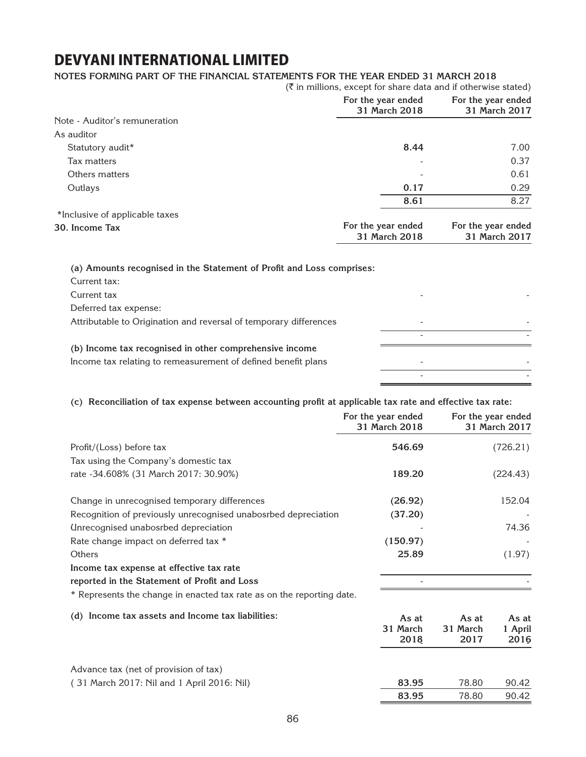# DEVYANI INTERNATIONAL LIMITED

**NOTES FORMING PART OF THE FINANCIAL STATEMENTS FOR THE YEAR ENDED 31 MARCH 2018**

(₹ in millions, except for share data and if otherwise stated)

| | For the year ended 31 March 2018 | For the year ended 31 March 2017 |
|---|---|---|
| Note - Auditor's remuneration | | |
| As auditor | | |
| Statutory audit* | **8.44** | 7.00 |
| Tax matters | - | 0.37 |
| Others matters | - | 0.61 |
| Outlays | **0.17** | 0.29 |
| | **8.61** | 8.27 |

*Inclusive of applicable taxes

**30. Income Tax**

| | For the year ended 31 March 2018 | For the year ended 31 March 2017 |
|---|---|---|
| **(a) Amounts recognised in the Statement of Profit and Loss comprises:** | | |
| Current tax: | | |
| Current tax | - | - |
| Deferred tax expense: | | |
| Attributable to Origination and reversal of temporary differences | - | - |
| | - | - |
| **(b) Income tax recognised in other comprehensive income** | | |
| Income tax relating to remeasurement of defined benefit plans | - | - |
| | - | - |

**(c) Reconciliation of tax expense between accounting profit at applicable tax rate and effective tax rate:**

| | For the year ended 31 March 2018 | For the year ended 31 March 2017 |
|---|---|---|
| Profit/(Loss) before tax | **546.69** | (726.21) |
| Tax using the Company's domestic tax rate -34.608% (31 March 2017: 30.90%) | **189.20** | (224.43) |
| Change in unrecognised temporary differences | **(26.92)** | 152.04 |
| Recognition of previously unrecognised unabosrbed depreciation | **(37.20)** | - |
| Unrecognised unabosrbed depreciation | - | 74.36 |
| Rate change impact on deferred tax * | **(150.97)** | - |
| Others | **25.89** | (1.97) |
| **Income tax expense at effective tax rate reported in the Statement of Profit and Loss** | - | - |

* Represents the change in enacted tax rate as on the reporting date.

| **(d) Income tax assets and Income tax liabilities:** | As at 31 March 2018 | As at 31 March 2017 | As at 1 April 2016 |
|---|---|---|---|
| Advance tax (net of provision of tax) ( 31 March 2017: Nil and 1 April 2016: Nil) | **83.95** | 78.80 | 90.42 |
| | **83.95** | 78.80 | 90.42 |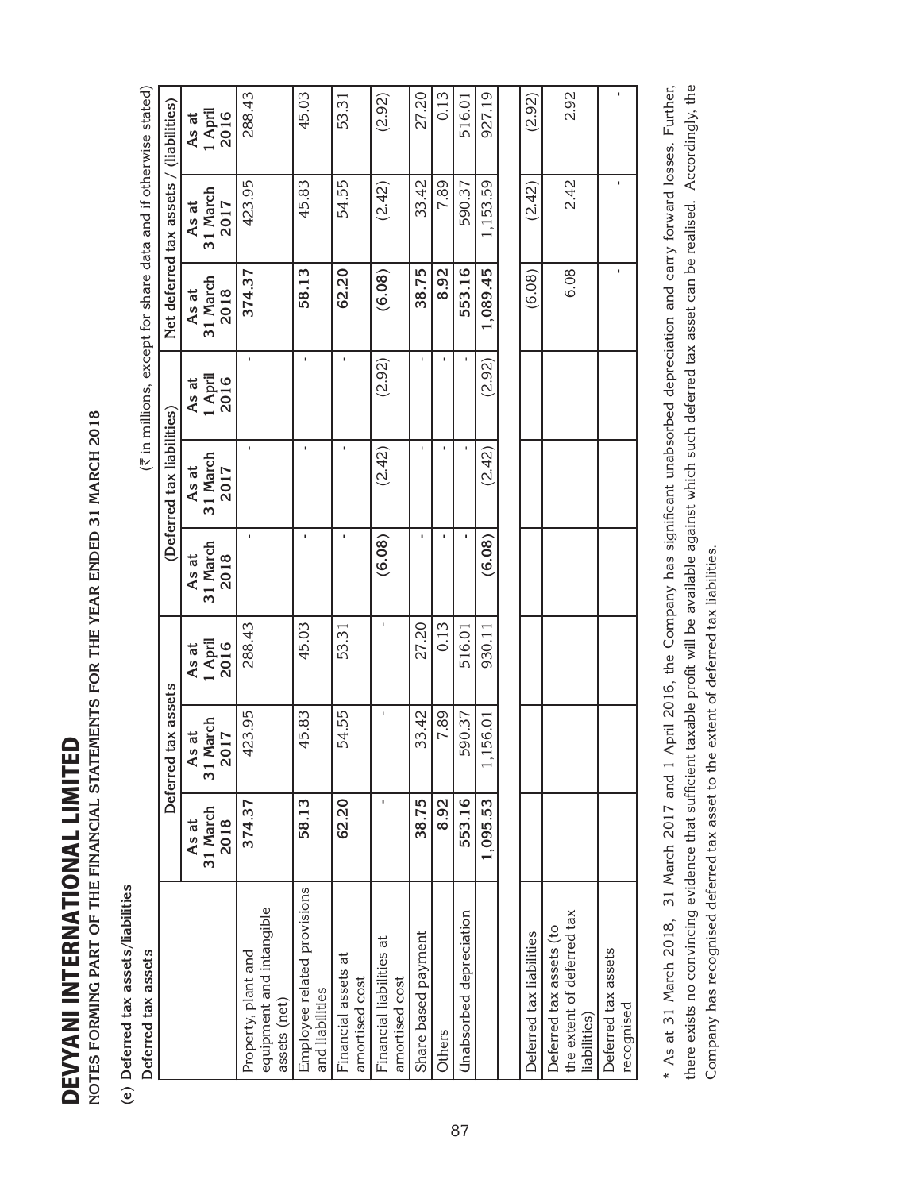# DEVYANI INTERNATIONAL LIMITED

**NOTES FORMING PART OF THE FINANCIAL STATEMENTS FOR THE YEAR ENDED 31 MARCH 2018**

**(e) Deferred tax assets/liabilities**

**Deferred tax assets**

(₹ in millions, except for share data and if otherwise stated)

| | Deferred tax assets | | | (Deferred tax liabilities) | | | Net deferred tax assets / (liabilities) | | |
|---|---|---|---|---|---|---|---|---|---|
| | **As at 31 March 2018** | **As at 31 March 2017** | **As at 1 April 2016** | **As at 31 March 2018** | **As at 31 March 2017** | **As at 1 April 2016** | **As at 31 March 2018** | **As at 31 March 2017** | **As at 1 April 2016** |
| Property, plant and equipment and intangible assets (net) | **374.37** | 423.95 | 288.43 | **-** | - | - | **374.37** | 423.95 | 288.43 |
| Employee related provisions and liabilities | **58.13** | 45.83 | 45.03 | **-** | - | - | **58.13** | 45.83 | 45.03 |
| Financial assets at amortised cost | **62.20** | 54.55 | 53.31 | **-** | - | - | **62.20** | 54.55 | 53.31 |
| Financial liabilities at amortised cost | **-** | - | - | **(6.08)** | (2.42) | (2.92) | **(6.08)** | (2.42) | (2.92) |
| Share based payment | **38.75** | 33.42 | 27.20 | **-** | - | - | **38.75** | 33.42 | 27.20 |
| Others | **8.92** | 7.89 | 0.13 | **-** | - | - | **8.92** | 7.89 | 0.13 |
| Unabsorbed depreciation | **553.16** | 590.37 | 516.01 | **-** | - | - | **553.16** | 590.37 | 516.01 |
| | **1,095.53** | 1,156.01 | 930.11 | **(6.08)** | (2.42) | (2.92) | **1,089.45** | 1,153.59 | 927.19 |
| | | | | | | | | | |
| Deferred tax liabilities | | | | | | | (6.08) | (2.42) | (2.92) |
| Deferred tax assets (to the extent of deferred tax liabilities) | | | | | | | 6.08 | 2.42 | 2.92 |
| Deferred tax assets recognised | | | | | | | - | - | - |

* As at 31 March 2018, 31 March 2017 and 1 April 2016, the Company has significant unabsorbed depreciation and carry forward losses. Further, there exists no convincing evidence that sufficient taxable profit will be available against which such deferred tax asset can be realised. Accordingly, the Company has recognised deferred tax asset to the extent of deferred tax liabilities.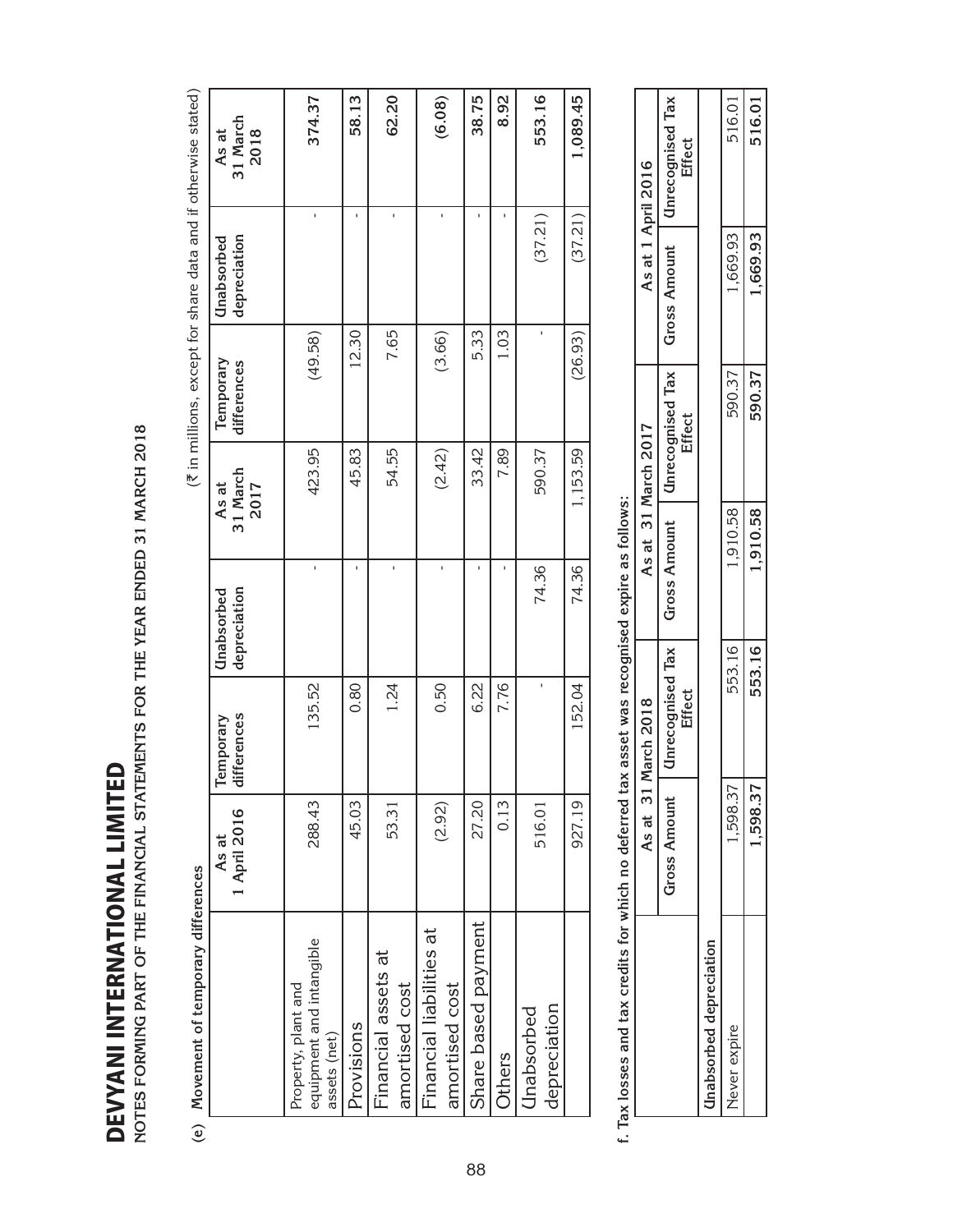# DEVYANI INTERNATIONAL LIMITED

**NOTES FORMING PART OF THE FINANCIAL STATEMENTS FOR THE YEAR ENDED 31 MARCH 2018**

**(e) Movement of temporary differences**

(₹ in millions, except for share data and if otherwise stated)

| | As at 1 April 2016 | Temporary differences | Unabsorbed depreciation | As at 31 March 2017 | Temporary differences | Unabsorbed depreciation | As at 31 March 2018 |
|---|---|---|---|---|---|---|---|
| Property, plant and equipment and intangible assets (net) | 288.43 | 135.52 | - | 423.95 | (49.58) | - | 374.37 |
| Provisions | 45.03 | 0.80 | - | 45.83 | 12.30 | - | 58.13 |
| Financial assets at amortised cost | 53.31 | 1.24 | - | 54.55 | 7.65 | - | 62.20 |
| Financial liabilities at amortised cost | (2.92) | 0.50 | - | (2.42) | (3.66) | - | (6.08) |
| Share based payment | 27.20 | 6.22 | - | 33.42 | 5.33 | - | 38.75 |
| Others | 0.13 | 7.76 | - | 7.89 | 1.03 | - | 8.92 |
| Unabsorbed depreciation | 516.01 | - | 74.36 | 590.37 | - | (37.21) | 553.16 |
| | 927.19 | 152.04 | 74.36 | 1,153.59 | (26.93) | (37.21) | 1,089.45 |

**f. Tax losses and tax credits for which no deferred tax asset was recognised expire as follows:**

| | As at 31 March 2018 | | As at 31 March 2017 | | As at 1 April 2016 | |
|---|---|---|---|---|---|---|
| | Gross Amount | Unrecognised Tax Effect | Gross Amount | Unrecognised Tax Effect | Gross Amount | Unrecognised Tax Effect |
| **Unabsorbed depreciation** | | | | | | |
| Never expire | 1,598.37 | 553.16 | 1,910.58 | 590.37 | 1,669.93 | 516.01 |
| | **1,598.37** | **553.16** | **1,910.58** | **590.37** | **1,669.93** | **516.01** |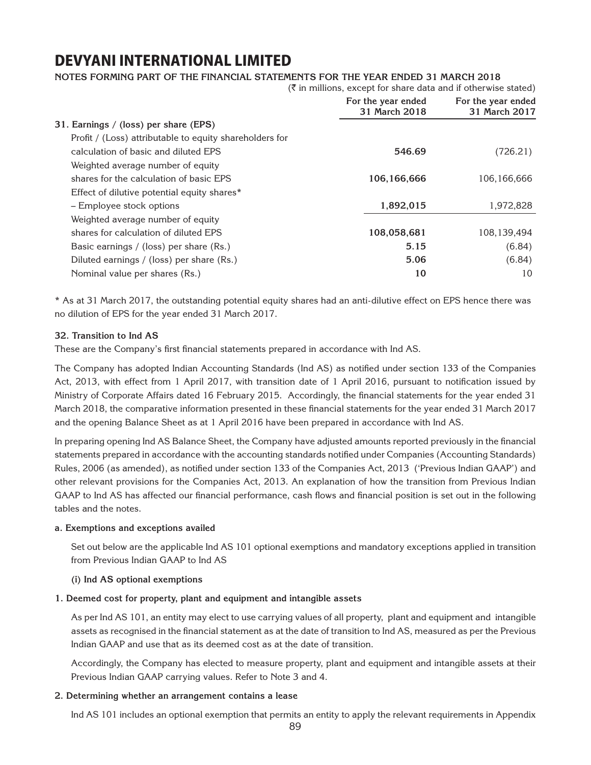# DEVYANI INTERNATIONAL LIMITED

**NOTES FORMING PART OF THE FINANCIAL STATEMENTS FOR THE YEAR ENDED 31 MARCH 2018**

(₹ in millions, except for share data and if otherwise stated)

| | For the year ended 31 March 2018 | For the year ended 31 March 2017 |
|---|---|---|
| **31. Earnings / (loss) per share (EPS)** | | |
| Profit / (Loss) attributable to equity shareholders for calculation of basic and diluted EPS | **546.69** | (726.21) |
| Weighted average number of equity shares for the calculation of basic EPS | **106,166,666** | 106,166,666 |
| Effect of dilutive potential equity shares* – Employee stock options | **1,892,015** | 1,972,828 |
| Weighted average number of equity shares for calculation of diluted EPS | **108,058,681** | 108,139,494 |
| Basic earnings / (loss) per share (Rs.) | **5.15** | (6.84) |
| Diluted earnings / (loss) per share (Rs.) | **5.06** | (6.84) |
| Nominal value per shares (Rs.) | **10** | 10 |

* As at 31 March 2017, the outstanding potential equity shares had an anti-dilutive effect on EPS hence there was no dilution of EPS for the year ended 31 March 2017.

**32. Transition to Ind AS**

These are the Company's first financial statements prepared in accordance with Ind AS.

The Company has adopted Indian Accounting Standards (Ind AS) as notified under section 133 of the Companies Act, 2013, with effect from 1 April 2017, with transition date of 1 April 2016, pursuant to notification issued by Ministry of Corporate Affairs dated 16 February 2015. Accordingly, the financial statements for the year ended 31 March 2018, the comparative information presented in these financial statements for the year ended 31 March 2017 and the opening Balance Sheet as at 1 April 2016 have been prepared in accordance with Ind AS.

In preparing opening Ind AS Balance Sheet, the Company have adjusted amounts reported previously in the financial statements prepared in accordance with the accounting standards notified under Companies (Accounting Standards) Rules, 2006 (as amended), as notified under section 133 of the Companies Act, 2013 ('Previous Indian GAAP') and other relevant provisions for the Companies Act, 2013. An explanation of how the transition from Previous Indian GAAP to Ind AS has affected our financial performance, cash flows and financial position is set out in the following tables and the notes.

**a. Exemptions and exceptions availed**

Set out below are the applicable Ind AS 101 optional exemptions and mandatory exceptions applied in transition from Previous Indian GAAP to Ind AS

**(i) Ind AS optional exemptions**

**1. Deemed cost for property, plant and equipment and intangible assets**

As per Ind AS 101, an entity may elect to use carrying values of all property, plant and equipment and intangible assets as recognised in the financial statement as at the date of transition to Ind AS, measured as per the Previous Indian GAAP and use that as its deemed cost as at the date of transition.

Accordingly, the Company has elected to measure property, plant and equipment and intangible assets at their Previous Indian GAAP carrying values. Refer to Note 3 and 4.

**2. Determining whether an arrangement contains a lease**

Ind AS 101 includes an optional exemption that permits an entity to apply the relevant requirements in Appendix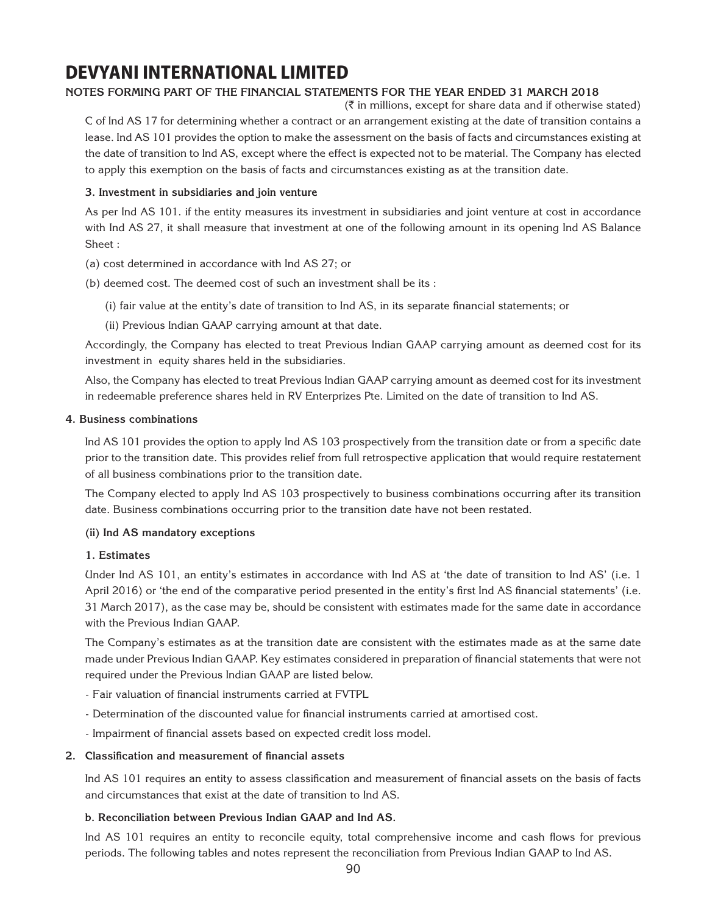# DEVYANI INTERNATIONAL LIMITED

**NOTES FORMING PART OF THE FINANCIAL STATEMENTS FOR THE YEAR ENDED 31 MARCH 2018**

(₹ in millions, except for share data and if otherwise stated)

C of Ind AS 17 for determining whether a contract or an arrangement existing at the date of transition contains a lease. Ind AS 101 provides the option to make the assessment on the basis of facts and circumstances existing at the date of transition to Ind AS, except where the effect is expected not to be material. The Company has elected to apply this exemption on the basis of facts and circumstances existing as at the transition date.

**3. Investment in subsidiaries and join venture**

As per Ind AS 101. if the entity measures its investment in subsidiaries and joint venture at cost in accordance with Ind AS 27, it shall measure that investment at one of the following amount in its opening Ind AS Balance Sheet :

(a) cost determined in accordance with Ind AS 27; or

(b) deemed cost. The deemed cost of such an investment shall be its :

(i) fair value at the entity's date of transition to Ind AS, in its separate financial statements; or

(ii) Previous Indian GAAP carrying amount at that date.

Accordingly, the Company has elected to treat Previous Indian GAAP carrying amount as deemed cost for its investment in equity shares held in the subsidiaries.

Also, the Company has elected to treat Previous Indian GAAP carrying amount as deemed cost for its investment in redeemable preference shares held in RV Enterprizes Pte. Limited on the date of transition to Ind AS.

**4. Business combinations**

Ind AS 101 provides the option to apply Ind AS 103 prospectively from the transition date or from a specific date prior to the transition date. This provides relief from full retrospective application that would require restatement of all business combinations prior to the transition date.

The Company elected to apply Ind AS 103 prospectively to business combinations occurring after its transition date. Business combinations occurring prior to the transition date have not been restated.

**(ii) Ind AS mandatory exceptions**

**1. Estimates**

Under Ind AS 101, an entity's estimates in accordance with Ind AS at 'the date of transition to Ind AS' (i.e. 1 April 2016) or 'the end of the comparative period presented in the entity's first Ind AS financial statements' (i.e. 31 March 2017), as the case may be, should be consistent with estimates made for the same date in accordance with the Previous Indian GAAP.

The Company's estimates as at the transition date are consistent with the estimates made as at the same date made under Previous Indian GAAP. Key estimates considered in preparation of financial statements that were not required under the Previous Indian GAAP are listed below.

- Fair valuation of financial instruments carried at FVTPL
- Determination of the discounted value for financial instruments carried at amortised cost.
- Impairment of financial assets based on expected credit loss model.

**2. Classification and measurement of financial assets**

Ind AS 101 requires an entity to assess classification and measurement of financial assets on the basis of facts and circumstances that exist at the date of transition to Ind AS.

**b. Reconciliation between Previous Indian GAAP and Ind AS.**

Ind AS 101 requires an entity to reconcile equity, total comprehensive income and cash flows for previous periods. The following tables and notes represent the reconciliation from Previous Indian GAAP to Ind AS.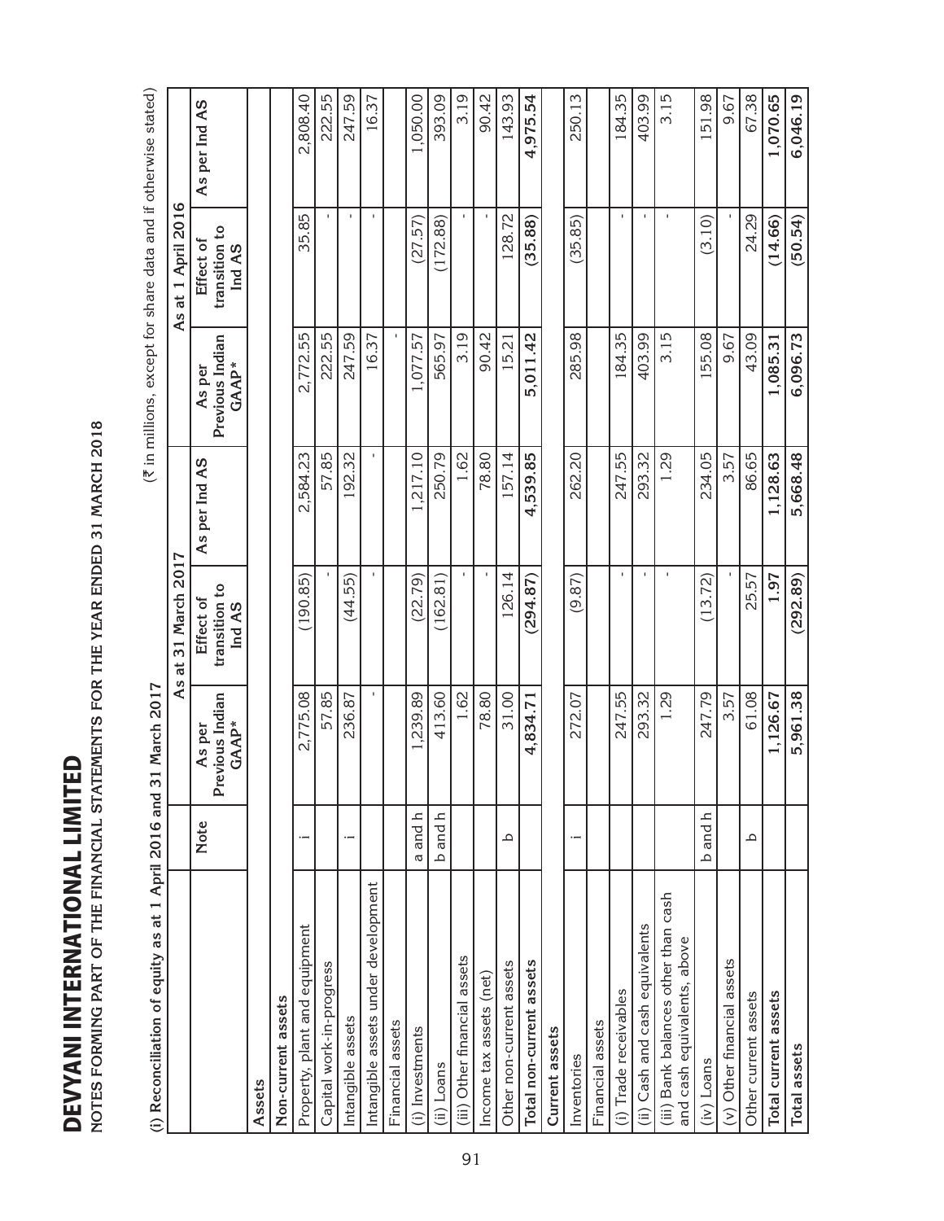# DEVYANI INTERNATIONAL LIMITED

NOTES FORMING PART OF THE FINANCIAL STATEMENTS FOR THE YEAR ENDED 31 MARCH 2018

**(i) Reconciliation of equity as at 1 April 2016 and 31 March 2017**

(₹ in millions, except for share data and if otherwise stated)

| | Note | As at 31 March 2017 | | | As at 1 April 2016 | | |
|---|---|---|---|---|---|---|---|
| | | As per Previous Indian GAAP* | Effect of transition to Ind AS | As per Ind AS | As per Previous Indian GAAP* | Effect of transition to Ind AS | As per Ind AS |
| **Assets** | | | | | | | |
| **Non-current assets** | | | | | | | |
| Property, plant and equipment | i | 2,775.08 | (190.85) | 2,584.23 | 2,772.55 | 35.85 | 2,808.40 |
| Capital work-in-progress | | 57.85 | - | 57.85 | 222.55 | - | 222.55 |
| Intangible assets | i | 236.87 | (44.55) | 192.32 | 247.59 | - | 247.59 |
| Intangible assets under development | | - | - | - | 16.37 | - | 16.37 |
| Financial assets | | | | | | | |
| (i) Investments | a and h | 1,239.89 | (22.79) | 1,217.10 | 1,077.57 | (27.57) | 1,050.00 |
| (ii) Loans | b and h | 413.60 | (162.81) | 250.79 | 565.97 | (172.88) | 393.09 |
| (iii) Other financial assets | | 1.62 | - | 1.62 | 3.19 | - | 3.19 |
| Income tax assets (net) | | 78.80 | - | 78.80 | 90.42 | - | 90.42 |
| Other non-current assets | b | 31.00 | 126.14 | 157.14 | 15.21 | 128.72 | 143.93 |
| **Total non-current assets** | | **4,834.71** | **(294.87)** | **4,539.85** | **5,011.42** | **(35.88)** | **4,975.54** |
| **Current assets** | | | | | | | |
| Inventories | i | 272.07 | (9.87) | 262.20 | 285.98 | (35.85) | 250.13 |
| Financial assets | | | | | | | |
| (i) Trade receivables | | 247.55 | - | 247.55 | 184.35 | - | 184.35 |
| (ii) Cash and cash equivalents | | 293.32 | - | 293.32 | 403.99 | - | 403.99 |
| (iii) Bank balances other than cash and cash equivalents, above | | 1.29 | - | 1.29 | 3.15 | - | 3.15 |
| (iv) Loans | b and h | 247.79 | (13.72) | 234.05 | 155.08 | (3.10) | 151.98 |
| (v) Other financial assets | | 3.57 | - | 3.57 | 9.67 | - | 9.67 |
| Other current assets | b | 61.08 | 25.57 | 86.65 | 43.09 | 24.29 | 67.38 |
| **Total current assets** | | **1,126.67** | **1.97** | **1,128.63** | **1,085.31** | **(14.66)** | **1,070.65** |
| **Total assets** | | **5,961.38** | **(292.89)** | **5,668.48** | **6,096.73** | **(50.54)** | **6,046.19** |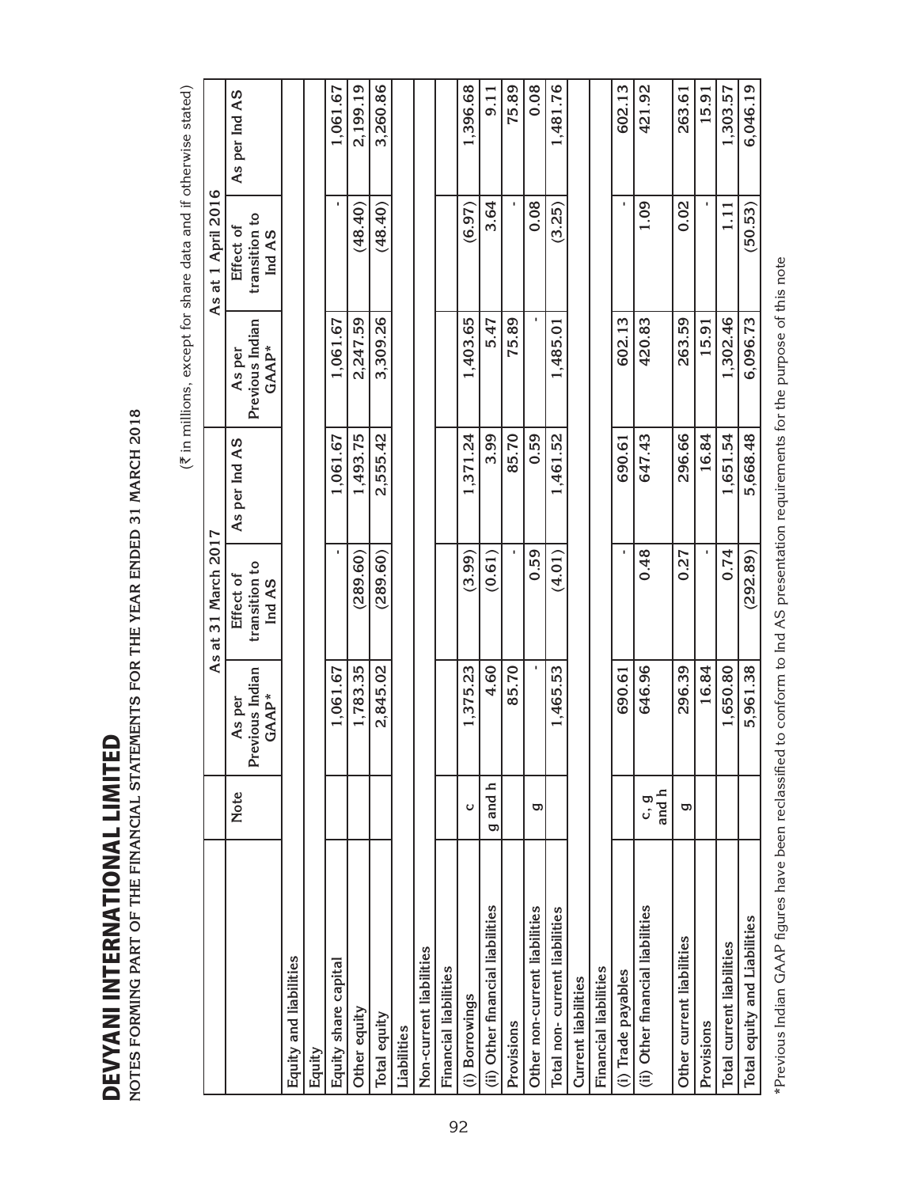# DEVYANI INTERNATIONAL LIMITED

**NOTES FORMING PART OF THE FINANCIAL STATEMENTS FOR THE YEAR ENDED 31 MARCH 2018**

(₹ in millions, except for share data and if otherwise stated)

| | Note | As at 31 March 2017 | | | As at 1 April 2016 | | |
|---|---|---|---|---|---|---|---|
| | | As per Previous Indian GAAP* | Effect of transition to Ind AS | As per Ind AS | As per Previous Indian GAAP* | Effect of transition to Ind AS | As per Ind AS |
| Equity and liabilities | | | | | | | |
| Equity | | | | | | | |
| Equity share capital | | 1,061.67 | - | 1,061.67 | 1,061.67 | - | 1,061.67 |
| Other equity | | 1,783.35 | (289.60) | 1,493.75 | 2,247.59 | (48.40) | 2,199.19 |
| Total equity | | 2,845.02 | (289.60) | 2,555.42 | 3,309.26 | (48.40) | 3,260.86 |
| Liabilities | | | | | | | |
| Non-current liabilities | | | | | | | |
| Financial liabilities | | | | | | | |
| (i) Borrowings | c | 1,375.23 | (3.99) | 1,371.24 | 1,403.65 | (6.97) | 1,396.68 |
| (ii) Other financial liabilities | g and h | 4.60 | (0.61) | 3.99 | 5.47 | 3.64 | 9.11 |
| Provisions | | 85.70 | - | 85.70 | 75.89 | - | 75.89 |
| Other non-current liabilities | g | - | 0.59 | 0.59 | - | 0.08 | 0.08 |
| Total non- current liabilities | | 1,465.53 | (4.01) | 1,461.52 | 1,485.01 | (3.25) | 1,481.76 |
| Current liabilities | | | | | | | |
| Financial liabilities | | | | | | | |
| (i) Trade payables | | 690.61 | - | 690.61 | 602.13 | - | 602.13 |
| (ii) Other financial liabilities | c, g and h | 646.96 | 0.48 | 647.43 | 420.83 | 1.09 | 421.92 |
| Other current liabilities | g | 296.39 | 0.27 | 296.66 | 263.59 | 0.02 | 263.61 |
| Provisions | | 16.84 | - | 16.84 | 15.91 | - | 15.91 |
| Total current liabilities | | 1,650.80 | 0.74 | 1,651.54 | 1,302.46 | 1.11 | 1,303.57 |
| Total equity and Liabilities | | 5,961.38 | (292.89) | 5,668.48 | 6,096.73 | (50.53) | 6,046.19 |

*Previous Indian GAAP figures have been reclassified to conform to Ind AS presentation requirements for the purpose of this note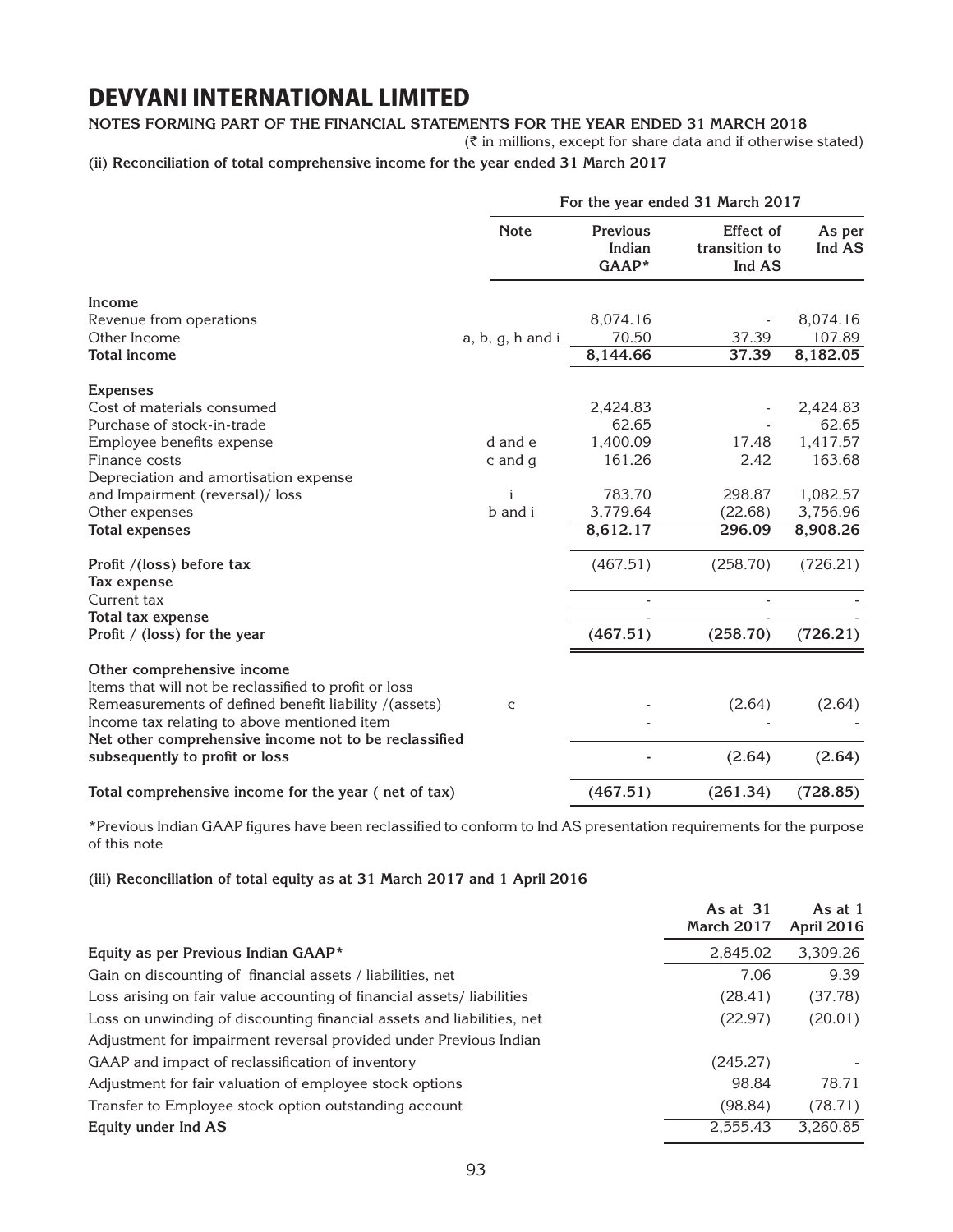# DEVYANI INTERNATIONAL LIMITED

**NOTES FORMING PART OF THE FINANCIAL STATEMENTS FOR THE YEAR ENDED 31 MARCH 2018**

(₹ in millions, except for share data and if otherwise stated)

**(ii) Reconciliation of total comprehensive income for the year ended 31 March 2017**

| | For the year ended 31 March 2017 | | | |
|---|---|---|---|---|
| | **Note** | **Previous Indian GAAP*** | **Effect of transition to Ind AS** | **As per Ind AS** |
| **Income** | | | | |
| Revenue from operations | | 8,074.16 | - | 8,074.16 |
| Other Income | a, b, g, h and i | 70.50 | 37.39 | 107.89 |
| **Total income** | | **8,144.66** | **37.39** | **8,182.05** |
| **Expenses** | | | | |
| Cost of materials consumed | | 2,424.83 | - | 2,424.83 |
| Purchase of stock-in-trade | | 62.65 | - | 62.65 |
| Employee benefits expense | d and e | 1,400.09 | 17.48 | 1,417.57 |
| Finance costs | c and g | 161.26 | 2.42 | 163.68 |
| Depreciation and amortisation expense and Impairment (reversal)/ loss | i | 783.70 | 298.87 | 1,082.57 |
| Other expenses | b and i | 3,779.64 | (22.68) | 3,756.96 |
| **Total expenses** | | **8,612.17** | **296.09** | **8,908.26** |
| **Profit /(loss) before tax** | | (467.51) | (258.70) | (726.21) |
| **Tax expense** | | | | |
| Current tax | | - | - | - |
| **Total tax expense** | | - | - | - |
| **Profit / (loss) for the year** | | **(467.51)** | **(258.70)** | **(726.21)** |
| **Other comprehensive income** | | | | |
| Items that will not be reclassified to profit or loss | | | | |
| Remeasurements of defined benefit liability /(assets) | c | - | (2.64) | (2.64) |
| Income tax relating to above mentioned item | | - | - | - |
| **Net other comprehensive income not to be reclassified subsequently to profit or loss** | | **-** | **(2.64)** | **(2.64)** |
| **Total comprehensive income for the year ( net of tax)** | | **(467.51)** | **(261.34)** | **(728.85)** |

*Previous Indian GAAP figures have been reclassified to conform to Ind AS presentation requirements for the purpose of this note

**(iii) Reconciliation of total equity as at 31 March 2017 and 1 April 2016**

| | **As at 31 March 2017** | **As at 1 April 2016** |
|---|---|---|
| **Equity as per Previous Indian GAAP*** | 2,845.02 | 3,309.26 |
| Gain on discounting of financial assets / liabilities, net | 7.06 | 9.39 |
| Loss arising on fair value accounting of financial assets/ liabilities | (28.41) | (37.78) |
| Loss on unwinding of discounting financial assets and liabilities, net | (22.97) | (20.01) |
| Adjustment for impairment reversal provided under Previous Indian GAAP and impact of reclassification of inventory | (245.27) | - |
| Adjustment for fair valuation of employee stock options | 98.84 | 78.71 |
| Transfer to Employee stock option outstanding account | (98.84) | (78.71) |
| **Equity under Ind AS** | 2,555.43 | 3,260.85 |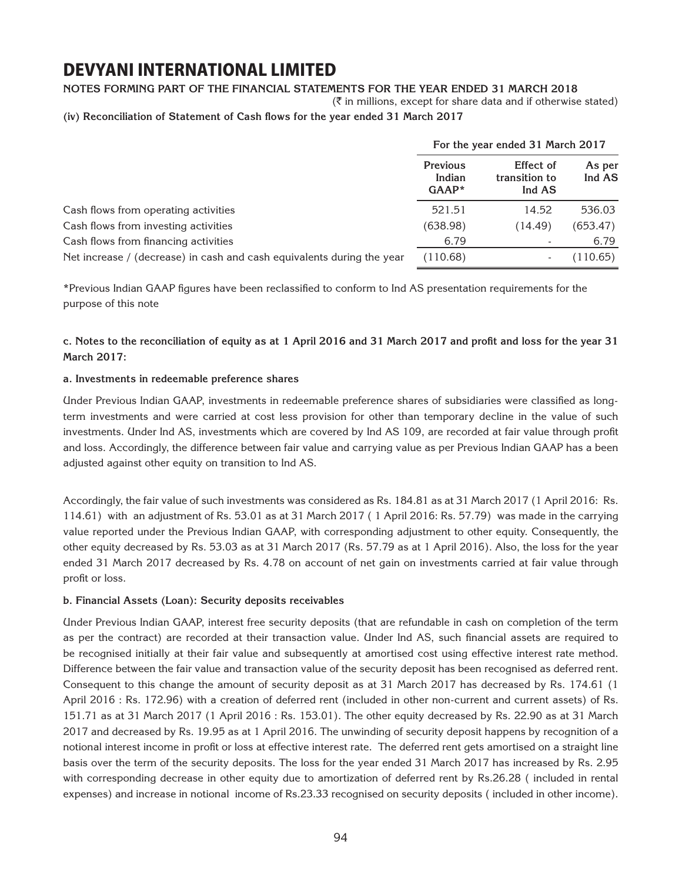# DEVYANI INTERNATIONAL LIMITED

**NOTES FORMING PART OF THE FINANCIAL STATEMENTS FOR THE YEAR ENDED 31 MARCH 2018**

(₹ in millions, except for share data and if otherwise stated)

**(iv) Reconciliation of Statement of Cash flows for the year ended 31 March 2017**

| | For the year ended 31 March 2017 | | |
|---|---|---|---|
| | **Previous Indian GAAP*** | **Effect of transition to Ind AS** | **As per Ind AS** |
| Cash flows from operating activities | 521.51 | 14.52 | 536.03 |
| Cash flows from investing activities | (638.98) | (14.49) | (653.47) |
| Cash flows from financing activities | 6.79 | - | 6.79 |
| Net increase / (decrease) in cash and cash equivalents during the year | (110.68) | - | (110.65) |

*Previous Indian GAAP figures have been reclassified to conform to Ind AS presentation requirements for the purpose of this note

**c. Notes to the reconciliation of equity as at 1 April 2016 and 31 March 2017 and profit and loss for the year 31 March 2017:**

**a. Investments in redeemable preference shares**

Under Previous Indian GAAP, investments in redeemable preference shares of subsidiaries were classified as long-term investments and were carried at cost less provision for other than temporary decline in the value of such investments. Under Ind AS, investments which are covered by Ind AS 109, are recorded at fair value through profit and loss. Accordingly, the difference between fair value and carrying value as per Previous Indian GAAP has a been adjusted against other equity on transition to Ind AS.

Accordingly, the fair value of such investments was considered as Rs. 184.81 as at 31 March 2017 (1 April 2016: Rs. 114.61) with an adjustment of Rs. 53.01 as at 31 March 2017 ( 1 April 2016: Rs. 57.79) was made in the carrying value reported under the Previous Indian GAAP, with corresponding adjustment to other equity. Consequently, the other equity decreased by Rs. 53.03 as at 31 March 2017 (Rs. 57.79 as at 1 April 2016). Also, the loss for the year ended 31 March 2017 decreased by Rs. 4.78 on account of net gain on investments carried at fair value through profit or loss.

**b. Financial Assets (Loan): Security deposits receivables**

Under Previous Indian GAAP, interest free security deposits (that are refundable in cash on completion of the term as per the contract) are recorded at their transaction value. Under Ind AS, such financial assets are required to be recognised initially at their fair value and subsequently at amortised cost using effective interest rate method. Difference between the fair value and transaction value of the security deposit has been recognised as deferred rent. Consequent to this change the amount of security deposit as at 31 March 2017 has decreased by Rs. 174.61 (1 April 2016 : Rs. 172.96) with a creation of deferred rent (included in other non-current and current assets) of Rs. 151.71 as at 31 March 2017 (1 April 2016 : Rs. 153.01). The other equity decreased by Rs. 22.90 as at 31 March 2017 and decreased by Rs. 19.95 as at 1 April 2016. The unwinding of security deposit happens by recognition of a notional interest income in profit or loss at effective interest rate. The deferred rent gets amortised on a straight line basis over the term of the security deposits. The loss for the year ended 31 March 2017 has increased by Rs. 2.95 with corresponding decrease in other equity due to amortization of deferred rent by Rs.26.28 ( included in rental expenses) and increase in notional income of Rs.23.33 recognised on security deposits ( included in other income).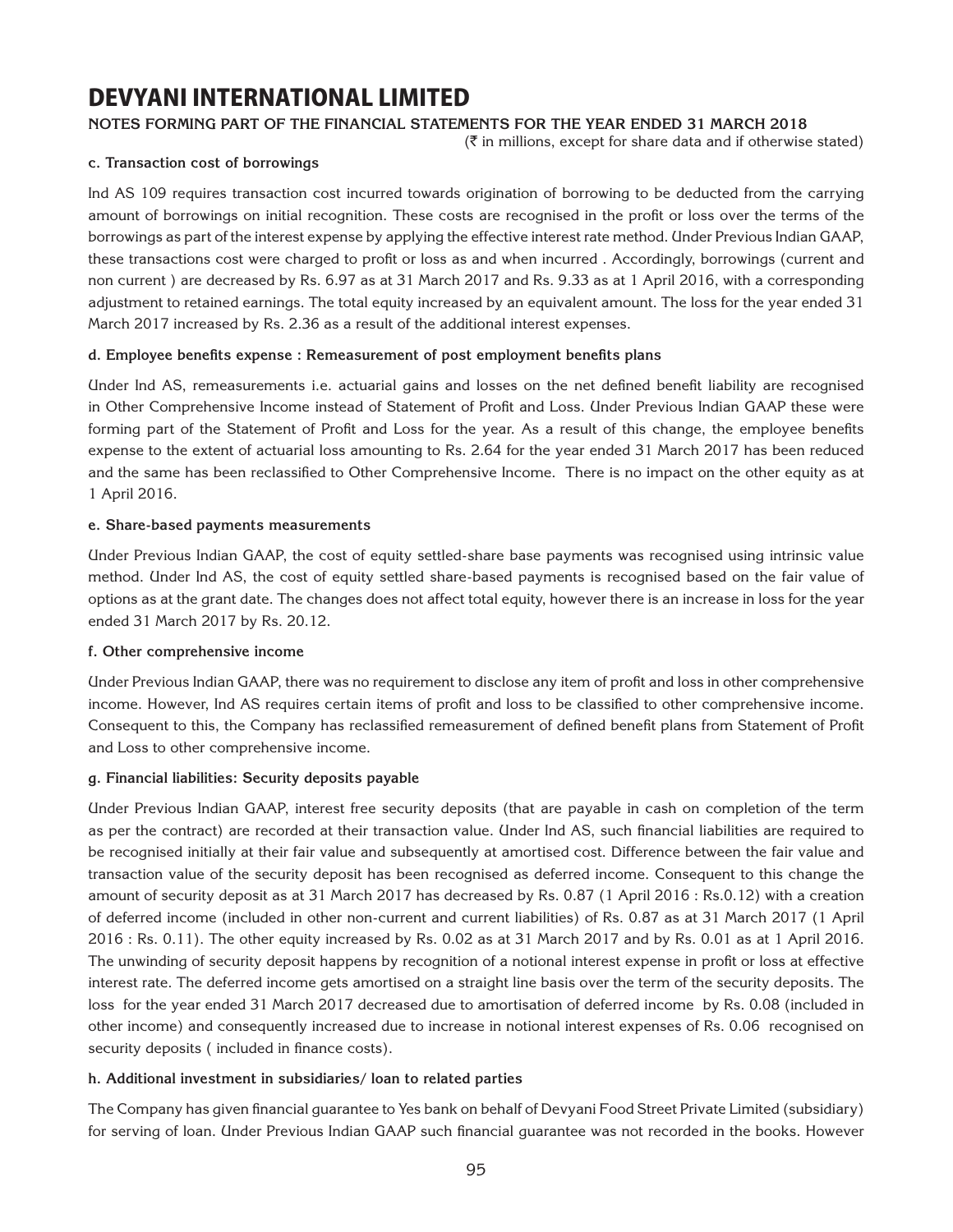# DEVYANI INTERNATIONAL LIMITED

**NOTES FORMING PART OF THE FINANCIAL STATEMENTS FOR THE YEAR ENDED 31 MARCH 2018**

(₹ in millions, except for share data and if otherwise stated)

**c. Transaction cost of borrowings**

Ind AS 109 requires transaction cost incurred towards origination of borrowing to be deducted from the carrying amount of borrowings on initial recognition. These costs are recognised in the profit or loss over the terms of the borrowings as part of the interest expense by applying the effective interest rate method. Under Previous Indian GAAP, these transactions cost were charged to profit or loss as and when incurred . Accordingly, borrowings (current and non current ) are decreased by Rs. 6.97 as at 31 March 2017 and Rs. 9.33 as at 1 April 2016, with a corresponding adjustment to retained earnings. The total equity increased by an equivalent amount. The loss for the year ended 31 March 2017 increased by Rs. 2.36 as a result of the additional interest expenses.

**d. Employee benefits expense : Remeasurement of post employment benefits plans**

Under Ind AS, remeasurements i.e. actuarial gains and losses on the net defined benefit liability are recognised in Other Comprehensive Income instead of Statement of Profit and Loss. Under Previous Indian GAAP these were forming part of the Statement of Profit and Loss for the year. As a result of this change, the employee benefits expense to the extent of actuarial loss amounting to Rs. 2.64 for the year ended 31 March 2017 has been reduced and the same has been reclassified to Other Comprehensive Income. There is no impact on the other equity as at 1 April 2016.

**e. Share-based payments measurements**

Under Previous Indian GAAP, the cost of equity settled-share base payments was recognised using intrinsic value method. Under Ind AS, the cost of equity settled share-based payments is recognised based on the fair value of options as at the grant date. The changes does not affect total equity, however there is an increase in loss for the year ended 31 March 2017 by Rs. 20.12.

**f. Other comprehensive income**

Under Previous Indian GAAP, there was no requirement to disclose any item of profit and loss in other comprehensive income. However, Ind AS requires certain items of profit and loss to be classified to other comprehensive income. Consequent to this, the Company has reclassified remeasurement of defined benefit plans from Statement of Profit and Loss to other comprehensive income.

**g. Financial liabilities: Security deposits payable**

Under Previous Indian GAAP, interest free security deposits (that are payable in cash on completion of the term as per the contract) are recorded at their transaction value. Under Ind AS, such financial liabilities are required to be recognised initially at their fair value and subsequently at amortised cost. Difference between the fair value and transaction value of the security deposit has been recognised as deferred income. Consequent to this change the amount of security deposit as at 31 March 2017 has decreased by Rs. 0.87 (1 April 2016 : Rs.0.12) with a creation of deferred income (included in other non-current and current liabilities) of Rs. 0.87 as at 31 March 2017 (1 April 2016 : Rs. 0.11). The other equity increased by Rs. 0.02 as at 31 March 2017 and by Rs. 0.01 as at 1 April 2016. The unwinding of security deposit happens by recognition of a notional interest expense in profit or loss at effective interest rate. The deferred income gets amortised on a straight line basis over the term of the security deposits. The loss for the year ended 31 March 2017 decreased due to amortisation of deferred income by Rs. 0.08 (included in other income) and consequently increased due to increase in notional interest expenses of Rs. 0.06 recognised on security deposits ( included in finance costs).

**h. Additional investment in subsidiaries/ loan to related parties**

The Company has given financial guarantee to Yes bank on behalf of Devyani Food Street Private Limited (subsidiary) for serving of loan. Under Previous Indian GAAP such financial guarantee was not recorded in the books. However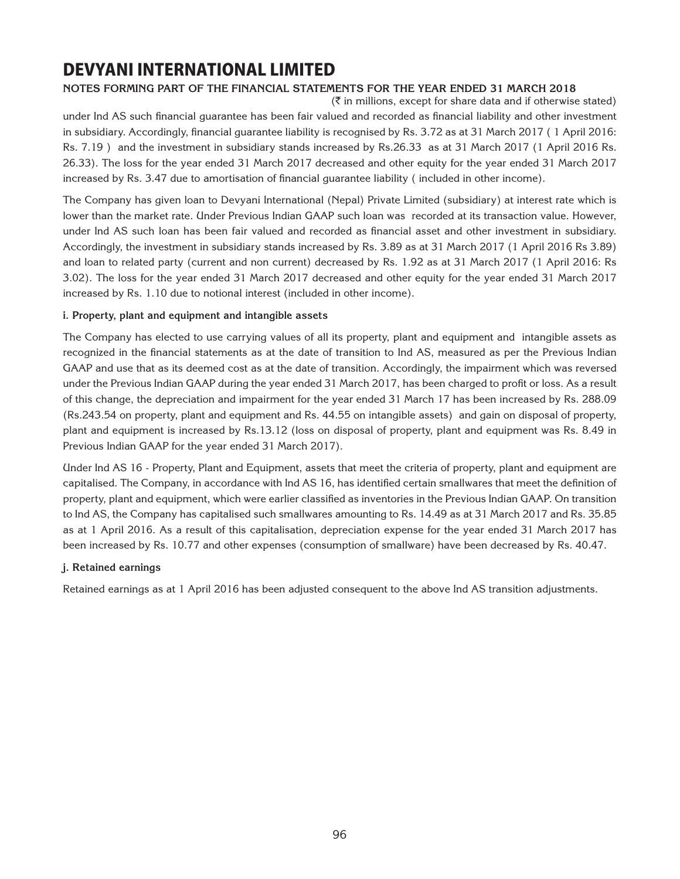under Ind AS such financial guarantee has been fair valued and recorded as financial liability and other investment in subsidiary. Accordingly, financial guarantee liability is recognised by Rs. 3.72 as at 31 March 2017 ( 1 April 2016: Rs. 7.19 ) and the investment in subsidiary stands increased by Rs.26.33 as at 31 March 2017 (1 April 2016 Rs. 26.33). The loss for the year ended 31 March 2017 decreased and other equity for the year ended 31 March 2017 increased by Rs. 3.47 due to amortisation of financial guarantee liability ( included in other income).

The Company has given loan to Devyani International (Nepal) Private Limited (subsidiary) at interest rate which is lower than the market rate. Under Previous Indian GAAP such loan was recorded at its transaction value. However, under Ind AS such loan has been fair valued and recorded as financial asset and other investment in subsidiary. Accordingly, the investment in subsidiary stands increased by Rs. 3.89 as at 31 March 2017 (1 April 2016 Rs 3.89) and loan to related party (current and non current) decreased by Rs. 1.92 as at 31 March 2017 (1 April 2016: Rs 3.02). The loss for the year ended 31 March 2017 decreased and other equity for the year ended 31 March 2017 increased by Rs. 1.10 due to notional interest (included in other income).

**i. Property, plant and equipment and intangible assets**

The Company has elected to use carrying values of all its property, plant and equipment and intangible assets as recognized in the financial statements as at the date of transition to Ind AS, measured as per the Previous Indian GAAP and use that as its deemed cost as at the date of transition. Accordingly, the impairment which was reversed under the Previous Indian GAAP during the year ended 31 March 2017, has been charged to profit or loss. As a result of this change, the depreciation and impairment for the year ended 31 March 17 has been increased by Rs. 288.09 (Rs.243.54 on property, plant and equipment and Rs. 44.55 on intangible assets) and gain on disposal of property, plant and equipment is increased by Rs.13.12 (loss on disposal of property, plant and equipment was Rs. 8.49 in Previous Indian GAAP for the year ended 31 March 2017).

Under Ind AS 16 - Property, Plant and Equipment, assets that meet the criteria of property, plant and equipment are capitalised. The Company, in accordance with Ind AS 16, has identified certain smallwares that meet the definition of property, plant and equipment, which were earlier classified as inventories in the Previous Indian GAAP. On transition to Ind AS, the Company has capitalised such smallwares amounting to Rs. 14.49 as at 31 March 2017 and Rs. 35.85 as at 1 April 2016. As a result of this capitalisation, depreciation expense for the year ended 31 March 2017 has been increased by Rs. 10.77 and other expenses (consumption of smallware) have been decreased by Rs. 40.47.

**j. Retained earnings**

Retained earnings as at 1 April 2016 has been adjusted consequent to the above Ind AS transition adjustments.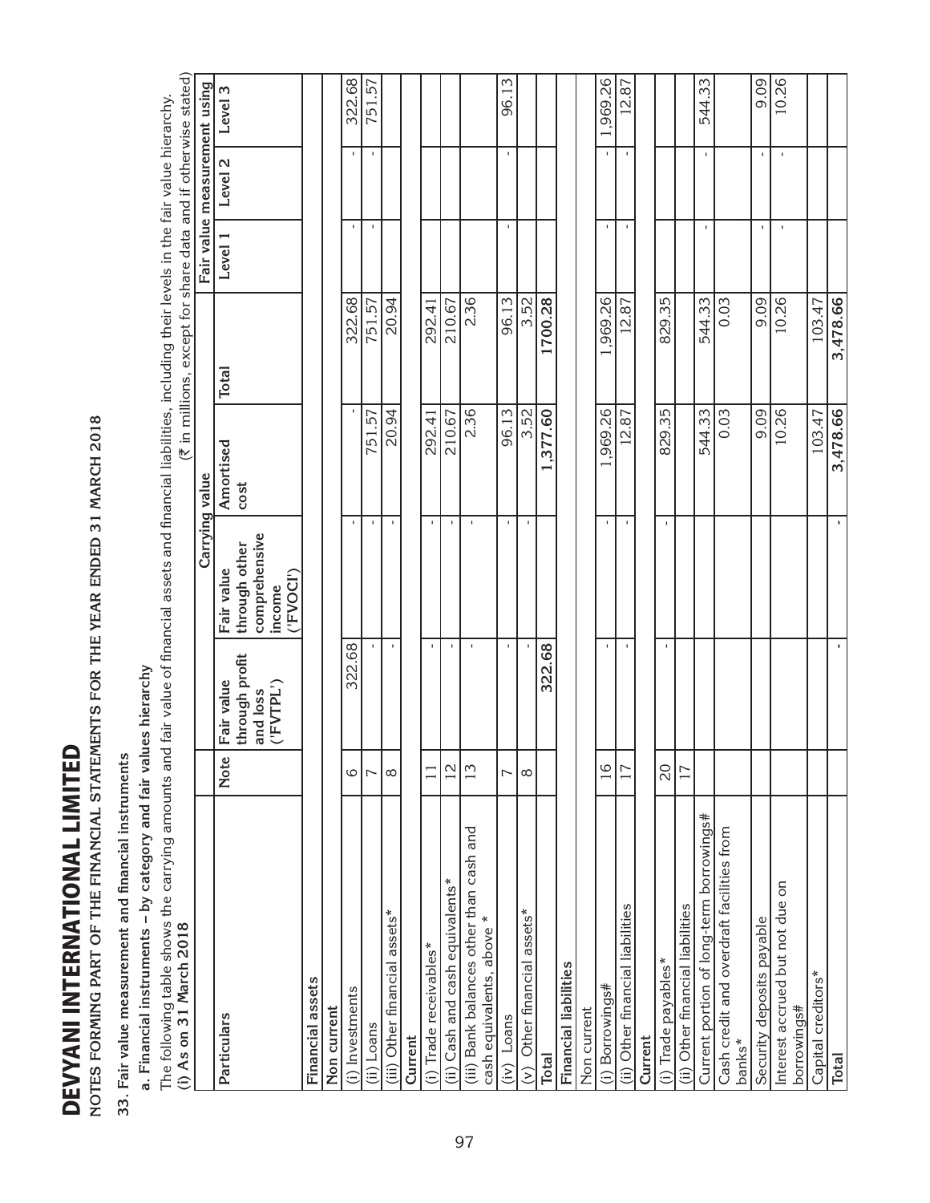# DEVYANI INTERNATIONAL LIMITED

**NOTES FORMING PART OF THE FINANCIAL STATEMENTS FOR THE YEAR ENDED 31 MARCH 2018**

**33. Fair value measurement and financial instruments**

**a. Financial instruments – by category and fair values hierarchy**

The following table shows the carrying amounts and fair value of financial assets and financial liabilities, including their levels in the fair value hierarchy.

**(i) As on 31 March 2018**

(₹ in millions, except for share data and if otherwise stated)

| Particulars | Note | Carrying value | | | | Fair value measurement using | | |
|---|---|---|---|---|---|---|---|---|
| | | Fair value through profit and loss ('FVTPL') | Fair value through other comprehensive income ('FVOCI') | Amortised cost | Total | Level 1 | Level 2 | Level 3 |
| **Financial assets** | | | | | | | | |
| **Non current** | | | | | | | | |
| (i) Investments | 6 | 322.68 | - | - | 322.68 | - | - | 322.68 |
| (ii) Loans | 7 | - | - | 751.57 | 751.57 | - | - | 751.57 |
| (iii) Other financial assets* | 8 | - | - | 20.94 | 20.94 | | | |
| **Current** | | | | | | | | |
| (i) Trade receivables* | 11 | - | - | 292.41 | 292.41 | | | |
| (ii) Cash and cash equivalents* | 12 | - | - | 210.67 | 210.67 | | | |
| (iii) Bank balances other than cash and cash equivalents, above * | 13 | - | - | 2.36 | 2.36 | | | |
| (iv) Loans | 7 | - | - | 96.13 | 96.13 | - | - | 96.13 |
| (v) Other financial assets* | 8 | - | - | 3.52 | 3.52 | | | |
| **Total** | | **322.68** | | **1,377.60** | **1700.28** | | | |
| **Financial liabilities** | | | | | | | | |
| Non current | | | | | | | | |
| (i) Borrowings# | 16 | - | - | 1,969.26 | 1,969.26 | - | - | 1,969.26 |
| (ii) Other financial liabilities | 17 | - | - | 12.87 | 12.87 | - | - | 12.87 |
| **Current** | | | | | | | | |
| (i) Trade payables* | 20 | - | - | 829.35 | 829.35 | | | |
| (ii) Other financial liabilities | 17 | | | | | | | |
| Current portion of long-term borrowings# | | | | 544.33 | 544.33 | - | - | 544.33 |
| Cash credit and overdraft facilities from banks* | | | | 0.03 | 0.03 | | | |
| Security deposits payable | | | | 9.09 | 9.09 | - | - | 9.09 |
| Interest accrued but not due on borrowings# | | | | 10.26 | 10.26 | - | - | 10.26 |
| Capital creditors* | | | | 103.47 | 103.47 | | | |
| **Total** | | **-** | **-** | **3,478.66** | **3,478.66** | | | |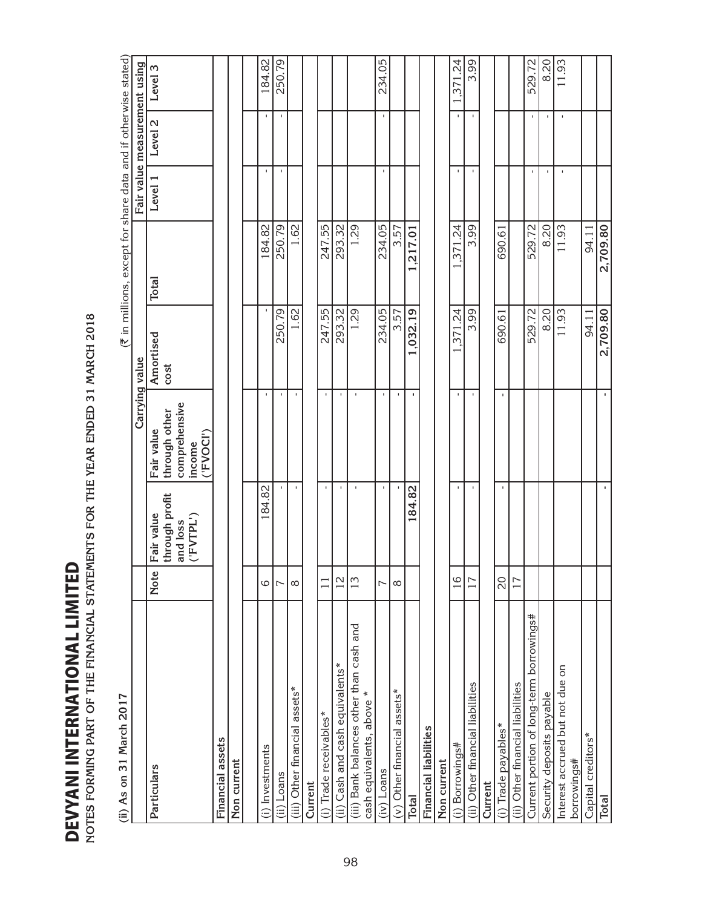# DEVYANI INTERNATIONAL LIMITED

NOTES FORMING PART OF THE FINANCIAL STATEMENTS FOR THE YEAR ENDED 31 MARCH 2018

(ii) As on 31 March 2017

(₹ in millions, except for share data and if otherwise stated)

| Particulars | Note | Carrying value | | | | Fair value measurement using | | |
|---|---|---|---|---|---|---|---|---|
| | | Fair value through profit and loss ('FVTPL') | Fair value through other comprehensive income ('FVOCI') | Amortised cost | Total | Level 1 | Level 2 | Level 3 |
| **Financial assets** | | | | | | | | |
| **Non current** | | | | | | | | |
| (i) Investments | 6 | 184.82 | - | - | 184.82 | - | - | 184.82 |
| (ii) Loans | 7 | - | - | 250.79 | 250.79 | - | - | 250.79 |
| (iii) Other financial assets* | 8 | - | - | 1.62 | 1.62 | | | |
| **Current** | | | | | | | | |
| (i) Trade receivables* | 11 | - | - | 247.55 | 247.55 | | | |
| (ii) Cash and cash equivalents* | 12 | - | - | 293.32 | 293.32 | | | |
| (iii) Bank balances other than cash and cash equivalents, above * | 13 | - | - | 1.29 | 1.29 | | | |
| (iv) Loans | 7 | - | - | 234.05 | 234.05 | - | - | 234.05 |
| (v) Other financial assets* | 8 | - | - | 3.57 | 3.57 | | | |
| **Total** | | **184.82** | **-** | **1,032.19** | **1,217.01** | | | |
| **Financial liabilities** | | | | | | | | |
| **Non current** | | | | | | | | |
| (i) Borrowings# | 16 | - | - | 1,371.24 | 1,371.24 | - | - | 1,371.24 |
| (ii) Other financial liabilities | 17 | - | - | 3.99 | 3.99 | - | - | 3.99 |
| **Current** | | | | | | | | |
| (i) Trade payables* | 20 | - | - | 690.61 | 690.61 | | | |
| (ii) Other financial liabilities | 17 | | | | | | | |
| Current portion of long-term borrowings# | | | | 529.72 | 529.72 | - | - | 529.72 |
| Security deposits payable | | | | 8.20 | 8.20 | - | - | 8.20 |
| Interest accrued but not due on borrowings# | | | | 11.93 | 11.93 | - | - | 11.93 |
| Capital creditors* | | | | 94.11 | 94.11 | | | |
| **Total** | | **-** | **-** | **2,709.80** | **2,709.80** | | | |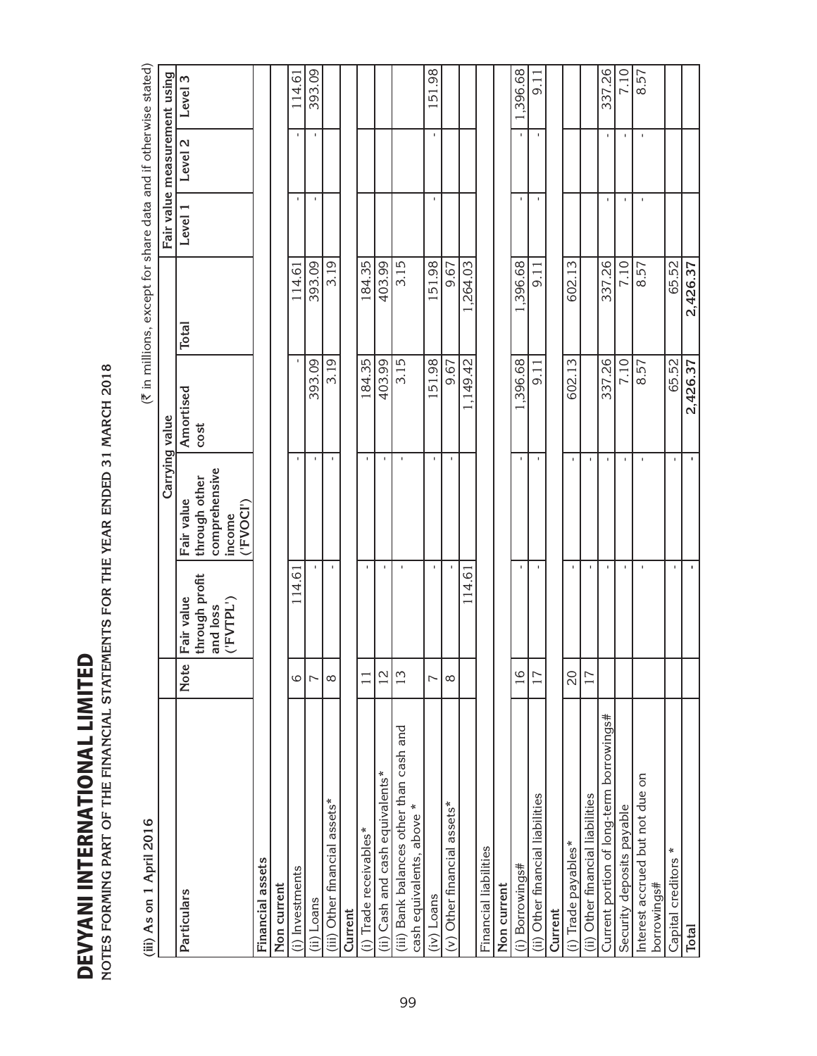# DEVYANI INTERNATIONAL LIMITED

**NOTES FORMING PART OF THE FINANCIAL STATEMENTS FOR THE YEAR ENDED 31 MARCH 2018**

**(iii) As on 1 April 2016**

(₹ in millions, except for share data and if otherwise stated)

| Particulars | Note | Carrying value | | | | Fair value measurement using | | |
|---|---|---|---|---|---|---|---|---|
| | | Fair value through profit and loss ('FVTPL') | Fair value through other comprehensive income ('FVOCI') | Amortised cost | Total | Level 1 | Level 2 | Level 3 |
| **Financial assets** | | | | | | | | |
| **Non current** | | | | | | | | |
| (i) Investments | 6 | 114.61 | - | - | 114.61 | - | - | 114.61 |
| (ii) Loans | 7 | - | - | 393.09 | 393.09 | - | - | 393.09 |
| (iii) Other financial assets* | 8 | - | - | 3.19 | 3.19 | | | |
| **Current** | | | | | | | | |
| (i) Trade receivables* | 11 | - | - | 184.35 | 184.35 | | | |
| (ii) Cash and cash equivalents* | 12 | - | - | 403.99 | 403.99 | | | |
| (iii) Bank balances other than cash and cash equivalents, above * | 13 | - | - | 3.15 | 3.15 | | | |
| (iv) Loans | 7 | - | - | 151.98 | 151.98 | - | - | 151.98 |
| (v) Other financial assets* | 8 | - | - | 9.67 | 9.67 | | | |
| | | 114.61 | - | 1,149.42 | 1,264.03 | | | |
| Financial liabilities | | | | | | | | |
| **Non current** | | | | | | | | |
| (i) Borrowings# | 16 | - | - | 1,396.68 | 1,396.68 | - | - | 1,396.68 |
| (ii) Other financial liabilities | 17 | - | - | 9.11 | 9.11 | - | - | 9.11 |
| **Current** | | | | | | | | |
| (i) Trade payables* | 20 | - | - | 602.13 | 602.13 | | | |
| (ii) Other financial liabilities | 17 | - | - | | | | | |
| Current portion of long-term borrowings# | | - | - | 337.26 | 337.26 | - | - | 337.26 |
| Security deposits payable | | - | - | 7.10 | 7.10 | - | - | 7.10 |
| Interest accrued but not due on borrowings# | | - | - | 8.57 | 8.57 | - | - | 8.57 |
| Capital creditors * | | - | - | 65.52 | 65.52 | | | |
| **Total** | | **-** | **-** | **2,426.37** | **2,426.37** | | | |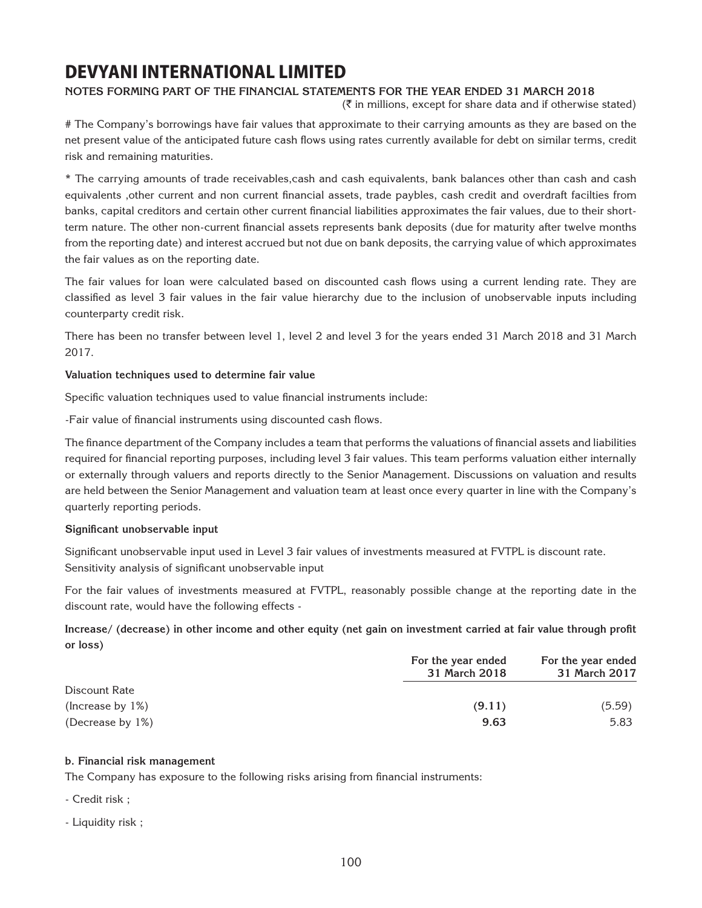# DEVYANI INTERNATIONAL LIMITED

**NOTES FORMING PART OF THE FINANCIAL STATEMENTS FOR THE YEAR ENDED 31 MARCH 2018**

(₹ in millions, except for share data and if otherwise stated)

# The Company's borrowings have fair values that approximate to their carrying amounts as they are based on the net present value of the anticipated future cash flows using rates currently available for debt on similar terms, credit risk and remaining maturities.

* The carrying amounts of trade receivables,cash and cash equivalents, bank balances other than cash and cash equivalents ,other current and non current financial assets, trade paybles, cash credit and overdraft facilties from banks, capital creditors and certain other current financial liabilities approximates the fair values, due to their short-term nature. The other non-current financial assets represents bank deposits (due for maturity after twelve months from the reporting date) and interest accrued but not due on bank deposits, the carrying value of which approximates the fair values as on the reporting date.

The fair values for loan were calculated based on discounted cash flows using a current lending rate. They are classified as level 3 fair values in the fair value hierarchy due to the inclusion of unobservable inputs including counterparty credit risk.

There has been no transfer between level 1, level 2 and level 3 for the years ended 31 March 2018 and 31 March 2017.

**Valuation techniques used to determine fair value**

Specific valuation techniques used to value financial instruments include:

-Fair value of financial instruments using discounted cash flows.

The finance department of the Company includes a team that performs the valuations of financial assets and liabilities required for financial reporting purposes, including level 3 fair values. This team performs valuation either internally or externally through valuers and reports directly to the Senior Management. Discussions on valuation and results are held between the Senior Management and valuation team at least once every quarter in line with the Company's quarterly reporting periods.

**Significant unobservable input**

Significant unobservable input used in Level 3 fair values of investments measured at FVTPL is discount rate.
Sensitivity analysis of significant unobservable input

For the fair values of investments measured at FVTPL, reasonably possible change at the reporting date in the discount rate, would have the following effects -

**Increase/ (decrease) in other income and other equity (net gain on investment carried at fair value through profit or loss)**

| | For the year ended 31 March 2018 | For the year ended 31 March 2017 |
|---|---|---|
| Discount Rate | | |
| (Increase by 1%) | **(9.11)** | (5.59) |
| (Decrease by 1%) | **9.63** | 5.83 |

**b. Financial risk management**

The Company has exposure to the following risks arising from financial instruments:

- Credit risk ;

- Liquidity risk ;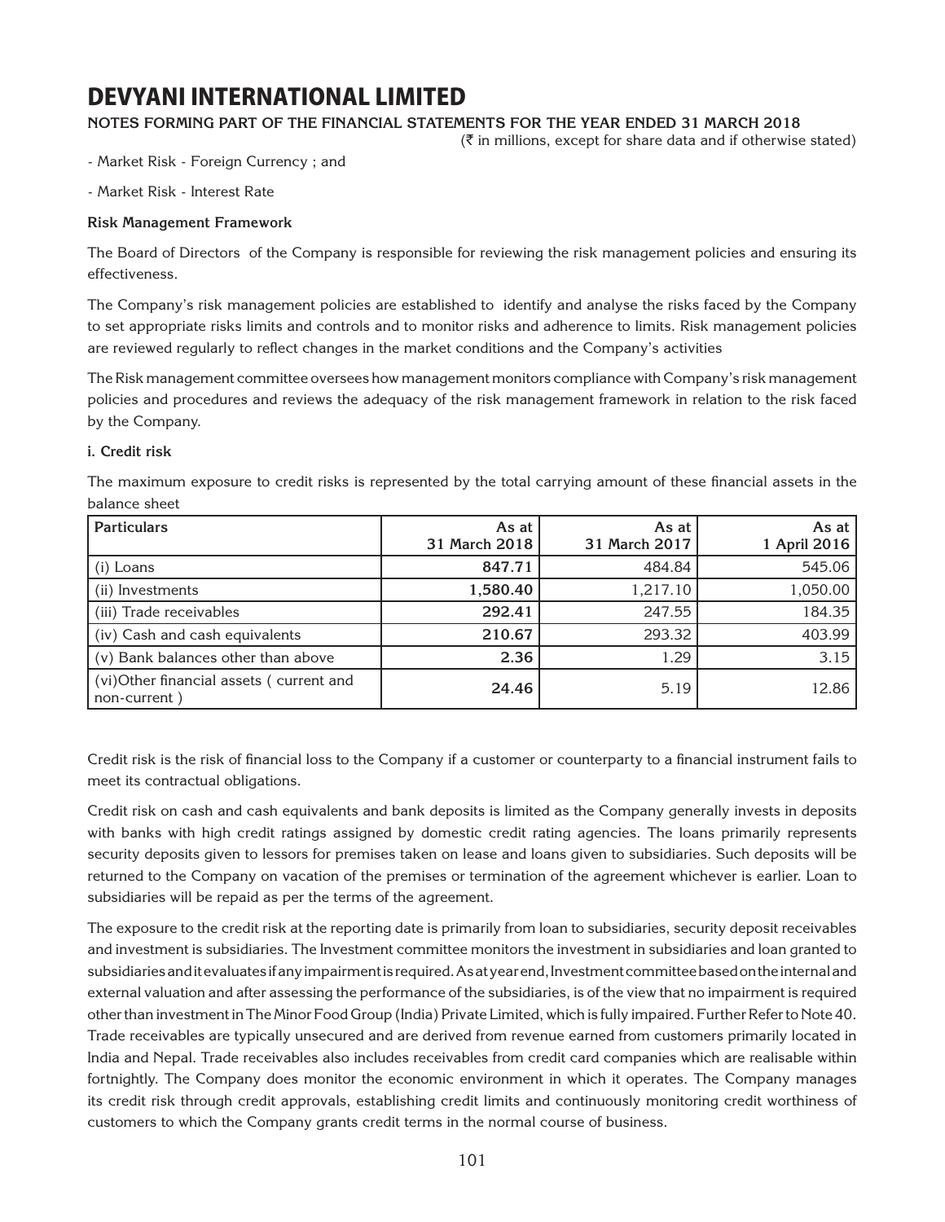- Market Risk - Foreign Currency ; and

- Market Risk - Interest Rate

**Risk Management Framework**

The Board of Directors of the Company is responsible for reviewing the risk management policies and ensuring its effectiveness.

The Company's risk management policies are established to identify and analyse the risks faced by the Company to set appropriate risks limits and controls and to monitor risks and adherence to limits. Risk management policies are reviewed regularly to reflect changes in the market conditions and the Company's activities

The Risk management committee oversees how management monitors compliance with Company's risk management policies and procedures and reviews the adequacy of the risk management framework in relation to the risk faced by the Company.

**i. Credit risk**

The maximum exposure to credit risks is represented by the total carrying amount of these financial assets in the balance sheet

| Particulars | As at 31 March 2018 | As at 31 March 2017 | As at 1 April 2016 |
|---|---|---|---|
| (i) Loans | **847.71** | 484.84 | 545.06 |
| (ii) Investments | **1,580.40** | 1,217.10 | 1,050.00 |
| (iii) Trade receivables | **292.41** | 247.55 | 184.35 |
| (iv) Cash and cash equivalents | **210.67** | 293.32 | 403.99 |
| (v) Bank balances other than above | **2.36** | 1.29 | 3.15 |
| (vi)Other financial assets ( current and non-current ) | **24.46** | 5.19 | 12.86 |

Credit risk is the risk of financial loss to the Company if a customer or counterparty to a financial instrument fails to meet its contractual obligations.

Credit risk on cash and cash equivalents and bank deposits is limited as the Company generally invests in deposits with banks with high credit ratings assigned by domestic credit rating agencies. The loans primarily represents security deposits given to lessors for premises taken on lease and loans given to subsidiaries. Such deposits will be returned to the Company on vacation of the premises or termination of the agreement whichever is earlier. Loan to subsidiaries will be repaid as per the terms of the agreement.

The exposure to the credit risk at the reporting date is primarily from loan to subsidiaries, security deposit receivables and investment is subsidiaries. The Investment committee monitors the investment in subsidiaries and loan granted to subsidiaries and it evaluates if any impairment is required. As at year end, Investment committee based on the internal and external valuation and after assessing the performance of the subsidiaries, is of the view that no impairment is required other than investment in The Minor Food Group (India) Private Limited, which is fully impaired. Further Refer to Note 40. Trade receivables are typically unsecured and are derived from revenue earned from customers primarily located in India and Nepal. Trade receivables also includes receivables from credit card companies which are realisable within fortnightly. The Company does monitor the economic environment in which it operates. The Company manages its credit risk through credit approvals, establishing credit limits and continuously monitoring credit worthiness of customers to which the Company grants credit terms in the normal course of business.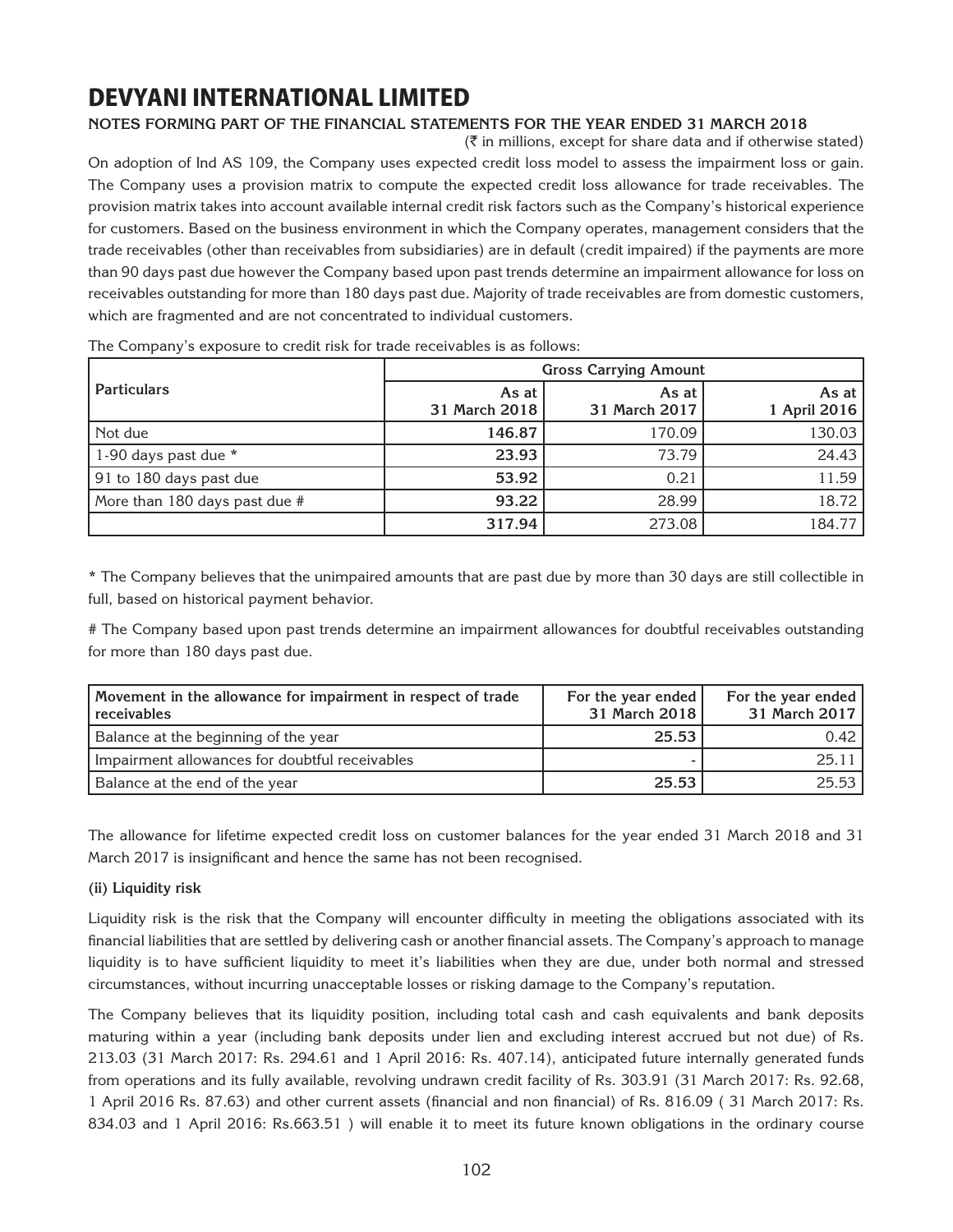# DEVYANI INTERNATIONAL LIMITED

**NOTES FORMING PART OF THE FINANCIAL STATEMENTS FOR THE YEAR ENDED 31 MARCH 2018**

(₹ in millions, except for share data and if otherwise stated)

On adoption of Ind AS 109, the Company uses expected credit loss model to assess the impairment loss or gain. The Company uses a provision matrix to compute the expected credit loss allowance for trade receivables. The provision matrix takes into account available internal credit risk factors such as the Company's historical experience for customers. Based on the business environment in which the Company operates, management considers that the trade receivables (other than receivables from subsidiaries) are in default (credit impaired) if the payments are more than 90 days past due however the Company based upon past trends determine an impairment allowance for loss on receivables outstanding for more than 180 days past due. Majority of trade receivables are from domestic customers, which are fragmented and are not concentrated to individual customers.

The Company's exposure to credit risk for trade receivables is as follows:

| Particulars | Gross Carrying Amount | | |
|---|---|---|---|
| | As at 31 March 2018 | As at 31 March 2017 | As at 1 April 2016 |
| Not due | **146.87** | 170.09 | 130.03 |
| 1-90 days past due * | **23.93** | 73.79 | 24.43 |
| 91 to 180 days past due | **53.92** | 0.21 | 11.59 |
| More than 180 days past due # | **93.22** | 28.99 | 18.72 |
| | **317.94** | 273.08 | 184.77 |

* The Company believes that the unimpaired amounts that are past due by more than 30 days are still collectible in full, based on historical payment behavior.

# The Company based upon past trends determine an impairment allowances for doubtful receivables outstanding for more than 180 days past due.

| Movement in the allowance for impairment in respect of trade receivables | For the year ended 31 March 2018 | For the year ended 31 March 2017 |
|---|---|---|
| Balance at the beginning of the year | **25.53** | 0.42 |
| Impairment allowances for doubtful receivables | - | 25.11 |
| Balance at the end of the year | **25.53** | 25.53 |

The allowance for lifetime expected credit loss on customer balances for the year ended 31 March 2018 and 31 March 2017 is insignificant and hence the same has not been recognised.

**(ii) Liquidity risk**

Liquidity risk is the risk that the Company will encounter difficulty in meeting the obligations associated with its financial liabilities that are settled by delivering cash or another financial assets. The Company's approach to manage liquidity is to have sufficient liquidity to meet it's liabilities when they are due, under both normal and stressed circumstances, without incurring unacceptable losses or risking damage to the Company's reputation.

The Company believes that its liquidity position, including total cash and cash equivalents and bank deposits maturing within a year (including bank deposits under lien and excluding interest accrued but not due) of Rs. 213.03 (31 March 2017: Rs. 294.61 and 1 April 2016: Rs. 407.14), anticipated future internally generated funds from operations and its fully available, revolving undrawn credit facility of Rs. 303.91 (31 March 2017: Rs. 92.68, 1 April 2016 Rs. 87.63) and other current assets (financial and non financial) of Rs. 816.09 ( 31 March 2017: Rs. 834.03 and 1 April 2016: Rs.663.51 ) will enable it to meet its future known obligations in the ordinary course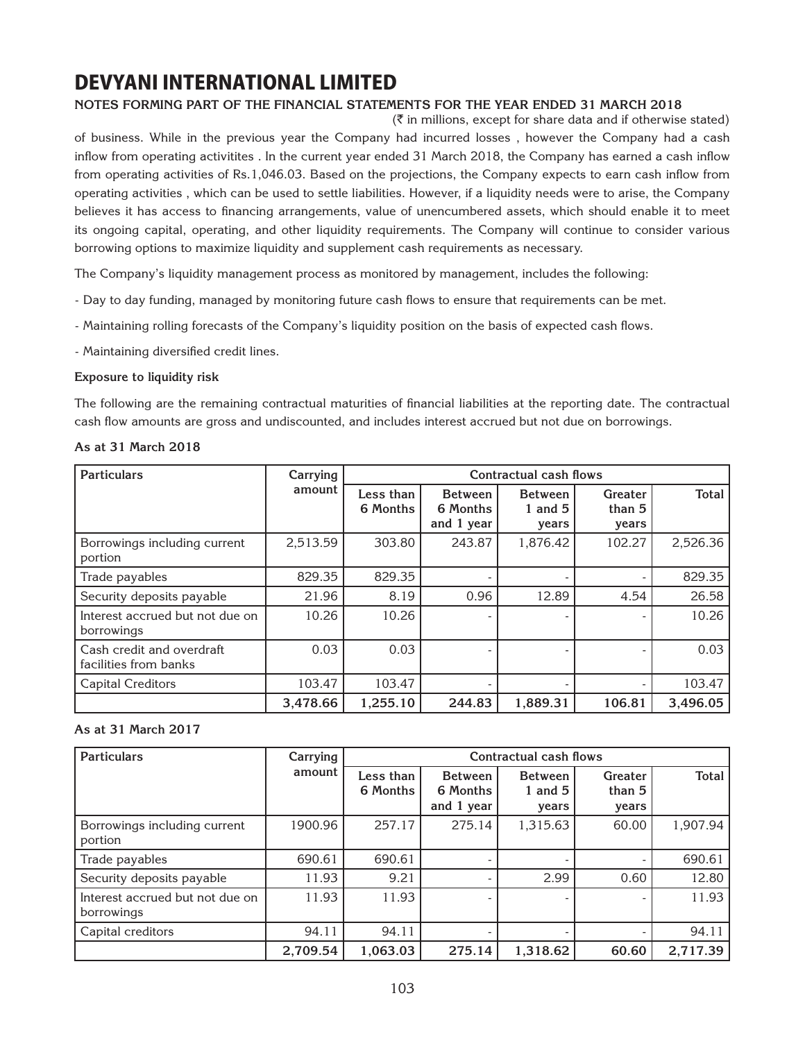# DEVYANI INTERNATIONAL LIMITED

**NOTES FORMING PART OF THE FINANCIAL STATEMENTS FOR THE YEAR ENDED 31 MARCH 2018**

(₹ in millions, except for share data and if otherwise stated)

of business. While in the previous year the Company had incurred losses , however the Company had a cash inflow from operating activitites . In the current year ended 31 March 2018, the Company has earned a cash inflow from operating activities of Rs.1,046.03. Based on the projections, the Company expects to earn cash inflow from operating activities , which can be used to settle liabilities. However, if a liquidity needs were to arise, the Company believes it has access to financing arrangements, value of unencumbered assets, which should enable it to meet its ongoing capital, operating, and other liquidity requirements. The Company will continue to consider various borrowing options to maximize liquidity and supplement cash requirements as necessary.

The Company's liquidity management process as monitored by management, includes the following:

- Day to day funding, managed by monitoring future cash flows to ensure that requirements can be met.
- Maintaining rolling forecasts of the Company's liquidity position on the basis of expected cash flows.
- Maintaining diversified credit lines.

**Exposure to liquidity risk**

The following are the remaining contractual maturities of financial liabilities at the reporting date. The contractual cash flow amounts are gross and undiscounted, and includes interest accrued but not due on borrowings.

**As at 31 March 2018**

| Particulars | Carrying amount | Contractual cash flows | | | | |
|---|---|---|---|---|---|---|
| | | Less than 6 Months | Between 6 Months and 1 year | Between 1 and 5 years | Greater than 5 years | Total |
| Borrowings including current portion | 2,513.59 | 303.80 | 243.87 | 1,876.42 | 102.27 | 2,526.36 |
| Trade payables | 829.35 | 829.35 | - | - | - | 829.35 |
| Security deposits payable | 21.96 | 8.19 | 0.96 | 12.89 | 4.54 | 26.58 |
| Interest accrued but not due on borrowings | 10.26 | 10.26 | - | - | - | 10.26 |
| Cash credit and overdraft facilities from banks | 0.03 | 0.03 | - | - | - | 0.03 |
| Capital Creditors | 103.47 | 103.47 | - | - | - | 103.47 |
| | **3,478.66** | **1,255.10** | **244.83** | **1,889.31** | **106.81** | **3,496.05** |

**As at 31 March 2017**

| Particulars | Carrying amount | Contractual cash flows | | | | |
|---|---|---|---|---|---|---|
| | | Less than 6 Months | Between 6 Months and 1 year | Between 1 and 5 years | Greater than 5 years | Total |
| Borrowings including current portion | 1900.96 | 257.17 | 275.14 | 1,315.63 | 60.00 | 1,907.94 |
| Trade payables | 690.61 | 690.61 | - | - | - | 690.61 |
| Security deposits payable | 11.93 | 9.21 | - | 2.99 | 0.60 | 12.80 |
| Interest accrued but not due on borrowings | 11.93 | 11.93 | - | - | - | 11.93 |
| Capital creditors | 94.11 | 94.11 | - | - | - | 94.11 |
| | **2,709.54** | **1,063.03** | **275.14** | **1,318.62** | **60.60** | **2,717.39** |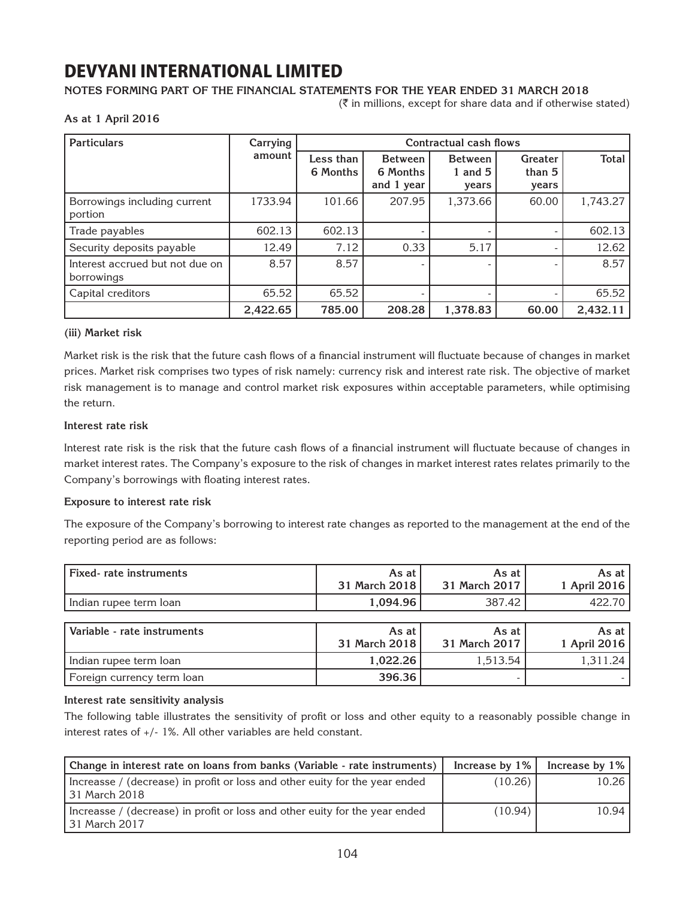# DEVYANI INTERNATIONAL LIMITED

**NOTES FORMING PART OF THE FINANCIAL STATEMENTS FOR THE YEAR ENDED 31 MARCH 2018**

(₹ in millions, except for share data and if otherwise stated)

**As at 1 April 2016**

| Particulars | Carrying amount | Contractual cash flows | | | | |
|---|---|---|---|---|---|---|
| | | Less than 6 Months | Between 6 Months and 1 year | Between 1 and 5 years | Greater than 5 years | Total |
| Borrowings including current portion | 1733.94 | 101.66 | 207.95 | 1,373.66 | 60.00 | 1,743.27 |
| Trade payables | 602.13 | 602.13 | - | - | - | 602.13 |
| Security deposits payable | 12.49 | 7.12 | 0.33 | 5.17 | - | 12.62 |
| Interest accrued but not due on borrowings | 8.57 | 8.57 | - | - | - | 8.57 |
| Capital creditors | 65.52 | 65.52 | - | - | - | 65.52 |
| | **2,422.65** | **785.00** | **208.28** | **1,378.83** | **60.00** | **2,432.11** |

**(iii) Market risk**

Market risk is the risk that the future cash flows of a financial instrument will fluctuate because of changes in market prices. Market risk comprises two types of risk namely: currency risk and interest rate risk. The objective of market risk management is to manage and control market risk exposures within acceptable parameters, while optimising the return.

**Interest rate risk**

Interest rate risk is the risk that the future cash flows of a financial instrument will fluctuate because of changes in market interest rates. The Company's exposure to the risk of changes in market interest rates relates primarily to the Company's borrowings with floating interest rates.

**Exposure to interest rate risk**

The exposure of the Company's borrowing to interest rate changes as reported to the management at the end of the reporting period are as follows:

| Fixed- rate instruments | As at 31 March 2018 | As at 31 March 2017 | As at 1 April 2016 |
|---|---|---|---|
| Indian rupee term loan | **1,094.96** | 387.42 | 422.70 |

| Variable - rate instruments | As at 31 March 2018 | As at 31 March 2017 | As at 1 April 2016 |
|---|---|---|---|
| Indian rupee term loan | **1,022.26** | 1,513.54 | 1,311.24 |
| Foreign currency term loan | **396.36** | - | - |

**Interest rate sensitivity analysis**

The following table illustrates the sensitivity of profit or loss and other equity to a reasonably possible change in interest rates of +/- 1%. All other variables are held constant.

| Change in interest rate on loans from banks (Variable - rate instruments) | Increase by 1% | Increase by 1% |
|---|---|---|
| Increasse / (decrease) in profit or loss and other euity for the year ended 31 March 2018 | (10.26) | 10.26 |
| Increasse / (decrease) in profit or loss and other euity for the year ended 31 March 2017 | (10.94) | 10.94 |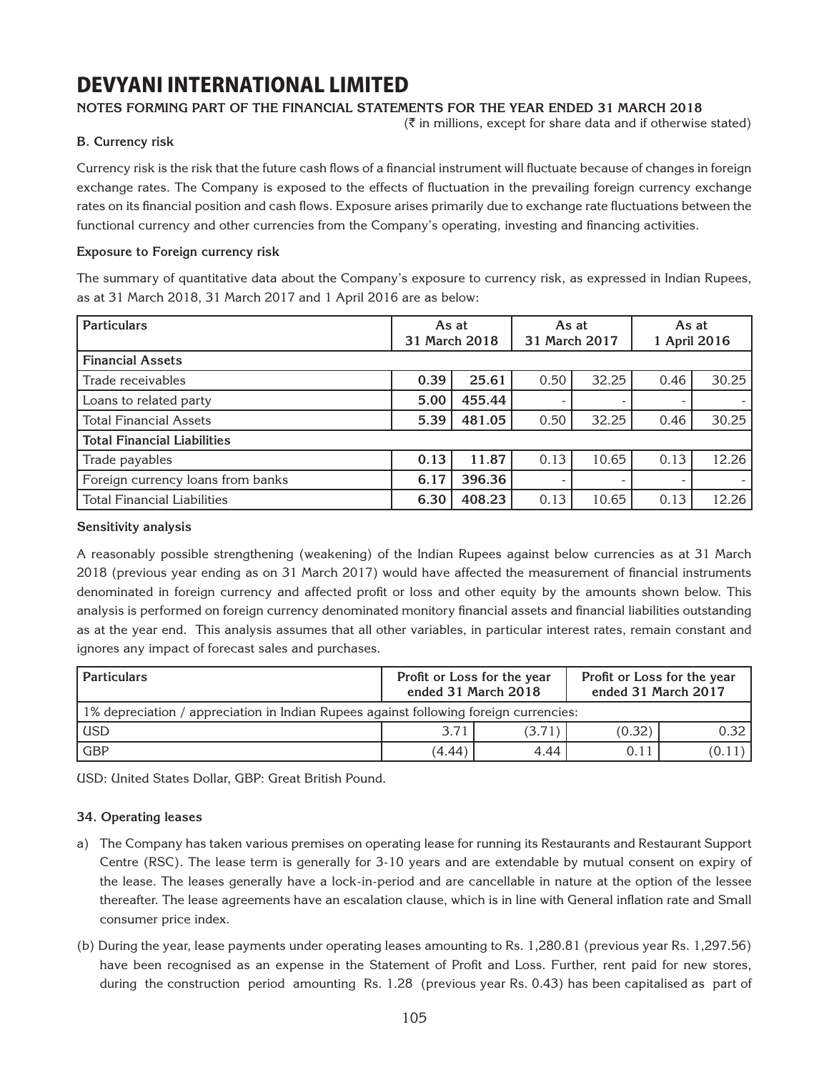# DEVYANI INTERNATIONAL LIMITED

**NOTES FORMING PART OF THE FINANCIAL STATEMENTS FOR THE YEAR ENDED 31 MARCH 2018**

(₹ in millions, except for share data and if otherwise stated)

**B. Currency risk**

Currency risk is the risk that the future cash flows of a financial instrument will fluctuate because of changes in foreign exchange rates. The Company is exposed to the effects of fluctuation in the prevailing foreign currency exchange rates on its financial position and cash flows. Exposure arises primarily due to exchange rate fluctuations between the functional currency and other currencies from the Company's operating, investing and financing activities.

**Exposure to Foreign currency risk**

The summary of quantitative data about the Company's exposure to currency risk, as expressed in Indian Rupees, as at 31 March 2018, 31 March 2017 and 1 April 2016 are as below:

| Particulars | As at 31 March 2018 | | As at 31 March 2017 | | As at 1 April 2016 | |
|---|---|---|---|---|---|---|
| **Financial Assets** | | | | | | |
| Trade receivables | **0.39** | **25.61** | 0.50 | 32.25 | 0.46 | 30.25 |
| Loans to related party | **5.00** | **455.44** | - | - | - | - |
| Total Financial Assets | **5.39** | **481.05** | 0.50 | 32.25 | 0.46 | 30.25 |
| **Total Financial Liabilities** | | | | | | |
| Trade payables | **0.13** | **11.87** | 0.13 | 10.65 | 0.13 | 12.26 |
| Foreign currency loans from banks | **6.17** | **396.36** | - | - | - | - |
| Total Financial Liabilities | **6.30** | **408.23** | 0.13 | 10.65 | 0.13 | 12.26 |

**Sensitivity analysis**

A reasonably possible strengthening (weakening) of the Indian Rupees against below currencies as at 31 March 2018 (previous year ending as on 31 March 2017) would have affected the measurement of financial instruments denominated in foreign currency and affected profit or loss and other equity by the amounts shown below. This analysis is performed on foreign currency denominated monitory financial assets and financial liabilities outstanding as at the year end. This analysis assumes that all other variables, in particular interest rates, remain constant and ignores any impact of forecast sales and purchases.

| Particulars | Profit or Loss for the year ended 31 March 2018 | | Profit or Loss for the year ended 31 March 2017 | |
|---|---|---|---|---|
| 1% depreciation / appreciation in Indian Rupees against following foreign currencies: | | | | |
| USD | 3.71 | (3.71) | (0.32) | 0.32 |
| GBP | (4.44) | 4.44 | 0.11 | (0.11) |

USD: United States Dollar, GBP: Great British Pound.

**34. Operating leases**

a) The Company has taken various premises on operating lease for running its Restaurants and Restaurant Support Centre (RSC). The lease term is generally for 3-10 years and are extendable by mutual consent on expiry of the lease. The leases generally have a lock-in-period and are cancellable in nature at the option of the lessee thereafter. The lease agreements have an escalation clause, which is in line with General inflation rate and Small consumer price index.

(b) During the year, lease payments under operating leases amounting to Rs. 1,280.81 (previous year Rs. 1,297.56) have been recognised as an expense in the Statement of Profit and Loss. Further, rent paid for new stores, during the construction period amounting Rs. 1.28 (previous year Rs. 0.43) has been capitalised as part of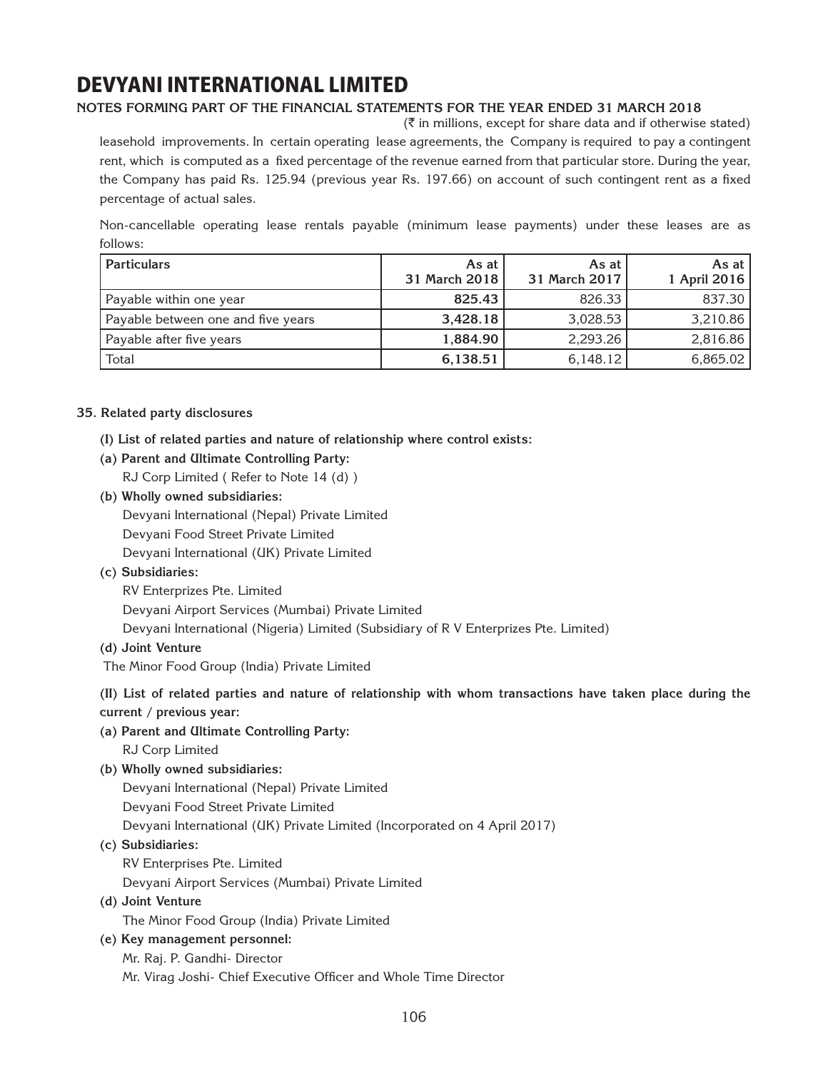(₹ in millions, except for share data and if otherwise stated)

leasehold improvements. In certain operating lease agreements, the Company is required to pay a contingent rent, which is computed as a fixed percentage of the revenue earned from that particular store. During the year, the Company has paid Rs. 125.94 (previous year Rs. 197.66) on account of such contingent rent as a fixed percentage of actual sales.

Non-cancellable operating lease rentals payable (minimum lease payments) under these leases are as follows:

| Particulars | As at 31 March 2018 | As at 31 March 2017 | As at 1 April 2016 |
|---|---|---|---|
| Payable within one year | **825.43** | 826.33 | 837.30 |
| Payable between one and five years | **3,428.18** | 3,028.53 | 3,210.86 |
| Payable after five years | **1,884.90** | 2,293.26 | 2,816.86 |
| Total | **6,138.51** | 6,148.12 | 6,865.02 |

**35. Related party disclosures**

**(I) List of related parties and nature of relationship where control exists:**

**(a) Parent and Ultimate Controlling Party:**

RJ Corp Limited ( Refer to Note 14 (d) )

**(b) Wholly owned subsidiaries:**

Devyani International (Nepal) Private Limited

Devyani Food Street Private Limited

Devyani International (UK) Private Limited

**(c) Subsidiaries:**

RV Enterprizes Pte. Limited

Devyani Airport Services (Mumbai) Private Limited

Devyani International (Nigeria) Limited (Subsidiary of R V Enterprizes Pte. Limited)

**(d) Joint Venture**

The Minor Food Group (India) Private Limited

**(II) List of related parties and nature of relationship with whom transactions have taken place during the current / previous year:**

**(a) Parent and Ultimate Controlling Party:**

RJ Corp Limited

**(b) Wholly owned subsidiaries:**

Devyani International (Nepal) Private Limited

Devyani Food Street Private Limited

Devyani International (UK) Private Limited (Incorporated on 4 April 2017)

**(c) Subsidiaries:**

RV Enterprises Pte. Limited

Devyani Airport Services (Mumbai) Private Limited

**(d) Joint Venture**

The Minor Food Group (India) Private Limited

**(e) Key management personnel:**

Mr. Raj. P. Gandhi- Director

Mr. Virag Joshi- Chief Executive Officer and Whole Time Director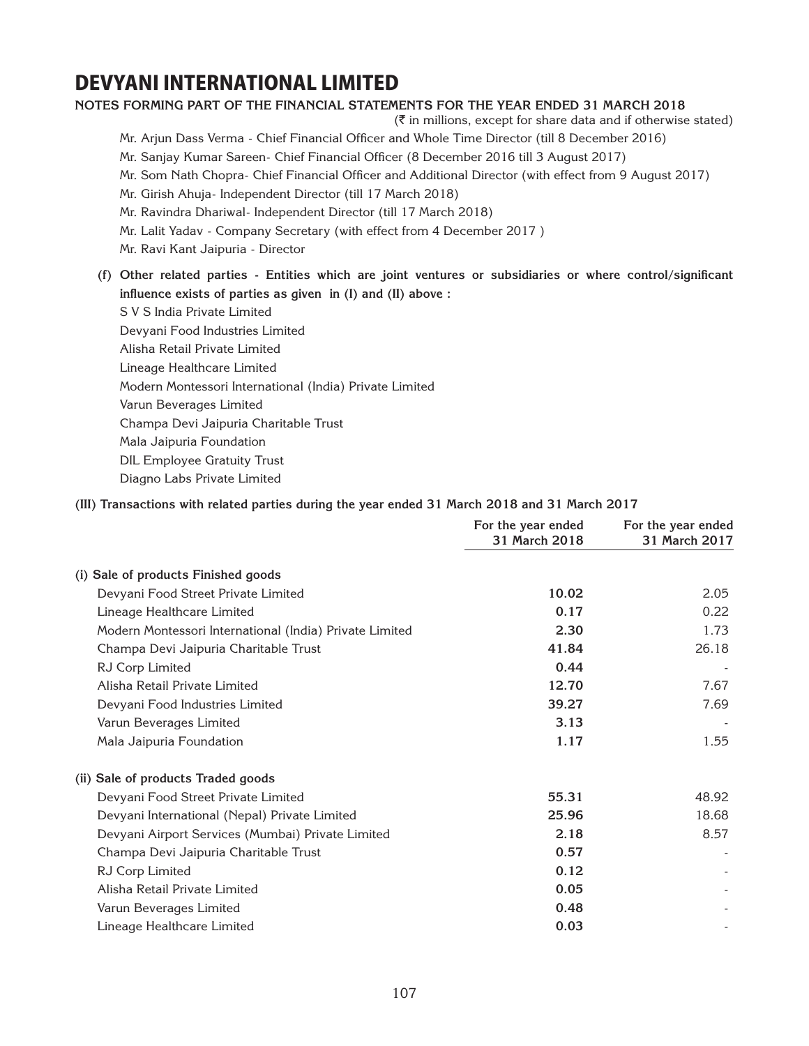# DEVYANI INTERNATIONAL LIMITED

**NOTES FORMING PART OF THE FINANCIAL STATEMENTS FOR THE YEAR ENDED 31 MARCH 2018**

(₹ in millions, except for share data and if otherwise stated)

Mr. Arjun Dass Verma - Chief Financial Officer and Whole Time Director (till 8 December 2016)

Mr. Sanjay Kumar Sareen- Chief Financial Officer (8 December 2016 till 3 August 2017)

Mr. Som Nath Chopra- Chief Financial Officer and Additional Director (with effect from 9 August 2017)

Mr. Girish Ahuja- Independent Director (till 17 March 2018)

Mr. Ravindra Dhariwal- Independent Director (till 17 March 2018)

Mr. Lalit Yadav - Company Secretary (with effect from 4 December 2017 )

Mr. Ravi Kant Jaipuria - Director

**(f) Other related parties - Entities which are joint ventures or subsidiaries or where control/significant influence exists of parties as given in (I) and (II) above :**

S V S India Private Limited

Devyani Food Industries Limited

Alisha Retail Private Limited

Lineage Healthcare Limited

Modern Montessori International (India) Private Limited

Varun Beverages Limited

Champa Devi Jaipuria Charitable Trust

Mala Jaipuria Foundation

DIL Employee Gratuity Trust

Diagno Labs Private Limited

**(III) Transactions with related parties during the year ended 31 March 2018 and 31 March 2017**

| | For the year ended 31 March 2018 | For the year ended 31 March 2017 |
|---|---|---|
| **(i) Sale of products Finished goods** | | |
| Devyani Food Street Private Limited | **10.02** | 2.05 |
| Lineage Healthcare Limited | **0.17** | 0.22 |
| Modern Montessori International (India) Private Limited | **2.30** | 1.73 |
| Champa Devi Jaipuria Charitable Trust | **41.84** | 26.18 |
| RJ Corp Limited | **0.44** | - |
| Alisha Retail Private Limited | **12.70** | 7.67 |
| Devyani Food Industries Limited | **39.27** | 7.69 |
| Varun Beverages Limited | **3.13** | - |
| Mala Jaipuria Foundation | **1.17** | 1.55 |
| **(ii) Sale of products Traded goods** | | |
| Devyani Food Street Private Limited | **55.31** | 48.92 |
| Devyani International (Nepal) Private Limited | **25.96** | 18.68 |
| Devyani Airport Services (Mumbai) Private Limited | **2.18** | 8.57 |
| Champa Devi Jaipuria Charitable Trust | **0.57** | - |
| RJ Corp Limited | **0.12** | - |
| Alisha Retail Private Limited | **0.05** | - |
| Varun Beverages Limited | **0.48** | - |
| Lineage Healthcare Limited | **0.03** | - |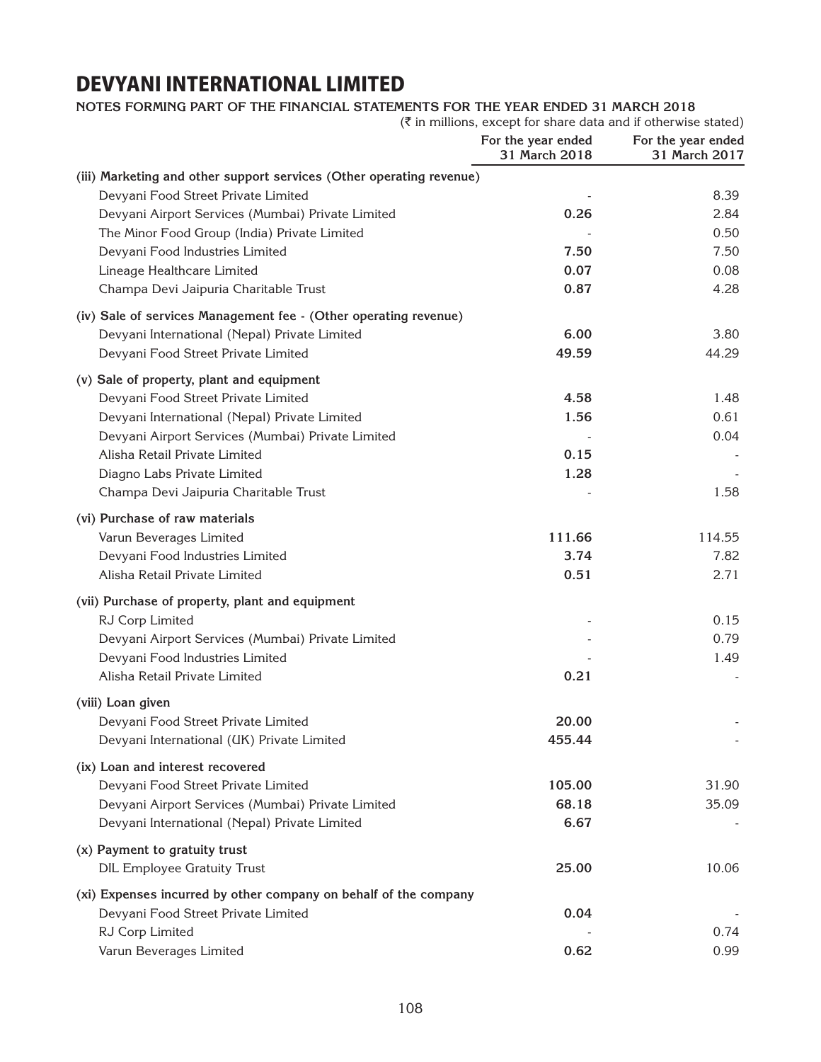# DEVYANI INTERNATIONAL LIMITED

**NOTES FORMING PART OF THE FINANCIAL STATEMENTS FOR THE YEAR ENDED 31 MARCH 2018**

(₹ in millions, except for share data and if otherwise stated)

| | For the year ended 31 March 2018 | For the year ended 31 March 2017 |
|---|---|---|
| **(iii) Marketing and other support services (Other operating revenue)** | | |
| Devyani Food Street Private Limited | - | 8.39 |
| Devyani Airport Services (Mumbai) Private Limited | **0.26** | 2.84 |
| The Minor Food Group (India) Private Limited | - | 0.50 |
| Devyani Food Industries Limited | **7.50** | 7.50 |
| Lineage Healthcare Limited | **0.07** | 0.08 |
| Champa Devi Jaipuria Charitable Trust | **0.87** | 4.28 |
| **(iv) Sale of services Management fee - (Other operating revenue)** | | |
| Devyani International (Nepal) Private Limited | **6.00** | 3.80 |
| Devyani Food Street Private Limited | **49.59** | 44.29 |
| **(v) Sale of property, plant and equipment** | | |
| Devyani Food Street Private Limited | **4.58** | 1.48 |
| Devyani International (Nepal) Private Limited | **1.56** | 0.61 |
| Devyani Airport Services (Mumbai) Private Limited | - | 0.04 |
| Alisha Retail Private Limited | **0.15** | - |
| Diagno Labs Private Limited | **1.28** | - |
| Champa Devi Jaipuria Charitable Trust | - | 1.58 |
| **(vi) Purchase of raw materials** | | |
| Varun Beverages Limited | **111.66** | 114.55 |
| Devyani Food Industries Limited | **3.74** | 7.82 |
| Alisha Retail Private Limited | **0.51** | 2.71 |
| **(vii) Purchase of property, plant and equipment** | | |
| RJ Corp Limited | - | 0.15 |
| Devyani Airport Services (Mumbai) Private Limited | - | 0.79 |
| Devyani Food Industries Limited | - | 1.49 |
| Alisha Retail Private Limited | **0.21** | - |
| **(viii) Loan given** | | |
| Devyani Food Street Private Limited | **20.00** | - |
| Devyani International (UK) Private Limited | **455.44** | - |
| **(ix) Loan and interest recovered** | | |
| Devyani Food Street Private Limited | **105.00** | 31.90 |
| Devyani Airport Services (Mumbai) Private Limited | **68.18** | 35.09 |
| Devyani International (Nepal) Private Limited | **6.67** | - |
| **(x) Payment to gratuity trust** | | |
| DIL Employee Gratuity Trust | **25.00** | 10.06 |
| **(xi) Expenses incurred by other company on behalf of the company** | | |
| Devyani Food Street Private Limited | **0.04** | - |
| RJ Corp Limited | - | 0.74 |
| Varun Beverages Limited | **0.62** | 0.99 |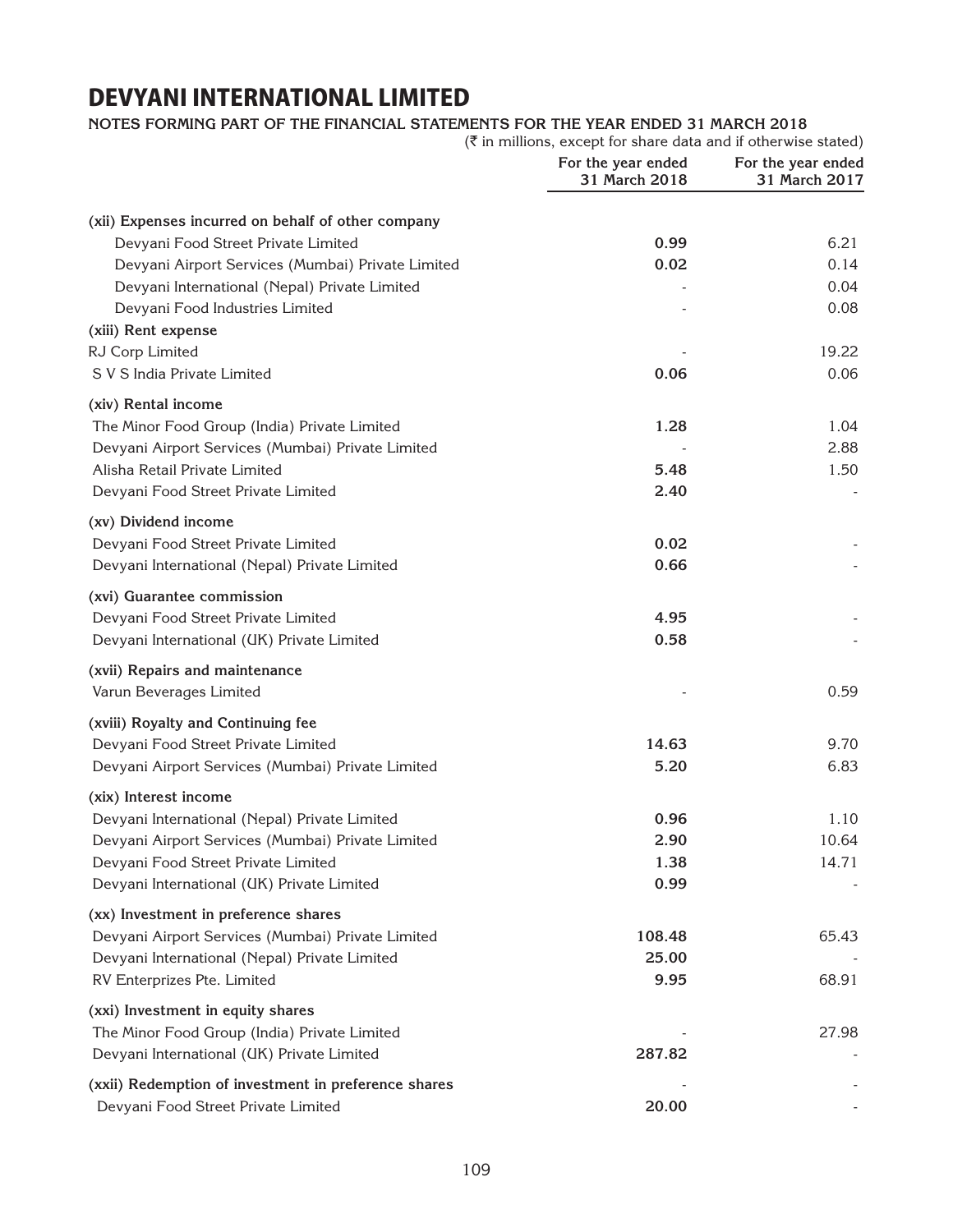# DEVYANI INTERNATIONAL LIMITED

**NOTES FORMING PART OF THE FINANCIAL STATEMENTS FOR THE YEAR ENDED 31 MARCH 2018**

(₹ in millions, except for share data and if otherwise stated)

| | For the year ended 31 March 2018 | For the year ended 31 March 2017 |
|---|---|---|
| **(xii) Expenses incurred on behalf of other company** | | |
| Devyani Food Street Private Limited | **0.99** | 6.21 |
| Devyani Airport Services (Mumbai) Private Limited | **0.02** | 0.14 |
| Devyani International (Nepal) Private Limited | - | 0.04 |
| Devyani Food Industries Limited | - | 0.08 |
| **(xiii) Rent expense** | | |
| RJ Corp Limited | - | 19.22 |
| S V S India Private Limited | **0.06** | 0.06 |
| **(xiv) Rental income** | | |
| The Minor Food Group (India) Private Limited | **1.28** | 1.04 |
| Devyani Airport Services (Mumbai) Private Limited | - | 2.88 |
| Alisha Retail Private Limited | **5.48** | 1.50 |
| Devyani Food Street Private Limited | **2.40** | - |
| **(xv) Dividend income** | | |
| Devyani Food Street Private Limited | **0.02** | - |
| Devyani International (Nepal) Private Limited | **0.66** | - |
| **(xvi) Guarantee commission** | | |
| Devyani Food Street Private Limited | **4.95** | - |
| Devyani International (UK) Private Limited | **0.58** | - |
| **(xvii) Repairs and maintenance** | | |
| Varun Beverages Limited | - | 0.59 |
| **(xviii) Royalty and Continuing fee** | | |
| Devyani Food Street Private Limited | **14.63** | 9.70 |
| Devyani Airport Services (Mumbai) Private Limited | **5.20** | 6.83 |
| **(xix) Interest income** | | |
| Devyani International (Nepal) Private Limited | **0.96** | 1.10 |
| Devyani Airport Services (Mumbai) Private Limited | **2.90** | 10.64 |
| Devyani Food Street Private Limited | **1.38** | 14.71 |
| Devyani International (UK) Private Limited | **0.99** | - |
| **(xx) Investment in preference shares** | | |
| Devyani Airport Services (Mumbai) Private Limited | **108.48** | 65.43 |
| Devyani International (Nepal) Private Limited | **25.00** | - |
| RV Enterprizes Pte. Limited | **9.95** | 68.91 |
| **(xxi) Investment in equity shares** | | |
| The Minor Food Group (India) Private Limited | - | 27.98 |
| Devyani International (UK) Private Limited | **287.82** | - |
| **(xxii) Redemption of investment in preference shares** | - | - |
| Devyani Food Street Private Limited | **20.00** | - |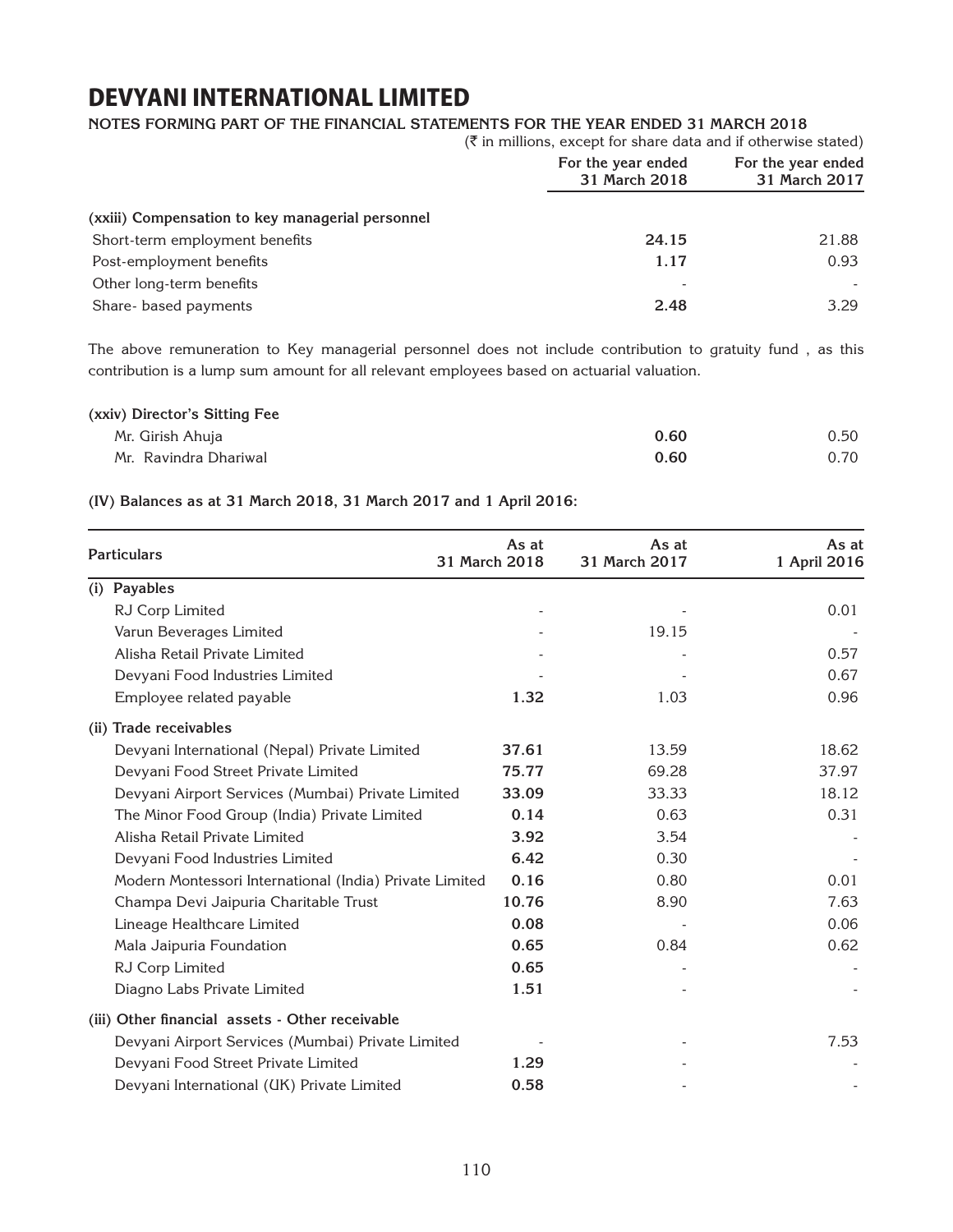# DEVYANI INTERNATIONAL LIMITED

**NOTES FORMING PART OF THE FINANCIAL STATEMENTS FOR THE YEAR ENDED 31 MARCH 2018**

(₹ in millions, except for share data and if otherwise stated)

| | For the year ended 31 March 2018 | For the year ended 31 March 2017 |
|---|---|---|
| **(xxiii) Compensation to key managerial personnel** | | |
| Short-term employment benefits | **24.15** | 21.88 |
| Post-employment benefits | **1.17** | 0.93 |
| Other long-term benefits | - | - |
| Share- based payments | **2.48** | 3.29 |

The above remuneration to Key managerial personnel does not include contribution to gratuity fund , as this contribution is a lump sum amount for all relevant employees based on actuarial valuation.

| | For the year ended 31 March 2018 | For the year ended 31 March 2017 |
|---|---|---|
| **(xxiv) Director's Sitting Fee** | | |
| Mr. Girish Ahuja | **0.60** | 0.50 |
| Mr. Ravindra Dhariwal | **0.60** | 0.70 |

**(IV) Balances as at 31 March 2018, 31 March 2017 and 1 April 2016:**

| Particulars | As at 31 March 2018 | As at 31 March 2017 | As at 1 April 2016 |
|---|---|---|---|
| **(i) Payables** | | | |
| RJ Corp Limited | - | - | 0.01 |
| Varun Beverages Limited | - | 19.15 | - |
| Alisha Retail Private Limited | - | - | 0.57 |
| Devyani Food Industries Limited | - | - | 0.67 |
| Employee related payable | **1.32** | 1.03 | 0.96 |
| **(ii) Trade receivables** | | | |
| Devyani International (Nepal) Private Limited | **37.61** | 13.59 | 18.62 |
| Devyani Food Street Private Limited | **75.77** | 69.28 | 37.97 |
| Devyani Airport Services (Mumbai) Private Limited | **33.09** | 33.33 | 18.12 |
| The Minor Food Group (India) Private Limited | **0.14** | 0.63 | 0.31 |
| Alisha Retail Private Limited | **3.92** | 3.54 | - |
| Devyani Food Industries Limited | **6.42** | 0.30 | - |
| Modern Montessori International (India) Private Limited | **0.16** | 0.80 | 0.01 |
| Champa Devi Jaipuria Charitable Trust | **10.76** | 8.90 | 7.63 |
| Lineage Healthcare Limited | **0.08** | - | 0.06 |
| Mala Jaipuria Foundation | **0.65** | 0.84 | 0.62 |
| RJ Corp Limited | **0.65** | - | - |
| Diagno Labs Private Limited | **1.51** | - | - |
| **(iii) Other financial assets - Other receivable** | | | |
| Devyani Airport Services (Mumbai) Private Limited | - | - | 7.53 |
| Devyani Food Street Private Limited | **1.29** | - | - |
| Devyani International (UK) Private Limited | **0.58** | - | - |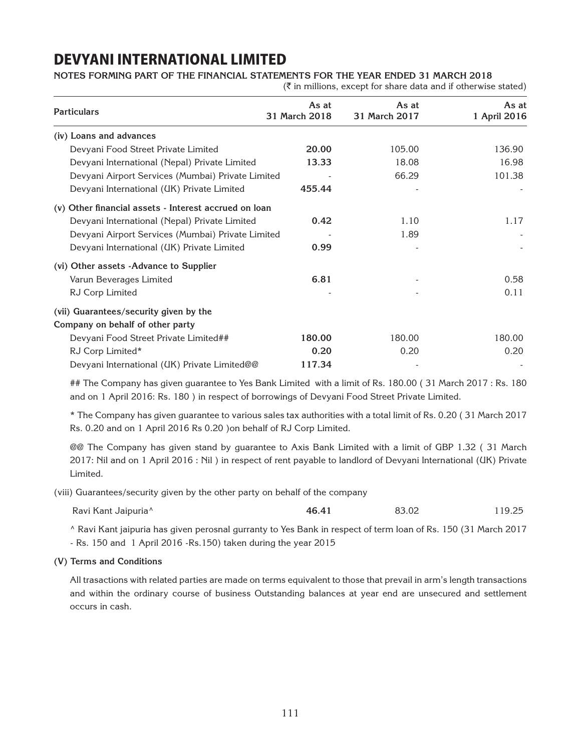# DEVYANI INTERNATIONAL LIMITED

**NOTES FORMING PART OF THE FINANCIAL STATEMENTS FOR THE YEAR ENDED 31 MARCH 2018**

(₹ in millions, except for share data and if otherwise stated)

| Particulars | As at 31 March 2018 | As at 31 March 2017 | As at 1 April 2016 |
|---|---|---|---|
| **(iv) Loans and advances** | | | |
| Devyani Food Street Private Limited | **20.00** | 105.00 | 136.90 |
| Devyani International (Nepal) Private Limited | **13.33** | 18.08 | 16.98 |
| Devyani Airport Services (Mumbai) Private Limited | - | 66.29 | 101.38 |
| Devyani International (UK) Private Limited | **455.44** | - | - |
| **(v) Other financial assets - Interest accrued on loan** | | | |
| Devyani International (Nepal) Private Limited | **0.42** | 1.10 | 1.17 |
| Devyani Airport Services (Mumbai) Private Limited | - | 1.89 | - |
| Devyani International (UK) Private Limited | **0.99** | - | - |
| **(vi) Other assets -Advance to Supplier** | | | |
| Varun Beverages Limited | **6.81** | - | 0.58 |
| RJ Corp Limited | - | - | 0.11 |
| **(vii) Guarantees/security given by the Company on behalf of other party** | | | |
| Devyani Food Street Private Limited## | **180.00** | 180.00 | 180.00 |
| RJ Corp Limited* | **0.20** | 0.20 | 0.20 |
| Devyani International (UK) Private Limited@@ | **117.34** | - | - |

## The Company has given guarantee to Yes Bank Limited with a limit of Rs. 180.00 ( 31 March 2017 : Rs. 180 and on 1 April 2016: Rs. 180 ) in respect of borrowings of Devyani Food Street Private Limited.

* The Company has given guarantee to various sales tax authorities with a total limit of Rs. 0.20 ( 31 March 2017 Rs. 0.20 and on 1 April 2016 Rs 0.20 )on behalf of RJ Corp Limited.

@@ The Company has given stand by guarantee to Axis Bank Limited with a limit of GBP 1.32 ( 31 March 2017: Nil and on 1 April 2016 : Nil ) in respect of rent payable to landlord of Devyani International (UK) Private Limited.

(viii) Guarantees/security given by the other party on behalf of the company

| | | | |
|---|---|---|---|
| Ravi Kant Jaipuria^ | **46.41** | 83.02 | 119.25 |

^ Ravi Kant jaipuria has given perosnal gurranty to Yes Bank in respect of term loan of Rs. 150 (31 March 2017 - Rs. 150 and 1 April 2016 -Rs.150) taken during the year 2015

**(V) Terms and Conditions**

All trasactions with related parties are made on terms equivalent to those that prevail in arm's length transactions and within the ordinary course of business Outstanding balances at year end are unsecured and settlement occurs in cash.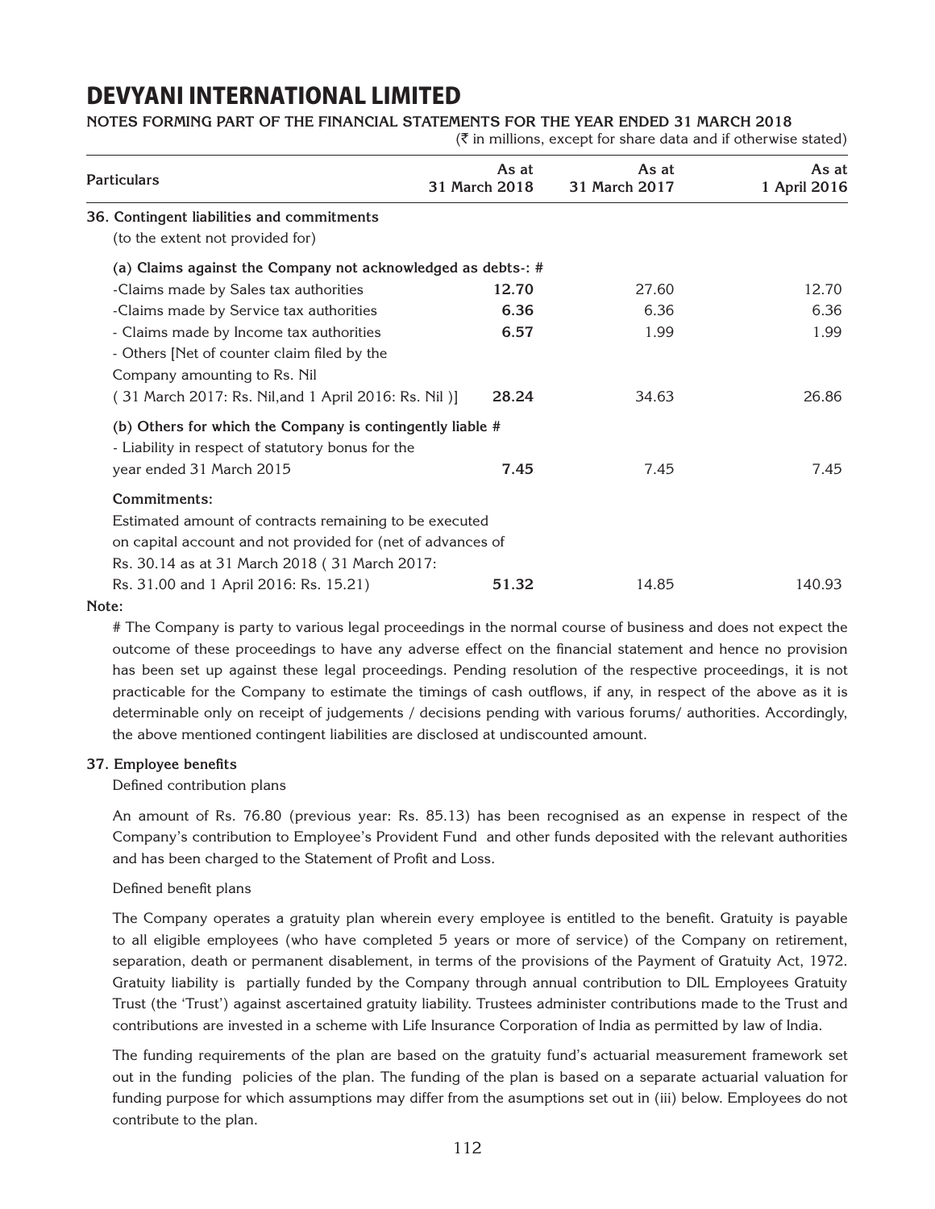# DEVYANI INTERNATIONAL LIMITED

**NOTES FORMING PART OF THE FINANCIAL STATEMENTS FOR THE YEAR ENDED 31 MARCH 2018**

(₹ in millions, except for share data and if otherwise stated)

| Particulars | As at 31 March 2018 | As at 31 March 2017 | As at 1 April 2016 |
|---|---|---|---|
| **36. Contingent liabilities and commitments** | | | |
| (to the extent not provided for) | | | |
| **(a) Claims against the Company not acknowledged as debts-: #** | | | |
| -Claims made by Sales tax authorities | **12.70** | 27.60 | 12.70 |
| -Claims made by Service tax authorities | **6.36** | 6.36 | 6.36 |
| - Claims made by Income tax authorities | **6.57** | 1.99 | 1.99 |
| - Others [Net of counter claim filed by the Company amounting to Rs. Nil ( 31 March 2017: Rs. Nil,and 1 April 2016: Rs. Nil )] | **28.24** | 34.63 | 26.86 |
| **(b) Others for which the Company is contingently liable #** | | | |
| - Liability in respect of statutory bonus for the year ended 31 March 2015 | **7.45** | 7.45 | 7.45 |
| **Commitments:** | | | |
| Estimated amount of contracts remaining to be executed on capital account and not provided for (net of advances of Rs. 30.14 as at 31 March 2018 ( 31 March 2017: Rs. 31.00 and 1 April 2016: Rs. 15.21) | **51.32** | 14.85 | 140.93 |

**Note:**

# The Company is party to various legal proceedings in the normal course of business and does not expect the outcome of these proceedings to have any adverse effect on the financial statement and hence no provision has been set up against these legal proceedings. Pending resolution of the respective proceedings, it is not practicable for the Company to estimate the timings of cash outflows, if any, in respect of the above as it is determinable only on receipt of judgements / decisions pending with various forums/ authorities. Accordingly, the above mentioned contingent liabilities are disclosed at undiscounted amount.

**37. Employee benefits**

Defined contribution plans

An amount of Rs. 76.80 (previous year: Rs. 85.13) has been recognised as an expense in respect of the Company's contribution to Employee's Provident Fund and other funds deposited with the relevant authorities and has been charged to the Statement of Profit and Loss.

Defined benefit plans

The Company operates a gratuity plan wherein every employee is entitled to the benefit. Gratuity is payable to all eligible employees (who have completed 5 years or more of service) of the Company on retirement, separation, death or permanent disablement, in terms of the provisions of the Payment of Gratuity Act, 1972. Gratuity liability is partially funded by the Company through annual contribution to DIL Employees Gratuity Trust (the 'Trust') against ascertained gratuity liability. Trustees administer contributions made to the Trust and contributions are invested in a scheme with Life Insurance Corporation of India as permitted by law of India.

The funding requirements of the plan are based on the gratuity fund's actuarial measurement framework set out in the funding policies of the plan. The funding of the plan is based on a separate actuarial valuation for funding purpose for which assumptions may differ from the asumptions set out in (iii) below. Employees do not contribute to the plan.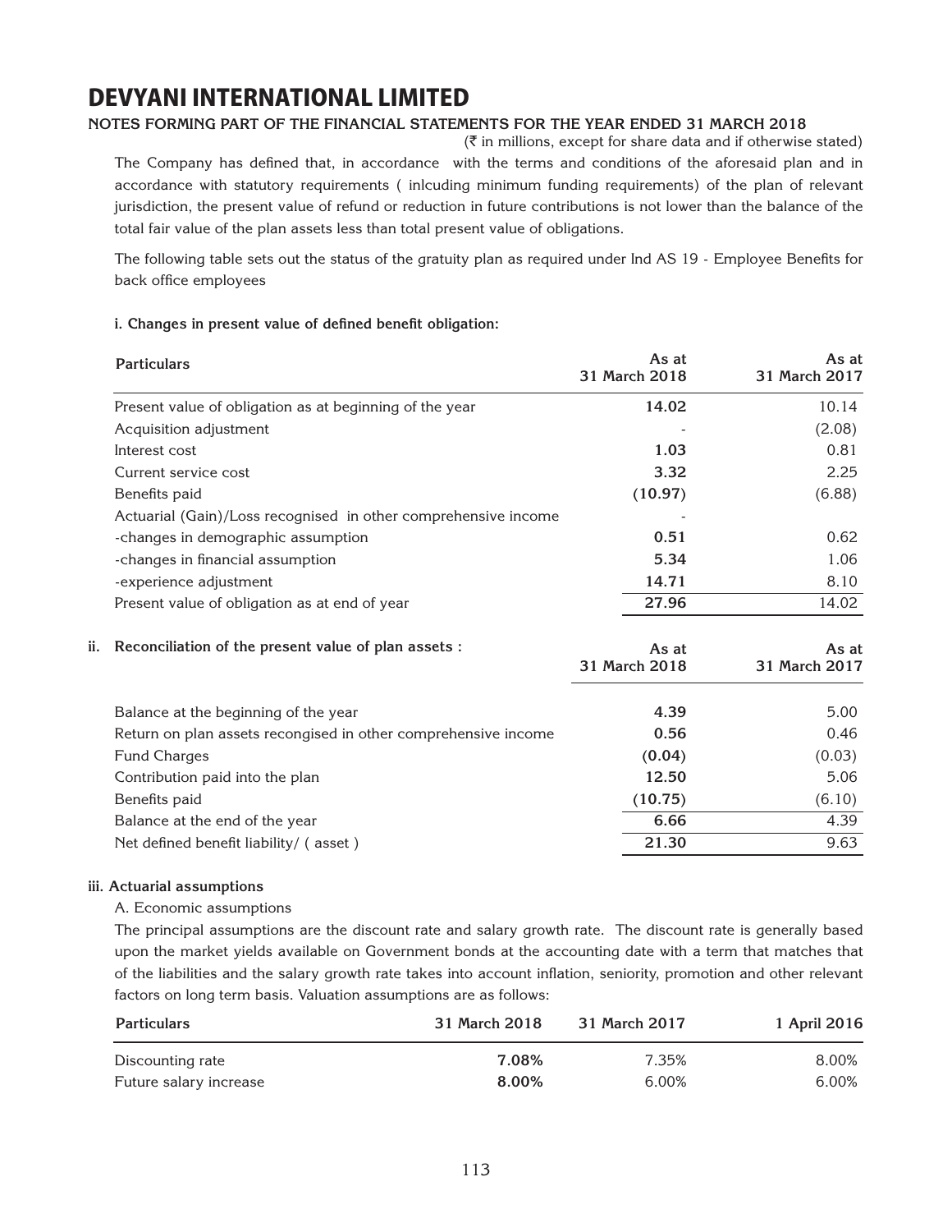# DEVYANI INTERNATIONAL LIMITED

**NOTES FORMING PART OF THE FINANCIAL STATEMENTS FOR THE YEAR ENDED 31 MARCH 2018**

(₹ in millions, except for share data and if otherwise stated)

The Company has defined that, in accordance with the terms and conditions of the aforesaid plan and in accordance with statutory requirements ( inlcuding minimum funding requirements) of the plan of relevant jurisdiction, the present value of refund or reduction in future contributions is not lower than the balance of the total fair value of the plan assets less than total present value of obligations.

The following table sets out the status of the gratuity plan as required under Ind AS 19 - Employee Benefits for back office employees

**i. Changes in present value of defined benefit obligation:**

| Particulars | As at 31 March 2018 | As at 31 March 2017 |
|---|---|---|
| Present value of obligation as at beginning of the year | **14.02** | 10.14 |
| Acquisition adjustment | - | (2.08) |
| Interest cost | **1.03** | 0.81 |
| Current service cost | **3.32** | 2.25 |
| Benefits paid | **(10.97)** | (6.88) |
| Actuarial (Gain)/Loss recognised in other comprehensive income | - | |
| -changes in demographic assumption | **0.51** | 0.62 |
| -changes in financial assumption | **5.34** | 1.06 |
| -experience adjustment | **14.71** | 8.10 |
| Present value of obligation as at end of year | **27.96** | 14.02 |

**ii. Reconciliation of the present value of plan assets :**

| Particulars | As at 31 March 2018 | As at 31 March 2017 |
|---|---|---|
| Balance at the beginning of the year | **4.39** | 5.00 |
| Return on plan assets recongised in other comprehensive income | **0.56** | 0.46 |
| Fund Charges | **(0.04)** | (0.03) |
| Contribution paid into the plan | **12.50** | 5.06 |
| Benefits paid | **(10.75)** | (6.10) |
| Balance at the end of the year | **6.66** | 4.39 |
| Net defined benefit liability/ ( asset ) | **21.30** | 9.63 |

**iii. Actuarial assumptions**

A. Economic assumptions

The principal assumptions are the discount rate and salary growth rate. The discount rate is generally based upon the market yields available on Government bonds at the accounting date with a term that matches that of the liabilities and the salary growth rate takes into account inflation, seniority, promotion and other relevant factors on long term basis. Valuation assumptions are as follows:

| Particulars | 31 March 2018 | 31 March 2017 | 1 April 2016 |
|---|---|---|---|
| Discounting rate | **7.08%** | 7.35% | 8.00% |
| Future salary increase | **8.00%** | 6.00% | 6.00% |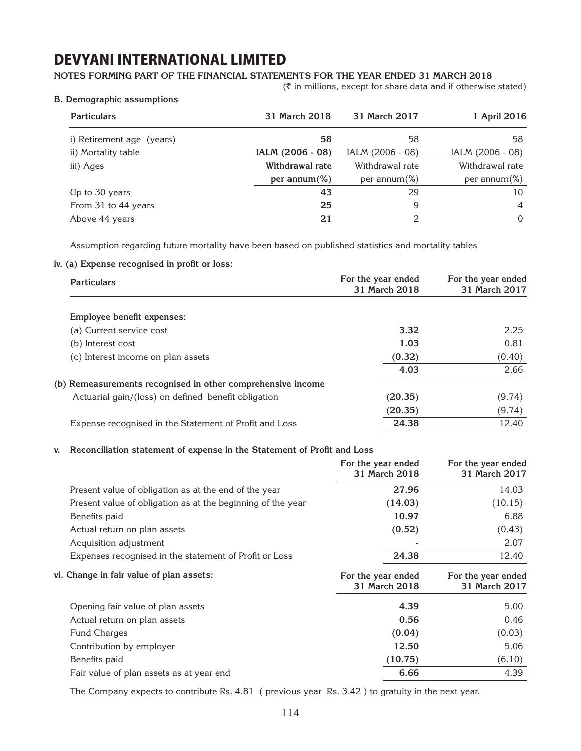# DEVYANI INTERNATIONAL LIMITED

**NOTES FORMING PART OF THE FINANCIAL STATEMENTS FOR THE YEAR ENDED 31 MARCH 2018**

(₹ in millions, except for share data and if otherwise stated)

**B. Demographic assumptions**

| Particulars | 31 March 2018 | 31 March 2017 | 1 April 2016 |
|---|---|---|---|
| i) Retirement age (years) | **58** | 58 | 58 |
| ii) Mortality table | **IALM (2006 - 08)** | IALM (2006 - 08) | IALM (2006 - 08) |
| iii) Ages | **Withdrawal rate per annum(%)** | Withdrawal rate per annum(%) | Withdrawal rate per annum(%) |
| Up to 30 years | **43** | 29 | 10 |
| From 31 to 44 years | **25** | 9 | 4 |
| Above 44 years | **21** | 2 | 0 |

Assumption regarding future mortality have been based on published statistics and mortality tables

**iv. (a) Expense recognised in profit or loss:**

| Particulars | For the year ended 31 March 2018 | For the year ended 31 March 2017 |
|---|---|---|
| **Employee benefit expenses:** | | |
| (a) Current service cost | **3.32** | 2.25 |
| (b) Interest cost | **1.03** | 0.81 |
| (c) Interest income on plan assets | **(0.32)** | (0.40) |
| | **4.03** | 2.66 |
| **(b) Remeasurements recognised in other comprehensive income** | | |
| Actuarial gain/(loss) on defined benefit obligation | **(20.35)** | (9.74) |
| | **(20.35)** | (9.74) |
| Expense recognised in the Statement of Profit and Loss | **24.38** | 12.40 |

**v. Reconciliation statement of expense in the Statement of Profit and Loss**

| | For the year ended 31 March 2018 | For the year ended 31 March 2017 |
|---|---|---|
| Present value of obligation as at the end of the year | **27.96** | 14.03 |
| Present value of obligation as at the beginning of the year | **(14.03)** | (10.15) |
| Benefits paid | **10.97** | 6.88 |
| Actual return on plan assets | **(0.52)** | (0.43) |
| Acquisition adjustment | - | 2.07 |
| Expenses recognised in the statement of Profit or Loss | **24.38** | 12.40 |

**vi. Change in fair value of plan assets:**

| | For the year ended 31 March 2018 | For the year ended 31 March 2017 |
|---|---|---|
| Opening fair value of plan assets | **4.39** | 5.00 |
| Actual return on plan assets | **0.56** | 0.46 |
| Fund Charges | **(0.04)** | (0.03) |
| Contribution by employer | **12.50** | 5.06 |
| Benefits paid | **(10.75)** | (6.10) |
| Fair value of plan assets as at year end | **6.66** | 4.39 |

The Company expects to contribute Rs. 4.81 ( previous year Rs. 3.42 ) to gratuity in the next year.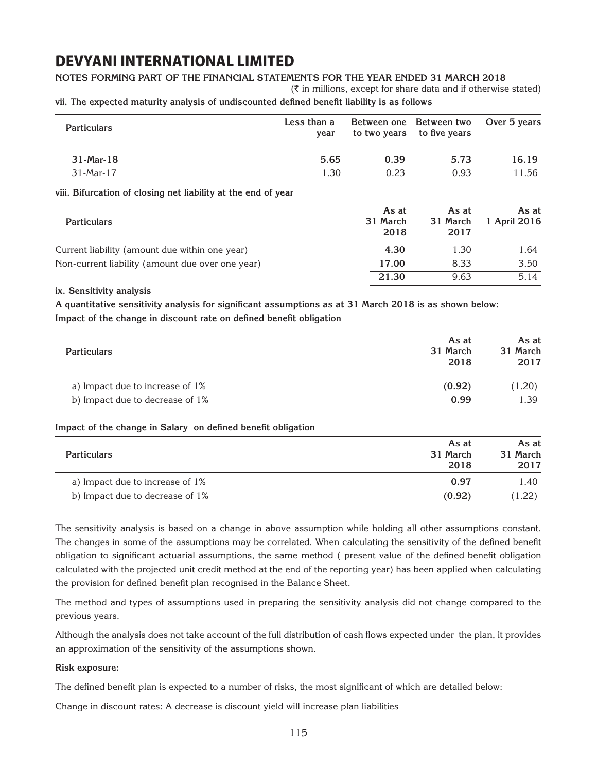# DEVYANI INTERNATIONAL LIMITED

**NOTES FORMING PART OF THE FINANCIAL STATEMENTS FOR THE YEAR ENDED 31 MARCH 2018**

(₹ in millions, except for share data and if otherwise stated)

**vii. The expected maturity analysis of undiscounted defined benefit liability is as follows**

| Particulars | Less than a year | Between one to two years | Between two to five years | Over 5 years |
|---|---|---|---|---|
| **31-Mar-18** | **5.65** | **0.39** | **5.73** | **16.19** |
| 31-Mar-17 | 1.30 | 0.23 | 0.93 | 11.56 |

**viii. Bifurcation of closing net liability at the end of year**

| Particulars | As at 31 March 2018 | As at 31 March 2017 | As at 1 April 2016 |
|---|---|---|---|
| Current liability (amount due within one year) | **4.30** | 1.30 | 1.64 |
| Non-current liability (amount due over one year) | **17.00** | 8.33 | 3.50 |
| | **21.30** | 9.63 | 5.14 |

**ix. Sensitivity analysis**

**A quantitative sensitivity analysis for significant assumptions as at 31 March 2018 is as shown below:**

**Impact of the change in discount rate on defined benefit obligation**

| Particulars | As at 31 March 2018 | As at 31 March 2017 |
|---|---|---|
| a) Impact due to increase of 1% | **(0.92)** | (1.20) |
| b) Impact due to decrease of 1% | **0.99** | 1.39 |

**Impact of the change in Salary on defined benefit obligation**

| Particulars | As at 31 March 2018 | As at 31 March 2017 |
|---|---|---|
| a) Impact due to increase of 1% | **0.97** | 1.40 |
| b) Impact due to decrease of 1% | **(0.92)** | (1.22) |

The sensitivity analysis is based on a change in above assumption while holding all other assumptions constant. The changes in some of the assumptions may be correlated. When calculating the sensitivity of the defined benefit obligation to significant actuarial assumptions, the same method ( present value of the defined benefit obligation calculated with the projected unit credit method at the end of the reporting year) has been applied when calculating the provision for defined benefit plan recognised in the Balance Sheet.

The method and types of assumptions used in preparing the sensitivity analysis did not change compared to the previous years.

Although the analysis does not take account of the full distribution of cash flows expected under the plan, it provides an approximation of the sensitivity of the assumptions shown.

**Risk exposure:**

The defined benefit plan is expected to a number of risks, the most significant of which are detailed below:

Change in discount rates: A decrease is discount yield will increase plan liabilities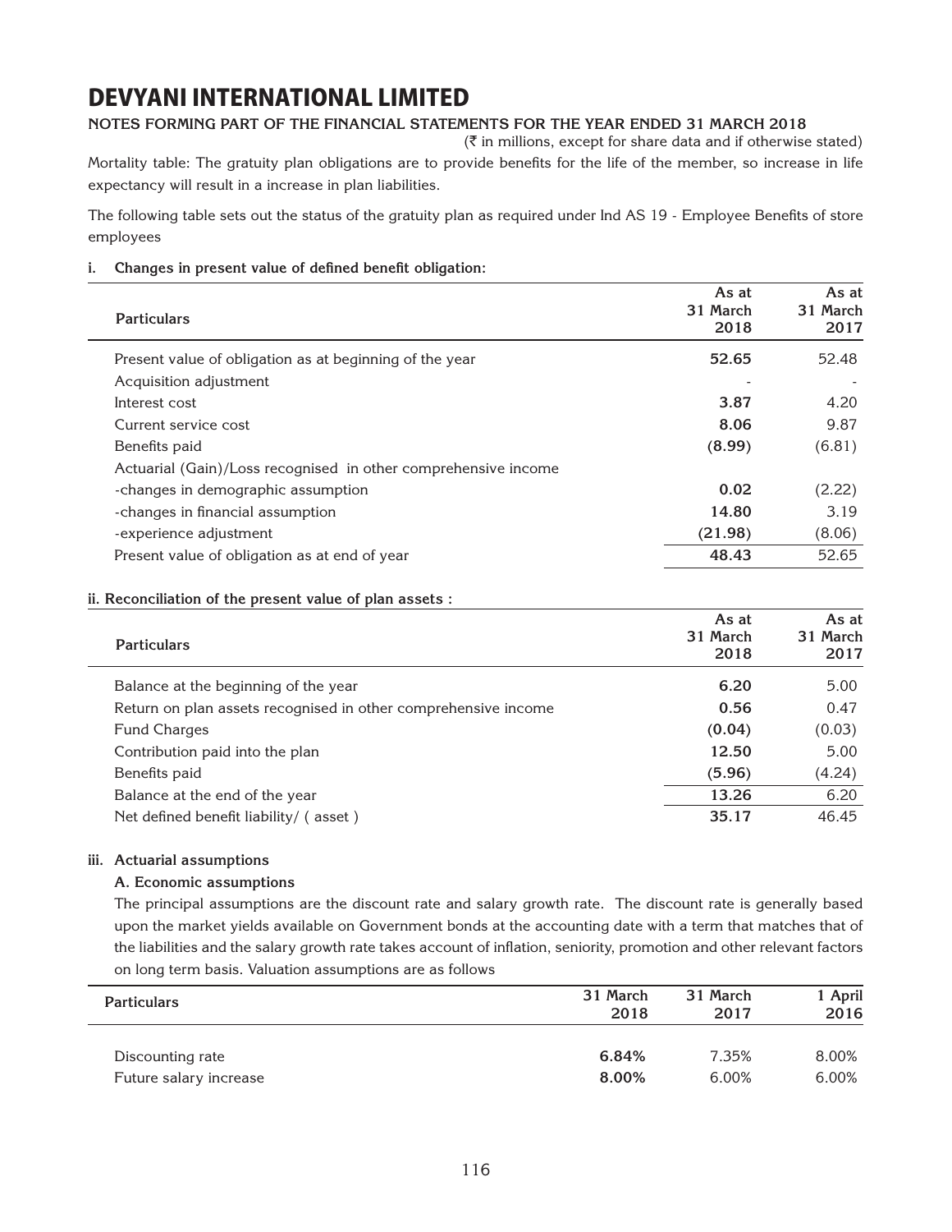# DEVYANI INTERNATIONAL LIMITED

**NOTES FORMING PART OF THE FINANCIAL STATEMENTS FOR THE YEAR ENDED 31 MARCH 2018**

(₹ in millions, except for share data and if otherwise stated)

Mortality table: The gratuity plan obligations are to provide benefits for the life of the member, so increase in life expectancy will result in a increase in plan liabilities.

The following table sets out the status of the gratuity plan as required under Ind AS 19 - Employee Benefits of store employees

**i. Changes in present value of defined benefit obligation:**

| Particulars | As at 31 March 2018 | As at 31 March 2017 |
|---|---|---|
| Present value of obligation as at beginning of the year | **52.65** | 52.48 |
| Acquisition adjustment | - | - |
| Interest cost | **3.87** | 4.20 |
| Current service cost | **8.06** | 9.87 |
| Benefits paid | **(8.99)** | (6.81) |
| Actuarial (Gain)/Loss recognised in other comprehensive income | | |
| -changes in demographic assumption | **0.02** | (2.22) |
| -changes in financial assumption | **14.80** | 3.19 |
| -experience adjustment | **(21.98)** | (8.06) |
| Present value of obligation as at end of year | **48.43** | 52.65 |

**ii. Reconciliation of the present value of plan assets :**

| Particulars | As at 31 March 2018 | As at 31 March 2017 |
|---|---|---|
| Balance at the beginning of the year | **6.20** | 5.00 |
| Return on plan assets recognised in other comprehensive income | **0.56** | 0.47 |
| Fund Charges | **(0.04)** | (0.03) |
| Contribution paid into the plan | **12.50** | 5.00 |
| Benefits paid | **(5.96)** | (4.24) |
| Balance at the end of the year | **13.26** | 6.20 |
| Net defined benefit liability/ ( asset ) | **35.17** | 46.45 |

**iii. Actuarial assumptions**

**A. Economic assumptions**

The principal assumptions are the discount rate and salary growth rate. The discount rate is generally based upon the market yields available on Government bonds at the accounting date with a term that matches that of the liabilities and the salary growth rate takes account of inflation, seniority, promotion and other relevant factors on long term basis. Valuation assumptions are as follows

| Particulars | 31 March 2018 | 31 March 2017 | 1 April 2016 |
|---|---|---|---|
| Discounting rate | **6.84%** | 7.35% | 8.00% |
| Future salary increase | **8.00%** | 6.00% | 6.00% |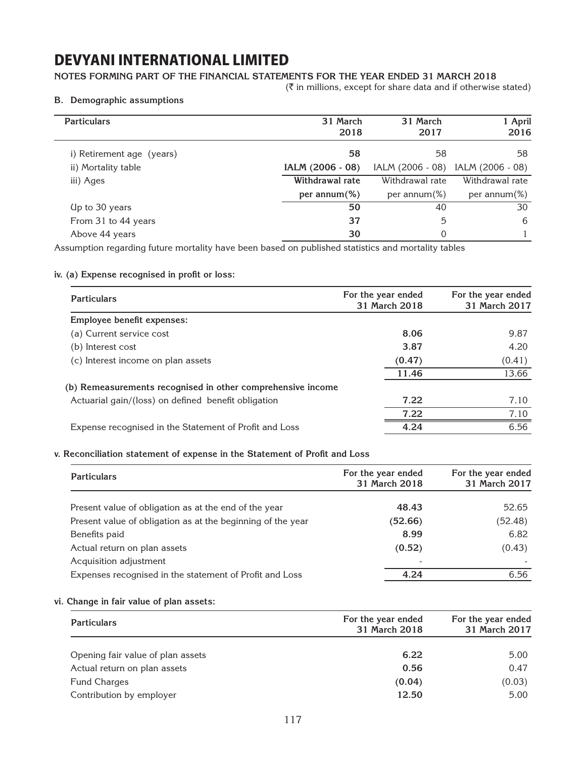# DEVYANI INTERNATIONAL LIMITED

**NOTES FORMING PART OF THE FINANCIAL STATEMENTS FOR THE YEAR ENDED 31 MARCH 2018**

(₹ in millions, except for share data and if otherwise stated)

**B. Demographic assumptions**

| Particulars | 31 March 2018 | 31 March 2017 | 1 April 2016 |
|---|---|---|---|
| i) Retirement age (years) | **58** | 58 | 58 |
| ii) Mortality table | **IALM (2006 - 08)** | IALM (2006 - 08) | IALM (2006 - 08) |
| iii) Ages | **Withdrawal rate per annum(%)** | Withdrawal rate per annum(%) | Withdrawal rate per annum(%) |
| Up to 30 years | **50** | 40 | 30 |
| From 31 to 44 years | **37** | 5 | 6 |
| Above 44 years | **30** | 0 | 1 |

Assumption regarding future mortality have been based on published statistics and mortality tables

**iv. (a) Expense recognised in profit or loss:**

| Particulars | For the year ended 31 March 2018 | For the year ended 31 March 2017 |
|---|---|---|
| **Employee benefit expenses:** | | |
| (a) Current service cost | **8.06** | 9.87 |
| (b) Interest cost | **3.87** | 4.20 |
| (c) Interest income on plan assets | **(0.47)** | (0.41) |
| | **11.46** | 13.66 |
| **(b) Remeasurements recognised in other comprehensive income** | | |
| Actuarial gain/(loss) on defined benefit obligation | **7.22** | 7.10 |
| | **7.22** | 7.10 |
| Expense recognised in the Statement of Profit and Loss | **4.24** | 6.56 |

**v. Reconciliation statement of expense in the Statement of Profit and Loss**

| Particulars | For the year ended 31 March 2018 | For the year ended 31 March 2017 |
|---|---|---|
| Present value of obligation as at the end of the year | **48.43** | 52.65 |
| Present value of obligation as at the beginning of the year | **(52.66)** | (52.48) |
| Benefits paid | **8.99** | 6.82 |
| Actual return on plan assets | **(0.52)** | (0.43) |
| Acquisition adjustment | - | - |
| Expenses recognised in the statement of Profit and Loss | **4.24** | 6.56 |

**vi. Change in fair value of plan assets:**

| Particulars | For the year ended 31 March 2018 | For the year ended 31 March 2017 |
|---|---|---|
| Opening fair value of plan assets | **6.22** | 5.00 |
| Actual return on plan assets | **0.56** | 0.47 |
| Fund Charges | **(0.04)** | (0.03) |
| Contribution by employer | **12.50** | 5.00 |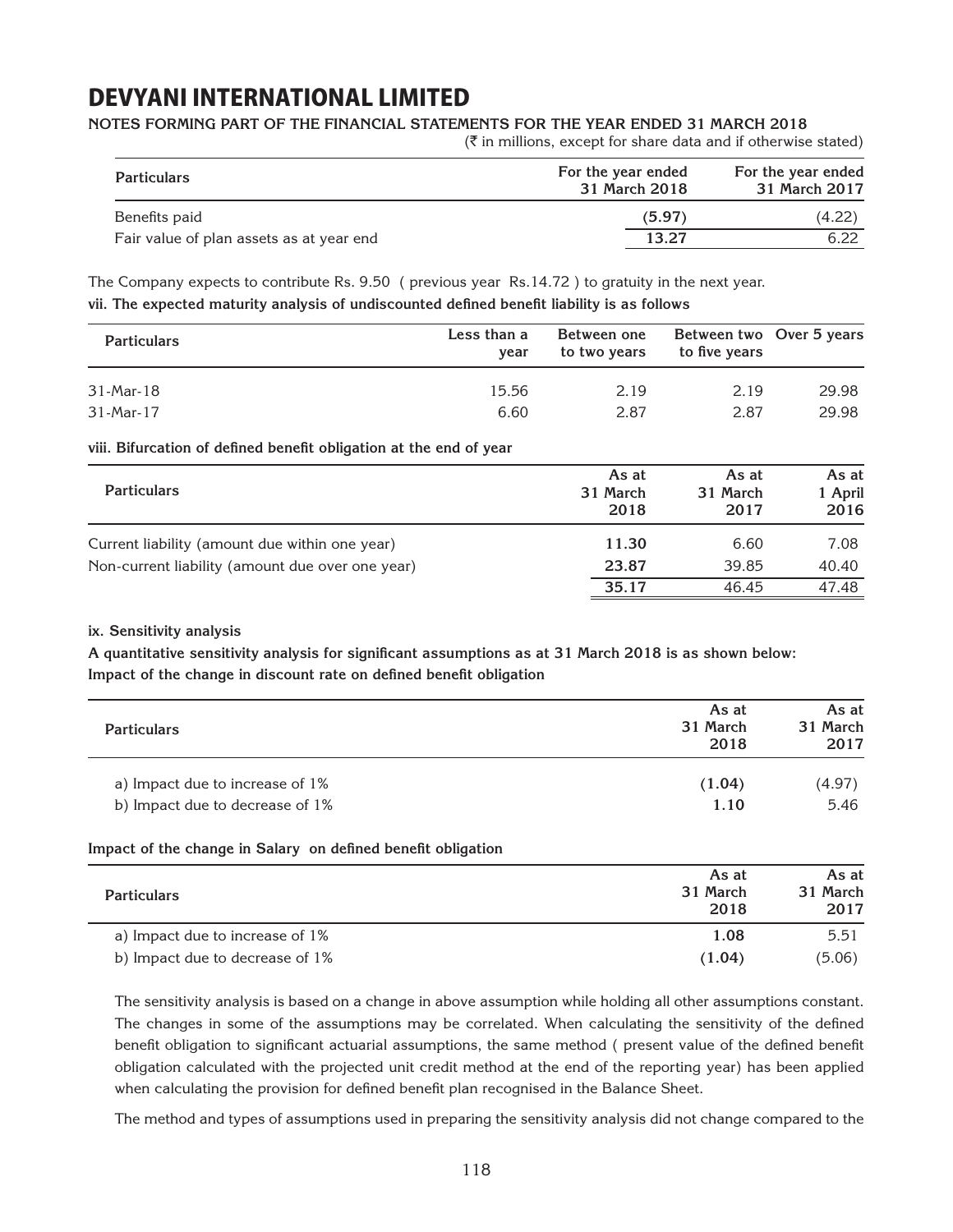# DEVYANI INTERNATIONAL LIMITED

**NOTES FORMING PART OF THE FINANCIAL STATEMENTS FOR THE YEAR ENDED 31 MARCH 2018**

(₹ in millions, except for share data and if otherwise stated)

| Particulars | For the year ended 31 March 2018 | For the year ended 31 March 2017 |
|---|---|---|
| Benefits paid | **(5.97)** | (4.22) |
| Fair value of plan assets as at year end | **13.27** | 6.22 |

The Company expects to contribute Rs. 9.50 ( previous year Rs.14.72 ) to gratuity in the next year.

**vii. The expected maturity analysis of undiscounted defined benefit liability is as follows**

| Particulars | Less than a year | Between one to two years | Between two to five years | Over 5 years |
|---|---|---|---|---|
| 31-Mar-18 | 15.56 | 2.19 | 2.19 | 29.98 |
| 31-Mar-17 | 6.60 | 2.87 | 2.87 | 29.98 |

**viii. Bifurcation of defined benefit obligation at the end of year**

| Particulars | As at 31 March 2018 | As at 31 March 2017 | As at 1 April 2016 |
|---|---|---|---|
| Current liability (amount due within one year) | **11.30** | 6.60 | 7.08 |
| Non-current liability (amount due over one year) | **23.87** | 39.85 | 40.40 |
| | **35.17** | 46.45 | 47.48 |

**ix. Sensitivity analysis**

**A quantitative sensitivity analysis for significant assumptions as at 31 March 2018 is as shown below:**

**Impact of the change in discount rate on defined benefit obligation**

| Particulars | As at 31 March 2018 | As at 31 March 2017 |
|---|---|---|
| a) Impact due to increase of 1% | **(1.04)** | (4.97) |
| b) Impact due to decrease of 1% | **1.10** | 5.46 |

**Impact of the change in Salary on defined benefit obligation**

| Particulars | As at 31 March 2018 | As at 31 March 2017 |
|---|---|---|
| a) Impact due to increase of 1% | **1.08** | 5.51 |
| b) Impact due to decrease of 1% | **(1.04)** | (5.06) |

The sensitivity analysis is based on a change in above assumption while holding all other assumptions constant. The changes in some of the assumptions may be correlated. When calculating the sensitivity of the defined benefit obligation to significant actuarial assumptions, the same method ( present value of the defined benefit obligation calculated with the projected unit credit method at the end of the reporting year) has been applied when calculating the provision for defined benefit plan recognised in the Balance Sheet.

The method and types of assumptions used in preparing the sensitivity analysis did not change compared to the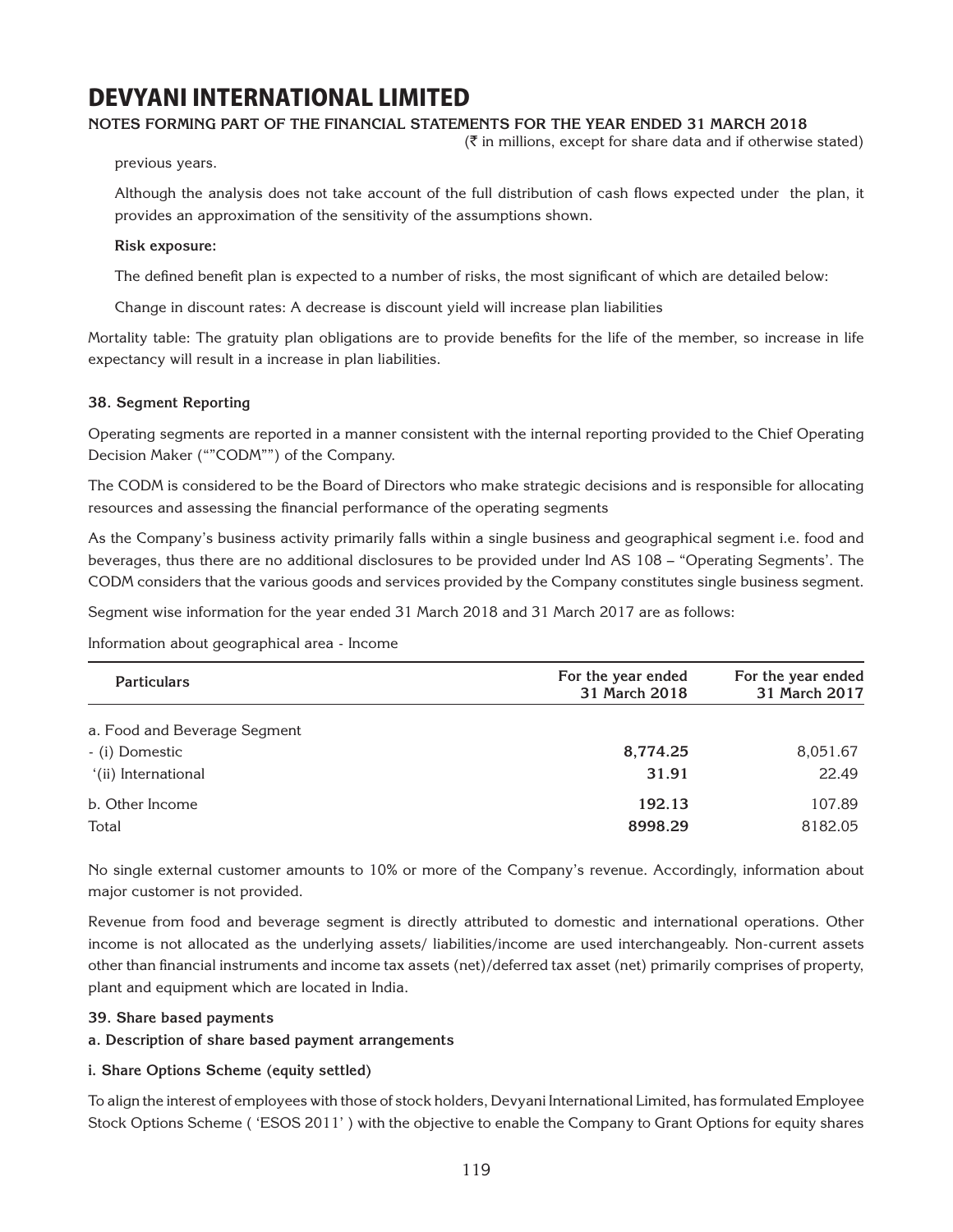# DEVYANI INTERNATIONAL LIMITED

**NOTES FORMING PART OF THE FINANCIAL STATEMENTS FOR THE YEAR ENDED 31 MARCH 2018**

(₹ in millions, except for share data and if otherwise stated)

previous years.

Although the analysis does not take account of the full distribution of cash flows expected under the plan, it provides an approximation of the sensitivity of the assumptions shown.

**Risk exposure:**

The defined benefit plan is expected to a number of risks, the most significant of which are detailed below:

Change in discount rates: A decrease is discount yield will increase plan liabilities

Mortality table: The gratuity plan obligations are to provide benefits for the life of the member, so increase in life expectancy will result in a increase in plan liabilities.

**38. Segment Reporting**

Operating segments are reported in a manner consistent with the internal reporting provided to the Chief Operating Decision Maker (""CODM"") of the Company.

The CODM is considered to be the Board of Directors who make strategic decisions and is responsible for allocating resources and assessing the financial performance of the operating segments

As the Company's business activity primarily falls within a single business and geographical segment i.e. food and beverages, thus there are no additional disclosures to be provided under Ind AS 108 – "Operating Segments'. The CODM considers that the various goods and services provided by the Company constitutes single business segment.

Segment wise information for the year ended 31 March 2018 and 31 March 2017 are as follows:

Information about geographical area - Income

| Particulars | For the year ended 31 March 2018 | For the year ended 31 March 2017 |
|---|---|---|
| a. Food and Beverage Segment | | |
| - (i) Domestic | **8,774.25** | 8,051.67 |
| '(ii) International | **31.91** | 22.49 |
| b. Other Income | **192.13** | 107.89 |
| Total | **8998.29** | 8182.05 |

No single external customer amounts to 10% or more of the Company's revenue. Accordingly, information about major customer is not provided.

Revenue from food and beverage segment is directly attributed to domestic and international operations. Other income is not allocated as the underlying assets/ liabilities/income are used interchangeably. Non-current assets other than financial instruments and income tax assets (net)/deferred tax asset (net) primarily comprises of property, plant and equipment which are located in India.

**39. Share based payments**

**a. Description of share based payment arrangements**

**i. Share Options Scheme (equity settled)**

To align the interest of employees with those of stock holders, Devyani International Limited, has formulated Employee Stock Options Scheme ( 'ESOS 2011' ) with the objective to enable the Company to Grant Options for equity shares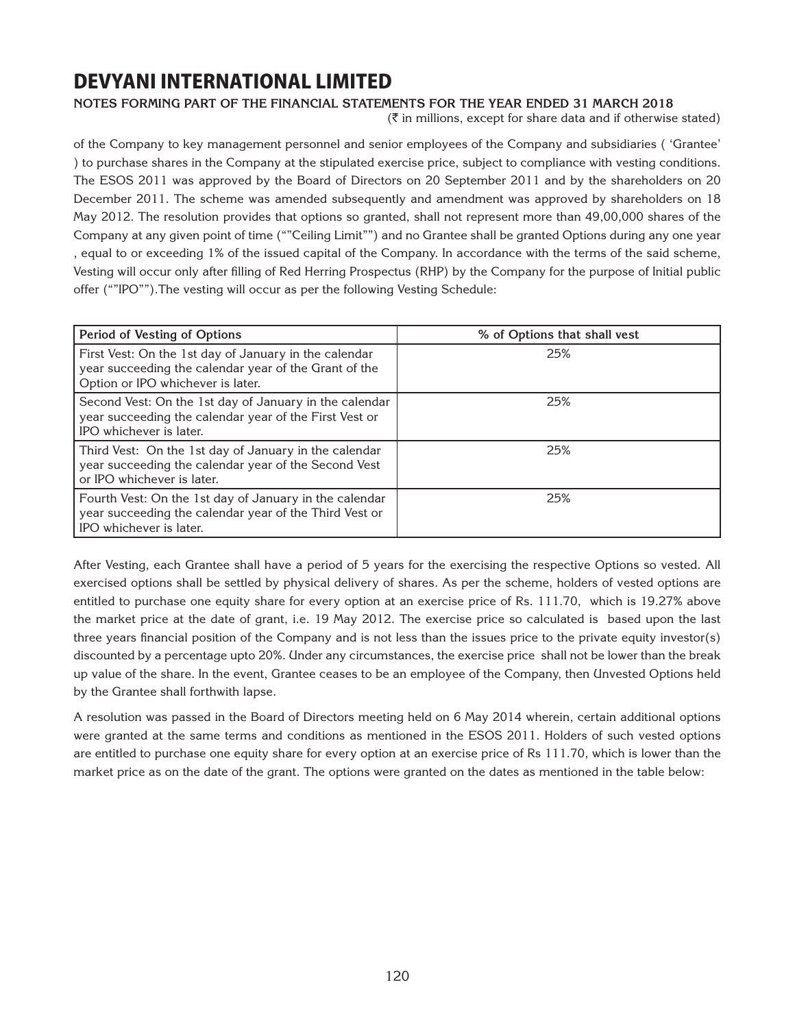# DEVYANI INTERNATIONAL LIMITED

**NOTES FORMING PART OF THE FINANCIAL STATEMENTS FOR THE YEAR ENDED 31 MARCH 2018**

(₹ in millions, except for share data and if otherwise stated)

of the Company to key management personnel and senior employees of the Company and subsidiaries ( 'Grantee' ) to purchase shares in the Company at the stipulated exercise price, subject to compliance with vesting conditions. The ESOS 2011 was approved by the Board of Directors on 20 September 2011 and by the shareholders on 20 December 2011. The scheme was amended subsequently and amendment was approved by shareholders on 18 May 2012. The resolution provides that options so granted, shall not represent more than 49,00,000 shares of the Company at any given point of time (""Ceiling Limit"") and no Grantee shall be granted Options during any one year , equal to or exceeding 1% of the issued capital of the Company. In accordance with the terms of the said scheme, Vesting will occur only after filling of Red Herring Prospectus (RHP) by the Company for the purpose of Initial public offer (""IPO"").The vesting will occur as per the following Vesting Schedule:

| Period of Vesting of Options | % of Options that shall vest |
|---|---|
| First Vest: On the 1st day of January in the calendar year succeeding the calendar year of the Grant of the Option or IPO whichever is later. | 25% |
| Second Vest: On the 1st day of January in the calendar year succeeding the calendar year of the First Vest or IPO whichever is later. | 25% |
| Third Vest: On the 1st day of January in the calendar year succeeding the calendar year of the Second Vest or IPO whichever is later. | 25% |
| Fourth Vest: On the 1st day of January in the calendar year succeeding the calendar year of the Third Vest or IPO whichever is later. | 25% |

After Vesting, each Grantee shall have a period of 5 years for the exercising the respective Options so vested. All exercised options shall be settled by physical delivery of shares. As per the scheme, holders of vested options are entitled to purchase one equity share for every option at an exercise price of Rs. 111.70, which is 19.27% above the market price at the date of grant, i.e. 19 May 2012. The exercise price so calculated is based upon the last three years financial position of the Company and is not less than the issues price to the private equity investor(s) discounted by a percentage upto 20%. Under any circumstances, the exercise price shall not be lower than the break up value of the share. In the event, Grantee ceases to be an employee of the Company, then Unvested Options held by the Grantee shall forthwith lapse.

A resolution was passed in the Board of Directors meeting held on 6 May 2014 wherein, certain additional options were granted at the same terms and conditions as mentioned in the ESOS 2011. Holders of such vested options are entitled to purchase one equity share for every option at an exercise price of Rs 111.70, which is lower than the market price as on the date of the grant. The options were granted on the dates as mentioned in the table below: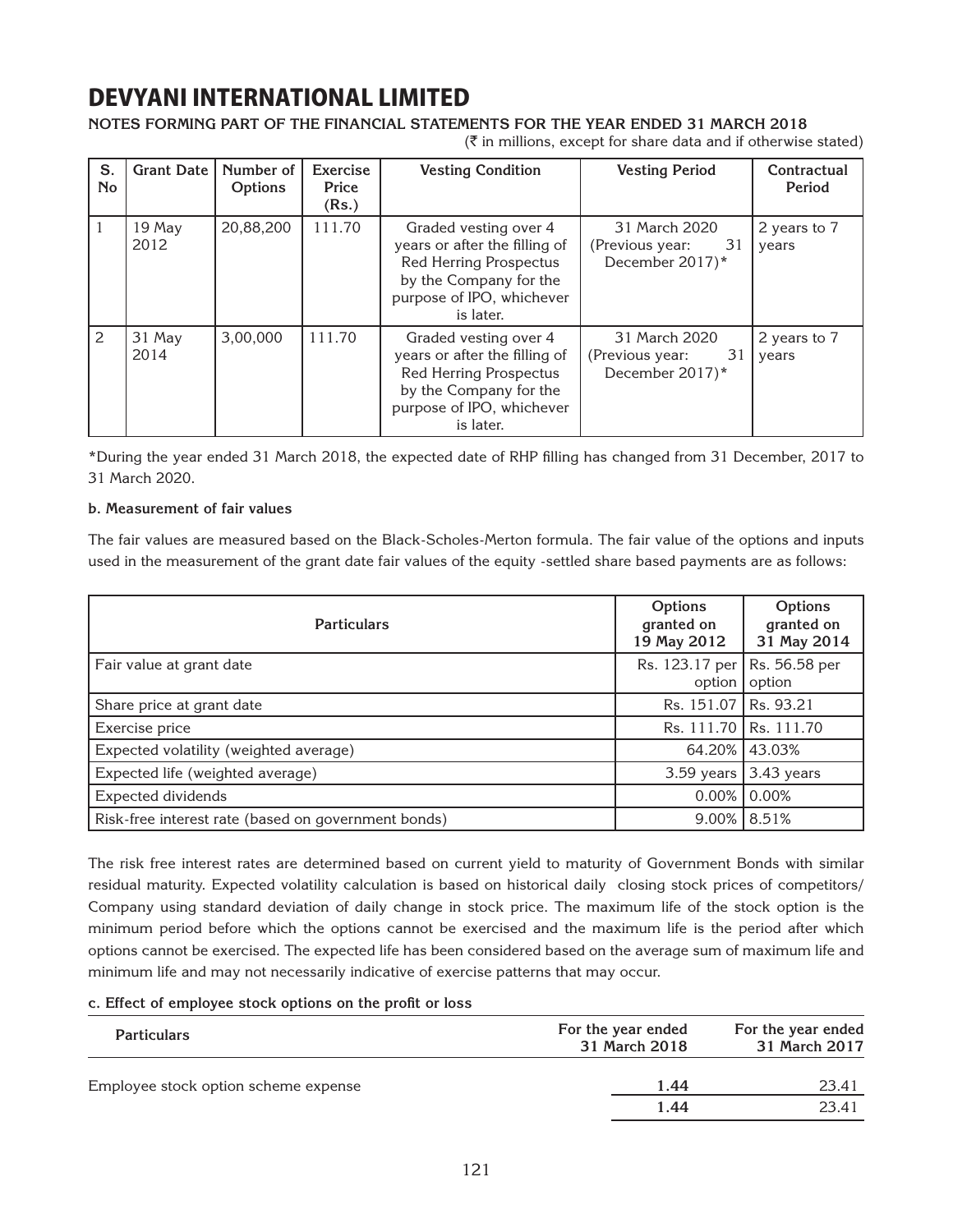# DEVYANI INTERNATIONAL LIMITED

**NOTES FORMING PART OF THE FINANCIAL STATEMENTS FOR THE YEAR ENDED 31 MARCH 2018**

(₹ in millions, except for share data and if otherwise stated)

| S. No | Grant Date | Number of Options | Exercise Price (Rs.) | Vesting Condition | Vesting Period | Contractual Period |
|---|---|---|---|---|---|---|
| 1 | 19 May 2012 | 20,88,200 | 111.70 | Graded vesting over 4 years or after the filling of Red Herring Prospectus by the Company for the purpose of IPO, whichever is later. | 31 March 2020 (Previous year: 31 December 2017)* | 2 years to 7 years |
| 2 | 31 May 2014 | 3,00,000 | 111.70 | Graded vesting over 4 years or after the filling of Red Herring Prospectus by the Company for the purpose of IPO, whichever is later. | 31 March 2020 (Previous year: 31 December 2017)* | 2 years to 7 years |

*During the year ended 31 March 2018, the expected date of RHP filling has changed from 31 December, 2017 to 31 March 2020.

**b. Measurement of fair values**

The fair values are measured based on the Black-Scholes-Merton formula. The fair value of the options and inputs used in the measurement of the grant date fair values of the equity -settled share based payments are as follows:

| Particulars | Options granted on 19 May 2012 | Options granted on 31 May 2014 |
|---|---|---|
| Fair value at grant date | Rs. 123.17 per option | Rs. 56.58 per option |
| Share price at grant date | Rs. 151.07 | Rs. 93.21 |
| Exercise price | Rs. 111.70 | Rs. 111.70 |
| Expected volatility (weighted average) | 64.20% | 43.03% |
| Expected life (weighted average) | 3.59 years | 3.43 years |
| Expected dividends | 0.00% | 0.00% |
| Risk-free interest rate (based on government bonds) | 9.00% | 8.51% |

The risk free interest rates are determined based on current yield to maturity of Government Bonds with similar residual maturity. Expected volatility calculation is based on historical daily closing stock prices of competitors/ Company using standard deviation of daily change in stock price. The maximum life of the stock option is the minimum period before which the options cannot be exercised and the maximum life is the period after which options cannot be exercised. The expected life has been considered based on the average sum of maximum life and minimum life and may not necessarily indicative of exercise patterns that may occur.

**c. Effect of employee stock options on the profit or loss**

| Particulars | For the year ended 31 March 2018 | For the year ended 31 March 2017 |
|---|---|---|
| Employee stock option scheme expense | **1.44** | 23.41 |
| | **1.44** | 23.41 |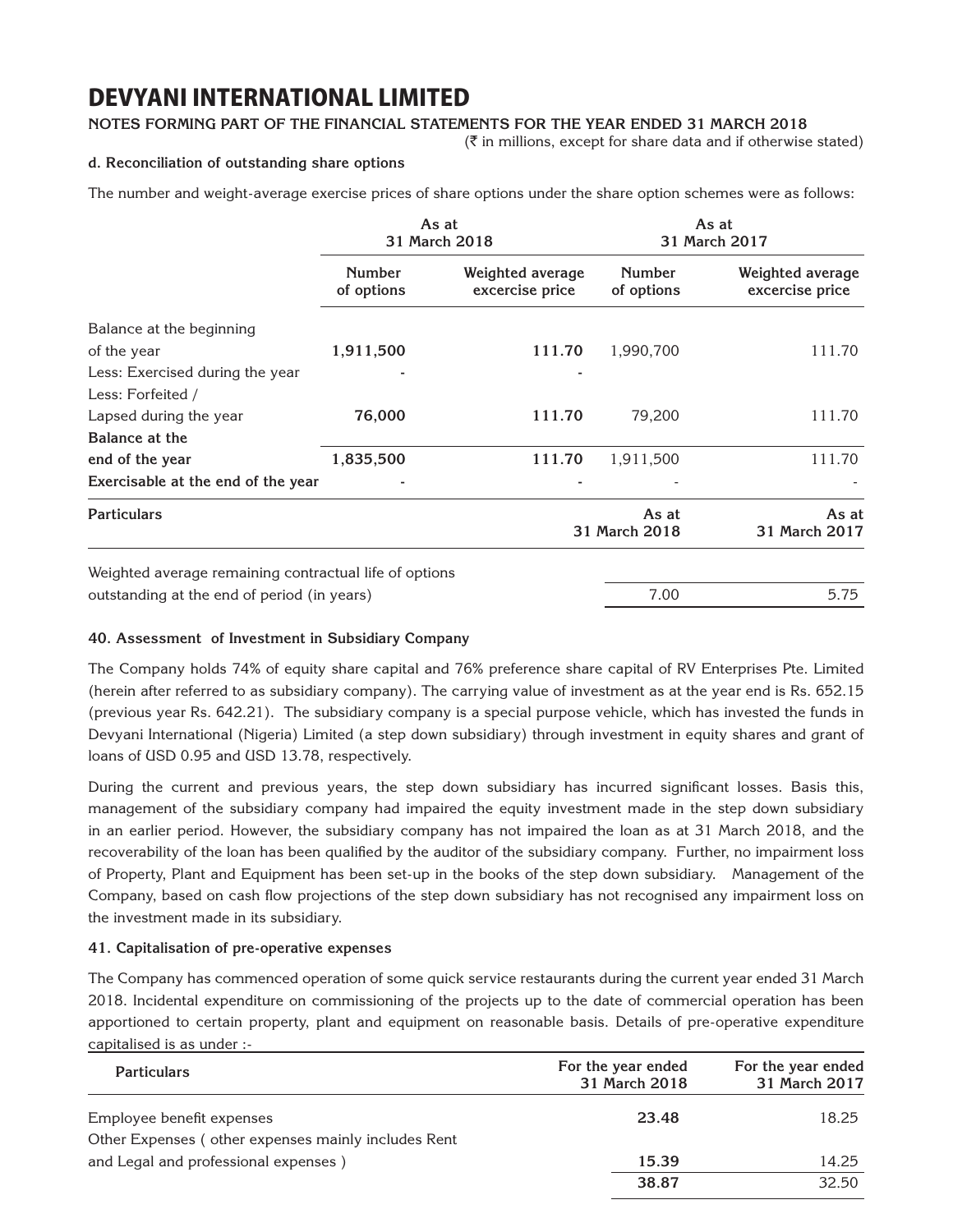# DEVYANI INTERNATIONAL LIMITED

**NOTES FORMING PART OF THE FINANCIAL STATEMENTS FOR THE YEAR ENDED 31 MARCH 2018**

(₹ in millions, except for share data and if otherwise stated)

**d. Reconciliation of outstanding share options**

The number and weight-average exercise prices of share options under the share option schemes were as follows:

| | As at 31 March 2018 | | As at 31 March 2017 | |
|---|---|---|---|---|
| | Number of options | Weighted average excercise price | Number of options | Weighted average excercise price |
| Balance at the beginning of the year | **1,911,500** | **111.70** | 1,990,700 | 111.70 |
| Less: Exercised during the year | - | - | | |
| Less: Forfeited / Lapsed during the year | **76,000** | **111.70** | 79,200 | 111.70 |
| **Balance at the end of the year** | **1,835,500** | **111.70** | 1,911,500 | 111.70 |
| **Exercisable at the end of the year** | - | - | - | - |

| Particulars | As at 31 March 2018 | As at 31 March 2017 |
|---|---|---|
| Weighted average remaining contractual life of options outstanding at the end of period (in years) | 7.00 | 5.75 |

**40. Assessment of Investment in Subsidiary Company**

The Company holds 74% of equity share capital and 76% preference share capital of RV Enterprises Pte. Limited (herein after referred to as subsidiary company). The carrying value of investment as at the year end is Rs. 652.15 (previous year Rs. 642.21). The subsidiary company is a special purpose vehicle, which has invested the funds in Devyani International (Nigeria) Limited (a step down subsidiary) through investment in equity shares and grant of loans of USD 0.95 and USD 13.78, respectively.

During the current and previous years, the step down subsidiary has incurred significant losses. Basis this, management of the subsidiary company had impaired the equity investment made in the step down subsidiary in an earlier period. However, the subsidiary company has not impaired the loan as at 31 March 2018, and the recoverability of the loan has been qualified by the auditor of the subsidiary company. Further, no impairment loss of Property, Plant and Equipment has been set-up in the books of the step down subsidiary. Management of the Company, based on cash flow projections of the step down subsidiary has not recognised any impairment loss on the investment made in its subsidiary.

**41. Capitalisation of pre-operative expenses**

The Company has commenced operation of some quick service restaurants during the current year ended 31 March 2018. Incidental expenditure on commissioning of the projects up to the date of commercial operation has been apportioned to certain property, plant and equipment on reasonable basis. Details of pre-operative expenditure capitalised is as under :-

| Particulars | For the year ended 31 March 2018 | For the year ended 31 March 2017 |
|---|---|---|
| Employee benefit expenses | **23.48** | 18.25 |
| Other Expenses ( other expenses mainly includes Rent and Legal and professional expenses ) | **15.39** | 14.25 |
| | **38.87** | 32.50 |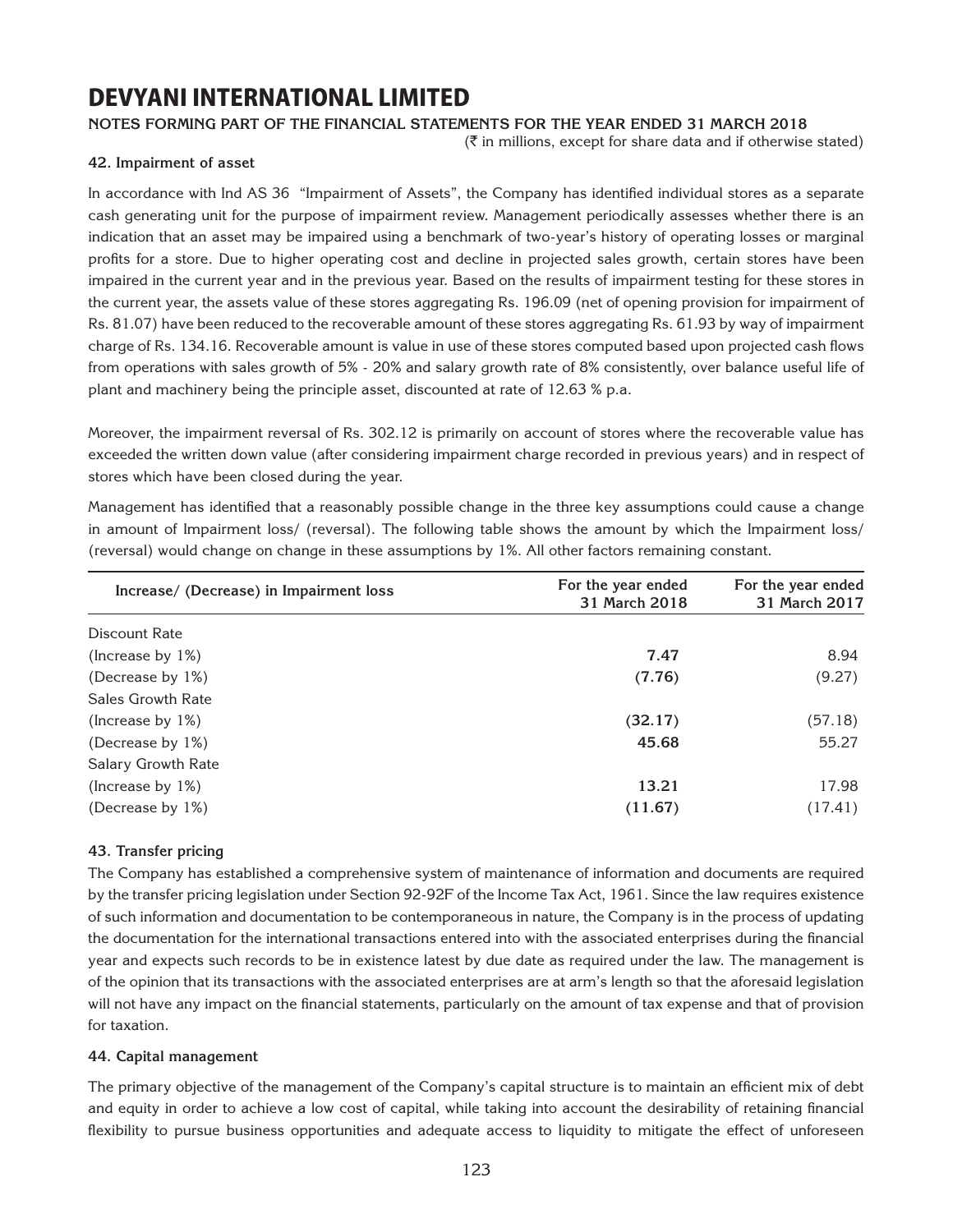# DEVYANI INTERNATIONAL LIMITED

**NOTES FORMING PART OF THE FINANCIAL STATEMENTS FOR THE YEAR ENDED 31 MARCH 2018**

(₹ in millions, except for share data and if otherwise stated)

### 42. Impairment of asset

In accordance with Ind AS 36 "Impairment of Assets", the Company has identified individual stores as a separate cash generating unit for the purpose of impairment review. Management periodically assesses whether there is an indication that an asset may be impaired using a benchmark of two-year's history of operating losses or marginal profits for a store. Due to higher operating cost and decline in projected sales growth, certain stores have been impaired in the current year and in the previous year. Based on the results of impairment testing for these stores in the current year, the assets value of these stores aggregating Rs. 196.09 (net of opening provision for impairment of Rs. 81.07) have been reduced to the recoverable amount of these stores aggregating Rs. 61.93 by way of impairment charge of Rs. 134.16. Recoverable amount is value in use of these stores computed based upon projected cash flows from operations with sales growth of 5% - 20% and salary growth rate of 8% consistently, over balance useful life of plant and machinery being the principle asset, discounted at rate of 12.63 % p.a.

Moreover, the impairment reversal of Rs. 302.12 is primarily on account of stores where the recoverable value has exceeded the written down value (after considering impairment charge recorded in previous years) and in respect of stores which have been closed during the year.

Management has identified that a reasonably possible change in the three key assumptions could cause a change in amount of Impairment loss/ (reversal). The following table shows the amount by which the Impairment loss/ (reversal) would change on change in these assumptions by 1%. All other factors remaining constant.

| Increase/ (Decrease) in Impairment loss | For the year ended 31 March 2018 | For the year ended 31 March 2017 |
|---|---|---|
| Discount Rate | | |
| (Increase by 1%) | **7.47** | 8.94 |
| (Decrease by 1%) | **(7.76)** | (9.27) |
| Sales Growth Rate | | |
| (Increase by 1%) | **(32.17)** | (57.18) |
| (Decrease by 1%) | **45.68** | 55.27 |
| Salary Growth Rate | | |
| (Increase by 1%) | **13.21** | 17.98 |
| (Decrease by 1%) | **(11.67)** | (17.41) |

### 43. Transfer pricing

The Company has established a comprehensive system of maintenance of information and documents are required by the transfer pricing legislation under Section 92-92F of the Income Tax Act, 1961. Since the law requires existence of such information and documentation to be contemporaneous in nature, the Company is in the process of updating the documentation for the international transactions entered into with the associated enterprises during the financial year and expects such records to be in existence latest by due date as required under the law. The management is of the opinion that its transactions with the associated enterprises are at arm's length so that the aforesaid legislation will not have any impact on the financial statements, particularly on the amount of tax expense and that of provision for taxation.

### 44. Capital management

The primary objective of the management of the Company's capital structure is to maintain an efficient mix of debt and equity in order to achieve a low cost of capital, while taking into account the desirability of retaining financial flexibility to pursue business opportunities and adequate access to liquidity to mitigate the effect of unforeseen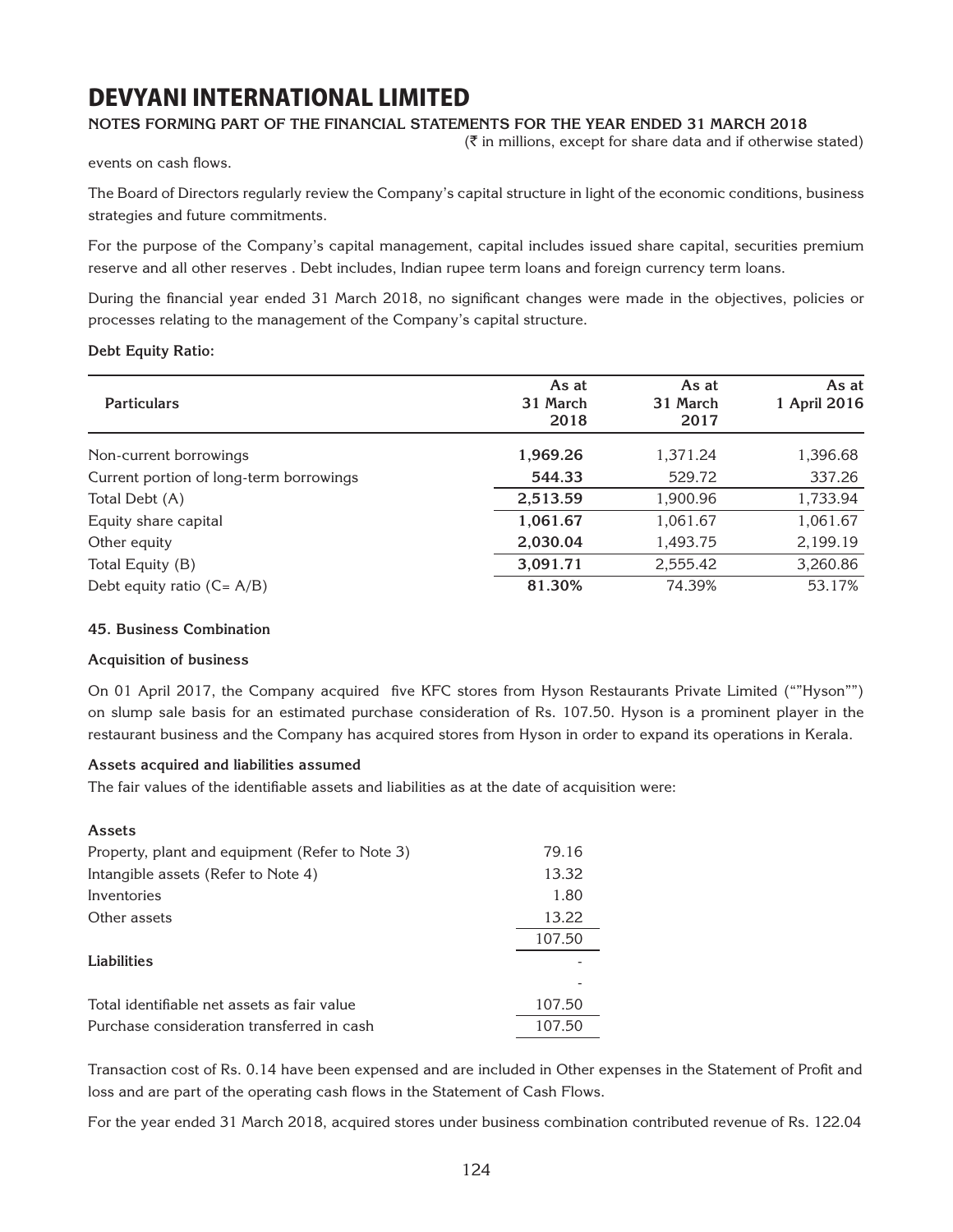# DEVYANI INTERNATIONAL LIMITED

**NOTES FORMING PART OF THE FINANCIAL STATEMENTS FOR THE YEAR ENDED 31 MARCH 2018**

(₹ in millions, except for share data and if otherwise stated)

events on cash flows.

The Board of Directors regularly review the Company's capital structure in light of the economic conditions, business strategies and future commitments.

For the purpose of the Company's capital management, capital includes issued share capital, securities premium reserve and all other reserves . Debt includes, Indian rupee term loans and foreign currency term loans.

During the financial year ended 31 March 2018, no significant changes were made in the objectives, policies or processes relating to the management of the Company's capital structure.

**Debt Equity Ratio:**

| Particulars | As at 31 March 2018 | As at 31 March 2017 | As at 1 April 2016 |
|---|---|---|---|
| Non-current borrowings | **1,969.26** | 1,371.24 | 1,396.68 |
| Current portion of long-term borrowings | **544.33** | 529.72 | 337.26 |
| Total Debt (A) | **2,513.59** | 1,900.96 | 1,733.94 |
| Equity share capital | **1,061.67** | 1,061.67 | 1,061.67 |
| Other equity | **2,030.04** | 1,493.75 | 2,199.19 |
| Total Equity (B) | **3,091.71** | 2,555.42 | 3,260.86 |
| Debt equity ratio (C= A/B) | **81.30%** | 74.39% | 53.17% |

### 45. Business Combination

**Acquisition of business**

On 01 April 2017, the Company acquired five KFC stores from Hyson Restaurants Private Limited (""Hyson"") on slump sale basis for an estimated purchase consideration of Rs. 107.50. Hyson is a prominent player in the restaurant business and the Company has acquired stores from Hyson in order to expand its operations in Kerala.

**Assets acquired and liabilities assumed**

The fair values of the identifiable assets and liabilities as at the date of acquisition were:

| | |
|---|---|
| **Assets** | |
| Property, plant and equipment (Refer to Note 3) | 79.16 |
| Intangible assets (Refer to Note 4) | 13.32 |
| Inventories | 1.80 |
| Other assets | 13.22 |
| | 107.50 |
| **Liabilities** | - |
| | - |
| Total identifiable net assets as fair value | 107.50 |
| Purchase consideration transferred in cash | 107.50 |

Transaction cost of Rs. 0.14 have been expensed and are included in Other expenses in the Statement of Profit and loss and are part of the operating cash flows in the Statement of Cash Flows.

For the year ended 31 March 2018, acquired stores under business combination contributed revenue of Rs. 122.04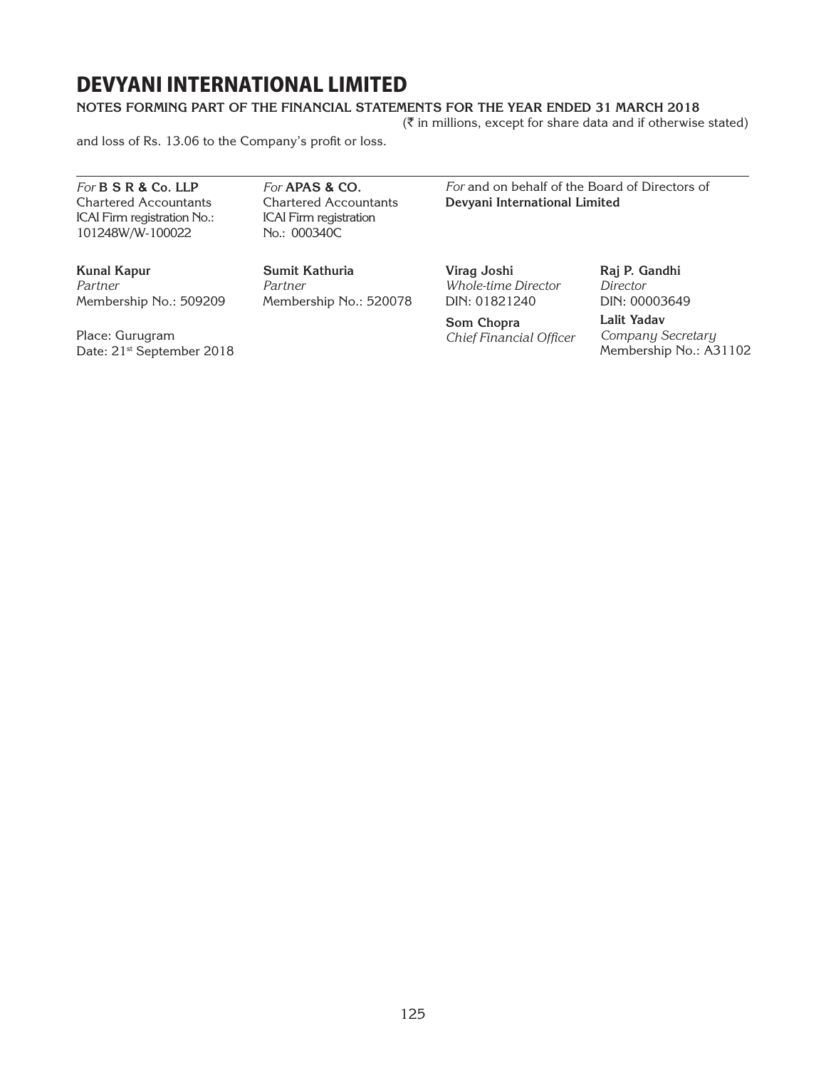and loss of Rs. 13.06 to the Company's profit or loss.

---

*For* **B S R & Co. LLP**
Chartered Accountants
ICAI Firm registration No.: 101248W/W-100022

**Kunal Kapur**
*Partner*
Membership No.: 509209

Place: Gurugram
Date: 21st September 2018

*For* **APAS & CO.**
Chartered Accountants
ICAI Firm registration No.: 000340C

**Sumit Kathuria**
*Partner*
Membership No.: 520078

*For* and on behalf of the Board of Directors of **Devyani International Limited**

**Virag Joshi**
*Whole-time Director*
DIN: 01821240

**Raj P. Gandhi**
*Director*
DIN: 00003649

**Som Chopra**
*Chief Financial Officer*

**Lalit Yadav**
*Company Secretary*
Membership No.: A31102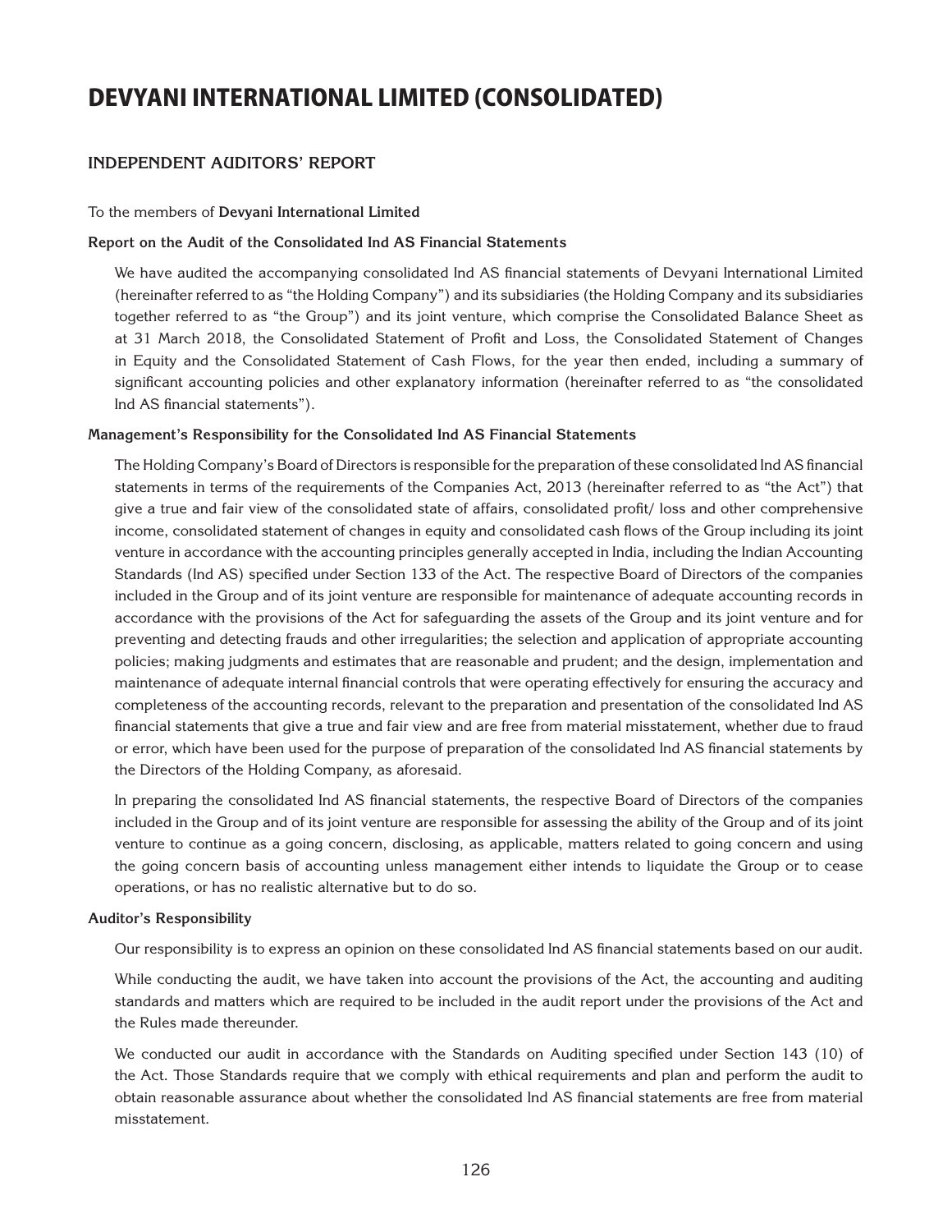# DEVYANI INTERNATIONAL LIMITED (CONSOLIDATED)

## INDEPENDENT AUDITORS' REPORT

To the members of **Devyani International Limited**

**Report on the Audit of the Consolidated Ind AS Financial Statements**

We have audited the accompanying consolidated Ind AS financial statements of Devyani International Limited (hereinafter referred to as "the Holding Company") and its subsidiaries (the Holding Company and its subsidiaries together referred to as "the Group") and its joint venture, which comprise the Consolidated Balance Sheet as at 31 March 2018, the Consolidated Statement of Profit and Loss, the Consolidated Statement of Changes in Equity and the Consolidated Statement of Cash Flows, for the year then ended, including a summary of significant accounting policies and other explanatory information (hereinafter referred to as "the consolidated Ind AS financial statements").

**Management's Responsibility for the Consolidated Ind AS Financial Statements**

The Holding Company's Board of Directors is responsible for the preparation of these consolidated Ind AS financial statements in terms of the requirements of the Companies Act, 2013 (hereinafter referred to as "the Act") that give a true and fair view of the consolidated state of affairs, consolidated profit/ loss and other comprehensive income, consolidated statement of changes in equity and consolidated cash flows of the Group including its joint venture in accordance with the accounting principles generally accepted in India, including the Indian Accounting Standards (Ind AS) specified under Section 133 of the Act. The respective Board of Directors of the companies included in the Group and of its joint venture are responsible for maintenance of adequate accounting records in accordance with the provisions of the Act for safeguarding the assets of the Group and its joint venture and for preventing and detecting frauds and other irregularities; the selection and application of appropriate accounting policies; making judgments and estimates that are reasonable and prudent; and the design, implementation and maintenance of adequate internal financial controls that were operating effectively for ensuring the accuracy and completeness of the accounting records, relevant to the preparation and presentation of the consolidated Ind AS financial statements that give a true and fair view and are free from material misstatement, whether due to fraud or error, which have been used for the purpose of preparation of the consolidated Ind AS financial statements by the Directors of the Holding Company, as aforesaid.

In preparing the consolidated Ind AS financial statements, the respective Board of Directors of the companies included in the Group and of its joint venture are responsible for assessing the ability of the Group and of its joint venture to continue as a going concern, disclosing, as applicable, matters related to going concern and using the going concern basis of accounting unless management either intends to liquidate the Group or to cease operations, or has no realistic alternative but to do so.

**Auditor's Responsibility**

Our responsibility is to express an opinion on these consolidated Ind AS financial statements based on our audit.

While conducting the audit, we have taken into account the provisions of the Act, the accounting and auditing standards and matters which are required to be included in the audit report under the provisions of the Act and the Rules made thereunder.

We conducted our audit in accordance with the Standards on Auditing specified under Section 143 (10) of the Act. Those Standards require that we comply with ethical requirements and plan and perform the audit to obtain reasonable assurance about whether the consolidated Ind AS financial statements are free from material misstatement.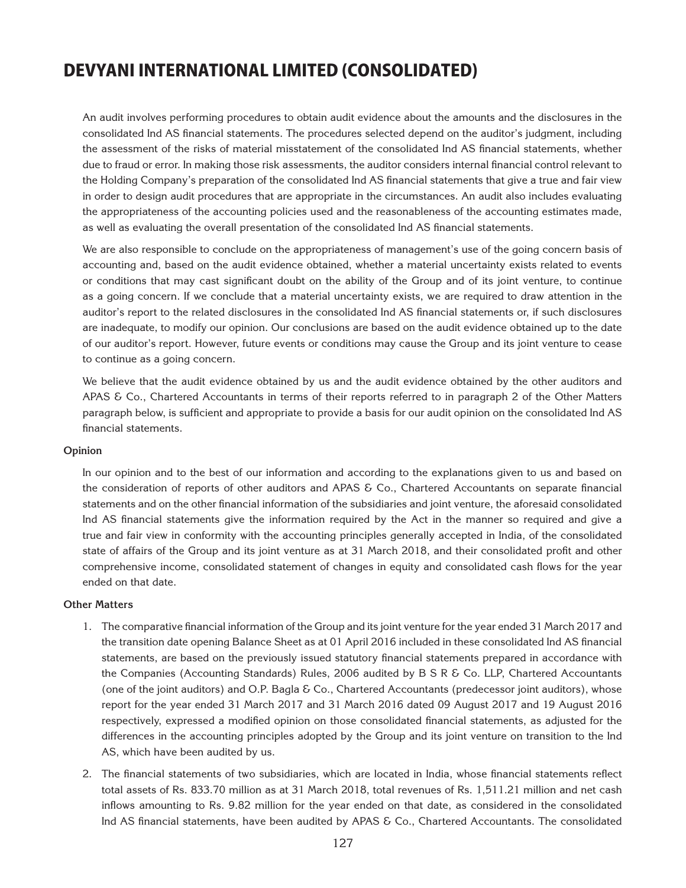An audit involves performing procedures to obtain audit evidence about the amounts and the disclosures in the consolidated Ind AS financial statements. The procedures selected depend on the auditor's judgment, including the assessment of the risks of material misstatement of the consolidated Ind AS financial statements, whether due to fraud or error. In making those risk assessments, the auditor considers internal financial control relevant to the Holding Company's preparation of the consolidated Ind AS financial statements that give a true and fair view in order to design audit procedures that are appropriate in the circumstances. An audit also includes evaluating the appropriateness of the accounting policies used and the reasonableness of the accounting estimates made, as well as evaluating the overall presentation of the consolidated Ind AS financial statements.

We are also responsible to conclude on the appropriateness of management's use of the going concern basis of accounting and, based on the audit evidence obtained, whether a material uncertainty exists related to events or conditions that may cast significant doubt on the ability of the Group and of its joint venture, to continue as a going concern. If we conclude that a material uncertainty exists, we are required to draw attention in the auditor's report to the related disclosures in the consolidated Ind AS financial statements or, if such disclosures are inadequate, to modify our opinion. Our conclusions are based on the audit evidence obtained up to the date of our auditor's report. However, future events or conditions may cause the Group and its joint venture to cease to continue as a going concern.

We believe that the audit evidence obtained by us and the audit evidence obtained by the other auditors and APAS & Co., Chartered Accountants in terms of their reports referred to in paragraph 2 of the Other Matters paragraph below, is sufficient and appropriate to provide a basis for our audit opinion on the consolidated Ind AS financial statements.

**Opinion**

In our opinion and to the best of our information and according to the explanations given to us and based on the consideration of reports of other auditors and APAS & Co., Chartered Accountants on separate financial statements and on the other financial information of the subsidiaries and joint venture, the aforesaid consolidated Ind AS financial statements give the information required by the Act in the manner so required and give a true and fair view in conformity with the accounting principles generally accepted in India, of the consolidated state of affairs of the Group and its joint venture as at 31 March 2018, and their consolidated profit and other comprehensive income, consolidated statement of changes in equity and consolidated cash flows for the year ended on that date.

**Other Matters**

1. The comparative financial information of the Group and its joint venture for the year ended 31 March 2017 and the transition date opening Balance Sheet as at 01 April 2016 included in these consolidated Ind AS financial statements, are based on the previously issued statutory financial statements prepared in accordance with the Companies (Accounting Standards) Rules, 2006 audited by B S R & Co. LLP, Chartered Accountants (one of the joint auditors) and O.P. Bagla & Co., Chartered Accountants (predecessor joint auditors), whose report for the year ended 31 March 2017 and 31 March 2016 dated 09 August 2017 and 19 August 2016 respectively, expressed a modified opinion on those consolidated financial statements, as adjusted for the differences in the accounting principles adopted by the Group and its joint venture on transition to the Ind AS, which have been audited by us.

2. The financial statements of two subsidiaries, which are located in India, whose financial statements reflect total assets of Rs. 833.70 million as at 31 March 2018, total revenues of Rs. 1,511.21 million and net cash inflows amounting to Rs. 9.82 million for the year ended on that date, as considered in the consolidated Ind AS financial statements, have been audited by APAS & Co., Chartered Accountants. The consolidated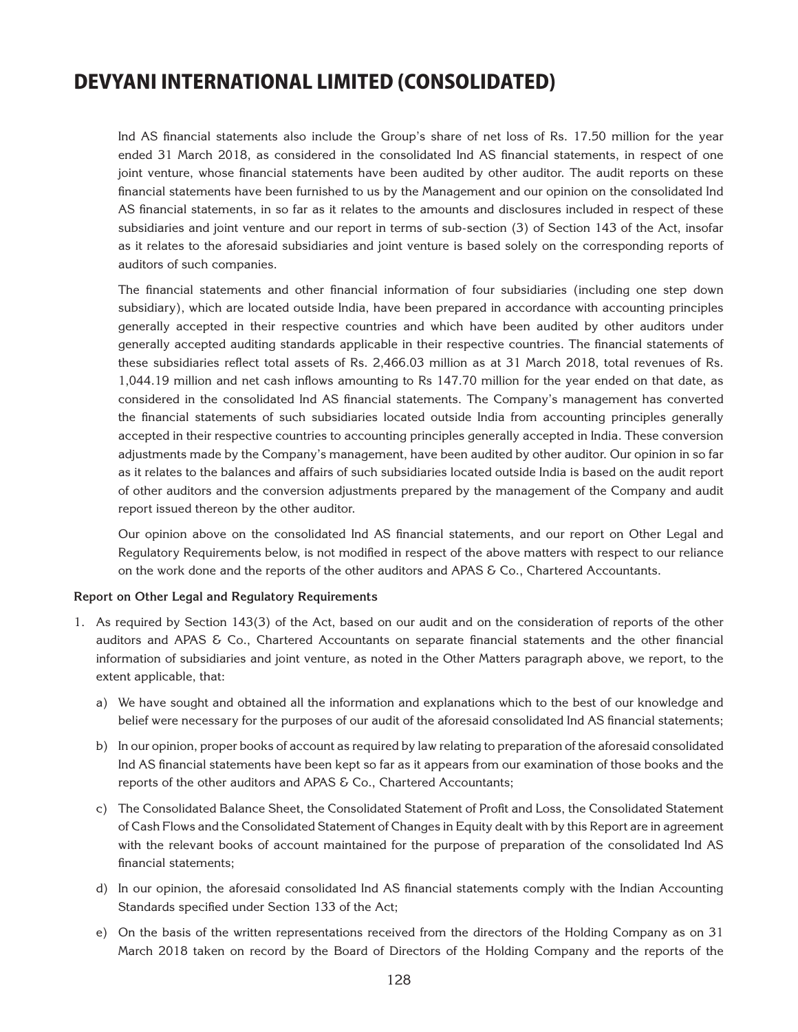Ind AS financial statements also include the Group's share of net loss of Rs. 17.50 million for the year ended 31 March 2018, as considered in the consolidated Ind AS financial statements, in respect of one joint venture, whose financial statements have been audited by other auditor. The audit reports on these financial statements have been furnished to us by the Management and our opinion on the consolidated Ind AS financial statements, in so far as it relates to the amounts and disclosures included in respect of these subsidiaries and joint venture and our report in terms of sub-section (3) of Section 143 of the Act, insofar as it relates to the aforesaid subsidiaries and joint venture is based solely on the corresponding reports of auditors of such companies.

The financial statements and other financial information of four subsidiaries (including one step down subsidiary), which are located outside India, have been prepared in accordance with accounting principles generally accepted in their respective countries and which have been audited by other auditors under generally accepted auditing standards applicable in their respective countries. The financial statements of these subsidiaries reflect total assets of Rs. 2,466.03 million as at 31 March 2018, total revenues of Rs. 1,044.19 million and net cash inflows amounting to Rs 147.70 million for the year ended on that date, as considered in the consolidated Ind AS financial statements. The Company's management has converted the financial statements of such subsidiaries located outside India from accounting principles generally accepted in their respective countries to accounting principles generally accepted in India. These conversion adjustments made by the Company's management, have been audited by other auditor. Our opinion in so far as it relates to the balances and affairs of such subsidiaries located outside India is based on the audit report of other auditors and the conversion adjustments prepared by the management of the Company and audit report issued thereon by the other auditor.

Our opinion above on the consolidated Ind AS financial statements, and our report on Other Legal and Regulatory Requirements below, is not modified in respect of the above matters with respect to our reliance on the work done and the reports of the other auditors and APAS & Co., Chartered Accountants.

**Report on Other Legal and Regulatory Requirements**

1. As required by Section 143(3) of the Act, based on our audit and on the consideration of reports of the other auditors and APAS & Co., Chartered Accountants on separate financial statements and the other financial information of subsidiaries and joint venture, as noted in the Other Matters paragraph above, we report, to the extent applicable, that:

   a) We have sought and obtained all the information and explanations which to the best of our knowledge and belief were necessary for the purposes of our audit of the aforesaid consolidated Ind AS financial statements;

   b) In our opinion, proper books of account as required by law relating to preparation of the aforesaid consolidated Ind AS financial statements have been kept so far as it appears from our examination of those books and the reports of the other auditors and APAS & Co., Chartered Accountants;

   c) The Consolidated Balance Sheet, the Consolidated Statement of Profit and Loss, the Consolidated Statement of Cash Flows and the Consolidated Statement of Changes in Equity dealt with by this Report are in agreement with the relevant books of account maintained for the purpose of preparation of the consolidated Ind AS financial statements;

   d) In our opinion, the aforesaid consolidated Ind AS financial statements comply with the Indian Accounting Standards specified under Section 133 of the Act;

   e) On the basis of the written representations received from the directors of the Holding Company as on 31 March 2018 taken on record by the Board of Directors of the Holding Company and the reports of the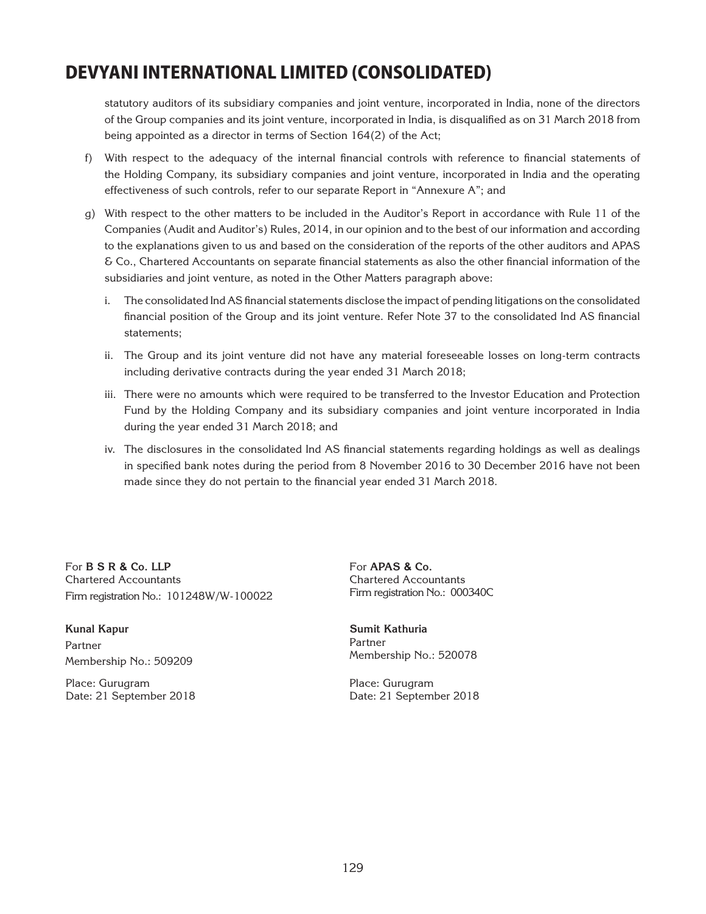statutory auditors of its subsidiary companies and joint venture, incorporated in India, none of the directors of the Group companies and its joint venture, incorporated in India, is disqualified as on 31 March 2018 from being appointed as a director in terms of Section 164(2) of the Act;

f) With respect to the adequacy of the internal financial controls with reference to financial statements of the Holding Company, its subsidiary companies and joint venture, incorporated in India and the operating effectiveness of such controls, refer to our separate Report in "Annexure A"; and

g) With respect to the other matters to be included in the Auditor's Report in accordance with Rule 11 of the Companies (Audit and Auditor's) Rules, 2014, in our opinion and to the best of our information and according to the explanations given to us and based on the consideration of the reports of the other auditors and APAS & Co., Chartered Accountants on separate financial statements as also the other financial information of the subsidiaries and joint venture, as noted in the Other Matters paragraph above:

   i. The consolidated Ind AS financial statements disclose the impact of pending litigations on the consolidated financial position of the Group and its joint venture. Refer Note 37 to the consolidated Ind AS financial statements;

   ii. The Group and its joint venture did not have any material foreseeable losses on long-term contracts including derivative contracts during the year ended 31 March 2018;

   iii. There were no amounts which were required to be transferred to the Investor Education and Protection Fund by the Holding Company and its subsidiary companies and joint venture incorporated in India during the year ended 31 March 2018; and

   iv. The disclosures in the consolidated Ind AS financial statements regarding holdings as well as dealings in specified bank notes during the period from 8 November 2016 to 30 December 2016 have not been made since they do not pertain to the financial year ended 31 March 2018.

For **B S R & Co. LLP**
Chartered Accountants
Firm registration No.: 101248W/W-100022

**Kunal Kapur**
Partner
Membership No.: 509209

Place: Gurugram
Date: 21 September 2018

For **APAS & Co.**
Chartered Accountants
Firm registration No.: 000340C

**Sumit Kathuria**
Partner
Membership No.: 520078

Place: Gurugram
Date: 21 September 2018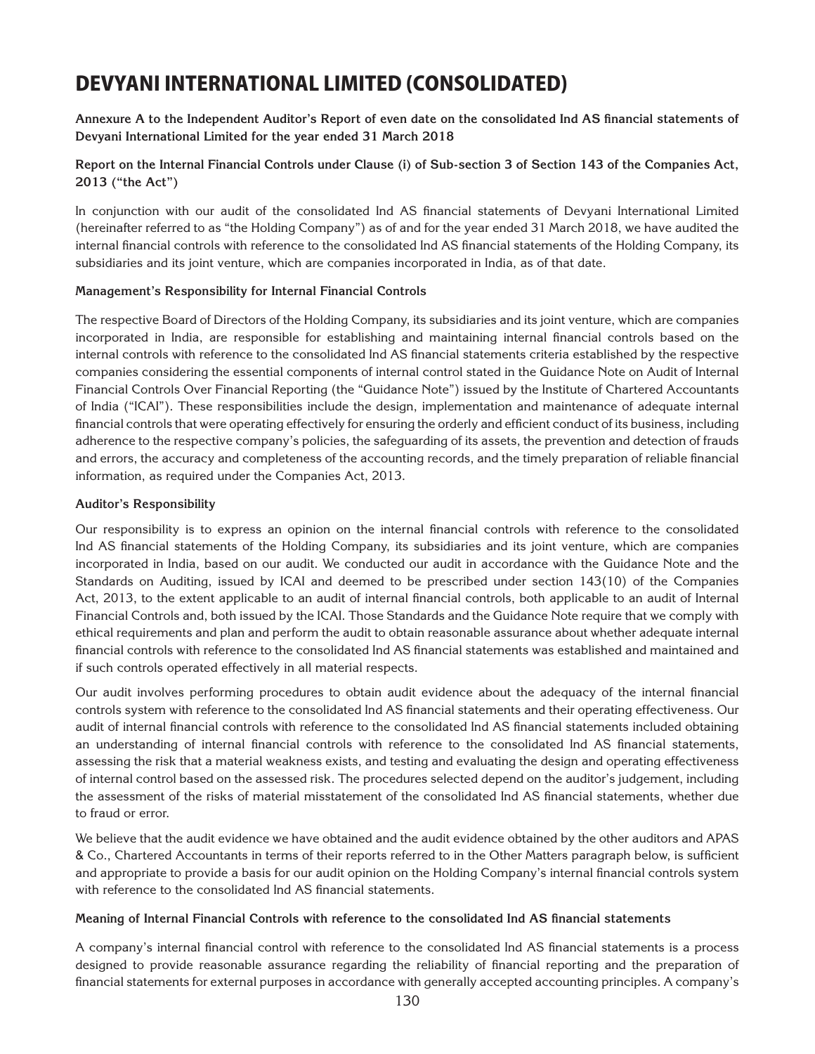# DEVYANI INTERNATIONAL LIMITED (CONSOLIDATED)

**Annexure A to the Independent Auditor's Report of even date on the consolidated Ind AS financial statements of Devyani International Limited for the year ended 31 March 2018**

**Report on the Internal Financial Controls under Clause (i) of Sub-section 3 of Section 143 of the Companies Act, 2013 ("the Act")**

In conjunction with our audit of the consolidated Ind AS financial statements of Devyani International Limited (hereinafter referred to as "the Holding Company") as of and for the year ended 31 March 2018, we have audited the internal financial controls with reference to the consolidated Ind AS financial statements of the Holding Company, its subsidiaries and its joint venture, which are companies incorporated in India, as of that date.

**Management's Responsibility for Internal Financial Controls**

The respective Board of Directors of the Holding Company, its subsidiaries and its joint venture, which are companies incorporated in India, are responsible for establishing and maintaining internal financial controls based on the internal controls with reference to the consolidated Ind AS financial statements criteria established by the respective companies considering the essential components of internal control stated in the Guidance Note on Audit of Internal Financial Controls Over Financial Reporting (the "Guidance Note") issued by the Institute of Chartered Accountants of India ("ICAI"). These responsibilities include the design, implementation and maintenance of adequate internal financial controls that were operating effectively for ensuring the orderly and efficient conduct of its business, including adherence to the respective company's policies, the safeguarding of its assets, the prevention and detection of frauds and errors, the accuracy and completeness of the accounting records, and the timely preparation of reliable financial information, as required under the Companies Act, 2013.

**Auditor's Responsibility**

Our responsibility is to express an opinion on the internal financial controls with reference to the consolidated Ind AS financial statements of the Holding Company, its subsidiaries and its joint venture, which are companies incorporated in India, based on our audit. We conducted our audit in accordance with the Guidance Note and the Standards on Auditing, issued by ICAI and deemed to be prescribed under section 143(10) of the Companies Act, 2013, to the extent applicable to an audit of internal financial controls, both applicable to an audit of Internal Financial Controls and, both issued by the ICAI. Those Standards and the Guidance Note require that we comply with ethical requirements and plan and perform the audit to obtain reasonable assurance about whether adequate internal financial controls with reference to the consolidated Ind AS financial statements was established and maintained and if such controls operated effectively in all material respects.

Our audit involves performing procedures to obtain audit evidence about the adequacy of the internal financial controls system with reference to the consolidated Ind AS financial statements and their operating effectiveness. Our audit of internal financial controls with reference to the consolidated Ind AS financial statements included obtaining an understanding of internal financial controls with reference to the consolidated Ind AS financial statements, assessing the risk that a material weakness exists, and testing and evaluating the design and operating effectiveness of internal control based on the assessed risk. The procedures selected depend on the auditor's judgement, including the assessment of the risks of material misstatement of the consolidated Ind AS financial statements, whether due to fraud or error.

We believe that the audit evidence we have obtained and the audit evidence obtained by the other auditors and APAS & Co., Chartered Accountants in terms of their reports referred to in the Other Matters paragraph below, is sufficient and appropriate to provide a basis for our audit opinion on the Holding Company's internal financial controls system with reference to the consolidated Ind AS financial statements.

**Meaning of Internal Financial Controls with reference to the consolidated Ind AS financial statements**

A company's internal financial control with reference to the consolidated Ind AS financial statements is a process designed to provide reasonable assurance regarding the reliability of financial reporting and the preparation of financial statements for external purposes in accordance with generally accepted accounting principles. A company's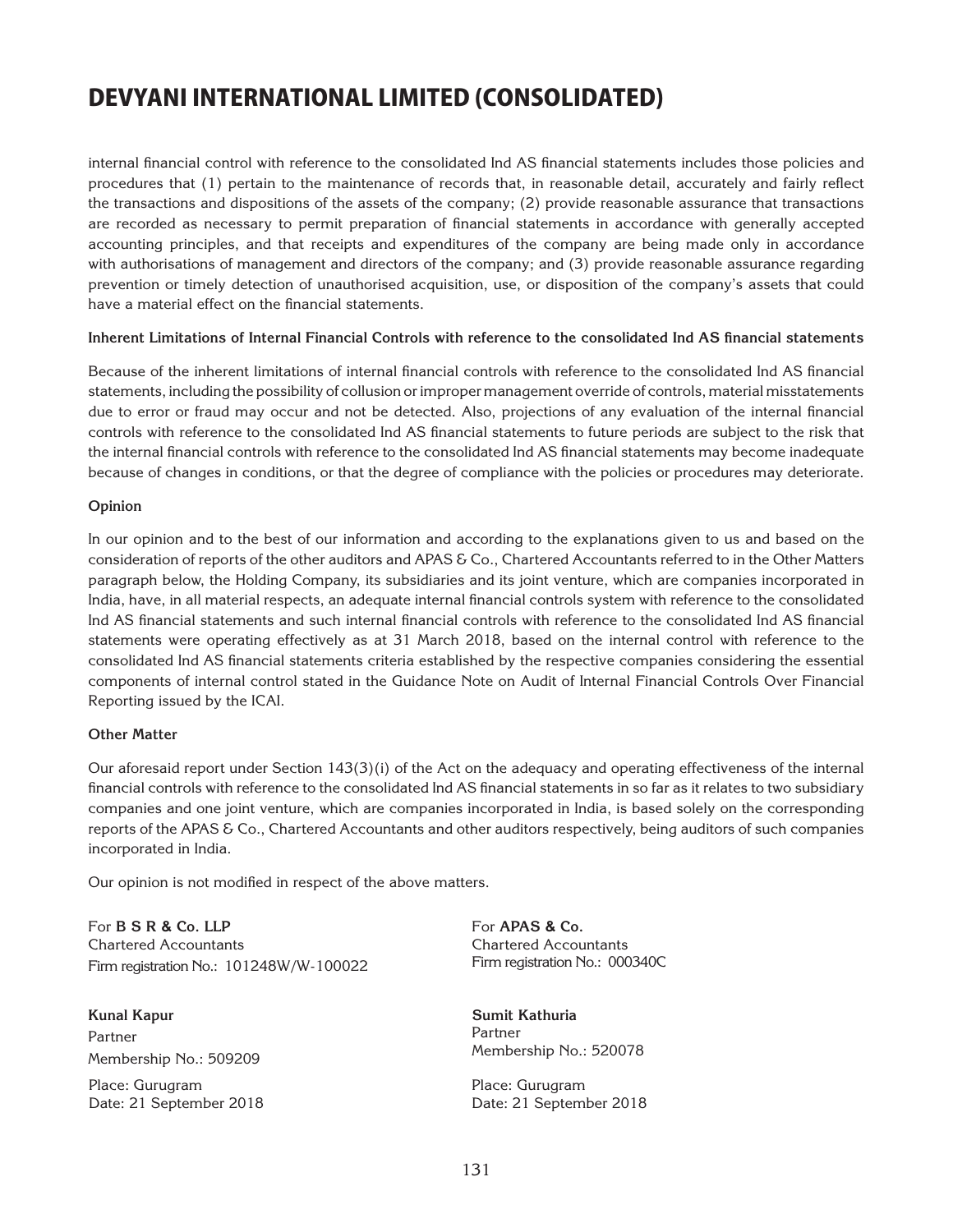internal financial control with reference to the consolidated Ind AS financial statements includes those policies and procedures that (1) pertain to the maintenance of records that, in reasonable detail, accurately and fairly reflect the transactions and dispositions of the assets of the company; (2) provide reasonable assurance that transactions are recorded as necessary to permit preparation of financial statements in accordance with generally accepted accounting principles, and that receipts and expenditures of the company are being made only in accordance with authorisations of management and directors of the company; and (3) provide reasonable assurance regarding prevention or timely detection of unauthorised acquisition, use, or disposition of the company's assets that could have a material effect on the financial statements.

**Inherent Limitations of Internal Financial Controls with reference to the consolidated Ind AS financial statements**

Because of the inherent limitations of internal financial controls with reference to the consolidated Ind AS financial statements, including the possibility of collusion or improper management override of controls, material misstatements due to error or fraud may occur and not be detected. Also, projections of any evaluation of the internal financial controls with reference to the consolidated Ind AS financial statements to future periods are subject to the risk that the internal financial controls with reference to the consolidated Ind AS financial statements may become inadequate because of changes in conditions, or that the degree of compliance with the policies or procedures may deteriorate.

**Opinion**

In our opinion and to the best of our information and according to the explanations given to us and based on the consideration of reports of the other auditors and APAS & Co., Chartered Accountants referred to in the Other Matters paragraph below, the Holding Company, its subsidiaries and its joint venture, which are companies incorporated in India, have, in all material respects, an adequate internal financial controls system with reference to the consolidated Ind AS financial statements and such internal financial controls with reference to the consolidated Ind AS financial statements were operating effectively as at 31 March 2018, based on the internal control with reference to the consolidated Ind AS financial statements criteria established by the respective companies considering the essential components of internal control stated in the Guidance Note on Audit of Internal Financial Controls Over Financial Reporting issued by the ICAI.

**Other Matter**

Our aforesaid report under Section 143(3)(i) of the Act on the adequacy and operating effectiveness of the internal financial controls with reference to the consolidated Ind AS financial statements in so far as it relates to two subsidiary companies and one joint venture, which are companies incorporated in India, is based solely on the corresponding reports of the APAS & Co., Chartered Accountants and other auditors respectively, being auditors of such companies incorporated in India.

Our opinion is not modified in respect of the above matters.

For **B S R & Co. LLP**
Chartered Accountants
Firm registration No.: 101248W/W-100022

**Kunal Kapur**
Partner
Membership No.: 509209

Place: Gurugram
Date: 21 September 2018

For **APAS & Co.**
Chartered Accountants
Firm registration No.: 000340C

**Sumit Kathuria**
Partner
Membership No.: 520078

Place: Gurugram
Date: 21 September 2018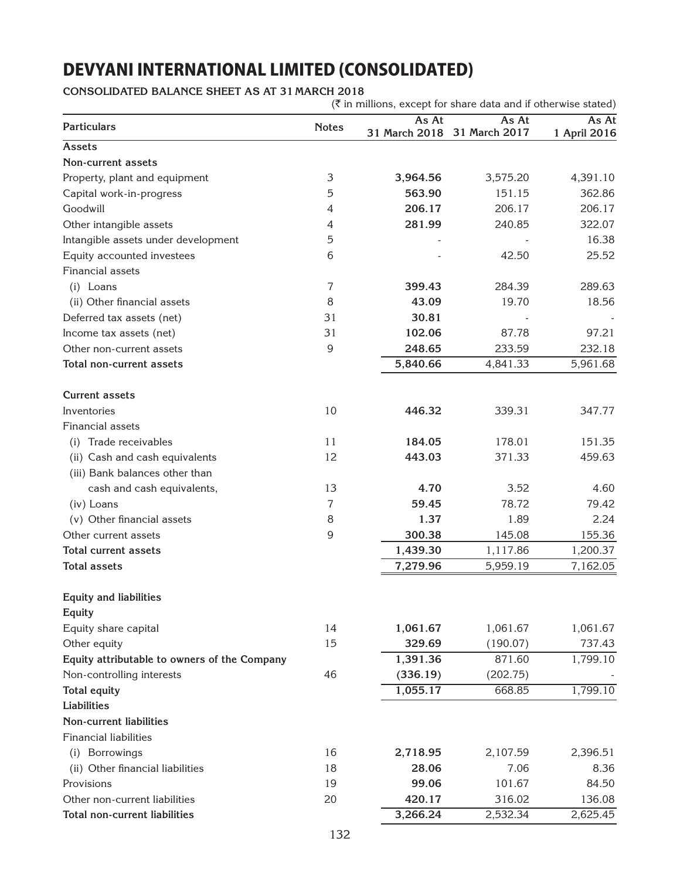# DEVYANI INTERNATIONAL LIMITED (CONSOLIDATED)

**CONSOLIDATED BALANCE SHEET AS AT 31 MARCH 2018**

(₹ in millions, except for share data and if otherwise stated)

| Particulars | Notes | As At 31 March 2018 | As At 31 March 2017 | As At 1 April 2016 |
|---|---|---|---|---|
| **Assets** | | | | |
| **Non-current assets** | | | | |
| Property, plant and equipment | 3 | **3,964.56** | 3,575.20 | 4,391.10 |
| Capital work-in-progress | 5 | **563.90** | 151.15 | 362.86 |
| Goodwill | 4 | **206.17** | 206.17 | 206.17 |
| Other intangible assets | 4 | **281.99** | 240.85 | 322.07 |
| Intangible assets under development | 5 | - | - | 16.38 |
| Equity accounted investees | 6 | - | 42.50 | 25.52 |
| Financial assets | | | | |
| (i) Loans | 7 | **399.43** | 284.39 | 289.63 |
| (ii) Other financial assets | 8 | **43.09** | 19.70 | 18.56 |
| Deferred tax assets (net) | 31 | **30.81** | - | - |
| Income tax assets (net) | 31 | **102.06** | 87.78 | 97.21 |
| Other non-current assets | 9 | **248.65** | 233.59 | 232.18 |
| **Total non-current assets** | | **5,840.66** | 4,841.33 | 5,961.68 |
| **Current assets** | | | | |
| Inventories | 10 | **446.32** | 339.31 | 347.77 |
| Financial assets | | | | |
| (i) Trade receivables | 11 | **184.05** | 178.01 | 151.35 |
| (ii) Cash and cash equivalents | 12 | **443.03** | 371.33 | 459.63 |
| (iii) Bank balances other than cash and cash equivalents, | 13 | **4.70** | 3.52 | 4.60 |
| (iv) Loans | 7 | **59.45** | 78.72 | 79.42 |
| (v) Other financial assets | 8 | **1.37** | 1.89 | 2.24 |
| Other current assets | 9 | **300.38** | 145.08 | 155.36 |
| **Total current assets** | | **1,439.30** | 1,117.86 | 1,200.37 |
| **Total assets** | | **7,279.96** | 5,959.19 | 7,162.05 |
| **Equity and liabilities** | | | | |
| **Equity** | | | | |
| Equity share capital | 14 | **1,061.67** | 1,061.67 | 1,061.67 |
| Other equity | 15 | **329.69** | (190.07) | 737.43 |
| **Equity attributable to owners of the Company** | | **1,391.36** | 871.60 | 1,799.10 |
| Non-controlling interests | 46 | **(336.19)** | (202.75) | - |
| **Total equity** | | **1,055.17** | 668.85 | 1,799.10 |
| **Liabilities** | | | | |
| **Non-current liabilities** | | | | |
| Financial liabilities | | | | |
| (i) Borrowings | 16 | **2,718.95** | 2,107.59 | 2,396.51 |
| (ii) Other financial liabilities | 18 | **28.06** | 7.06 | 8.36 |
| Provisions | 19 | **99.06** | 101.67 | 84.50 |
| Other non-current liabilities | 20 | **420.17** | 316.02 | 136.08 |
| **Total non-current liabilities** | | **3,266.24** | 2,532.34 | 2,625.45 |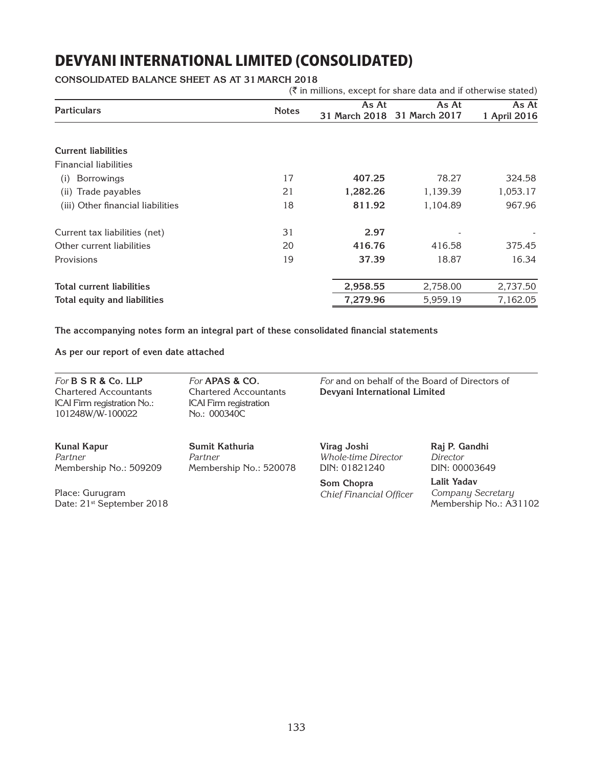# DEVYANI INTERNATIONAL LIMITED (CONSOLIDATED)

**CONSOLIDATED BALANCE SHEET AS AT 31 MARCH 2018**

(₹ in millions, except for share data and if otherwise stated)

| Particulars | Notes | As At 31 March 2018 | As At 31 March 2017 | As At 1 April 2016 |
|---|---|---|---|---|
| **Current liabilities** | | | | |
| Financial liabilities | | | | |
| (i) Borrowings | 17 | **407.25** | 78.27 | 324.58 |
| (ii) Trade payables | 21 | **1,282.26** | 1,139.39 | 1,053.17 |
| (iii) Other financial liabilities | 18 | **811.92** | 1,104.89 | 967.96 |
| Current tax liabilities (net) | 31 | **2.97** | - | - |
| Other current liabilities | 20 | **416.76** | 416.58 | 375.45 |
| Provisions | 19 | **37.39** | 18.87 | 16.34 |
| **Total current liabilities** | | **2,958.55** | 2,758.00 | 2,737.50 |
| **Total equity and liabilities** | | **7,279.96** | 5,959.19 | 7,162.05 |

**The accompanying notes form an integral part of these consolidated financial statements**

**As per our report of even date attached**

*For* **B S R & Co. LLP**
Chartered Accountants
ICAI Firm registration No.: 101248W/W-100022

**Kunal Kapur**
*Partner*
Membership No.: 509209

Place: Gurugram
Date: 21st September 2018

*For* **APAS & CO.**
Chartered Accountants
ICAI Firm registration No.: 000340C

**Sumit Kathuria**
*Partner*
Membership No.: 520078

*For* and on behalf of the Board of Directors of
**Devyani International Limited**

**Virag Joshi**
*Whole-time Director*
DIN: 01821240

**Raj P. Gandhi**
*Director*
DIN: 00003649

**Som Chopra**
*Chief Financial Officer*

**Lalit Yadav**
*Company Secretary*
Membership No.: A31102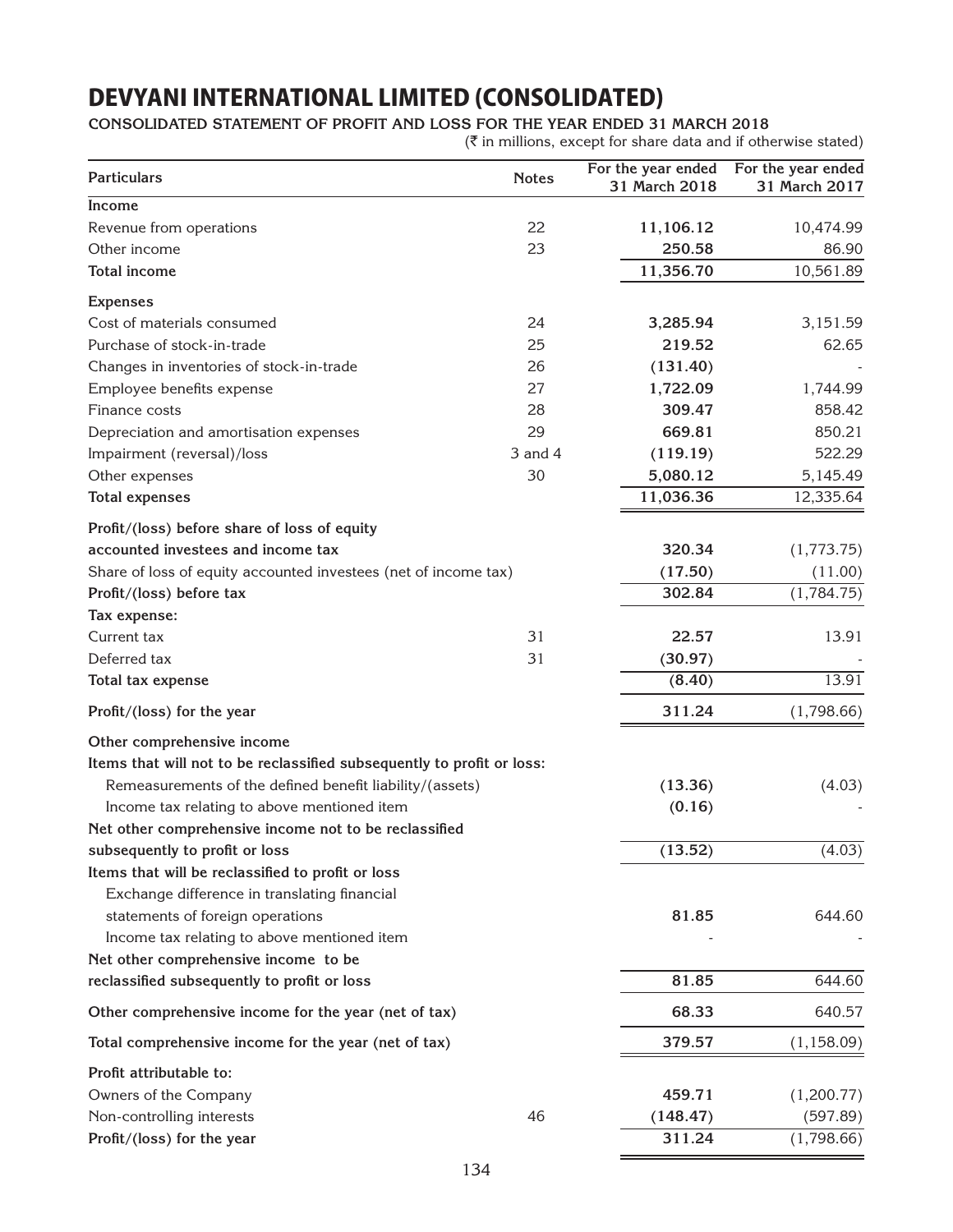# DEVYANI INTERNATIONAL LIMITED (CONSOLIDATED)

**CONSOLIDATED STATEMENT OF PROFIT AND LOSS FOR THE YEAR ENDED 31 MARCH 2018**

(₹ in millions, except for share data and if otherwise stated)

| Particulars | Notes | For the year ended 31 March 2018 | For the year ended 31 March 2017 |
|---|---|---|---|
| **Income** | | | |
| Revenue from operations | 22 | **11,106.12** | 10,474.99 |
| Other income | 23 | **250.58** | 86.90 |
| **Total income** | | **11,356.70** | 10,561.89 |
| **Expenses** | | | |
| Cost of materials consumed | 24 | **3,285.94** | 3,151.59 |
| Purchase of stock-in-trade | 25 | **219.52** | 62.65 |
| Changes in inventories of stock-in-trade | 26 | **(131.40)** | - |
| Employee benefits expense | 27 | **1,722.09** | 1,744.99 |
| Finance costs | 28 | **309.47** | 858.42 |
| Depreciation and amortisation expenses | 29 | **669.81** | 850.21 |
| Impairment (reversal)/loss | 3 and 4 | **(119.19)** | 522.29 |
| Other expenses | 30 | **5,080.12** | 5,145.49 |
| **Total expenses** | | **11,036.36** | 12,335.64 |
| **Profit/(loss) before share of loss of equity accounted investees and income tax** | | **320.34** | (1,773.75) |
| Share of loss of equity accounted investees (net of income tax) | | **(17.50)** | (11.00) |
| **Profit/(loss) before tax** | | **302.84** | (1,784.75) |
| **Tax expense:** | | | |
| Current tax | 31 | **22.57** | 13.91 |
| Deferred tax | 31 | **(30.97)** | - |
| **Total tax expense** | | **(8.40)** | 13.91 |
| **Profit/(loss) for the year** | | **311.24** | (1,798.66) |
| **Other comprehensive income** | | | |
| **Items that will not to be reclassified subsequently to profit or loss:** | | | |
| Remeasurements of the defined benefit liability/(assets) | | **(13.36)** | (4.03) |
| Income tax relating to above mentioned item | | **(0.16)** | - |
| **Net other comprehensive income not to be reclassified subsequently to profit or loss** | | **(13.52)** | (4.03) |
| **Items that will be reclassified to profit or loss** | | | |
| Exchange difference in translating financial statements of foreign operations | | **81.85** | 644.60 |
| Income tax relating to above mentioned item | | - | - |
| **Net other comprehensive income to be reclassified subsequently to profit or loss** | | **81.85** | 644.60 |
| **Other comprehensive income for the year (net of tax)** | | **68.33** | 640.57 |
| **Total comprehensive income for the year (net of tax)** | | **379.57** | (1,158.09) |
| **Profit attributable to:** | | | |
| Owners of the Company | | **459.71** | (1,200.77) |
| Non-controlling interests | 46 | **(148.47)** | (597.89) |
| **Profit/(loss) for the year** | | **311.24** | (1,798.66) |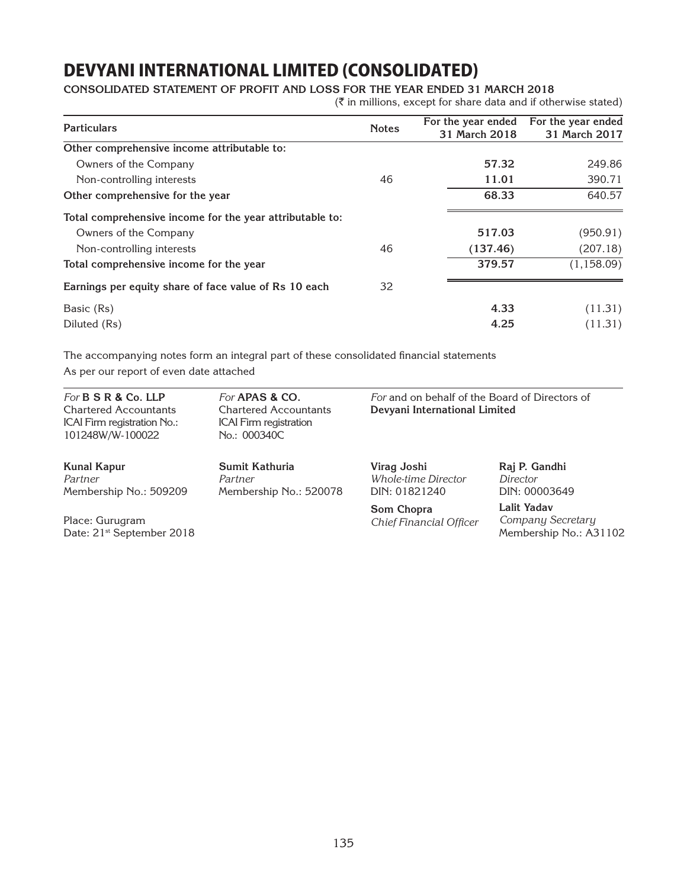# DEVYANI INTERNATIONAL LIMITED (CONSOLIDATED)

**CONSOLIDATED STATEMENT OF PROFIT AND LOSS FOR THE YEAR ENDED 31 MARCH 2018**

(₹ in millions, except for share data and if otherwise stated)

| Particulars | Notes | For the year ended 31 March 2018 | For the year ended 31 March 2017 |
|---|---|---|---|
| **Other comprehensive income attributable to:** | | | |
| Owners of the Company | | **57.32** | 249.86 |
| Non-controlling interests | 46 | **11.01** | 390.71 |
| **Other comprehensive for the year** | | **68.33** | 640.57 |
| **Total comprehensive income for the year attributable to:** | | | |
| Owners of the Company | | **517.03** | (950.91) |
| Non-controlling interests | 46 | **(137.46)** | (207.18) |
| **Total comprehensive income for the year** | | **379.57** | (1,158.09) |
| **Earnings per equity share of face value of Rs 10 each** | 32 | | |
| Basic (Rs) | | **4.33** | (11.31) |
| Diluted (Rs) | | **4.25** | (11.31) |

The accompanying notes form an integral part of these consolidated financial statements

As per our report of even date attached

*For* **B S R & Co. LLP**
Chartered Accountants
ICAI Firm registration No.: 101248W/W-100022

**Kunal Kapur**
*Partner*
Membership No.: 509209

Place: Gurugram
Date: 21st September 2018

*For* **APAS & CO.**
Chartered Accountants
ICAI Firm registration No.: 000340C

**Sumit Kathuria**
*Partner*
Membership No.: 520078

*For* and on behalf of the Board of Directors of
**Devyani International Limited**

**Virag Joshi**
*Whole-time Director*
DIN: 01821240

**Raj P. Gandhi**
*Director*
DIN: 00003649

**Som Chopra**
*Chief Financial Officer*

**Lalit Yadav**
*Company Secretary*
Membership No.: A31102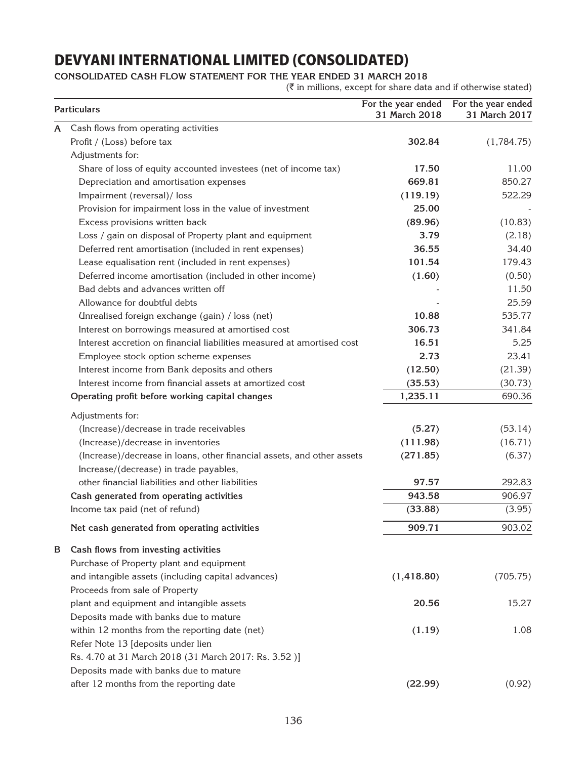# DEVYANI INTERNATIONAL LIMITED (CONSOLIDATED)

**CONSOLIDATED CASH FLOW STATEMENT FOR THE YEAR ENDED 31 MARCH 2018**

(₹ in millions, except for share data and if otherwise stated)

| | Particulars | For the year ended 31 March 2018 | For the year ended 31 March 2017 |
|---|---|---|---|
| **A** | Cash flows from operating activities | | |
| | Profit / (Loss) before tax | **302.84** | (1,784.75) |
| | Adjustments for: | | |
| | Share of loss of equity accounted investees (net of income tax) | **17.50** | 11.00 |
| | Depreciation and amortisation expenses | **669.81** | 850.27 |
| | Impairment (reversal)/ loss | **(119.19)** | 522.29 |
| | Provision for impairment loss in the value of investment | **25.00** | - |
| | Excess provisions written back | **(89.96)** | (10.83) |
| | Loss / gain on disposal of Property plant and equipment | **3.79** | (2.18) |
| | Deferred rent amortisation (included in rent expenses) | **36.55** | 34.40 |
| | Lease equalisation rent (included in rent expenses) | **101.54** | 179.43 |
| | Deferred income amortisation (included in other income) | **(1.60)** | (0.50) |
| | Bad debts and advances written off | - | 11.50 |
| | Allowance for doubtful debts | - | 25.59 |
| | Unrealised foreign exchange (gain) / loss (net) | **10.88** | 535.77 |
| | Interest on borrowings measured at amortised cost | **306.73** | 341.84 |
| | Interest accretion on financial liabilities measured at amortised cost | **16.51** | 5.25 |
| | Employee stock option scheme expenses | **2.73** | 23.41 |
| | Interest income from Bank deposits and others | **(12.50)** | (21.39) |
| | Interest income from financial assets at amortized cost | **(35.53)** | (30.73) |
| | **Operating profit before working capital changes** | **1,235.11** | 690.36 |
| | Adjustments for: | | |
| | (Increase)/decrease in trade receivables | **(5.27)** | (53.14) |
| | (Increase)/decrease in inventories | **(111.98)** | (16.71) |
| | (Increase)/decrease in loans, other financial assets, and other assets | **(271.85)** | (6.37) |
| | Increase/(decrease) in trade payables, other financial liabilities and other liabilities | **97.57** | 292.83 |
| | **Cash generated from operating activities** | **943.58** | 906.97 |
| | Income tax paid (net of refund) | **(33.88)** | (3.95) |
| | **Net cash generated from operating activities** | **909.71** | 903.02 |
| **B** | **Cash flows from investing activities** | | |
| | Purchase of Property plant and equipment and intangible assets (including capital advances) | **(1,418.80)** | (705.75) |
| | Proceeds from sale of Property plant and equipment and intangible assets | **20.56** | 15.27 |
| | Deposits made with banks due to mature within 12 months from the reporting date (net) | **(1.19)** | 1.08 |
| | Refer Note 13 [deposits under lien Rs. 4.70 at 31 March 2018 (31 March 2017: Rs. 3.52 )] | | |
| | Deposits made with banks due to mature after 12 months from the reporting date | **(22.99)** | (0.92) |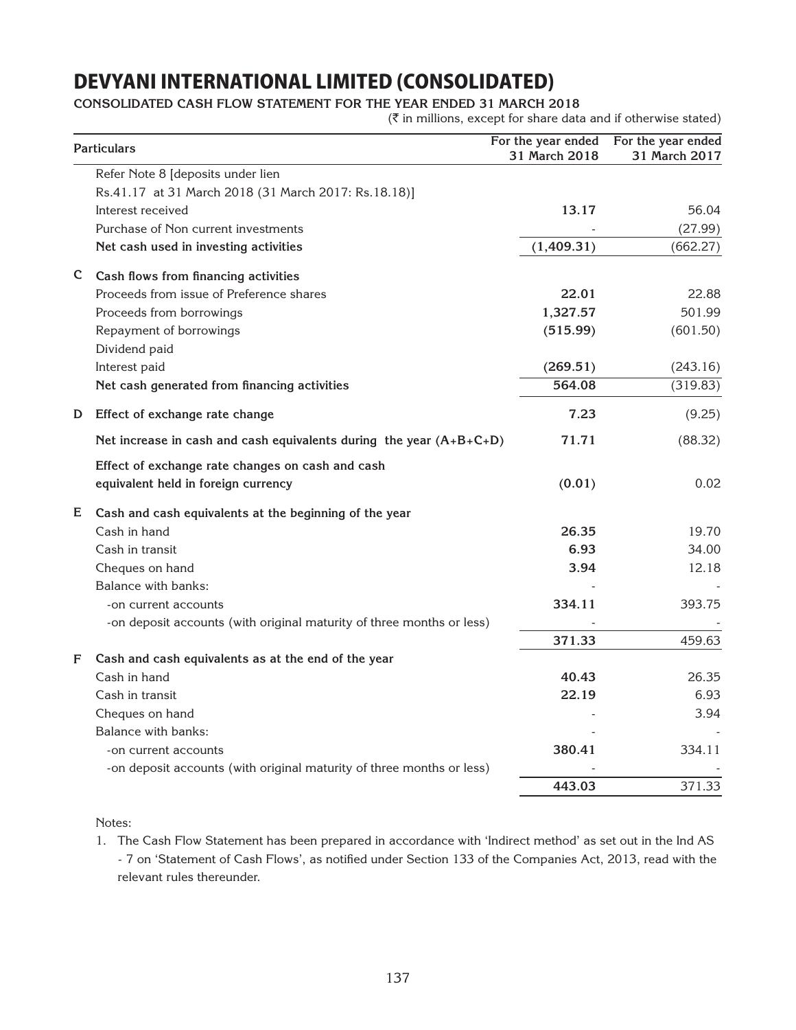# DEVYANI INTERNATIONAL LIMITED (CONSOLIDATED)

**CONSOLIDATED CASH FLOW STATEMENT FOR THE YEAR ENDED 31 MARCH 2018**

(₹ in millions, except for share data and if otherwise stated)

| | Particulars | For the year ended 31 March 2018 | For the year ended 31 March 2017 |
|---|---|---|---|
| | Refer Note 8 [deposits under lien | | |
| | Rs.41.17 at 31 March 2018 (31 March 2017: Rs.18.18)] | | |
| | Interest received | **13.17** | 56.04 |
| | Purchase of Non current investments | - | (27.99) |
| | **Net cash used in investing activities** | **(1,409.31)** | (662.27) |
| **C** | **Cash flows from financing activities** | | |
| | Proceeds from issue of Preference shares | **22.01** | 22.88 |
| | Proceeds from borrowings | **1,327.57** | 501.99 |
| | Repayment of borrowings | **(515.99)** | (601.50) |
| | Dividend paid | | |
| | Interest paid | **(269.51)** | (243.16) |
| | **Net cash generated from financing activities** | **564.08** | (319.83) |
| **D** | **Effect of exchange rate change** | **7.23** | (9.25) |
| | **Net increase in cash and cash equivalents during the year (A+B+C+D)** | **71.71** | (88.32) |
| | **Effect of exchange rate changes on cash and cash equivalent held in foreign currency** | **(0.01)** | 0.02 |
| **E** | **Cash and cash equivalents at the beginning of the year** | | |
| | Cash in hand | **26.35** | 19.70 |
| | Cash in transit | **6.93** | 34.00 |
| | Cheques on hand | **3.94** | 12.18 |
| | Balance with banks: | - | - |
| | -on current accounts | **334.11** | 393.75 |
| | -on deposit accounts (with original maturity of three months or less) | - | - |
| | | **371.33** | 459.63 |
| **F** | **Cash and cash equivalents as at the end of the year** | | |
| | Cash in hand | **40.43** | 26.35 |
| | Cash in transit | **22.19** | 6.93 |
| | Cheques on hand | - | 3.94 |
| | Balance with banks: | - | - |
| | -on current accounts | **380.41** | 334.11 |
| | -on deposit accounts (with original maturity of three months or less) | - | - |
| | | **443.03** | 371.33 |

Notes:

1. The Cash Flow Statement has been prepared in accordance with 'Indirect method' as set out in the Ind AS - 7 on 'Statement of Cash Flows', as notified under Section 133 of the Companies Act, 2013, read with the relevant rules thereunder.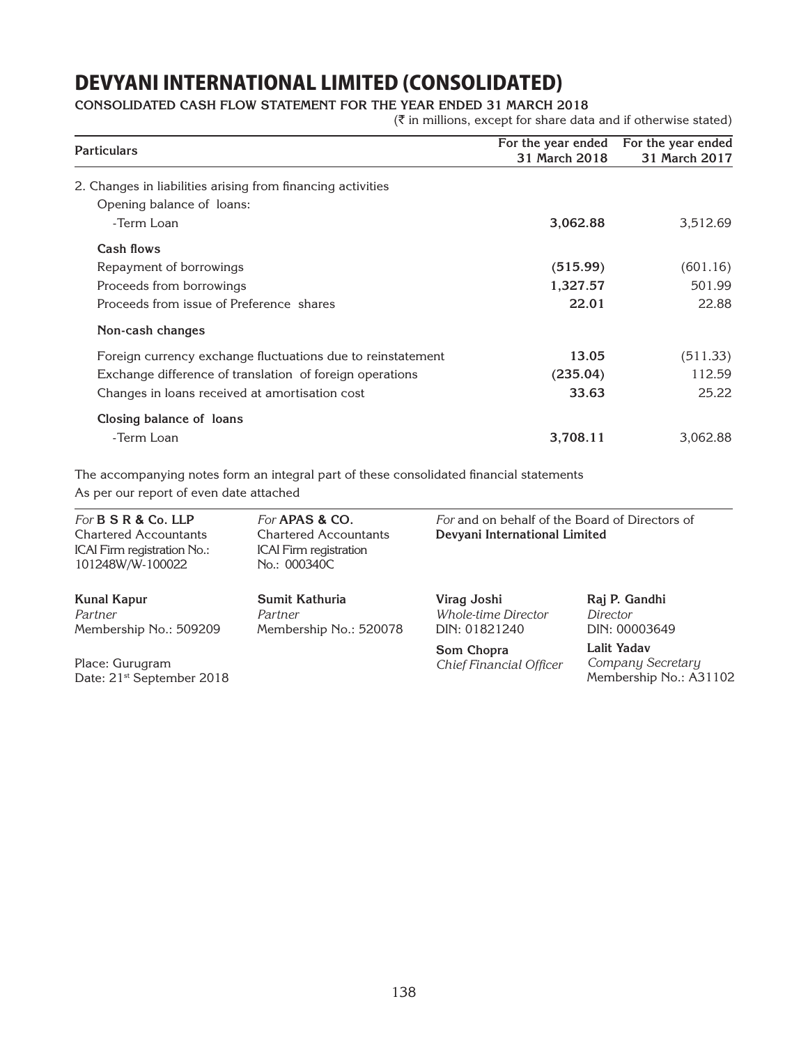# DEVYANI INTERNATIONAL LIMITED (CONSOLIDATED)

**CONSOLIDATED CASH FLOW STATEMENT FOR THE YEAR ENDED 31 MARCH 2018**

(₹ in millions, except for share data and if otherwise stated)

| Particulars | For the year ended 31 March 2018 | For the year ended 31 March 2017 |
|---|---|---|
| 2. Changes in liabilities arising from financing activities | | |
| Opening balance of loans: | | |
| -Term Loan | **3,062.88** | 3,512.69 |
| **Cash flows** | | |
| Repayment of borrowings | **(515.99)** | (601.16) |
| Proceeds from borrowings | **1,327.57** | 501.99 |
| Proceeds from issue of Preference shares | **22.01** | 22.88 |
| **Non-cash changes** | | |
| Foreign currency exchange fluctuations due to reinstatement | **13.05** | (511.33) |
| Exchange difference of translation of foreign operations | **(235.04)** | 112.59 |
| Changes in loans received at amortisation cost | **33.63** | 25.22 |
| **Closing balance of loans** | | |
| -Term Loan | **3,708.11** | 3,062.88 |

The accompanying notes form an integral part of these consolidated financial statements

As per our report of even date attached

*For* **B S R & Co. LLP**
Chartered Accountants
ICAI Firm registration No.: 101248W/W-100022

**Kunal Kapur**
*Partner*
Membership No.: 509209

*For* **APAS & CO.**
Chartered Accountants
ICAI Firm registration No.: 000340C

**Sumit Kathuria**
*Partner*
Membership No.: 520078

*For* and on behalf of the Board of Directors of **Devyani International Limited**

**Virag Joshi**
*Whole-time Director*
DIN: 01821240

**Raj P. Gandhi**
*Director*
DIN: 00003649

**Som Chopra**
*Chief Financial Officer*

**Lalit Yadav**
*Company Secretary*
Membership No.: A31102

Place: Gurugram
Date: 21st September 2018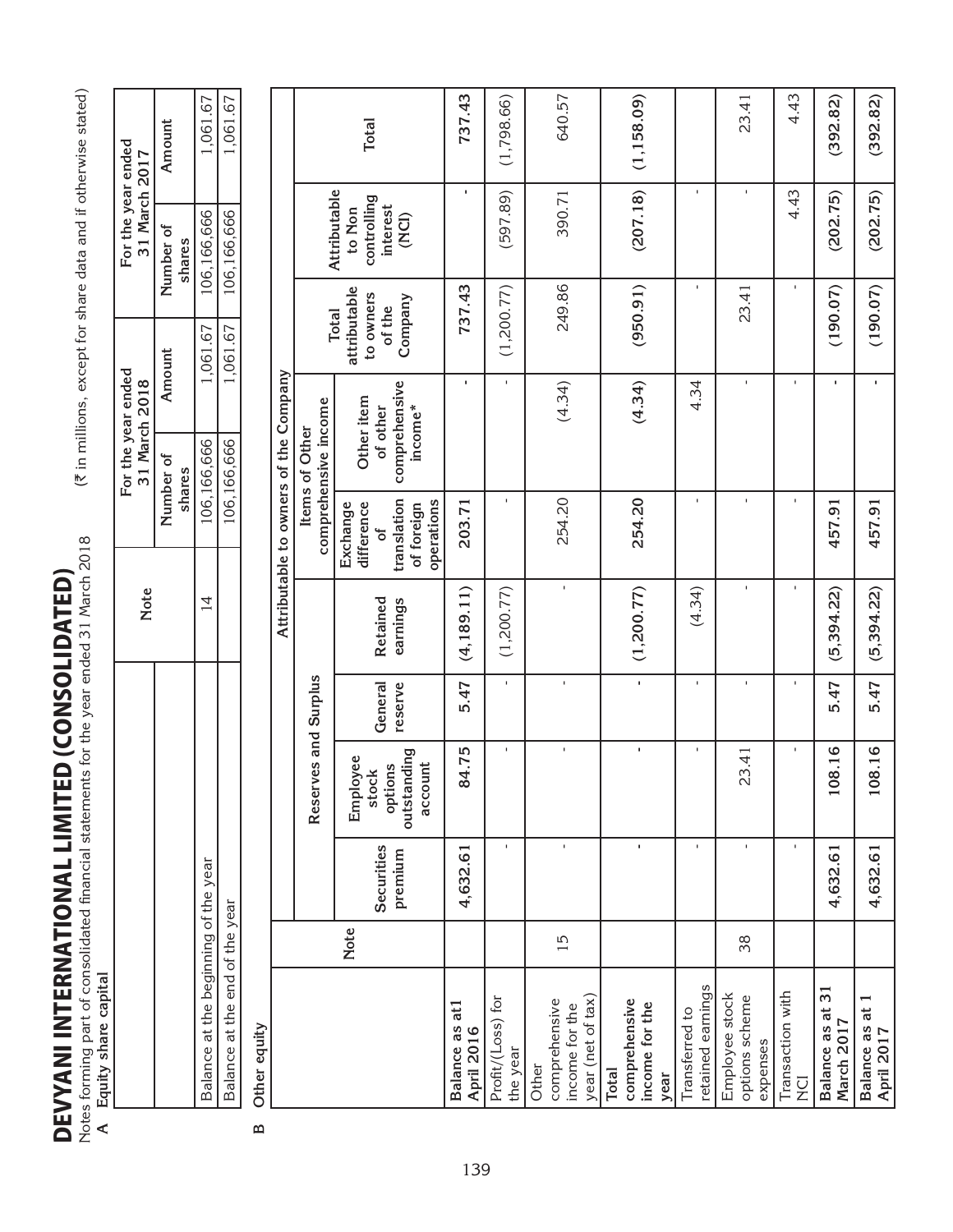# DEVYANI INTERNATIONAL LIMITED (CONSOLIDATED)

Notes forming part of consolidated financial statements for the year ended 31 March 2018

(₹ in millions, except for share data and if otherwise stated)

**A Equity share capital**

| | Note | For the year ended 31 March 2018 | | For the year ended 31 March 2017 | |
|---|---|---|---|---|---|
| | | Number of shares | Amount | Number of shares | Amount |
| Balance at the beginning of the year | 14 | 106,166,666 | 1,061.67 | 106,166,666 | 1,061.67 |
| Balance at the end of the year | | 106,166,666 | 1,061.67 | 106,166,666 | 1,061.67 |

**B Other equity**

| | Note | Attributable to owners of the Company | | | | | | | | |
|---|---|---|---|---|---|---|---|---|---|---|
| | | Reserves and Surplus | | | | Items of Other comprehensive income | | | | |
| | | Securities premium | Employee stock options outstanding account | General reserve | Retained earnings | Exchange difference of translation of foreign operations | Other item of other comprehensive income* | Total attributable to owners of the Company | Attributable to Non controlling interest (NCI) | Total |
| **Balance as at1 April 2016** | | **4,632.61** | **84.75** | **5.47** | **(4,189.11)** | **203.71** | **-** | **737.43** | **-** | **737.43** |
| Profit/(Loss) for the year | | - | - | - | (1,200.77) | - | | (1,200.77) | (597.89) | (1,798.66) |
| Other comprehensive income for the year (net of tax) | 15 | - | - | - | - | 254.20 | (4.34) | 249.86 | 390.71 | 640.57 |
| **Total comprehensive income for the year** | | **-** | **-** | **-** | **(1,200.77)** | **254.20** | **(4.34)** | **(950.91)** | **(207.18)** | **(1,158.09)** |
| Transferred to retained earnings | | - | - | - | (4.34) | - | 4.34 | - | - | - |
| Employee stock options scheme expenses | 38 | - | 23.41 | - | - | - | - | 23.41 | - | 23.41 |
| Transaction with NCI | | - | - | - | - | - | - | - | 4.43 | 4.43 |
| **Balance as at 31 March 2017** | | **4,632.61** | **108.16** | **5.47** | **(5,394.22)** | **457.91** | **-** | **(190.07)** | **(202.75)** | **(392.82)** |
| **Balance as at 1 April 2017** | | **4,632.61** | **108.16** | **5.47** | **(5,394.22)** | **457.91** | **-** | **(190.07)** | **(202.75)** | **(392.82)** |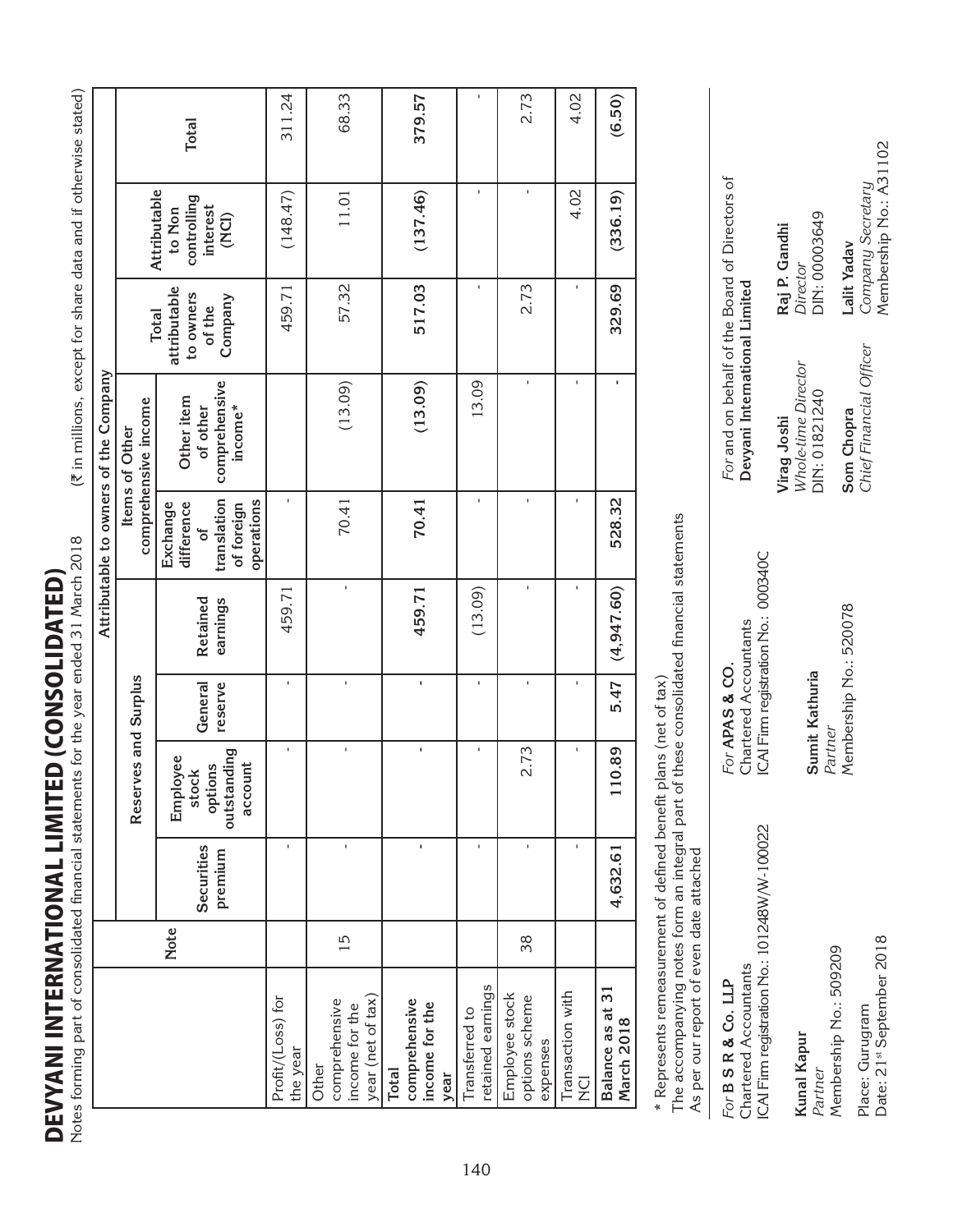# DEVYANI INTERNATIONAL LIMITED (CONSOLIDATED)

Notes forming part of consolidated financial statements for the year ended 31 March 2018

(₹ in millions, except for share data and if otherwise stated)

| | | Attributable to owners of the Company | | | | | | | | |
|---|---|---|---|---|---|---|---|---|---|---|
| | | Reserves and Surplus | | | | Items of Other comprehensive income | | | | |
| | Note | Securities premium | Employee stock options outstanding account | General reserve | Retained earnings | Exchange difference of translation of foreign operations | Other item of other comprehensive income* | Total attributable to owners of the Company | Attributable to Non controlling interest (NCI) | Total |
| Profit/(Loss) for the year | | - | - | - | 459.71 | - | | 459.71 | (148.47) | 311.24 |
| Other comprehensive income for the year (net of tax) | 15 | - | - | - | - | 70.41 | (13.09) | 57.32 | 11.01 | 68.33 |
| **Total comprehensive income for the year** | | **-** | **-** | **-** | **459.71** | **70.41** | **(13.09)** | **517.03** | **(137.46)** | **379.57** |
| Transferred to retained earnings | | - | - | - | (13.09) | - | 13.09 | - | - | - |
| Employee stock options scheme expenses | 38 | - | 2.73 | - | - | - | - | 2.73 | - | 2.73 |
| Transaction with NCI | | - | - | - | - | - | - | - | 4.02 | 4.02 |
| **Balance as at 31 March 2018** | | **4,632.61** | **110.89** | **5.47** | **(4,947.60)** | **528.32** | **-** | **329.69** | **(336.19)** | **(6.50)** |

\* Represents remeasurement of defined benefit plans (net of tax)

The accompanying notes form an integral part of these consolidated financial statements

As per our report of even date attached

*For* **B S R & Co. LLP**
Chartered Accountants
ICAI Firm registration No.: 101248W/W-100022

**Kunal Kapur**
*Partner*
Membership No.: 509209

Place: Gurugram
Date: 21st September 2018

*For* **APAS & CO.**
Chartered Accountants
ICAI Firm registration No.: 000340C

**Sumit Kathuria**
*Partner*
Membership No.: 520078

*For* and on behalf of the Board of Directors of
**Devyani International Limited**

**Virag Joshi**
*Whole-time Director*
DIN: 01821240

**Raj P. Gandhi**
*Director*
DIN: 00003649

**Som Chopra**
*Chief Financial Officer*

**Lalit Yadav**
*Company Secretary*
Membership No.: A31102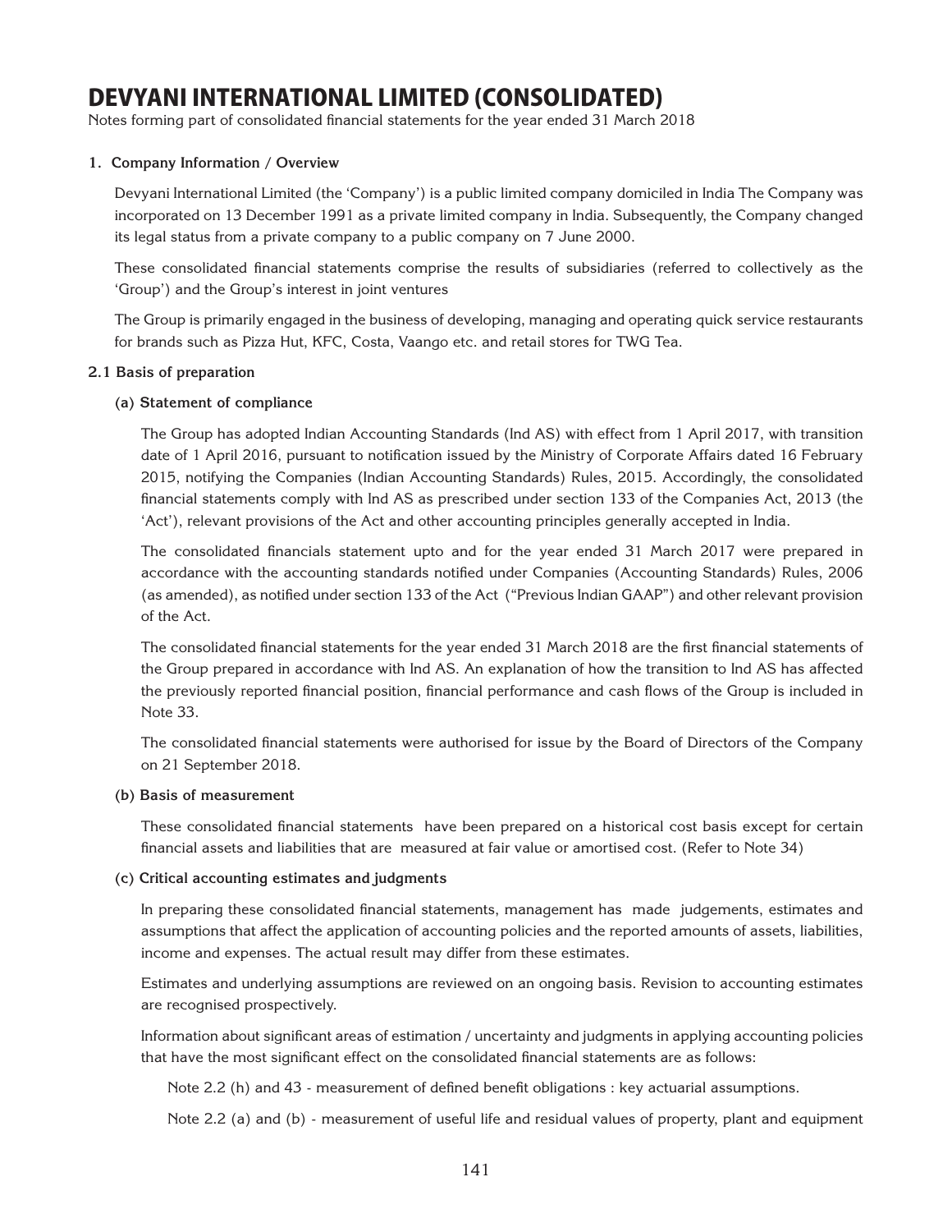# DEVYANI INTERNATIONAL LIMITED (CONSOLIDATED)

Notes forming part of consolidated financial statements for the year ended 31 March 2018

**1. Company Information / Overview**

Devyani International Limited (the 'Company') is a public limited company domiciled in India The Company was incorporated on 13 December 1991 as a private limited company in India. Subsequently, the Company changed its legal status from a private company to a public company on 7 June 2000.

These consolidated financial statements comprise the results of subsidiaries (referred to collectively as the 'Group') and the Group's interest in joint ventures

The Group is primarily engaged in the business of developing, managing and operating quick service restaurants for brands such as Pizza Hut, KFC, Costa, Vaango etc. and retail stores for TWG Tea.

**2.1 Basis of preparation**

**(a) Statement of compliance**

The Group has adopted Indian Accounting Standards (Ind AS) with effect from 1 April 2017, with transition date of 1 April 2016, pursuant to notification issued by the Ministry of Corporate Affairs dated 16 February 2015, notifying the Companies (Indian Accounting Standards) Rules, 2015. Accordingly, the consolidated financial statements comply with Ind AS as prescribed under section 133 of the Companies Act, 2013 (the 'Act'), relevant provisions of the Act and other accounting principles generally accepted in India.

The consolidated financials statement upto and for the year ended 31 March 2017 were prepared in accordance with the accounting standards notified under Companies (Accounting Standards) Rules, 2006 (as amended), as notified under section 133 of the Act ("Previous Indian GAAP") and other relevant provision of the Act.

The consolidated financial statements for the year ended 31 March 2018 are the first financial statements of the Group prepared in accordance with Ind AS. An explanation of how the transition to Ind AS has affected the previously reported financial position, financial performance and cash flows of the Group is included in Note 33.

The consolidated financial statements were authorised for issue by the Board of Directors of the Company on 21 September 2018.

**(b) Basis of measurement**

These consolidated financial statements have been prepared on a historical cost basis except for certain financial assets and liabilities that are measured at fair value or amortised cost. (Refer to Note 34)

**(c) Critical accounting estimates and judgments**

In preparing these consolidated financial statements, management has made judgements, estimates and assumptions that affect the application of accounting policies and the reported amounts of assets, liabilities, income and expenses. The actual result may differ from these estimates.

Estimates and underlying assumptions are reviewed on an ongoing basis. Revision to accounting estimates are recognised prospectively.

Information about significant areas of estimation / uncertainty and judgments in applying accounting policies that have the most significant effect on the consolidated financial statements are as follows:

Note 2.2 (h) and 43 - measurement of defined benefit obligations : key actuarial assumptions.

Note 2.2 (a) and (b) - measurement of useful life and residual values of property, plant and equipment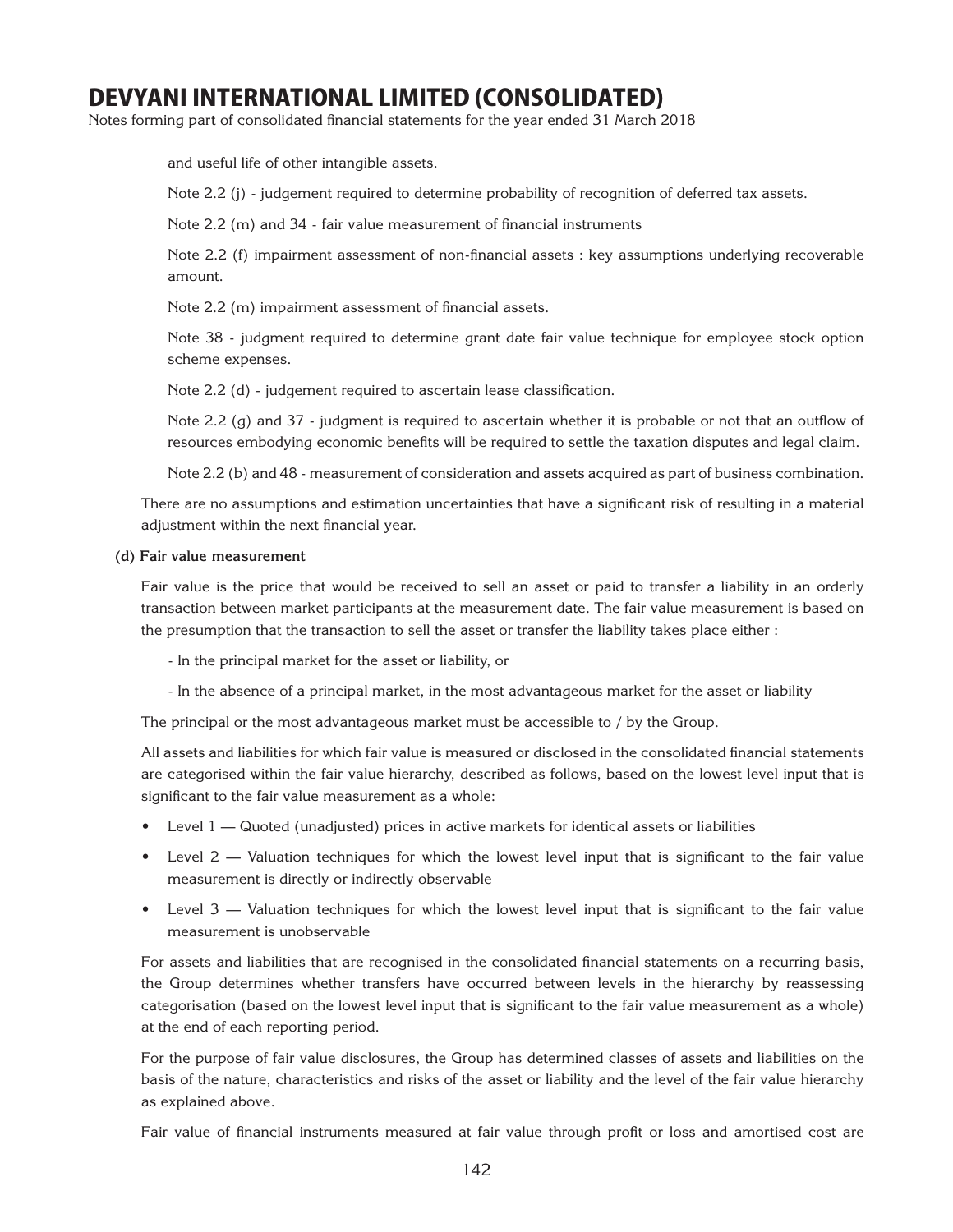and useful life of other intangible assets.

Note 2.2 (j) - judgement required to determine probability of recognition of deferred tax assets.

Note 2.2 (m) and 34 - fair value measurement of financial instruments

Note 2.2 (f) impairment assessment of non-financial assets : key assumptions underlying recoverable amount.

Note 2.2 (m) impairment assessment of financial assets.

Note 38 - judgment required to determine grant date fair value technique for employee stock option scheme expenses.

Note 2.2 (d) - judgement required to ascertain lease classification.

Note 2.2 (g) and 37 - judgment is required to ascertain whether it is probable or not that an outflow of resources embodying economic benefits will be required to settle the taxation disputes and legal claim.

Note 2.2 (b) and 48 - measurement of consideration and assets acquired as part of business combination.

There are no assumptions and estimation uncertainties that have a significant risk of resulting in a material adjustment within the next financial year.

**(d) Fair value measurement**

Fair value is the price that would be received to sell an asset or paid to transfer a liability in an orderly transaction between market participants at the measurement date. The fair value measurement is based on the presumption that the transaction to sell the asset or transfer the liability takes place either :

- In the principal market for the asset or liability, or
- In the absence of a principal market, in the most advantageous market for the asset or liability

The principal or the most advantageous market must be accessible to / by the Group.

All assets and liabilities for which fair value is measured or disclosed in the consolidated financial statements are categorised within the fair value hierarchy, described as follows, based on the lowest level input that is significant to the fair value measurement as a whole:

- Level 1 — Quoted (unadjusted) prices in active markets for identical assets or liabilities
- Level 2 — Valuation techniques for which the lowest level input that is significant to the fair value measurement is directly or indirectly observable
- Level 3 — Valuation techniques for which the lowest level input that is significant to the fair value measurement is unobservable

For assets and liabilities that are recognised in the consolidated financial statements on a recurring basis, the Group determines whether transfers have occurred between levels in the hierarchy by reassessing categorisation (based on the lowest level input that is significant to the fair value measurement as a whole) at the end of each reporting period.

For the purpose of fair value disclosures, the Group has determined classes of assets and liabilities on the basis of the nature, characteristics and risks of the asset or liability and the level of the fair value hierarchy as explained above.

Fair value of financial instruments measured at fair value through profit or loss and amortised cost are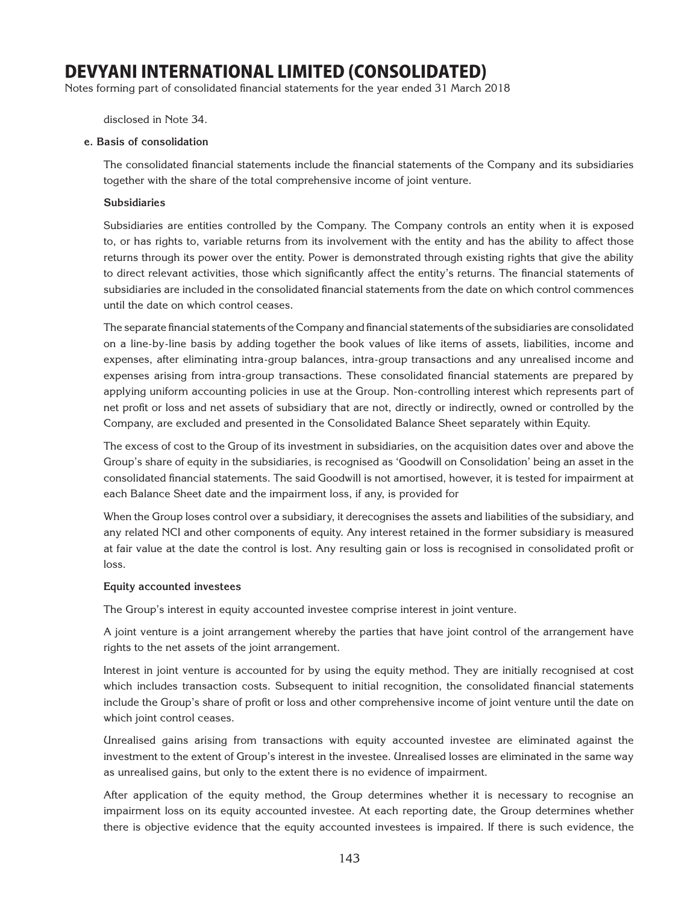disclosed in Note 34.

**e. Basis of consolidation**

The consolidated financial statements include the financial statements of the Company and its subsidiaries together with the share of the total comprehensive income of joint venture.

**Subsidiaries**

Subsidiaries are entities controlled by the Company. The Company controls an entity when it is exposed to, or has rights to, variable returns from its involvement with the entity and has the ability to affect those returns through its power over the entity. Power is demonstrated through existing rights that give the ability to direct relevant activities, those which significantly affect the entity's returns. The financial statements of subsidiaries are included in the consolidated financial statements from the date on which control commences until the date on which control ceases.

The separate financial statements of the Company and financial statements of the subsidiaries are consolidated on a line-by-line basis by adding together the book values of like items of assets, liabilities, income and expenses, after eliminating intra-group balances, intra-group transactions and any unrealised income and expenses arising from intra-group transactions. These consolidated financial statements are prepared by applying uniform accounting policies in use at the Group. Non-controlling interest which represents part of net profit or loss and net assets of subsidiary that are not, directly or indirectly, owned or controlled by the Company, are excluded and presented in the Consolidated Balance Sheet separately within Equity.

The excess of cost to the Group of its investment in subsidiaries, on the acquisition dates over and above the Group's share of equity in the subsidiaries, is recognised as 'Goodwill on Consolidation' being an asset in the consolidated financial statements. The said Goodwill is not amortised, however, it is tested for impairment at each Balance Sheet date and the impairment loss, if any, is provided for

When the Group loses control over a subsidiary, it derecognises the assets and liabilities of the subsidiary, and any related NCI and other components of equity. Any interest retained in the former subsidiary is measured at fair value at the date the control is lost. Any resulting gain or loss is recognised in consolidated profit or loss.

**Equity accounted investees**

The Group's interest in equity accounted investee comprise interest in joint venture.

A joint venture is a joint arrangement whereby the parties that have joint control of the arrangement have rights to the net assets of the joint arrangement.

Interest in joint venture is accounted for by using the equity method. They are initially recognised at cost which includes transaction costs. Subsequent to initial recognition, the consolidated financial statements include the Group's share of profit or loss and other comprehensive income of joint venture until the date on which joint control ceases.

Unrealised gains arising from transactions with equity accounted investee are eliminated against the investment to the extent of Group's interest in the investee. Unrealised losses are eliminated in the same way as unrealised gains, but only to the extent there is no evidence of impairment.

After application of the equity method, the Group determines whether it is necessary to recognise an impairment loss on its equity accounted investee. At each reporting date, the Group determines whether there is objective evidence that the equity accounted investees is impaired. If there is such evidence, the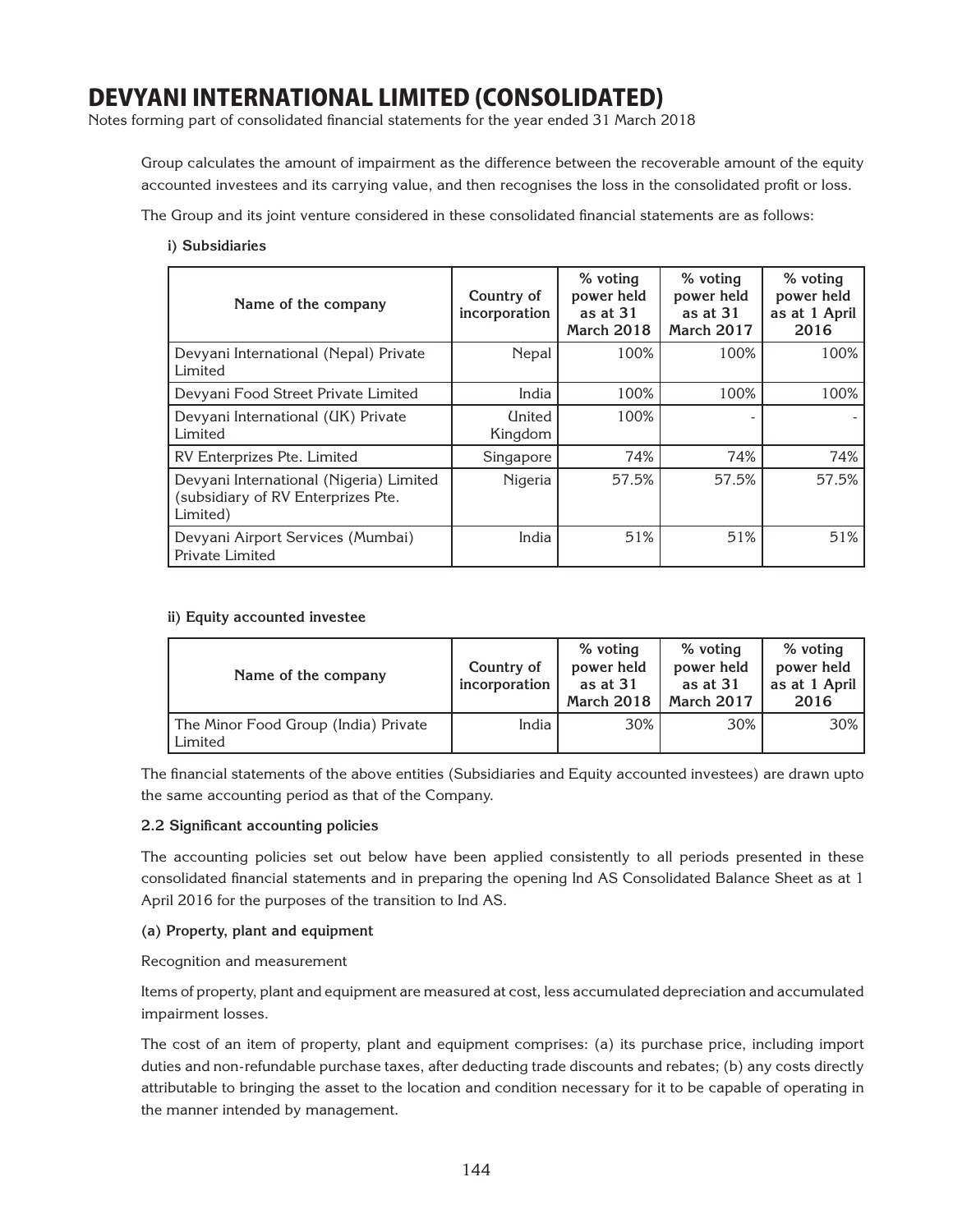# DEVYANI INTERNATIONAL LIMITED (CONSOLIDATED)

Notes forming part of consolidated financial statements for the year ended 31 March 2018

Group calculates the amount of impairment as the difference between the recoverable amount of the equity accounted investees and its carrying value, and then recognises the loss in the consolidated profit or loss.

The Group and its joint venture considered in these consolidated financial statements are as follows:

**i) Subsidiaries**

| Name of the company | Country of incorporation | % voting power held as at 31 March 2018 | % voting power held as at 31 March 2017 | % voting power held as at 1 April 2016 |
|---|---|---|---|---|
| Devyani International (Nepal) Private Limited | Nepal | 100% | 100% | 100% |
| Devyani Food Street Private Limited | India | 100% | 100% | 100% |
| Devyani International (UK) Private Limited | United Kingdom | 100% | - | - |
| RV Enterprizes Pte. Limited | Singapore | 74% | 74% | 74% |
| Devyani International (Nigeria) Limited (subsidiary of RV Enterprizes Pte. Limited) | Nigeria | 57.5% | 57.5% | 57.5% |
| Devyani Airport Services (Mumbai) Private Limited | India | 51% | 51% | 51% |

**ii) Equity accounted investee**

| Name of the company | Country of incorporation | % voting power held as at 31 March 2018 | % voting power held as at 31 March 2017 | % voting power held as at 1 April 2016 |
|---|---|---|---|---|
| The Minor Food Group (India) Private Limited | India | 30% | 30% | 30% |

The financial statements of the above entities (Subsidiaries and Equity accounted investees) are drawn upto the same accounting period as that of the Company.

**2.2 Significant accounting policies**

The accounting policies set out below have been applied consistently to all periods presented in these consolidated financial statements and in preparing the opening Ind AS Consolidated Balance Sheet as at 1 April 2016 for the purposes of the transition to Ind AS.

**(a) Property, plant and equipment**

Recognition and measurement

Items of property, plant and equipment are measured at cost, less accumulated depreciation and accumulated impairment losses.

The cost of an item of property, plant and equipment comprises: (a) its purchase price, including import duties and non-refundable purchase taxes, after deducting trade discounts and rebates; (b) any costs directly attributable to bringing the asset to the location and condition necessary for it to be capable of operating in the manner intended by management.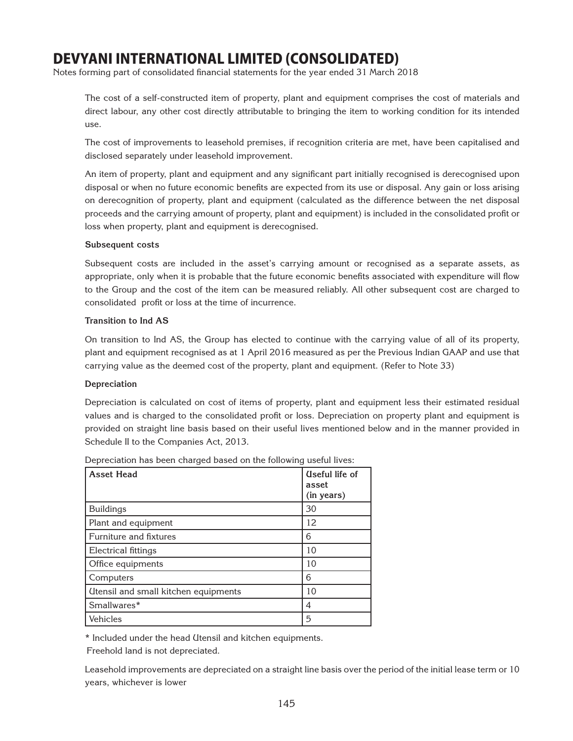The cost of a self-constructed item of property, plant and equipment comprises the cost of materials and direct labour, any other cost directly attributable to bringing the item to working condition for its intended use.

The cost of improvements to leasehold premises, if recognition criteria are met, have been capitalised and disclosed separately under leasehold improvement.

An item of property, plant and equipment and any significant part initially recognised is derecognised upon disposal or when no future economic benefits are expected from its use or disposal. Any gain or loss arising on derecognition of property, plant and equipment (calculated as the difference between the net disposal proceeds and the carrying amount of property, plant and equipment) is included in the consolidated profit or loss when property, plant and equipment is derecognised.

**Subsequent costs**

Subsequent costs are included in the asset's carrying amount or recognised as a separate assets, as appropriate, only when it is probable that the future economic benefits associated with expenditure will flow to the Group and the cost of the item can be measured reliably. All other subsequent cost are charged to consolidated profit or loss at the time of incurrence.

**Transition to Ind AS**

On transition to Ind AS, the Group has elected to continue with the carrying value of all of its property, plant and equipment recognised as at 1 April 2016 measured as per the Previous Indian GAAP and use that carrying value as the deemed cost of the property, plant and equipment. (Refer to Note 33)

**Depreciation**

Depreciation is calculated on cost of items of property, plant and equipment less their estimated residual values and is charged to the consolidated profit or loss. Depreciation on property plant and equipment is provided on straight line basis based on their useful lives mentioned below and in the manner provided in Schedule II to the Companies Act, 2013.

Depreciation has been charged based on the following useful lives:

| Asset Head | Useful life of asset (in years) |
|---|---|
| Buildings | 30 |
| Plant and equipment | 12 |
| Furniture and fixtures | 6 |
| Electrical fittings | 10 |
| Office equipments | 10 |
| Computers | 6 |
| Utensil and small kitchen equipments | 10 |
| Smallwares* | 4 |
| Vehicles | 5 |

\* Included under the head Utensil and kitchen equipments.

Freehold land is not depreciated.

Leasehold improvements are depreciated on a straight line basis over the period of the initial lease term or 10 years, whichever is lower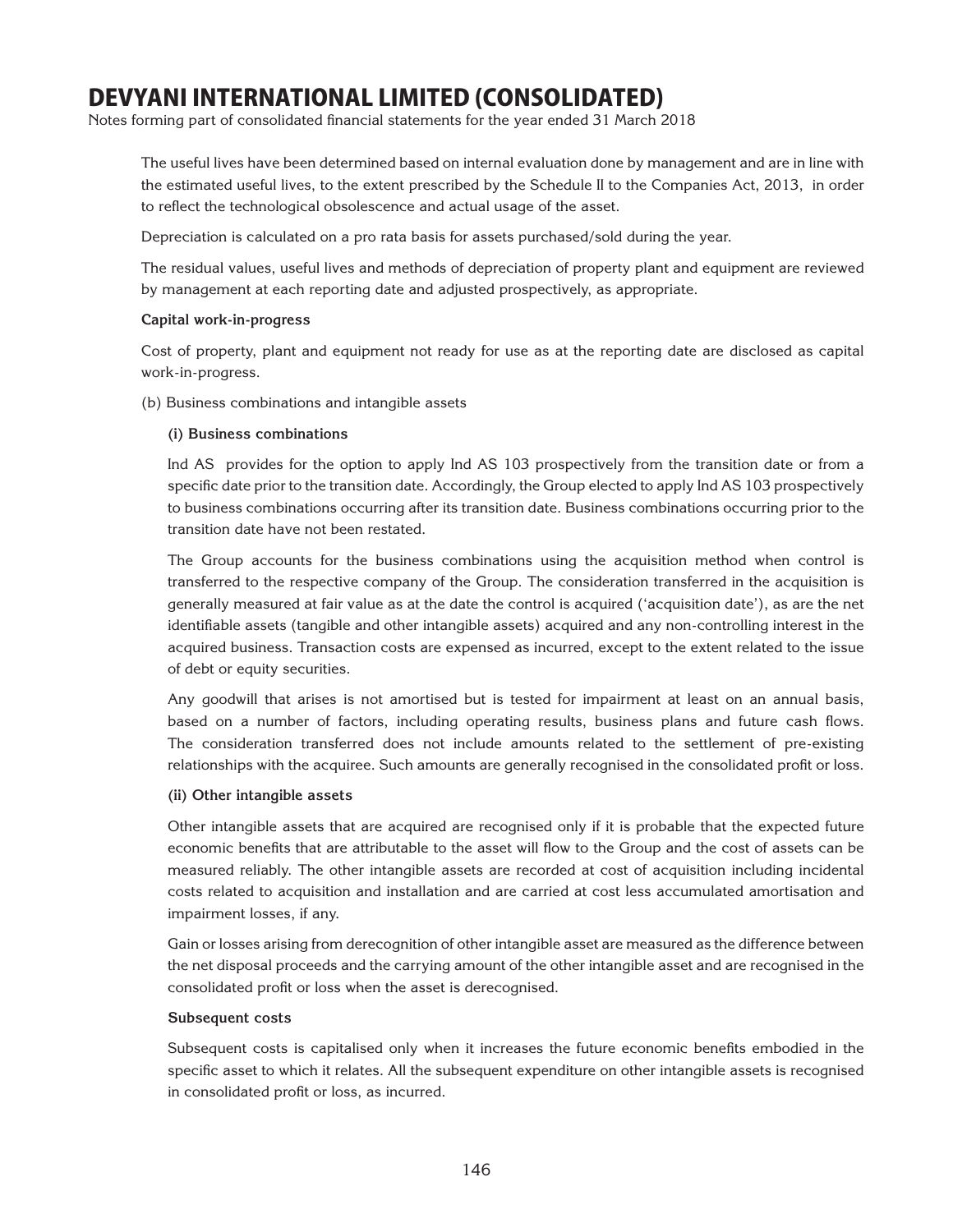The useful lives have been determined based on internal evaluation done by management and are in line with the estimated useful lives, to the extent prescribed by the Schedule II to the Companies Act, 2013, in order to reflect the technological obsolescence and actual usage of the asset.

Depreciation is calculated on a pro rata basis for assets purchased/sold during the year.

The residual values, useful lives and methods of depreciation of property plant and equipment are reviewed by management at each reporting date and adjusted prospectively, as appropriate.

**Capital work-in-progress**

Cost of property, plant and equipment not ready for use as at the reporting date are disclosed as capital work-in-progress.

(b) Business combinations and intangible assets

**(i) Business combinations**

Ind AS provides for the option to apply Ind AS 103 prospectively from the transition date or from a specific date prior to the transition date. Accordingly, the Group elected to apply Ind AS 103 prospectively to business combinations occurring after its transition date. Business combinations occurring prior to the transition date have not been restated.

The Group accounts for the business combinations using the acquisition method when control is transferred to the respective company of the Group. The consideration transferred in the acquisition is generally measured at fair value as at the date the control is acquired ('acquisition date'), as are the net identifiable assets (tangible and other intangible assets) acquired and any non-controlling interest in the acquired business. Transaction costs are expensed as incurred, except to the extent related to the issue of debt or equity securities.

Any goodwill that arises is not amortised but is tested for impairment at least on an annual basis, based on a number of factors, including operating results, business plans and future cash flows. The consideration transferred does not include amounts related to the settlement of pre-existing relationships with the acquiree. Such amounts are generally recognised in the consolidated profit or loss.

**(ii) Other intangible assets**

Other intangible assets that are acquired are recognised only if it is probable that the expected future economic benefits that are attributable to the asset will flow to the Group and the cost of assets can be measured reliably. The other intangible assets are recorded at cost of acquisition including incidental costs related to acquisition and installation and are carried at cost less accumulated amortisation and impairment losses, if any.

Gain or losses arising from derecognition of other intangible asset are measured as the difference between the net disposal proceeds and the carrying amount of the other intangible asset and are recognised in the consolidated profit or loss when the asset is derecognised.

**Subsequent costs**

Subsequent costs is capitalised only when it increases the future economic benefits embodied in the specific asset to which it relates. All the subsequent expenditure on other intangible assets is recognised in consolidated profit or loss, as incurred.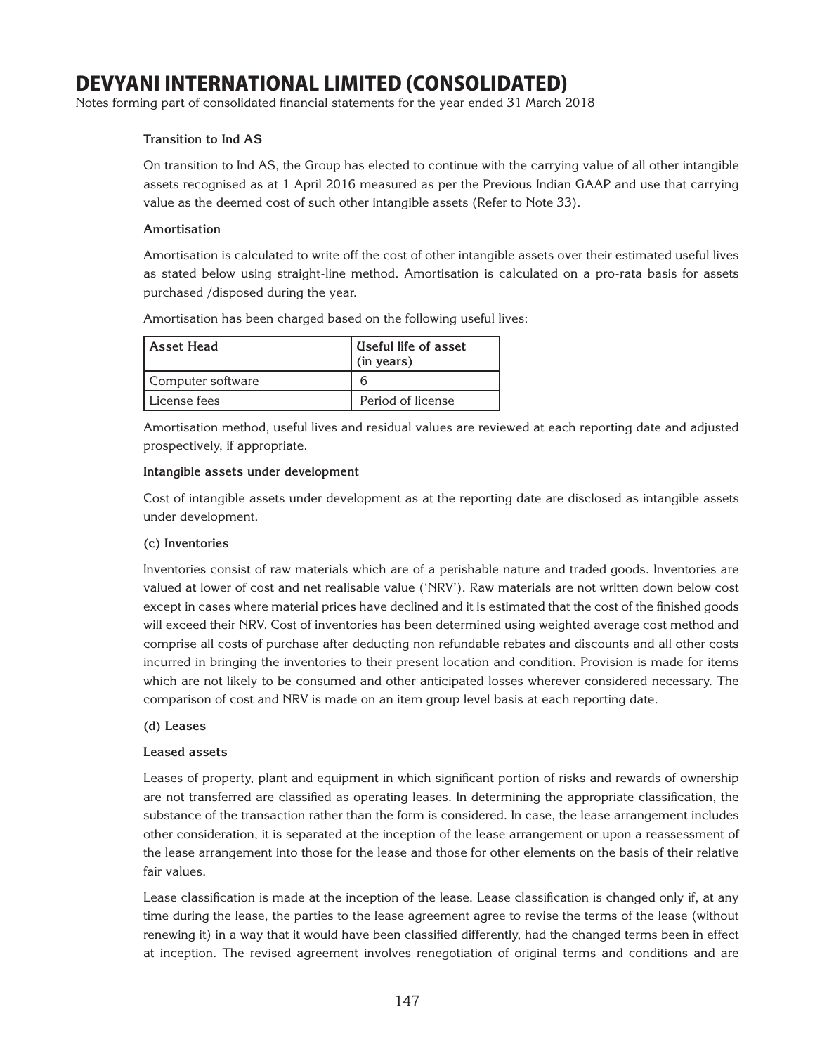**Transition to Ind AS**

On transition to Ind AS, the Group has elected to continue with the carrying value of all other intangible assets recognised as at 1 April 2016 measured as per the Previous Indian GAAP and use that carrying value as the deemed cost of such other intangible assets (Refer to Note 33).

**Amortisation**

Amortisation is calculated to write off the cost of other intangible assets over their estimated useful lives as stated below using straight-line method. Amortisation is calculated on a pro-rata basis for assets purchased /disposed during the year.

Amortisation has been charged based on the following useful lives:

| Asset Head | Useful life of asset (in years) |
|---|---|
| Computer software | 6 |
| License fees | Period of license |

Amortisation method, useful lives and residual values are reviewed at each reporting date and adjusted prospectively, if appropriate.

**Intangible assets under development**

Cost of intangible assets under development as at the reporting date are disclosed as intangible assets under development.

**(c) Inventories**

Inventories consist of raw materials which are of a perishable nature and traded goods. Inventories are valued at lower of cost and net realisable value ('NRV'). Raw materials are not written down below cost except in cases where material prices have declined and it is estimated that the cost of the finished goods will exceed their NRV. Cost of inventories has been determined using weighted average cost method and comprise all costs of purchase after deducting non refundable rebates and discounts and all other costs incurred in bringing the inventories to their present location and condition. Provision is made for items which are not likely to be consumed and other anticipated losses wherever considered necessary. The comparison of cost and NRV is made on an item group level basis at each reporting date.

**(d) Leases**

**Leased assets**

Leases of property, plant and equipment in which significant portion of risks and rewards of ownership are not transferred are classified as operating leases. In determining the appropriate classification, the substance of the transaction rather than the form is considered. In case, the lease arrangement includes other consideration, it is separated at the inception of the lease arrangement or upon a reassessment of the lease arrangement into those for the lease and those for other elements on the basis of their relative fair values.

Lease classification is made at the inception of the lease. Lease classification is changed only if, at any time during the lease, the parties to the lease agreement agree to revise the terms of the lease (without renewing it) in a way that it would have been classified differently, had the changed terms been in effect at inception. The revised agreement involves renegotiation of original terms and conditions and are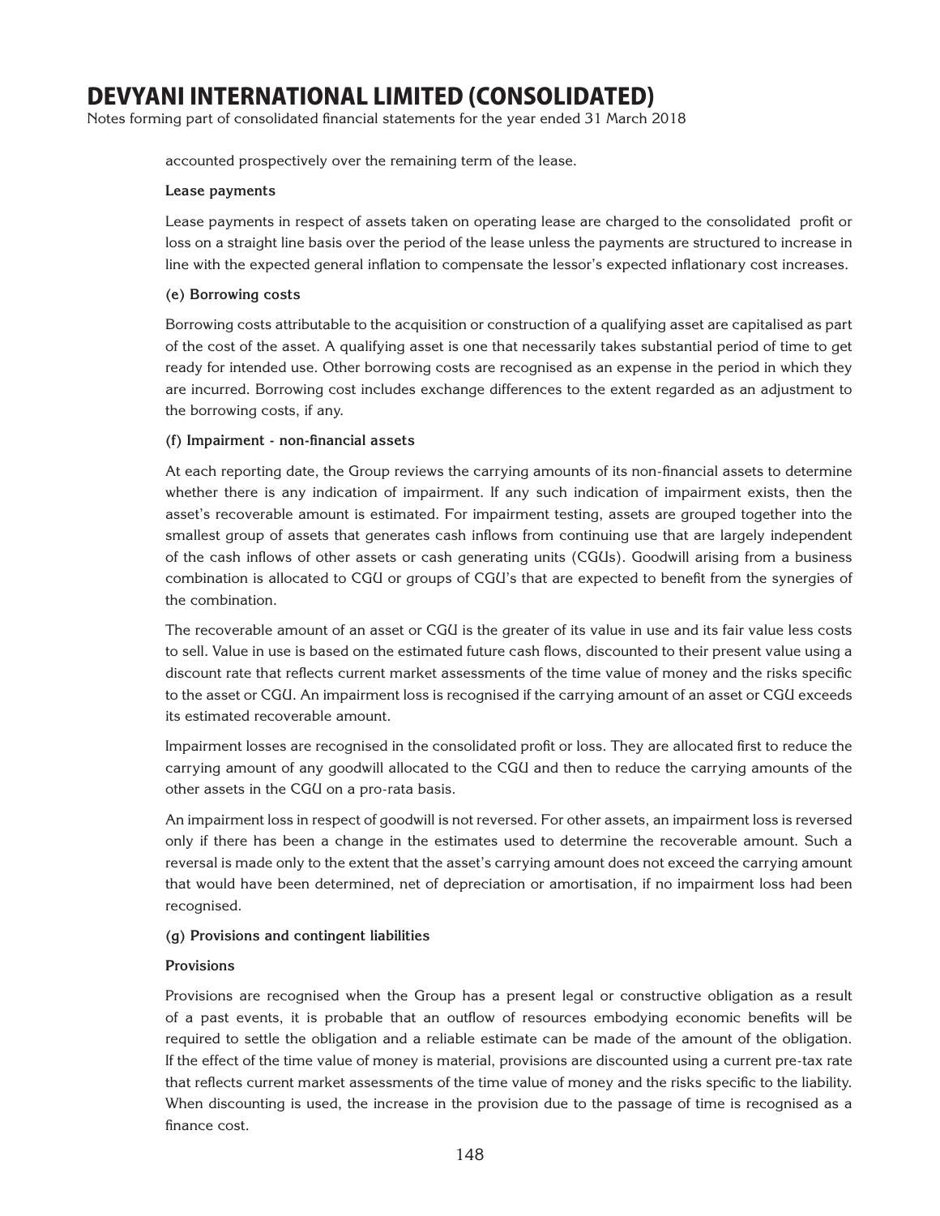accounted prospectively over the remaining term of the lease.

**Lease payments**

Lease payments in respect of assets taken on operating lease are charged to the consolidated profit or loss on a straight line basis over the period of the lease unless the payments are structured to increase in line with the expected general inflation to compensate the lessor's expected inflationary cost increases.

**(e) Borrowing costs**

Borrowing costs attributable to the acquisition or construction of a qualifying asset are capitalised as part of the cost of the asset. A qualifying asset is one that necessarily takes substantial period of time to get ready for intended use. Other borrowing costs are recognised as an expense in the period in which they are incurred. Borrowing cost includes exchange differences to the extent regarded as an adjustment to the borrowing costs, if any.

**(f) Impairment - non-financial assets**

At each reporting date, the Group reviews the carrying amounts of its non-financial assets to determine whether there is any indication of impairment. If any such indication of impairment exists, then the asset's recoverable amount is estimated. For impairment testing, assets are grouped together into the smallest group of assets that generates cash inflows from continuing use that are largely independent of the cash inflows of other assets or cash generating units (CGUs). Goodwill arising from a business combination is allocated to CGU or groups of CGU's that are expected to benefit from the synergies of the combination.

The recoverable amount of an asset or CGU is the greater of its value in use and its fair value less costs to sell. Value in use is based on the estimated future cash flows, discounted to their present value using a discount rate that reflects current market assessments of the time value of money and the risks specific to the asset or CGU. An impairment loss is recognised if the carrying amount of an asset or CGU exceeds its estimated recoverable amount.

Impairment losses are recognised in the consolidated profit or loss. They are allocated first to reduce the carrying amount of any goodwill allocated to the CGU and then to reduce the carrying amounts of the other assets in the CGU on a pro-rata basis.

An impairment loss in respect of goodwill is not reversed. For other assets, an impairment loss is reversed only if there has been a change in the estimates used to determine the recoverable amount. Such a reversal is made only to the extent that the asset's carrying amount does not exceed the carrying amount that would have been determined, net of depreciation or amortisation, if no impairment loss had been recognised.

**(g) Provisions and contingent liabilities**

**Provisions**

Provisions are recognised when the Group has a present legal or constructive obligation as a result of a past events, it is probable that an outflow of resources embodying economic benefits will be required to settle the obligation and a reliable estimate can be made of the amount of the obligation. If the effect of the time value of money is material, provisions are discounted using a current pre-tax rate that reflects current market assessments of the time value of money and the risks specific to the liability. When discounting is used, the increase in the provision due to the passage of time is recognised as a finance cost.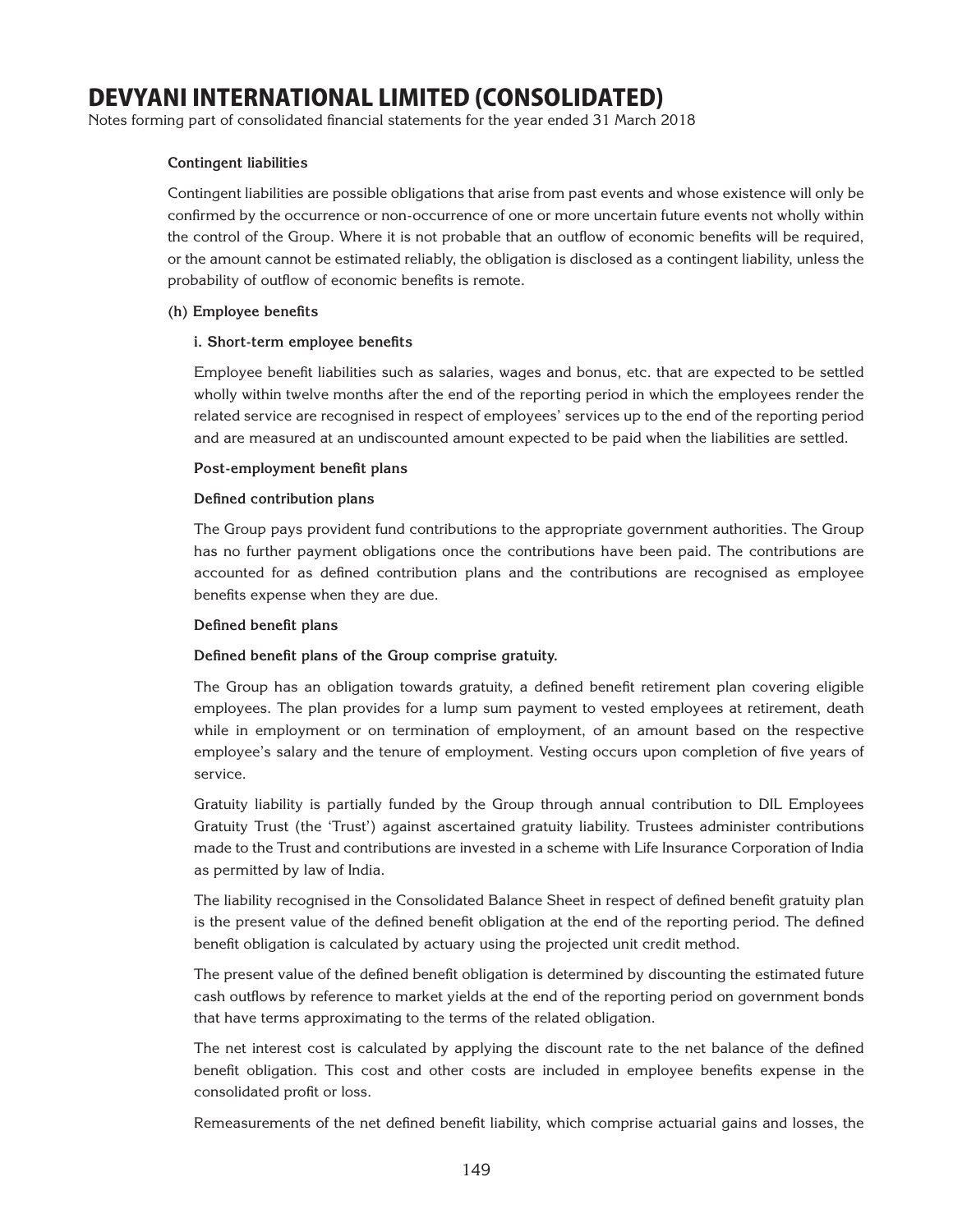**Contingent liabilities**

Contingent liabilities are possible obligations that arise from past events and whose existence will only be confirmed by the occurrence or non-occurrence of one or more uncertain future events not wholly within the control of the Group. Where it is not probable that an outflow of economic benefits will be required, or the amount cannot be estimated reliably, the obligation is disclosed as a contingent liability, unless the probability of outflow of economic benefits is remote.

**(h) Employee benefits**

**i. Short-term employee benefits**

Employee benefit liabilities such as salaries, wages and bonus, etc. that are expected to be settled wholly within twelve months after the end of the reporting period in which the employees render the related service are recognised in respect of employees' services up to the end of the reporting period and are measured at an undiscounted amount expected to be paid when the liabilities are settled.

**Post-employment benefit plans**

**Defined contribution plans**

The Group pays provident fund contributions to the appropriate government authorities. The Group has no further payment obligations once the contributions have been paid. The contributions are accounted for as defined contribution plans and the contributions are recognised as employee benefits expense when they are due.

**Defined benefit plans**

**Defined benefit plans of the Group comprise gratuity.**

The Group has an obligation towards gratuity, a defined benefit retirement plan covering eligible employees. The plan provides for a lump sum payment to vested employees at retirement, death while in employment or on termination of employment, of an amount based on the respective employee's salary and the tenure of employment. Vesting occurs upon completion of five years of service.

Gratuity liability is partially funded by the Group through annual contribution to DIL Employees Gratuity Trust (the 'Trust') against ascertained gratuity liability. Trustees administer contributions made to the Trust and contributions are invested in a scheme with Life Insurance Corporation of India as permitted by law of India.

The liability recognised in the Consolidated Balance Sheet in respect of defined benefit gratuity plan is the present value of the defined benefit obligation at the end of the reporting period. The defined benefit obligation is calculated by actuary using the projected unit credit method.

The present value of the defined benefit obligation is determined by discounting the estimated future cash outflows by reference to market yields at the end of the reporting period on government bonds that have terms approximating to the terms of the related obligation.

The net interest cost is calculated by applying the discount rate to the net balance of the defined benefit obligation. This cost and other costs are included in employee benefits expense in the consolidated profit or loss.

Remeasurements of the net defined benefit liability, which comprise actuarial gains and losses, the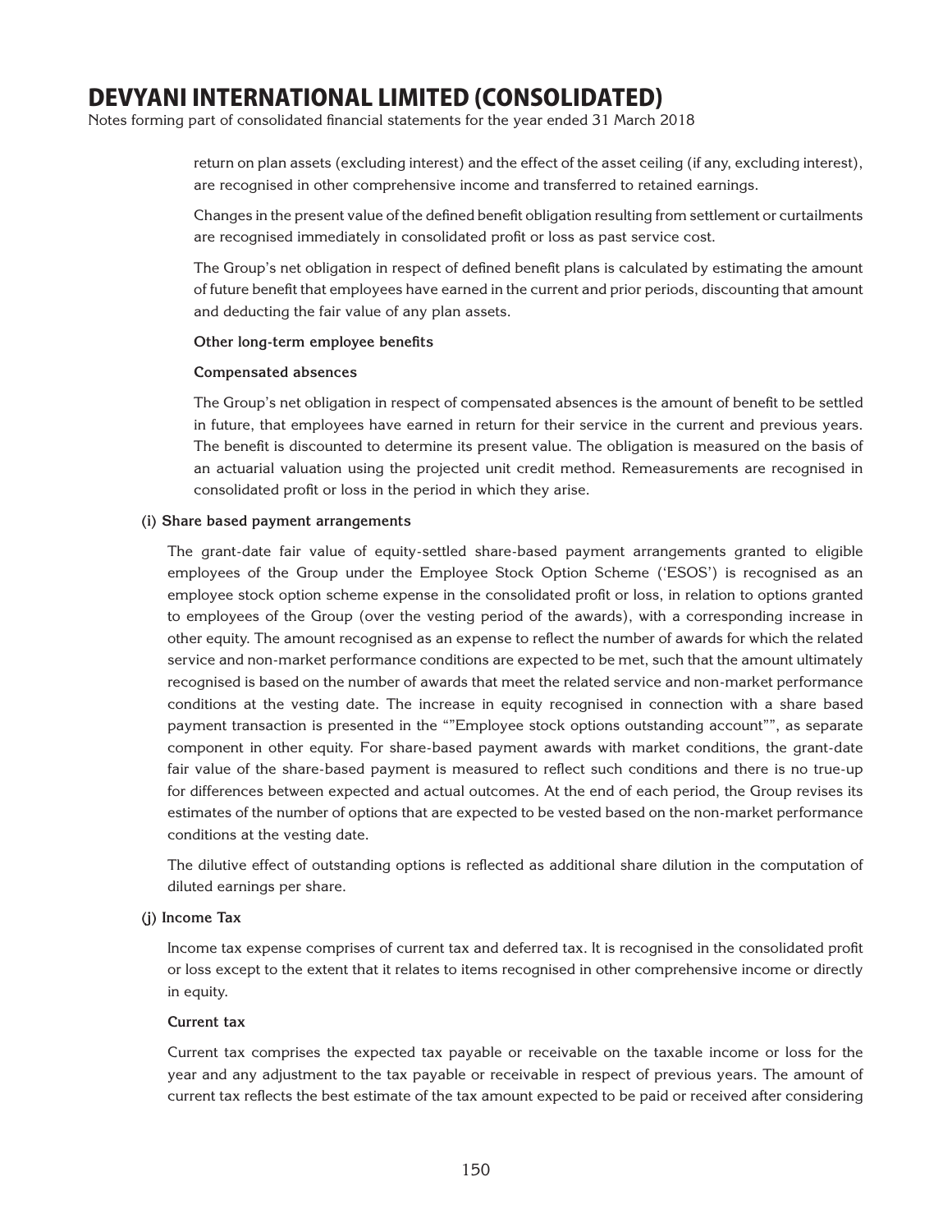return on plan assets (excluding interest) and the effect of the asset ceiling (if any, excluding interest), are recognised in other comprehensive income and transferred to retained earnings.

Changes in the present value of the defined benefit obligation resulting from settlement or curtailments are recognised immediately in consolidated profit or loss as past service cost.

The Group's net obligation in respect of defined benefit plans is calculated by estimating the amount of future benefit that employees have earned in the current and prior periods, discounting that amount and deducting the fair value of any plan assets.

**Other long-term employee benefits**

**Compensated absences**

The Group's net obligation in respect of compensated absences is the amount of benefit to be settled in future, that employees have earned in return for their service in the current and previous years. The benefit is discounted to determine its present value. The obligation is measured on the basis of an actuarial valuation using the projected unit credit method. Remeasurements are recognised in consolidated profit or loss in the period in which they arise.

**(i) Share based payment arrangements**

The grant-date fair value of equity-settled share-based payment arrangements granted to eligible employees of the Group under the Employee Stock Option Scheme ('ESOS') is recognised as an employee stock option scheme expense in the consolidated profit or loss, in relation to options granted to employees of the Group (over the vesting period of the awards), with a corresponding increase in other equity. The amount recognised as an expense to reflect the number of awards for which the related service and non-market performance conditions are expected to be met, such that the amount ultimately recognised is based on the number of awards that meet the related service and non-market performance conditions at the vesting date. The increase in equity recognised in connection with a share based payment transaction is presented in the ""Employee stock options outstanding account"", as separate component in other equity. For share-based payment awards with market conditions, the grant-date fair value of the share-based payment is measured to reflect such conditions and there is no true-up for differences between expected and actual outcomes. At the end of each period, the Group revises its estimates of the number of options that are expected to be vested based on the non-market performance conditions at the vesting date.

The dilutive effect of outstanding options is reflected as additional share dilution in the computation of diluted earnings per share.

**(j) Income Tax**

Income tax expense comprises of current tax and deferred tax. It is recognised in the consolidated profit or loss except to the extent that it relates to items recognised in other comprehensive income or directly in equity.

**Current tax**

Current tax comprises the expected tax payable or receivable on the taxable income or loss for the year and any adjustment to the tax payable or receivable in respect of previous years. The amount of current tax reflects the best estimate of the tax amount expected to be paid or received after considering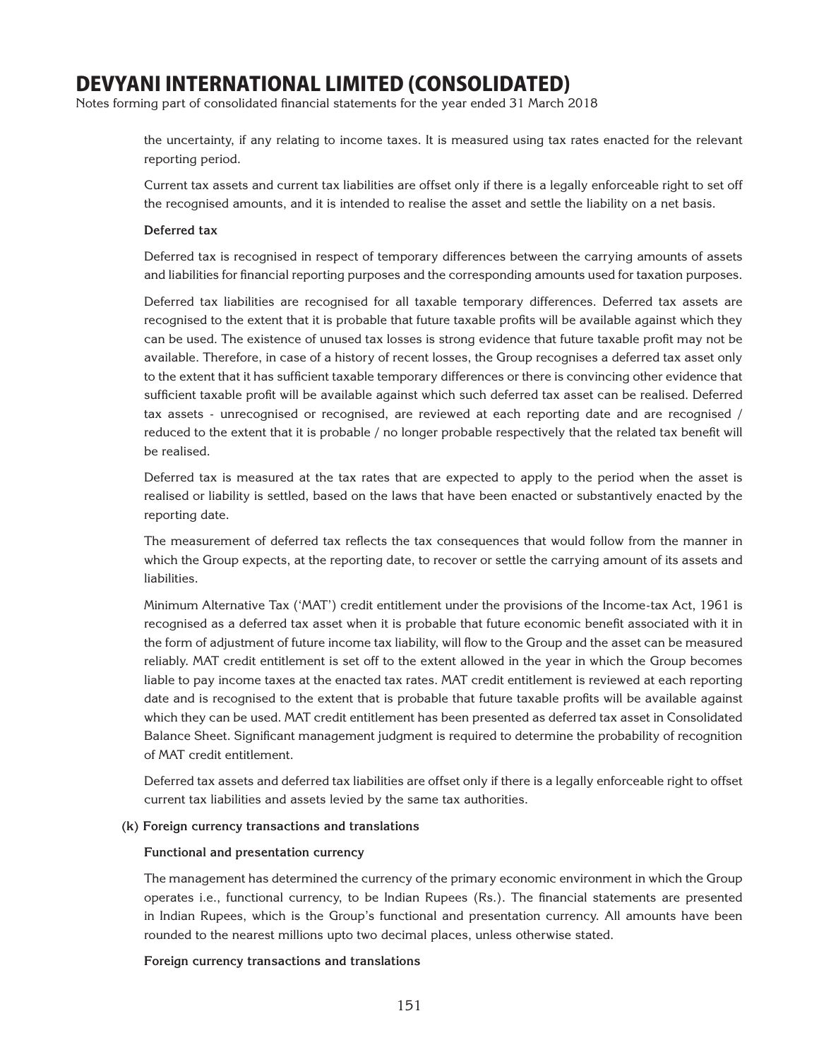the uncertainty, if any relating to income taxes. It is measured using tax rates enacted for the relevant reporting period.

Current tax assets and current tax liabilities are offset only if there is a legally enforceable right to set off the recognised amounts, and it is intended to realise the asset and settle the liability on a net basis.

**Deferred tax**

Deferred tax is recognised in respect of temporary differences between the carrying amounts of assets and liabilities for financial reporting purposes and the corresponding amounts used for taxation purposes.

Deferred tax liabilities are recognised for all taxable temporary differences. Deferred tax assets are recognised to the extent that it is probable that future taxable profits will be available against which they can be used. The existence of unused tax losses is strong evidence that future taxable profit may not be available. Therefore, in case of a history of recent losses, the Group recognises a deferred tax asset only to the extent that it has sufficient taxable temporary differences or there is convincing other evidence that sufficient taxable profit will be available against which such deferred tax asset can be realised. Deferred tax assets - unrecognised or recognised, are reviewed at each reporting date and are recognised / reduced to the extent that it is probable / no longer probable respectively that the related tax benefit will be realised.

Deferred tax is measured at the tax rates that are expected to apply to the period when the asset is realised or liability is settled, based on the laws that have been enacted or substantively enacted by the reporting date.

The measurement of deferred tax reflects the tax consequences that would follow from the manner in which the Group expects, at the reporting date, to recover or settle the carrying amount of its assets and liabilities.

Minimum Alternative Tax ('MAT') credit entitlement under the provisions of the Income-tax Act, 1961 is recognised as a deferred tax asset when it is probable that future economic benefit associated with it in the form of adjustment of future income tax liability, will flow to the Group and the asset can be measured reliably. MAT credit entitlement is set off to the extent allowed in the year in which the Group becomes liable to pay income taxes at the enacted tax rates. MAT credit entitlement is reviewed at each reporting date and is recognised to the extent that is probable that future taxable profits will be available against which they can be used. MAT credit entitlement has been presented as deferred tax asset in Consolidated Balance Sheet. Significant management judgment is required to determine the probability of recognition of MAT credit entitlement.

Deferred tax assets and deferred tax liabilities are offset only if there is a legally enforceable right to offset current tax liabilities and assets levied by the same tax authorities.

**(k) Foreign currency transactions and translations**

**Functional and presentation currency**

The management has determined the currency of the primary economic environment in which the Group operates i.e., functional currency, to be Indian Rupees (Rs.). The financial statements are presented in Indian Rupees, which is the Group's functional and presentation currency. All amounts have been rounded to the nearest millions upto two decimal places, unless otherwise stated.

**Foreign currency transactions and translations**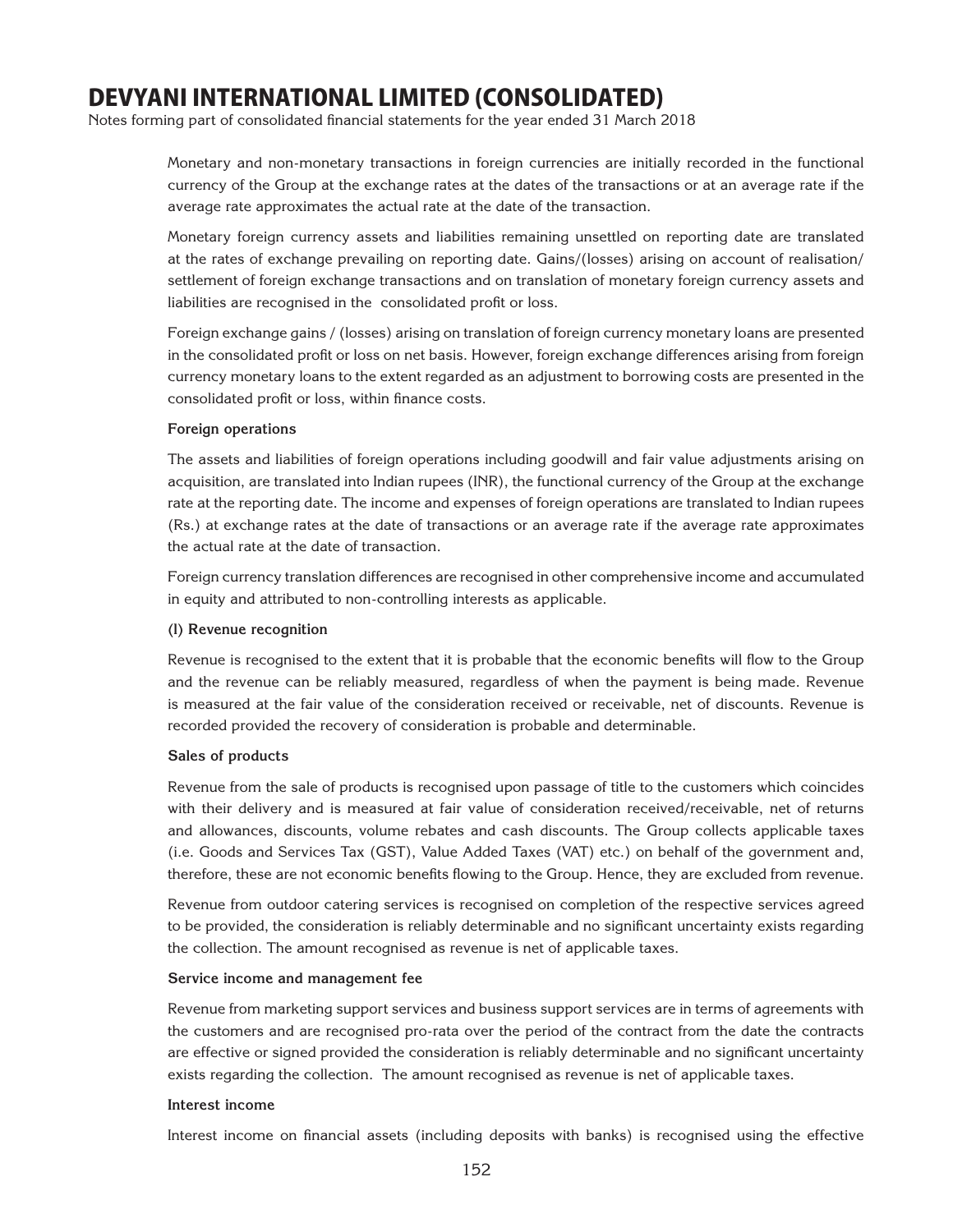Monetary and non-monetary transactions in foreign currencies are initially recorded in the functional currency of the Group at the exchange rates at the dates of the transactions or at an average rate if the average rate approximates the actual rate at the date of the transaction.

Monetary foreign currency assets and liabilities remaining unsettled on reporting date are translated at the rates of exchange prevailing on reporting date. Gains/(losses) arising on account of realisation/ settlement of foreign exchange transactions and on translation of monetary foreign currency assets and liabilities are recognised in the consolidated profit or loss.

Foreign exchange gains / (losses) arising on translation of foreign currency monetary loans are presented in the consolidated profit or loss on net basis. However, foreign exchange differences arising from foreign currency monetary loans to the extent regarded as an adjustment to borrowing costs are presented in the consolidated profit or loss, within finance costs.

**Foreign operations**

The assets and liabilities of foreign operations including goodwill and fair value adjustments arising on acquisition, are translated into Indian rupees (INR), the functional currency of the Group at the exchange rate at the reporting date. The income and expenses of foreign operations are translated to Indian rupees (Rs.) at exchange rates at the date of transactions or an average rate if the average rate approximates the actual rate at the date of transaction.

Foreign currency translation differences are recognised in other comprehensive income and accumulated in equity and attributed to non-controlling interests as applicable.

**(l) Revenue recognition**

Revenue is recognised to the extent that it is probable that the economic benefits will flow to the Group and the revenue can be reliably measured, regardless of when the payment is being made. Revenue is measured at the fair value of the consideration received or receivable, net of discounts. Revenue is recorded provided the recovery of consideration is probable and determinable.

**Sales of products**

Revenue from the sale of products is recognised upon passage of title to the customers which coincides with their delivery and is measured at fair value of consideration received/receivable, net of returns and allowances, discounts, volume rebates and cash discounts. The Group collects applicable taxes (i.e. Goods and Services Tax (GST), Value Added Taxes (VAT) etc.) on behalf of the government and, therefore, these are not economic benefits flowing to the Group. Hence, they are excluded from revenue.

Revenue from outdoor catering services is recognised on completion of the respective services agreed to be provided, the consideration is reliably determinable and no significant uncertainty exists regarding the collection. The amount recognised as revenue is net of applicable taxes.

**Service income and management fee**

Revenue from marketing support services and business support services are in terms of agreements with the customers and are recognised pro-rata over the period of the contract from the date the contracts are effective or signed provided the consideration is reliably determinable and no significant uncertainty exists regarding the collection. The amount recognised as revenue is net of applicable taxes.

**Interest income**

Interest income on financial assets (including deposits with banks) is recognised using the effective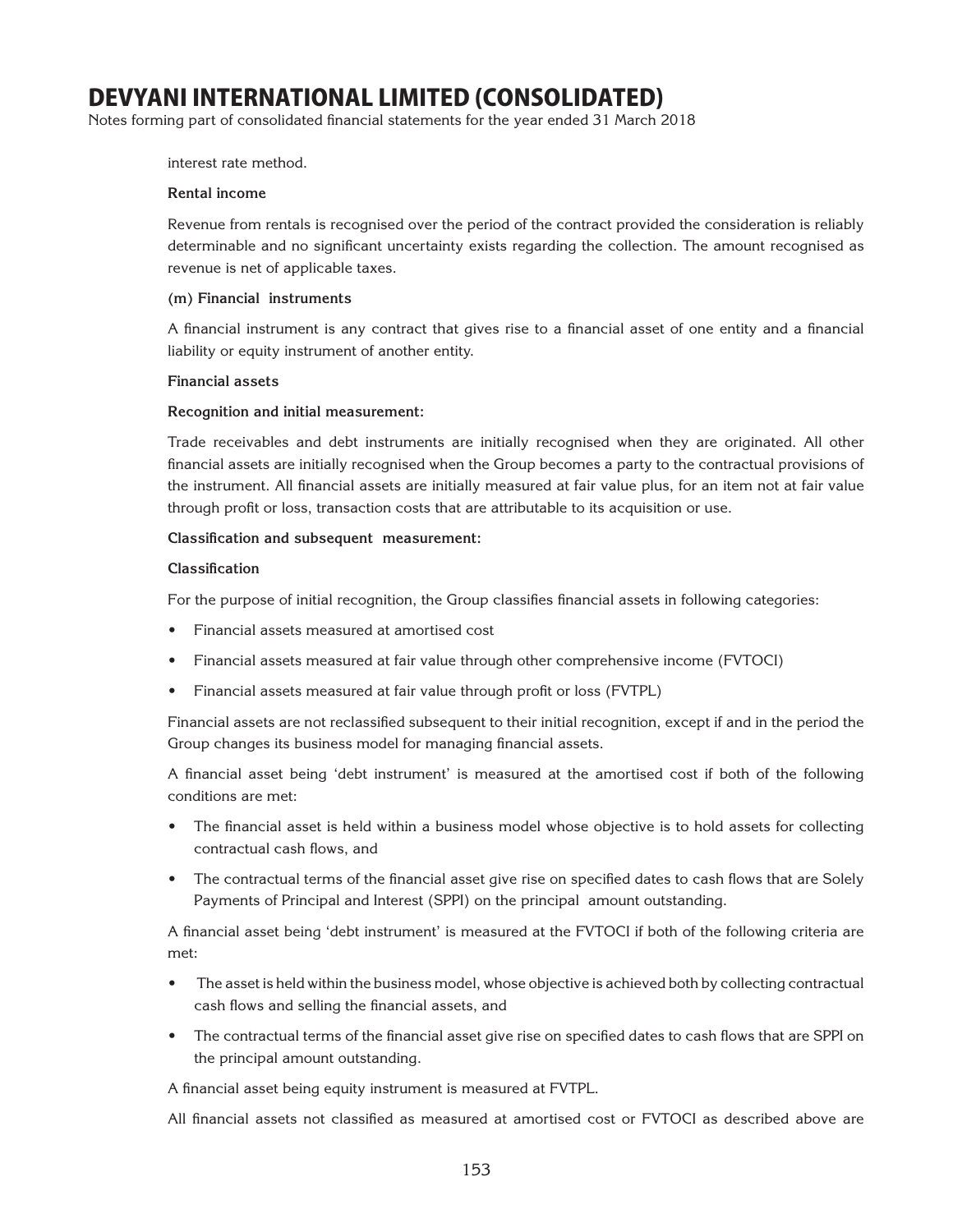interest rate method.

**Rental income**

Revenue from rentals is recognised over the period of the contract provided the consideration is reliably determinable and no significant uncertainty exists regarding the collection. The amount recognised as revenue is net of applicable taxes.

**(m) Financial instruments**

A financial instrument is any contract that gives rise to a financial asset of one entity and a financial liability or equity instrument of another entity.

**Financial assets**

**Recognition and initial measurement:**

Trade receivables and debt instruments are initially recognised when they are originated. All other financial assets are initially recognised when the Group becomes a party to the contractual provisions of the instrument. All financial assets are initially measured at fair value plus, for an item not at fair value through profit or loss, transaction costs that are attributable to its acquisition or use.

**Classification and subsequent measurement:**

**Classification**

For the purpose of initial recognition, the Group classifies financial assets in following categories:

- Financial assets measured at amortised cost
- Financial assets measured at fair value through other comprehensive income (FVTOCI)
- Financial assets measured at fair value through profit or loss (FVTPL)

Financial assets are not reclassified subsequent to their initial recognition, except if and in the period the Group changes its business model for managing financial assets.

A financial asset being 'debt instrument' is measured at the amortised cost if both of the following conditions are met:

- The financial asset is held within a business model whose objective is to hold assets for collecting contractual cash flows, and
- The contractual terms of the financial asset give rise on specified dates to cash flows that are Solely Payments of Principal and Interest (SPPI) on the principal amount outstanding.

A financial asset being 'debt instrument' is measured at the FVTOCI if both of the following criteria are met:

- The asset is held within the business model, whose objective is achieved both by collecting contractual cash flows and selling the financial assets, and
- The contractual terms of the financial asset give rise on specified dates to cash flows that are SPPI on the principal amount outstanding.

A financial asset being equity instrument is measured at FVTPL.

All financial assets not classified as measured at amortised cost or FVTOCI as described above are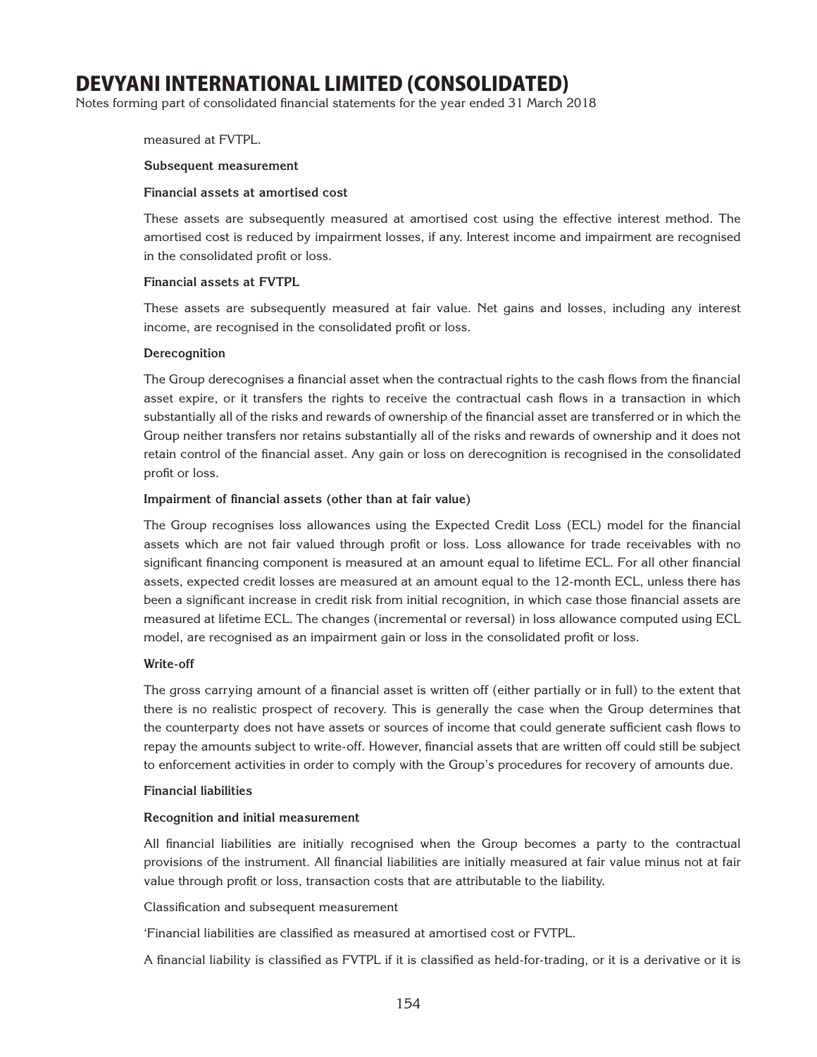measured at FVTPL.

**Subsequent measurement**

**Financial assets at amortised cost**

These assets are subsequently measured at amortised cost using the effective interest method. The amortised cost is reduced by impairment losses, if any. Interest income and impairment are recognised in the consolidated profit or loss.

**Financial assets at FVTPL**

These assets are subsequently measured at fair value. Net gains and losses, including any interest income, are recognised in the consolidated profit or loss.

**Derecognition**

The Group derecognises a financial asset when the contractual rights to the cash flows from the financial asset expire, or it transfers the rights to receive the contractual cash flows in a transaction in which substantially all of the risks and rewards of ownership of the financial asset are transferred or in which the Group neither transfers nor retains substantially all of the risks and rewards of ownership and it does not retain control of the financial asset. Any gain or loss on derecognition is recognised in the consolidated profit or loss.

**Impairment of financial assets (other than at fair value)**

The Group recognises loss allowances using the Expected Credit Loss (ECL) model for the financial assets which are not fair valued through profit or loss. Loss allowance for trade receivables with no significant financing component is measured at an amount equal to lifetime ECL. For all other financial assets, expected credit losses are measured at an amount equal to the 12-month ECL, unless there has been a significant increase in credit risk from initial recognition, in which case those financial assets are measured at lifetime ECL. The changes (incremental or reversal) in loss allowance computed using ECL model, are recognised as an impairment gain or loss in the consolidated profit or loss.

**Write-off**

The gross carrying amount of a financial asset is written off (either partially or in full) to the extent that there is no realistic prospect of recovery. This is generally the case when the Group determines that the counterparty does not have assets or sources of income that could generate sufficient cash flows to repay the amounts subject to write-off. However, financial assets that are written off could still be subject to enforcement activities in order to comply with the Group's procedures for recovery of amounts due.

**Financial liabilities**

**Recognition and initial measurement**

All financial liabilities are initially recognised when the Group becomes a party to the contractual provisions of the instrument. All financial liabilities are initially measured at fair value minus not at fair value through profit or loss, transaction costs that are attributable to the liability.

Classification and subsequent measurement

'Financial liabilities are classified as measured at amortised cost or FVTPL.

A financial liability is classified as FVTPL if it is classified as held-for-trading, or it is a derivative or it is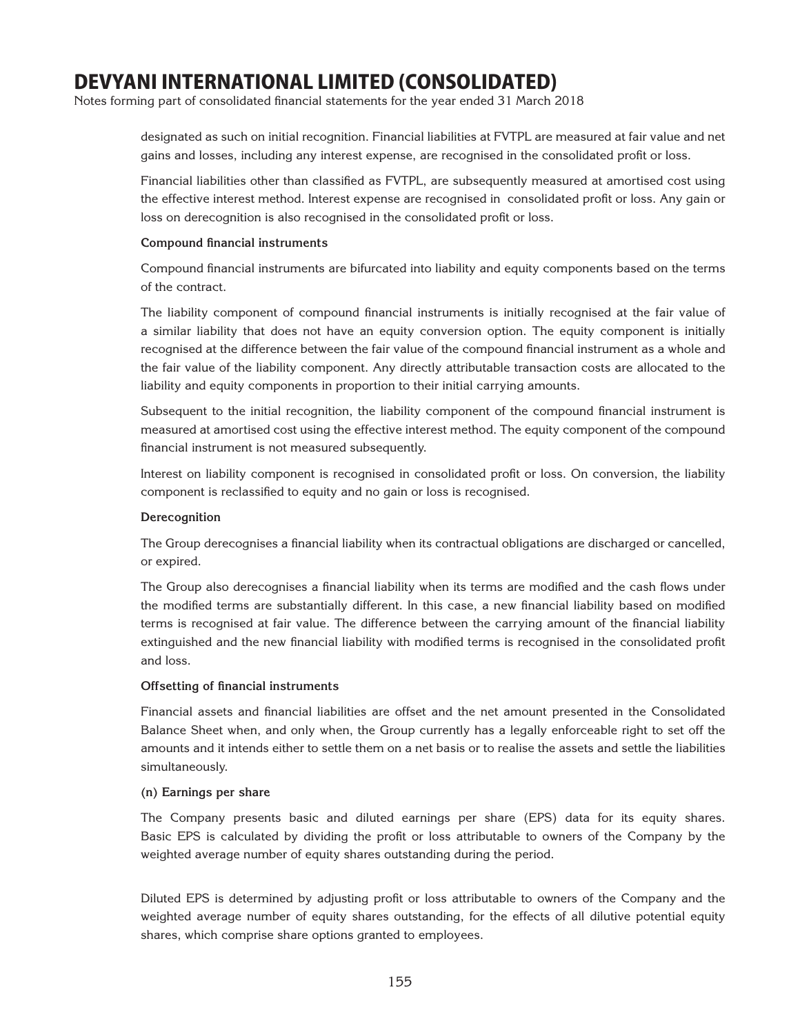designated as such on initial recognition. Financial liabilities at FVTPL are measured at fair value and net gains and losses, including any interest expense, are recognised in the consolidated profit or loss.

Financial liabilities other than classified as FVTPL, are subsequently measured at amortised cost using the effective interest method. Interest expense are recognised in consolidated profit or loss. Any gain or loss on derecognition is also recognised in the consolidated profit or loss.

**Compound financial instruments**

Compound financial instruments are bifurcated into liability and equity components based on the terms of the contract.

The liability component of compound financial instruments is initially recognised at the fair value of a similar liability that does not have an equity conversion option. The equity component is initially recognised at the difference between the fair value of the compound financial instrument as a whole and the fair value of the liability component. Any directly attributable transaction costs are allocated to the liability and equity components in proportion to their initial carrying amounts.

Subsequent to the initial recognition, the liability component of the compound financial instrument is measured at amortised cost using the effective interest method. The equity component of the compound financial instrument is not measured subsequently.

Interest on liability component is recognised in consolidated profit or loss. On conversion, the liability component is reclassified to equity and no gain or loss is recognised.

**Derecognition**

The Group derecognises a financial liability when its contractual obligations are discharged or cancelled, or expired.

The Group also derecognises a financial liability when its terms are modified and the cash flows under the modified terms are substantially different. In this case, a new financial liability based on modified terms is recognised at fair value. The difference between the carrying amount of the financial liability extinguished and the new financial liability with modified terms is recognised in the consolidated profit and loss.

**Offsetting of financial instruments**

Financial assets and financial liabilities are offset and the net amount presented in the Consolidated Balance Sheet when, and only when, the Group currently has a legally enforceable right to set off the amounts and it intends either to settle them on a net basis or to realise the assets and settle the liabilities simultaneously.

**(n) Earnings per share**

The Company presents basic and diluted earnings per share (EPS) data for its equity shares. Basic EPS is calculated by dividing the profit or loss attributable to owners of the Company by the weighted average number of equity shares outstanding during the period.

Diluted EPS is determined by adjusting profit or loss attributable to owners of the Company and the weighted average number of equity shares outstanding, for the effects of all dilutive potential equity shares, which comprise share options granted to employees.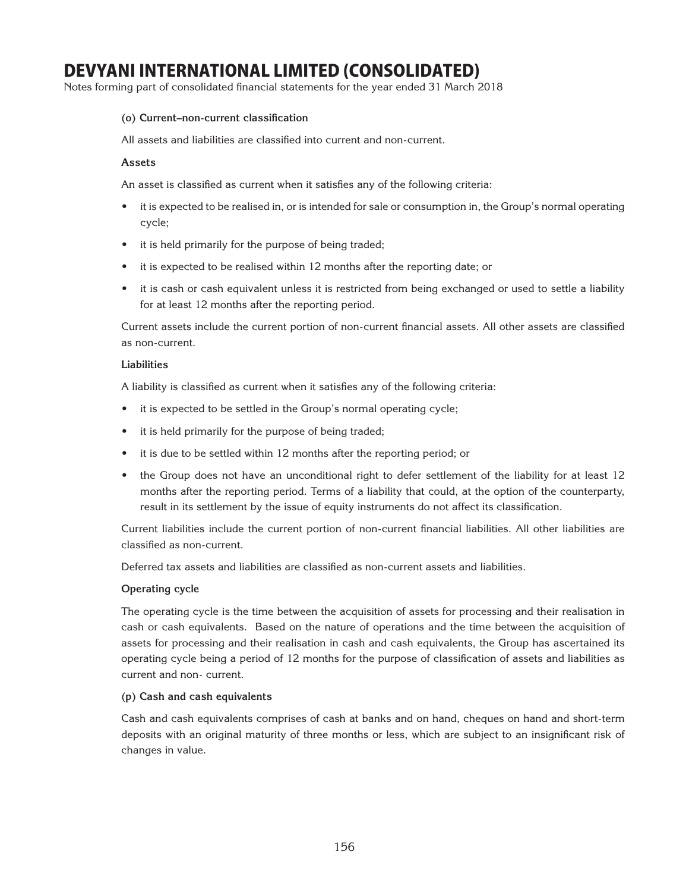**(o) Current–non-current classification**

All assets and liabilities are classified into current and non-current.

**Assets**

An asset is classified as current when it satisfies any of the following criteria:

- it is expected to be realised in, or is intended for sale or consumption in, the Group's normal operating cycle;
- it is held primarily for the purpose of being traded;
- it is expected to be realised within 12 months after the reporting date; or
- it is cash or cash equivalent unless it is restricted from being exchanged or used to settle a liability for at least 12 months after the reporting period.

Current assets include the current portion of non-current financial assets. All other assets are classified as non-current.

**Liabilities**

A liability is classified as current when it satisfies any of the following criteria:

- it is expected to be settled in the Group's normal operating cycle;
- it is held primarily for the purpose of being traded;
- it is due to be settled within 12 months after the reporting period; or
- the Group does not have an unconditional right to defer settlement of the liability for at least 12 months after the reporting period. Terms of a liability that could, at the option of the counterparty, result in its settlement by the issue of equity instruments do not affect its classification.

Current liabilities include the current portion of non-current financial liabilities. All other liabilities are classified as non-current.

Deferred tax assets and liabilities are classified as non-current assets and liabilities.

**Operating cycle**

The operating cycle is the time between the acquisition of assets for processing and their realisation in cash or cash equivalents. Based on the nature of operations and the time between the acquisition of assets for processing and their realisation in cash and cash equivalents, the Group has ascertained its operating cycle being a period of 12 months for the purpose of classification of assets and liabilities as current and non- current.

**(p) Cash and cash equivalents**

Cash and cash equivalents comprises of cash at banks and on hand, cheques on hand and short-term deposits with an original maturity of three months or less, which are subject to an insignificant risk of changes in value.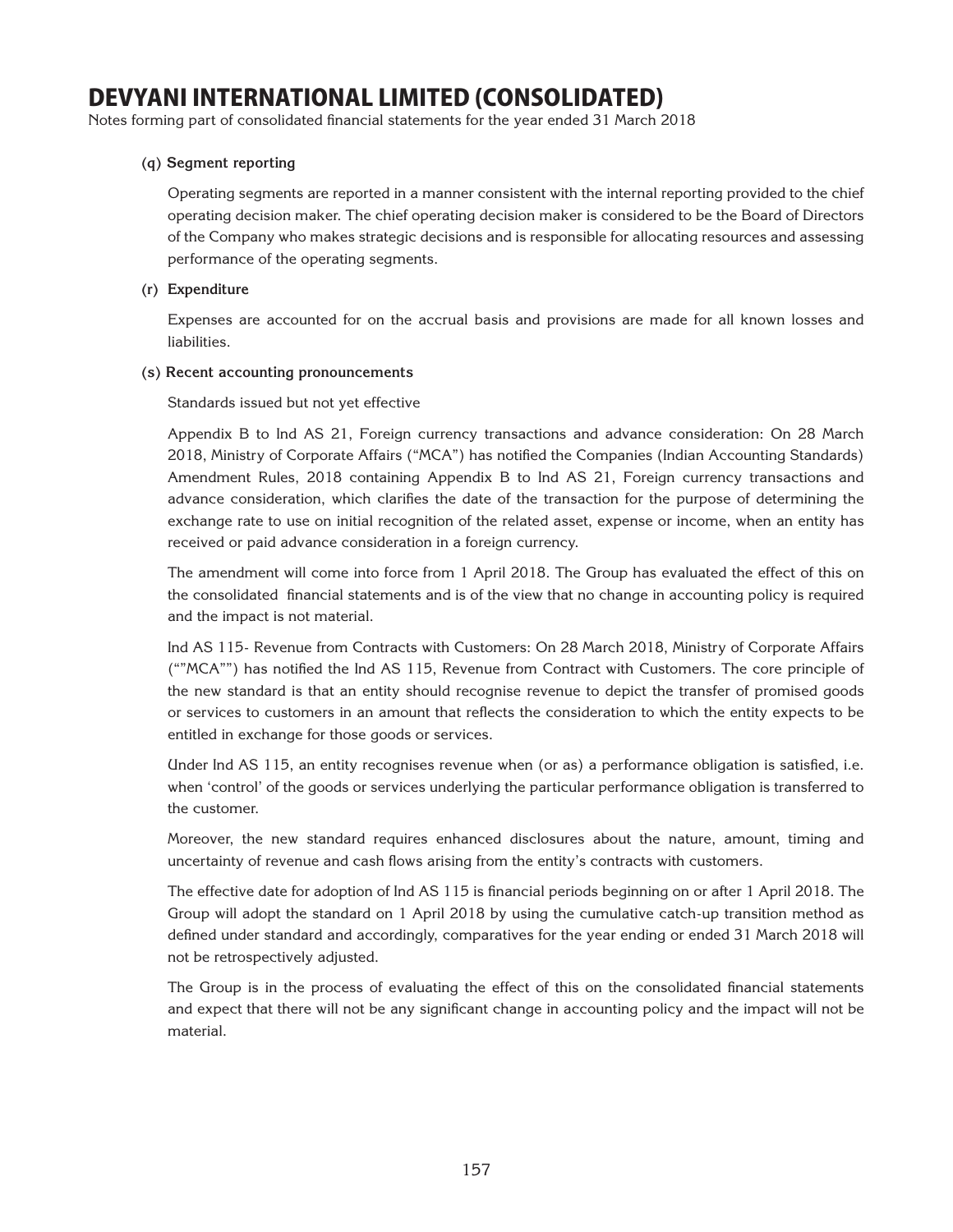# DEVYANI INTERNATIONAL LIMITED (CONSOLIDATED)

Notes forming part of consolidated financial statements for the year ended 31 March 2018

**(q) Segment reporting**

Operating segments are reported in a manner consistent with the internal reporting provided to the chief operating decision maker. The chief operating decision maker is considered to be the Board of Directors of the Company who makes strategic decisions and is responsible for allocating resources and assessing performance of the operating segments.

**(r) Expenditure**

Expenses are accounted for on the accrual basis and provisions are made for all known losses and liabilities.

**(s) Recent accounting pronouncements**

Standards issued but not yet effective

Appendix B to Ind AS 21, Foreign currency transactions and advance consideration: On 28 March 2018, Ministry of Corporate Affairs ("MCA") has notified the Companies (Indian Accounting Standards) Amendment Rules, 2018 containing Appendix B to Ind AS 21, Foreign currency transactions and advance consideration, which clarifies the date of the transaction for the purpose of determining the exchange rate to use on initial recognition of the related asset, expense or income, when an entity has received or paid advance consideration in a foreign currency.

The amendment will come into force from 1 April 2018. The Group has evaluated the effect of this on the consolidated financial statements and is of the view that no change in accounting policy is required and the impact is not material.

Ind AS 115- Revenue from Contracts with Customers: On 28 March 2018, Ministry of Corporate Affairs (""MCA"") has notified the Ind AS 115, Revenue from Contract with Customers. The core principle of the new standard is that an entity should recognise revenue to depict the transfer of promised goods or services to customers in an amount that reflects the consideration to which the entity expects to be entitled in exchange for those goods or services.

Under Ind AS 115, an entity recognises revenue when (or as) a performance obligation is satisfied, i.e. when 'control' of the goods or services underlying the particular performance obligation is transferred to the customer.

Moreover, the new standard requires enhanced disclosures about the nature, amount, timing and uncertainty of revenue and cash flows arising from the entity's contracts with customers.

The effective date for adoption of Ind AS 115 is financial periods beginning on or after 1 April 2018. The Group will adopt the standard on 1 April 2018 by using the cumulative catch-up transition method as defined under standard and accordingly, comparatives for the year ending or ended 31 March 2018 will not be retrospectively adjusted.

The Group is in the process of evaluating the effect of this on the consolidated financial statements and expect that there will not be any significant change in accounting policy and the impact will not be material.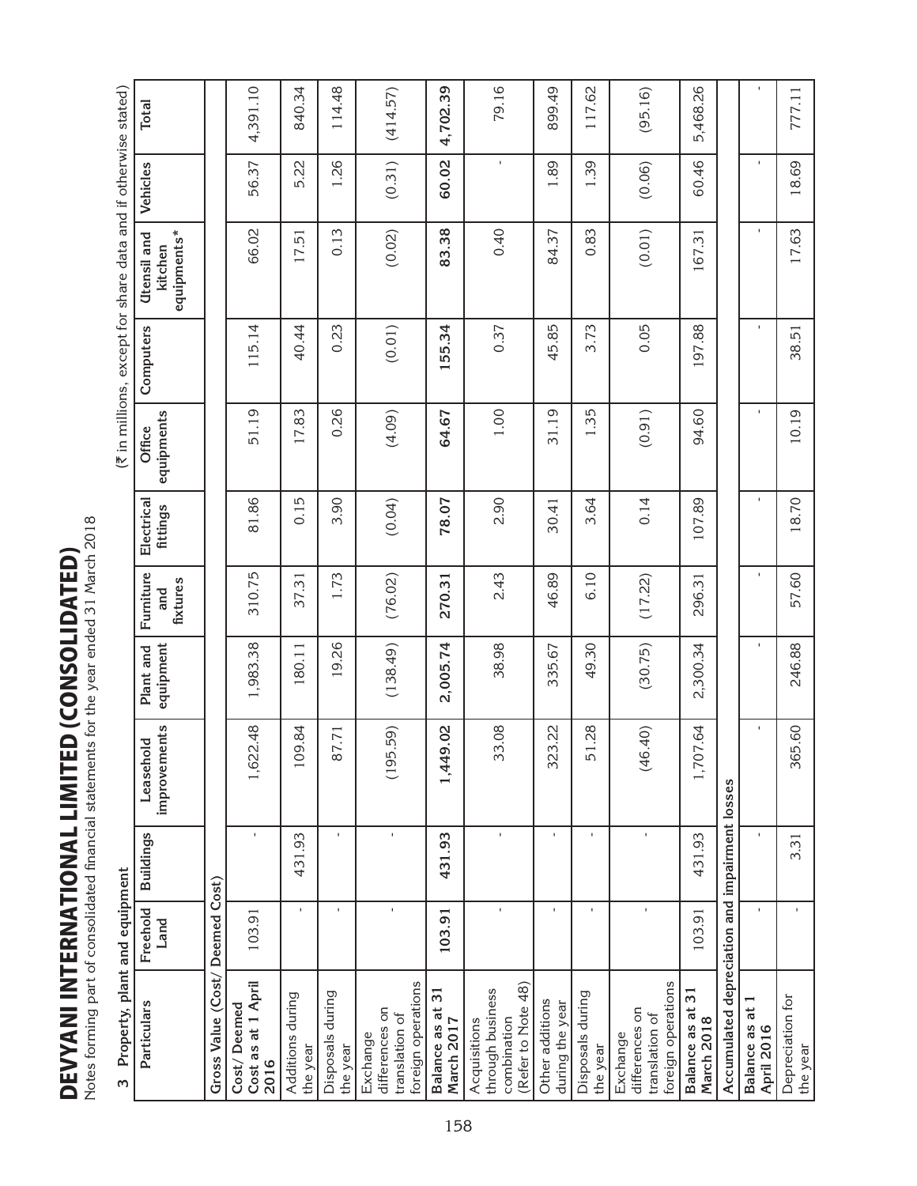# DEVYANI INTERNATIONAL LIMITED (CONSOLIDATED)

Notes forming part of consolidated financial statements for the year ended 31 March 2018

## 3 Property, plant and equipment

(₹ in millions, except for share data and if otherwise stated)

| Particulars | Freehold Land | Buildings | Leasehold improvements | Plant and equipment | Furniture and fixtures | Electrical fittings | Office equipments | Computers | Utensil and kitchen equipments* | Vehicles | Total |
|---|---|---|---|---|---|---|---|---|---|---|---|
| **Gross Value (Cost/ Deemed Cost)** | | | | | | | | | | | |
| Cost/ Deemed Cost as at 1 April 2016 | 103.91 | - | 1,622.48 | 1,983.38 | 310.75 | 81.86 | 51.19 | 115.14 | 66.02 | 56.37 | 4,391.10 |
| Additions during the year | - | 431.93 | 109.84 | 180.11 | 37.31 | 0.15 | 17.83 | 40.44 | 17.51 | 5.22 | 840.34 |
| Disposals during the year | - | - | 87.71 | 19.26 | 1.73 | 3.90 | 0.26 | 0.23 | 0.13 | 1.26 | 114.48 |
| Exchange differences on translation of foreign operations | - | - | (195.59) | (138.49) | (76.02) | (0.04) | (4.09) | (0.01) | (0.02) | (0.31) | (414.57) |
| **Balance as at 31 March 2017** | **103.91** | **431.93** | **1,449.02** | **2,005.74** | **270.31** | **78.07** | **64.67** | **155.34** | **83.38** | **60.02** | **4,702.39** |
| Acquisitions through business combination (Refer to Note 48) | - | - | 33.08 | 38.98 | 2.43 | 2.90 | 1.00 | 0.37 | 0.40 | - | 79.16 |
| Other additions during the year | - | - | 323.22 | 335.67 | 46.89 | 30.41 | 31.19 | 45.85 | 84.37 | 1.89 | 899.49 |
| Disposals during the year | - | - | 51.28 | 49.30 | 6.10 | 3.64 | 1.35 | 3.73 | 0.83 | 1.39 | 117.62 |
| Exchange differences on translation of foreign operations | - | - | (46.40) | (30.75) | (17.22) | 0.14 | (0.91) | 0.05 | (0.01) | (0.06) | (95.16) |
| **Balance as at 31 March 2018** | 103.91 | 431.93 | 1,707.64 | 2,300.34 | 296.31 | 107.89 | 94.60 | 197.88 | 167.31 | 60.46 | 5,468.26 |
| **Accumulated depreciation and impairment losses** | | | | | | | | | | | |
| **Balance as at 1 April 2016** | - | - | - | - | - | - | - | - | - | - | - |
| Depreciation for the year | - | 3.31 | 365.60 | 246.88 | 57.60 | 18.70 | 10.19 | 38.51 | 17.63 | 18.69 | 777.11 |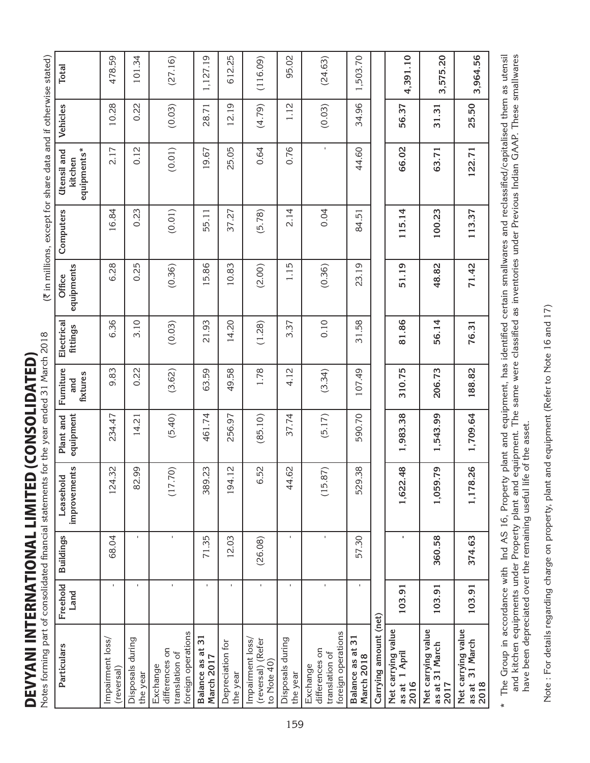# DEVYANI INTERNATIONAL LIMITED (CONSOLIDATED)

Notes forming part of consolidated financial statements for the year ended 31 March 2018

(₹ in millions, except for share data and if otherwise stated)

| Particulars | Freehold Land | Buildings | Leasehold improvements | Plant and equipment | Furniture and fixtures | Electrical fittings | Office equipments | Computers | Utensil and kitchen equipments* | Vehicles | Total |
|---|---|---|---|---|---|---|---|---|---|---|---|
| Impairment loss/ (reversal) | - | 68.04 | 124.32 | 234.47 | 9.83 | 6.36 | 6.28 | 16.84 | 2.17 | 10.28 | 478.59 |
| Disposals during the year | - | - | 82.99 | 14.21 | 0.22 | 3.10 | 0.25 | 0.23 | 0.12 | 0.22 | 101.34 |
| Exchange differences on translation of foreign operations | - | - | (17.70) | (5.40) | (3.62) | (0.03) | (0.36) | (0.01) | (0.01) | (0.03) | (27.16) |
| **Balance as at 31 March 2017** | - | 71.35 | 389.23 | 461.74 | 63.59 | 21.93 | 15.86 | 55.11 | 19.67 | 28.71 | 1,127.19 |
| Depreciation for the year | - | 12.03 | 194.12 | 256.97 | 49.58 | 14.20 | 10.83 | 37.27 | 25.05 | 12.19 | 612.25 |
| Impairment loss/ (reversal) (Refer to Note 40) | - | (26.08) | 6.52 | (85.10) | 1.78 | (1.28) | (2.00) | (5.78) | 0.64 | (4.79) | (116.09) |
| Disposals during the year | - | - | 44.62 | 37.74 | 4.12 | 3.37 | 1.15 | 2.14 | 0.76 | 1.12 | 95.02 |
| Exchange differences on translation of foreign operations | - | - | (15.87) | (5.17) | (3.34) | 0.10 | (0.36) | 0.04 | - | (0.03) | (24.63) |
| **Balance as at 31 March 2018** | - | 57.30 | 529.38 | 590.70 | 107.49 | 31.58 | 23.19 | 84.51 | 44.60 | 34.96 | 1,503.70 |
| **Carrying amount (net)** | | | | | | | | | | | |
| **Net carrying value as at 1 April 2016** | **103.91** | **-** | **1,622.48** | **1,983.38** | **310.75** | **81.86** | **51.19** | **115.14** | **66.02** | **56.37** | **4,391.10** |
| **Net carrying value as at 31 March 2017** | **103.91** | **360.58** | **1,059.79** | **1,543.99** | **206.73** | **56.14** | **48.82** | **100.23** | **63.71** | **31.31** | **3,575.20** |
| **Net carrying value as at 31 March 2018** | **103.91** | **374.63** | **1,178.26** | **1,709.64** | **188.82** | **76.31** | **71.42** | **113.37** | **122.71** | **25.50** | **3,964.56** |

\* The Group in accordance with Ind AS 16, Property plant and equipment, has identified certain smallwares and reclassified/capitalised them as utensil and kitchen equipments under Property plant and equipment. The same were classified as inventories under Previous Indian GAAP. These smallwares have been depreciated over the remaining useful life of the asset.

Note : For details regarding charge on property, plant and equipment (Refer to Note 16 and 17)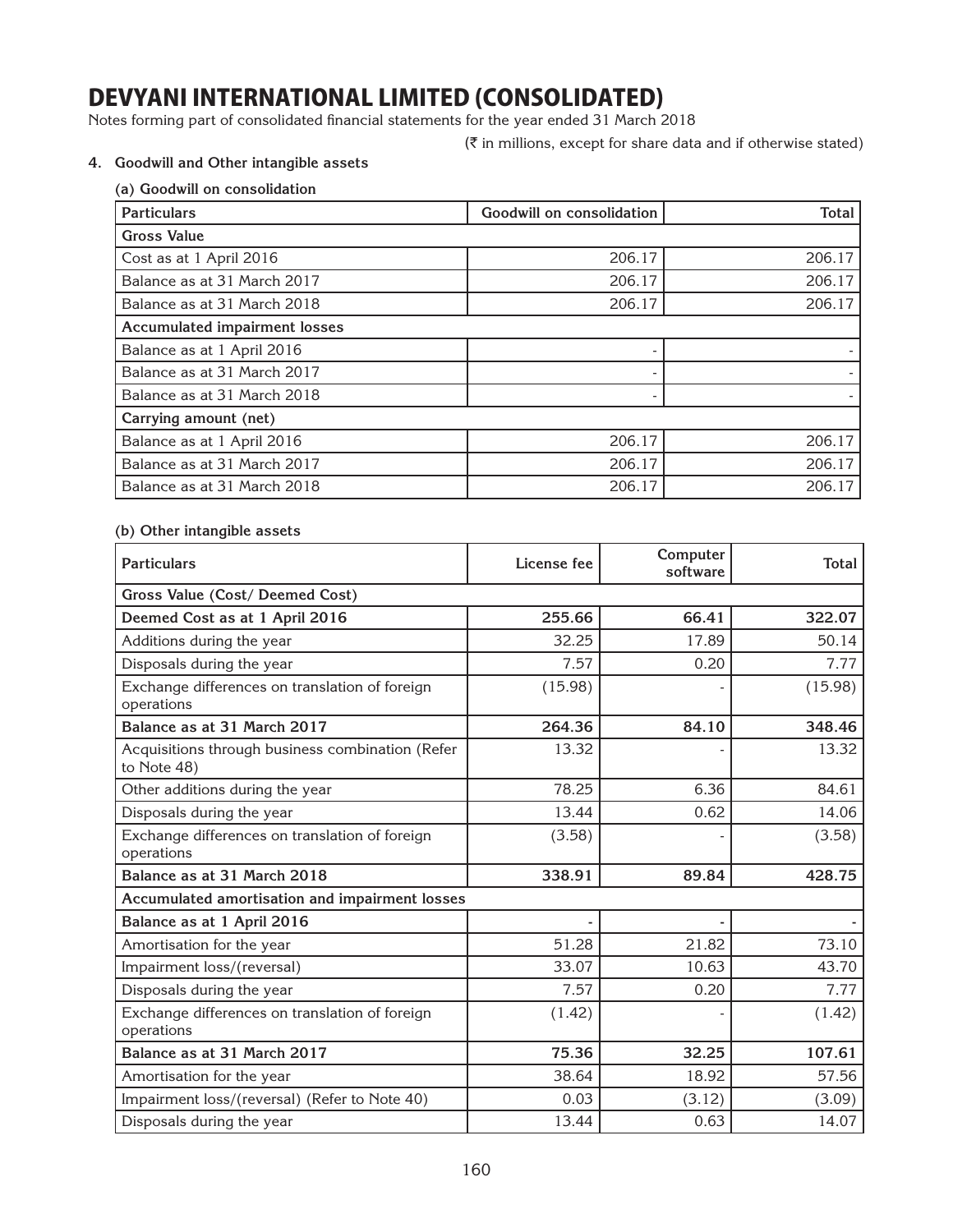# DEVYANI INTERNATIONAL LIMITED (CONSOLIDATED)

Notes forming part of consolidated financial statements for the year ended 31 March 2018

(₹ in millions, except for share data and if otherwise stated)

**4. Goodwill and Other intangible assets**

**(a) Goodwill on consolidation**

| Particulars | Goodwill on consolidation | Total |
|---|---|---|
| **Gross Value** | | |
| Cost as at 1 April 2016 | 206.17 | 206.17 |
| Balance as at 31 March 2017 | 206.17 | 206.17 |
| Balance as at 31 March 2018 | 206.17 | 206.17 |
| **Accumulated impairment losses** | | |
| Balance as at 1 April 2016 | - | - |
| Balance as at 31 March 2017 | - | - |
| Balance as at 31 March 2018 | - | - |
| **Carrying amount (net)** | | |
| Balance as at 1 April 2016 | 206.17 | 206.17 |
| Balance as at 31 March 2017 | 206.17 | 206.17 |
| Balance as at 31 March 2018 | 206.17 | 206.17 |

**(b) Other intangible assets**

| Particulars | License fee | Computer software | Total |
|---|---|---|---|
| **Gross Value (Cost/ Deemed Cost)** | | | |
| **Deemed Cost as at 1 April 2016** | **255.66** | **66.41** | **322.07** |
| Additions during the year | 32.25 | 17.89 | 50.14 |
| Disposals during the year | 7.57 | 0.20 | 7.77 |
| Exchange differences on translation of foreign operations | (15.98) | - | (15.98) |
| **Balance as at 31 March 2017** | **264.36** | **84.10** | **348.46** |
| Acquisitions through business combination (Refer to Note 48) | 13.32 | - | 13.32 |
| Other additions during the year | 78.25 | 6.36 | 84.61 |
| Disposals during the year | 13.44 | 0.62 | 14.06 |
| Exchange differences on translation of foreign operations | (3.58) | - | (3.58) |
| **Balance as at 31 March 2018** | **338.91** | **89.84** | **428.75** |
| **Accumulated amortisation and impairment losses** | | | |
| **Balance as at 1 April 2016** | **-** | **-** | **-** |
| Amortisation for the year | 51.28 | 21.82 | 73.10 |
| Impairment loss/(reversal) | 33.07 | 10.63 | 43.70 |
| Disposals during the year | 7.57 | 0.20 | 7.77 |
| Exchange differences on translation of foreign operations | (1.42) | - | (1.42) |
| **Balance as at 31 March 2017** | **75.36** | **32.25** | **107.61** |
| Amortisation for the year | 38.64 | 18.92 | 57.56 |
| Impairment loss/(reversal) (Refer to Note 40) | 0.03 | (3.12) | (3.09) |
| Disposals during the year | 13.44 | 0.63 | 14.07 |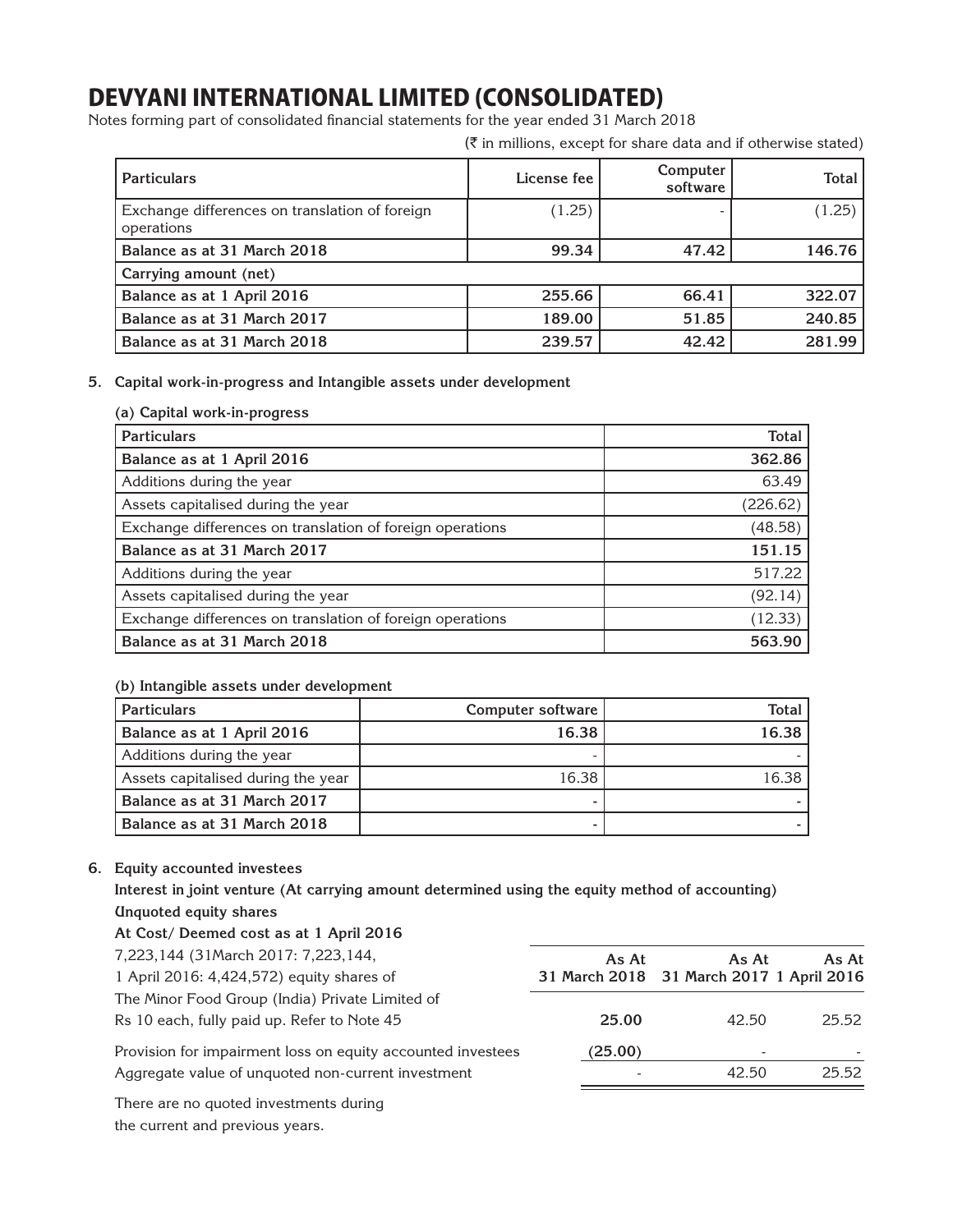# DEVYANI INTERNATIONAL LIMITED (CONSOLIDATED)

Notes forming part of consolidated financial statements for the year ended 31 March 2018

(₹ in millions, except for share data and if otherwise stated)

| Particulars | License fee | Computer software | Total |
|---|---|---|---|
| Exchange differences on translation of foreign operations | (1.25) | - | (1.25) |
| **Balance as at 31 March 2018** | **99.34** | **47.42** | **146.76** |
| **Carrying amount (net)** | | | |
| **Balance as at 1 April 2016** | **255.66** | **66.41** | **322.07** |
| **Balance as at 31 March 2017** | **189.00** | **51.85** | **240.85** |
| **Balance as at 31 March 2018** | **239.57** | **42.42** | **281.99** |

**5. Capital work-in-progress and Intangible assets under development**

**(a) Capital work-in-progress**

| Particulars | Total |
|---|---|
| **Balance as at 1 April 2016** | **362.86** |
| Additions during the year | 63.49 |
| Assets capitalised during the year | (226.62) |
| Exchange differences on translation of foreign operations | (48.58) |
| **Balance as at 31 March 2017** | **151.15** |
| Additions during the year | 517.22 |
| Assets capitalised during the year | (92.14) |
| Exchange differences on translation of foreign operations | (12.33) |
| **Balance as at 31 March 2018** | **563.90** |

**(b) Intangible assets under development**

| Particulars | Computer software | Total |
|---|---|---|
| **Balance as at 1 April 2016** | **16.38** | **16.38** |
| Additions during the year | - | - |
| Assets capitalised during the year | 16.38 | 16.38 |
| **Balance as at 31 March 2017** | **-** | **-** |
| **Balance as at 31 March 2018** | **-** | **-** |

**6. Equity accounted investees**

**Interest in joint venture (At carrying amount determined using the equity method of accounting)**

**Unquoted equity shares**

**At Cost/ Deemed cost as at 1 April 2016**

| | As At 31 March 2018 | As At 31 March 2017 | As At 1 April 2016 |
|---|---|---|---|
| 7,223,144 (31March 2017: 7,223,144, 1 April 2016: 4,424,572) equity shares of The Minor Food Group (India) Private Limited of Rs 10 each, fully paid up. Refer to Note 45 | **25.00** | 42.50 | 25.52 |
| Provision for impairment loss on equity accounted investees | **(25.00)** | - | - |
| Aggregate value of unquoted non-current investment | - | 42.50 | 25.52 |

There are no quoted investments during the current and previous years.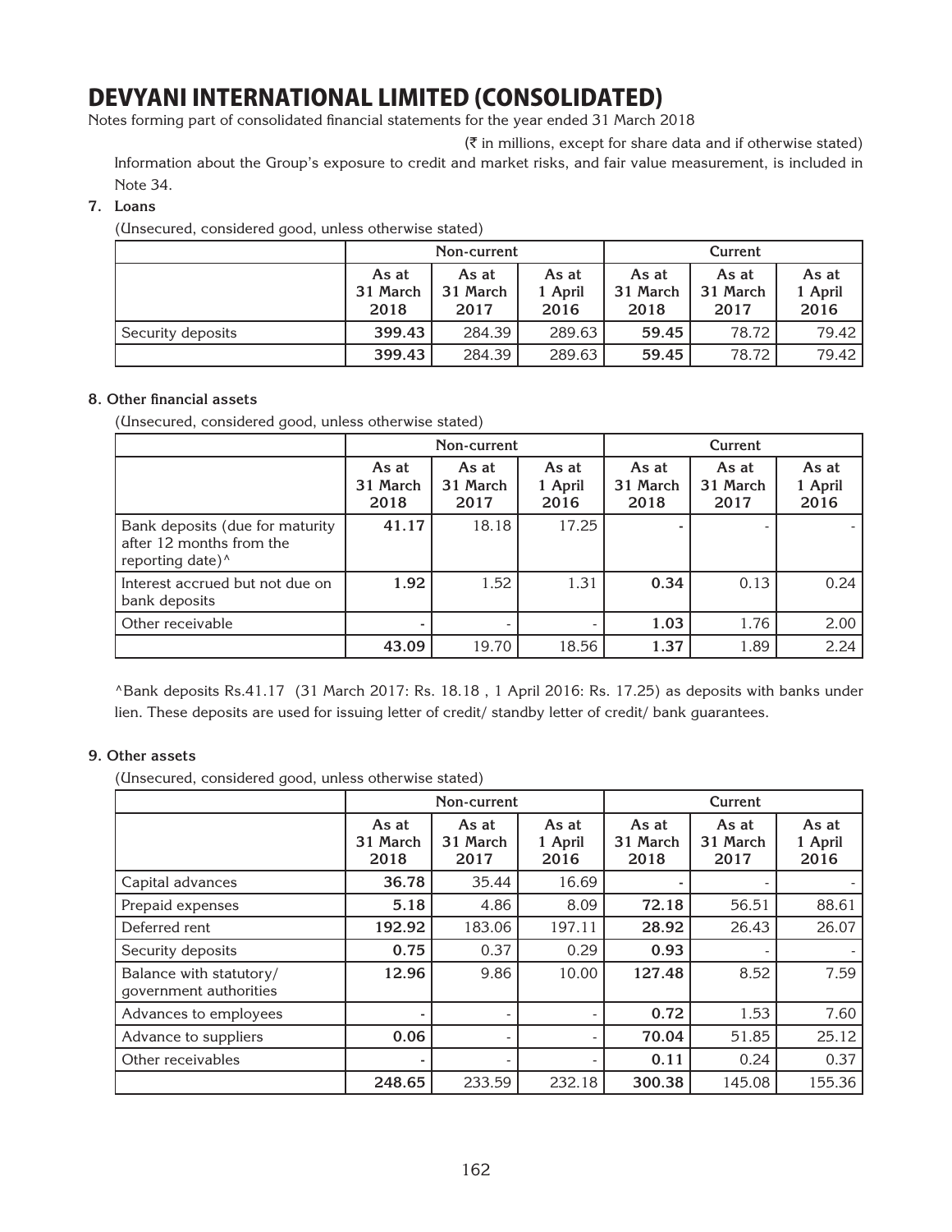# DEVYANI INTERNATIONAL LIMITED (CONSOLIDATED)

Notes forming part of consolidated financial statements for the year ended 31 March 2018

(₹ in millions, except for share data and if otherwise stated)

Information about the Group's exposure to credit and market risks, and fair value measurement, is included in Note 34.

**7. Loans**

(Unsecured, considered good, unless otherwise stated)

| | Non-current | | | Current | | |
|---|---|---|---|---|---|---|
| | As at 31 March 2018 | As at 31 March 2017 | As at 1 April 2016 | As at 31 March 2018 | As at 31 March 2017 | As at 1 April 2016 |
| Security deposits | **399.43** | 284.39 | 289.63 | **59.45** | 78.72 | 79.42 |
| | **399.43** | 284.39 | 289.63 | **59.45** | 78.72 | 79.42 |

**8. Other financial assets**

(Unsecured, considered good, unless otherwise stated)

| | Non-current | | | Current | | |
|---|---|---|---|---|---|---|
| | As at 31 March 2018 | As at 31 March 2017 | As at 1 April 2016 | As at 31 March 2018 | As at 31 March 2017 | As at 1 April 2016 |
| Bank deposits (due for maturity after 12 months from the reporting date)^ | **41.17** | 18.18 | 17.25 | **-** | - | - |
| Interest accrued but not due on bank deposits | **1.92** | 1.52 | 1.31 | **0.34** | 0.13 | 0.24 |
| Other receivable | **-** | - | - | **1.03** | 1.76 | 2.00 |
| | **43.09** | 19.70 | 18.56 | **1.37** | 1.89 | 2.24 |

^Bank deposits Rs.41.17 (31 March 2017: Rs. 18.18 , 1 April 2016: Rs. 17.25) as deposits with banks under lien. These deposits are used for issuing letter of credit/ standby letter of credit/ bank guarantees.

**9. Other assets**

(Unsecured, considered good, unless otherwise stated)

| | Non-current | | | Current | | |
|---|---|---|---|---|---|---|
| | As at 31 March 2018 | As at 31 March 2017 | As at 1 April 2016 | As at 31 March 2018 | As at 31 March 2017 | As at 1 April 2016 |
| Capital advances | **36.78** | 35.44 | 16.69 | **-** | - | - |
| Prepaid expenses | **5.18** | 4.86 | 8.09 | **72.18** | 56.51 | 88.61 |
| Deferred rent | **192.92** | 183.06 | 197.11 | **28.92** | 26.43 | 26.07 |
| Security deposits | **0.75** | 0.37 | 0.29 | **0.93** | - | - |
| Balance with statutory/ government authorities | **12.96** | 9.86 | 10.00 | **127.48** | 8.52 | 7.59 |
| Advances to employees | **-** | - | - | **0.72** | 1.53 | 7.60 |
| Advance to suppliers | **0.06** | - | - | **70.04** | 51.85 | 25.12 |
| Other receivables | **-** | - | - | **0.11** | 0.24 | 0.37 |
| | **248.65** | 233.59 | 232.18 | **300.38** | 145.08 | 155.36 |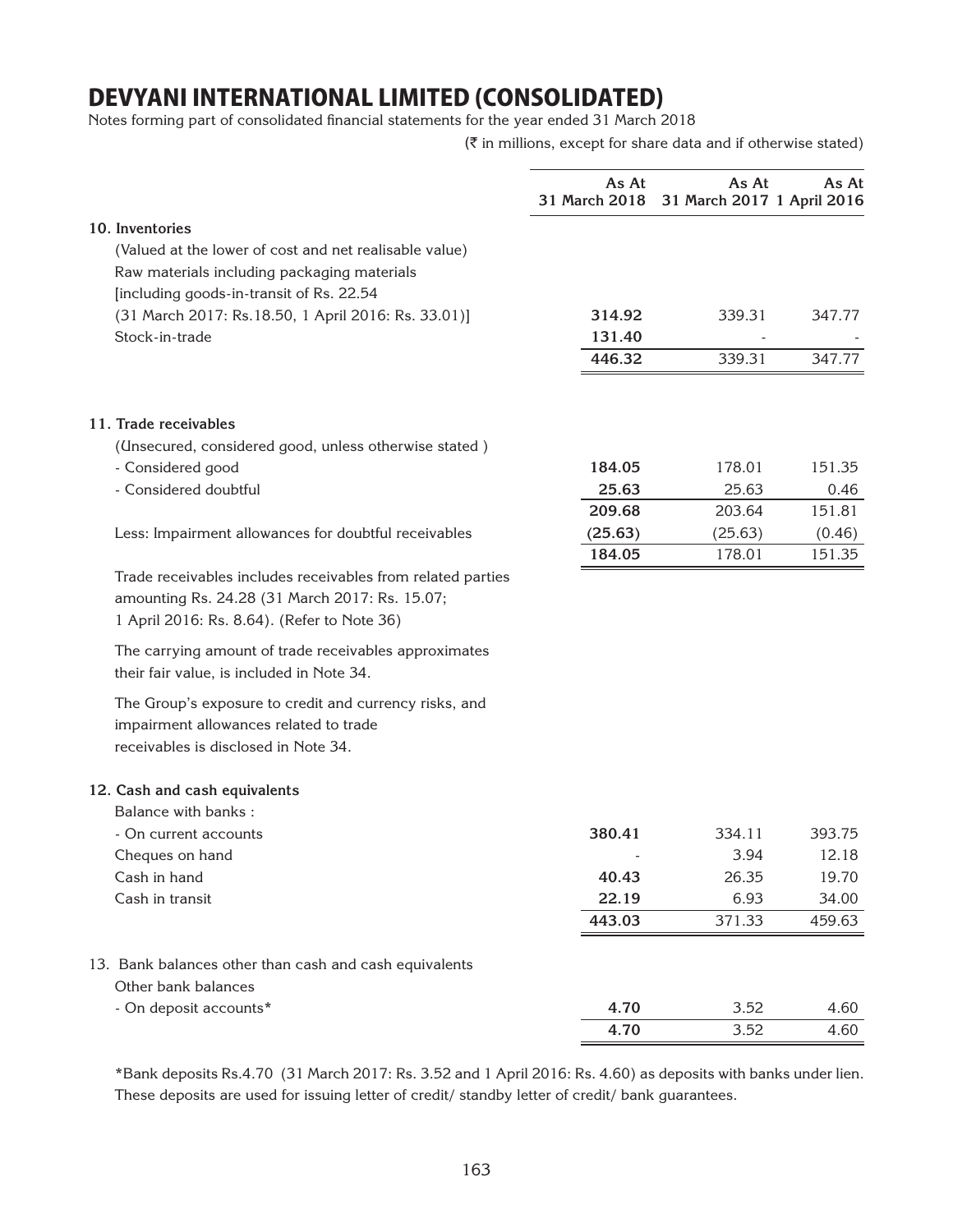# DEVYANI INTERNATIONAL LIMITED (CONSOLIDATED)

Notes forming part of consolidated financial statements for the year ended 31 March 2018

(₹ in millions, except for share data and if otherwise stated)

| | As At 31 March 2018 | As At 31 March 2017 | As At 1 April 2016 |
|---|---|---|---|
| **10. Inventories** | | | |
| (Valued at the lower of cost and net realisable value) | | | |
| Raw materials including packaging materials [including goods-in-transit of Rs. 22.54 (31 March 2017: Rs.18.50, 1 April 2016: Rs. 33.01)] | **314.92** | 339.31 | 347.77 |
| Stock-in-trade | **131.40** | - | - |
| | **446.32** | 339.31 | 347.77 |
| **11. Trade receivables** | | | |
| (Unsecured, considered good, unless otherwise stated ) | | | |
| - Considered good | **184.05** | 178.01 | 151.35 |
| - Considered doubtful | **25.63** | 25.63 | 0.46 |
| | **209.68** | 203.64 | 151.81 |
| Less: Impairment allowances for doubtful receivables | **(25.63)** | (25.63) | (0.46) |
| | **184.05** | 178.01 | 151.35 |

Trade receivables includes receivables from related parties amounting Rs. 24.28 (31 March 2017: Rs. 15.07; 1 April 2016: Rs. 8.64). (Refer to Note 36)

The carrying amount of trade receivables approximates their fair value, is included in Note 34.

The Group's exposure to credit and currency risks, and impairment allowances related to trade receivables is disclosed in Note 34.

| | As At 31 March 2018 | As At 31 March 2017 | As At 1 April 2016 |
|---|---|---|---|
| **12. Cash and cash equivalents** | | | |
| Balance with banks : | | | |
| - On current accounts | **380.41** | 334.11 | 393.75 |
| Cheques on hand | - | 3.94 | 12.18 |
| Cash in hand | **40.43** | 26.35 | 19.70 |
| Cash in transit | **22.19** | 6.93 | 34.00 |
| | **443.03** | 371.33 | 459.63 |
| 13. Bank balances other than cash and cash equivalents | | | |
| Other bank balances | | | |
| - On deposit accounts* | **4.70** | 3.52 | 4.60 |
| | **4.70** | 3.52 | 4.60 |

*Bank deposits Rs.4.70 (31 March 2017: Rs. 3.52 and 1 April 2016: Rs. 4.60) as deposits with banks under lien. These deposits are used for issuing letter of credit/ standby letter of credit/ bank guarantees.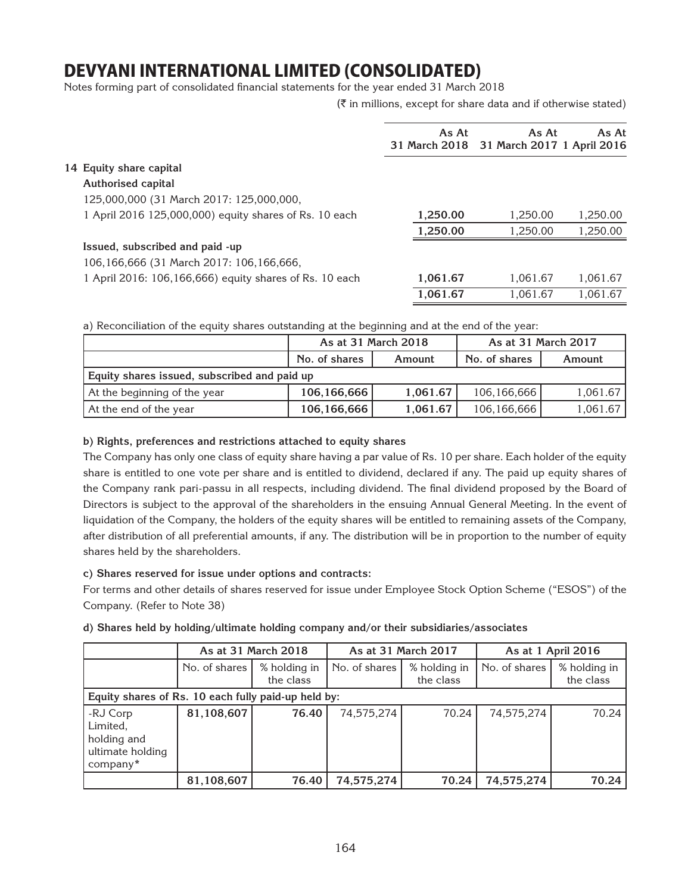# DEVYANI INTERNATIONAL LIMITED (CONSOLIDATED)

Notes forming part of consolidated financial statements for the year ended 31 March 2018

(₹ in millions, except for share data and if otherwise stated)

| | As At 31 March 2018 | As At 31 March 2017 | As At 1 April 2016 |
|---|---|---|---|
| **14 Equity share capital** | | | |
| **Authorised capital** | | | |
| 125,000,000 (31 March 2017: 125,000,000, 1 April 2016 125,000,000) equity shares of Rs. 10 each | **1,250.00** | 1,250.00 | 1,250.00 |
| | **1,250.00** | 1,250.00 | 1,250.00 |
| **Issued, subscribed and paid -up** | | | |
| 106,166,666 (31 March 2017: 106,166,666, 1 April 2016: 106,166,666) equity shares of Rs. 10 each | **1,061.67** | 1,061.67 | 1,061.67 |
| | **1,061.67** | 1,061.67 | 1,061.67 |

a) Reconciliation of the equity shares outstanding at the beginning and at the end of the year:

| | As at 31 March 2018 | | As at 31 March 2017 | |
|---|---|---|---|---|
| | No. of shares | Amount | No. of shares | Amount |
| **Equity shares issued, subscribed and paid up** | | | | |
| At the beginning of the year | **106,166,666** | **1,061.67** | 106,166,666 | 1,061.67 |
| At the end of the year | **106,166,666** | **1,061.67** | 106,166,666 | 1,061.67 |

**b) Rights, preferences and restrictions attached to equity shares**

The Company has only one class of equity share having a par value of Rs. 10 per share. Each holder of the equity share is entitled to one vote per share and is entitled to dividend, declared if any. The paid up equity shares of the Company rank pari-passu in all respects, including dividend. The final dividend proposed by the Board of Directors is subject to the approval of the shareholders in the ensuing Annual General Meeting. In the event of liquidation of the Company, the holders of the equity shares will be entitled to remaining assets of the Company, after distribution of all preferential amounts, if any. The distribution will be in proportion to the number of equity shares held by the shareholders.

**c) Shares reserved for issue under options and contracts:**

For terms and other details of shares reserved for issue under Employee Stock Option Scheme ("ESOS") of the Company. (Refer to Note 38)

**d) Shares held by holding/ultimate holding company and/or their subsidiaries/associates**

| | As at 31 March 2018 | | As at 31 March 2017 | | As at 1 April 2016 | |
|---|---|---|---|---|---|---|
| | No. of shares | % holding in the class | No. of shares | % holding in the class | No. of shares | % holding in the class |
| **Equity shares of Rs. 10 each fully paid-up held by:** | | | | | | |
| -RJ Corp Limited, holding and ultimate holding company* | **81,108,607** | **76.40** | 74,575,274 | 70.24 | 74,575,274 | 70.24 |
| | **81,108,607** | **76.40** | **74,575,274** | **70.24** | **74,575,274** | **70.24** |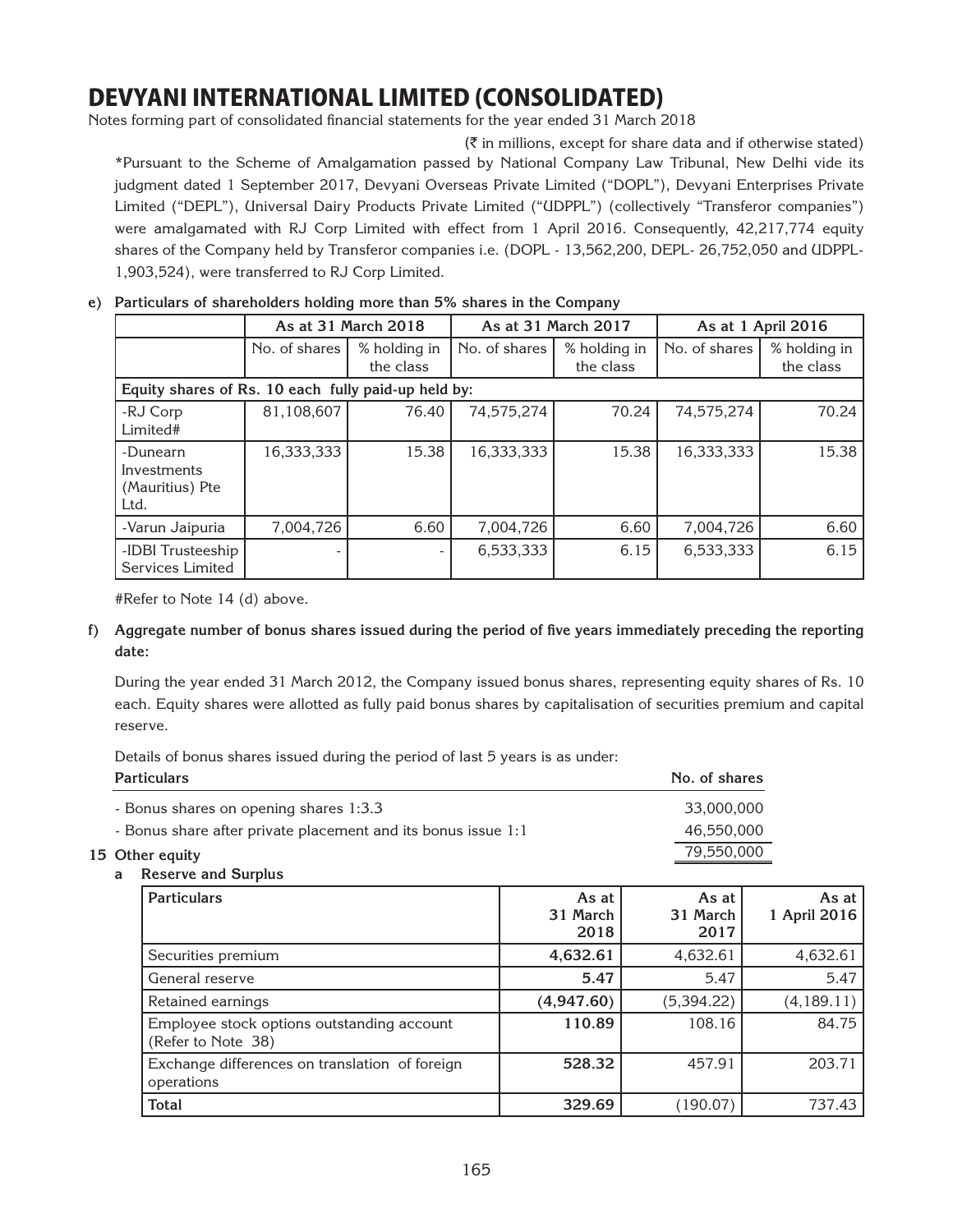# DEVYANI INTERNATIONAL LIMITED (CONSOLIDATED)

Notes forming part of consolidated financial statements for the year ended 31 March 2018

(₹ in millions, except for share data and if otherwise stated)

*Pursuant to the Scheme of Amalgamation passed by National Company Law Tribunal, New Delhi vide its judgment dated 1 September 2017, Devyani Overseas Private Limited ("DOPL"), Devyani Enterprises Private Limited ("DEPL"), Universal Dairy Products Private Limited ("UDPPL") (collectively "Transferor companies") were amalgamated with RJ Corp Limited with effect from 1 April 2016. Consequently, 42,217,774 equity shares of the Company held by Transferor companies i.e. (DOPL - 13,562,200, DEPL- 26,752,050 and UDPPL- 1,903,524), were transferred to RJ Corp Limited.

**e) Particulars of shareholders holding more than 5% shares in the Company**

| | As at 31 March 2018 | | As at 31 March 2017 | | As at 1 April 2016 | |
|---|---|---|---|---|---|---|
| | No. of shares | % holding in the class | No. of shares | % holding in the class | No. of shares | % holding in the class |
| **Equity shares of Rs. 10 each fully paid-up held by:** | | | | | | |
| -RJ Corp Limited# | 81,108,607 | 76.40 | 74,575,274 | 70.24 | 74,575,274 | 70.24 |
| -Dunearn Investments (Mauritius) Pte Ltd. | 16,333,333 | 15.38 | 16,333,333 | 15.38 | 16,333,333 | 15.38 |
| -Varun Jaipuria | 7,004,726 | 6.60 | 7,004,726 | 6.60 | 7,004,726 | 6.60 |
| -IDBI Trusteeship Services Limited | - | - | 6,533,333 | 6.15 | 6,533,333 | 6.15 |

#Refer to Note 14 (d) above.

**f) Aggregate number of bonus shares issued during the period of five years immediately preceding the reporting date:**

During the year ended 31 March 2012, the Company issued bonus shares, representing equity shares of Rs. 10 each. Equity shares were allotted as fully paid bonus shares by capitalisation of securities premium and capital reserve.

Details of bonus shares issued during the period of last 5 years is as under:

| Particulars | No. of shares |
|---|---|
| - Bonus shares on opening shares 1:3.3 | 33,000,000 |
| - Bonus share after private placement and its bonus issue 1:1 | 46,550,000 |
| | 79,550,000 |

## 15 Other equity

**a Reserve and Surplus**

| Particulars | As at 31 March 2018 | As at 31 March 2017 | As at 1 April 2016 |
|---|---|---|---|
| Securities premium | **4,632.61** | 4,632.61 | 4,632.61 |
| General reserve | **5.47** | 5.47 | 5.47 |
| Retained earnings | **(4,947.60)** | (5,394.22) | (4,189.11) |
| Employee stock options outstanding account (Refer to Note 38) | **110.89** | 108.16 | 84.75 |
| Exchange differences on translation of foreign operations | **528.32** | 457.91 | 203.71 |
| **Total** | **329.69** | (190.07) | 737.43 |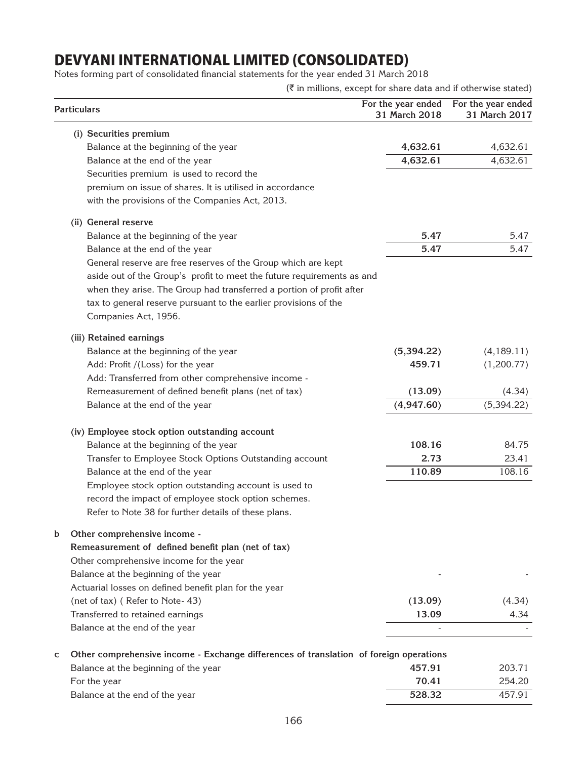# DEVYANI INTERNATIONAL LIMITED (CONSOLIDATED)

Notes forming part of consolidated financial statements for the year ended 31 March 2018

(₹ in millions, except for share data and if otherwise stated)

| Particulars | For the year ended 31 March 2018 | For the year ended 31 March 2017 |
|---|---|---|
| **(i) Securities premium** | | |
| Balance at the beginning of the year | **4,632.61** | 4,632.61 |
| Balance at the end of the year | **4,632.61** | 4,632.61 |
| Securities premium is used to record the premium on issue of shares. It is utilised in accordance with the provisions of the Companies Act, 2013. | | |
| **(ii) General reserve** | | |
| Balance at the beginning of the year | **5.47** | 5.47 |
| Balance at the end of the year | **5.47** | 5.47 |
| General reserve are free reserves of the Group which are kept aside out of the Group's profit to meet the future requirements as and when they arise. The Group had transferred a portion of profit after tax to general reserve pursuant to the earlier provisions of the Companies Act, 1956. | | |
| **(iii) Retained earnings** | | |
| Balance at the beginning of the year | **(5,394.22)** | (4,189.11) |
| Add: Profit /(Loss) for the year | **459.71** | (1,200.77) |
| Add: Transferred from other comprehensive income - Remeasurement of defined benefit plans (net of tax) | **(13.09)** | (4.34) |
| Balance at the end of the year | **(4,947.60)** | (5,394.22) |
| **(iv) Employee stock option outstanding account** | | |
| Balance at the beginning of the year | **108.16** | 84.75 |
| Transfer to Employee Stock Options Outstanding account | **2.73** | 23.41 |
| Balance at the end of the year | **110.89** | 108.16 |
| Employee stock option outstanding account is used to record the impact of employee stock option schemes. Refer to Note 38 for further details of these plans. | | |
| **b Other comprehensive income - Remeasurement of defined benefit plan (net of tax)** | | |
| Other comprehensive income for the year | | |
| Balance at the beginning of the year | - | - |
| Actuarial losses on defined benefit plan for the year (net of tax) ( Refer to Note- 43) | **(13.09)** | (4.34) |
| Transferred to retained earnings | **13.09** | 4.34 |
| Balance at the end of the year | - | - |
| **c Other comprehensive income - Exchange differences of translation of foreign operations** | | |
| Balance at the beginning of the year | **457.91** | 203.71 |
| For the year | **70.41** | 254.20 |
| Balance at the end of the year | **528.32** | 457.91 |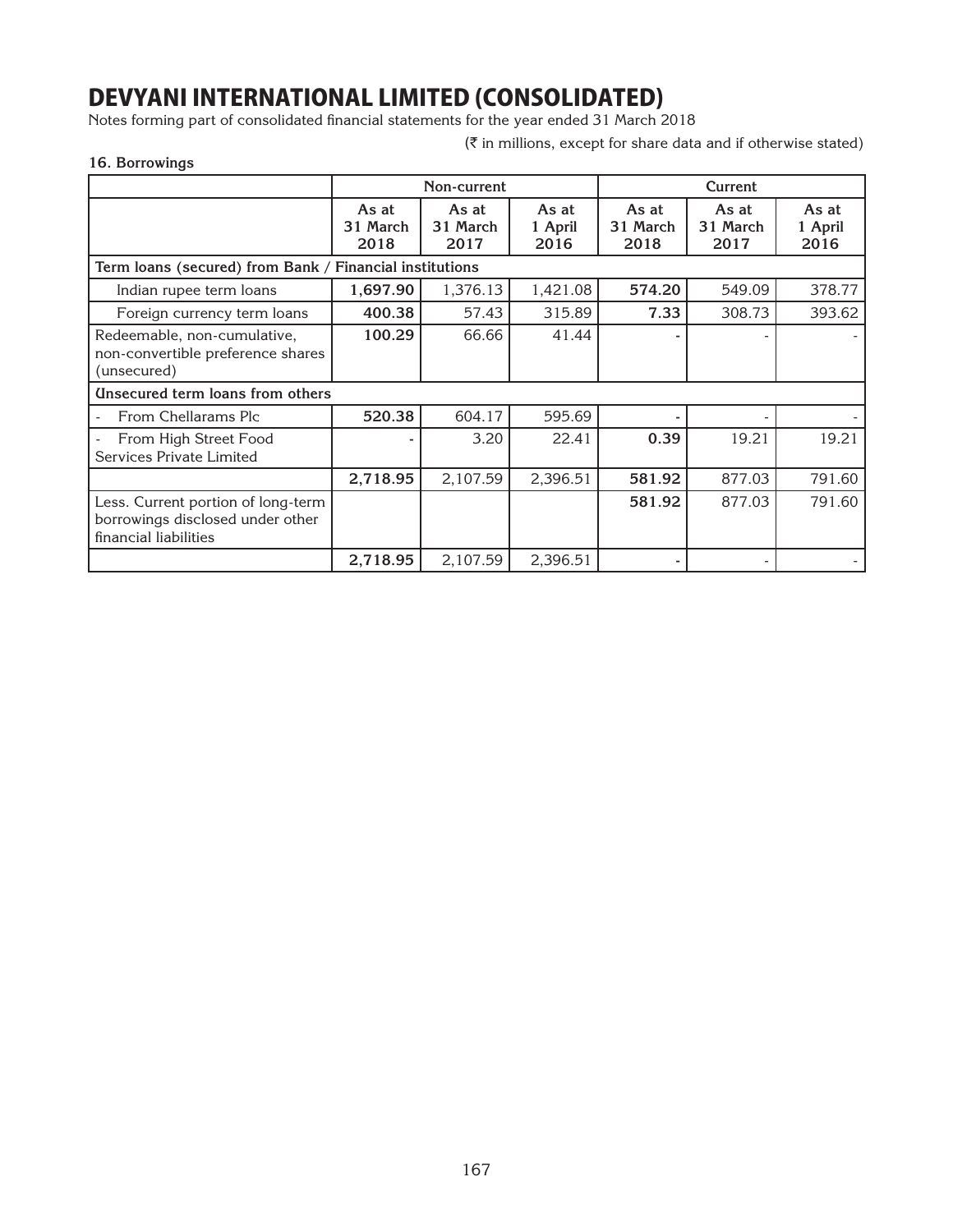# DEVYANI INTERNATIONAL LIMITED (CONSOLIDATED)

Notes forming part of consolidated financial statements for the year ended 31 March 2018

(₹ in millions, except for share data and if otherwise stated)

**16. Borrowings**

| | Non-current | | | Current | | |
|---|---|---|---|---|---|---|
| | **As at 31 March 2018** | **As at 31 March 2017** | **As at 1 April 2016** | **As at 31 March 2018** | **As at 31 March 2017** | **As at 1 April 2016** |
| **Term loans (secured) from Bank / Financial institutions** | | | | | | |
| Indian rupee term loans | **1,697.90** | 1,376.13 | 1,421.08 | **574.20** | 549.09 | 378.77 |
| Foreign currency term loans | **400.38** | 57.43 | 315.89 | **7.33** | 308.73 | 393.62 |
| Redeemable, non-cumulative, non-convertible preference shares (unsecured) | **100.29** | 66.66 | 41.44 | **-** | - | - |
| **Unsecured term loans from others** | | | | | | |
| - From Chellarams Plc | **520.38** | 604.17 | 595.69 | **-** | - | - |
| - From High Street Food Services Private Limited | **-** | 3.20 | 22.41 | **0.39** | 19.21 | 19.21 |
| | **2,718.95** | 2,107.59 | 2,396.51 | **581.92** | 877.03 | 791.60 |
| Less. Current portion of long-term borrowings disclosed under other financial liabilities | | | | **581.92** | 877.03 | 791.60 |
| | **2,718.95** | 2,107.59 | 2,396.51 | **-** | - | - |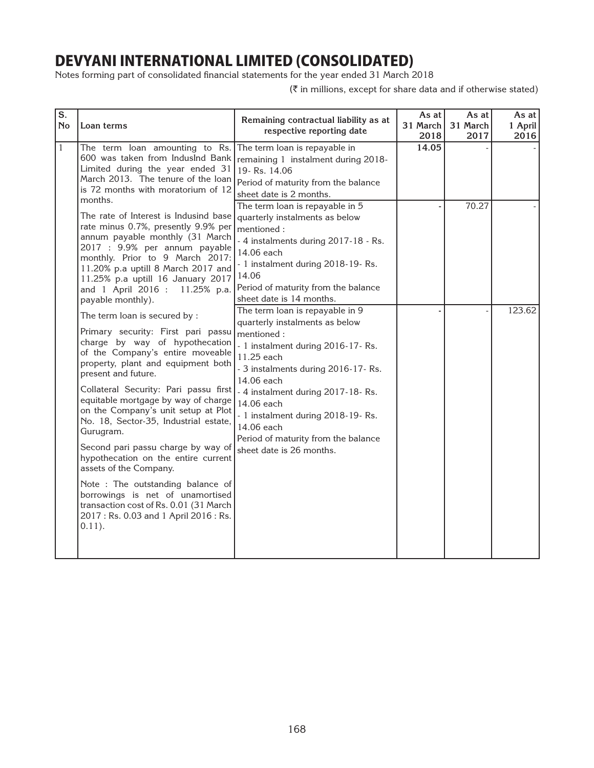# DEVYANI INTERNATIONAL LIMITED (CONSOLIDATED)

Notes forming part of consolidated financial statements for the year ended 31 March 2018

(₹ in millions, except for share data and if otherwise stated)

| S. No | Loan terms | Remaining contractual liability as at respective reporting date | As at 31 March 2018 | As at 31 March 2017 | As at 1 April 2016 |
|---|---|---|---|---|---|
| 1 | The term loan amounting to Rs. 600 was taken from IndusInd Bank Limited during the year ended 31 March 2013. The tenure of the loan is 72 months with moratorium of 12 months. | The term loan is repayable in remaining 1 instalment during 2018-19- Rs. 14.06<br>Period of maturity from the balance sheet date is 2 months. | **14.05** | - | - |
| | The rate of Interest is Indusind base rate minus 0.7%, presently 9.9% per annum payable monthly (31 March 2017 : 9.9% per annum payable monthly. Prior to 9 March 2017: 11.20% p.a uptill 8 March 2017 and 11.25% p.a uptill 16 January 2017 and 1 April 2016 : 11.25% p.a. payable monthly). | The term loan is repayable in 5 quarterly instalments as below mentioned :<br>- 4 instalments during 2017-18 - Rs. 14.06 each<br>- 1 instalment during 2018-19- Rs. 14.06<br>Period of maturity from the balance sheet date is 14 months. | - | 70.27 | - |
| | The term loan is secured by :<br>Primary security: First pari passu charge by way of hypothecation of the Company's entire moveable property, plant and equipment both present and future.<br>Collateral Security: Pari passu first equitable mortgage by way of charge on the Company's unit setup at Plot No. 18, Sector-35, Industrial estate, Gurugram.<br>Second pari passu charge by way of hypothecation on the entire current assets of the Company.<br>Note : The outstanding balance of borrowings is net of unamortised transaction cost of Rs. 0.01 (31 March 2017 : Rs. 0.03 and 1 April 2016 : Rs. 0.11). | The term loan is repayable in 9 quarterly instalments as below mentioned :<br>- 1 instalment during 2016-17- Rs. 11.25 each<br>- 3 instalments during 2016-17- Rs. 14.06 each<br>- 4 instalment during 2017-18- Rs. 14.06 each<br>- 1 instalment during 2018-19- Rs. 14.06 each<br>Period of maturity from the balance sheet date is 26 months. | - | - | 123.62 |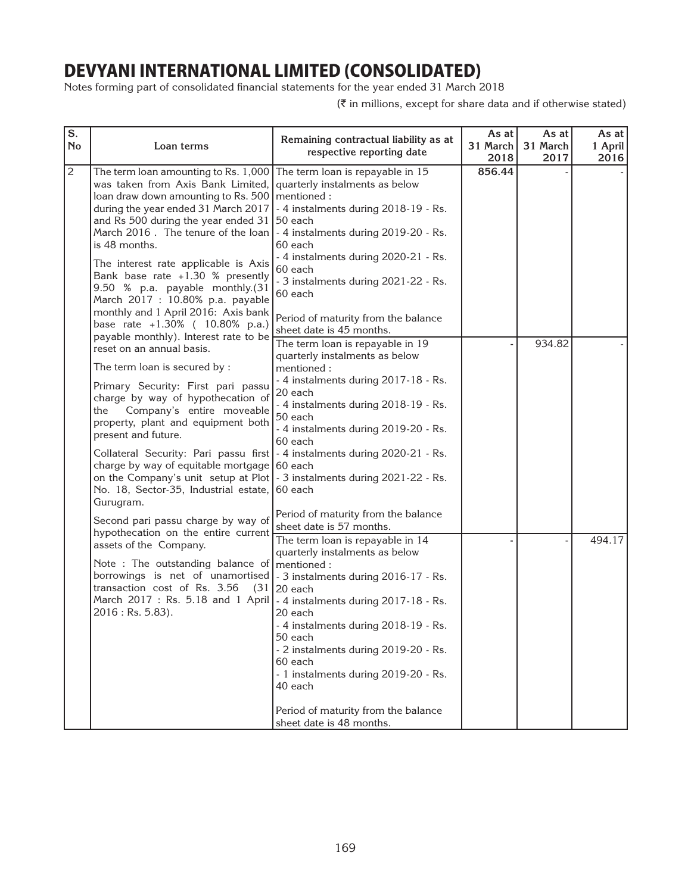# DEVYANI INTERNATIONAL LIMITED (CONSOLIDATED)

Notes forming part of consolidated financial statements for the year ended 31 March 2018

(₹ in millions, except for share data and if otherwise stated)

| S. No | Loan terms | Remaining contractual liability as at respective reporting date | As at 31 March 2018 | As at 31 March 2017 | As at 1 April 2016 |
|---|---|---|---|---|---|
| 2 | The term loan amounting to Rs. 1,000 was taken from Axis Bank Limited, loan draw down amounting to Rs. 500 during the year ended 31 March 2017 and Rs 500 during the year ended 31 March 2016 . The tenure of the loan is 48 months.<br><br>The interest rate applicable is Axis Bank base rate +1.30 % presently 9.50 % p.a. payable monthly.(31 March 2017 : 10.80% p.a. payable monthly and 1 April 2016: Axis bank base rate +1.30% ( 10.80% p.a.) payable monthly). Interest rate to be reset on an annual basis.<br><br>The term loan is secured by :<br><br>Primary Security: First pari passu charge by way of hypothecation of the Company's entire moveable property, plant and equipment both present and future.<br><br>Collateral Security: Pari passu first charge by way of equitable mortgage on the Company's unit setup at Plot No. 18, Sector-35, Industrial estate, Gurugram.<br><br>Second pari passu charge by way of hypothecation on the entire current assets of the Company.<br><br>Note : The outstanding balance of borrowings is net of unamortised transaction cost of Rs. 3.56 (31 March 2017 : Rs. 5.18 and 1 April 2016 : Rs. 5.83). | The term loan is repayable in 15 quarterly instalments as below mentioned :<br>- 4 instalments during 2018-19 - Rs. 50 each<br>- 4 instalments during 2019-20 - Rs. 60 each<br>- 4 instalments during 2020-21 - Rs. 60 each<br>- 3 instalments during 2021-22 - Rs. 60 each<br><br>Period of maturity from the balance sheet date is 45 months. | **856.44** | - | - |
| | | The term loan is repayable in 19 quarterly instalments as below mentioned :<br>- 4 instalments during 2017-18 - Rs. 20 each<br>- 4 instalments during 2018-19 - Rs. 50 each<br>- 4 instalments during 2019-20 - Rs. 60 each<br>- 4 instalments during 2020-21 - Rs. 60 each<br>- 3 instalments during 2021-22 - Rs. 60 each<br><br>Period of maturity from the balance sheet date is 57 months. | - | 934.82 | - |
| | | The term loan is repayable in 14 quarterly instalments as below mentioned :<br>- 3 instalments during 2016-17 - Rs. 20 each<br>- 4 instalments during 2017-18 - Rs. 20 each<br>- 4 instalments during 2018-19 - Rs. 50 each<br>- 2 instalments during 2019-20 - Rs. 60 each<br>- 1 instalments during 2019-20 - Rs. 40 each<br><br>Period of maturity from the balance sheet date is 48 months. | - | - | 494.17 |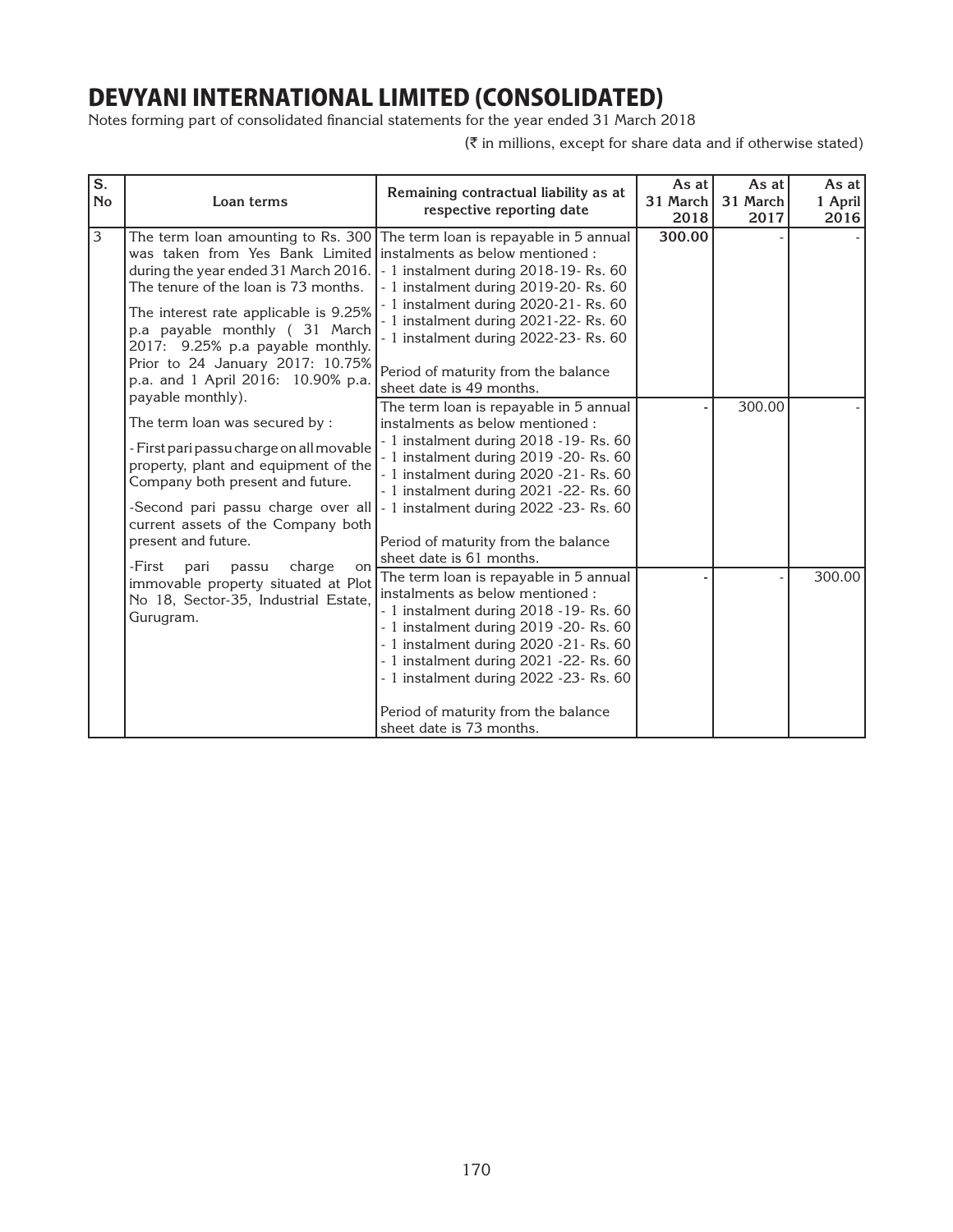# DEVYANI INTERNATIONAL LIMITED (CONSOLIDATED)

Notes forming part of consolidated financial statements for the year ended 31 March 2018

(₹ in millions, except for share data and if otherwise stated)

| S. No | Loan terms | Remaining contractual liability as at respective reporting date | As at 31 March 2018 | As at 31 March 2017 | As at 1 April 2016 |
|---|---|---|---|---|---|
| 3 | The term loan amounting to Rs. 300 was taken from Yes Bank Limited during the year ended 31 March 2016. The tenure of the loan is 73 months.<br><br>The interest rate applicable is 9.25% p.a payable monthly ( 31 March 2017: 9.25% p.a payable monthly. Prior to 24 January 2017: 10.75% p.a. and 1 April 2016: 10.90% p.a. payable monthly).<br><br>The term loan was secured by :<br><br>- First pari passu charge on all movable property, plant and equipment of the Company both present and future.<br><br>-Second pari passu charge over all current assets of the Company both present and future.<br><br>-First pari passu charge on immovable property situated at Plot No 18, Sector-35, Industrial Estate, Gurugram. | The term loan is repayable in 5 annual instalments as below mentioned :<br>- 1 instalment during 2018-19- Rs. 60<br>- 1 instalment during 2019-20- Rs. 60<br>- 1 instalment during 2020-21- Rs. 60<br>- 1 instalment during 2021-22- Rs. 60<br>- 1 instalment during 2022-23- Rs. 60<br><br>Period of maturity from the balance sheet date is 49 months. | **300.00** | - | - |
| | | The term loan is repayable in 5 annual instalments as below mentioned :<br>- 1 instalment during 2018 -19- Rs. 60<br>- 1 instalment during 2019 -20- Rs. 60<br>- 1 instalment during 2020 -21- Rs. 60<br>- 1 instalment during 2021 -22- Rs. 60<br>- 1 instalment during 2022 -23- Rs. 60<br><br>Period of maturity from the balance sheet date is 61 months. | - | 300.00 | - |
| | | The term loan is repayable in 5 annual instalments as below mentioned :<br>- 1 instalment during 2018 -19- Rs. 60<br>- 1 instalment during 2019 -20- Rs. 60<br>- 1 instalment during 2020 -21- Rs. 60<br>- 1 instalment during 2021 -22- Rs. 60<br>- 1 instalment during 2022 -23- Rs. 60<br><br>Period of maturity from the balance sheet date is 73 months. | - | - | 300.00 |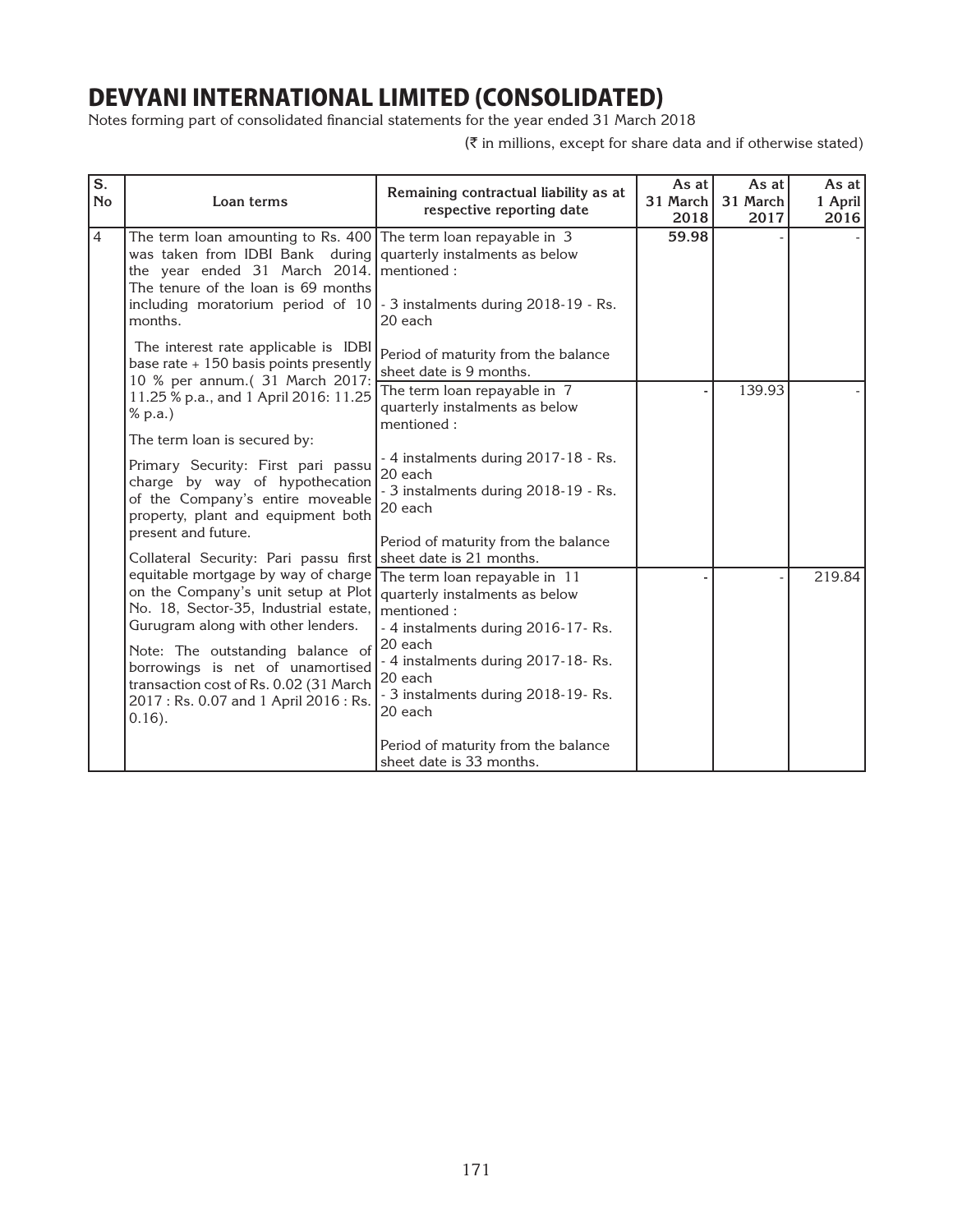# DEVYANI INTERNATIONAL LIMITED (CONSOLIDATED)

Notes forming part of consolidated financial statements for the year ended 31 March 2018

(₹ in millions, except for share data and if otherwise stated)

| S. No | Loan terms | Remaining contractual liability as at respective reporting date | As at 31 March 2018 | As at 31 March 2017 | As at 1 April 2016 |
|---|---|---|---|---|---|
| 4 | The term loan amounting to Rs. 400 was taken from IDBI Bank during the year ended 31 March 2014. The tenure of the loan is 69 months including moratorium period of 10 months.<br><br>The interest rate applicable is IDBI base rate + 150 basis points presently 10 % per annum.( 31 March 2017: 11.25 % p.a., and 1 April 2016: 11.25 % p.a.)<br><br>The term loan is secured by:<br><br>Primary Security: First pari passu charge by way of hypothecation of the Company's entire moveable property, plant and equipment both present and future.<br><br>Collateral Security: Pari passu first equitable mortgage by way of charge on the Company's unit setup at Plot No. 18, Sector-35, Industrial estate, Gurugram along with other lenders.<br><br>Note: The outstanding balance of borrowings is net of unamortised transaction cost of Rs. 0.02 (31 March 2017 : Rs. 0.07 and 1 April 2016 : Rs. 0.16). | The term loan repayable in 3 quarterly instalments as below mentioned :<br><br>- 3 instalments during 2018-19 - Rs. 20 each<br><br>Period of maturity from the balance sheet date is 9 months. | 59.98 | - | - |
| | | The term loan repayable in 7 quarterly instalments as below mentioned :<br><br>- 4 instalments during 2017-18 - Rs. 20 each<br>- 3 instalments during 2018-19 - Rs. 20 each<br><br>Period of maturity from the balance sheet date is 21 months. | - | 139.93 | - |
| | | The term loan repayable in 11 quarterly instalments as below mentioned :<br>- 4 instalments during 2016-17- Rs. 20 each<br>- 4 instalments during 2017-18- Rs. 20 each<br>- 3 instalments during 2018-19- Rs. 20 each<br><br>Period of maturity from the balance sheet date is 33 months. | - | - | 219.84 |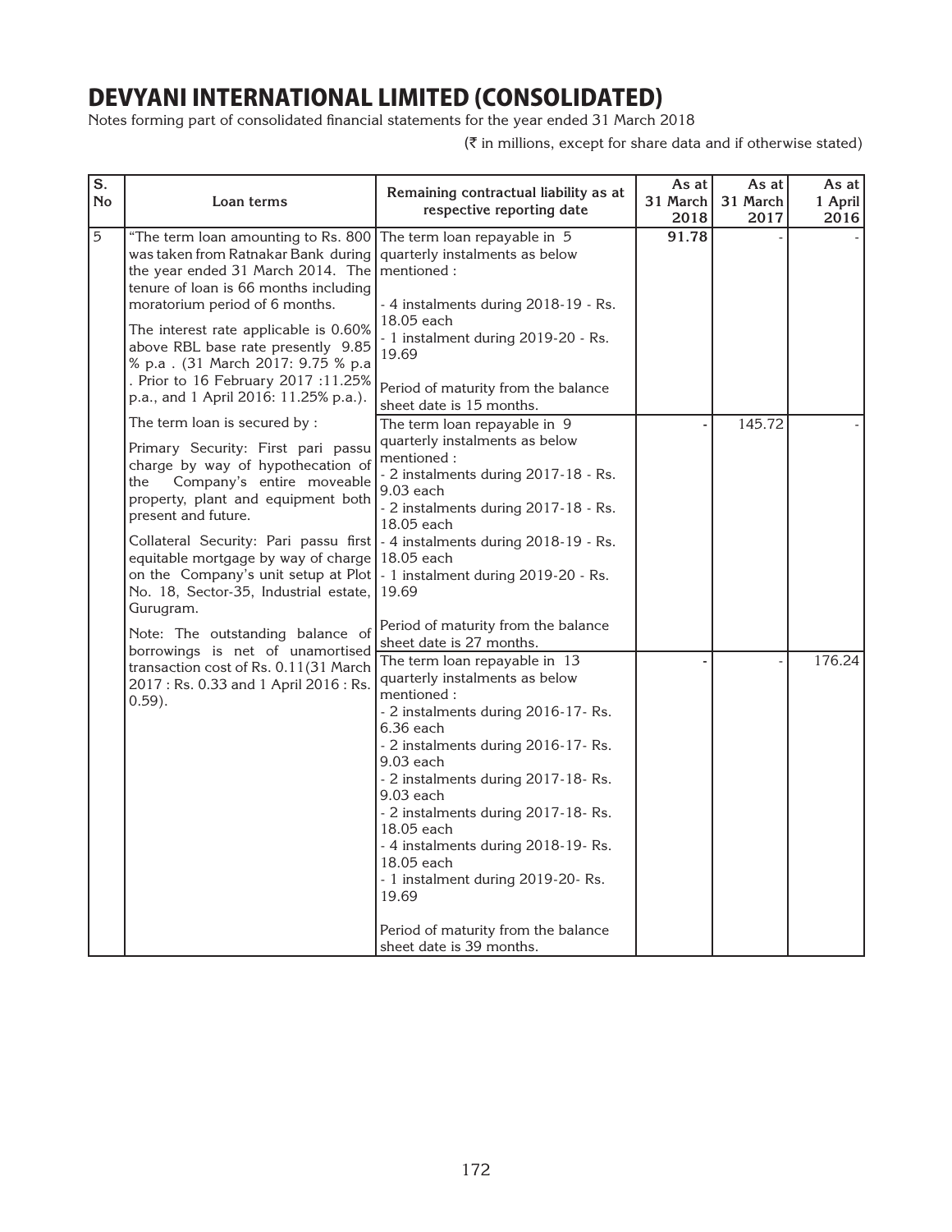# DEVYANI INTERNATIONAL LIMITED (CONSOLIDATED)

Notes forming part of consolidated financial statements for the year ended 31 March 2018

(₹ in millions, except for share data and if otherwise stated)

| S. No | Loan terms | Remaining contractual liability as at respective reporting date | As at 31 March 2018 | As at 31 March 2017 | As at 1 April 2016 |
|---|---|---|---|---|---|
| 5 | "The term loan amounting to Rs. 800 was taken from Ratnakar Bank during the year ended 31 March 2014. The tenure of loan is 66 months including moratorium period of 6 months.<br><br>The interest rate applicable is 0.60% above RBL base rate presently 9.85 % p.a . (31 March 2017: 9.75 % p.a . Prior to 16 February 2017 :11.25% p.a., and 1 April 2016: 11.25% p.a.).<br><br>The term loan is secured by :<br><br>Primary Security: First pari passu charge by way of hypothecation of the Company's entire moveable property, plant and equipment both present and future.<br><br>Collateral Security: Pari passu first equitable mortgage by way of charge on the Company's unit setup at Plot No. 18, Sector-35, Industrial estate, Gurugram.<br><br>Note: The outstanding balance of borrowings is net of unamortised transaction cost of Rs. 0.11(31 March 2017 : Rs. 0.33 and 1 April 2016 : Rs. 0.59). | The term loan repayable in 5 quarterly instalments as below mentioned :<br><br>- 4 instalments during 2018-19 - Rs. 18.05 each<br>- 1 instalment during 2019-20 - Rs. 19.69<br><br>Period of maturity from the balance sheet date is 15 months. | **91.78** | - | - |
| | | The term loan repayable in 9 quarterly instalments as below mentioned :<br>- 2 instalments during 2017-18 - Rs. 9.03 each<br>- 2 instalments during 2017-18 - Rs. 18.05 each<br>- 4 instalments during 2018-19 - Rs. 18.05 each<br>- 1 instalment during 2019-20 - Rs. 19.69<br><br>Period of maturity from the balance sheet date is 27 months. | - | 145.72 | - |
| | | The term loan repayable in 13 quarterly instalments as below mentioned :<br>- 2 instalments during 2016-17- Rs. 6.36 each<br>- 2 instalments during 2016-17- Rs. 9.03 each<br>- 2 instalments during 2017-18- Rs. 9.03 each<br>- 2 instalments during 2017-18- Rs. 18.05 each<br>- 4 instalments during 2018-19- Rs. 18.05 each<br>- 1 instalment during 2019-20- Rs. 19.69<br><br>Period of maturity from the balance sheet date is 39 months. | - | - | 176.24 |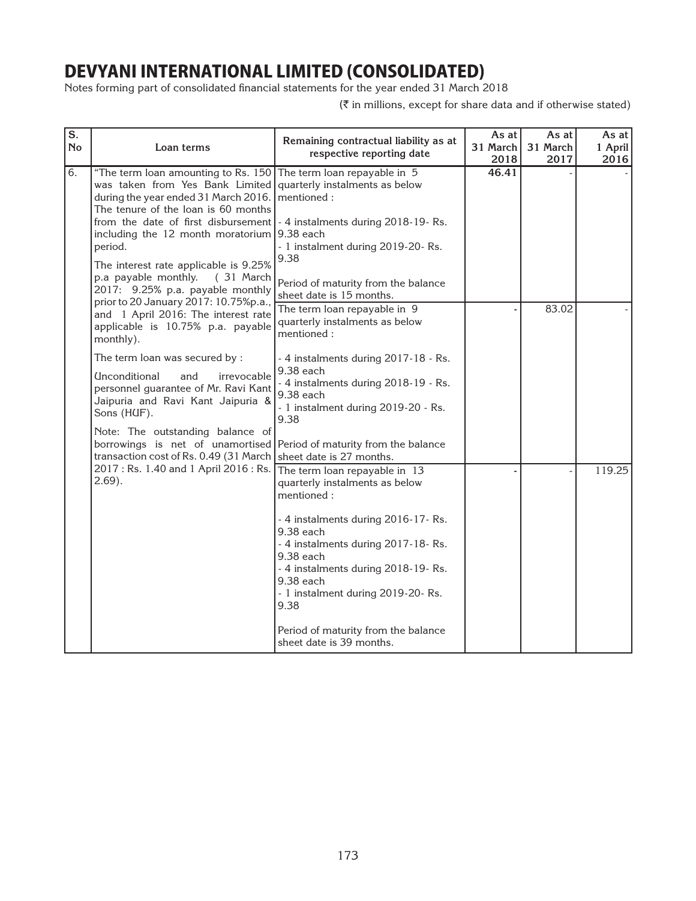# DEVYANI INTERNATIONAL LIMITED (CONSOLIDATED)

Notes forming part of consolidated financial statements for the year ended 31 March 2018

(₹ in millions, except for share data and if otherwise stated)

| S. No | Loan terms | Remaining contractual liability as at respective reporting date | As at 31 March 2018 | As at 31 March 2017 | As at 1 April 2016 |
|---|---|---|---|---|---|
| 6. | "The term loan amounting to Rs. 150 was taken from Yes Bank Limited during the year ended 31 March 2016. The tenure of the loan is 60 months from the date of first disbursement including the 12 month moratorium period.<br><br>The interest rate applicable is 9.25% p.a payable monthly. ( 31 March 2017: 9.25% p.a. payable monthly prior to 20 January 2017: 10.75%p.a., and 1 April 2016: The interest rate applicable is 10.75% p.a. payable monthly).<br><br>The term loan was secured by :<br><br>Unconditional and irrevocable personnel guarantee of Mr. Ravi Kant Jaipuria and Ravi Kant Jaipuria & Sons (HUF).<br><br>Note: The outstanding balance of borrowings is net of unamortised transaction cost of Rs. 0.49 (31 March 2017 : Rs. 1.40 and 1 April 2016 : Rs. 2.69). | The term loan repayable in 5 quarterly instalments as below mentioned :<br><br>- 4 instalments during 2018-19- Rs. 9.38 each<br>- 1 instalment during 2019-20- Rs. 9.38<br><br>Period of maturity from the balance sheet date is 15 months. | **46.41** | - | - |
| | | The term loan repayable in 9 quarterly instalments as below mentioned :<br><br>- 4 instalments during 2017-18 - Rs. 9.38 each<br>- 4 instalments during 2018-19 - Rs. 9.38 each<br>- 1 instalment during 2019-20 - Rs. 9.38<br><br>Period of maturity from the balance sheet date is 27 months. | - | 83.02 | - |
| | | The term loan repayable in 13 quarterly instalments as below mentioned :<br><br>- 4 instalments during 2016-17- Rs. 9.38 each<br>- 4 instalments during 2017-18- Rs. 9.38 each<br>- 4 instalments during 2018-19- Rs. 9.38 each<br>- 1 instalment during 2019-20- Rs. 9.38<br><br>Period of maturity from the balance sheet date is 39 months. | - | - | 119.25 |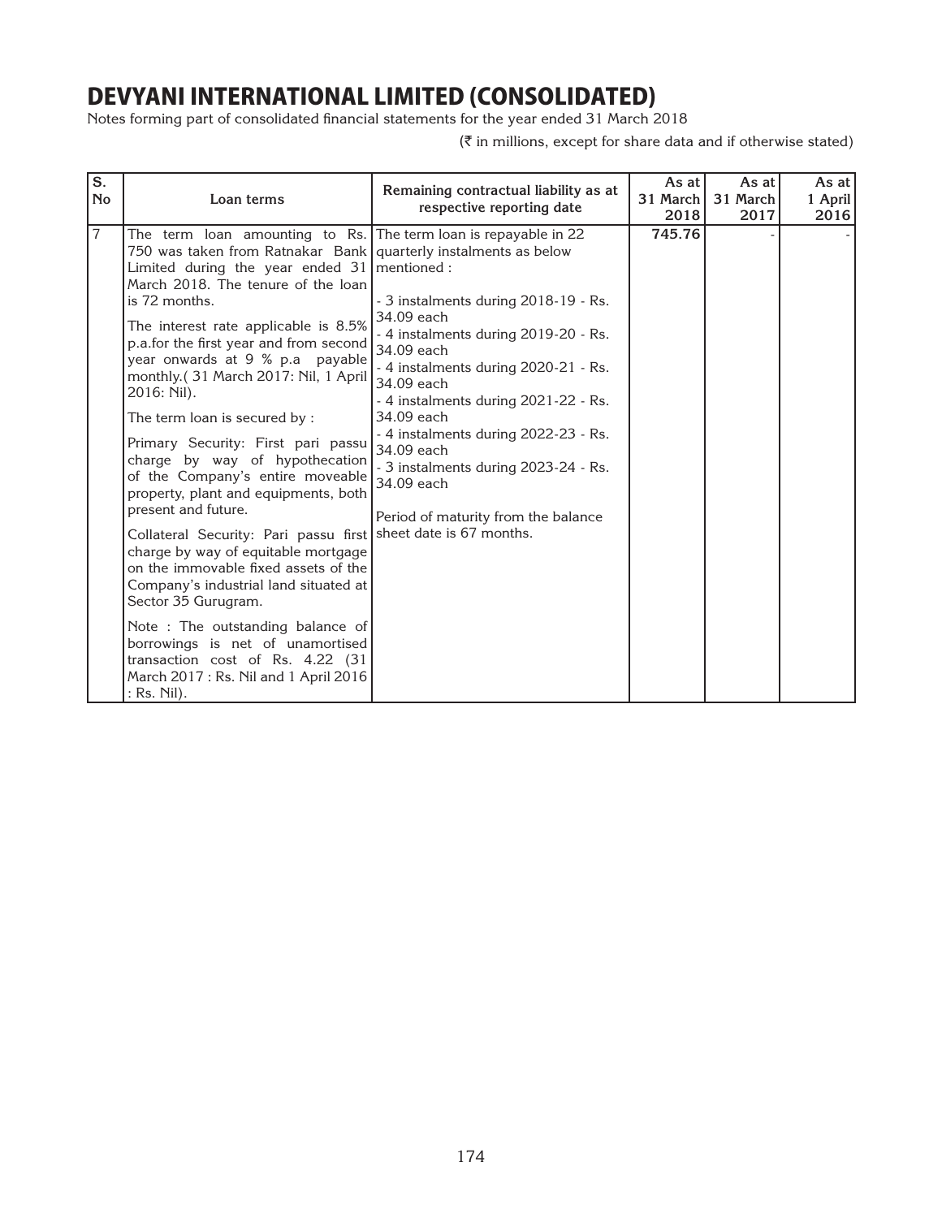# DEVYANI INTERNATIONAL LIMITED (CONSOLIDATED)

Notes forming part of consolidated financial statements for the year ended 31 March 2018

(₹ in millions, except for share data and if otherwise stated)

| S. No | Loan terms | Remaining contractual liability as at respective reporting date | As at 31 March 2018 | As at 31 March 2017 | As at 1 April 2016 |
|---|---|---|---|---|---|
| 7 | The term loan amounting to Rs. 750 was taken from Ratnakar Bank Limited during the year ended 31 March 2018. The tenure of the loan is 72 months.<br><br>The interest rate applicable is 8.5% p.a.for the first year and from second year onwards at 9 % p.a payable monthly.( 31 March 2017: Nil, 1 April 2016: Nil).<br><br>The term loan is secured by :<br><br>Primary Security: First pari passu charge by way of hypothecation of the Company's entire moveable property, plant and equipments, both present and future.<br><br>Collateral Security: Pari passu first charge by way of equitable mortgage on the immovable fixed assets of the Company's industrial land situated at Sector 35 Gurugram.<br><br>Note : The outstanding balance of borrowings is net of unamortised transaction cost of Rs. 4.22 (31 March 2017 : Rs. Nil and 1 April 2016 : Rs. Nil). | The term loan is repayable in 22 quarterly instalments as below mentioned :<br><br>- 3 instalments during 2018-19 - Rs. 34.09 each<br>- 4 instalments during 2019-20 - Rs. 34.09 each<br>- 4 instalments during 2020-21 - Rs. 34.09 each<br>- 4 instalments during 2021-22 - Rs. 34.09 each<br>- 4 instalments during 2022-23 - Rs. 34.09 each<br>- 3 instalments during 2023-24 - Rs. 34.09 each<br><br>Period of maturity from the balance sheet date is 67 months. | **745.76** | - | - |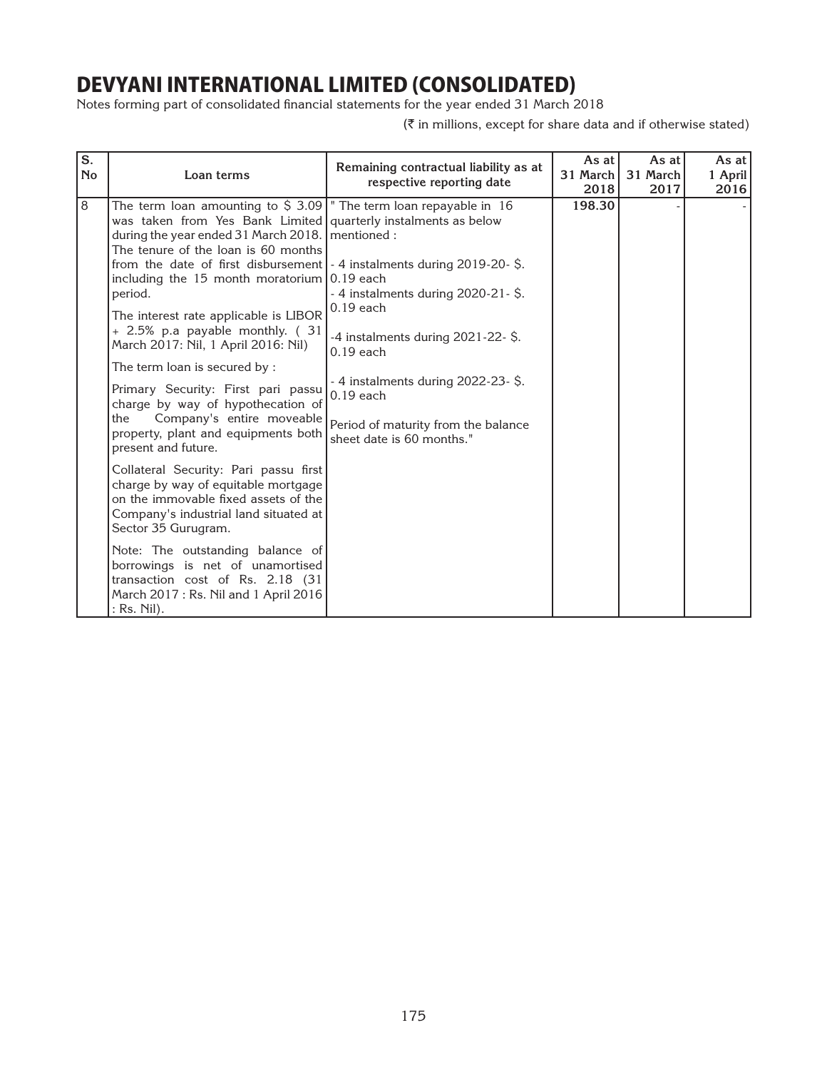# DEVYANI INTERNATIONAL LIMITED (CONSOLIDATED)

Notes forming part of consolidated financial statements for the year ended 31 March 2018

(₹ in millions, except for share data and if otherwise stated)

| S. No | Loan terms | Remaining contractual liability as at respective reporting date | As at 31 March 2018 | As at 31 March 2017 | As at 1 April 2016 |
|---|---|---|---|---|---|
| 8 | The term loan amounting to $ 3.09 was taken from Yes Bank Limited during the year ended 31 March 2018. The tenure of the loan is 60 months from the date of first disbursement including the 15 month moratorium period.<br><br>The interest rate applicable is LIBOR + 2.5% p.a payable monthly. ( 31 March 2017: Nil, 1 April 2016: Nil)<br><br>The term loan is secured by :<br><br>Primary Security: First pari passu charge by way of hypothecation of the Company's entire moveable property, plant and equipments both present and future.<br><br>Collateral Security: Pari passu first charge by way of equitable mortgage on the immovable fixed assets of the Company's industrial land situated at Sector 35 Gurugram.<br><br>Note: The outstanding balance of borrowings is net of unamortised transaction cost of Rs. 2.18 (31 March 2017 : Rs. Nil and 1 April 2016 : Rs. Nil). | " The term loan repayable in 16 quarterly instalments as below mentioned :<br><br>- 4 instalments during 2019-20- $. 0.19 each<br>- 4 instalments during 2020-21- $. 0.19 each<br><br>-4 instalments during 2021-22- $. 0.19 each<br><br>- 4 instalments during 2022-23- $. 0.19 each<br><br>Period of maturity from the balance sheet date is 60 months." | **198.30** | - | - |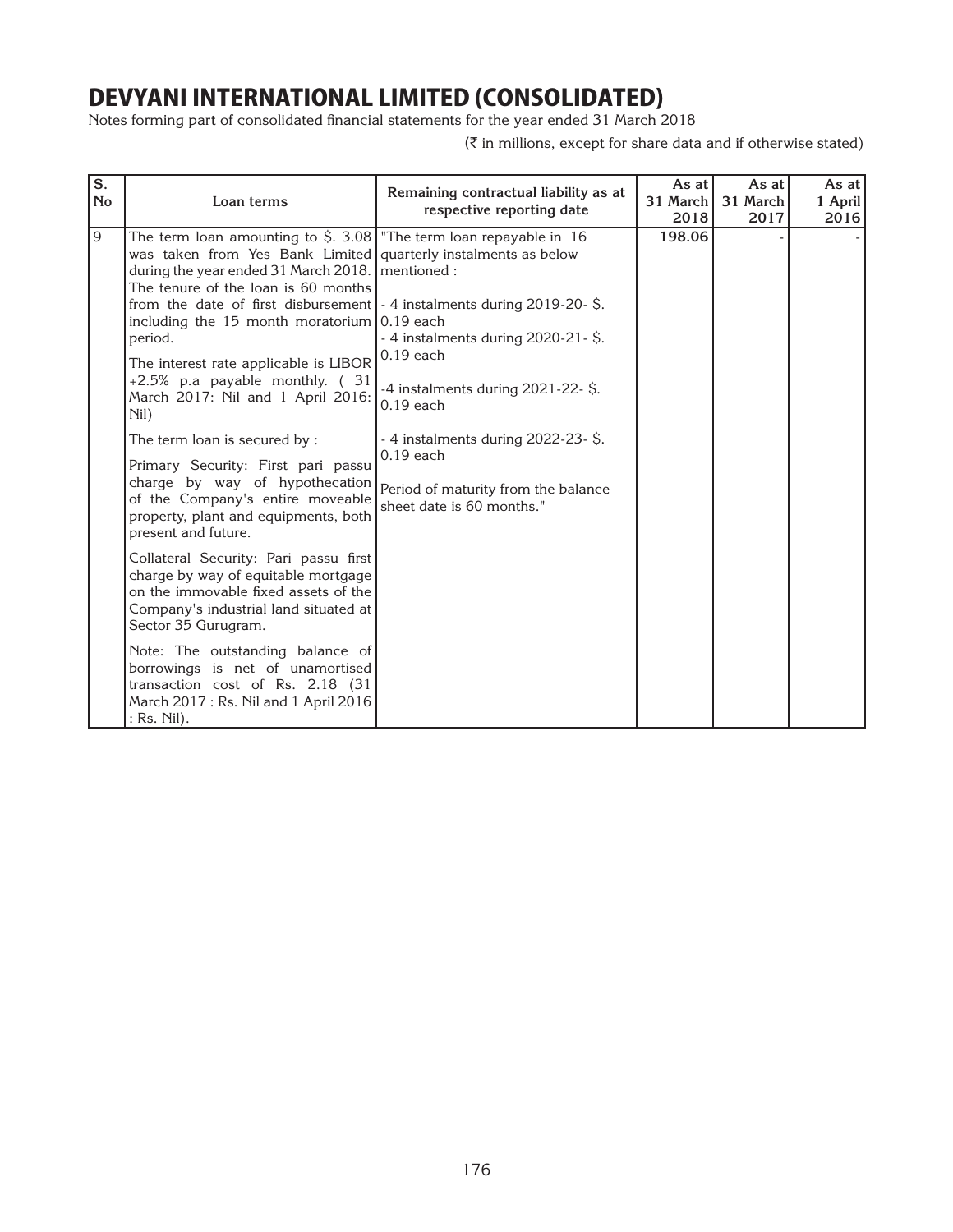# DEVYANI INTERNATIONAL LIMITED (CONSOLIDATED)

Notes forming part of consolidated financial statements for the year ended 31 March 2018

(₹ in millions, except for share data and if otherwise stated)

| S. No | Loan terms | Remaining contractual liability as at respective reporting date | As at 31 March 2018 | As at 31 March 2017 | As at 1 April 2016 |
|---|---|---|---|---|---|
| 9 | The term loan amounting to $. 3.08 was taken from Yes Bank Limited during the year ended 31 March 2018. The tenure of the loan is 60 months from the date of first disbursement including the 15 month moratorium period.<br><br>The interest rate applicable is LIBOR +2.5% p.a payable monthly. ( 31 March 2017: Nil and 1 April 2016: Nil)<br><br>The term loan is secured by :<br><br>Primary Security: First pari passu charge by way of hypothecation of the Company's entire moveable property, plant and equipments, both present and future.<br><br>Collateral Security: Pari passu first charge by way of equitable mortgage on the immovable fixed assets of the Company's industrial land situated at Sector 35 Gurugram.<br><br>Note: The outstanding balance of borrowings is net of unamortised transaction cost of Rs. 2.18 (31 March 2017 : Rs. Nil and 1 April 2016 : Rs. Nil). | "The term loan repayable in 16 quarterly instalments as below mentioned :<br><br>- 4 instalments during 2019-20- $. 0.19 each<br>- 4 instalments during 2020-21- $. 0.19 each<br><br>-4 instalments during 2021-22- $. 0.19 each<br><br>- 4 instalments during 2022-23- $. 0.19 each<br><br>Period of maturity from the balance sheet date is 60 months." | **198.06** | - | - |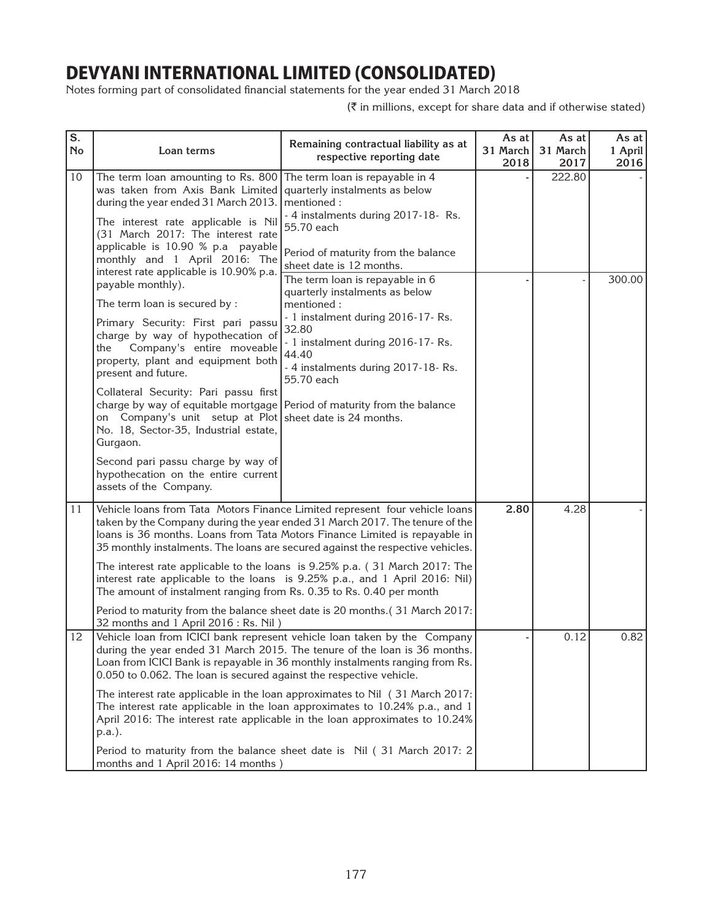# DEVYANI INTERNATIONAL LIMITED (CONSOLIDATED)

Notes forming part of consolidated financial statements for the year ended 31 March 2018

(₹ in millions, except for share data and if otherwise stated)

| S. No | Loan terms | Remaining contractual liability as at respective reporting date | As at 31 March 2018 | As at 31 March 2017 | As at 1 April 2016 |
|---|---|---|---|---|---|
| 10 | The term loan amounting to Rs. 800 was taken from Axis Bank Limited during the year ended 31 March 2013.<br><br>The interest rate applicable is Nil (31 March 2017: The interest rate applicable is 10.90 % p.a payable monthly and 1 April 2016: The interest rate applicable is 10.90% p.a. payable monthly).<br><br>The term loan is secured by :<br><br>Primary Security: First pari passu charge by way of hypothecation of the Company's entire moveable property, plant and equipment both present and future.<br><br>Collateral Security: Pari passu first charge by way of equitable mortgage on Company's unit setup at Plot No. 18, Sector-35, Industrial estate, Gurgaon.<br><br>Second pari passu charge by way of hypothecation on the entire current assets of the Company. | The term loan is repayable in 4 quarterly instalments as below mentioned :<br>- 4 instalments during 2017-18- Rs. 55.70 each<br><br>Period of maturity from the balance sheet date is 12 months. | - | 222.80 | - |
| | | The term loan is repayable in 6 quarterly instalments as below mentioned :<br>- 1 instalment during 2016-17- Rs. 32.80<br>- 1 instalment during 2016-17- Rs. 44.40<br>- 4 instalments during 2017-18- Rs. 55.70 each<br><br>Period of maturity from the balance sheet date is 24 months. | - | - | 300.00 |
| 11 | Vehicle loans from Tata Motors Finance Limited represent four vehicle loans taken by the Company during the year ended 31 March 2017. The tenure of the loans is 36 months. Loans from Tata Motors Finance Limited is repayable in 35 monthly instalments. The loans are secured against the respective vehicles.<br><br>The interest rate applicable to the loans is 9.25% p.a. ( 31 March 2017: The interest rate applicable to the loans is 9.25% p.a., and 1 April 2016: Nil) The amount of instalment ranging from Rs. 0.35 to Rs. 0.40 per month<br><br>Period to maturity from the balance sheet date is 20 months.( 31 March 2017: 32 months and 1 April 2016 : Rs. Nil ) | | **2.80** | 4.28 | - |
| 12 | Vehicle loan from ICICI bank represent vehicle loan taken by the Company during the year ended 31 March 2015. The tenure of the loan is 36 months. Loan from ICICI Bank is repayable in 36 monthly instalments ranging from Rs. 0.050 to 0.062. The loan is secured against the respective vehicle.<br><br>The interest rate applicable in the loan approximates to Nil ( 31 March 2017: The interest rate applicable in the loan approximates to 10.24% p.a., and 1 April 2016: The interest rate applicable in the loan approximates to 10.24% p.a.).<br><br>Period to maturity from the balance sheet date is Nil ( 31 March 2017: 2 months and 1 April 2016: 14 months ) | | - | 0.12 | 0.82 |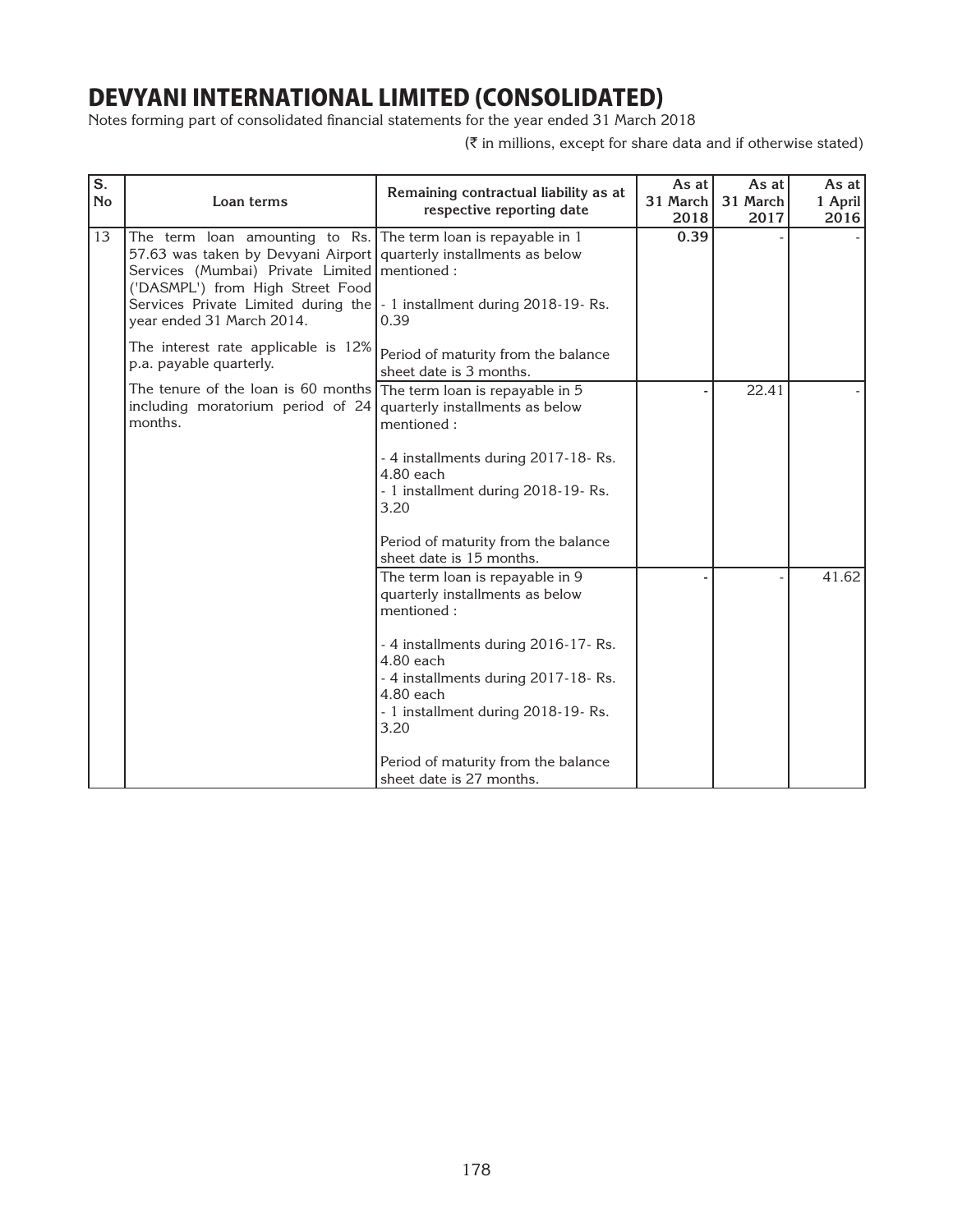# DEVYANI INTERNATIONAL LIMITED (CONSOLIDATED)

Notes forming part of consolidated financial statements for the year ended 31 March 2018

(₹ in millions, except for share data and if otherwise stated)

| S. No | Loan terms | Remaining contractual liability as at respective reporting date | As at 31 March 2018 | As at 31 March 2017 | As at 1 April 2016 |
|---|---|---|---|---|---|
| 13 | The term loan amounting to Rs. 57.63 was taken by Devyani Airport Services (Mumbai) Private Limited ('DASMPL') from High Street Food Services Private Limited during the year ended 31 March 2014.<br><br>The interest rate applicable is 12% p.a. payable quarterly.<br><br>The tenure of the loan is 60 months including moratorium period of 24 months. | The term loan is repayable in 1 quarterly installments as below mentioned :<br><br>- 1 installment during 2018-19- Rs. 0.39<br><br>Period of maturity from the balance sheet date is 3 months. | **0.39** | - | - |
| | | The term loan is repayable in 5 quarterly installments as below mentioned :<br><br>- 4 installments during 2017-18- Rs. 4.80 each<br>- 1 installment during 2018-19- Rs. 3.20<br><br>Period of maturity from the balance sheet date is 15 months. | **-** | 22.41 | - |
| | | The term loan is repayable in 9 quarterly installments as below mentioned :<br><br>- 4 installments during 2016-17- Rs. 4.80 each<br>- 4 installments during 2017-18- Rs. 4.80 each<br>- 1 installment during 2018-19- Rs. 3.20<br><br>Period of maturity from the balance sheet date is 27 months. | **-** | - | 41.62 |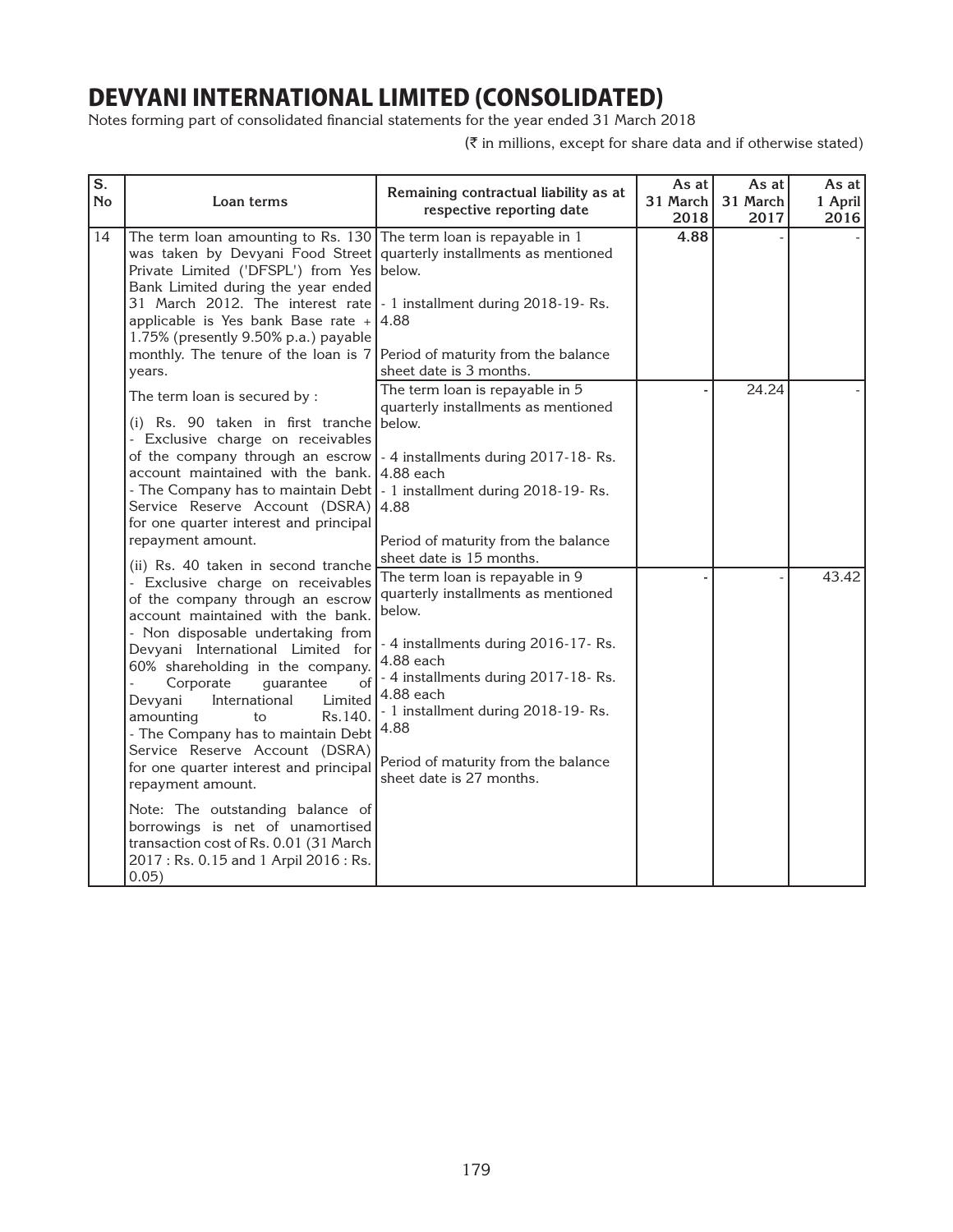# DEVYANI INTERNATIONAL LIMITED (CONSOLIDATED)

Notes forming part of consolidated financial statements for the year ended 31 March 2018

(₹ in millions, except for share data and if otherwise stated)

| S. No | Loan terms | Remaining contractual liability as at respective reporting date | As at 31 March 2018 | As at 31 March 2017 | As at 1 April 2016 |
|---|---|---|---|---|---|
| 14 | The term loan amounting to Rs. 130 was taken by Devyani Food Street Private Limited ('DFSPL') from Yes Bank Limited during the year ended 31 March 2012. The interest rate applicable is Yes bank Base rate + 1.75% (presently 9.50% p.a.) payable monthly. The tenure of the loan is 7 years.<br><br>The term loan is secured by :<br><br>(i) Rs. 90 taken in first tranche - Exclusive charge on receivables of the company through an escrow account maintained with the bank. - The Company has to maintain Debt Service Reserve Account (DSRA) for one quarter interest and principal repayment amount.<br><br>(ii) Rs. 40 taken in second tranche - Exclusive charge on receivables of the company through an escrow account maintained with the bank. - Non disposable undertaking from Devyani International Limited for 60% shareholding in the company. - Corporate guarantee of Devyani International Limited amounting to Rs.140. - The Company has to maintain Debt Service Reserve Account (DSRA) for one quarter interest and principal repayment amount.<br><br>Note: The outstanding balance of borrowings is net of unamortised transaction cost of Rs. 0.01 (31 March 2017 : Rs. 0.15 and 1 Arpil 2016 : Rs. 0.05) | The term loan is repayable in 1 quarterly installments as mentioned below.<br><br>- 1 installment during 2018-19- Rs. 4.88<br><br>Period of maturity from the balance sheet date is 3 months. | **4.88** | - | - |
| | | The term loan is repayable in 5 quarterly installments as mentioned below.<br><br>- 4 installments during 2017-18- Rs. 4.88 each<br>- 1 installment during 2018-19- Rs. 4.88<br><br>Period of maturity from the balance sheet date is 15 months. | - | 24.24 | - |
| | | The term loan is repayable in 9 quarterly installments as mentioned below.<br><br>- 4 installments during 2016-17- Rs. 4.88 each<br>- 4 installments during 2017-18- Rs. 4.88 each<br>- 1 installment during 2018-19- Rs. 4.88<br><br>Period of maturity from the balance sheet date is 27 months. | - | - | 43.42 |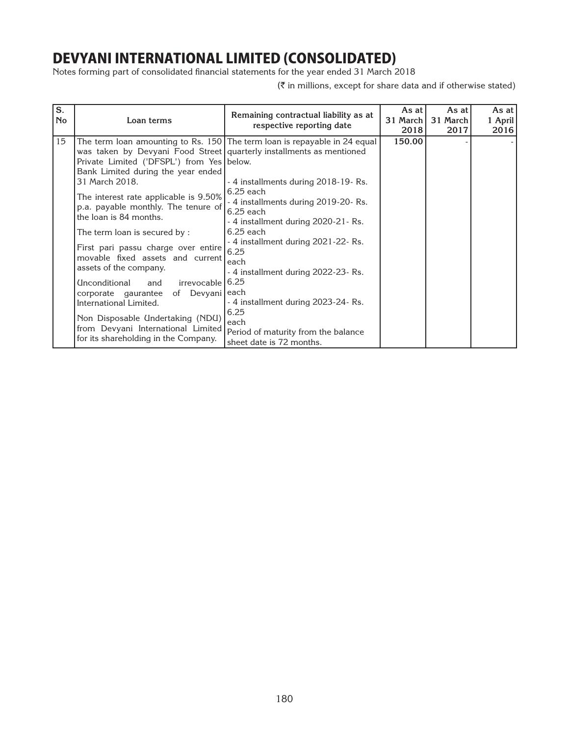# DEVYANI INTERNATIONAL LIMITED (CONSOLIDATED)

Notes forming part of consolidated financial statements for the year ended 31 March 2018

(₹ in millions, except for share data and if otherwise stated)

| S. No | Loan terms | Remaining contractual liability as at respective reporting date | As at 31 March 2018 | As at 31 March 2017 | As at 1 April 2016 |
|---|---|---|---|---|---|
| 15 | The term loan amounting to Rs. 150 was taken by Devyani Food Street Private Limited ('DFSPL') from Yes Bank Limited during the year ended 31 March 2018.<br>The interest rate applicable is 9.50% p.a. payable monthly. The tenure of the loan is 84 months.<br>The term loan is secured by :<br>First pari passu charge over entire movable fixed assets and current assets of the company.<br>Unconditional and irrevocable corporate gaurantee of Devyani International Limited.<br>Non Disposable Undertaking (NDU) from Devyani International Limited for its shareholding in the Company. | The term loan is repayable in 24 equal quarterly installments as mentioned below.<br>- 4 installments during 2018-19- Rs. 6.25 each<br>- 4 installments during 2019-20- Rs. 6.25 each<br>- 4 installment during 2020-21- Rs. 6.25 each<br>- 4 installment during 2021-22- Rs. 6.25 each<br>- 4 installment during 2022-23- Rs. 6.25 each<br>- 4 installment during 2023-24- Rs. 6.25 each<br>Period of maturity from the balance sheet date is 72 months. | **150.00** | - | - |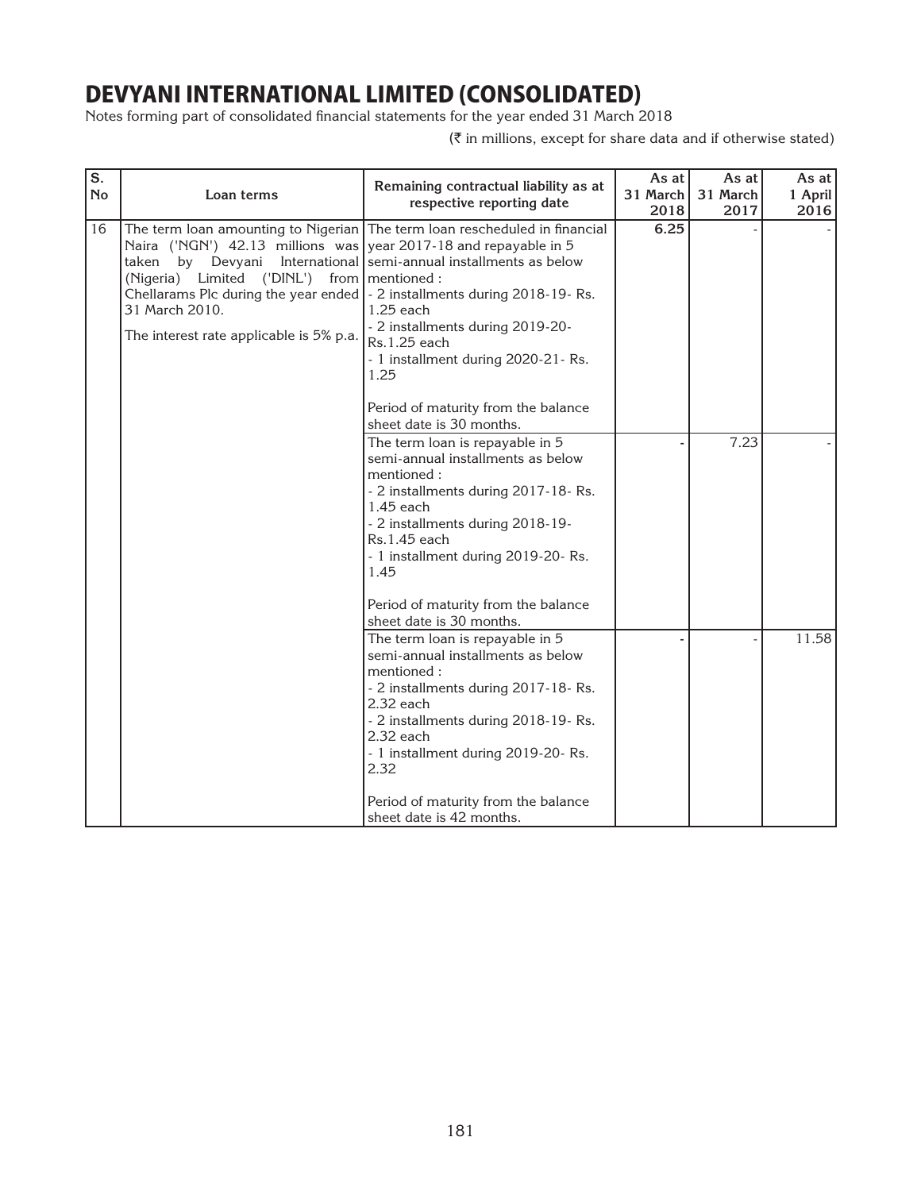# DEVYANI INTERNATIONAL LIMITED (CONSOLIDATED)

Notes forming part of consolidated financial statements for the year ended 31 March 2018

(₹ in millions, except for share data and if otherwise stated)

| S. No | Loan terms | Remaining contractual liability as at respective reporting date | As at 31 March 2018 | As at 31 March 2017 | As at 1 April 2016 |
|---|---|---|---|---|---|
| 16 | The term loan amounting to Nigerian Naira ('NGN') 42.13 millions was taken by Devyani International (Nigeria) Limited ('DINL') from Chellarams Plc during the year ended 31 March 2010.<br><br>The interest rate applicable is 5% p.a. | The term loan rescheduled in financial year 2017-18 and repayable in 5 semi-annual installments as below mentioned :<br>- 2 installments during 2018-19- Rs. 1.25 each<br>- 2 installments during 2019-20- Rs.1.25 each<br>- 1 installment during 2020-21- Rs. 1.25<br><br>Period of maturity from the balance sheet date is 30 months. | **6.25** | - | - |
| | | The term loan is repayable in 5 semi-annual installments as below mentioned :<br>- 2 installments during 2017-18- Rs. 1.45 each<br>- 2 installments during 2018-19- Rs.1.45 each<br>- 1 installment during 2019-20- Rs. 1.45<br><br>Period of maturity from the balance sheet date is 30 months. | - | 7.23 | - |
| | | The term loan is repayable in 5 semi-annual installments as below mentioned :<br>- 2 installments during 2017-18- Rs. 2.32 each<br>- 2 installments during 2018-19- Rs. 2.32 each<br>- 1 installment during 2019-20- Rs. 2.32<br><br>Period of maturity from the balance sheet date is 42 months. | - | - | 11.58 |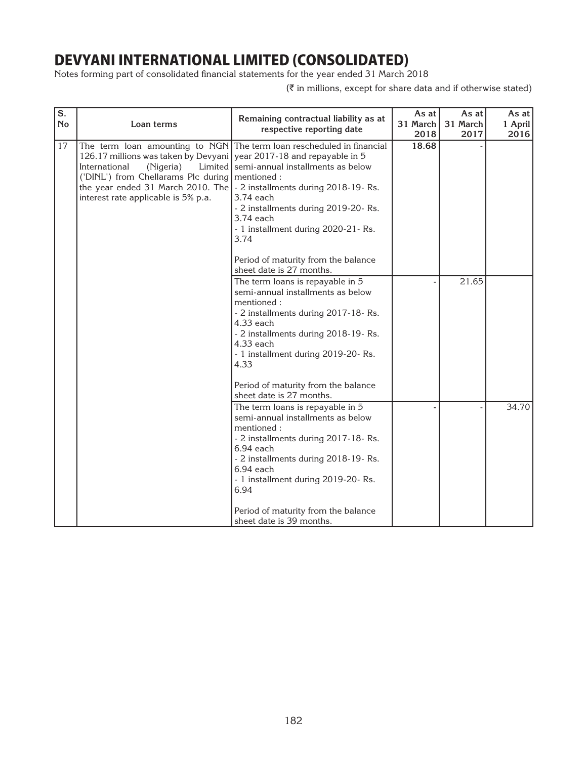# DEVYANI INTERNATIONAL LIMITED (CONSOLIDATED)

Notes forming part of consolidated financial statements for the year ended 31 March 2018

(₹ in millions, except for share data and if otherwise stated)

| S. No | Loan terms | Remaining contractual liability as at respective reporting date | As at 31 March 2018 | As at 31 March 2017 | As at 1 April 2016 |
|---|---|---|---|---|---|
| 17 | The term loan amounting to NGN 126.17 millions was taken by Devyani International (Nigeria) Limited ('DINL') from Chellarams Plc during the year ended 31 March 2010. The interest rate applicable is 5% p.a. | The term loan rescheduled in financial year 2017-18 and repayable in 5 semi-annual installments as below mentioned :<br>- 2 installments during 2018-19- Rs. 3.74 each<br>- 2 installments during 2019-20- Rs. 3.74 each<br>- 1 installment during 2020-21- Rs. 3.74<br><br>Period of maturity from the balance sheet date is 27 months. | **18.68** | - | |
| | | The term loans is repayable in 5 semi-annual installments as below mentioned :<br>- 2 installments during 2017-18- Rs. 4.33 each<br>- 2 installments during 2018-19- Rs. 4.33 each<br>- 1 installment during 2019-20- Rs. 4.33<br><br>Period of maturity from the balance sheet date is 27 months. | - | 21.65 | |
| | | The term loans is repayable in 5 semi-annual installments as below mentioned :<br>- 2 installments during 2017-18- Rs. 6.94 each<br>- 2 installments during 2018-19- Rs. 6.94 each<br>- 1 installment during 2019-20- Rs. 6.94<br><br>Period of maturity from the balance sheet date is 39 months. | - | - | 34.70 |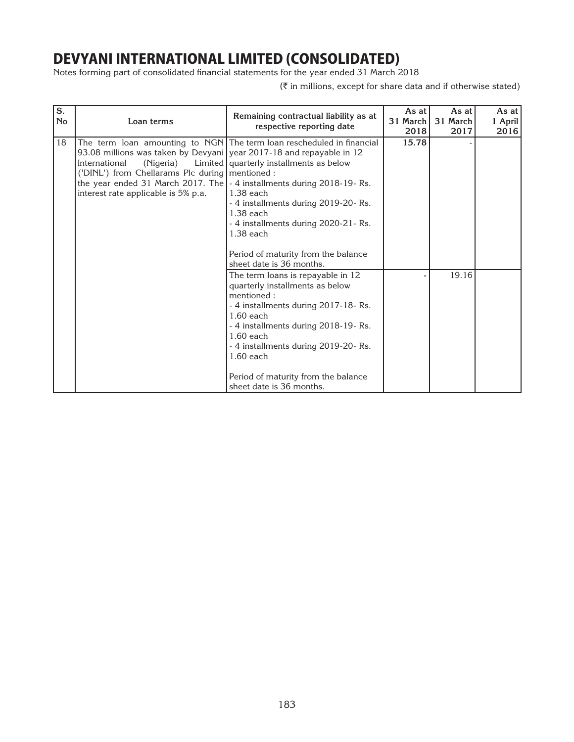# DEVYANI INTERNATIONAL LIMITED (CONSOLIDATED)

Notes forming part of consolidated financial statements for the year ended 31 March 2018

(₹ in millions, except for share data and if otherwise stated)

| S. No | Loan terms | Remaining contractual liability as at respective reporting date | As at 31 March 2018 | As at 31 March 2017 | As at 1 April 2016 |
|---|---|---|---|---|---|
| 18 | The term loan amounting to NGN 93.08 millions was taken by Devyani International (Nigeria) Limited ('DINL') from Chellarams Plc during the year ended 31 March 2017. The interest rate applicable is 5% p.a. | The term loan rescheduled in financial year 2017-18 and repayable in 12 quarterly installments as below mentioned :<br>- 4 installments during 2018-19- Rs. 1.38 each<br>- 4 installments during 2019-20- Rs. 1.38 each<br>- 4 installments during 2020-21- Rs. 1.38 each<br><br>Period of maturity from the balance sheet date is 36 months. | **15.78** | - | |
| | | The term loans is repayable in 12 quarterly installments as below mentioned :<br>- 4 installments during 2017-18- Rs. 1.60 each<br>- 4 installments during 2018-19- Rs. 1.60 each<br>- 4 installments during 2019-20- Rs. 1.60 each<br><br>Period of maturity from the balance sheet date is 36 months. | - | 19.16 | |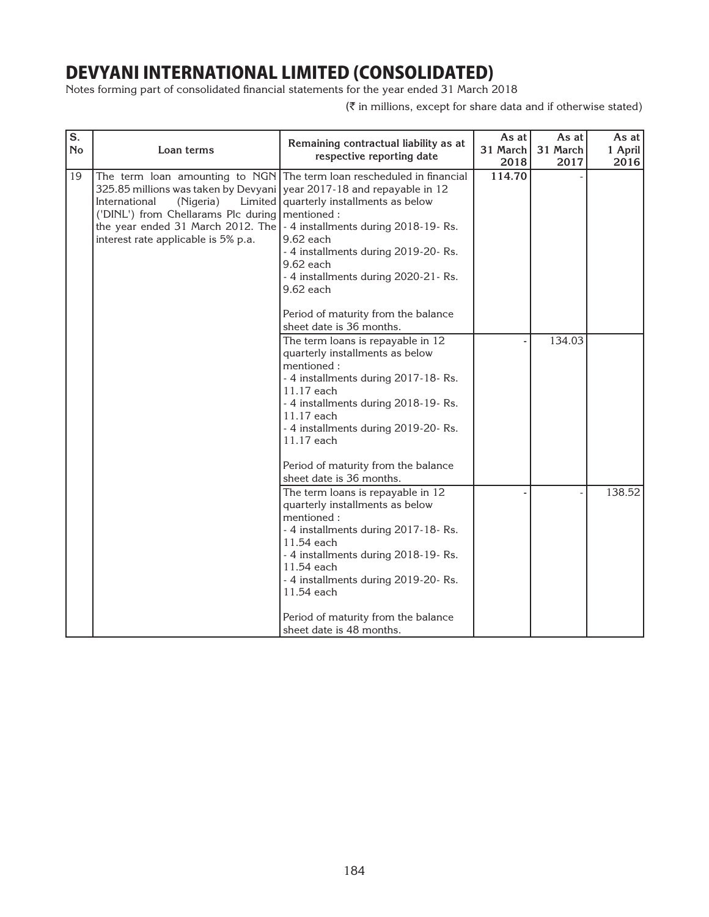# DEVYANI INTERNATIONAL LIMITED (CONSOLIDATED)

Notes forming part of consolidated financial statements for the year ended 31 March 2018

(₹ in millions, except for share data and if otherwise stated)

| S. No | Loan terms | Remaining contractual liability as at respective reporting date | As at 31 March 2018 | As at 31 March 2017 | As at 1 April 2016 |
|---|---|---|---|---|---|
| 19 | The term loan amounting to NGN 325.85 millions was taken by Devyani International (Nigeria) Limited ('DINL') from Chellarams Plc during the year ended 31 March 2012. The interest rate applicable is 5% p.a. | The term loan rescheduled in financial year 2017-18 and repayable in 12 quarterly installments as below mentioned :<br>- 4 installments during 2018-19- Rs. 9.62 each<br>- 4 installments during 2019-20- Rs. 9.62 each<br>- 4 installments during 2020-21- Rs. 9.62 each<br><br>Period of maturity from the balance sheet date is 36 months. | **114.70** | - | |
| | | The term loans is repayable in 12 quarterly installments as below mentioned :<br>- 4 installments during 2017-18- Rs. 11.17 each<br>- 4 installments during 2018-19- Rs. 11.17 each<br>- 4 installments during 2019-20- Rs. 11.17 each<br><br>Period of maturity from the balance sheet date is 36 months. | - | 134.03 | |
| | | The term loans is repayable in 12 quarterly installments as below mentioned :<br>- 4 installments during 2017-18- Rs. 11.54 each<br>- 4 installments during 2018-19- Rs. 11.54 each<br>- 4 installments during 2019-20- Rs. 11.54 each<br><br>Period of maturity from the balance sheet date is 48 months. | - | - | 138.52 |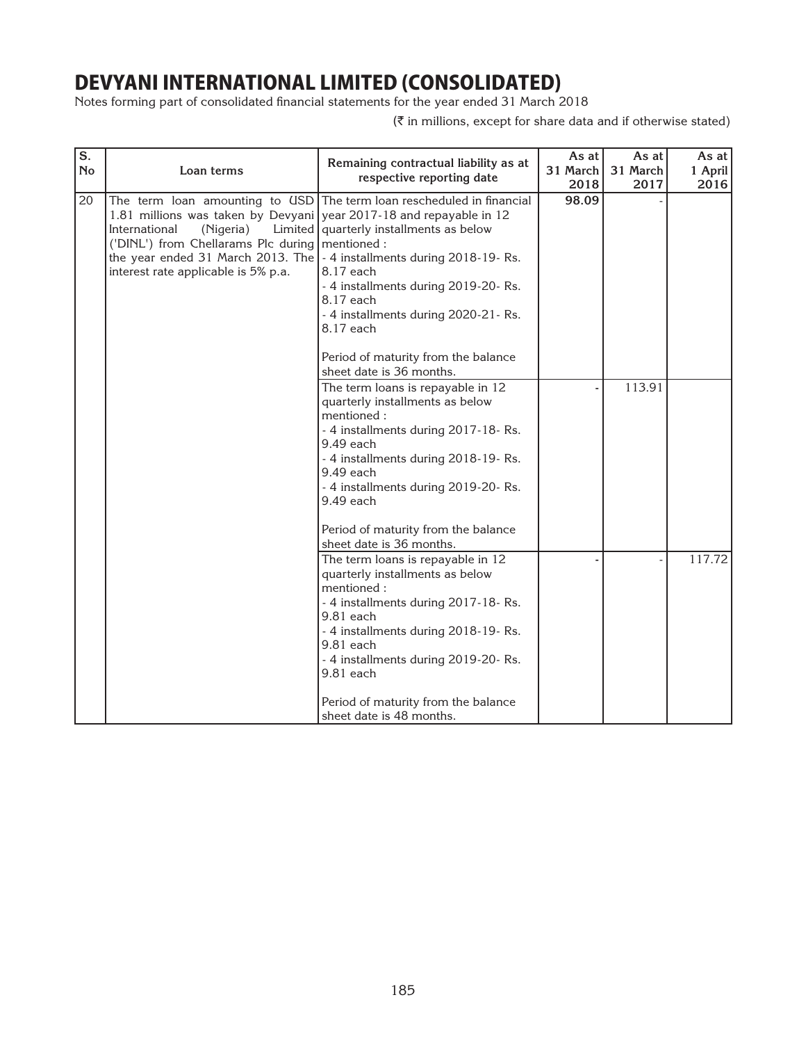# DEVYANI INTERNATIONAL LIMITED (CONSOLIDATED)

Notes forming part of consolidated financial statements for the year ended 31 March 2018

(₹ in millions, except for share data and if otherwise stated)

| S. No | Loan terms | Remaining contractual liability as at respective reporting date | As at 31 March 2018 | As at 31 March 2017 | As at 1 April 2016 |
|---|---|---|---|---|---|
| 20 | The term loan amounting to USD 1.81 millions was taken by Devyani International (Nigeria) Limited ('DINL') from Chellarams Plc during the year ended 31 March 2013. The interest rate applicable is 5% p.a. | The term loan rescheduled in financial year 2017-18 and repayable in 12 quarterly installments as below mentioned :<br>- 4 installments during 2018-19- Rs. 8.17 each<br>- 4 installments during 2019-20- Rs. 8.17 each<br>- 4 installments during 2020-21- Rs. 8.17 each<br><br>Period of maturity from the balance sheet date is 36 months. | **98.09** | - | |
| | | The term loans is repayable in 12 quarterly installments as below mentioned :<br>- 4 installments during 2017-18- Rs. 9.49 each<br>- 4 installments during 2018-19- Rs. 9.49 each<br>- 4 installments during 2019-20- Rs. 9.49 each<br><br>Period of maturity from the balance sheet date is 36 months. | - | 113.91 | |
| | | The term loans is repayable in 12 quarterly installments as below mentioned :<br>- 4 installments during 2017-18- Rs. 9.81 each<br>- 4 installments during 2018-19- Rs. 9.81 each<br>- 4 installments during 2019-20- Rs. 9.81 each<br><br>Period of maturity from the balance sheet date is 48 months. | - | - | 117.72 |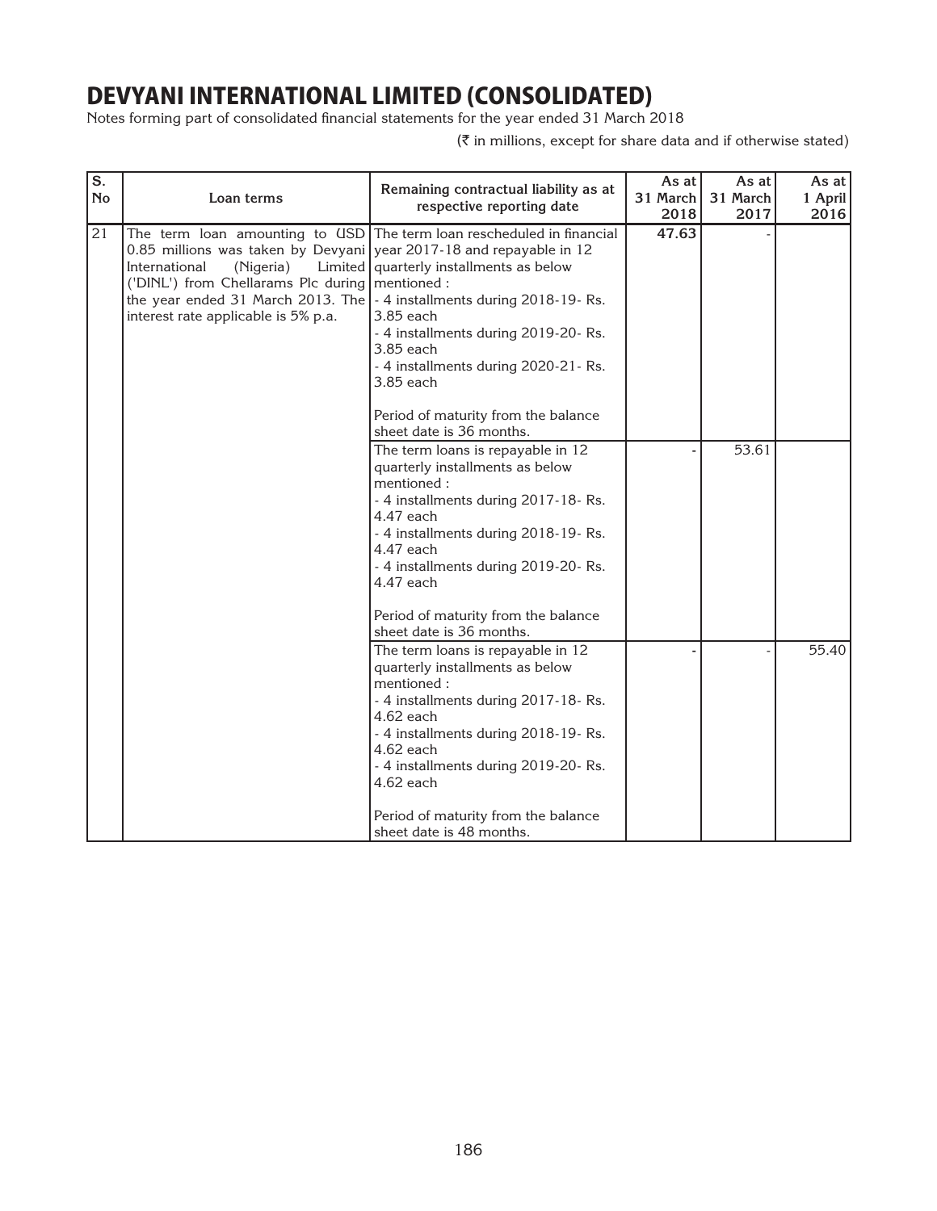# DEVYANI INTERNATIONAL LIMITED (CONSOLIDATED)

Notes forming part of consolidated financial statements for the year ended 31 March 2018

(₹ in millions, except for share data and if otherwise stated)

| S. No | Loan terms | Remaining contractual liability as at respective reporting date | As at 31 March 2018 | As at 31 March 2017 | As at 1 April 2016 |
|---|---|---|---|---|---|
| 21 | The term loan amounting to USD 0.85 millions was taken by Devyani International (Nigeria) Limited ('DINL') from Chellarams Plc during the year ended 31 March 2013. The interest rate applicable is 5% p.a. | The term loan rescheduled in financial year 2017-18 and repayable in 12 quarterly installments as below mentioned :<br>- 4 installments during 2018-19- Rs. 3.85 each<br>- 4 installments during 2019-20- Rs. 3.85 each<br>- 4 installments during 2020-21- Rs. 3.85 each<br><br>Period of maturity from the balance sheet date is 36 months. | **47.63** | - | |
| | | The term loans is repayable in 12 quarterly installments as below mentioned :<br>- 4 installments during 2017-18- Rs. 4.47 each<br>- 4 installments during 2018-19- Rs. 4.47 each<br>- 4 installments during 2019-20- Rs. 4.47 each<br><br>Period of maturity from the balance sheet date is 36 months. | - | 53.61 | |
| | | The term loans is repayable in 12 quarterly installments as below mentioned :<br>- 4 installments during 2017-18- Rs. 4.62 each<br>- 4 installments during 2018-19- Rs. 4.62 each<br>- 4 installments during 2019-20- Rs. 4.62 each<br><br>Period of maturity from the balance sheet date is 48 months. | - | - | 55.40 |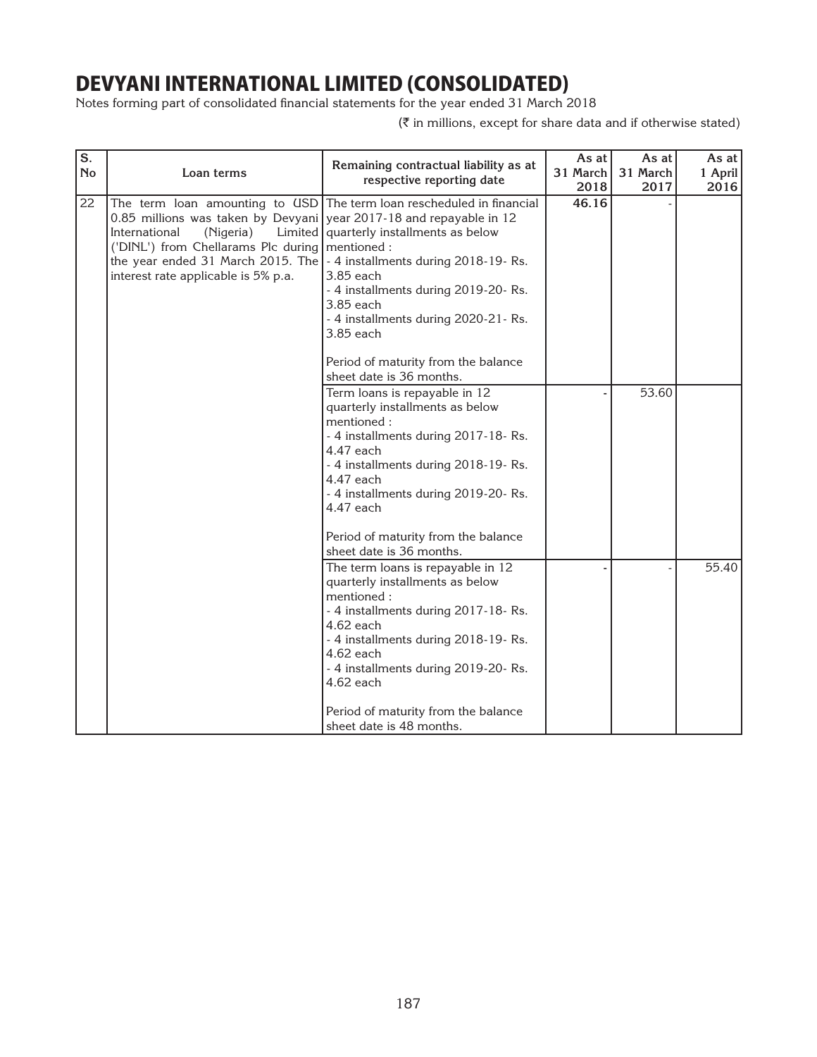# DEVYANI INTERNATIONAL LIMITED (CONSOLIDATED)

Notes forming part of consolidated financial statements for the year ended 31 March 2018

(₹ in millions, except for share data and if otherwise stated)

| S. No | Loan terms | Remaining contractual liability as at respective reporting date | As at 31 March 2018 | As at 31 March 2017 | As at 1 April 2016 |
|---|---|---|---|---|---|
| 22 | The term loan amounting to USD 0.85 millions was taken by Devyani International (Nigeria) Limited ('DINL') from Chellarams Plc during the year ended 31 March 2015. The interest rate applicable is 5% p.a. | The term loan rescheduled in financial year 2017-18 and repayable in 12 quarterly installments as below mentioned :<br>- 4 installments during 2018-19- Rs. 3.85 each<br>- 4 installments during 2019-20- Rs. 3.85 each<br>- 4 installments during 2020-21- Rs. 3.85 each<br><br>Period of maturity from the balance sheet date is 36 months. | **46.16** | - | |
| | | Term loans is repayable in 12 quarterly installments as below mentioned :<br>- 4 installments during 2017-18- Rs. 4.47 each<br>- 4 installments during 2018-19- Rs. 4.47 each<br>- 4 installments during 2019-20- Rs. 4.47 each<br><br>Period of maturity from the balance sheet date is 36 months. | - | 53.60 | |
| | | The term loans is repayable in 12 quarterly installments as below mentioned :<br>- 4 installments during 2017-18- Rs. 4.62 each<br>- 4 installments during 2018-19- Rs. 4.62 each<br>- 4 installments during 2019-20- Rs. 4.62 each<br><br>Period of maturity from the balance sheet date is 48 months. | - | - | 55.40 |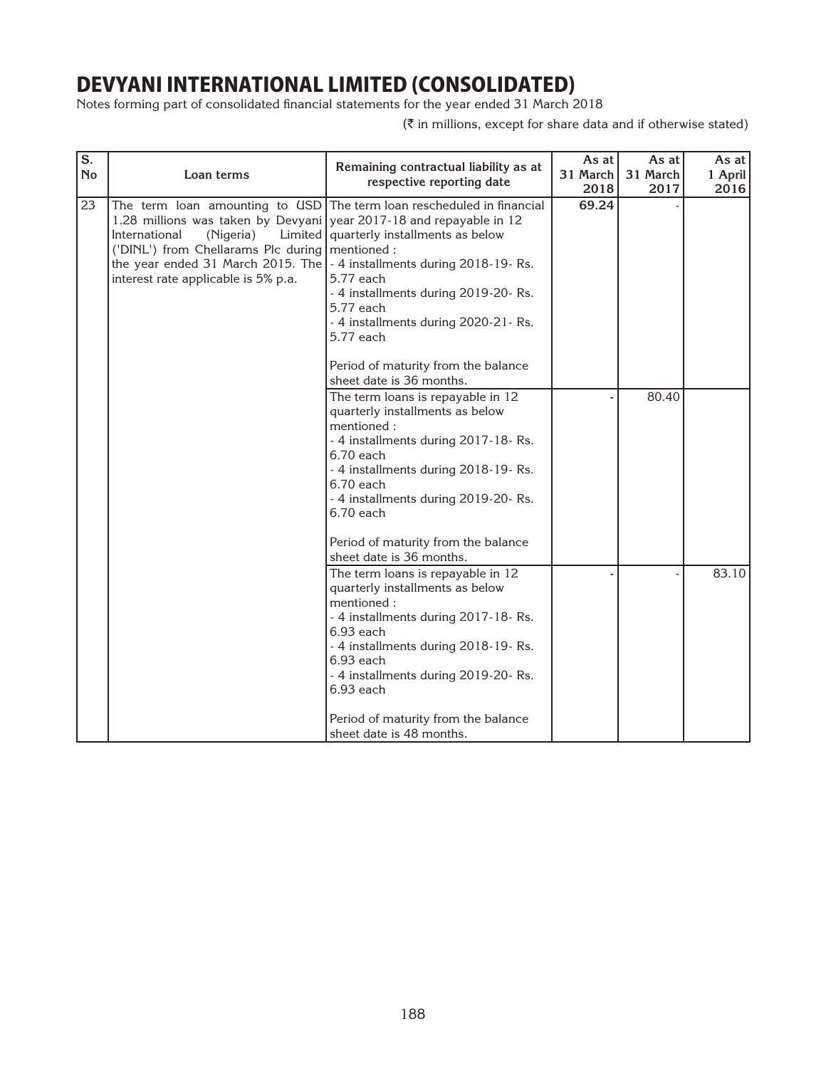# DEVYANI INTERNATIONAL LIMITED (CONSOLIDATED)

Notes forming part of consolidated financial statements for the year ended 31 March 2018

(₹ in millions, except for share data and if otherwise stated)

| S. No | Loan terms | Remaining contractual liability as at respective reporting date | As at 31 March 2018 | As at 31 March 2017 | As at 1 April 2016 |
|---|---|---|---|---|---|
| 23 | The term loan amounting to USD 1.28 millions was taken by Devyani International (Nigeria) Limited ('DINL') from Chellarams Plc during the year ended 31 March 2015. The interest rate applicable is 5% p.a. | The term loan rescheduled in financial year 2017-18 and repayable in 12 quarterly installments as below mentioned :<br>- 4 installments during 2018-19- Rs. 5.77 each<br>- 4 installments during 2019-20- Rs. 5.77 each<br>- 4 installments during 2020-21- Rs. 5.77 each<br><br>Period of maturity from the balance sheet date is 36 months. | **69.24** | - | |
| | | The term loans is repayable in 12 quarterly installments as below mentioned :<br>- 4 installments during 2017-18- Rs. 6.70 each<br>- 4 installments during 2018-19- Rs. 6.70 each<br>- 4 installments during 2019-20- Rs. 6.70 each<br><br>Period of maturity from the balance sheet date is 36 months. | - | 80.40 | |
| | | The term loans is repayable in 12 quarterly installments as below mentioned :<br>- 4 installments during 2017-18- Rs. 6.93 each<br>- 4 installments during 2018-19- Rs. 6.93 each<br>- 4 installments during 2019-20- Rs. 6.93 each<br><br>Period of maturity from the balance sheet date is 48 months. | - | - | 83.10 |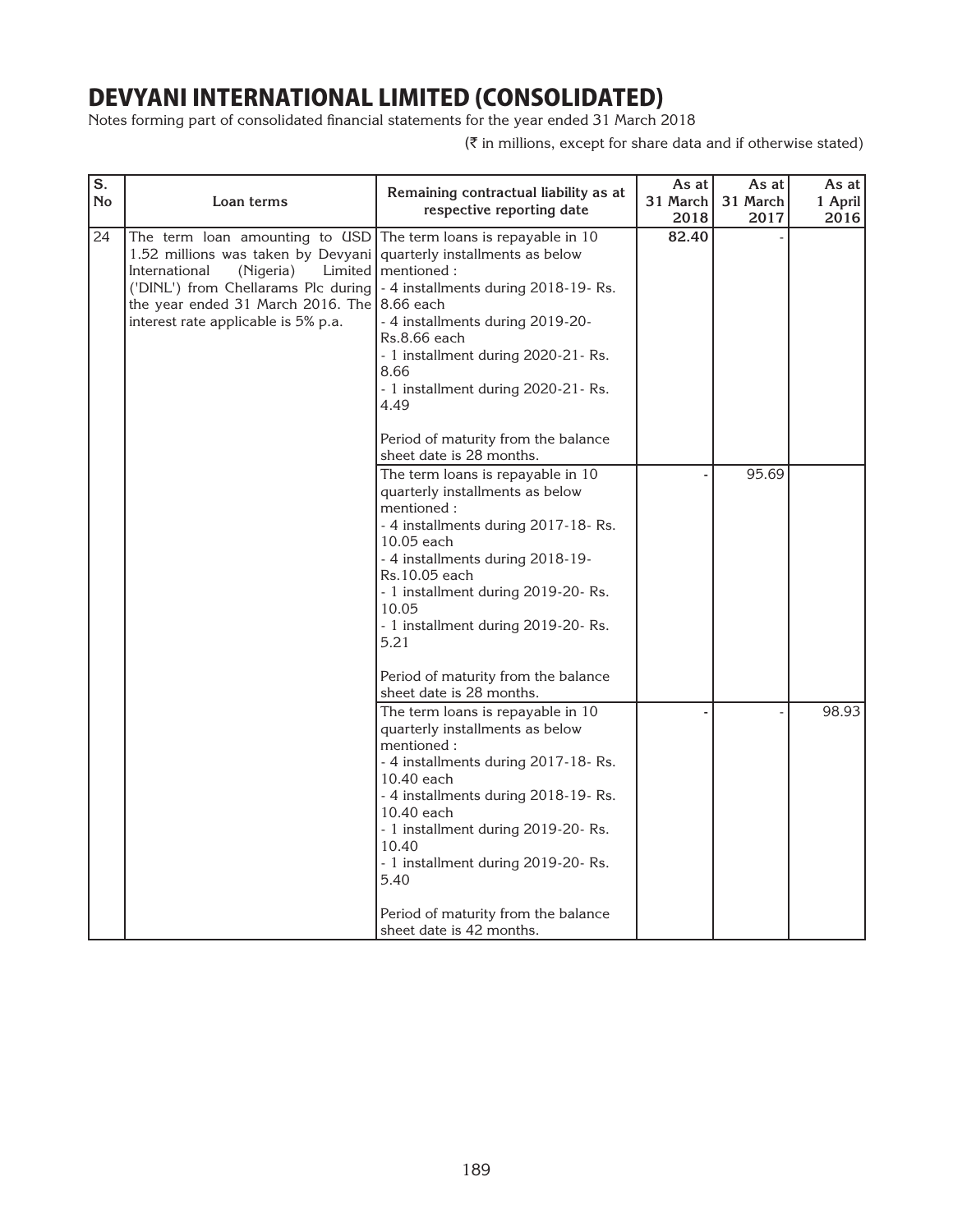# DEVYANI INTERNATIONAL LIMITED (CONSOLIDATED)

Notes forming part of consolidated financial statements for the year ended 31 March 2018

(₹ in millions, except for share data and if otherwise stated)

| S. No | Loan terms | Remaining contractual liability as at respective reporting date | As at 31 March 2018 | As at 31 March 2017 | As at 1 April 2016 |
|---|---|---|---|---|---|
| 24 | The term loan amounting to USD 1.52 millions was taken by Devyani International (Nigeria) Limited ('DINL') from Chellarams Plc during the year ended 31 March 2016. The interest rate applicable is 5% p.a. | The term loans is repayable in 10 quarterly installments as below mentioned :<br>- 4 installments during 2018-19- Rs. 8.66 each<br>- 4 installments during 2019-20- Rs.8.66 each<br>- 1 installment during 2020-21- Rs. 8.66<br>- 1 installment during 2020-21- Rs. 4.49<br><br>Period of maturity from the balance sheet date is 28 months. | **82.40** | - | |
| | | The term loans is repayable in 10 quarterly installments as below mentioned :<br>- 4 installments during 2017-18- Rs. 10.05 each<br>- 4 installments during 2018-19- Rs.10.05 each<br>- 1 installment during 2019-20- Rs. 10.05<br>- 1 installment during 2019-20- Rs. 5.21<br><br>Period of maturity from the balance sheet date is 28 months. | - | 95.69 | |
| | | The term loans is repayable in 10 quarterly installments as below mentioned :<br>- 4 installments during 2017-18- Rs. 10.40 each<br>- 4 installments during 2018-19- Rs. 10.40 each<br>- 1 installment during 2019-20- Rs. 10.40<br>- 1 installment during 2019-20- Rs. 5.40<br><br>Period of maturity from the balance sheet date is 42 months. | - | - | 98.93 |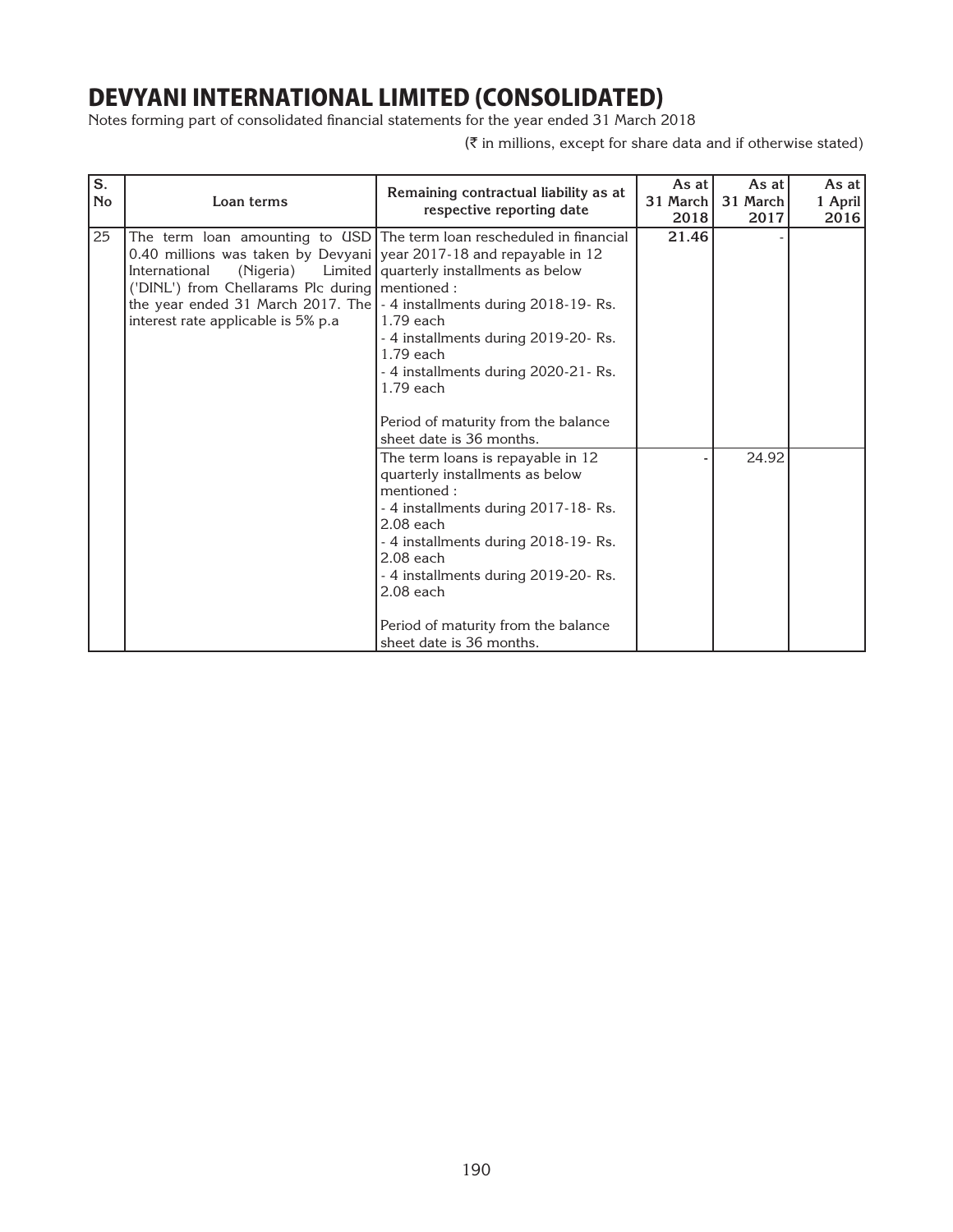# DEVYANI INTERNATIONAL LIMITED (CONSOLIDATED)

Notes forming part of consolidated financial statements for the year ended 31 March 2018

(₹ in millions, except for share data and if otherwise stated)

| S. No | Loan terms | Remaining contractual liability as at respective reporting date | As at 31 March 2018 | As at 31 March 2017 | As at 1 April 2016 |
|---|---|---|---|---|---|
| 25 | The term loan amounting to USD 0.40 millions was taken by Devyani International (Nigeria) Limited ('DINL') from Chellarams Plc during the year ended 31 March 2017. The interest rate applicable is 5% p.a | The term loan rescheduled in financial year 2017-18 and repayable in 12 quarterly installments as below mentioned :<br>- 4 installments during 2018-19- Rs. 1.79 each<br>- 4 installments during 2019-20- Rs. 1.79 each<br>- 4 installments during 2020-21- Rs. 1.79 each<br><br>Period of maturity from the balance sheet date is 36 months. | **21.46** | - | |
| | | The term loans is repayable in 12 quarterly installments as below mentioned :<br>- 4 installments during 2017-18- Rs. 2.08 each<br>- 4 installments during 2018-19- Rs. 2.08 each<br>- 4 installments during 2019-20- Rs. 2.08 each<br><br>Period of maturity from the balance sheet date is 36 months. | - | 24.92 | |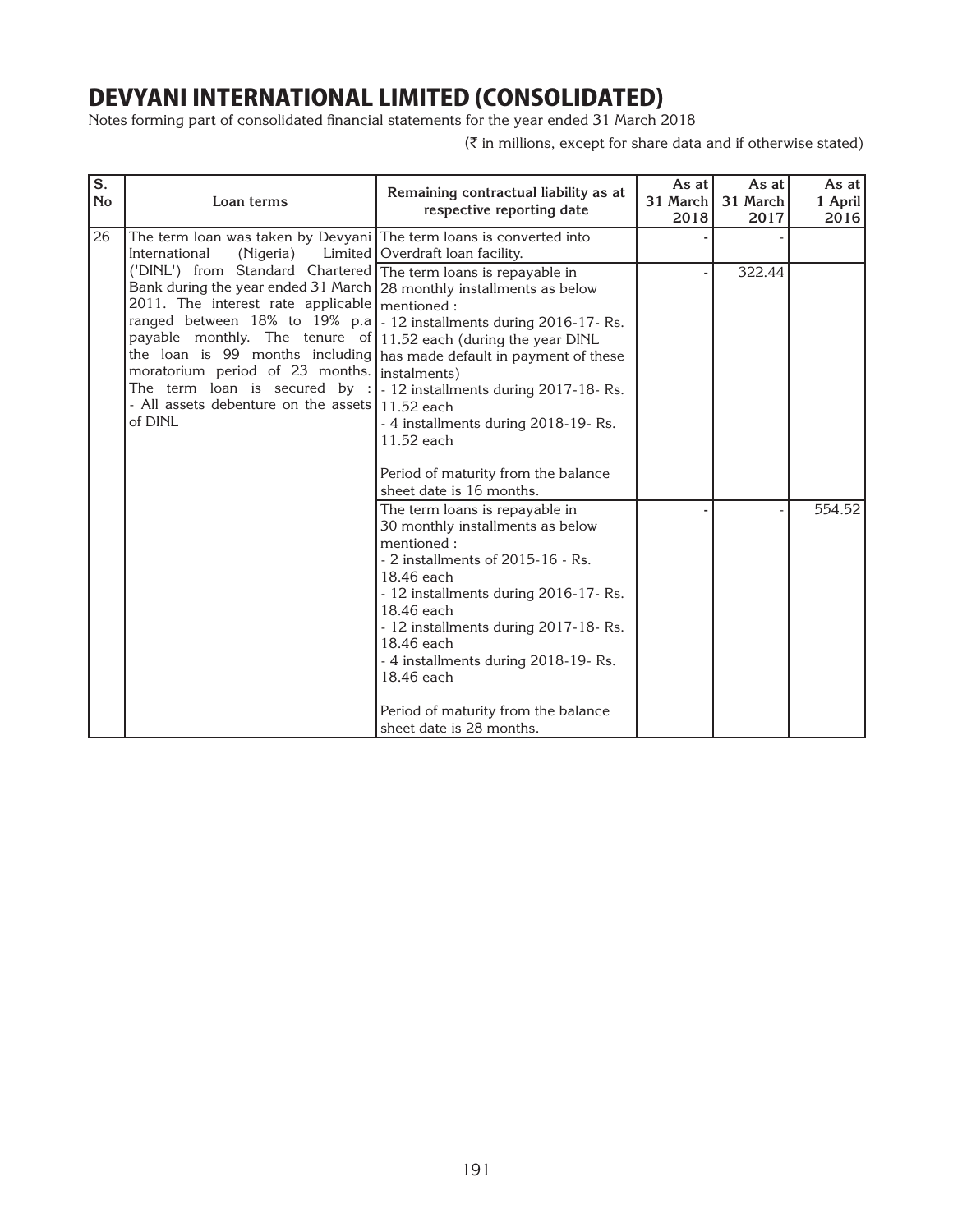# DEVYANI INTERNATIONAL LIMITED (CONSOLIDATED)

Notes forming part of consolidated financial statements for the year ended 31 March 2018

(₹ in millions, except for share data and if otherwise stated)

| S. No | Loan terms | Remaining contractual liability as at respective reporting date | As at 31 March 2018 | As at 31 March 2017 | As at 1 April 2016 |
|---|---|---|---|---|---|
| 26 | The term loan was taken by Devyani International (Nigeria) Limited ('DINL') from Standard Chartered Bank during the year ended 31 March 2011. The interest rate applicable ranged between 18% to 19% p.a payable monthly. The tenure of the loan is 99 months including moratorium period of 23 months. The term loan is secured by : - All assets debenture on the assets of DINL | The term loans is converted into Overdraft loan facility. | - | - | |
| | | The term loans is repayable in 28 monthly installments as below mentioned :<br>- 12 installments during 2016-17- Rs. 11.52 each (during the year DINL has made default in payment of these instalments)<br>- 12 installments during 2017-18- Rs. 11.52 each<br>- 4 installments during 2018-19- Rs. 11.52 each<br><br>Period of maturity from the balance sheet date is 16 months. | - | 322.44 | |
| | | The term loans is repayable in 30 monthly installments as below mentioned :<br>- 2 installments of 2015-16 - Rs. 18.46 each<br>- 12 installments during 2016-17- Rs. 18.46 each<br>- 12 installments during 2017-18- Rs. 18.46 each<br>- 4 installments during 2018-19- Rs. 18.46 each<br><br>Period of maturity from the balance sheet date is 28 months. | - | - | 554.52 |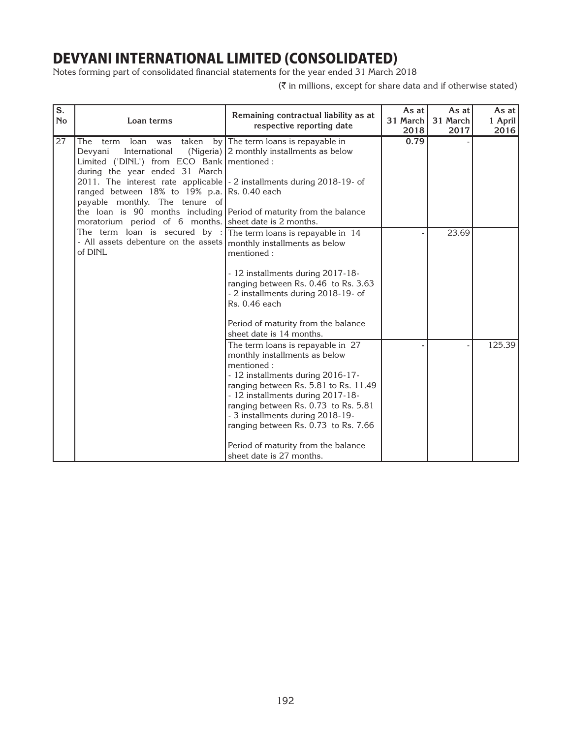# DEVYANI INTERNATIONAL LIMITED (CONSOLIDATED)

Notes forming part of consolidated financial statements for the year ended 31 March 2018

(₹ in millions, except for share data and if otherwise stated)

| S. No | Loan terms | Remaining contractual liability as at respective reporting date | As at 31 March 2018 | As at 31 March 2017 | As at 1 April 2016 |
|---|---|---|---|---|---|
| 27 | The term loan was taken by Devyani International (Nigeria) Limited ('DINL') from ECO Bank during the year ended 31 March 2011. The interest rate applicable ranged between 18% to 19% p.a. payable monthly. The tenure of the loan is 90 months including moratorium period of 6 months. The term loan is secured by : - All assets debenture on the assets of DINL | The term loans is repayable in 2 monthly installments as below mentioned :<br><br>- 2 installments during 2018-19- of Rs. 0.40 each<br><br>Period of maturity from the balance sheet date is 2 months. | **0.79** | - | |
| | | The term loans is repayable in 14 monthly installments as below mentioned :<br><br>- 12 installments during 2017-18- ranging between Rs. 0.46 to Rs. 3.63<br>- 2 installments during 2018-19- of Rs. 0.46 each<br><br>Period of maturity from the balance sheet date is 14 months. | - | 23.69 | |
| | | The term loans is repayable in 27 monthly installments as below mentioned :<br>- 12 installments during 2016-17- ranging between Rs. 5.81 to Rs. 11.49<br>- 12 installments during 2017-18- ranging between Rs. 0.73 to Rs. 5.81<br>- 3 installments during 2018-19- ranging between Rs. 0.73 to Rs. 7.66<br><br>Period of maturity from the balance sheet date is 27 months. | - | - | 125.39 |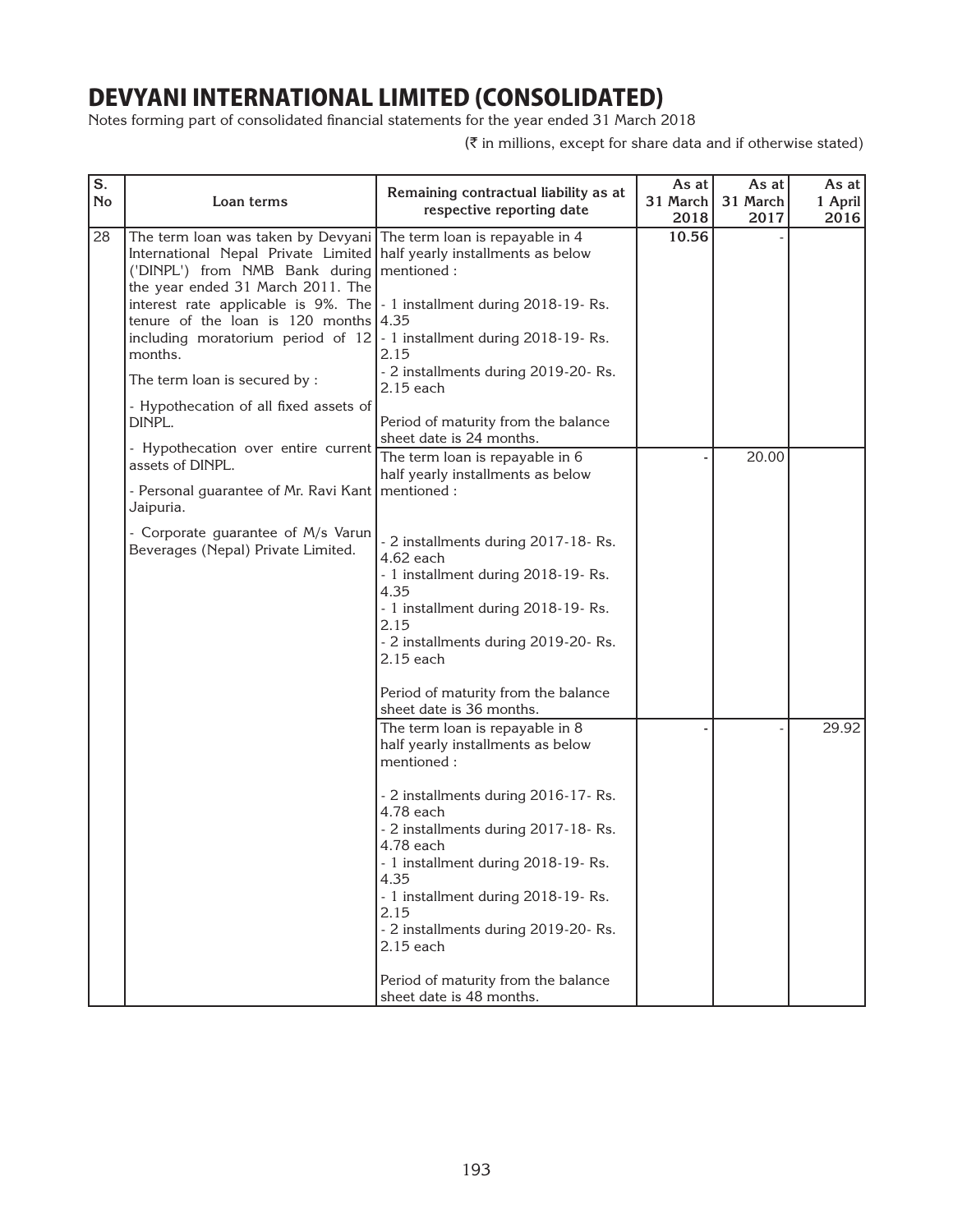# DEVYANI INTERNATIONAL LIMITED (CONSOLIDATED)

Notes forming part of consolidated financial statements for the year ended 31 March 2018

(₹ in millions, except for share data and if otherwise stated)

| S. No | Loan terms | Remaining contractual liability as at respective reporting date | As at 31 March 2018 | As at 31 March 2017 | As at 1 April 2016 |
|---|---|---|---|---|---|
| 28 | The term loan was taken by Devyani International Nepal Private Limited ('DINPL') from NMB Bank during the year ended 31 March 2011. The interest rate applicable is 9%. The tenure of the loan is 120 months including moratorium period of 12 months.<br><br>The term loan is secured by :<br><br>- Hypothecation of all fixed assets of DINPL.<br><br>- Hypothecation over entire current assets of DINPL.<br><br>- Personal guarantee of Mr. Ravi Kant Jaipuria.<br><br>- Corporate guarantee of M/s Varun Beverages (Nepal) Private Limited. | The term loan is repayable in 4 half yearly installments as below mentioned :<br><br>- 1 installment during 2018-19- Rs. 4.35<br>- 1 installment during 2018-19- Rs. 2.15<br>- 2 installments during 2019-20- Rs. 2.15 each<br><br>Period of maturity from the balance sheet date is 24 months. | 10.56 | - | |
| | | The term loan is repayable in 6 half yearly installments as below mentioned :<br><br>- 2 installments during 2017-18- Rs. 4.62 each<br>- 1 installment during 2018-19- Rs. 4.35<br>- 1 installment during 2018-19- Rs. 2.15<br>- 2 installments during 2019-20- Rs. 2.15 each<br><br>Period of maturity from the balance sheet date is 36 months. | - | 20.00 | |
| | | The term loan is repayable in 8 half yearly installments as below mentioned :<br><br>- 2 installments during 2016-17- Rs. 4.78 each<br>- 2 installments during 2017-18- Rs. 4.78 each<br>- 1 installment during 2018-19- Rs. 4.35<br>- 1 installment during 2018-19- Rs. 2.15<br>- 2 installments during 2019-20- Rs. 2.15 each<br><br>Period of maturity from the balance sheet date is 48 months. | - | - | 29.92 |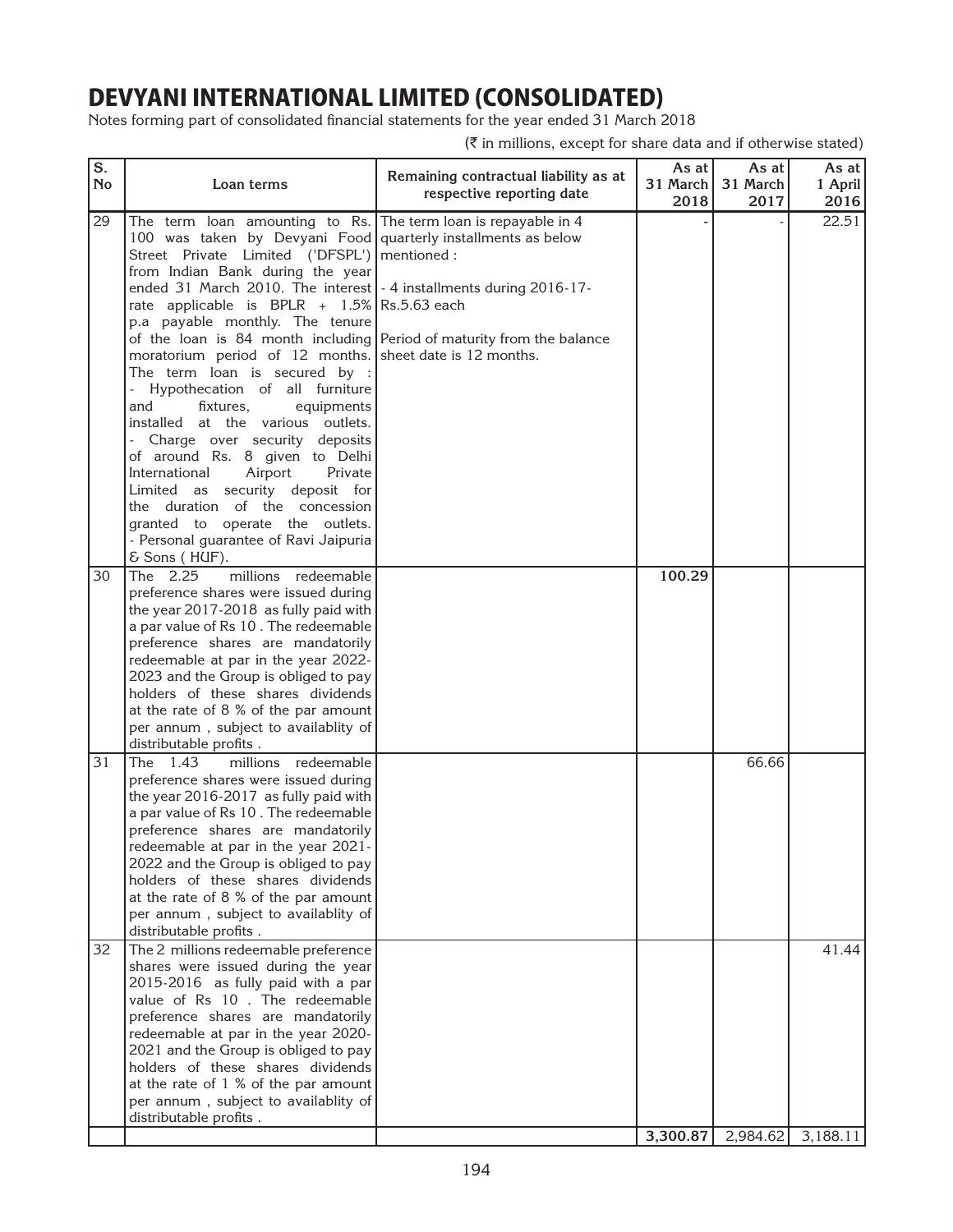# DEVYANI INTERNATIONAL LIMITED (CONSOLIDATED)

Notes forming part of consolidated financial statements for the year ended 31 March 2018

(₹ in millions, except for share data and if otherwise stated)

| S. No | Loan terms | Remaining contractual liability as at respective reporting date | As at 31 March 2018 | As at 31 March 2017 | As at 1 April 2016 |
|---|---|---|---|---|---|
| 29 | The term loan amounting to Rs. 100 was taken by Devyani Food Street Private Limited ('DFSPL') from Indian Bank during the year ended 31 March 2010. The interest rate applicable is BPLR + 1.5% p.a payable monthly. The tenure of the loan is 84 month including moratorium period of 12 months. The term loan is secured by :<br>- Hypothecation of all furniture and fixtures, equipments installed at the various outlets.<br>- Charge over security deposits of around Rs. 8 given to Delhi International Airport Private Limited as security deposit for the duration of the concession granted to operate the outlets.<br>- Personal guarantee of Ravi Jaipuria & Sons ( HUF). | The term loan is repayable in 4 quarterly installments as below mentioned :<br><br>- 4 installments during 2016-17- Rs.5.63 each<br><br>Period of maturity from the balance sheet date is 12 months. | - | - | 22.51 |
| 30 | The 2.25 millions redeemable preference shares were issued during the year 2017-2018 as fully paid with a par value of Rs 10 . The redeemable preference shares are mandatorily redeemable at par in the year 2022-2023 and the Group is obliged to pay holders of these shares dividends at the rate of 8 % of the par amount per annum , subject to availablity of distributable profits . | | **100.29** | | |
| 31 | The 1.43 millions redeemable preference shares were issued during the year 2016-2017 as fully paid with a par value of Rs 10 . The redeemable preference shares are mandatorily redeemable at par in the year 2021-2022 and the Group is obliged to pay holders of these shares dividends at the rate of 8 % of the par amount per annum , subject to availablity of distributable profits . | | | 66.66 | |
| 32 | The 2 millions redeemable preference shares were issued during the year 2015-2016 as fully paid with a par value of Rs 10 . The redeemable preference shares are mandatorily redeemable at par in the year 2020-2021 and the Group is obliged to pay holders of these shares dividends at the rate of 1 % of the par amount per annum , subject to availablity of distributable profits . | | | | 41.44 |
| | | | **3,300.87** | 2,984.62 | 3,188.11 |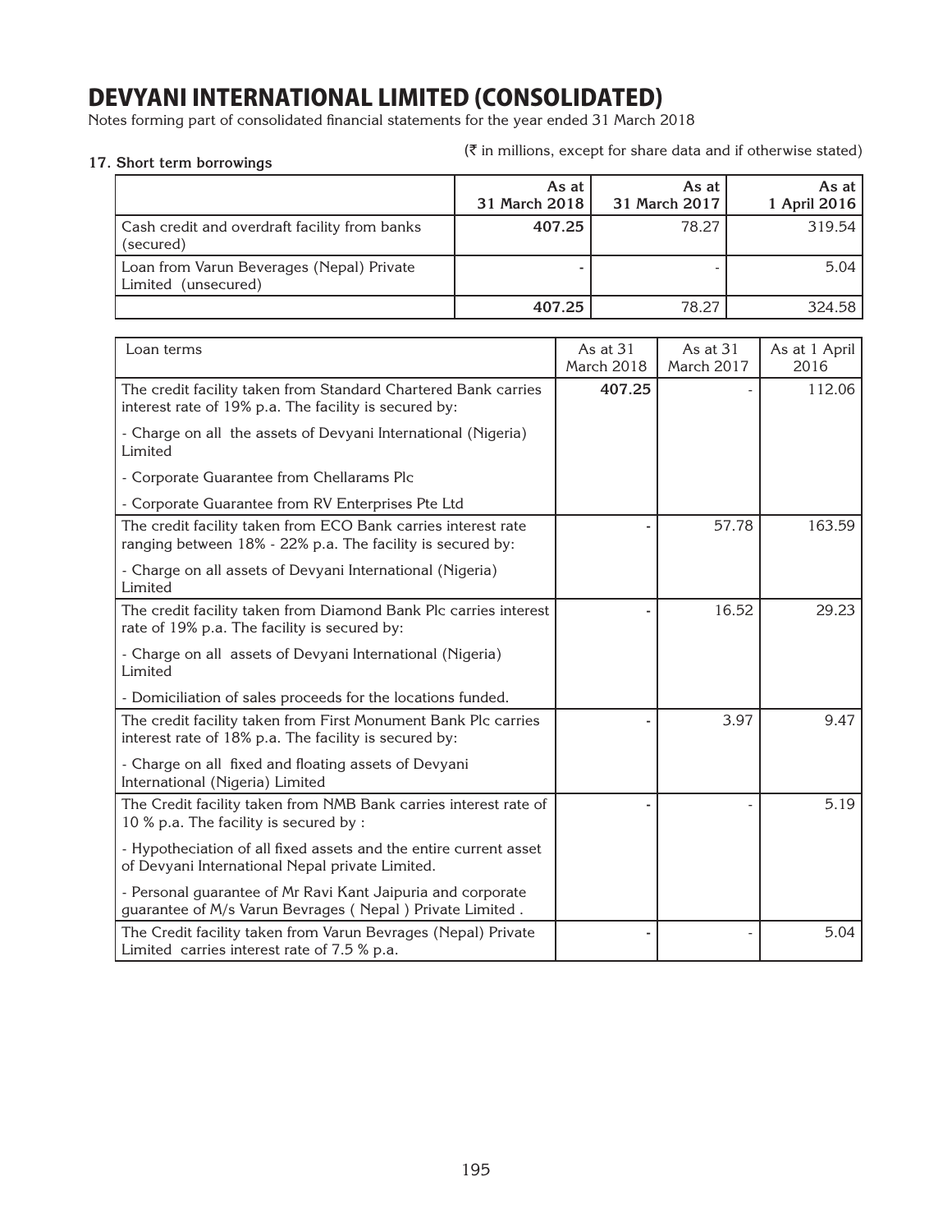# DEVYANI INTERNATIONAL LIMITED (CONSOLIDATED)

Notes forming part of consolidated financial statements for the year ended 31 March 2018

(₹ in millions, except for share data and if otherwise stated)

**17. Short term borrowings**

| | As at 31 March 2018 | As at 31 March 2017 | As at 1 April 2016 |
|---|---|---|---|
| Cash credit and overdraft facility from banks (secured) | **407.25** | 78.27 | 319.54 |
| Loan from Varun Beverages (Nepal) Private Limited (unsecured) | **-** | - | 5.04 |
| | **407.25** | 78.27 | 324.58 |

| Loan terms | As at 31 March 2018 | As at 31 March 2017 | As at 1 April 2016 |
|---|---|---|---|
| The credit facility taken from Standard Chartered Bank carries interest rate of 19% p.a. The facility is secured by: | **407.25** | - | 112.06 |
| - Charge on all the assets of Devyani International (Nigeria) Limited | | | |
| - Corporate Guarantee from Chellarams Plc | | | |
| - Corporate Guarantee from RV Enterprises Pte Ltd | | | |
| The credit facility taken from ECO Bank carries interest rate ranging between 18% - 22% p.a. The facility is secured by: | **-** | 57.78 | 163.59 |
| - Charge on all assets of Devyani International (Nigeria) Limited | | | |
| The credit facility taken from Diamond Bank Plc carries interest rate of 19% p.a. The facility is secured by: | **-** | 16.52 | 29.23 |
| - Charge on all assets of Devyani International (Nigeria) Limited | | | |
| - Domiciliation of sales proceeds for the locations funded. | | | |
| The credit facility taken from First Monument Bank Plc carries interest rate of 18% p.a. The facility is secured by: | **-** | 3.97 | 9.47 |
| - Charge on all fixed and floating assets of Devyani International (Nigeria) Limited | | | |
| The Credit facility taken from NMB Bank carries interest rate of 10 % p.a. The facility is secured by : | **-** | - | 5.19 |
| - Hypotheciation of all fixed assets and the entire current asset of Devyani International Nepal private Limited. | | | |
| - Personal guarantee of Mr Ravi Kant Jaipuria and corporate guarantee of M/s Varun Bevrages ( Nepal ) Private Limited . | | | |
| The Credit facility taken from Varun Bevrages (Nepal) Private Limited carries interest rate of 7.5 % p.a. | **-** | - | 5.04 |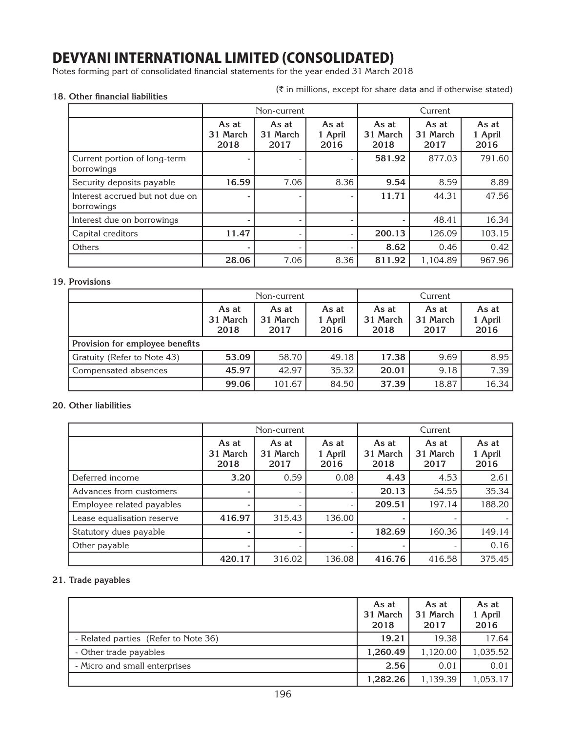# DEVYANI INTERNATIONAL LIMITED (CONSOLIDATED)

Notes forming part of consolidated financial statements for the year ended 31 March 2018

(₹ in millions, except for share data and if otherwise stated)

### 18. Other financial liabilities

| | Non-current | | | Current | | |
|---|---|---|---|---|---|---|
| | **As at 31 March 2018** | **As at 31 March 2017** | **As at 1 April 2016** | **As at 31 March 2018** | **As at 31 March 2017** | **As at 1 April 2016** |
| Current portion of long-term borrowings | **-** | - | - | **581.92** | 877.03 | 791.60 |
| Security deposits payable | **16.59** | 7.06 | 8.36 | **9.54** | 8.59 | 8.89 |
| Interest accrued but not due on borrowings | **-** | - | - | **11.71** | 44.31 | 47.56 |
| Interest due on borrowings | **-** | - | - | **-** | 48.41 | 16.34 |
| Capital creditors | **11.47** | - | - | **200.13** | 126.09 | 103.15 |
| Others | **-** | - | - | **8.62** | 0.46 | 0.42 |
| | **28.06** | 7.06 | 8.36 | **811.92** | 1,104.89 | 967.96 |

### 19. Provisions

| | Non-current | | | Current | | |
|---|---|---|---|---|---|---|
| | **As at 31 March 2018** | **As at 31 March 2017** | **As at 1 April 2016** | **As at 31 March 2018** | **As at 31 March 2017** | **As at 1 April 2016** |
| **Provision for employee benefits** | | | | | | |
| Gratuity (Refer to Note 43) | **53.09** | 58.70 | 49.18 | **17.38** | 9.69 | 8.95 |
| Compensated absences | **45.97** | 42.97 | 35.32 | **20.01** | 9.18 | 7.39 |
| | **99.06** | 101.67 | 84.50 | **37.39** | 18.87 | 16.34 |

### 20. Other liabilities

| | Non-current | | | Current | | |
|---|---|---|---|---|---|---|
| | **As at 31 March 2018** | **As at 31 March 2017** | **As at 1 April 2016** | **As at 31 March 2018** | **As at 31 March 2017** | **As at 1 April 2016** |
| Deferred income | **3.20** | 0.59 | 0.08 | **4.43** | 4.53 | 2.61 |
| Advances from customers | **-** | - | - | **20.13** | 54.55 | 35.34 |
| Employee related payables | **-** | - | - | **209.51** | 197.14 | 188.20 |
| Lease equalisation reserve | **416.97** | 315.43 | 136.00 | **-** | - | - |
| Statutory dues payable | **-** | - | - | **182.69** | 160.36 | 149.14 |
| Other payable | **-** | - | - | **-** | - | 0.16 |
| | **420.17** | 316.02 | 136.08 | **416.76** | 416.58 | 375.45 |

### 21. Trade payables

| | **As at 31 March 2018** | **As at 31 March 2017** | **As at 1 April 2016** |
|---|---|---|---|
| - Related parties (Refer to Note 36) | **19.21** | 19.38 | 17.64 |
| - Other trade payables | **1,260.49** | 1,120.00 | 1,035.52 |
| - Micro and small enterprises | **2.56** | 0.01 | 0.01 |
| | **1,282.26** | 1,139.39 | 1,053.17 |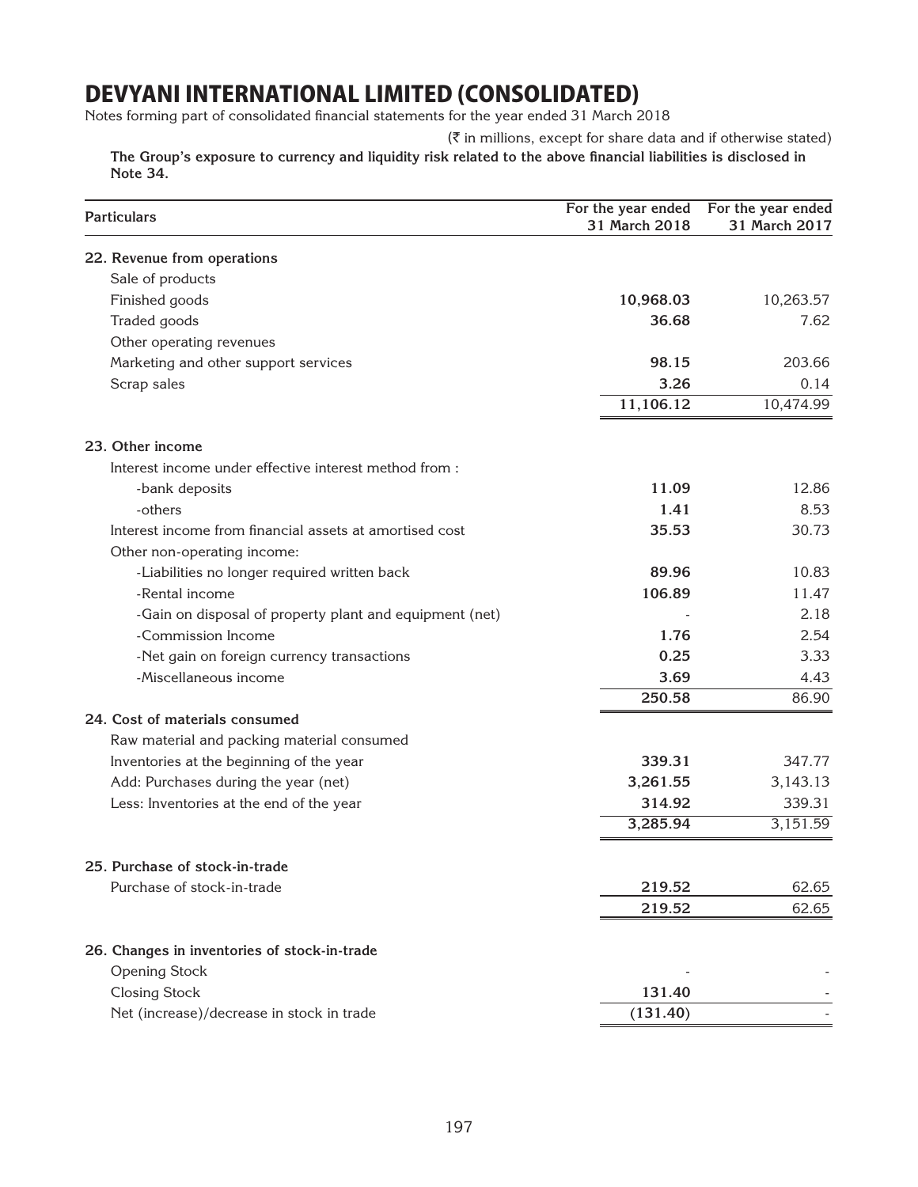# DEVYANI INTERNATIONAL LIMITED (CONSOLIDATED)

Notes forming part of consolidated financial statements for the year ended 31 March 2018

(₹ in millions, except for share data and if otherwise stated)

**The Group's exposure to currency and liquidity risk related to the above financial liabilities is disclosed in Note 34.**

| Particulars | For the year ended 31 March 2018 | For the year ended 31 March 2017 |
|---|---|---|
| **22. Revenue from operations** | | |
| Sale of products | | |
| Finished goods | **10,968.03** | 10,263.57 |
| Traded goods | **36.68** | 7.62 |
| Other operating revenues | | |
| Marketing and other support services | **98.15** | 203.66 |
| Scrap sales | **3.26** | 0.14 |
| | **11,106.12** | 10,474.99 |
| **23. Other income** | | |
| Interest income under effective interest method from : | | |
| -bank deposits | **11.09** | 12.86 |
| -others | **1.41** | 8.53 |
| Interest income from financial assets at amortised cost | **35.53** | 30.73 |
| Other non-operating income: | | |
| -Liabilities no longer required written back | **89.96** | 10.83 |
| -Rental income | **106.89** | 11.47 |
| -Gain on disposal of property plant and equipment (net) | - | 2.18 |
| -Commission Income | **1.76** | 2.54 |
| -Net gain on foreign currency transactions | **0.25** | 3.33 |
| -Miscellaneous income | **3.69** | 4.43 |
| | **250.58** | 86.90 |
| **24. Cost of materials consumed** | | |
| Raw material and packing material consumed | | |
| Inventories at the beginning of the year | **339.31** | 347.77 |
| Add: Purchases during the year (net) | **3,261.55** | 3,143.13 |
| Less: Inventories at the end of the year | **314.92** | 339.31 |
| | **3,285.94** | 3,151.59 |
| **25. Purchase of stock-in-trade** | | |
| Purchase of stock-in-trade | **219.52** | 62.65 |
| | **219.52** | 62.65 |
| **26. Changes in inventories of stock-in-trade** | | |
| Opening Stock | - | - |
| Closing Stock | **131.40** | - |
| Net (increase)/decrease in stock in trade | **(131.40)** | - |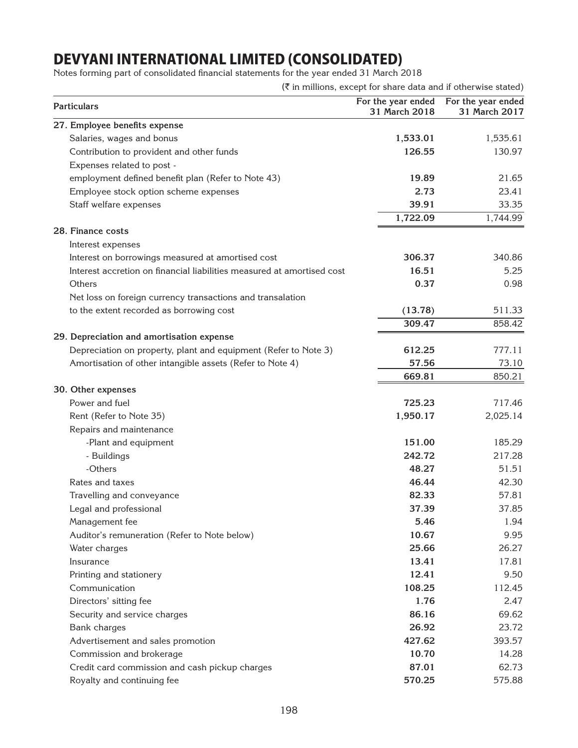# DEVYANI INTERNATIONAL LIMITED (CONSOLIDATED)

Notes forming part of consolidated financial statements for the year ended 31 March 2018

(₹ in millions, except for share data and if otherwise stated)

| Particulars | For the year ended 31 March 2018 | For the year ended 31 March 2017 |
|---|---|---|
| **27. Employee benefits expense** | | |
| Salaries, wages and bonus | **1,533.01** | 1,535.61 |
| Contribution to provident and other funds | **126.55** | 130.97 |
| Expenses related to post - employment defined benefit plan (Refer to Note 43) | **19.89** | 21.65 |
| Employee stock option scheme expenses | **2.73** | 23.41 |
| Staff welfare expenses | **39.91** | 33.35 |
| | **1,722.09** | 1,744.99 |
| **28. Finance costs** | | |
| Interest expenses | | |
| Interest on borrowings measured at amortised cost | **306.37** | 340.86 |
| Interest accretion on financial liabilities measured at amortised cost | **16.51** | 5.25 |
| Others | **0.37** | 0.98 |
| Net loss on foreign currency transactions and transalation to the extent recorded as borrowing cost | **(13.78)** | 511.33 |
| | **309.47** | 858.42 |
| **29. Depreciation and amortisation expense** | | |
| Depreciation on property, plant and equipment (Refer to Note 3) | **612.25** | 777.11 |
| Amortisation of other intangible assets (Refer to Note 4) | **57.56** | 73.10 |
| | **669.81** | 850.21 |
| **30. Other expenses** | | |
| Power and fuel | **725.23** | 717.46 |
| Rent (Refer to Note 35) | **1,950.17** | 2,025.14 |
| Repairs and maintenance | | |
| -Plant and equipment | **151.00** | 185.29 |
| - Buildings | **242.72** | 217.28 |
| -Others | **48.27** | 51.51 |
| Rates and taxes | **46.44** | 42.30 |
| Travelling and conveyance | **82.33** | 57.81 |
| Legal and professional | **37.39** | 37.85 |
| Management fee | **5.46** | 1.94 |
| Auditor's remuneration (Refer to Note below) | **10.67** | 9.95 |
| Water charges | **25.66** | 26.27 |
| Insurance | **13.41** | 17.81 |
| Printing and stationery | **12.41** | 9.50 |
| Communication | **108.25** | 112.45 |
| Directors' sitting fee | **1.76** | 2.47 |
| Security and service charges | **86.16** | 69.62 |
| Bank charges | **26.92** | 23.72 |
| Advertisement and sales promotion | **427.62** | 393.57 |
| Commission and brokerage | **10.70** | 14.28 |
| Credit card commission and cash pickup charges | **87.01** | 62.73 |
| Royalty and continuing fee | **570.25** | 575.88 |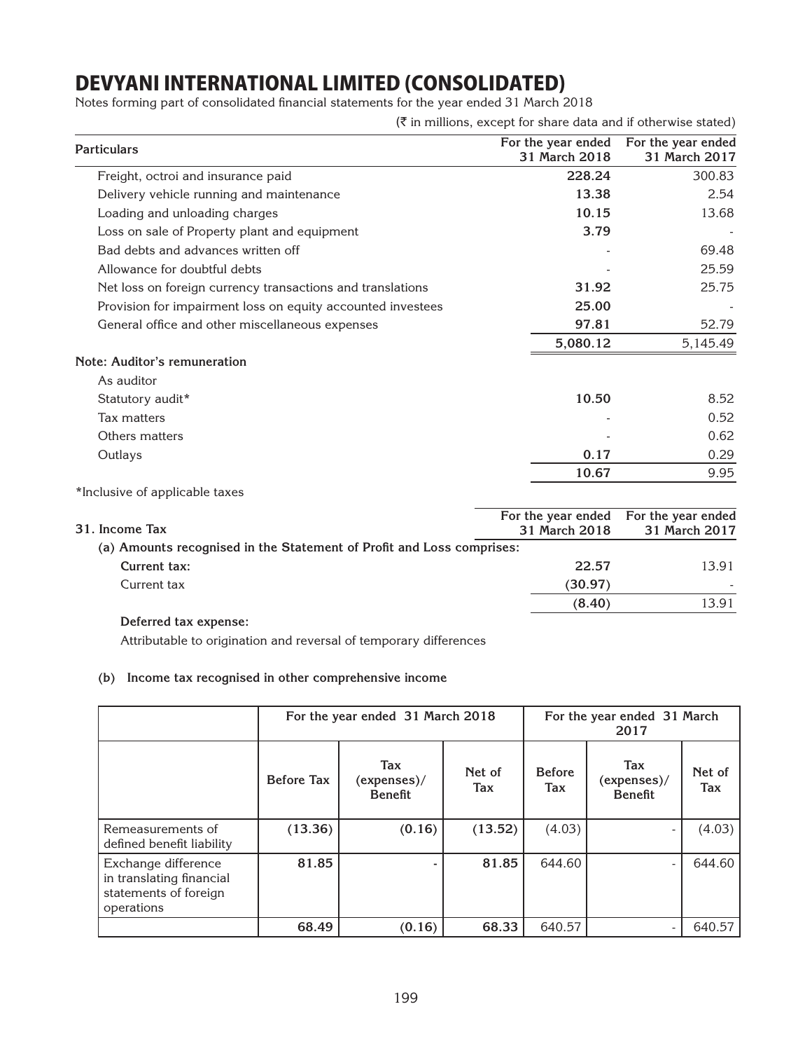# DEVYANI INTERNATIONAL LIMITED (CONSOLIDATED)

Notes forming part of consolidated financial statements for the year ended 31 March 2018

(₹ in millions, except for share data and if otherwise stated)

| Particulars | For the year ended 31 March 2018 | For the year ended 31 March 2017 |
|---|---|---|
| Freight, octroi and insurance paid | **228.24** | 300.83 |
| Delivery vehicle running and maintenance | **13.38** | 2.54 |
| Loading and unloading charges | **10.15** | 13.68 |
| Loss on sale of Property plant and equipment | **3.79** | - |
| Bad debts and advances written off | - | 69.48 |
| Allowance for doubtful debts | - | 25.59 |
| Net loss on foreign currency transactions and translations | **31.92** | 25.75 |
| Provision for impairment loss on equity accounted investees | **25.00** | - |
| General office and other miscellaneous expenses | **97.81** | 52.79 |
| | **5,080.12** | 5,145.49 |

**Note: Auditor's remuneration**

| | For the year ended 31 March 2018 | For the year ended 31 March 2017 |
|---|---|---|
| As auditor | | |
| Statutory audit* | **10.50** | 8.52 |
| Tax matters | - | 0.52 |
| Others matters | - | 0.62 |
| Outlays | **0.17** | 0.29 |
| | **10.67** | 9.95 |

*Inclusive of applicable taxes

## 31. Income Tax

| | For the year ended 31 March 2018 | For the year ended 31 March 2017 |
|---|---|---|
| **(a) Amounts recognised in the Statement of Profit and Loss comprises:** | | |
| **Current tax:** | **22.57** | 13.91 |
| Current tax | **(30.97)** | - |
| | **(8.40)** | 13.91 |
| **Deferred tax expense:** | | |
| Attributable to origination and reversal of temporary differences | | |

**(b) Income tax recognised in other comprehensive income**

| | For the year ended 31 March 2018 | | | For the year ended 31 March 2017 | | |
|---|---|---|---|---|---|---|
| | Before Tax | Tax (expenses)/ Benefit | Net of Tax | Before Tax | Tax (expenses)/ Benefit | Net of Tax |
| Remeasurements of defined benefit liability | **(13.36)** | **(0.16)** | **(13.52)** | (4.03) | - | (4.03) |
| Exchange difference in translating financial statements of foreign operations | **81.85** | - | **81.85** | 644.60 | - | 644.60 |
| | **68.49** | **(0.16)** | **68.33** | 640.57 | - | 640.57 |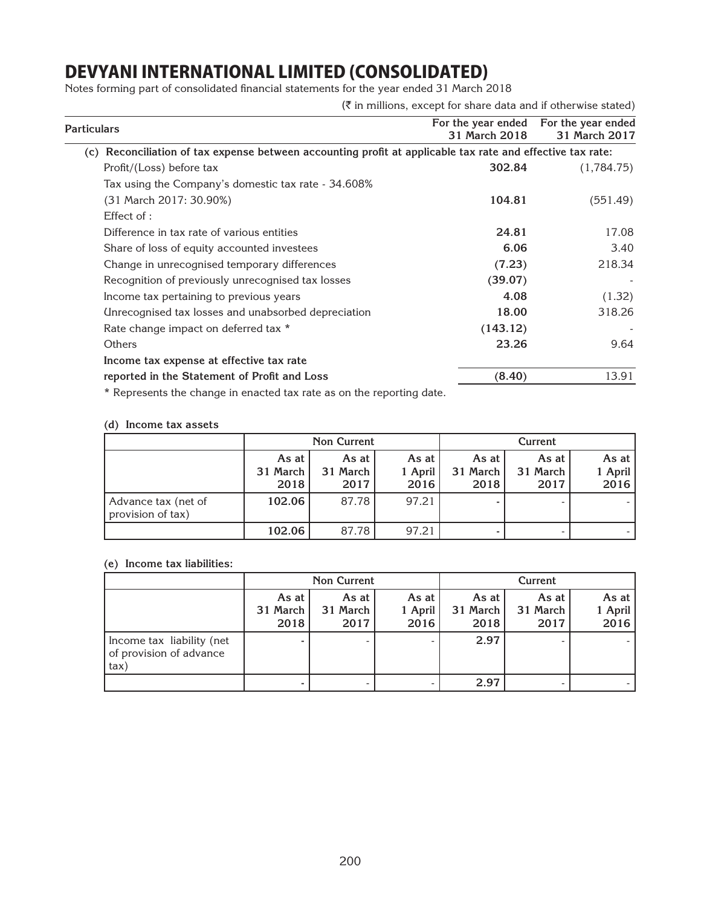# DEVYANI INTERNATIONAL LIMITED (CONSOLIDATED)

Notes forming part of consolidated financial statements for the year ended 31 March 2018

(₹ in millions, except for share data and if otherwise stated)

| Particulars | For the year ended 31 March 2018 | For the year ended 31 March 2017 |
|---|---|---|
| **(c) Reconciliation of tax expense between accounting profit at applicable tax rate and effective tax rate:** | | |
| Profit/(Loss) before tax | **302.84** | (1,784.75) |
| Tax using the Company's domestic tax rate - 34.608% (31 March 2017: 30.90%) | **104.81** | (551.49) |
| Effect of : | | |
| Difference in tax rate of various entities | **24.81** | 17.08 |
| Share of loss of equity accounted investees | **6.06** | 3.40 |
| Change in unrecognised temporary differences | **(7.23)** | 218.34 |
| Recognition of previously unrecognised tax losses | **(39.07)** | - |
| Income tax pertaining to previous years | **4.08** | (1.32) |
| Unrecognised tax losses and unabsorbed depreciation | **18.00** | 318.26 |
| Rate change impact on deferred tax * | **(143.12)** | - |
| Others | **23.26** | 9.64 |
| **Income tax expense at effective tax rate reported in the Statement of Profit and Loss** | **(8.40)** | 13.91 |

* Represents the change in enacted tax rate as on the reporting date.

**(d) Income tax assets**

| | Non Current | | | Current | | |
|---|---|---|---|---|---|---|
| | As at 31 March 2018 | As at 31 March 2017 | As at 1 April 2016 | As at 31 March 2018 | As at 31 March 2017 | As at 1 April 2016 |
| Advance tax (net of provision of tax) | **102.06** | 87.78 | 97.21 | **-** | - | - |
| | **102.06** | 87.78 | 97.21 | **-** | - | - |

**(e) Income tax liabilities:**

| | Non Current | | | Current | | |
|---|---|---|---|---|---|---|
| | As at 31 March 2018 | As at 31 March 2017 | As at 1 April 2016 | As at 31 March 2018 | As at 31 March 2017 | As at 1 April 2016 |
| Income tax liability (net of provision of advance tax) | **-** | - | - | **2.97** | - | - |
| | **-** | - | - | **2.97** | - | - |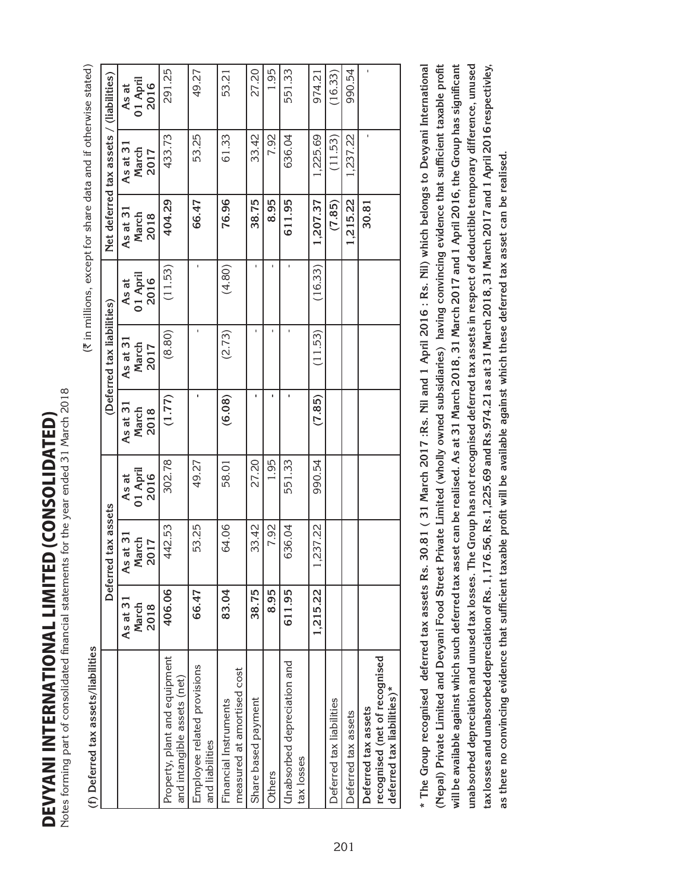# DEVYANI INTERNATIONAL LIMITED (CONSOLIDATED)

Notes forming part of consolidated financial statements for the year ended 31 March 2018

(₹ in millions, except for share data and if otherwise stated)

**(f) Deferred tax assets/liabilities**

| | Deferred tax assets | | | (Deferred tax liabilities) | | | Net deferred tax assets / (liabilities) | | |
|---|---|---|---|---|---|---|---|---|---|
| | **As at 31 March 2018** | As at 31 March 2017 | As at 01 April 2016 | **As at 31 March 2018** | As at 31 March 2017 | As at 01 April 2016 | **As at 31 March 2018** | As at 31 March 2017 | As at 01 April 2016 |
| Property, plant and equipment and intangible assets (net) | **406.06** | 442.53 | 302.78 | **(1.77)** | (8.80) | (11.53) | **404.29** | 433.73 | 291.25 |
| Employee related provisions and liabilities | **66.47** | 53.25 | 49.27 | **-** | - | - | **66.47** | 53.25 | 49.27 |
| Financial Instruments measured at amortised cost | **83.04** | 64.06 | 58.01 | **(6.08)** | (2.73) | (4.80) | **76.96** | 61.33 | 53.21 |
| Share based payment | **38.75** | 33.42 | 27.20 | **-** | - | - | **38.75** | 33.42 | 27.20 |
| Others | **8.95** | 7.92 | 1.95 | **-** | - | - | **8.95** | 7.92 | 1.95 |
| Unabsorbed depreciation and tax losses | **611.95** | 636.04 | 551.33 | **-** | - | - | **611.95** | 636.04 | 551.33 |
| | **1,215.22** | 1,237.22 | 990.54 | **(7.85)** | (11.53) | (16.33) | **1,207.37** | 1,225.69 | 974.21 |
| Deferred tax liabilities | | | | | | | **(7.85)** | (11.53) | (16.33) |
| Deferred tax assets | | | | | | | **1,215.22** | 1,237.22 | 990.54 |
| **Deferred tax assets recognised (net of recognised deferred tax liabilities)*** | | | | | | | **30.81** | - | - |

**\* The Group recognised deferred tax assets Rs. 30.81 ( 31 March 2017 :Rs. Nil and 1 April 2016 : Rs. Nil) which belongs to Devyani International (Nepal) Private Limited and Devyani Food Street Private Limited (wholly owned subsidiaries) having convincing evidence that sufficient taxable profit will be available against which such deferred tax asset can be realised. As at 31 March 2018, 31 March 2017 and 1 April 2016, the Group has significant unabsorbed depreciation and unused tax losses. The Group has not recognised deferred tax assets in respect of deductible temporary difference, unused tax losses and unabsorbed depreciation of Rs. 1,176.56, Rs.1,225.69 and Rs.974.21 as at 31 March 2018, 31 March 2017 and 1 April 2016 respectivley, as there no convincing evidence that sufficient taxable profit will be available against which these deferred tax asset can be realised.**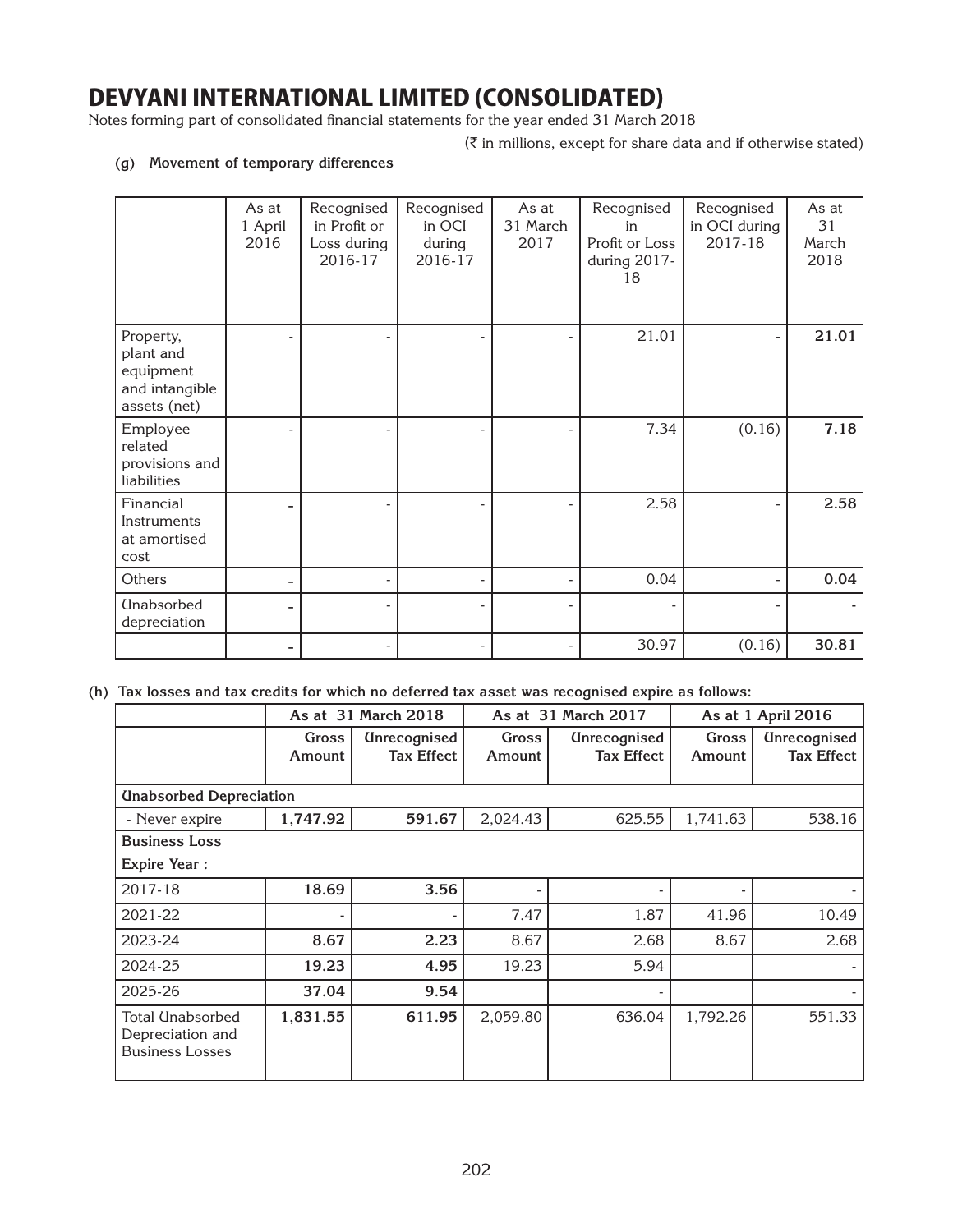# DEVYANI INTERNATIONAL LIMITED (CONSOLIDATED)

Notes forming part of consolidated financial statements for the year ended 31 March 2018

(₹ in millions, except for share data and if otherwise stated)

**(g) Movement of temporary differences**

| | As at 1 April 2016 | Recognised in Profit or Loss during 2016-17 | Recognised in OCI during 2016-17 | As at 31 March 2017 | Recognised in Profit or Loss during 2017-18 | Recognised in OCI during 2017-18 | As at 31 March 2018 |
|---|---|---|---|---|---|---|---|
| Property, plant and equipment and intangible assets (net) | - | - | - | - | 21.01 | - | **21.01** |
| Employee related provisions and liabilities | - | - | - | - | 7.34 | (0.16) | **7.18** |
| Financial Instruments at amortised cost | - | - | - | - | 2.58 | - | **2.58** |
| Others | - | - | - | - | 0.04 | - | **0.04** |
| Unabsorbed depreciation | - | - | - | - | - | - | - |
| | - | - | - | - | 30.97 | (0.16) | **30.81** |

**(h) Tax losses and tax credits for which no deferred tax asset was recognised expire as follows:**

| | As at 31 March 2018 | | As at 31 March 2017 | | As at 1 April 2016 | |
|---|---|---|---|---|---|---|
| | **Gross Amount** | **Unrecognised Tax Effect** | **Gross Amount** | **Unrecognised Tax Effect** | **Gross Amount** | **Unrecognised Tax Effect** |
| **Unabsorbed Depreciation** | | | | | | |
| - Never expire | **1,747.92** | **591.67** | 2,024.43 | 625.55 | 1,741.63 | 538.16 |
| **Business Loss** | | | | | | |
| **Expire Year :** | | | | | | |
| 2017-18 | **18.69** | **3.56** | - | - | - | - |
| 2021-22 | - | - | 7.47 | 1.87 | 41.96 | 10.49 |
| 2023-24 | **8.67** | **2.23** | 8.67 | 2.68 | 8.67 | 2.68 |
| 2024-25 | **19.23** | **4.95** | 19.23 | 5.94 | | - |
| 2025-26 | **37.04** | **9.54** | | - | | - |
| Total Unabsorbed Depreciation and Business Losses | **1,831.55** | **611.95** | 2,059.80 | 636.04 | 1,792.26 | 551.33 |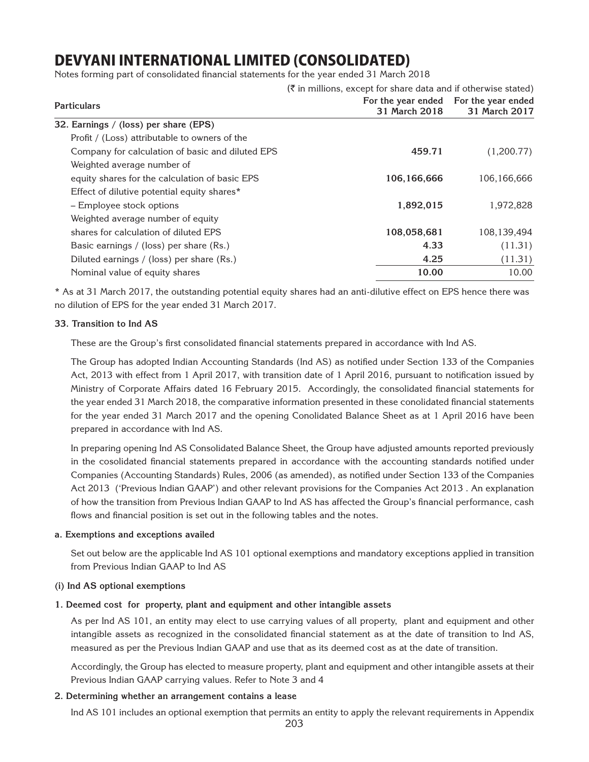# DEVYANI INTERNATIONAL LIMITED (CONSOLIDATED)

Notes forming part of consolidated financial statements for the year ended 31 March 2018

(₹ in millions, except for share data and if otherwise stated)

| Particulars | For the year ended 31 March 2018 | For the year ended 31 March 2017 |
|---|---|---|
| **32. Earnings / (loss) per share (EPS)** | | |
| Profit / (Loss) attributable to owners of the Company for calculation of basic and diluted EPS | **459.71** | (1,200.77) |
| Weighted average number of equity shares for the calculation of basic EPS | **106,166,666** | 106,166,666 |
| Effect of dilutive potential equity shares* | | |
| – Employee stock options | **1,892,015** | 1,972,828 |
| Weighted average number of equity shares for calculation of diluted EPS | **108,058,681** | 108,139,494 |
| Basic earnings / (loss) per share (Rs.) | **4.33** | (11.31) |
| Diluted earnings / (loss) per share (Rs.) | **4.25** | (11.31) |
| Nominal value of equity shares | **10.00** | 10.00 |

* As at 31 March 2017, the outstanding potential equity shares had an anti-dilutive effect on EPS hence there was no dilution of EPS for the year ended 31 March 2017.

**33. Transition to Ind AS**

These are the Group's first consolidated financial statements prepared in accordance with Ind AS.

The Group has adopted Indian Accounting Standards (Ind AS) as notified under Section 133 of the Companies Act, 2013 with effect from 1 April 2017, with transition date of 1 April 2016, pursuant to notification issued by Ministry of Corporate Affairs dated 16 February 2015. Accordingly, the consolidated financial statements for the year ended 31 March 2018, the comparative information presented in these conolidated financial statements for the year ended 31 March 2017 and the opening Conolidated Balance Sheet as at 1 April 2016 have been prepared in accordance with Ind AS.

In preparing opening Ind AS Consolidated Balance Sheet, the Group have adjusted amounts reported previously in the cosolidated financial statements prepared in accordance with the accounting standards notified under Companies (Accounting Standards) Rules, 2006 (as amended), as notified under Section 133 of the Companies Act 2013 ('Previous Indian GAAP') and other relevant provisions for the Companies Act 2013 . An explanation of how the transition from Previous Indian GAAP to Ind AS has affected the Group's financial performance, cash flows and financial position is set out in the following tables and the notes.

**a. Exemptions and exceptions availed**

Set out below are the applicable Ind AS 101 optional exemptions and mandatory exceptions applied in transition from Previous Indian GAAP to Ind AS

**(i) Ind AS optional exemptions**

**1. Deemed cost for property, plant and equipment and other intangible assets**

As per Ind AS 101, an entity may elect to use carrying values of all property, plant and equipment and other intangible assets as recognized in the consolidated financial statement as at the date of transition to Ind AS, measured as per the Previous Indian GAAP and use that as its deemed cost as at the date of transition.

Accordingly, the Group has elected to measure property, plant and equipment and other intangible assets at their Previous Indian GAAP carrying values. Refer to Note 3 and 4

**2. Determining whether an arrangement contains a lease**

Ind AS 101 includes an optional exemption that permits an entity to apply the relevant requirements in Appendix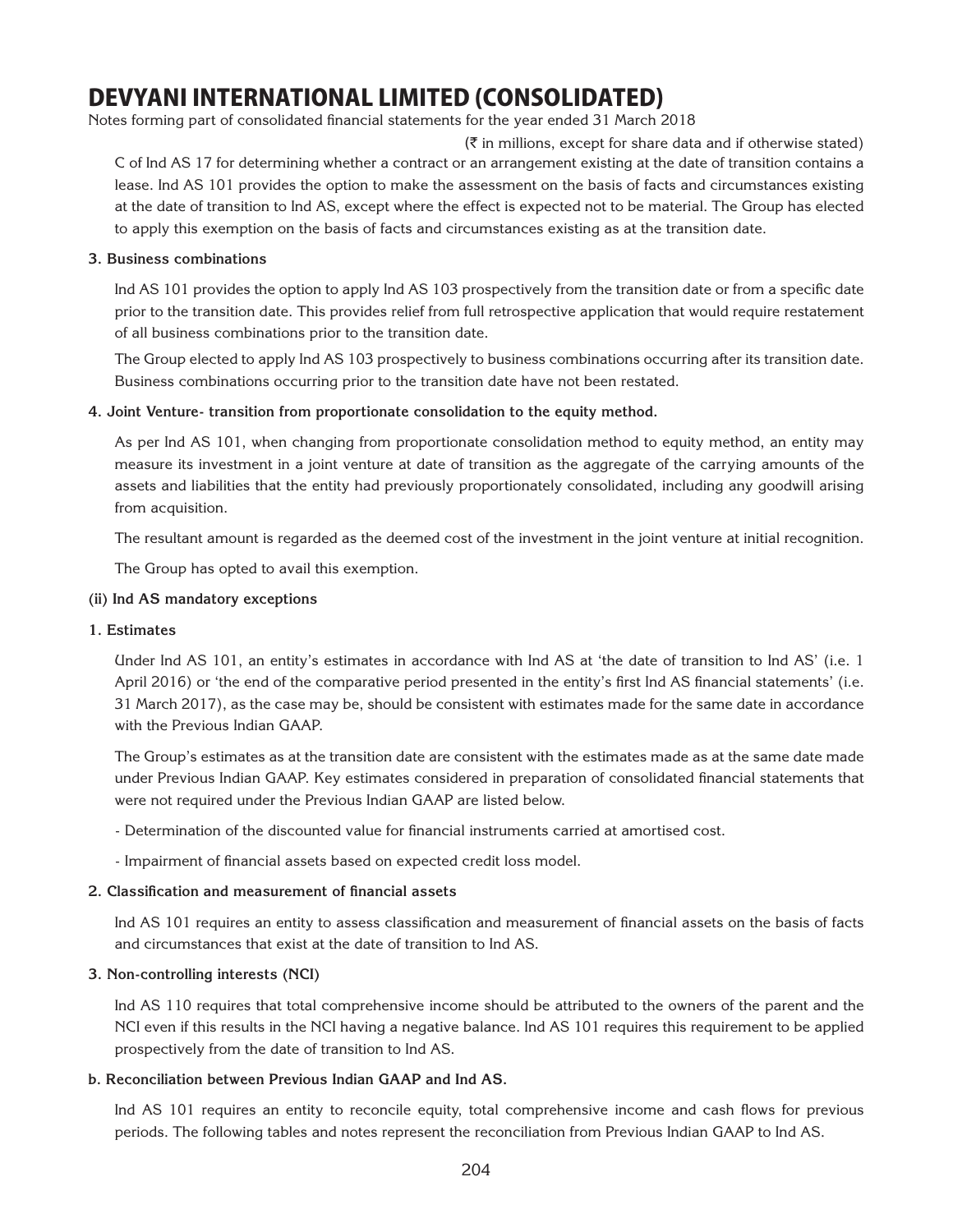# DEVYANI INTERNATIONAL LIMITED (CONSOLIDATED)

Notes forming part of consolidated financial statements for the year ended 31 March 2018

(₹ in millions, except for share data and if otherwise stated)

C of Ind AS 17 for determining whether a contract or an arrangement existing at the date of transition contains a lease. Ind AS 101 provides the option to make the assessment on the basis of facts and circumstances existing at the date of transition to Ind AS, except where the effect is expected not to be material. The Group has elected to apply this exemption on the basis of facts and circumstances existing as at the transition date.

**3. Business combinations**

Ind AS 101 provides the option to apply Ind AS 103 prospectively from the transition date or from a specific date prior to the transition date. This provides relief from full retrospective application that would require restatement of all business combinations prior to the transition date.

The Group elected to apply Ind AS 103 prospectively to business combinations occurring after its transition date. Business combinations occurring prior to the transition date have not been restated.

**4. Joint Venture- transition from proportionate consolidation to the equity method.**

As per Ind AS 101, when changing from proportionate consolidation method to equity method, an entity may measure its investment in a joint venture at date of transition as the aggregate of the carrying amounts of the assets and liabilities that the entity had previously proportionately consolidated, including any goodwill arising from acquisition.

The resultant amount is regarded as the deemed cost of the investment in the joint venture at initial recognition.

The Group has opted to avail this exemption.

**(ii) Ind AS mandatory exceptions**

**1. Estimates**

Under Ind AS 101, an entity's estimates in accordance with Ind AS at 'the date of transition to Ind AS' (i.e. 1 April 2016) or 'the end of the comparative period presented in the entity's first Ind AS financial statements' (i.e. 31 March 2017), as the case may be, should be consistent with estimates made for the same date in accordance with the Previous Indian GAAP.

The Group's estimates as at the transition date are consistent with the estimates made as at the same date made under Previous Indian GAAP. Key estimates considered in preparation of consolidated financial statements that were not required under the Previous Indian GAAP are listed below.

- Determination of the discounted value for financial instruments carried at amortised cost.

- Impairment of financial assets based on expected credit loss model.

**2. Classification and measurement of financial assets**

Ind AS 101 requires an entity to assess classification and measurement of financial assets on the basis of facts and circumstances that exist at the date of transition to Ind AS.

**3. Non-controlling interests (NCI)**

Ind AS 110 requires that total comprehensive income should be attributed to the owners of the parent and the NCI even if this results in the NCI having a negative balance. Ind AS 101 requires this requirement to be applied prospectively from the date of transition to Ind AS.

**b. Reconciliation between Previous Indian GAAP and Ind AS.**

Ind AS 101 requires an entity to reconcile equity, total comprehensive income and cash flows for previous periods. The following tables and notes represent the reconciliation from Previous Indian GAAP to Ind AS.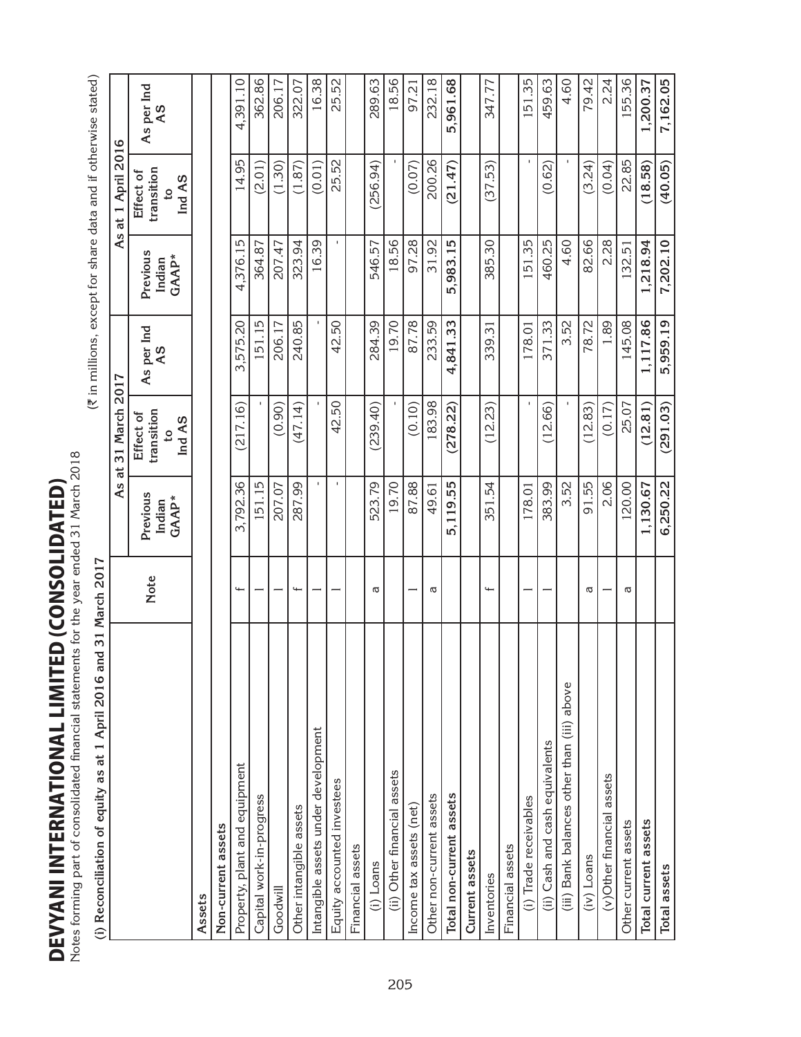# DEVYANI INTERNATIONAL LIMITED (CONSOLIDATED)

Notes forming part of consolidated financial statements for the year ended 31 March 2018

**(i) Reconciliation of equity as at 1 April 2016 and 31 March 2017**

(₹ in millions, except for share data and if otherwise stated)

| | Note | As at 31 March 2017 | | | As at 1 April 2016 | | |
|---|---|---|---|---|---|---|---|
| | | Previous Indian GAAP* | Effect of transition to Ind AS | As per Ind AS | Previous Indian GAAP* | Effect of transition to Ind AS | As per Ind AS |
| **Assets** | | | | | | | |
| **Non-current assets** | | | | | | | |
| Property, plant and equipment | f | 3,792.36 | (217.16) | 3,575.20 | 4,376.15 | 14.95 | 4,391.10 |
| Capital work-in-progress | l | 151.15 | - | 151.15 | 364.87 | (2.01) | 362.86 |
| Goodwill | l | 207.07 | (0.90) | 206.17 | 207.47 | (1.30) | 206.17 |
| Other intangible assets | f | 287.99 | (47.14) | 240.85 | 323.94 | (1.87) | 322.07 |
| Intangible assets under development | l | - | - | - | 16.39 | (0.01) | 16.38 |
| Equity accounted investees | l | - | 42.50 | 42.50 | - | 25.52 | 25.52 |
| Financial assets | | | | | | | |
| (i) Loans | a | 523.79 | (239.40) | 284.39 | 546.57 | (256.94) | 289.63 |
| (ii) Other financial assets | | 19.70 | - | 19.70 | 18.56 | - | 18.56 |
| Income tax assets (net) | l | 87.88 | (0.10) | 87.78 | 97.28 | (0.07) | 97.21 |
| Other non-current assets | a | 49.61 | 183.98 | 233.59 | 31.92 | 200.26 | 232.18 |
| **Total non-current assets** | | **5,119.55** | **(278.22)** | **4,841.33** | **5,983.15** | **(21.47)** | **5,961.68** |
| **Current assets** | | | | | | | |
| Inventories | f | 351.54 | (12.23) | 339.31 | 385.30 | (37.53) | 347.77 |
| Financial assets | | | | | | | |
| (i) Trade receivables | l | 178.01 | - | 178.01 | 151.35 | - | 151.35 |
| (ii) Cash and cash equivalents | l | 383.99 | (12.66) | 371.33 | 460.25 | (0.62) | 459.63 |
| (iii) Bank balances other than (iii) above | | 3.52 | - | 3.52 | 4.60 | - | 4.60 |
| (iv) Loans | a | 91.55 | (12.83) | 78.72 | 82.66 | (3.24) | 79.42 |
| (v)Other financial assets | l | 2.06 | (0.17) | 1.89 | 2.28 | (0.04) | 2.24 |
| Other current assets | a | 120.00 | 25.07 | 145.08 | 132.51 | 22.85 | 155.36 |
| **Total current assets** | | **1,130.67** | **(12.81)** | **1,117.86** | **1,218.94** | **(18.58)** | **1,200.37** |
| **Total assets** | | **6,250.22** | **(291.03)** | **5,959.19** | **7,202.10** | **(40.05)** | **7,162.05** |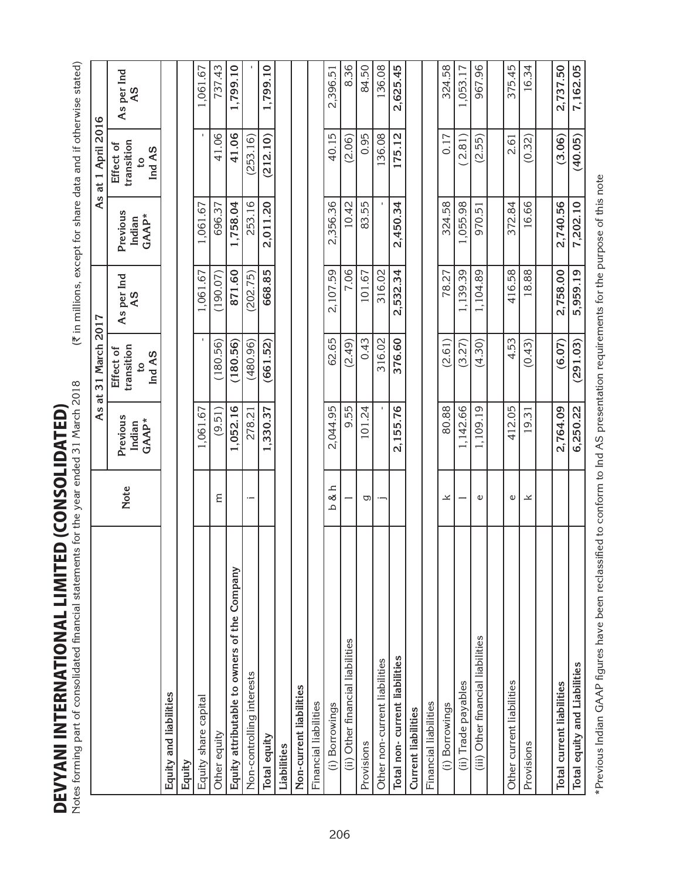# DEVYANI INTERNATIONAL LIMITED (CONSOLIDATED)

Notes forming part of consolidated financial statements for the year ended 31 March 2018 (₹ in millions, except for share data and if otherwise stated)

| | Note | As at 31 March 2017 | | | As at 1 April 2016 | | |
|---|---|---|---|---|---|---|---|
| | | Previous Indian GAAP* | Effect of transition to Ind AS | As per Ind AS | Previous Indian GAAP* | Effect of transition to Ind AS | As per Ind AS |
| **Equity and liabilities** | | | | | | | |
| **Equity** | | | | | | | |
| Equity share capital | | 1,061.67 | - | 1,061.67 | 1,061.67 | - | 1,061.67 |
| Other equity | m | (9.51) | (180.56) | (190.07) | 696.37 | 41.06 | 737.43 |
| **Equity attributable to owners of the Company** | | **1,052.16** | **(180.56)** | **871.60** | **1,758.04** | **41.06** | **1,799.10** |
| Non-controlling interests | i | 278.21 | (480.96) | (202.75) | 253.16 | (253.16) | - |
| **Total equity** | | **1,330.37** | **(661.52)** | **668.85** | **2,011.20** | **(212.10)** | **1,799.10** |
| **Liabilities** | | | | | | | |
| **Non-current liabilities** | | | | | | | |
| Financial liabilities | | | | | | | |
| (i) Borrowings | b & h | 2,044.95 | 62.65 | 2,107.59 | 2,356.36 | 40.15 | 2,396.51 |
| (ii) Other financial liabilities | l | 9.55 | (2.49) | 7.06 | 10.42 | (2.06) | 8.36 |
| Provisions | g | 101.24 | 0.43 | 101.67 | 83.55 | 0.95 | 84.50 |
| Other non-current liabilities | j | - | 316.02 | 316.02 | - | 136.08 | 136.08 |
| **Total non- current liabilities** | | **2,155.76** | **376.60** | **2,532.34** | **2,450.34** | **175.12** | **2,625.45** |
| **Current liabilities** | | | | | | | |
| Financial liabilities | | | | | | | |
| (i) Borrowings | k | 80.88 | (2.61) | 78.27 | 324.58 | 0.17 | 324.58 |
| (ii) Trade payables | l | 1,142.66 | (3.27) | 1,139.39 | 1,055.98 | (2.81) | 1,053.17 |
| (iii) Other financial liabilities | e | 1,109.19 | (4.30) | 1,104.89 | 970.51 | (2.55) | 967.96 |
| Other current liabilities | e | 412.05 | 4.53 | 416.58 | 372.84 | 2.61 | 375.45 |
| Provisions | k | 19.31 | (0.43) | 18.88 | 16.66 | (0.32) | 16.34 |
| **Total current liabilities** | | **2,764.09** | **(6.07)** | **2,758.00** | **2,740.56** | **(3.06)** | **2,737.50** |
| **Total equity and Liabilities** | | **6,250.22** | **(291.03)** | **5,959.19** | **7,202.10** | **(40.05)** | **7,162.05** |

*Previous Indian GAAP figures have been reclassified to conform to Ind AS presentation requirements for the purpose of this note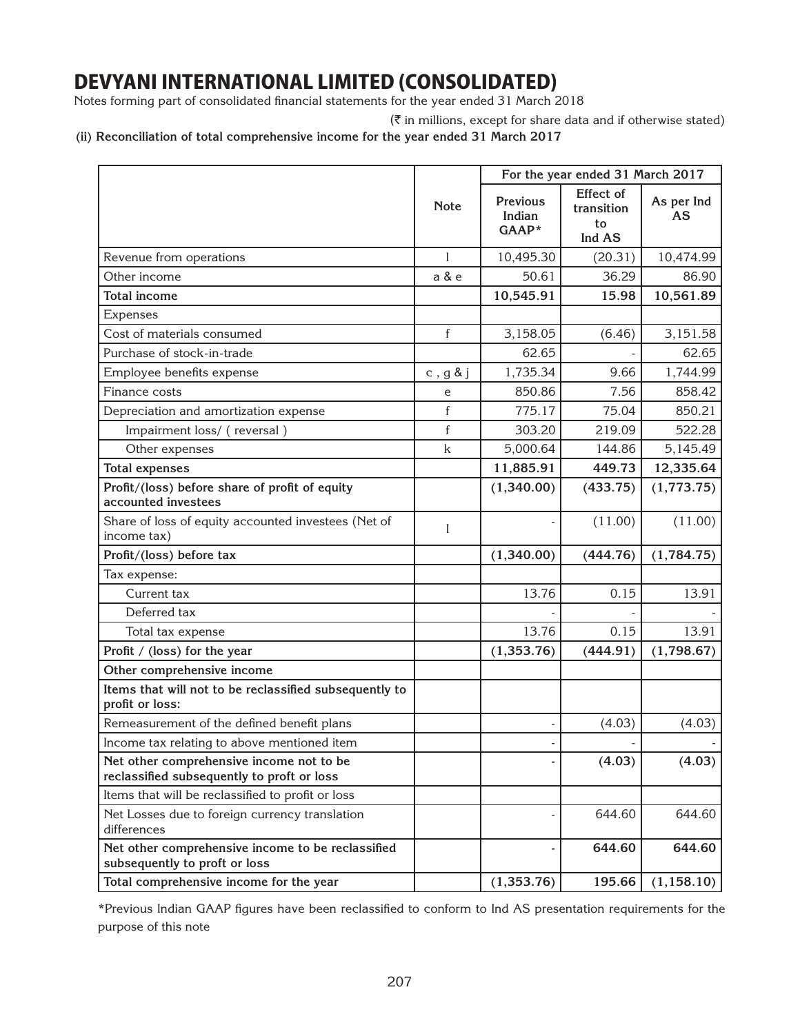# DEVYANI INTERNATIONAL LIMITED (CONSOLIDATED)

Notes forming part of consolidated financial statements for the year ended 31 March 2018

(₹ in millions, except for share data and if otherwise stated)

**(ii) Reconciliation of total comprehensive income for the year ended 31 March 2017**

| | Note | For the year ended 31 March 2017 | | |
|---|---|---|---|---|
| | | **Previous Indian GAAP*** | **Effect of transition to Ind AS** | **As per Ind AS** |
| Revenue from operations | l | 10,495.30 | (20.31) | 10,474.99 |
| Other income | a & e | 50.61 | 36.29 | 86.90 |
| **Total income** | | **10,545.91** | **15.98** | **10,561.89** |
| Expenses | | | | |
| Cost of materials consumed | f | 3,158.05 | (6.46) | 3,151.58 |
| Purchase of stock-in-trade | | 62.65 | - | 62.65 |
| Employee benefits expense | c , g & j | 1,735.34 | 9.66 | 1,744.99 |
| Finance costs | e | 850.86 | 7.56 | 858.42 |
| Depreciation and amortization expense | f | 775.17 | 75.04 | 850.21 |
| Impairment loss/ ( reversal ) | f | 303.20 | 219.09 | 522.28 |
| Other expenses | k | 5,000.64 | 144.86 | 5,145.49 |
| **Total expenses** | | **11,885.91** | **449.73** | **12,335.64** |
| **Profit/(loss) before share of profit of equity accounted investees** | | **(1,340.00)** | **(433.75)** | **(1,773.75)** |
| Share of loss of equity accounted investees (Net of income tax) | I | - | (11.00) | (11.00) |
| **Profit/(loss) before tax** | | **(1,340.00)** | **(444.76)** | **(1,784.75)** |
| Tax expense: | | | | |
| Current tax | | 13.76 | 0.15 | 13.91 |
| Deferred tax | | - | - | - |
| Total tax expense | | 13.76 | 0.15 | 13.91 |
| **Profit / (loss) for the year** | | **(1,353.76)** | **(444.91)** | **(1,798.67)** |
| **Other comprehensive income** | | | | |
| **Items that will not to be reclassified subsequently to profit or loss:** | | | | |
| Remeasurement of the defined benefit plans | | - | (4.03) | (4.03) |
| Income tax relating to above mentioned item | | - | - | - |
| **Net other comprehensive income not to be reclassified subsequently to proft or loss** | | **-** | **(4.03)** | **(4.03)** |
| Items that will be reclassified to profit or loss | | | | |
| Net Losses due to foreign currency translation differences | | - | 644.60 | 644.60 |
| **Net other comprehensive income to be reclassified subsequently to proft or loss** | | **-** | **644.60** | **644.60** |
| **Total comprehensive income for the year** | | **(1,353.76)** | **195.66** | **(1,158.10)** |

*Previous Indian GAAP figures have been reclassified to conform to Ind AS presentation requirements for the purpose of this note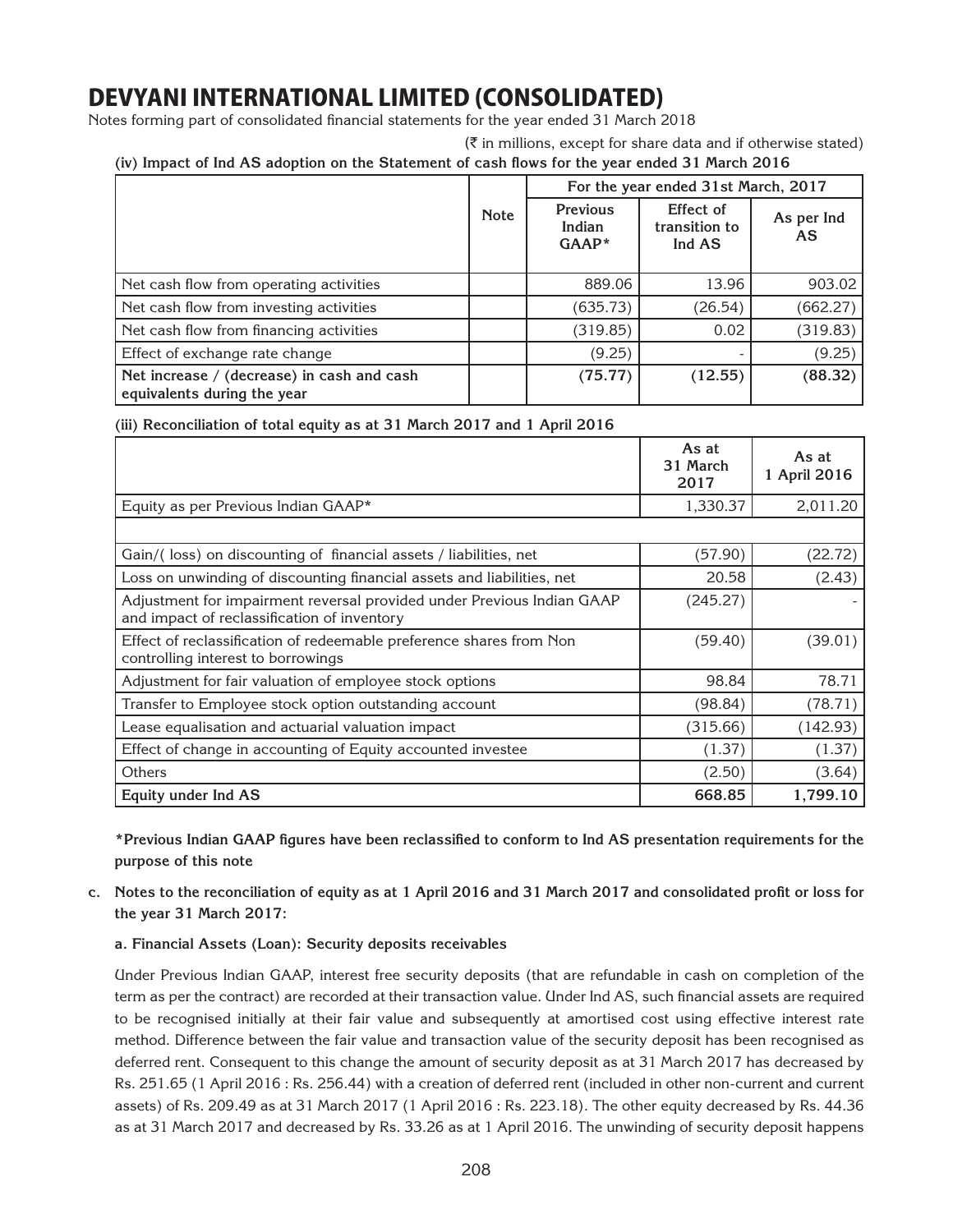# DEVYANI INTERNATIONAL LIMITED (CONSOLIDATED)

Notes forming part of consolidated financial statements for the year ended 31 March 2018

(₹ in millions, except for share data and if otherwise stated)

**(iv) Impact of Ind AS adoption on the Statement of cash flows for the year ended 31 March 2016**

| | Note | For the year ended 31st March, 2017 | | |
|---|---|---|---|---|
| | | **Previous Indian GAAP*** | **Effect of transition to Ind AS** | **As per Ind AS** |
| Net cash flow from operating activities | | 889.06 | 13.96 | 903.02 |
| Net cash flow from investing activities | | (635.73) | (26.54) | (662.27) |
| Net cash flow from financing activities | | (319.85) | 0.02 | (319.83) |
| Effect of exchange rate change | | (9.25) | - | (9.25) |
| **Net increase / (decrease) in cash and cash equivalents during the year** | | **(75.77)** | **(12.55)** | **(88.32)** |

**(iii) Reconciliation of total equity as at 31 March 2017 and 1 April 2016**

| | As at 31 March 2017 | As at 1 April 2016 |
|---|---|---|
| Equity as per Previous Indian GAAP* | 1,330.37 | 2,011.20 |
| | | |
| Gain/( loss) on discounting of financial assets / liabilities, net | (57.90) | (22.72) |
| Loss on unwinding of discounting financial assets and liabilities, net | 20.58 | (2.43) |
| Adjustment for impairment reversal provided under Previous Indian GAAP and impact of reclassification of inventory | (245.27) | - |
| Effect of reclassification of redeemable preference shares from Non controlling interest to borrowings | (59.40) | (39.01) |
| Adjustment for fair valuation of employee stock options | 98.84 | 78.71 |
| Transfer to Employee stock option outstanding account | (98.84) | (78.71) |
| Lease equalisation and actuarial valuation impact | (315.66) | (142.93) |
| Effect of change in accounting of Equity accounted investee | (1.37) | (1.37) |
| Others | (2.50) | (3.64) |
| **Equity under Ind AS** | **668.85** | **1,799.10** |

**\*Previous Indian GAAP figures have been reclassified to conform to Ind AS presentation requirements for the purpose of this note**

**c. Notes to the reconciliation of equity as at 1 April 2016 and 31 March 2017 and consolidated profit or loss for the year 31 March 2017:**

**a. Financial Assets (Loan): Security deposits receivables**

Under Previous Indian GAAP, interest free security deposits (that are refundable in cash on completion of the term as per the contract) are recorded at their transaction value. Under Ind AS, such financial assets are required to be recognised initially at their fair value and subsequently at amortised cost using effective interest rate method. Difference between the fair value and transaction value of the security deposit has been recognised as deferred rent. Consequent to this change the amount of security deposit as at 31 March 2017 has decreased by Rs. 251.65 (1 April 2016 : Rs. 256.44) with a creation of deferred rent (included in other non-current and current assets) of Rs. 209.49 as at 31 March 2017 (1 April 2016 : Rs. 223.18). The other equity decreased by Rs. 44.36 as at 31 March 2017 and decreased by Rs. 33.26 as at 1 April 2016. The unwinding of security deposit happens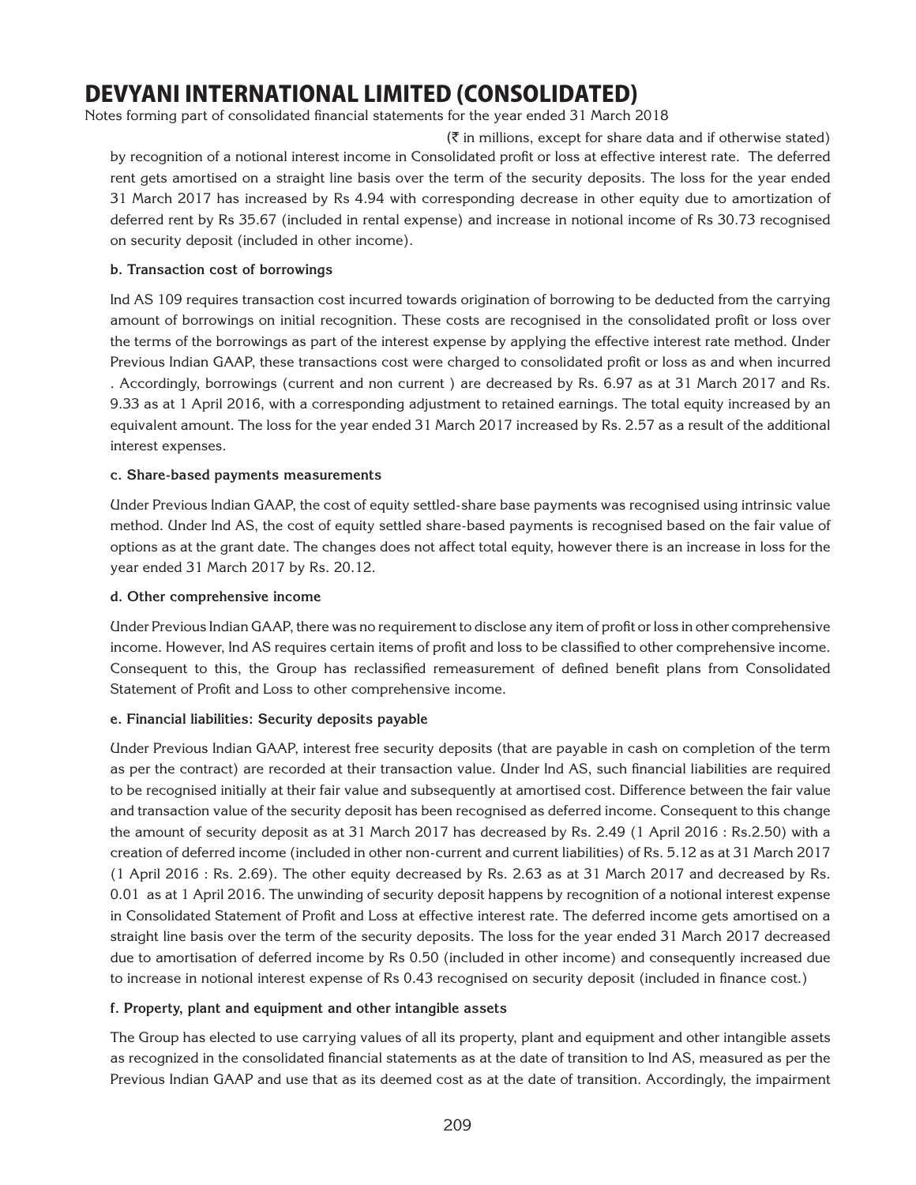(₹ in millions, except for share data and if otherwise stated)

by recognition of a notional interest income in Consolidated profit or loss at effective interest rate. The deferred rent gets amortised on a straight line basis over the term of the security deposits. The loss for the year ended 31 March 2017 has increased by Rs 4.94 with corresponding decrease in other equity due to amortization of deferred rent by Rs 35.67 (included in rental expense) and increase in notional income of Rs 30.73 recognised on security deposit (included in other income).

**b. Transaction cost of borrowings**

Ind AS 109 requires transaction cost incurred towards origination of borrowing to be deducted from the carrying amount of borrowings on initial recognition. These costs are recognised in the consolidated profit or loss over the terms of the borrowings as part of the interest expense by applying the effective interest rate method. Under Previous Indian GAAP, these transactions cost were charged to consolidated profit or loss as and when incurred . Accordingly, borrowings (current and non current ) are decreased by Rs. 6.97 as at 31 March 2017 and Rs. 9.33 as at 1 April 2016, with a corresponding adjustment to retained earnings. The total equity increased by an equivalent amount. The loss for the year ended 31 March 2017 increased by Rs. 2.57 as a result of the additional interest expenses.

**c. Share-based payments measurements**

Under Previous Indian GAAP, the cost of equity settled-share base payments was recognised using intrinsic value method. Under Ind AS, the cost of equity settled share-based payments is recognised based on the fair value of options as at the grant date. The changes does not affect total equity, however there is an increase in loss for the year ended 31 March 2017 by Rs. 20.12.

**d. Other comprehensive income**

Under Previous Indian GAAP, there was no requirement to disclose any item of profit or loss in other comprehensive income. However, Ind AS requires certain items of profit and loss to be classified to other comprehensive income. Consequent to this, the Group has reclassified remeasurement of defined benefit plans from Consolidated Statement of Profit and Loss to other comprehensive income.

**e. Financial liabilities: Security deposits payable**

Under Previous Indian GAAP, interest free security deposits (that are payable in cash on completion of the term as per the contract) are recorded at their transaction value. Under Ind AS, such financial liabilities are required to be recognised initially at their fair value and subsequently at amortised cost. Difference between the fair value and transaction value of the security deposit has been recognised as deferred income. Consequent to this change the amount of security deposit as at 31 March 2017 has decreased by Rs. 2.49 (1 April 2016 : Rs.2.50) with a creation of deferred income (included in other non-current and current liabilities) of Rs. 5.12 as at 31 March 2017 (1 April 2016 : Rs. 2.69). The other equity decreased by Rs. 2.63 as at 31 March 2017 and decreased by Rs. 0.01 as at 1 April 2016. The unwinding of security deposit happens by recognition of a notional interest expense in Consolidated Statement of Profit and Loss at effective interest rate. The deferred income gets amortised on a straight line basis over the term of the security deposits. The loss for the year ended 31 March 2017 decreased due to amortisation of deferred income by Rs 0.50 (included in other income) and consequently increased due to increase in notional interest expense of Rs 0.43 recognised on security deposit (included in finance cost.)

**f. Property, plant and equipment and other intangible assets**

The Group has elected to use carrying values of all its property, plant and equipment and other intangible assets as recognized in the consolidated financial statements as at the date of transition to Ind AS, measured as per the Previous Indian GAAP and use that as its deemed cost as at the date of transition. Accordingly, the impairment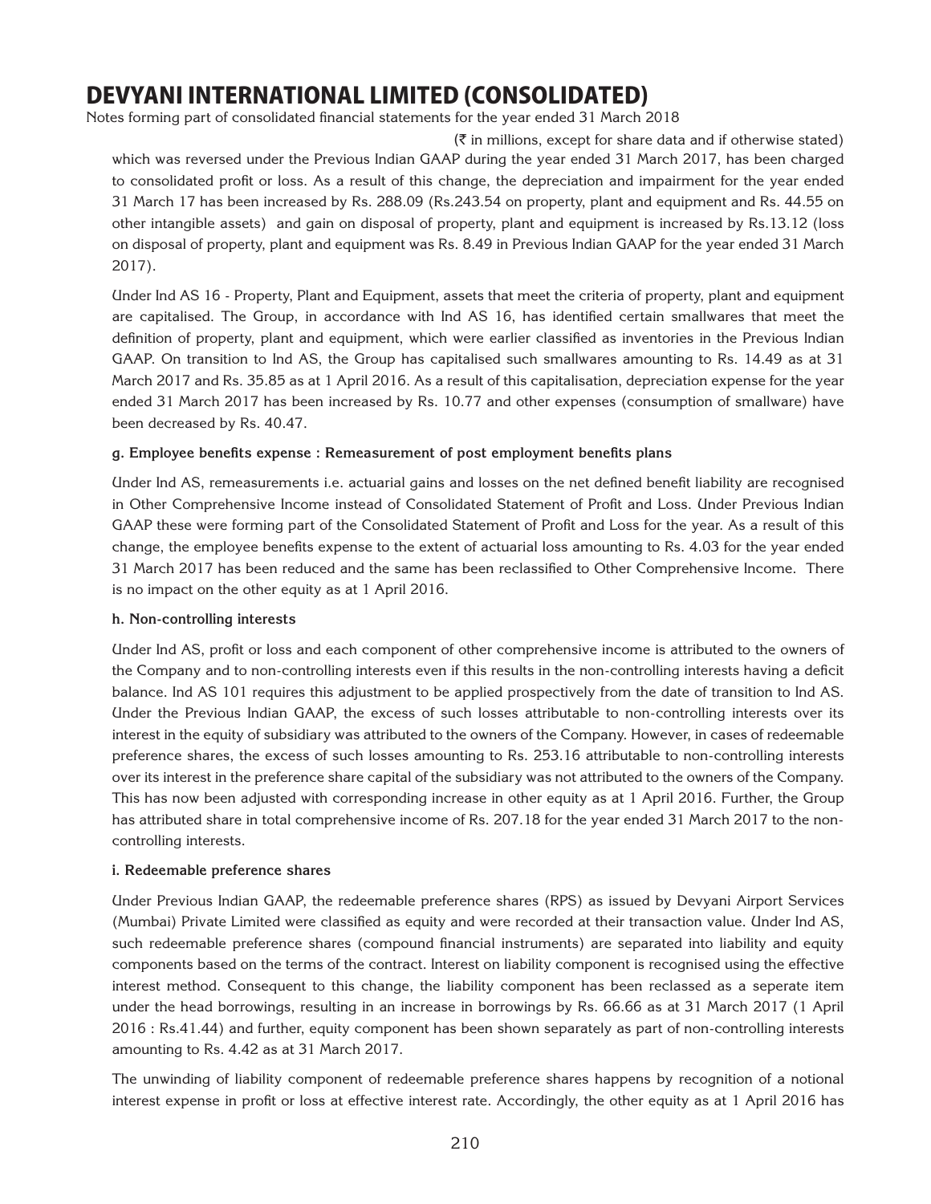(₹ in millions, except for share data and if otherwise stated)

which was reversed under the Previous Indian GAAP during the year ended 31 March 2017, has been charged to consolidated profit or loss. As a result of this change, the depreciation and impairment for the year ended 31 March 17 has been increased by Rs. 288.09 (Rs.243.54 on property, plant and equipment and Rs. 44.55 on other intangible assets) and gain on disposal of property, plant and equipment is increased by Rs.13.12 (loss on disposal of property, plant and equipment was Rs. 8.49 in Previous Indian GAAP for the year ended 31 March 2017).

Under Ind AS 16 - Property, Plant and Equipment, assets that meet the criteria of property, plant and equipment are capitalised. The Group, in accordance with Ind AS 16, has identified certain smallwares that meet the definition of property, plant and equipment, which were earlier classified as inventories in the Previous Indian GAAP. On transition to Ind AS, the Group has capitalised such smallwares amounting to Rs. 14.49 as at 31 March 2017 and Rs. 35.85 as at 1 April 2016. As a result of this capitalisation, depreciation expense for the year ended 31 March 2017 has been increased by Rs. 10.77 and other expenses (consumption of smallware) have been decreased by Rs. 40.47.

**g. Employee benefits expense : Remeasurement of post employment benefits plans**

Under Ind AS, remeasurements i.e. actuarial gains and losses on the net defined benefit liability are recognised in Other Comprehensive Income instead of Consolidated Statement of Profit and Loss. Under Previous Indian GAAP these were forming part of the Consolidated Statement of Profit and Loss for the year. As a result of this change, the employee benefits expense to the extent of actuarial loss amounting to Rs. 4.03 for the year ended 31 March 2017 has been reduced and the same has been reclassified to Other Comprehensive Income. There is no impact on the other equity as at 1 April 2016.

**h. Non-controlling interests**

Under Ind AS, profit or loss and each component of other comprehensive income is attributed to the owners of the Company and to non-controlling interests even if this results in the non-controlling interests having a deficit balance. Ind AS 101 requires this adjustment to be applied prospectively from the date of transition to Ind AS. Under the Previous Indian GAAP, the excess of such losses attributable to non-controlling interests over its interest in the equity of subsidiary was attributed to the owners of the Company. However, in cases of redeemable preference shares, the excess of such losses amounting to Rs. 253.16 attributable to non-controlling interests over its interest in the preference share capital of the subsidiary was not attributed to the owners of the Company. This has now been adjusted with corresponding increase in other equity as at 1 April 2016. Further, the Group has attributed share in total comprehensive income of Rs. 207.18 for the year ended 31 March 2017 to the non-controlling interests.

**i. Redeemable preference shares**

Under Previous Indian GAAP, the redeemable preference shares (RPS) as issued by Devyani Airport Services (Mumbai) Private Limited were classified as equity and were recorded at their transaction value. Under Ind AS, such redeemable preference shares (compound financial instruments) are separated into liability and equity components based on the terms of the contract. Interest on liability component is recognised using the effective interest method. Consequent to this change, the liability component has been reclassed as a seperate item under the head borrowings, resulting in an increase in borrowings by Rs. 66.66 as at 31 March 2017 (1 April 2016 : Rs.41.44) and further, equity component has been shown separately as part of non-controlling interests amounting to Rs. 4.42 as at 31 March 2017.

The unwinding of liability component of redeemable preference shares happens by recognition of a notional interest expense in profit or loss at effective interest rate. Accordingly, the other equity as at 1 April 2016 has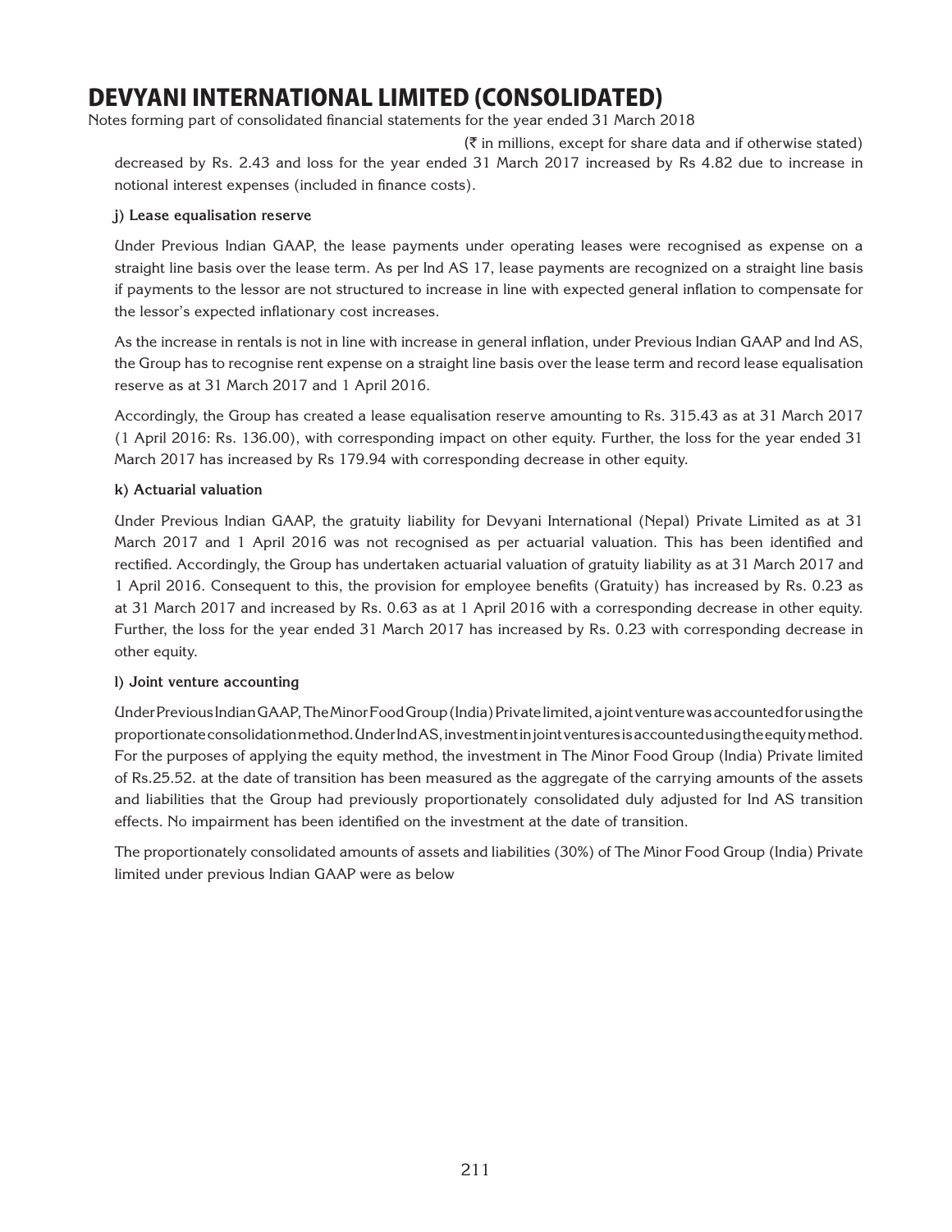(₹ in millions, except for share data and if otherwise stated)

decreased by Rs. 2.43 and loss for the year ended 31 March 2017 increased by Rs 4.82 due to increase in notional interest expenses (included in finance costs).

**j) Lease equalisation reserve**

Under Previous Indian GAAP, the lease payments under operating leases were recognised as expense on a straight line basis over the lease term. As per Ind AS 17, lease payments are recognized on a straight line basis if payments to the lessor are not structured to increase in line with expected general inflation to compensate for the lessor's expected inflationary cost increases.

As the increase in rentals is not in line with increase in general inflation, under Previous Indian GAAP and Ind AS, the Group has to recognise rent expense on a straight line basis over the lease term and record lease equalisation reserve as at 31 March 2017 and 1 April 2016.

Accordingly, the Group has created a lease equalisation reserve amounting to Rs. 315.43 as at 31 March 2017 (1 April 2016: Rs. 136.00), with corresponding impact on other equity. Further, the loss for the year ended 31 March 2017 has increased by Rs 179.94 with corresponding decrease in other equity.

**k) Actuarial valuation**

Under Previous Indian GAAP, the gratuity liability for Devyani International (Nepal) Private Limited as at 31 March 2017 and 1 April 2016 was not recognised as per actuarial valuation. This has been identified and rectified. Accordingly, the Group has undertaken actuarial valuation of gratuity liability as at 31 March 2017 and 1 April 2016. Consequent to this, the provision for employee benefits (Gratuity) has increased by Rs. 0.23 as at 31 March 2017 and increased by Rs. 0.63 as at 1 April 2016 with a corresponding decrease in other equity. Further, the loss for the year ended 31 March 2017 has increased by Rs. 0.23 with corresponding decrease in other equity.

**l) Joint venture accounting**

Under Previous Indian GAAP, The Minor Food Group (India) Private limited, a joint venture was accounted for using the proportionate consolidation method. Under Ind AS, investment in joint ventures is accounted using the equity method. For the purposes of applying the equity method, the investment in The Minor Food Group (India) Private limited of Rs.25.52. at the date of transition has been measured as the aggregate of the carrying amounts of the assets and liabilities that the Group had previously proportionately consolidated duly adjusted for Ind AS transition effects. No impairment has been identified on the investment at the date of transition.

The proportionately consolidated amounts of assets and liabilities (30%) of The Minor Food Group (India) Private limited under previous Indian GAAP were as below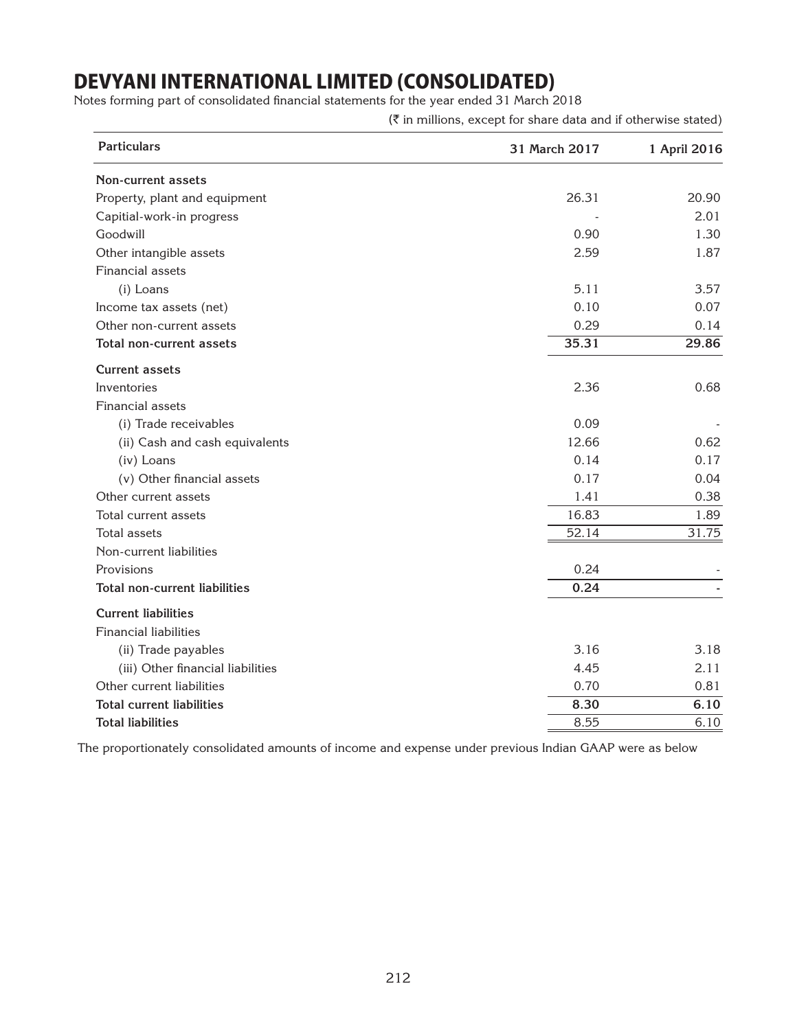# DEVYANI INTERNATIONAL LIMITED (CONSOLIDATED)

Notes forming part of consolidated financial statements for the year ended 31 March 2018

(₹ in millions, except for share data and if otherwise stated)

| Particulars | 31 March 2017 | 1 April 2016 |
|---|---|---|
| **Non-current assets** | | |
| Property, plant and equipment | 26.31 | 20.90 |
| Capitial-work-in progress | - | 2.01 |
| Goodwill | 0.90 | 1.30 |
| Other intangible assets | 2.59 | 1.87 |
| Financial assets | | |
| (i) Loans | 5.11 | 3.57 |
| Income tax assets (net) | 0.10 | 0.07 |
| Other non-current assets | 0.29 | 0.14 |
| **Total non-current assets** | **35.31** | **29.86** |
| **Current assets** | | |
| Inventories | 2.36 | 0.68 |
| Financial assets | | |
| (i) Trade receivables | 0.09 | - |
| (ii) Cash and cash equivalents | 12.66 | 0.62 |
| (iv) Loans | 0.14 | 0.17 |
| (v) Other financial assets | 0.17 | 0.04 |
| Other current assets | 1.41 | 0.38 |
| Total current assets | 16.83 | 1.89 |
| Total assets | 52.14 | 31.75 |
| Non-current liabilities | | |
| Provisions | 0.24 | - |
| **Total non-current liabilities** | **0.24** | **-** |
| **Current liabilities** | | |
| Financial liabilities | | |
| (ii) Trade payables | 3.16 | 3.18 |
| (iii) Other financial liabilities | 4.45 | 2.11 |
| Other current liabilities | 0.70 | 0.81 |
| **Total current liabilities** | **8.30** | **6.10** |
| **Total liabilities** | 8.55 | 6.10 |

The proportionately consolidated amounts of income and expense under previous Indian GAAP were as below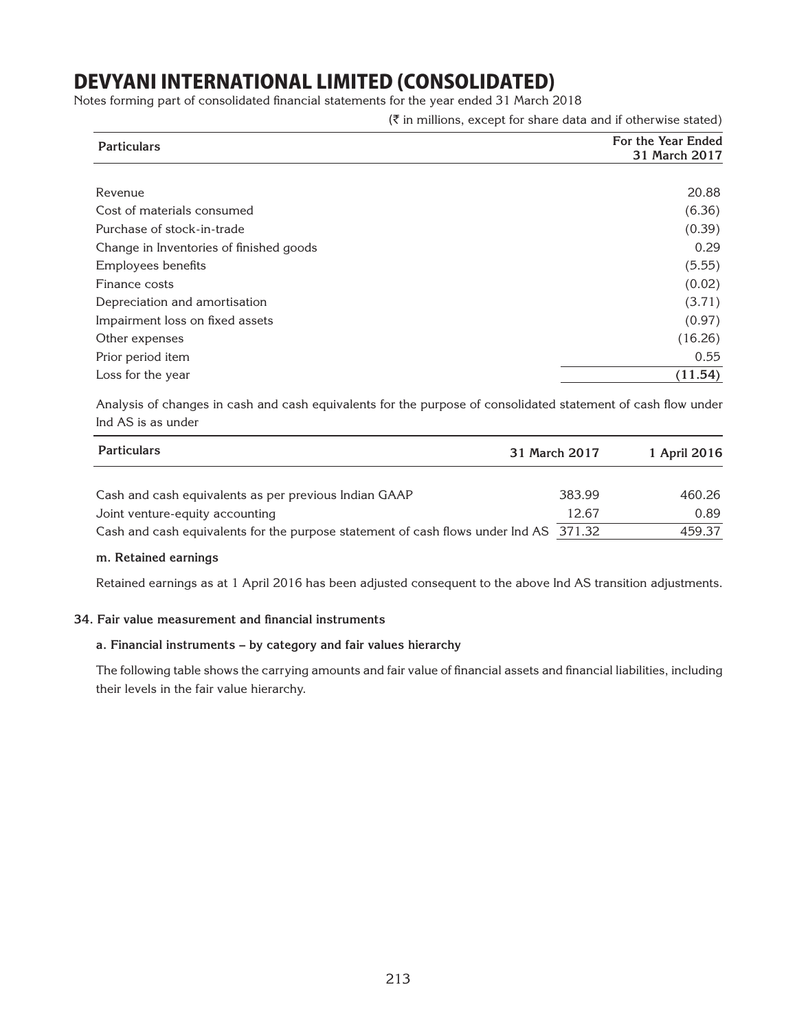# DEVYANI INTERNATIONAL LIMITED (CONSOLIDATED)

Notes forming part of consolidated financial statements for the year ended 31 March 2018

(₹ in millions, except for share data and if otherwise stated)

| Particulars | For the Year Ended 31 March 2017 |
|---|---|
| Revenue | 20.88 |
| Cost of materials consumed | (6.36) |
| Purchase of stock-in-trade | (0.39) |
| Change in Inventories of finished goods | 0.29 |
| Employees benefits | (5.55) |
| Finance costs | (0.02) |
| Depreciation and amortisation | (3.71) |
| Impairment loss on fixed assets | (0.97) |
| Other expenses | (16.26) |
| Prior period item | 0.55 |
| Loss for the year | **(11.54)** |

Analysis of changes in cash and cash equivalents for the purpose of consolidated statement of cash flow under Ind AS is as under

| Particulars | 31 March 2017 | 1 April 2016 |
|---|---|---|
| Cash and cash equivalents as per previous Indian GAAP | 383.99 | 460.26 |
| Joint venture-equity accounting | 12.67 | 0.89 |
| Cash and cash equivalents for the purpose statement of cash flows under Ind AS | 371.32 | 459.37 |

**m. Retained earnings**

Retained earnings as at 1 April 2016 has been adjusted consequent to the above Ind AS transition adjustments.

**34. Fair value measurement and financial instruments**

**a. Financial instruments – by category and fair values hierarchy**

The following table shows the carrying amounts and fair value of financial assets and financial liabilities, including their levels in the fair value hierarchy.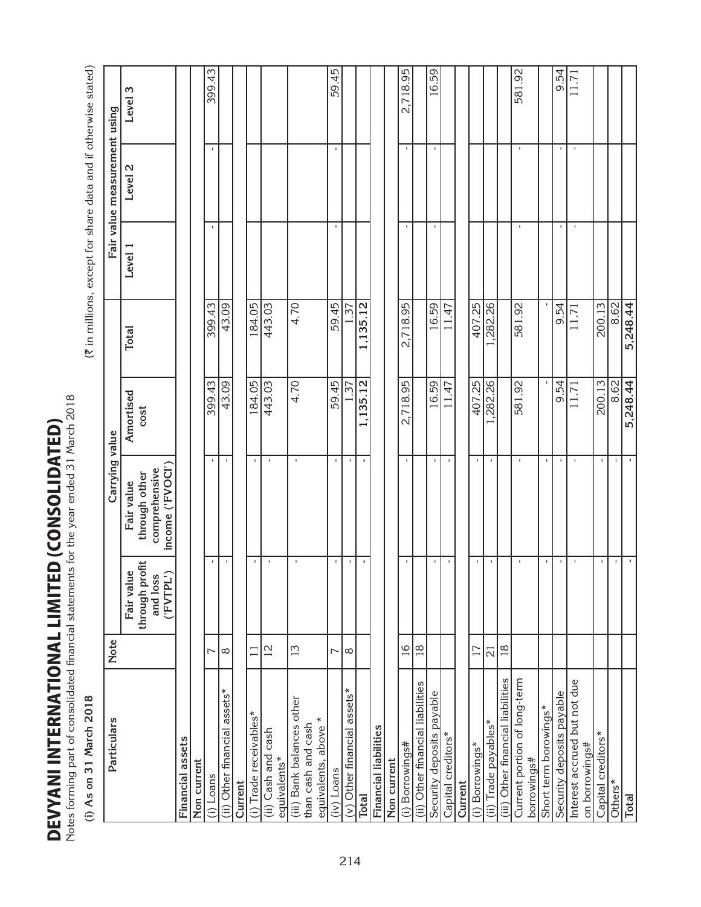# DEVYANI INTERNATIONAL LIMITED (CONSOLIDATED)

Notes forming part of consolidated financial statements for the year ended 31 March 2018

**(i) As on 31 March 2018**

(₹ in millions, except for share data and if otherwise stated)

| Particulars | Note | Carrying value | | | | Fair value measurement using | | |
|---|---|---|---|---|---|---|---|---|
| | | Fair value through profit and loss ('FVTPL') | Fair value through other comprehensive income ('FVOCI') | Amortised cost | Total | Level 1 | Level 2 | Level 3 |
| **Financial assets** | | | | | | | | |
| **Non current** | | | | | | | | |
| (i) Loans | 7 | - | - | 399.43 | 399.43 | - | - | 399.43 |
| (ii) Other financial assets* | 8 | - | - | 43.09 | 43.09 | | | |
| **Current** | | | | | | | | |
| (i) Trade receivables* | 11 | - | - | 184.05 | 184.05 | | | |
| (ii) Cash and cash equivalents* | 12 | - | - | 443.03 | 443.03 | | | |
| (iii) Bank balances other than cash and cash equivalents, above * | 13 | - | - | 4.70 | 4.70 | | | |
| (iv) Loans | 7 | - | - | 59.45 | 59.45 | - | - | 59.45 |
| (v) Other financial assets* | 8 | - | - | 1.37 | 1.37 | | | |
| **Total** | | - | - | **1,135.12** | **1,135.12** | | | |
| **Financial liabilities** | | | | | | | | |
| **Non current** | | | | | | | | |
| (i) Borrowings# | 16 | - | - | 2,718.95 | 2,718.95 | - | - | 2,718.95 |
| (ii) Other financial liabilities | 18 | | | | | | | |
| Security deposits payable | | - | - | 16.59 | 16.59 | - | - | 16.59 |
| Capital creditors* | | - | - | 11.47 | 11.47 | | | |
| **Current** | | | | | | | | |
| (i) Borrowings* | 17 | - | - | 407.25 | 407.25 | | | |
| (ii) Trade payables* | 21 | - | - | 1,282.26 | 1,282.26 | | | |
| (iii) Other financial liabilities | 18 | | | | | | | |
| Current portion of long-term borrowings# | | - | - | 581.92 | 581.92 | - | - | 581.92 |
| Short term borowings* | | - | - | - | - | | | |
| Security deposits payable | | - | - | 9.54 | 9.54 | - | - | 9.54 |
| Interest accrued but not due on borrowings# | | - | - | 11.71 | 11.71 | - | - | 11.71 |
| Capital creditors* | | - | - | 200.13 | 200.13 | | | |
| Others* | | - | - | 8.62 | 8.62 | | | |
| **Total** | | - | - | **5,248.44** | **5,248.44** | | | |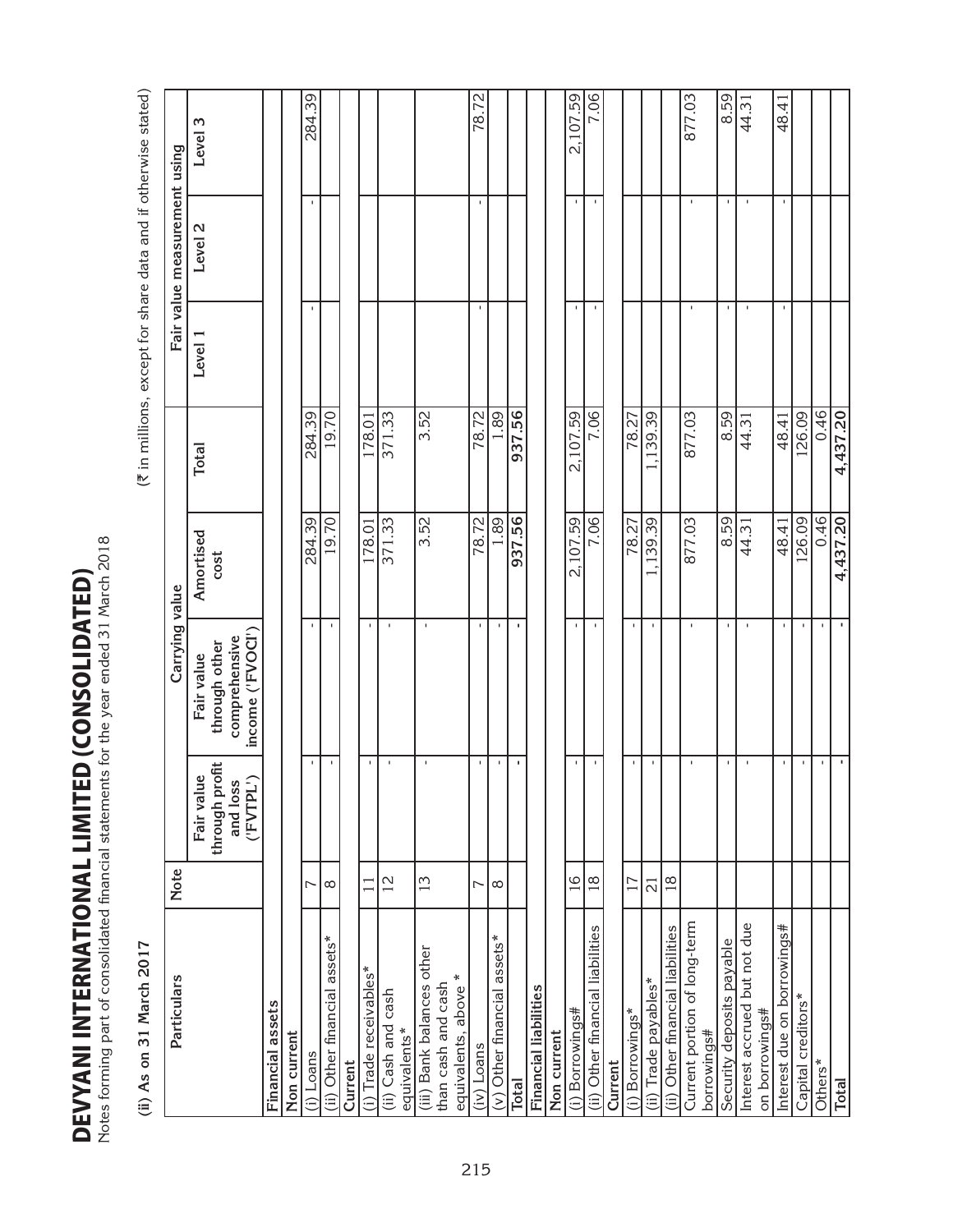# DEVYANI INTERNATIONAL LIMITED (CONSOLIDATED)

Notes forming part of consolidated financial statements for the year ended 31 March 2018

**(ii) As on 31 March 2017**

(₹ in millions, except for share data and if otherwise stated)

| Particulars | Note | Carrying value | | | | Fair value measurement using | | |
|---|---|---|---|---|---|---|---|---|
| | | Fair value through profit and loss ('FVTPL') | Fair value through other comprehensive income ('FVOCI') | Amortised cost | Total | Level 1 | Level 2 | Level 3 |
| **Financial assets** | | | | | | | | |
| **Non current** | | | | | | | | |
| (i) Loans | 7 | - | - | 284.39 | 284.39 | - | - | 284.39 |
| (ii) Other financial assets* | 8 | - | - | 19.70 | 19.70 | | | |
| **Current** | | | | | | | | |
| (i) Trade receivables* | 11 | - | - | 178.01 | 178.01 | | | |
| (ii) Cash and cash equivalents* | 12 | - | - | 371.33 | 371.33 | | | |
| (iii) Bank balances other than cash and cash equivalents, above * | 13 | - | - | 3.52 | 3.52 | | | |
| (iv) Loans | 7 | - | - | 78.72 | 78.72 | - | - | 78.72 |
| (v) Other financial assets* | 8 | - | - | 1.89 | 1.89 | | | |
| **Total** | | - | - | **937.56** | **937.56** | | | |
| **Financial liabilities** | | | | | | | | |
| **Non current** | | | | | | | | |
| (i) Borrowings# | 16 | - | - | 2,107.59 | 2,107.59 | - | - | 2,107.59 |
| (ii) Other financial liabilities | 18 | - | - | 7.06 | 7.06 | - | - | 7.06 |
| **Current** | | | | | | | | |
| (i) Borrowings* | 17 | - | - | 78.27 | 78.27 | | | |
| (ii) Trade payables* | 21 | - | - | 1,139.39 | 1,139.39 | | | |
| (ii) Other financial liabilities | 18 | | | | | | | |
| Current portion of long-term borrowings# | | - | - | 877.03 | 877.03 | - | - | 877.03 |
| Security deposits payable | | - | - | 8.59 | 8.59 | - | - | 8.59 |
| Interest accrued but not due on borrowings# | | - | - | 44.31 | 44.31 | - | - | 44.31 |
| Interest due on borrowings# | | - | - | 48.41 | 48.41 | - | - | 48.41 |
| Capital creditors* | | - | - | 126.09 | 126.09 | | | |
| Others* | | - | - | 0.46 | 0.46 | | | |
| **Total** | | - | - | **4,437.20** | **4,437.20** | | | |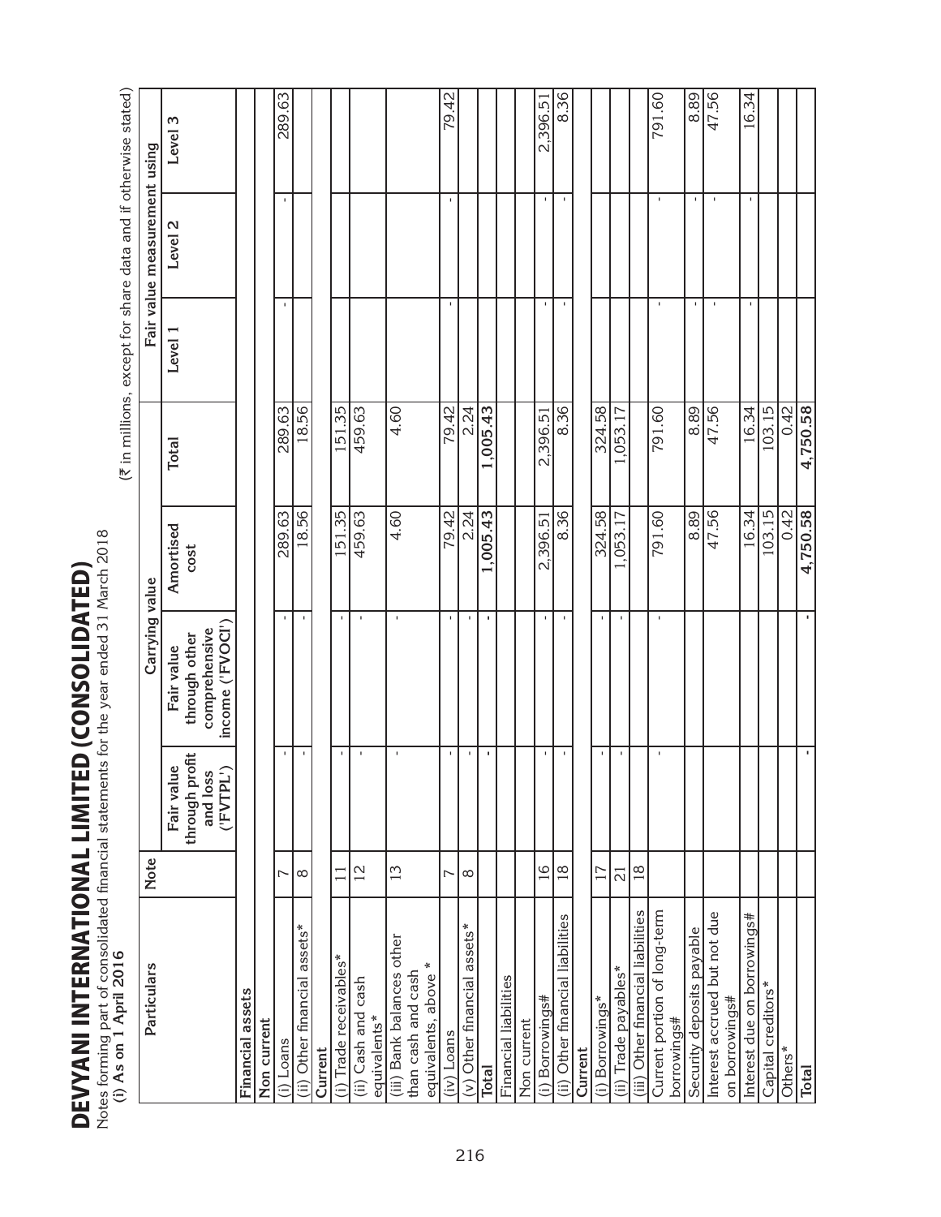# DEVYANI INTERNATIONAL LIMITED (CONSOLIDATED)

Notes forming part of consolidated financial statements for the year ended 31 March 2018

**(i) As on 1 April 2016**

(₹ in millions, except for share data and if otherwise stated)

| Particulars | Note | Carrying value | | | | Fair value measurement using | | |
|---|---|---|---|---|---|---|---|---|
| | | Fair value through profit and loss ('FVTPL') | Fair value through other comprehensive income ('FVOCI') | Amortised cost | Total | Level 1 | Level 2 | Level 3 |
| **Financial assets** | | | | | | | | |
| **Non current** | | | | | | | | |
| (i) Loans | 7 | - | - | 289.63 | 289.63 | - | - | 289.63 |
| (ii) Other financial assets* | 8 | - | - | 18.56 | 18.56 | | | |
| **Current** | | | | | | | | |
| (i) Trade receivables* | 11 | - | - | 151.35 | 151.35 | | | |
| (ii) Cash and cash equivalents* | 12 | - | - | 459.63 | 459.63 | | | |
| (iii) Bank balances other than cash and cash equivalents, above * | 13 | - | - | 4.60 | 4.60 | | | |
| (iv) Loans | 7 | - | - | 79.42 | 79.42 | - | - | 79.42 |
| (v) Other financial assets* | 8 | - | - | 2.24 | 2.24 | | | |
| **Total** | | - | - | **1,005.43** | **1,005.43** | | | |
| Financial liabilities | | | | | | | | |
| Non current | | | | | | | | |
| (i) Borrowings# | 16 | - | - | 2,396.51 | 2,396.51 | - | - | 2,396.51 |
| (ii) Other financial liabilities | 18 | - | - | 8.36 | 8.36 | - | - | 8.36 |
| **Current** | | | | | | | | |
| (i) Borrowings* | 17 | - | - | 324.58 | 324.58 | | | |
| (ii) Trade payables* | 21 | - | - | 1,053.17 | 1,053.17 | | | |
| (iii) Other financial liabilities | 18 | | | | | | | |
| Current portion of long-term borrowings# | | - | - | 791.60 | 791.60 | - | - | 791.60 |
| Security deposits payable | | | | 8.89 | 8.89 | - | - | 8.89 |
| Interest accrued but not due on borrowings# | | | | 47.56 | 47.56 | - | - | 47.56 |
| Interest due on borrowings# | | | | 16.34 | 16.34 | - | - | 16.34 |
| Capital creditors* | | | | 103.15 | 103.15 | | | |
| Others* | | | | 0.42 | 0.42 | | | |
| **Total** | | - | - | **4,750.58** | **4,750.58** | | | |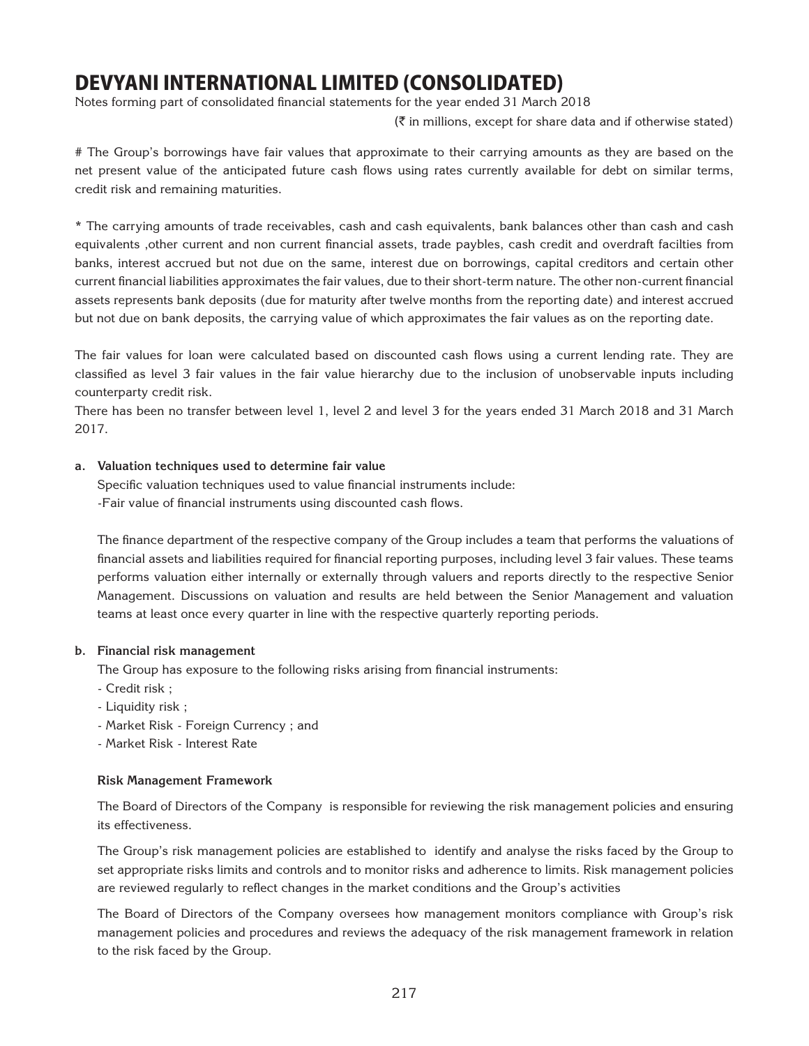# The Group's borrowings have fair values that approximate to their carrying amounts as they are based on the net present value of the anticipated future cash flows using rates currently available for debt on similar terms, credit risk and remaining maturities.

\* The carrying amounts of trade receivables, cash and cash equivalents, bank balances other than cash and cash equivalents ,other current and non current financial assets, trade paybles, cash credit and overdraft facilties from banks, interest accrued but not due on the same, interest due on borrowings, capital creditors and certain other current financial liabilities approximates the fair values, due to their short-term nature. The other non-current financial assets represents bank deposits (due for maturity after twelve months from the reporting date) and interest accrued but not due on bank deposits, the carrying value of which approximates the fair values as on the reporting date.

The fair values for loan were calculated based on discounted cash flows using a current lending rate. They are classified as level 3 fair values in the fair value hierarchy due to the inclusion of unobservable inputs including counterparty credit risk.

There has been no transfer between level 1, level 2 and level 3 for the years ended 31 March 2018 and 31 March 2017.

**a. Valuation techniques used to determine fair value**

Specific valuation techniques used to value financial instruments include:

-Fair value of financial instruments using discounted cash flows.

The finance department of the respective company of the Group includes a team that performs the valuations of financial assets and liabilities required for financial reporting purposes, including level 3 fair values. These teams performs valuation either internally or externally through valuers and reports directly to the respective Senior Management. Discussions on valuation and results are held between the Senior Management and valuation teams at least once every quarter in line with the respective quarterly reporting periods.

**b. Financial risk management**

The Group has exposure to the following risks arising from financial instruments:

- Credit risk ;
- Liquidity risk ;
- Market Risk - Foreign Currency ; and
- Market Risk - Interest Rate

**Risk Management Framework**

The Board of Directors of the Company is responsible for reviewing the risk management policies and ensuring its effectiveness.

The Group's risk management policies are established to identify and analyse the risks faced by the Group to set appropriate risks limits and controls and to monitor risks and adherence to limits. Risk management policies are reviewed regularly to reflect changes in the market conditions and the Group's activities

The Board of Directors of the Company oversees how management monitors compliance with Group's risk management policies and procedures and reviews the adequacy of the risk management framework in relation to the risk faced by the Group.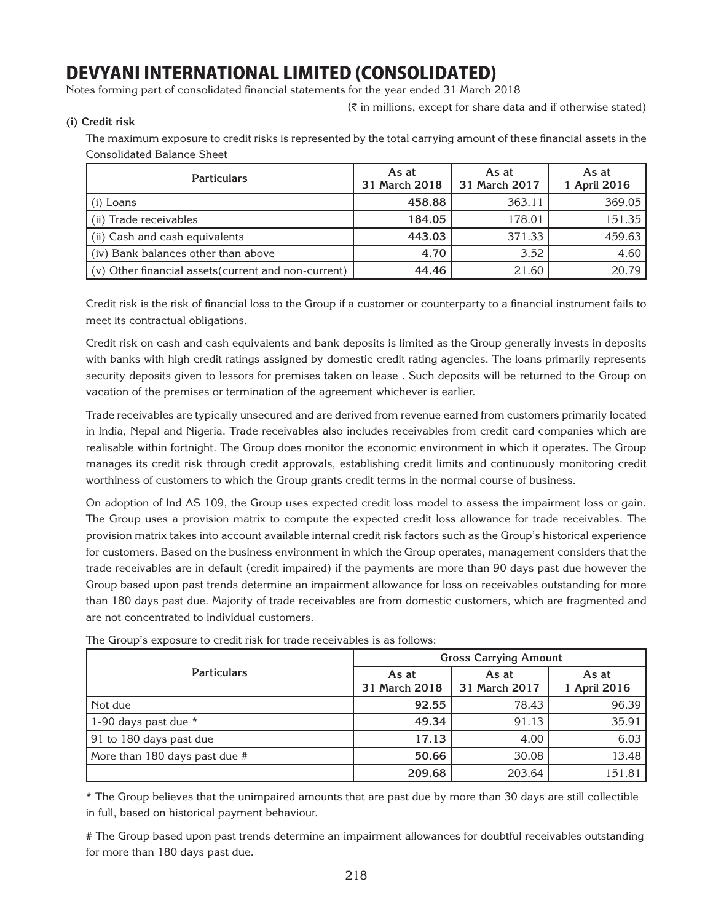# DEVYANI INTERNATIONAL LIMITED (CONSOLIDATED)

Notes forming part of consolidated financial statements for the year ended 31 March 2018

(₹ in millions, except for share data and if otherwise stated)

**(i) Credit risk**

The maximum exposure to credit risks is represented by the total carrying amount of these financial assets in the Consolidated Balance Sheet

| Particulars | As at 31 March 2018 | As at 31 March 2017 | As at 1 April 2016 |
|---|---|---|---|
| (i) Loans | **458.88** | 363.11 | 369.05 |
| (ii) Trade receivables | **184.05** | 178.01 | 151.35 |
| (ii) Cash and cash equivalents | **443.03** | 371.33 | 459.63 |
| (iv) Bank balances other than above | **4.70** | 3.52 | 4.60 |
| (v) Other financial assets(current and non-current) | **44.46** | 21.60 | 20.79 |

Credit risk is the risk of financial loss to the Group if a customer or counterparty to a financial instrument fails to meet its contractual obligations.

Credit risk on cash and cash equivalents and bank deposits is limited as the Group generally invests in deposits with banks with high credit ratings assigned by domestic credit rating agencies. The loans primarily represents security deposits given to lessors for premises taken on lease . Such deposits will be returned to the Group on vacation of the premises or termination of the agreement whichever is earlier.

Trade receivables are typically unsecured and are derived from revenue earned from customers primarily located in India, Nepal and Nigeria. Trade receivables also includes receivables from credit card companies which are realisable within fortnight. The Group does monitor the economic environment in which it operates. The Group manages its credit risk through credit approvals, establishing credit limits and continuously monitoring credit worthiness of customers to which the Group grants credit terms in the normal course of business.

On adoption of Ind AS 109, the Group uses expected credit loss model to assess the impairment loss or gain. The Group uses a provision matrix to compute the expected credit loss allowance for trade receivables. The provision matrix takes into account available internal credit risk factors such as the Group's historical experience for customers. Based on the business environment in which the Group operates, management considers that the trade receivables are in default (credit impaired) if the payments are more than 90 days past due however the Group based upon past trends determine an impairment allowance for loss on receivables outstanding for more than 180 days past due. Majority of trade receivables are from domestic customers, which are fragmented and are not concentrated to individual customers.

The Group's exposure to credit risk for trade receivables is as follows:

| Particulars | Gross Carrying Amount | | |
|---|---|---|---|
| | As at 31 March 2018 | As at 31 March 2017 | As at 1 April 2016 |
| Not due | **92.55** | 78.43 | 96.39 |
| 1-90 days past due * | **49.34** | 91.13 | 35.91 |
| 91 to 180 days past due | **17.13** | 4.00 | 6.03 |
| More than 180 days past due # | **50.66** | 30.08 | 13.48 |
| | **209.68** | 203.64 | 151.81 |

* The Group believes that the unimpaired amounts that are past due by more than 30 days are still collectible in full, based on historical payment behaviour.

# The Group based upon past trends determine an impairment allowances for doubtful receivables outstanding for more than 180 days past due.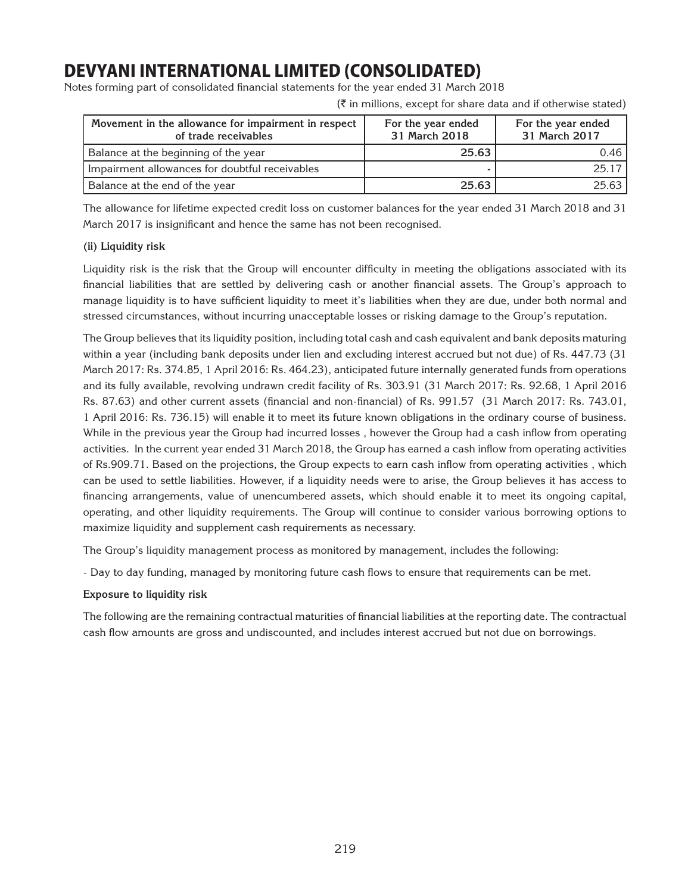# DEVYANI INTERNATIONAL LIMITED (CONSOLIDATED)

Notes forming part of consolidated financial statements for the year ended 31 March 2018

(₹ in millions, except for share data and if otherwise stated)

| Movement in the allowance for impairment in respect of trade receivables | For the year ended 31 March 2018 | For the year ended 31 March 2017 |
|---|---|---|
| Balance at the beginning of the year | **25.63** | 0.46 |
| Impairment allowances for doubtful receivables | **-** | 25.17 |
| Balance at the end of the year | **25.63** | 25.63 |

The allowance for lifetime expected credit loss on customer balances for the year ended 31 March 2018 and 31 March 2017 is insignificant and hence the same has not been recognised.

**(ii) Liquidity risk**

Liquidity risk is the risk that the Group will encounter difficulty in meeting the obligations associated with its financial liabilities that are settled by delivering cash or another financial assets. The Group's approach to manage liquidity is to have sufficient liquidity to meet it's liabilities when they are due, under both normal and stressed circumstances, without incurring unacceptable losses or risking damage to the Group's reputation.

The Group believes that its liquidity position, including total cash and cash equivalent and bank deposits maturing within a year (including bank deposits under lien and excluding interest accrued but not due) of Rs. 447.73 (31 March 2017: Rs. 374.85, 1 April 2016: Rs. 464.23), anticipated future internally generated funds from operations and its fully available, revolving undrawn credit facility of Rs. 303.91 (31 March 2017: Rs. 92.68, 1 April 2016 Rs. 87.63) and other current assets (financial and non-financial) of Rs. 991.57 (31 March 2017: Rs. 743.01, 1 April 2016: Rs. 736.15) will enable it to meet its future known obligations in the ordinary course of business. While in the previous year the Group had incurred losses , however the Group had a cash inflow from operating activities. In the current year ended 31 March 2018, the Group has earned a cash inflow from operating activities of Rs.909.71. Based on the projections, the Group expects to earn cash inflow from operating activities , which can be used to settle liabilities. However, if a liquidity needs were to arise, the Group believes it has access to financing arrangements, value of unencumbered assets, which should enable it to meet its ongoing capital, operating, and other liquidity requirements. The Group will continue to consider various borrowing options to maximize liquidity and supplement cash requirements as necessary.

The Group's liquidity management process as monitored by management, includes the following:

- Day to day funding, managed by monitoring future cash flows to ensure that requirements can be met.

**Exposure to liquidity risk**

The following are the remaining contractual maturities of financial liabilities at the reporting date. The contractual cash flow amounts are gross and undiscounted, and includes interest accrued but not due on borrowings.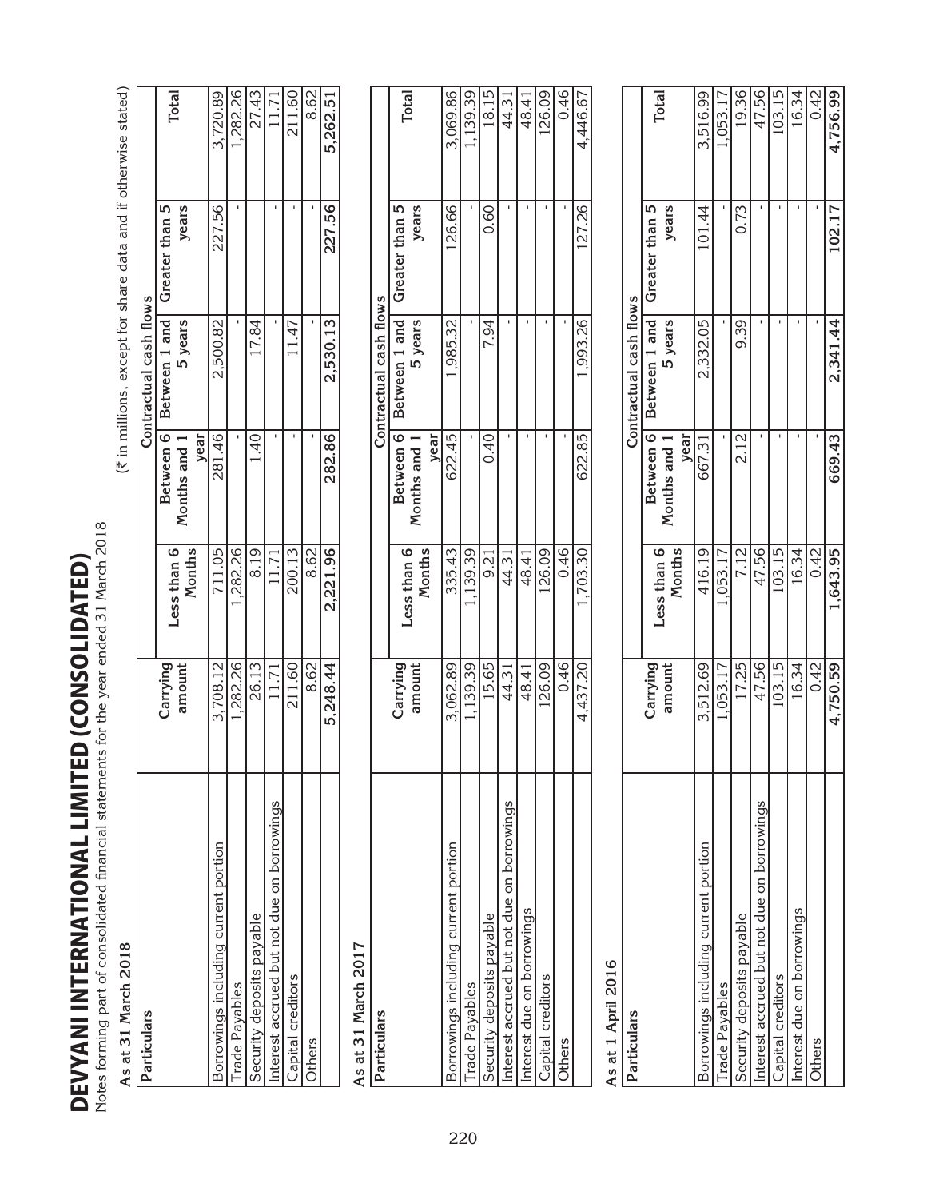# DEVYANI INTERNATIONAL LIMITED (CONSOLIDATED)

Notes forming part of consolidated financial statements for the year ended 31 March 2018

(₹ in millions, except for share data and if otherwise stated)

**As at 31 March 2018**

| Particulars | Carrying amount | Contractual cash flows | | | | |
|---|---|---|---|---|---|---|
| | | Less than 6 Months | Between 6 Months and 1 year | Between 1 and 5 years | Greater than 5 years | Total |
| Borrowings including current portion | 3,708.12 | 711.05 | 281.46 | 2,500.82 | 227.56 | 3,720.89 |
| Trade Payables | 1,282.26 | 1,282.26 | - | - | - | 1,282.26 |
| Security deposits payable | 26.13 | 8.19 | 1.40 | 17.84 | | 27.43 |
| Interest accrued but not due on borrowings | 11.71 | 11.71 | - | - | - | 11.71 |
| Capital creditors | 211.60 | 200.13 | - | 11.47 | - | 211.60 |
| Others | 8.62 | 8.62 | - | - | - | 8.62 |
| | **5,248.44** | **2,221.96** | **282.86** | **2,530.13** | **227.56** | **5,262.51** |

**As at 31 March 2017**

| Particulars | Carrying amount | Contractual cash flows | | | | |
|---|---|---|---|---|---|---|
| | | Less than 6 Months | Between 6 Months and 1 year | Between 1 and 5 years | Greater than 5 years | Total |
| Borrowings including current portion | 3,062.89 | 335.43 | 622.45 | 1,985.32 | 126.66 | 3,069.86 |
| Trade Payables | 1,139.39 | 1,139.39 | - | - | - | 1,139.39 |
| Security deposits payable | 15.65 | 9.21 | 0.40 | 7.94 | 0.60 | 18.15 |
| Interest accrued but not due on borrowings | 44.31 | 44.31 | - | - | - | 44.31 |
| Interest due on borrowings | 48.41 | 48.41 | - | - | - | 48.41 |
| Capital creditors | 126.09 | 126.09 | - | - | - | 126.09 |
| Others | 0.46 | 0.46 | - | - | - | 0.46 |
| | 4,437.20 | 1,703.30 | 622.85 | 1,993.26 | 127.26 | 4,446.67 |

**As at 1 April 2016**

| Particulars | Carrying amount | Contractual cash flows | | | | |
|---|---|---|---|---|---|---|
| | | Less than 6 Months | Between 6 Months and 1 year | Between 1 and 5 years | Greater than 5 years | Total |
| Borrowings including current portion | 3,512.69 | 416.19 | 667.31 | 2,332.05 | 101.44 | 3,516.99 |
| Trade Payables | 1,053.17 | 1,053.17 | - | - | - | 1,053.17 |
| Security deposits payable | 17.25 | 7.12 | 2.12 | 9.39 | 0.73 | 19.36 |
| Interest accrued but not due on borrowings | 47.56 | 47.56 | - | - | - | 47.56 |
| Capital creditors | 103.15 | 103.15 | - | - | - | 103.15 |
| Interest due on borrowings | 16.34 | 16.34 | - | - | - | 16.34 |
| Others | 0.42 | 0.42 | - | - | - | 0.42 |
| | **4,750.59** | **1,643.95** | **669.43** | **2,341.44** | **102.17** | **4,756.99** |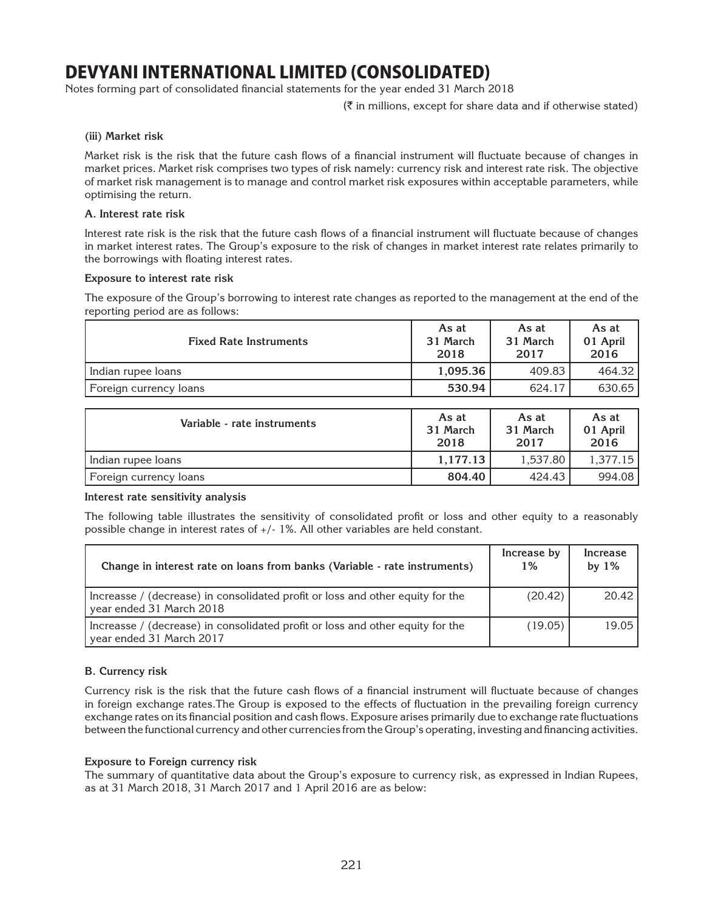# DEVYANI INTERNATIONAL LIMITED (CONSOLIDATED)

Notes forming part of consolidated financial statements for the year ended 31 March 2018

(₹ in millions, except for share data and if otherwise stated)

### (iii) Market risk

Market risk is the risk that the future cash flows of a financial instrument will fluctuate because of changes in market prices. Market risk comprises two types of risk namely: currency risk and interest rate risk. The objective of market risk management is to manage and control market risk exposures within acceptable parameters, while optimising the return.

#### A. Interest rate risk

Interest rate risk is the risk that the future cash flows of a financial instrument will fluctuate because of changes in market interest rates. The Group's exposure to the risk of changes in market interest rate relates primarily to the borrowings with floating interest rates.

**Exposure to interest rate risk**

The exposure of the Group's borrowing to interest rate changes as reported to the management at the end of the reporting period are as follows:

| Fixed Rate Instruments | As at 31 March 2018 | As at 31 March 2017 | As at 01 April 2016 |
|---|---|---|---|
| Indian rupee loans | **1,095.36** | 409.83 | 464.32 |
| Foreign currency loans | **530.94** | 624.17 | 630.65 |

| Variable - rate instruments | As at 31 March 2018 | As at 31 March 2017 | As at 01 April 2016 |
|---|---|---|---|
| Indian rupee loans | **1,177.13** | 1,537.80 | 1,377.15 |
| Foreign currency loans | **804.40** | 424.43 | 994.08 |

**Interest rate sensitivity analysis**

The following table illustrates the sensitivity of consolidated profit or loss and other equity to a reasonably possible change in interest rates of +/- 1%. All other variables are held constant.

| Change in interest rate on loans from banks (Variable - rate instruments) | Increase by 1% | Increase by 1% |
|---|---|---|
| Increasse / (decrease) in consolidated profit or loss and other equity for the year ended 31 March 2018 | (20.42) | 20.42 |
| Increasse / (decrease) in consolidated profit or loss and other equity for the year ended 31 March 2017 | (19.05) | 19.05 |

#### B. Currency risk

Currency risk is the risk that the future cash flows of a financial instrument will fluctuate because of changes in foreign exchange rates.The Group is exposed to the effects of fluctuation in the prevailing foreign currency exchange rates on its financial position and cash flows. Exposure arises primarily due to exchange rate fluctuations between the functional currency and other currencies from the Group's operating, investing and financing activities.

**Exposure to Foreign currency risk**

The summary of quantitative data about the Group's exposure to currency risk, as expressed in Indian Rupees, as at 31 March 2018, 31 March 2017 and 1 April 2016 are as below: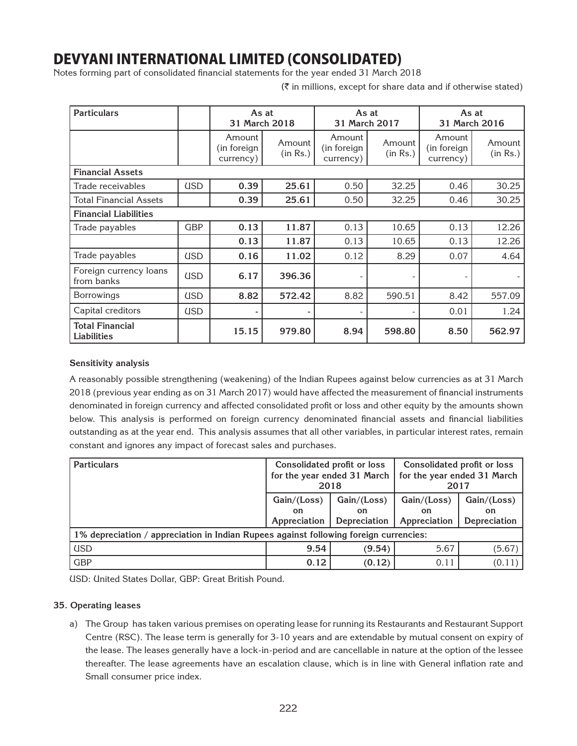# DEVYANI INTERNATIONAL LIMITED (CONSOLIDATED)

Notes forming part of consolidated financial statements for the year ended 31 March 2018

(₹ in millions, except for share data and if otherwise stated)

| Particulars | | As at 31 March 2018 | | As at 31 March 2017 | | As at 31 March 2016 | |
|---|---|---|---|---|---|---|---|
| | | Amount (in foreign currency) | Amount (in Rs.) | Amount (in foreign currency) | Amount (in Rs.) | Amount (in foreign currency) | Amount (in Rs.) |
| **Financial Assets** | | | | | | | |
| Trade receivables | USD | **0.39** | **25.61** | 0.50 | 32.25 | 0.46 | 30.25 |
| Total Financial Assets | | **0.39** | **25.61** | 0.50 | 32.25 | 0.46 | 30.25 |
| **Financial Liabilities** | | | | | | | |
| Trade payables | GBP | **0.13** | **11.87** | 0.13 | 10.65 | 0.13 | 12.26 |
| | | **0.13** | **11.87** | 0.13 | 10.65 | 0.13 | 12.26 |
| Trade payables | USD | **0.16** | **11.02** | 0.12 | 8.29 | 0.07 | 4.64 |
| Foreign currency loans from banks | USD | **6.17** | **396.36** | - | - | - | - |
| Borrowings | USD | **8.82** | **572.42** | 8.82 | 590.51 | 8.42 | 557.09 |
| Capital creditors | USD | **-** | **-** | - | - | 0.01 | 1.24 |
| **Total Financial Liabilities** | | **15.15** | **979.80** | **8.94** | **598.80** | **8.50** | **562.97** |

**Sensitivity analysis**

A reasonably possible strengthening (weakening) of the Indian Rupees against below currencies as at 31 March 2018 (previous year ending as on 31 March 2017) would have affected the measurement of financial instruments denominated in foreign currency and affected consolidated profit or loss and other equity by the amounts shown below. This analysis is performed on foreign currency denominated financial assets and financial liabilities outstanding as at the year end. This analysis assumes that all other variables, in particular interest rates, remain constant and ignores any impact of forecast sales and purchases.

| Particulars | Consolidated profit or loss for the year ended 31 March 2018 | | Consolidated profit or loss for the year ended 31 March 2017 | |
|---|---|---|---|---|
| | Gain/(Loss) on Appreciation | Gain/(Loss) on Depreciation | Gain/(Loss) on Appreciation | Gain/(Loss) on Depreciation |
| **1% depreciation / appreciation in Indian Rupees against following foreign currencies:** | | | | |
| USD | **9.54** | **(9.54)** | 5.67 | (5.67) |
| GBP | **0.12** | **(0.12)** | 0.11 | (0.11) |

USD: United States Dollar, GBP: Great British Pound.

**35. Operating leases**

a) The Group has taken various premises on operating lease for running its Restaurants and Restaurant Support Centre (RSC). The lease term is generally for 3-10 years and are extendable by mutual consent on expiry of the lease. The leases generally have a lock-in-period and are cancellable in nature at the option of the lessee thereafter. The lease agreements have an escalation clause, which is in line with General inflation rate and Small consumer price index.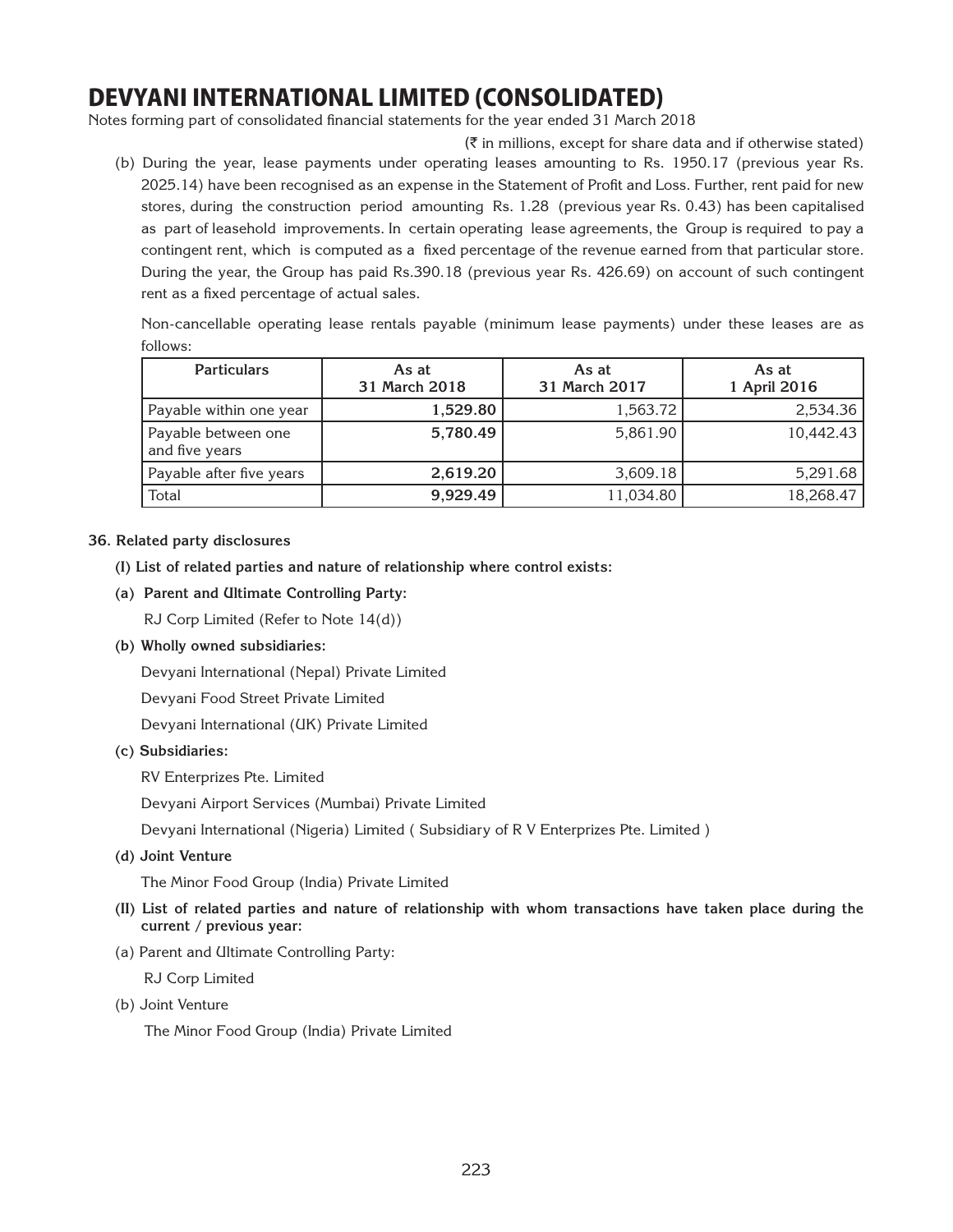# DEVYANI INTERNATIONAL LIMITED (CONSOLIDATED)

Notes forming part of consolidated financial statements for the year ended 31 March 2018

(₹ in millions, except for share data and if otherwise stated)

(b) During the year, lease payments under operating leases amounting to Rs. 1950.17 (previous year Rs. 2025.14) have been recognised as an expense in the Statement of Profit and Loss. Further, rent paid for new stores, during the construction period amounting Rs. 1.28 (previous year Rs. 0.43) has been capitalised as part of leasehold improvements. In certain operating lease agreements, the Group is required to pay a contingent rent, which is computed as a fixed percentage of the revenue earned from that particular store. During the year, the Group has paid Rs.390.18 (previous year Rs. 426.69) on account of such contingent rent as a fixed percentage of actual sales.

Non-cancellable operating lease rentals payable (minimum lease payments) under these leases are as follows:

| Particulars | As at 31 March 2018 | As at 31 March 2017 | As at 1 April 2016 |
|---|---|---|---|
| Payable within one year | **1,529.80** | 1,563.72 | 2,534.36 |
| Payable between one and five years | **5,780.49** | 5,861.90 | 10,442.43 |
| Payable after five years | **2,619.20** | 3,609.18 | 5,291.68 |
| Total | **9,929.49** | 11,034.80 | 18,268.47 |

**36. Related party disclosures**

**(I) List of related parties and nature of relationship where control exists:**

**(a) Parent and Ultimate Controlling Party:**

RJ Corp Limited (Refer to Note 14(d))

**(b) Wholly owned subsidiaries:**

Devyani International (Nepal) Private Limited

Devyani Food Street Private Limited

Devyani International (UK) Private Limited

**(c) Subsidiaries:**

RV Enterprizes Pte. Limited

Devyani Airport Services (Mumbai) Private Limited

Devyani International (Nigeria) Limited ( Subsidiary of R V Enterprizes Pte. Limited )

**(d) Joint Venture**

The Minor Food Group (India) Private Limited

**(II) List of related parties and nature of relationship with whom transactions have taken place during the current / previous year:**

(a) Parent and Ultimate Controlling Party:

RJ Corp Limited

(b) Joint Venture

The Minor Food Group (India) Private Limited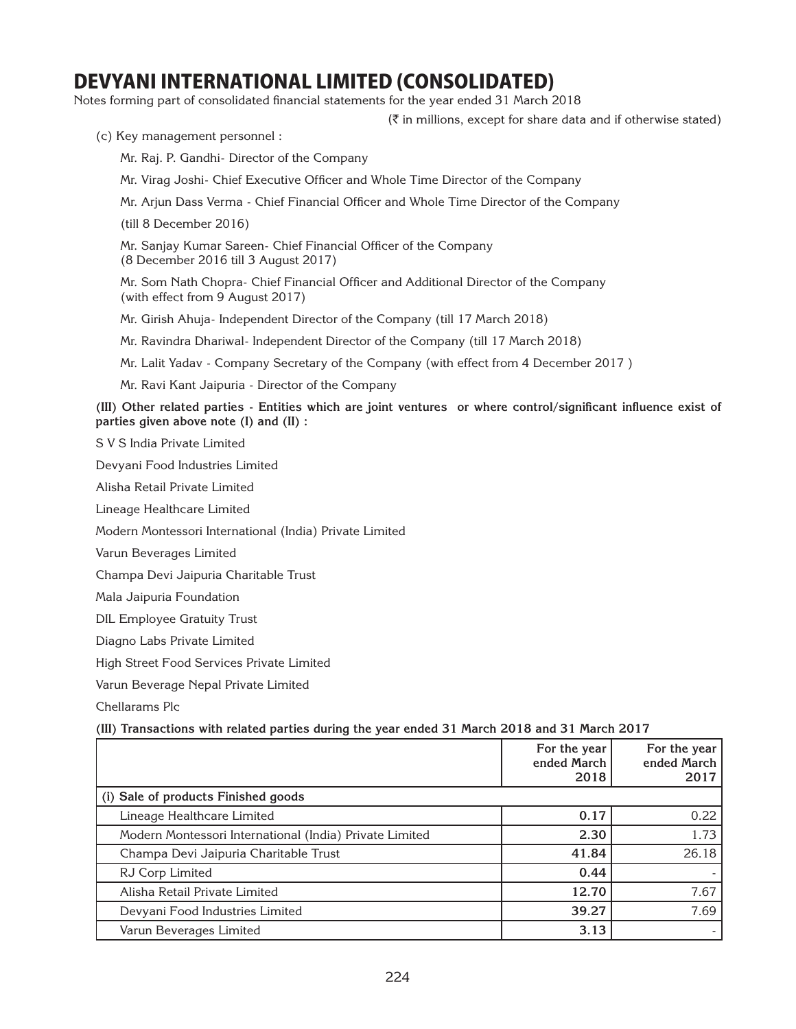# DEVYANI INTERNATIONAL LIMITED (CONSOLIDATED)

Notes forming part of consolidated financial statements for the year ended 31 March 2018

(₹ in millions, except for share data and if otherwise stated)

(c) Key management personnel :

Mr. Raj. P. Gandhi- Director of the Company

Mr. Virag Joshi- Chief Executive Officer and Whole Time Director of the Company

Mr. Arjun Dass Verma - Chief Financial Officer and Whole Time Director of the Company

(till 8 December 2016)

Mr. Sanjay Kumar Sareen- Chief Financial Officer of the Company
(8 December 2016 till 3 August 2017)

Mr. Som Nath Chopra- Chief Financial Officer and Additional Director of the Company
(with effect from 9 August 2017)

Mr. Girish Ahuja- Independent Director of the Company (till 17 March 2018)

Mr. Ravindra Dhariwal- Independent Director of the Company (till 17 March 2018)

Mr. Lalit Yadav - Company Secretary of the Company (with effect from 4 December 2017 )

Mr. Ravi Kant Jaipuria - Director of the Company

**(III) Other related parties - Entities which are joint ventures or where control/significant influence exist of parties given above note (I) and (II) :**

S V S India Private Limited

Devyani Food Industries Limited

Alisha Retail Private Limited

Lineage Healthcare Limited

Modern Montessori International (India) Private Limited

Varun Beverages Limited

Champa Devi Jaipuria Charitable Trust

Mala Jaipuria Foundation

DIL Employee Gratuity Trust

Diagno Labs Private Limited

High Street Food Services Private Limited

Varun Beverage Nepal Private Limited

Chellarams Plc

**(III) Transactions with related parties during the year ended 31 March 2018 and 31 March 2017**

| | For the year ended March 2018 | For the year ended March 2017 |
|---|---|---|
| **(i) Sale of products Finished goods** | | |
| Lineage Healthcare Limited | **0.17** | 0.22 |
| Modern Montessori International (India) Private Limited | **2.30** | 1.73 |
| Champa Devi Jaipuria Charitable Trust | **41.84** | 26.18 |
| RJ Corp Limited | **0.44** | - |
| Alisha Retail Private Limited | **12.70** | 7.67 |
| Devyani Food Industries Limited | **39.27** | 7.69 |
| Varun Beverages Limited | **3.13** | - |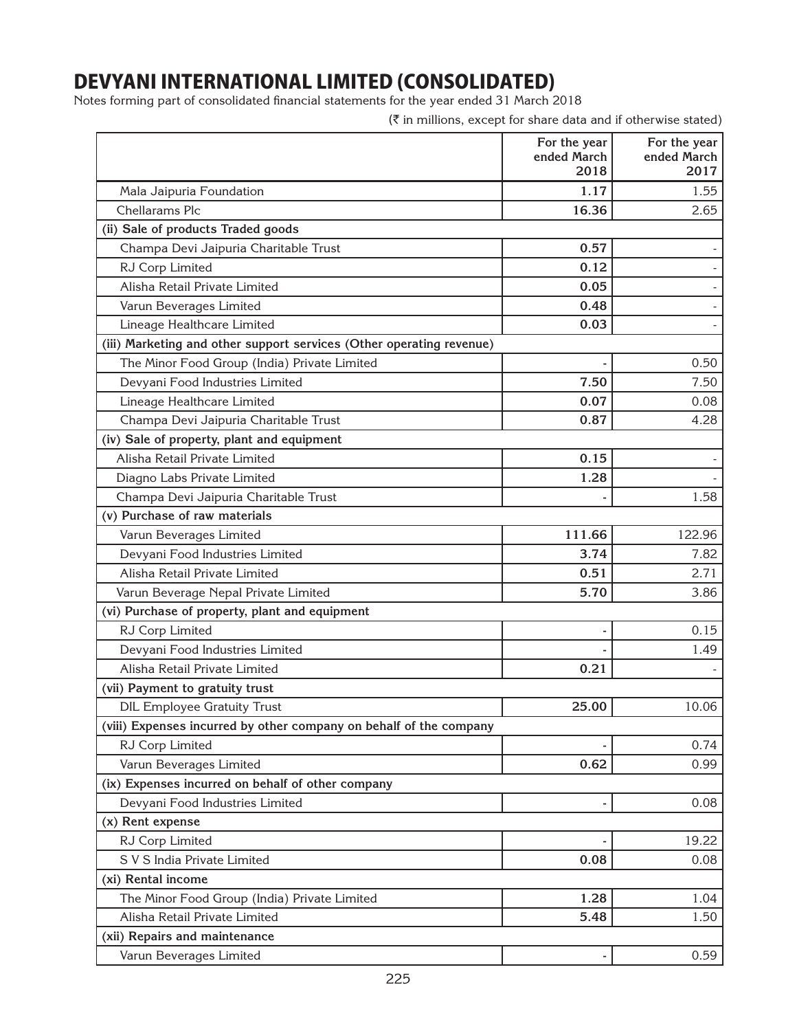# DEVYANI INTERNATIONAL LIMITED (CONSOLIDATED)

Notes forming part of consolidated financial statements for the year ended 31 March 2018

(₹ in millions, except for share data and if otherwise stated)

| | For the year ended March 2018 | For the year ended March 2017 |
|---|---|---|
| Mala Jaipuria Foundation | **1.17** | 1.55 |
| Chellarams Plc | **16.36** | 2.65 |
| **(ii) Sale of products Traded goods** | | |
| Champa Devi Jaipuria Charitable Trust | **0.57** | - |
| RJ Corp Limited | **0.12** | - |
| Alisha Retail Private Limited | **0.05** | - |
| Varun Beverages Limited | **0.48** | - |
| Lineage Healthcare Limited | **0.03** | - |
| **(iii) Marketing and other support services (Other operating revenue)** | | |
| The Minor Food Group (India) Private Limited | - | 0.50 |
| Devyani Food Industries Limited | **7.50** | 7.50 |
| Lineage Healthcare Limited | **0.07** | 0.08 |
| Champa Devi Jaipuria Charitable Trust | **0.87** | 4.28 |
| **(iv) Sale of property, plant and equipment** | | |
| Alisha Retail Private Limited | **0.15** | - |
| Diagno Labs Private Limited | **1.28** | - |
| Champa Devi Jaipuria Charitable Trust | - | 1.58 |
| **(v) Purchase of raw materials** | | |
| Varun Beverages Limited | **111.66** | 122.96 |
| Devyani Food Industries Limited | **3.74** | 7.82 |
| Alisha Retail Private Limited | **0.51** | 2.71 |
| Varun Beverage Nepal Private Limited | **5.70** | 3.86 |
| **(vi) Purchase of property, plant and equipment** | | |
| RJ Corp Limited | - | 0.15 |
| Devyani Food Industries Limited | - | 1.49 |
| Alisha Retail Private Limited | **0.21** | - |
| **(vii) Payment to gratuity trust** | | |
| DIL Employee Gratuity Trust | **25.00** | 10.06 |
| **(viii) Expenses incurred by other company on behalf of the company** | | |
| RJ Corp Limited | - | 0.74 |
| Varun Beverages Limited | **0.62** | 0.99 |
| **(ix) Expenses incurred on behalf of other company** | | |
| Devyani Food Industries Limited | - | 0.08 |
| **(x) Rent expense** | | |
| RJ Corp Limited | - | 19.22 |
| S V S India Private Limited | **0.08** | 0.08 |
| **(xi) Rental income** | | |
| The Minor Food Group (India) Private Limited | **1.28** | 1.04 |
| Alisha Retail Private Limited | **5.48** | 1.50 |
| **(xii) Repairs and maintenance** | | |
| Varun Beverages Limited | - | 0.59 |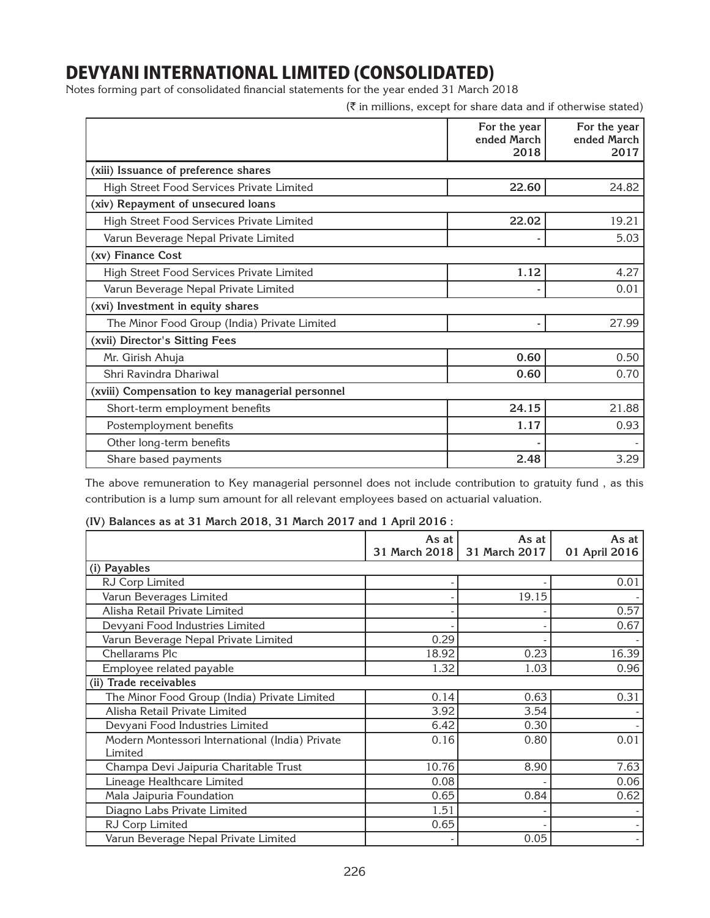# DEVYANI INTERNATIONAL LIMITED (CONSOLIDATED)

Notes forming part of consolidated financial statements for the year ended 31 March 2018

(₹ in millions, except for share data and if otherwise stated)

| | For the year ended March 2018 | For the year ended March 2017 |
|---|---|---|
| **(xiii) Issuance of preference shares** | | |
| High Street Food Services Private Limited | **22.60** | 24.82 |
| **(xiv) Repayment of unsecured loans** | | |
| High Street Food Services Private Limited | **22.02** | 19.21 |
| Varun Beverage Nepal Private Limited | - | 5.03 |
| **(xv) Finance Cost** | | |
| High Street Food Services Private Limited | **1.12** | 4.27 |
| Varun Beverage Nepal Private Limited | - | 0.01 |
| **(xvi) Investment in equity shares** | | |
| The Minor Food Group (India) Private Limited | - | 27.99 |
| **(xvii) Director's Sitting Fees** | | |
| Mr. Girish Ahuja | **0.60** | 0.50 |
| Shri Ravindra Dhariwal | **0.60** | 0.70 |
| **(xviii) Compensation to key managerial personnel** | | |
| Short-term employment benefits | **24.15** | 21.88 |
| Postemployment benefits | **1.17** | 0.93 |
| Other long-term benefits | - | - |
| Share based payments | **2.48** | 3.29 |

The above remuneration to Key managerial personnel does not include contribution to gratuity fund , as this contribution is a lump sum amount for all relevant employees based on actuarial valuation.

**(IV) Balances as at 31 March 2018, 31 March 2017 and 1 April 2016 :**

| | As at 31 March 2018 | As at 31 March 2017 | As at 01 April 2016 |
|---|---|---|---|
| **(i) Payables** | | | |
| RJ Corp Limited | - | - | 0.01 |
| Varun Beverages Limited | - | 19.15 | - |
| Alisha Retail Private Limited | - | - | 0.57 |
| Devyani Food Industries Limited | - | - | 0.67 |
| Varun Beverage Nepal Private Limited | 0.29 | - | - |
| Chellarams Plc | 18.92 | 0.23 | 16.39 |
| Employee related payable | 1.32 | 1.03 | 0.96 |
| **(ii) Trade receivables** | | | |
| The Minor Food Group (India) Private Limited | 0.14 | 0.63 | 0.31 |
| Alisha Retail Private Limited | 3.92 | 3.54 | - |
| Devyani Food Industries Limited | 6.42 | 0.30 | - |
| Modern Montessori International (India) Private Limited | 0.16 | 0.80 | 0.01 |
| Champa Devi Jaipuria Charitable Trust | 10.76 | 8.90 | 7.63 |
| Lineage Healthcare Limited | 0.08 | - | 0.06 |
| Mala Jaipuria Foundation | 0.65 | 0.84 | 0.62 |
| Diagno Labs Private Limited | 1.51 | - | - |
| RJ Corp Limited | 0.65 | - | - |
| Varun Beverage Nepal Private Limited | - | 0.05 | - |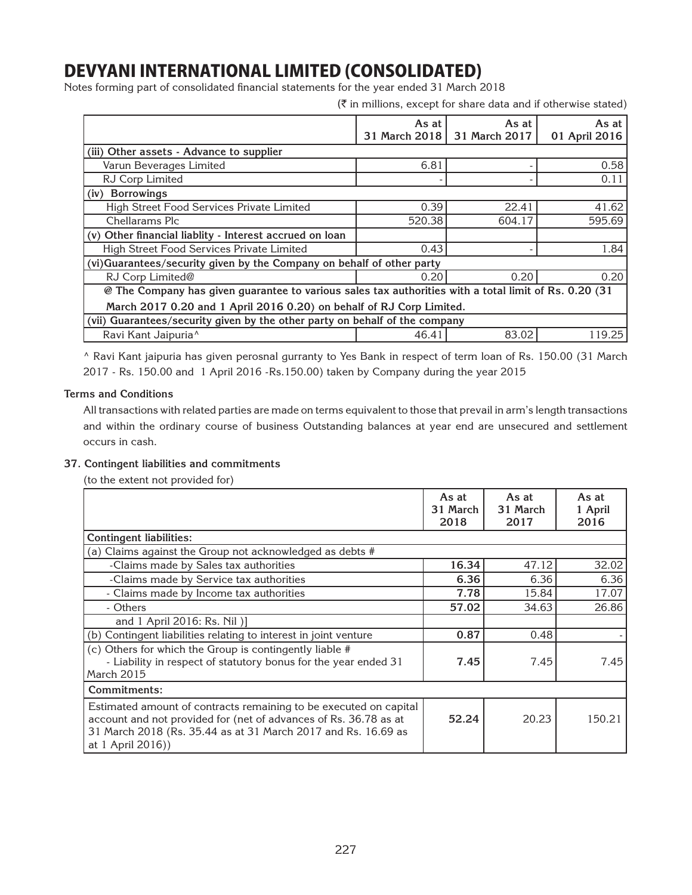# DEVYANI INTERNATIONAL LIMITED (CONSOLIDATED)

Notes forming part of consolidated financial statements for the year ended 31 March 2018

(₹ in millions, except for share data and if otherwise stated)

| | As at 31 March 2018 | As at 31 March 2017 | As at 01 April 2016 |
|---|---|---|---|
| **(iii) Other assets - Advance to supplier** | | | |
| Varun Beverages Limited | 6.81 | - | 0.58 |
| RJ Corp Limited | - | - | 0.11 |
| **(iv) Borrowings** | | | |
| High Street Food Services Private Limited | 0.39 | 22.41 | 41.62 |
| Chellarams Plc | 520.38 | 604.17 | 595.69 |
| **(v) Other financial liablity - Interest accrued on loan** | | | |
| High Street Food Services Private Limited | 0.43 | - | 1.84 |
| **(vi)Guarantees/security given by the Company on behalf of other party** | | | |
| RJ Corp Limited@ | 0.20 | 0.20 | 0.20 |
| **@ The Company has given guarantee to various sales tax authorities with a total limit of Rs. 0.20 (31 March 2017 0.20 and 1 April 2016 0.20) on behalf of RJ Corp Limited.** | | | |
| **(vii) Guarantees/security given by the other party on behalf of the company** | | | |
| Ravi Kant Jaipuria^ | 46.41 | 83.02 | 119.25 |

^ Ravi Kant jaipuria has given perosnal gurranty to Yes Bank in respect of term loan of Rs. 150.00 (31 March 2017 - Rs. 150.00 and 1 April 2016 -Rs.150.00) taken by Company during the year 2015

**Terms and Conditions**

All transactions with related parties are made on terms equivalent to those that prevail in arm's length transactions and within the ordinary course of business Outstanding balances at year end are unsecured and settlement occurs in cash.

**37. Contingent liabilities and commitments**

(to the extent not provided for)

| | As at 31 March 2018 | As at 31 March 2017 | As at 1 April 2016 |
|---|---|---|---|
| **Contingent liabilities:** | | | |
| (a) Claims against the Group not acknowledged as debts # | | | |
| -Claims made by Sales tax authorities | **16.34** | 47.12 | 32.02 |
| -Claims made by Service tax authorities | **6.36** | 6.36 | 6.36 |
| - Claims made by Income tax authorities | **7.78** | 15.84 | 17.07 |
| - Others | **57.02** | 34.63 | 26.86 |
| and 1 April 2016: Rs. Nil )] | | | |
| (b) Contingent liabilities relating to interest in joint venture | **0.87** | 0.48 | - |
| (c) Others for which the Group is contingently liable # - Liability in respect of statutory bonus for the year ended 31 March 2015 | **7.45** | 7.45 | 7.45 |
| **Commitments:** | | | |
| Estimated amount of contracts remaining to be executed on capital account and not provided for (net of advances of Rs. 36.78 as at 31 March 2018 (Rs. 35.44 as at 31 March 2017 and Rs. 16.69 as at 1 April 2016)) | **52.24** | 20.23 | 150.21 |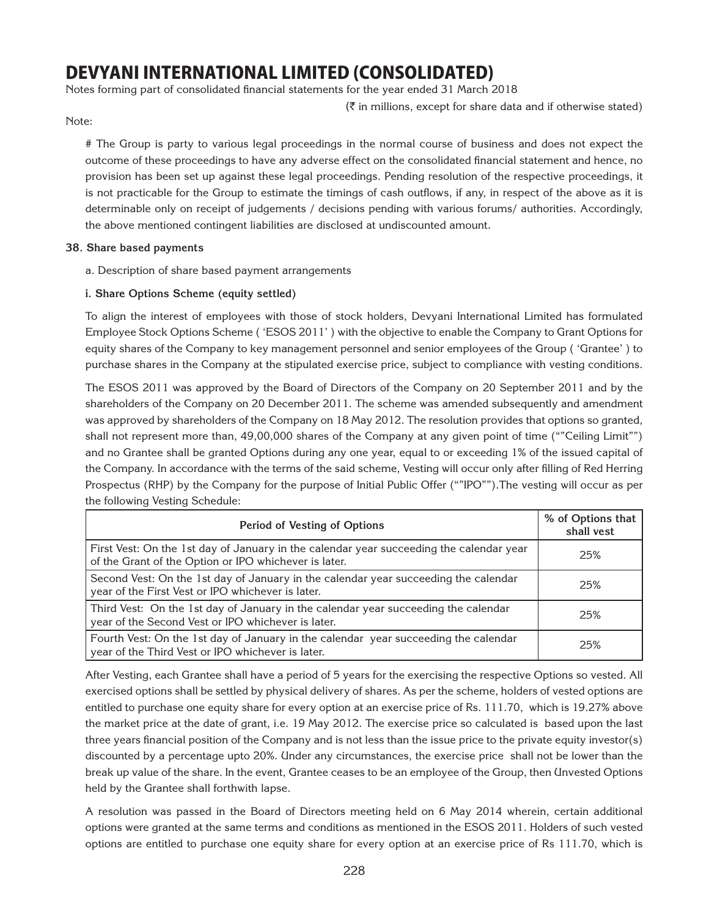Note:

# The Group is party to various legal proceedings in the normal course of business and does not expect the outcome of these proceedings to have any adverse effect on the consolidated financial statement and hence, no provision has been set up against these legal proceedings. Pending resolution of the respective proceedings, it is not practicable for the Group to estimate the timings of cash outflows, if any, in respect of the above as it is determinable only on receipt of judgements / decisions pending with various forums/ authorities. Accordingly, the above mentioned contingent liabilities are disclosed at undiscounted amount.

**38. Share based payments**

a. Description of share based payment arrangements

**i. Share Options Scheme (equity settled)**

To align the interest of employees with those of stock holders, Devyani International Limited has formulated Employee Stock Options Scheme ( 'ESOS 2011' ) with the objective to enable the Company to Grant Options for equity shares of the Company to key management personnel and senior employees of the Group ( 'Grantee' ) to purchase shares in the Company at the stipulated exercise price, subject to compliance with vesting conditions.

The ESOS 2011 was approved by the Board of Directors of the Company on 20 September 2011 and by the shareholders of the Company on 20 December 2011. The scheme was amended subsequently and amendment was approved by shareholders of the Company on 18 May 2012. The resolution provides that options so granted, shall not represent more than, 49,00,000 shares of the Company at any given point of time (""Ceiling Limit"") and no Grantee shall be granted Options during any one year, equal to or exceeding 1% of the issued capital of the Company. In accordance with the terms of the said scheme, Vesting will occur only after filling of Red Herring Prospectus (RHP) by the Company for the purpose of Initial Public Offer (""IPO"").The vesting will occur as per the following Vesting Schedule:

| Period of Vesting of Options | % of Options that shall vest |
|---|---|
| First Vest: On the 1st day of January in the calendar year succeeding the calendar year of the Grant of the Option or IPO whichever is later. | 25% |
| Second Vest: On the 1st day of January in the calendar year succeeding the calendar year of the First Vest or IPO whichever is later. | 25% |
| Third Vest: On the 1st day of January in the calendar year succeeding the calendar year of the Second Vest or IPO whichever is later. | 25% |
| Fourth Vest: On the 1st day of January in the calendar year succeeding the calendar year of the Third Vest or IPO whichever is later. | 25% |

After Vesting, each Grantee shall have a period of 5 years for the exercising the respective Options so vested. All exercised options shall be settled by physical delivery of shares. As per the scheme, holders of vested options are entitled to purchase one equity share for every option at an exercise price of Rs. 111.70, which is 19.27% above the market price at the date of grant, i.e. 19 May 2012. The exercise price so calculated is based upon the last three years financial position of the Company and is not less than the issue price to the private equity investor(s) discounted by a percentage upto 20%. Under any circumstances, the exercise price shall not be lower than the break up value of the share. In the event, Grantee ceases to be an employee of the Group, then Unvested Options held by the Grantee shall forthwith lapse.

A resolution was passed in the Board of Directors meeting held on 6 May 2014 wherein, certain additional options were granted at the same terms and conditions as mentioned in the ESOS 2011. Holders of such vested options are entitled to purchase one equity share for every option at an exercise price of Rs 111.70, which is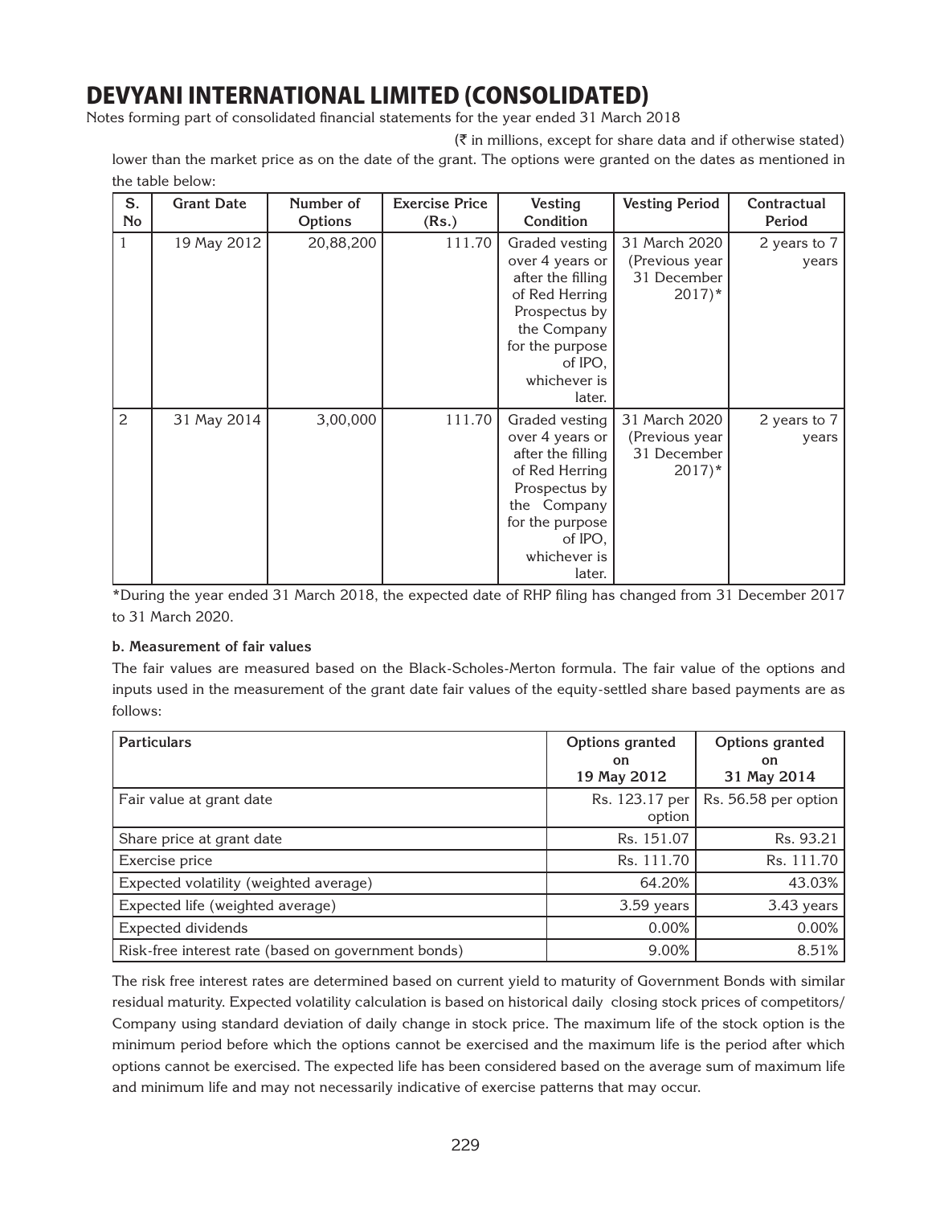# DEVYANI INTERNATIONAL LIMITED (CONSOLIDATED)

Notes forming part of consolidated financial statements for the year ended 31 March 2018

(₹ in millions, except for share data and if otherwise stated)

lower than the market price as on the date of the grant. The options were granted on the dates as mentioned in the table below:

| S. No | Grant Date | Number of Options | Exercise Price (Rs.) | Vesting Condition | Vesting Period | Contractual Period |
|---|---|---|---|---|---|---|
| 1 | 19 May 2012 | 20,88,200 | 111.70 | Graded vesting over 4 years or after the filling of Red Herring Prospectus by the Company for the purpose of IPO, whichever is later. | 31 March 2020 (Previous year 31 December 2017)* | 2 years to 7 years |
| 2 | 31 May 2014 | 3,00,000 | 111.70 | Graded vesting over 4 years or after the filling of Red Herring Prospectus by the Company for the purpose of IPO, whichever is later. | 31 March 2020 (Previous year 31 December 2017)* | 2 years to 7 years |

*During the year ended 31 March 2018, the expected date of RHP filing has changed from 31 December 2017 to 31 March 2020.

**b. Measurement of fair values**

The fair values are measured based on the Black-Scholes-Merton formula. The fair value of the options and inputs used in the measurement of the grant date fair values of the equity-settled share based payments are as follows:

| Particulars | Options granted on 19 May 2012 | Options granted on 31 May 2014 |
|---|---|---|
| Fair value at grant date | Rs. 123.17 per option | Rs. 56.58 per option |
| Share price at grant date | Rs. 151.07 | Rs. 93.21 |
| Exercise price | Rs. 111.70 | Rs. 111.70 |
| Expected volatility (weighted average) | 64.20% | 43.03% |
| Expected life (weighted average) | 3.59 years | 3.43 years |
| Expected dividends | 0.00% | 0.00% |
| Risk-free interest rate (based on government bonds) | 9.00% | 8.51% |

The risk free interest rates are determined based on current yield to maturity of Government Bonds with similar residual maturity. Expected volatility calculation is based on historical daily closing stock prices of competitors/ Company using standard deviation of daily change in stock price. The maximum life of the stock option is the minimum period before which the options cannot be exercised and the maximum life is the period after which options cannot be exercised. The expected life has been considered based on the average sum of maximum life and minimum life and may not necessarily indicative of exercise patterns that may occur.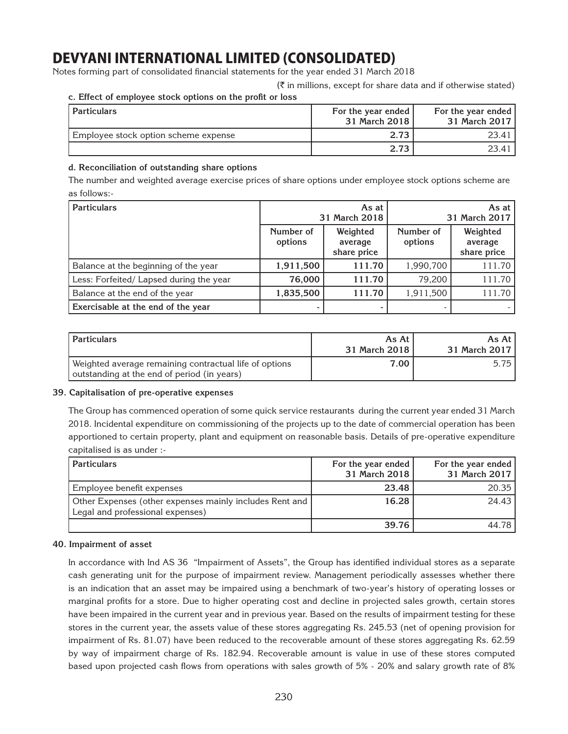# DEVYANI INTERNATIONAL LIMITED (CONSOLIDATED)

Notes forming part of consolidated financial statements for the year ended 31 March 2018

(₹ in millions, except for share data and if otherwise stated)

**c. Effect of employee stock options on the profit or loss**

| Particulars | For the year ended 31 March 2018 | For the year ended 31 March 2017 |
|---|---|---|
| Employee stock option scheme expense | **2.73** | 23.41 |
| | **2.73** | 23.41 |

**d. Reconciliation of outstanding share options**

The number and weighted average exercise prices of share options under employee stock options scheme are as follows:-

| Particulars | As at 31 March 2018 | | As at 31 March 2017 | |
|---|---|---|---|---|
| | Number of options | Weighted average share price | Number of options | Weighted average share price |
| Balance at the beginning of the year | **1,911,500** | **111.70** | 1,990,700 | 111.70 |
| Less: Forfeited/ Lapsed during the year | **76,000** | **111.70** | 79,200 | 111.70 |
| Balance at the end of the year | **1,835,500** | **111.70** | 1,911,500 | 111.70 |
| **Exercisable at the end of the year** | **-** | **-** | - | - |

| Particulars | As At 31 March 2018 | As At 31 March 2017 |
|---|---|---|
| Weighted average remaining contractual life of options outstanding at the end of period (in years) | **7.00** | 5.75 |

**39. Capitalisation of pre-operative expenses**

The Group has commenced operation of some quick service restaurants during the current year ended 31 March 2018. Incidental expenditure on commissioning of the projects up to the date of commercial operation has been apportioned to certain property, plant and equipment on reasonable basis. Details of pre-operative expenditure capitalised is as under :-

| Particulars | For the year ended 31 March 2018 | For the year ended 31 March 2017 |
|---|---|---|
| Employee benefit expenses | **23.48** | 20.35 |
| Other Expenses (other expenses mainly includes Rent and Legal and professional expenses) | **16.28** | 24.43 |
| | **39.76** | 44.78 |

**40. Impairment of asset**

In accordance with Ind AS 36 "Impairment of Assets", the Group has identified individual stores as a separate cash generating unit for the purpose of impairment review. Management periodically assesses whether there is an indication that an asset may be impaired using a benchmark of two-year's history of operating losses or marginal profits for a store. Due to higher operating cost and decline in projected sales growth, certain stores have been impaired in the current year and in previous year. Based on the results of impairment testing for these stores in the current year, the assets value of these stores aggregating Rs. 245.53 (net of opening provision for impairment of Rs. 81.07) have been reduced to the recoverable amount of these stores aggregating Rs. 62.59 by way of impairment charge of Rs. 182.94. Recoverable amount is value in use of these stores computed based upon projected cash flows from operations with sales growth of 5% - 20% and salary growth rate of 8%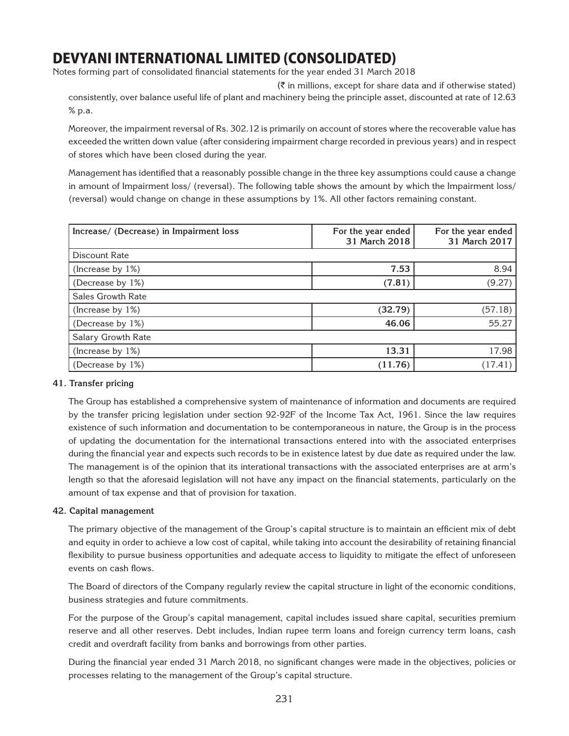(₹ in millions, except for share data and if otherwise stated)

consistently, over balance useful life of plant and machinery being the principle asset, discounted at rate of 12.63 % p.a.

Moreover, the impairment reversal of Rs. 302.12 is primarily on account of stores where the recoverable value has exceeded the written down value (after considering impairment charge recorded in previous years) and in respect of stores which have been closed during the year.

Management has identified that a reasonably possible change in the three key assumptions could cause a change in amount of Impairment loss/ (reversal). The following table shows the amount by which the Impairment loss/ (reversal) would change on change in these assumptions by 1%. All other factors remaining constant.

| Increase/ (Decrease) in Impairment loss | For the year ended 31 March 2018 | For the year ended 31 March 2017 |
|---|---|---|
| Discount Rate | | |
| (Increase by 1%) | **7.53** | 8.94 |
| (Decrease by 1%) | **(7.81)** | (9.27) |
| Sales Growth Rate | | |
| (Increase by 1%) | **(32.79)** | (57.18) |
| (Decrease by 1%) | **46.06** | 55.27 |
| Salary Growth Rate | | |
| (Increase by 1%) | **13.31** | 17.98 |
| (Decrease by 1%) | **(11.76)** | (17.41) |

**41. Transfer pricing**

The Group has established a comprehensive system of maintenance of information and documents are required by the transfer pricing legislation under section 92-92F of the Income Tax Act, 1961. Since the law requires existence of such information and documentation to be contemporaneous in nature, the Group is in the process of updating the documentation for the international transactions entered into with the associated enterprises during the financial year and expects such records to be in existence latest by due date as required under the law. The management is of the opinion that its interational transactions with the associated enterprises are at arm's length so that the aforesaid legislation will not have any impact on the financial statements, particularly on the amount of tax expense and that of provision for taxation.

**42. Capital management**

The primary objective of the management of the Group's capital structure is to maintain an efficient mix of debt and equity in order to achieve a low cost of capital, while taking into account the desirability of retaining financial flexibility to pursue business opportunities and adequate access to liquidity to mitigate the effect of unforeseen events on cash flows.

The Board of directors of the Company regularly review the capital structure in light of the economic conditions, business strategies and future commitments.

For the purpose of the Group's capital management, capital includes issued share capital, securities premium reserve and all other reserves. Debt includes, Indian rupee term loans and foreign currency term loans, cash credit and overdraft facility from banks and borrowings from other parties.

During the financial year ended 31 March 2018, no significant changes were made in the objectives, policies or processes relating to the management of the Group's capital structure.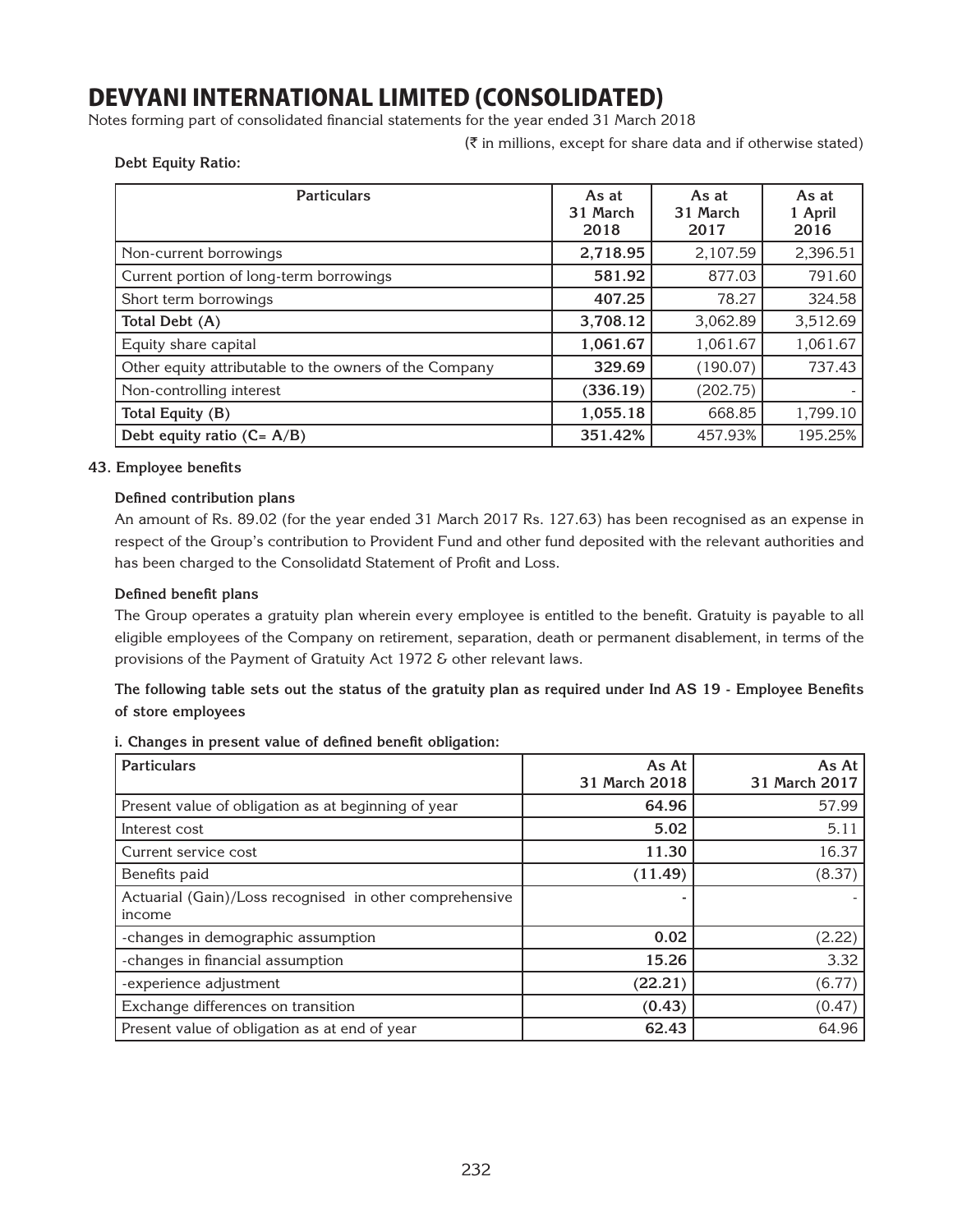# DEVYANI INTERNATIONAL LIMITED (CONSOLIDATED)

Notes forming part of consolidated financial statements for the year ended 31 March 2018

(₹ in millions, except for share data and if otherwise stated)

**Debt Equity Ratio:**

| Particulars | As at 31 March 2018 | As at 31 March 2017 | As at 1 April 2016 |
|---|---|---|---|
| Non-current borrowings | **2,718.95** | 2,107.59 | 2,396.51 |
| Current portion of long-term borrowings | **581.92** | 877.03 | 791.60 |
| Short term borrowings | **407.25** | 78.27 | 324.58 |
| **Total Debt (A)** | **3,708.12** | 3,062.89 | 3,512.69 |
| Equity share capital | **1,061.67** | 1,061.67 | 1,061.67 |
| Other equity attributable to the owners of the Company | **329.69** | (190.07) | 737.43 |
| Non-controlling interest | **(336.19)** | (202.75) | - |
| **Total Equity (B)** | **1,055.18** | 668.85 | 1,799.10 |
| **Debt equity ratio (C= A/B)** | **351.42%** | 457.93% | 195.25% |

**43. Employee benefits**

**Defined contribution plans**

An amount of Rs. 89.02 (for the year ended 31 March 2017 Rs. 127.63) has been recognised as an expense in respect of the Group's contribution to Provident Fund and other fund deposited with the relevant authorities and has been charged to the Consolidatd Statement of Profit and Loss.

**Defined benefit plans**

The Group operates a gratuity plan wherein every employee is entitled to the benefit. Gratuity is payable to all eligible employees of the Company on retirement, separation, death or permanent disablement, in terms of the provisions of the Payment of Gratuity Act 1972 & other relevant laws.

**The following table sets out the status of the gratuity plan as required under Ind AS 19 - Employee Benefits of store employees**

**i. Changes in present value of defined benefit obligation:**

| Particulars | As At 31 March 2018 | As At 31 March 2017 |
|---|---|---|
| Present value of obligation as at beginning of year | **64.96** | 57.99 |
| Interest cost | **5.02** | 5.11 |
| Current service cost | **11.30** | 16.37 |
| Benefits paid | **(11.49)** | (8.37) |
| Actuarial (Gain)/Loss recognised in other comprehensive income | - | - |
| -changes in demographic assumption | **0.02** | (2.22) |
| -changes in financial assumption | **15.26** | 3.32 |
| -experience adjustment | **(22.21)** | (6.77) |
| Exchange differences on transition | **(0.43)** | (0.47) |
| Present value of obligation as at end of year | **62.43** | 64.96 |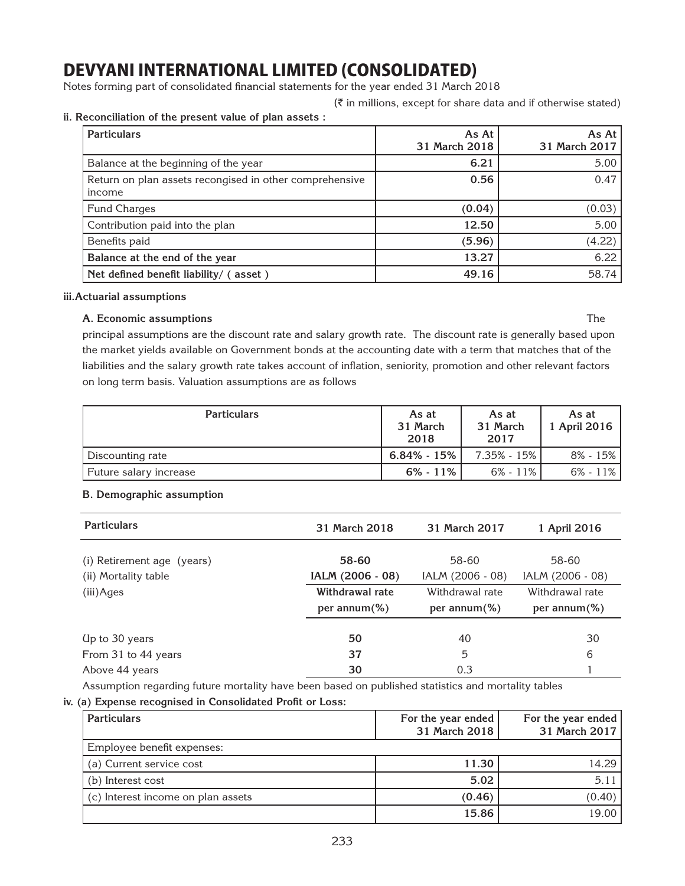# DEVYANI INTERNATIONAL LIMITED (CONSOLIDATED)

Notes forming part of consolidated financial statements for the year ended 31 March 2018

(₹ in millions, except for share data and if otherwise stated)

**ii. Reconciliation of the present value of plan assets :**

| Particulars | As At 31 March 2018 | As At 31 March 2017 |
|---|---|---|
| Balance at the beginning of the year | **6.21** | 5.00 |
| Return on plan assets recongised in other comprehensive income | **0.56** | 0.47 |
| Fund Charges | **(0.04)** | (0.03) |
| Contribution paid into the plan | **12.50** | 5.00 |
| Benefits paid | **(5.96)** | (4.22) |
| **Balance at the end of the year** | **13.27** | 6.22 |
| **Net defined benefit liability/ ( asset )** | **49.16** | 58.74 |

**iii.Actuarial assumptions**

**A. Economic assumptions**

The principal assumptions are the discount rate and salary growth rate. The discount rate is generally based upon the market yields available on Government bonds at the accounting date with a term that matches that of the liabilities and the salary growth rate takes account of inflation, seniority, promotion and other relevant factors on long term basis. Valuation assumptions are as follows

| Particulars | As at 31 March 2018 | As at 31 March 2017 | As at 1 April 2016 |
|---|---|---|---|
| Discounting rate | **6.84% - 15%** | 7.35% - 15% | 8% - 15% |
| Future salary increase | **6% - 11%** | 6% - 11% | 6% - 11% |

**B. Demographic assumption**

| Particulars | 31 March 2018 | 31 March 2017 | 1 April 2016 |
|---|---|---|---|
| (i) Retirement age (years) | **58-60** | 58-60 | 58-60 |
| (ii) Mortality table | **IALM (2006 - 08)** | IALM (2006 - 08) | IALM (2006 - 08) |
| (iii)Ages | **Withdrawal rate per annum(%)** | Withdrawal rate per annum(%) | Withdrawal rate per annum(%) |
| Up to 30 years | **50** | 40 | 30 |
| From 31 to 44 years | **37** | 5 | 6 |
| Above 44 years | **30** | 0.3 | 1 |

Assumption regarding future mortality have been based on published statistics and mortality tables

**iv. (a) Expense recognised in Consolidated Profit or Loss:**

| Particulars | For the year ended 31 March 2018 | For the year ended 31 March 2017 |
|---|---|---|
| Employee benefit expenses: | | |
| (a) Current service cost | **11.30** | 14.29 |
| (b) Interest cost | **5.02** | 5.11 |
| (c) Interest income on plan assets | **(0.46)** | (0.40) |
| | **15.86** | 19.00 |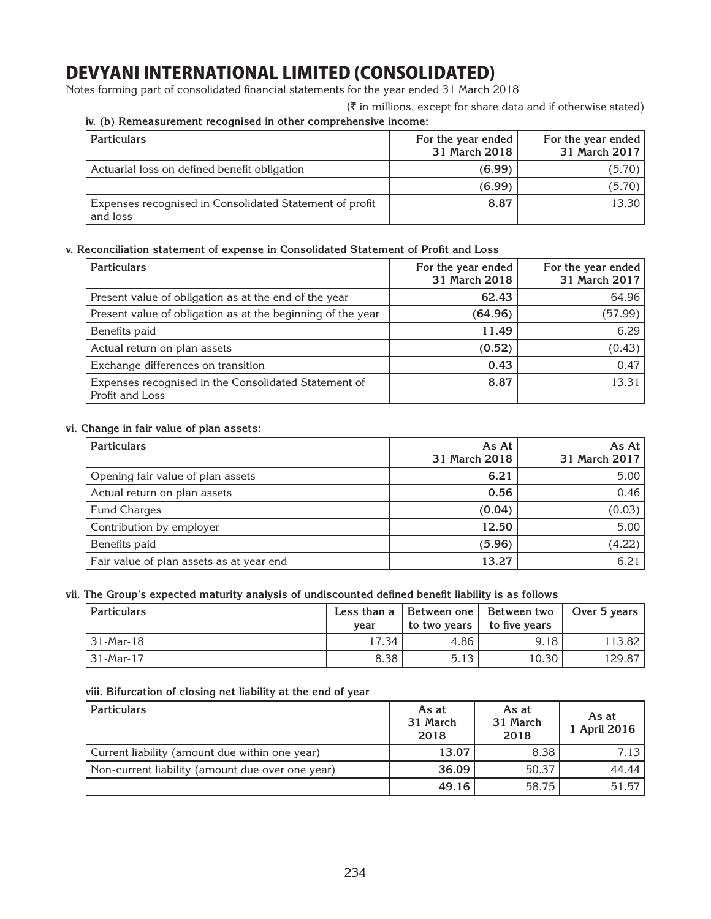# DEVYANI INTERNATIONAL LIMITED (CONSOLIDATED)

Notes forming part of consolidated financial statements for the year ended 31 March 2018

(₹ in millions, except for share data and if otherwise stated)

**iv. (b) Remeasurement recognised in other comprehensive income:**

| Particulars | For the year ended 31 March 2018 | For the year ended 31 March 2017 |
|---|---|---|
| Actuarial loss on defined benefit obligation | **(6.99)** | (5.70) |
| | **(6.99)** | (5.70) |
| Expenses recognised in Consolidated Statement of profit and loss | **8.87** | 13.30 |

**v. Reconciliation statement of expense in Consolidated Statement of Profit and Loss**

| Particulars | For the year ended 31 March 2018 | For the year ended 31 March 2017 |
|---|---|---|
| Present value of obligation as at the end of the year | **62.43** | 64.96 |
| Present value of obligation as at the beginning of the year | **(64.96)** | (57.99) |
| Benefits paid | **11.49** | 6.29 |
| Actual return on plan assets | **(0.52)** | (0.43) |
| Exchange differences on transition | **0.43** | 0.47 |
| Expenses recognised in the Consolidated Statement of Profit and Loss | **8.87** | 13.31 |

**vi. Change in fair value of plan assets:**

| Particulars | As At 31 March 2018 | As At 31 March 2017 |
|---|---|---|
| Opening fair value of plan assets | **6.21** | 5.00 |
| Actual return on plan assets | **0.56** | 0.46 |
| Fund Charges | **(0.04)** | (0.03) |
| Contribution by employer | **12.50** | 5.00 |
| Benefits paid | **(5.96)** | (4.22) |
| Fair value of plan assets as at year end | **13.27** | 6.21 |

**vii. The Group's expected maturity analysis of undiscounted defined benefit liability is as follows**

| Particulars | Less than a year | Between one to two years | Between two to five years | Over 5 years |
|---|---|---|---|---|
| 31-Mar-18 | 17.34 | 4.86 | 9.18 | 113.82 |
| 31-Mar-17 | 8.38 | 5.13 | 10.30 | 129.87 |

**viii. Bifurcation of closing net liability at the end of year**

| Particulars | As at 31 March 2018 | As at 31 March 2018 | As at 1 April 2016 |
|---|---|---|---|
| Current liability (amount due within one year) | **13.07** | 8.38 | 7.13 |
| Non-current liability (amount due over one year) | **36.09** | 50.37 | 44.44 |
| | **49.16** | 58.75 | 51.57 |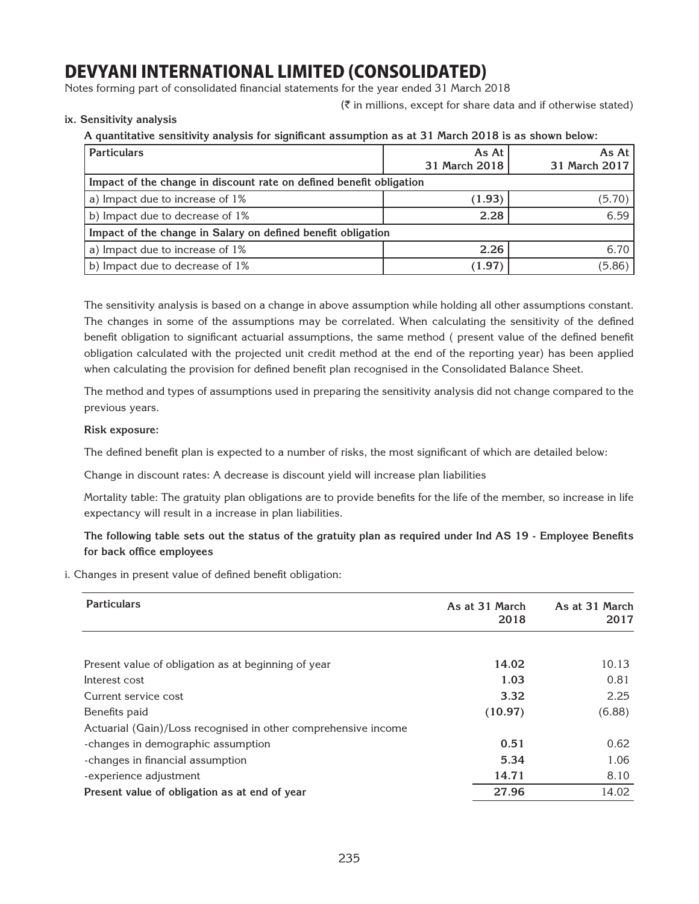# DEVYANI INTERNATIONAL LIMITED (CONSOLIDATED)

Notes forming part of consolidated financial statements for the year ended 31 March 2018

(₹ in millions, except for share data and if otherwise stated)

**ix. Sensitivity analysis**

**A quantitative sensitivity analysis for significant assumption as at 31 March 2018 is as shown below:**

| Particulars | As At 31 March 2018 | As At 31 March 2017 |
|---|---|---|
| **Impact of the change in discount rate on defined benefit obligation** | | |
| a) Impact due to increase of 1% | **(1.93)** | (5.70) |
| b) Impact due to decrease of 1% | **2.28** | 6.59 |
| **Impact of the change in Salary on defined benefit obligation** | | |
| a) Impact due to increase of 1% | **2.26** | 6.70 |
| b) Impact due to decrease of 1% | **(1.97)** | (5.86) |

The sensitivity analysis is based on a change in above assumption while holding all other assumptions constant. The changes in some of the assumptions may be correlated. When calculating the sensitivity of the defined benefit obligation to significant actuarial assumptions, the same method ( present value of the defined benefit obligation calculated with the projected unit credit method at the end of the reporting year) has been applied when calculating the provision for defined benefit plan recognised in the Consolidated Balance Sheet.

The method and types of assumptions used in preparing the sensitivity analysis did not change compared to the previous years.

**Risk exposure:**

The defined benefit plan is expected to a number of risks, the most significant of which are detailed below:

Change in discount rates: A decrease is discount yield will increase plan liabilities

Mortality table: The gratuity plan obligations are to provide benefits for the life of the member, so increase in life expectancy will result in a increase in plan liabilities.

**The following table sets out the status of the gratuity plan as required under Ind AS 19 - Employee Benefits for back office employees**

i. Changes in present value of defined benefit obligation:

| Particulars | As at 31 March 2018 | As at 31 March 2017 |
|---|---|---|
| Present value of obligation as at beginning of year | **14.02** | 10.13 |
| Interest cost | **1.03** | 0.81 |
| Current service cost | **3.32** | 2.25 |
| Benefits paid | **(10.97)** | (6.88) |
| Actuarial (Gain)/Loss recognised in other comprehensive income | | |
| -changes in demographic assumption | **0.51** | 0.62 |
| -changes in financial assumption | **5.34** | 1.06 |
| -experience adjustment | **14.71** | 8.10 |
| **Present value of obligation as at end of year** | **27.96** | 14.02 |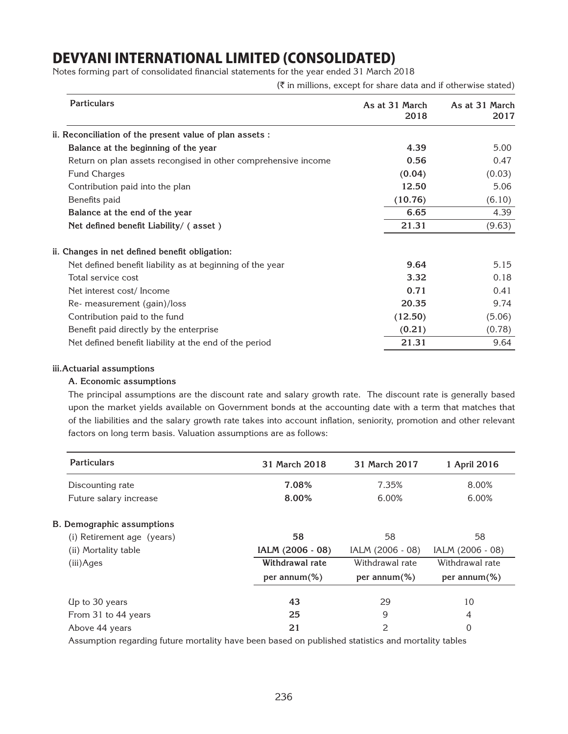# DEVYANI INTERNATIONAL LIMITED (CONSOLIDATED)

Notes forming part of consolidated financial statements for the year ended 31 March 2018

(₹ in millions, except for share data and if otherwise stated)

| Particulars | As at 31 March 2018 | As at 31 March 2017 |
|---|---|---|
| **ii. Reconciliation of the present value of plan assets :** | | |
| **Balance at the beginning of the year** | **4.39** | 5.00 |
| Return on plan assets recongised in other comprehensive income | **0.56** | 0.47 |
| Fund Charges | **(0.04)** | (0.03) |
| Contribution paid into the plan | **12.50** | 5.06 |
| Benefits paid | **(10.76)** | (6.10) |
| **Balance at the end of the year** | **6.65** | 4.39 |
| **Net defined benefit Liability/ ( asset )** | **21.31** | (9.63) |
| **ii. Changes in net defined benefit obligation:** | | |
| Net defined benefit liability as at beginning of the year | **9.64** | 5.15 |
| Total service cost | **3.32** | 0.18 |
| Net interest cost/ Income | **0.71** | 0.41 |
| Re- measurement (gain)/loss | **20.35** | 9.74 |
| Contribution paid to the fund | **(12.50)** | (5.06) |
| Benefit paid directly by the enterprise | **(0.21)** | (0.78) |
| Net defined benefit liability at the end of the period | **21.31** | 9.64 |

**iii.Actuarial assumptions**

**A. Economic assumptions**

The principal assumptions are the discount rate and salary growth rate. The discount rate is generally based upon the market yields available on Government bonds at the accounting date with a term that matches that of the liabilities and the salary growth rate takes into account inflation, seniority, promotion and other relevant factors on long term basis. Valuation assumptions are as follows:

| Particulars | 31 March 2018 | 31 March 2017 | 1 April 2016 |
|---|---|---|---|
| Discounting rate | **7.08%** | 7.35% | 8.00% |
| Future salary increase | **8.00%** | 6.00% | 6.00% |
| **B. Demographic assumptions** | | | |
| (i) Retirement age (years) | **58** | 58 | 58 |
| (ii) Mortality table | **IALM (2006 - 08)** | IALM (2006 - 08) | IALM (2006 - 08) |
| (iii)Ages | **Withdrawal rate per annum(%)** | Withdrawal rate per annum(%) | Withdrawal rate per annum(%) |
| Up to 30 years | **43** | 29 | 10 |
| From 31 to 44 years | **25** | 9 | 4 |
| Above 44 years | **21** | 2 | 0 |

Assumption regarding future mortality have been based on published statistics and mortality tables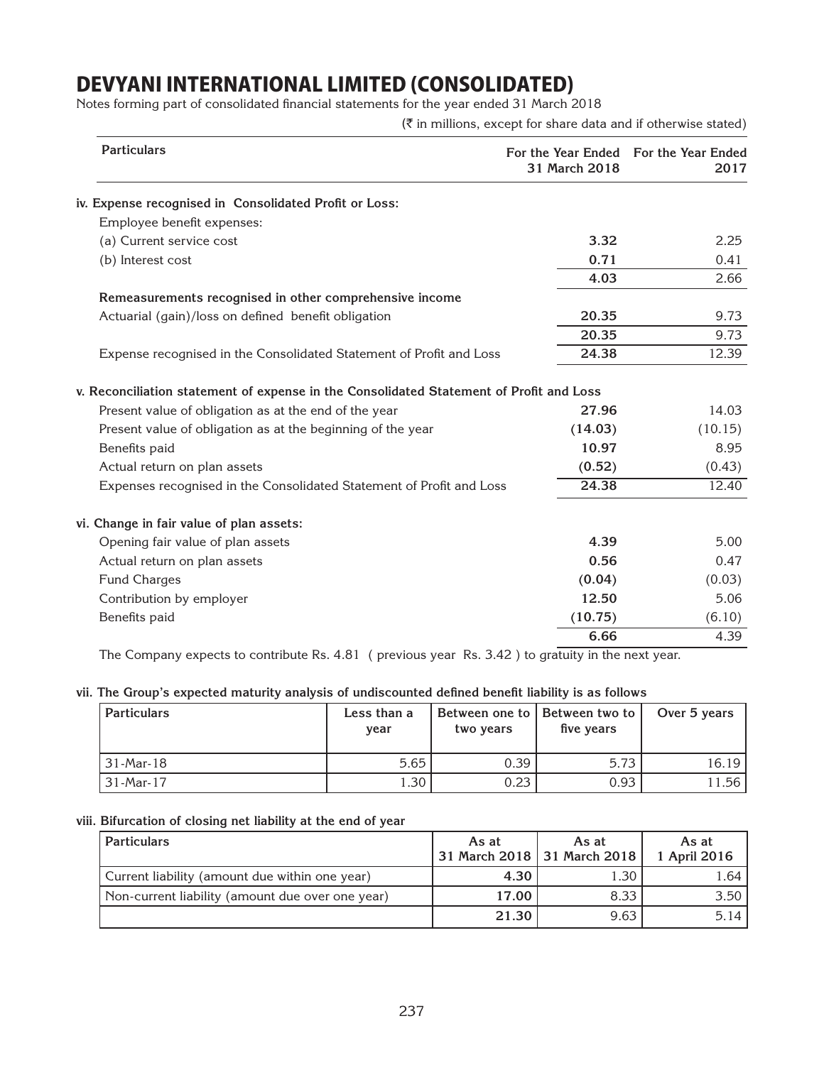# DEVYANI INTERNATIONAL LIMITED (CONSOLIDATED)

Notes forming part of consolidated financial statements for the year ended 31 March 2018

(₹ in millions, except for share data and if otherwise stated)

| Particulars | For the Year Ended 31 March 2018 | For the Year Ended 2017 |
|---|---|---|
| **iv. Expense recognised in Consolidated Profit or Loss:** | | |
| Employee benefit expenses: | | |
| (a) Current service cost | **3.32** | 2.25 |
| (b) Interest cost | **0.71** | 0.41 |
| | **4.03** | 2.66 |
| **Remeasurements recognised in other comprehensive income** | | |
| Actuarial (gain)/loss on defined benefit obligation | **20.35** | 9.73 |
| | **20.35** | 9.73 |
| Expense recognised in the Consolidated Statement of Profit and Loss | **24.38** | 12.39 |
| **v. Reconciliation statement of expense in the Consolidated Statement of Profit and Loss** | | |
| Present value of obligation as at the end of the year | **27.96** | 14.03 |
| Present value of obligation as at the beginning of the year | **(14.03)** | (10.15) |
| Benefits paid | **10.97** | 8.95 |
| Actual return on plan assets | **(0.52)** | (0.43) |
| Expenses recognised in the Consolidated Statement of Profit and Loss | **24.38** | 12.40 |
| **vi. Change in fair value of plan assets:** | | |
| Opening fair value of plan assets | **4.39** | 5.00 |
| Actual return on plan assets | **0.56** | 0.47 |
| Fund Charges | **(0.04)** | (0.03) |
| Contribution by employer | **12.50** | 5.06 |
| Benefits paid | **(10.75)** | (6.10) |
| | **6.66** | 4.39 |

The Company expects to contribute Rs. 4.81 ( previous year Rs. 3.42 ) to gratuity in the next year.

**vii. The Group's expected maturity analysis of undiscounted defined benefit liability is as follows**

| Particulars | Less than a year | Between one to two years | Between two to five years | Over 5 years |
|---|---|---|---|---|
| 31-Mar-18 | 5.65 | 0.39 | 5.73 | 16.19 |
| 31-Mar-17 | 1.30 | 0.23 | 0.93 | 11.56 |

**viii. Bifurcation of closing net liability at the end of year**

| Particulars | As at 31 March 2018 | As at 31 March 2018 | As at 1 April 2016 |
|---|---|---|---|
| Current liability (amount due within one year) | **4.30** | 1.30 | 1.64 |
| Non-current liability (amount due over one year) | **17.00** | 8.33 | 3.50 |
| | **21.30** | 9.63 | 5.14 |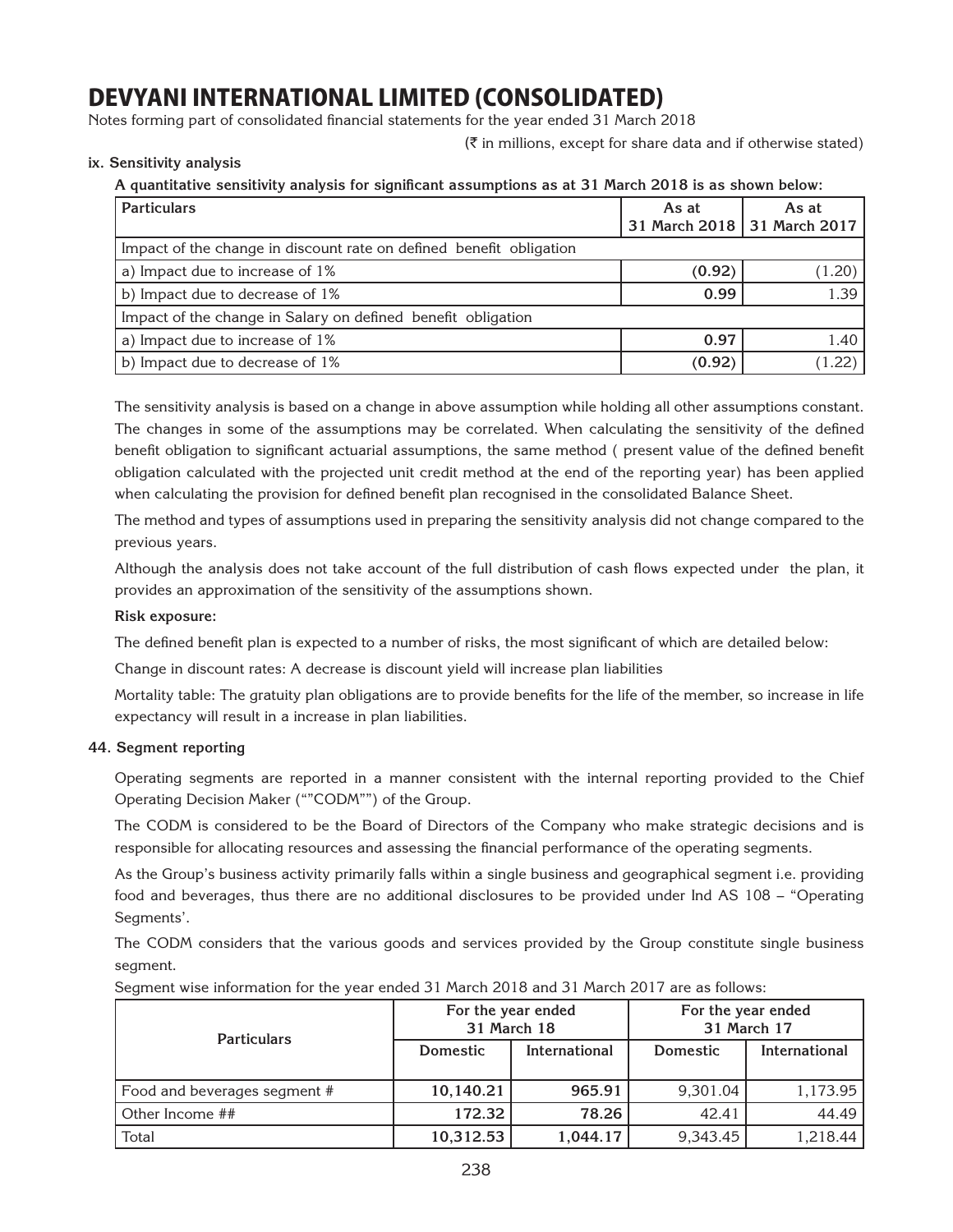# DEVYANI INTERNATIONAL LIMITED (CONSOLIDATED)

Notes forming part of consolidated financial statements for the year ended 31 March 2018

(₹ in millions, except for share data and if otherwise stated)

**ix. Sensitivity analysis**

**A quantitative sensitivity analysis for significant assumptions as at 31 March 2018 is as shown below:**

| Particulars | As at 31 March 2018 | As at 31 March 2017 |
|---|---|---|
| Impact of the change in discount rate on defined benefit obligation | | |
| a) Impact due to increase of 1% | **(0.92)** | (1.20) |
| b) Impact due to decrease of 1% | **0.99** | 1.39 |
| Impact of the change in Salary on defined benefit obligation | | |
| a) Impact due to increase of 1% | **0.97** | 1.40 |
| b) Impact due to decrease of 1% | **(0.92)** | (1.22) |

The sensitivity analysis is based on a change in above assumption while holding all other assumptions constant. The changes in some of the assumptions may be correlated. When calculating the sensitivity of the defined benefit obligation to significant actuarial assumptions, the same method ( present value of the defined benefit obligation calculated with the projected unit credit method at the end of the reporting year) has been applied when calculating the provision for defined benefit plan recognised in the consolidated Balance Sheet.

The method and types of assumptions used in preparing the sensitivity analysis did not change compared to the previous years.

Although the analysis does not take account of the full distribution of cash flows expected under the plan, it provides an approximation of the sensitivity of the assumptions shown.

**Risk exposure:**

The defined benefit plan is expected to a number of risks, the most significant of which are detailed below:

Change in discount rates: A decrease is discount yield will increase plan liabilities

Mortality table: The gratuity plan obligations are to provide benefits for the life of the member, so increase in life expectancy will result in a increase in plan liabilities.

**44. Segment reporting**

Operating segments are reported in a manner consistent with the internal reporting provided to the Chief Operating Decision Maker (""CODM"") of the Group.

The CODM is considered to be the Board of Directors of the Company who make strategic decisions and is responsible for allocating resources and assessing the financial performance of the operating segments.

As the Group's business activity primarily falls within a single business and geographical segment i.e. providing food and beverages, thus there are no additional disclosures to be provided under Ind AS 108 – "Operating Segments'.

The CODM considers that the various goods and services provided by the Group constitute single business segment.

Segment wise information for the year ended 31 March 2018 and 31 March 2017 are as follows:

| Particulars | For the year ended 31 March 18 | | For the year ended 31 March 17 | |
|---|---|---|---|---|
| | Domestic | International | Domestic | International |
| Food and beverages segment # | **10,140.21** | **965.91** | 9,301.04 | 1,173.95 |
| Other Income ## | **172.32** | **78.26** | 42.41 | 44.49 |
| Total | **10,312.53** | **1,044.17** | 9,343.45 | 1,218.44 |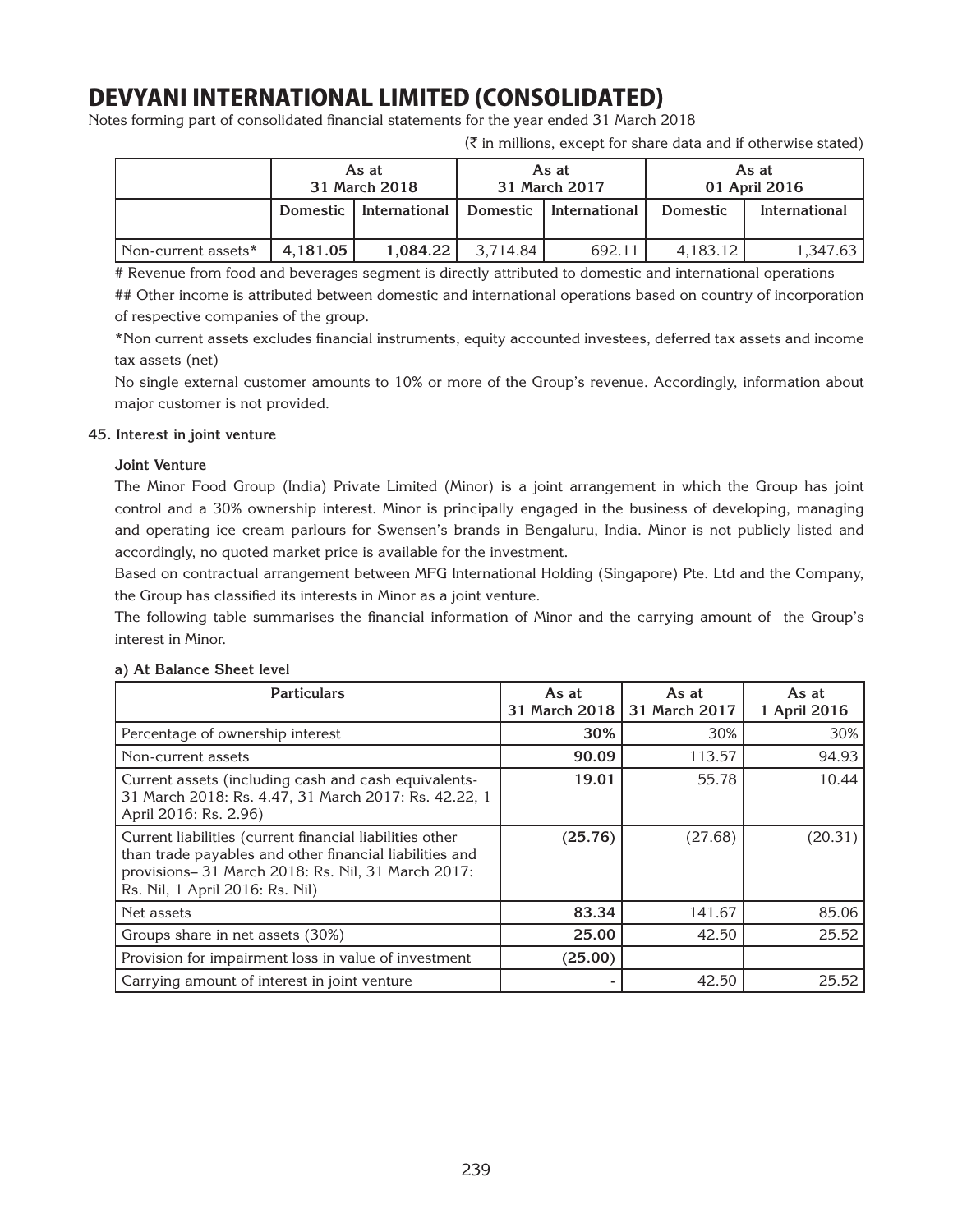# DEVYANI INTERNATIONAL LIMITED (CONSOLIDATED)

Notes forming part of consolidated financial statements for the year ended 31 March 2018

(₹ in millions, except for share data and if otherwise stated)

| | As at 31 March 2018 | | As at 31 March 2017 | | As at 01 April 2016 | |
|---|---|---|---|---|---|---|
| | Domestic | International | Domestic | International | Domestic | International |
| Non-current assets* | **4,181.05** | **1,084.22** | 3,714.84 | 692.11 | 4,183.12 | 1,347.63 |

# Revenue from food and beverages segment is directly attributed to domestic and international operations

## Other income is attributed between domestic and international operations based on country of incorporation of respective companies of the group.

*Non current assets excludes financial instruments, equity accounted investees, deferred tax assets and income tax assets (net)

No single external customer amounts to 10% or more of the Group's revenue. Accordingly, information about major customer is not provided.

**45. Interest in joint venture**

**Joint Venture**

The Minor Food Group (India) Private Limited (Minor) is a joint arrangement in which the Group has joint control and a 30% ownership interest. Minor is principally engaged in the business of developing, managing and operating ice cream parlours for Swensen's brands in Bengaluru, India. Minor is not publicly listed and accordingly, no quoted market price is available for the investment.

Based on contractual arrangement between MFG International Holding (Singapore) Pte. Ltd and the Company, the Group has classified its interests in Minor as a joint venture.

The following table summarises the financial information of Minor and the carrying amount of the Group's interest in Minor.

**a) At Balance Sheet level**

| Particulars | As at 31 March 2018 | As at 31 March 2017 | As at 1 April 2016 |
|---|---|---|---|
| Percentage of ownership interest | **30%** | 30% | 30% |
| Non-current assets | **90.09** | 113.57 | 94.93 |
| Current assets (including cash and cash equivalents- 31 March 2018: Rs. 4.47, 31 March 2017: Rs. 42.22, 1 April 2016: Rs. 2.96) | **19.01** | 55.78 | 10.44 |
| Current liabilities (current financial liabilities other than trade payables and other financial liabilities and provisions– 31 March 2018: Rs. Nil, 31 March 2017: Rs. Nil, 1 April 2016: Rs. Nil) | **(25.76)** | (27.68) | (20.31) |
| Net assets | **83.34** | 141.67 | 85.06 |
| Groups share in net assets (30%) | **25.00** | 42.50 | 25.52 |
| Provision for impairment loss in value of investment | **(25.00)** | | |
| Carrying amount of interest in joint venture | - | 42.50 | 25.52 |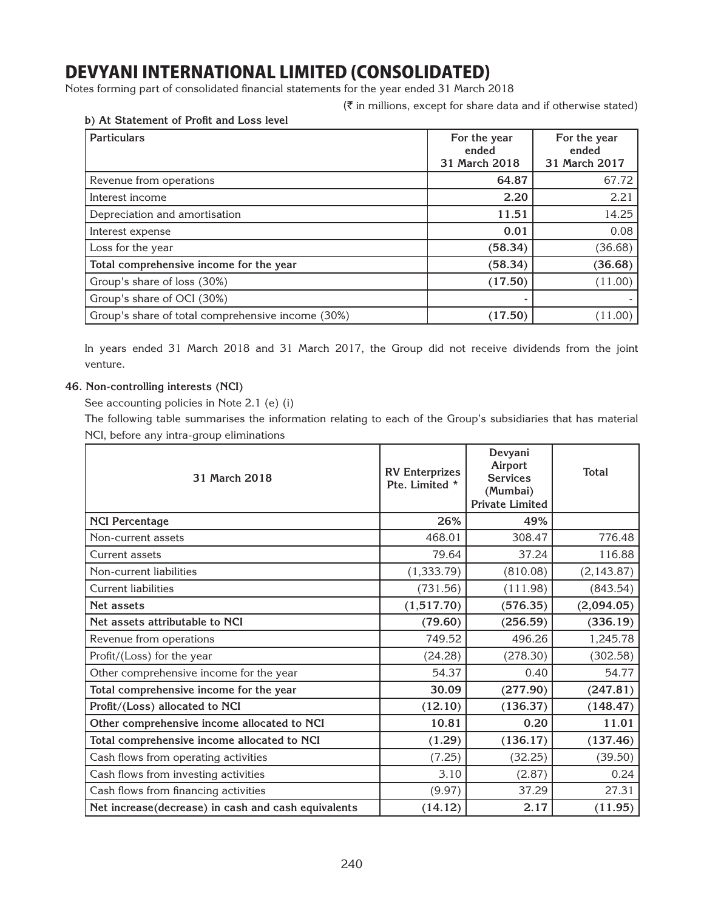# DEVYANI INTERNATIONAL LIMITED (CONSOLIDATED)

Notes forming part of consolidated financial statements for the year ended 31 March 2018

(₹ in millions, except for share data and if otherwise stated)

**b) At Statement of Profit and Loss level**

| Particulars | For the year ended 31 March 2018 | For the year ended 31 March 2017 |
|---|---|---|
| Revenue from operations | **64.87** | 67.72 |
| Interest income | **2.20** | 2.21 |
| Depreciation and amortisation | **11.51** | 14.25 |
| Interest expense | **0.01** | 0.08 |
| Loss for the year | **(58.34)** | (36.68) |
| **Total comprehensive income for the year** | **(58.34)** | **(36.68)** |
| Group's share of loss (30%) | **(17.50)** | (11.00) |
| Group's share of OCI (30%) | **-** | - |
| Group's share of total comprehensive income (30%) | **(17.50)** | (11.00) |

In years ended 31 March 2018 and 31 March 2017, the Group did not receive dividends from the joint venture.

**46. Non-controlling interests (NCI)**

See accounting policies in Note 2.1 (e) (i)

The following table summarises the information relating to each of the Group's subsidiaries that has material NCI, before any intra-group eliminations

| 31 March 2018 | RV Enterprizes Pte. Limited * | Devyani Airport Services (Mumbai) Private Limited | Total |
|---|---|---|---|
| **NCI Percentage** | **26%** | **49%** | |
| Non-current assets | 468.01 | 308.47 | 776.48 |
| Current assets | 79.64 | 37.24 | 116.88 |
| Non-current liabilities | (1,333.79) | (810.08) | (2,143.87) |
| Current liabilities | (731.56) | (111.98) | (843.54) |
| **Net assets** | **(1,517.70)** | **(576.35)** | **(2,094.05)** |
| **Net assets attributable to NCI** | **(79.60)** | **(256.59)** | **(336.19)** |
| Revenue from operations | 749.52 | 496.26 | 1,245.78 |
| Profit/(Loss) for the year | (24.28) | (278.30) | (302.58) |
| Other comprehensive income for the year | 54.37 | 0.40 | 54.77 |
| **Total comprehensive income for the year** | **30.09** | **(277.90)** | **(247.81)** |
| **Profit/(Loss) allocated to NCI** | **(12.10)** | **(136.37)** | **(148.47)** |
| **Other comprehensive income allocated to NCI** | **10.81** | **0.20** | **11.01** |
| **Total comprehensive income allocated to NCI** | **(1.29)** | **(136.17)** | **(137.46)** |
| Cash flows from operating activities | (7.25) | (32.25) | (39.50) |
| Cash flows from investing activities | 3.10 | (2.87) | 0.24 |
| Cash flows from financing activities | (9.97) | 37.29 | 27.31 |
| **Net increase(decrease) in cash and cash equivalents** | **(14.12)** | **2.17** | **(11.95)** |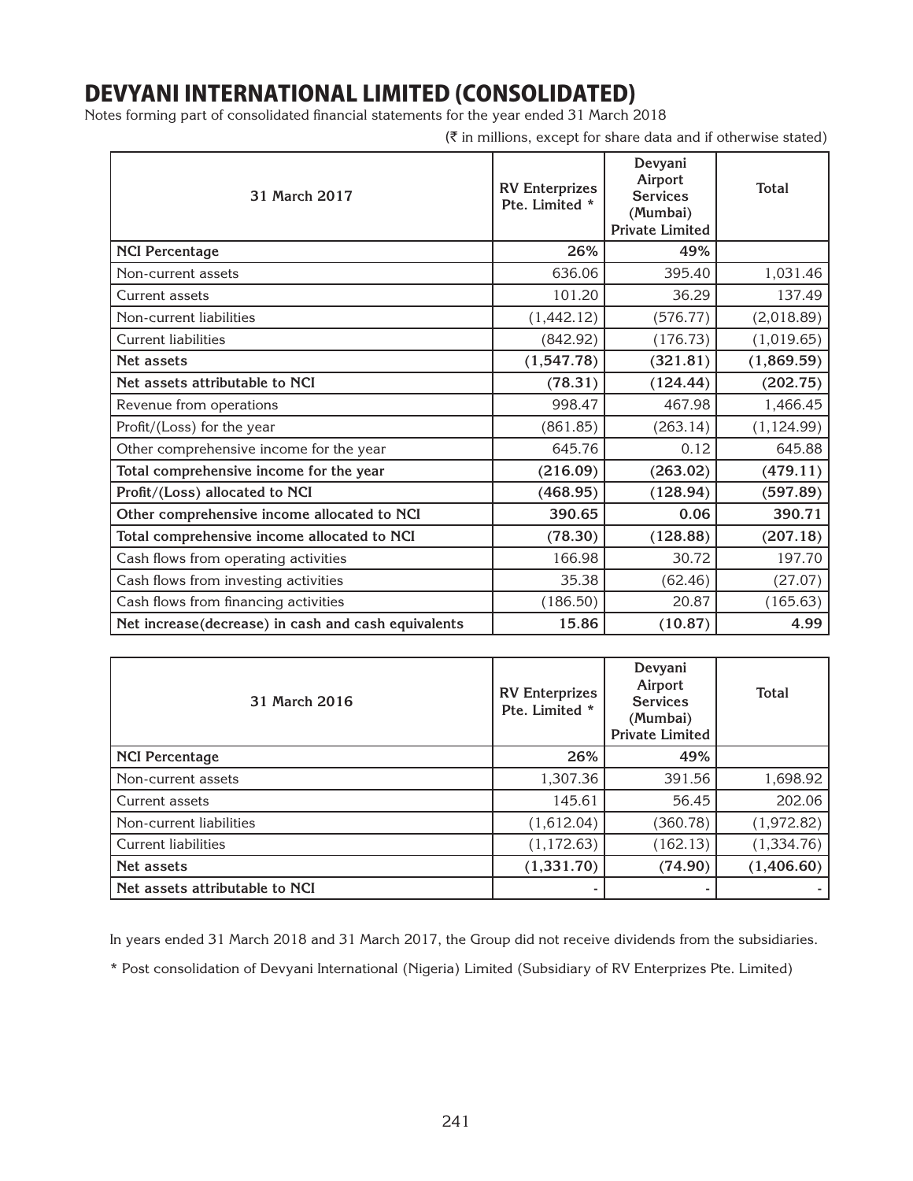# DEVYANI INTERNATIONAL LIMITED (CONSOLIDATED)

Notes forming part of consolidated financial statements for the year ended 31 March 2018

(₹ in millions, except for share data and if otherwise stated)

| 31 March 2017 | RV Enterprizes Pte. Limited * | Devyani Airport Services (Mumbai) Private Limited | Total |
|---|---|---|---|
| **NCI Percentage** | **26%** | **49%** | |
| Non-current assets | 636.06 | 395.40 | 1,031.46 |
| Current assets | 101.20 | 36.29 | 137.49 |
| Non-current liabilities | (1,442.12) | (576.77) | (2,018.89) |
| Current liabilities | (842.92) | (176.73) | (1,019.65) |
| **Net assets** | **(1,547.78)** | **(321.81)** | **(1,869.59)** |
| **Net assets attributable to NCI** | **(78.31)** | **(124.44)** | **(202.75)** |
| Revenue from operations | 998.47 | 467.98 | 1,466.45 |
| Profit/(Loss) for the year | (861.85) | (263.14) | (1,124.99) |
| Other comprehensive income for the year | 645.76 | 0.12 | 645.88 |
| **Total comprehensive income for the year** | **(216.09)** | **(263.02)** | **(479.11)** |
| **Profit/(Loss) allocated to NCI** | **(468.95)** | **(128.94)** | **(597.89)** |
| **Other comprehensive income allocated to NCI** | **390.65** | **0.06** | **390.71** |
| **Total comprehensive income allocated to NCI** | **(78.30)** | **(128.88)** | **(207.18)** |
| Cash flows from operating activities | 166.98 | 30.72 | 197.70 |
| Cash flows from investing activities | 35.38 | (62.46) | (27.07) |
| Cash flows from financing activities | (186.50) | 20.87 | (165.63) |
| **Net increase(decrease) in cash and cash equivalents** | **15.86** | **(10.87)** | **4.99** |

| 31 March 2016 | RV Enterprizes Pte. Limited * | Devyani Airport Services (Mumbai) Private Limited | Total |
|---|---|---|---|
| **NCI Percentage** | **26%** | **49%** | |
| Non-current assets | 1,307.36 | 391.56 | 1,698.92 |
| Current assets | 145.61 | 56.45 | 202.06 |
| Non-current liabilities | (1,612.04) | (360.78) | (1,972.82) |
| Current liabilities | (1,172.63) | (162.13) | (1,334.76) |
| **Net assets** | **(1,331.70)** | **(74.90)** | **(1,406.60)** |
| **Net assets attributable to NCI** | - | - | - |

In years ended 31 March 2018 and 31 March 2017, the Group did not receive dividends from the subsidiaries.

* Post consolidation of Devyani International (Nigeria) Limited (Subsidiary of RV Enterprizes Pte. Limited)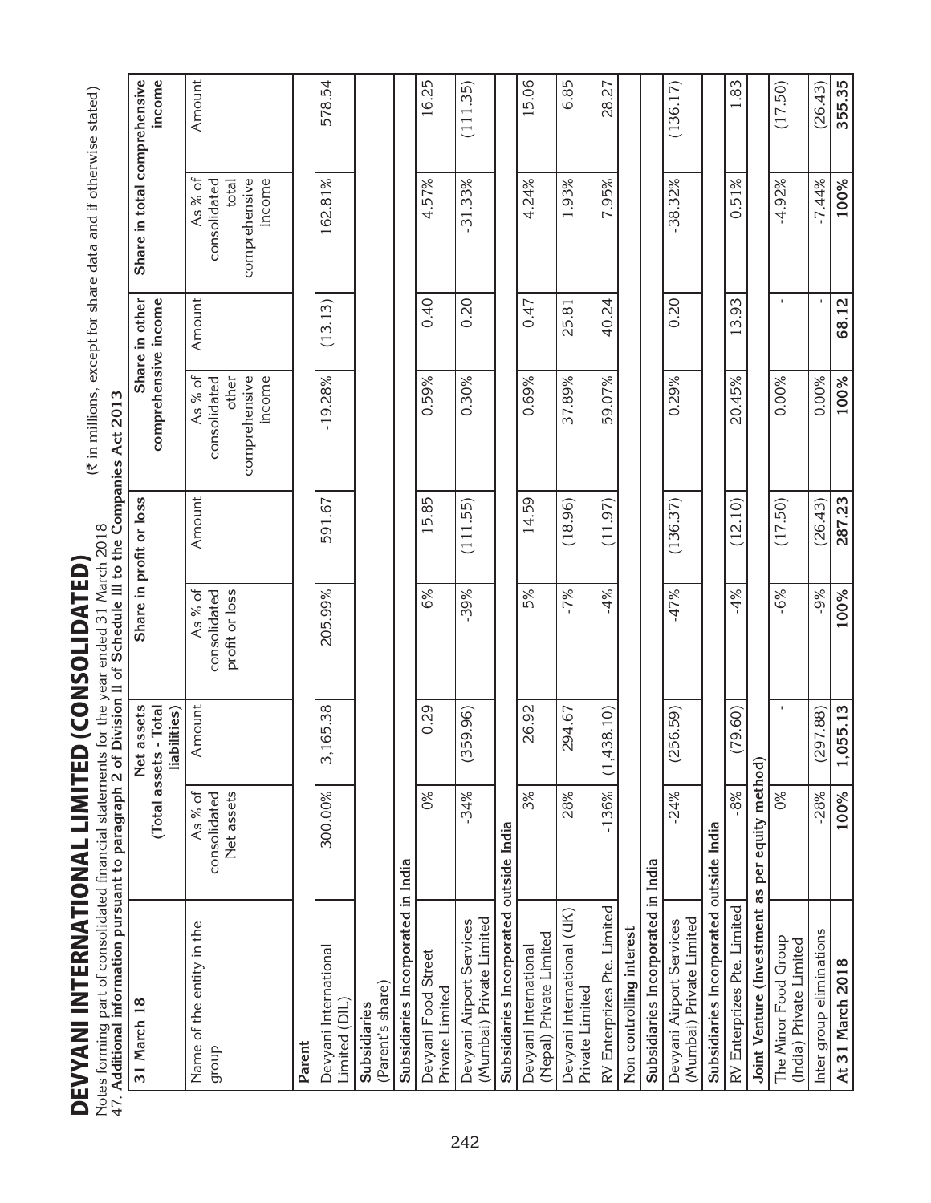# DEVYANI INTERNATIONAL LIMITED (CONSOLIDATED)

Notes forming part of consolidated financial statements for the year ended 31 March 2018

(₹ in millions, except for share data and if otherwise stated)

47. **Additional information pursuant to paragraph 2 of Division II of Schedule III to the Companies Act 2013**

| 31 March 18 | Net assets (Total assets - Total liabilities) | | Share in profit or loss | | Share in other comprehensive income | | Share in total comprehensive income | |
|---|---|---|---|---|---|---|---|---|
| Name of the entity in the group | As % of consolidated Net assets | Amount | As % of consolidated profit or loss | Amount | As % of consolidated other comprehensive income | Amount | As % of consolidated total comprehensive income | Amount |
| **Parent** | | | | | | | | |
| Devyani International Limited (DIL) | 300.00% | 3,165.38 | 205.99% | 591.67 | -19.28% | (13.13) | 162.81% | 578.54 |
| **Subsidiaries** (Parent's share) | | | | | | | | |
| **Subsidiaries Incorporated in India** | | | | | | | | |
| Devyani Food Street Private Limited | 0% | 0.29 | 6% | 15.85 | 0.59% | 0.40 | 4.57% | 16.25 |
| Devyani Airport Services (Mumbai) Private Limited | -34% | (359.96) | -39% | (111.55) | 0.30% | 0.20 | -31.33% | (111.35) |
| **Subsidiaries Incorporated outside India** | | | | | | | | |
| Devyani International (Nepal) Private Limited | 3% | 26.92 | 5% | 14.59 | 0.69% | 0.47 | 4.24% | 15.06 |
| Devyani International (UK) Private Limited | 28% | 294.67 | -7% | (18.96) | 37.89% | 25.81 | 1.93% | 6.85 |
| RV Enterprizes Pte. Limited | -136% | (1,438.10) | -4% | (11.97) | 59.07% | 40.24 | 7.95% | 28.27 |
| **Non controlling interest** | | | | | | | | |
| **Subsidiaries Incorporated in India** | | | | | | | | |
| Devyani Airport Services (Mumbai) Private Limited | -24% | (256.59) | -47% | (136.37) | 0.29% | 0.20 | -38.32% | (136.17) |
| **Subsidiaries Incorporated outside India** | | | | | | | | |
| RV Enterprizes Pte. Limited | -8% | (79.60) | -4% | (12.10) | 20.45% | 13.93 | 0.51% | 1.83 |
| **Joint Venture (Investment as per equity method)** | | | | | | | | |
| The Minor Food Group (India) Private Limited | 0% | - | -6% | (17.50) | 0.00% | - | -4.92% | (17.50) |
| Inter group eliminations | -28% | (297.88) | -9% | (26.43) | 0.00% | - | -7.44% | (26.43) |
| **At 31 March 2018** | **100%** | **1,055.13** | **100%** | **287.23** | **100%** | **68.12** | **100%** | **355.35** |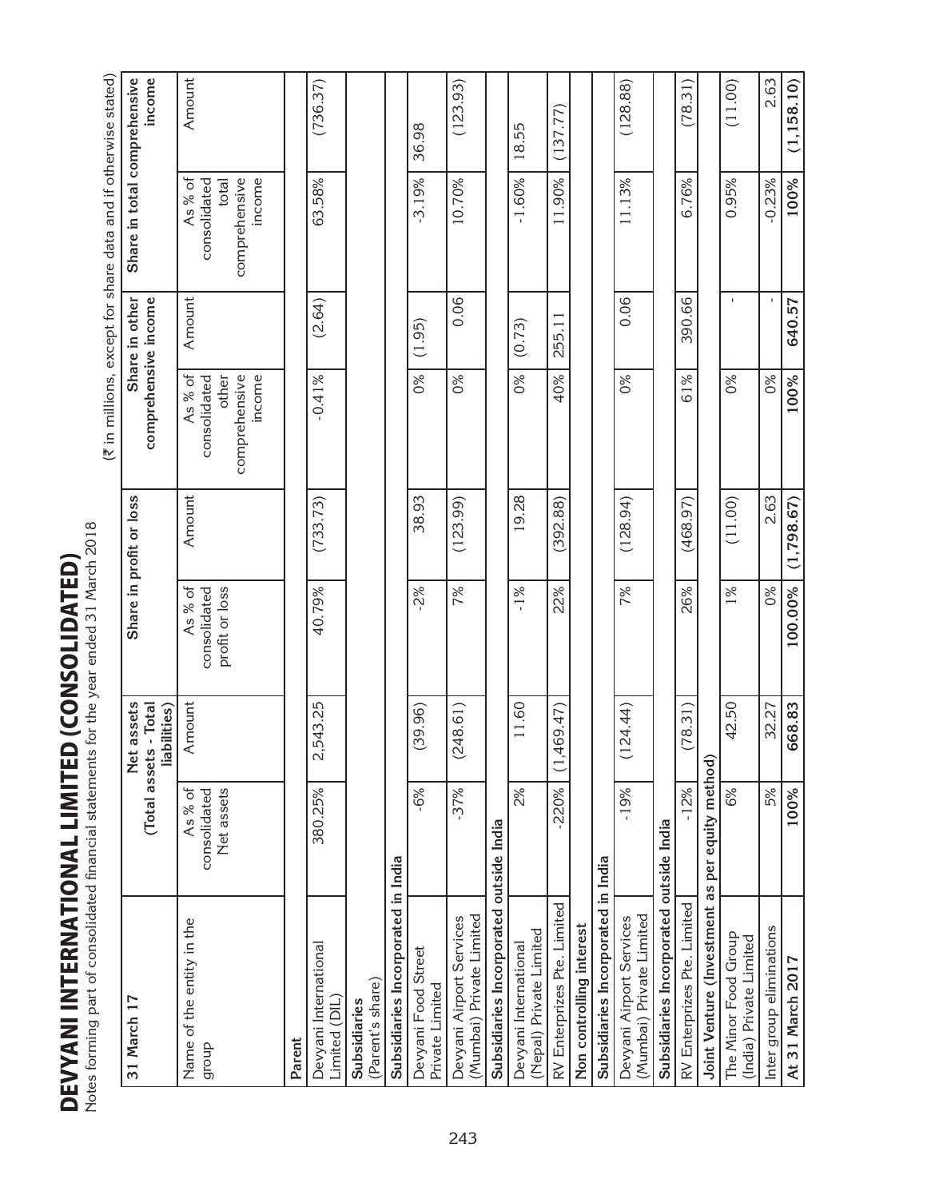# DEVYANI INTERNATIONAL LIMITED (CONSOLIDATED)

Notes forming part of consolidated financial statements for the year ended 31 March 2018

(₹ in millions, except for share data and if otherwise stated)

| 31 March 17 | Net assets (Total assets - Total liabilities) | | Share in profit or loss | | Share in other comprehensive income | | Share in total comprehensive income | |
|---|---|---|---|---|---|---|---|---|
| Name of the entity in the group | As % of consolidated Net assets | Amount | As % of consolidated profit or loss | Amount | As % of consolidated other comprehensive income | Amount | As % of consolidated total comprehensive income | Amount |
| **Parent** | | | | | | | | |
| Devyani International Limited (DIL) | 380.25% | 2,543.25 | 40.79% | (733.73) | -0.41% | (2.64) | 63.58% | (736.37) |
| **Subsidiaries** (Parent's share) | | | | | | | | |
| **Subsidiaries Incorporated in India** | | | | | | | | |
| Devyani Food Street Private Limited | -6% | (39.96) | -2% | 38.93 | 0% | (1.95) | -3.19% | 36.98 |
| Devyani Airport Services (Mumbai) Private Limited | -37% | (248.61) | 7% | (123.99) | 0% | 0.06 | 10.70% | (123.93) |
| **Subsidiaries Incorporated outside India** | | | | | | | | |
| Devyani International (Nepal) Private Limited | 2% | 11.60 | -1% | 19.28 | 0% | (0.73) | -1.60% | 18.55 |
| RV Enterprizes Pte. Limited | -220% | (1,469.47) | 22% | (392.88) | 40% | 255.11 | 11.90% | (137.77) |
| **Non controlling interest** | | | | | | | | |
| **Subsidiaries Incorporated in India** | | | | | | | | |
| Devyani Airport Services (Mumbai) Private Limited | -19% | (124.44) | 7% | (128.94) | 0% | 0.06 | 11.13% | (128.88) |
| **Subsidiaries Incorporated outside India** | | | | | | | | |
| RV Enterprizes Pte. Limited | -12% | (78.31) | 26% | (468.97) | 61% | 390.66 | 6.76% | (78.31) |
| **Joint Venture (Investment as per equity method)** | | | | | | | | |
| The Minor Food Group (India) Private Limited | 6% | 42.50 | 1% | (11.00) | 0% | - | 0.95% | (11.00) |
| Inter group eliminations | 5% | 32.27 | 0% | 2.63 | 0% | - | -0.23% | 2.63 |
| **At 31 March 2017** | **100%** | **668.83** | **100.00%** | **(1,798.67)** | **100%** | **640.57** | **100%** | **(1,158.10)** |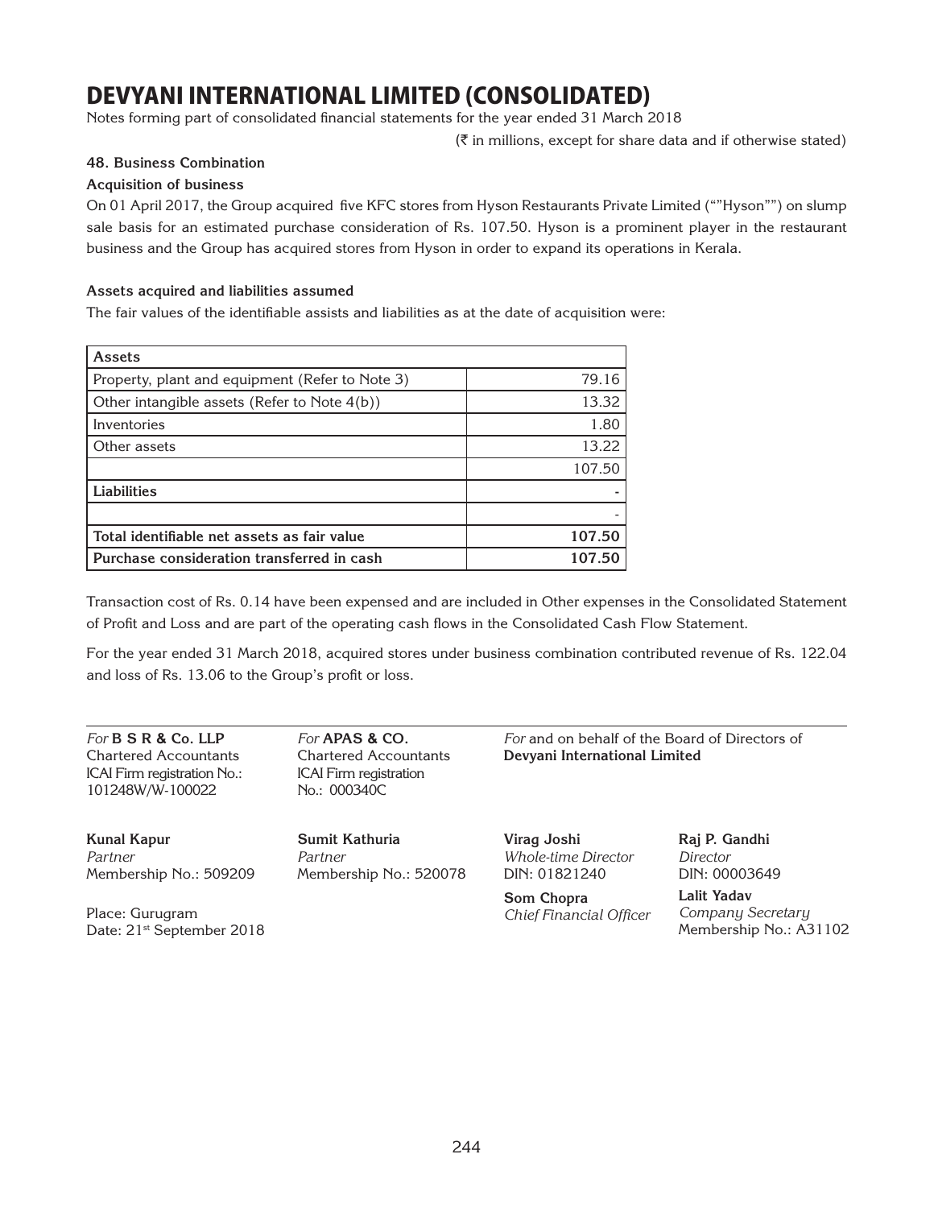# DEVYANI INTERNATIONAL LIMITED (CONSOLIDATED)

Notes forming part of consolidated financial statements for the year ended 31 March 2018

(₹ in millions, except for share data and if otherwise stated)

### 48. Business Combination

**Acquisition of business**

On 01 April 2017, the Group acquired five KFC stores from Hyson Restaurants Private Limited (""Hyson"") on slump sale basis for an estimated purchase consideration of Rs. 107.50. Hyson is a prominent player in the restaurant business and the Group has acquired stores from Hyson in order to expand its operations in Kerala.

**Assets acquired and liabilities assumed**

The fair values of the identifiable assists and liabilities as at the date of acquisition were:

| | |
|---|---|
| **Assets** | |
| Property, plant and equipment (Refer to Note 3) | 79.16 |
| Other intangible assets (Refer to Note 4(b)) | 13.32 |
| Inventories | 1.80 |
| Other assets | 13.22 |
| | 107.50 |
| **Liabilities** | - |
| | - |
| **Total identifiable net assets as fair value** | **107.50** |
| **Purchase consideration transferred in cash** | **107.50** |

Transaction cost of Rs. 0.14 have been expensed and are included in Other expenses in the Consolidated Statement of Profit and Loss and are part of the operating cash flows in the Consolidated Cash Flow Statement.

For the year ended 31 March 2018, acquired stores under business combination contributed revenue of Rs. 122.04 and loss of Rs. 13.06 to the Group's profit or loss.

*For* **B S R & Co. LLP**
Chartered Accountants
ICAI Firm registration No.: 101248W/W-100022

**Kunal Kapur**
*Partner*
Membership No.: 509209

Place: Gurugram
Date: 21st September 2018

*For* **APAS & CO.**
Chartered Accountants
ICAI Firm registration No.: 000340C

**Sumit Kathuria**
*Partner*
Membership No.: 520078

*For* and on behalf of the Board of Directors of
**Devyani International Limited**

**Virag Joshi**
*Whole-time Director*
DIN: 01821240

**Raj P. Gandhi**
*Director*
DIN: 00003649

**Som Chopra**
*Chief Financial Officer*

**Lalit Yadav**
*Company Secretary*
Membership No.: A31102